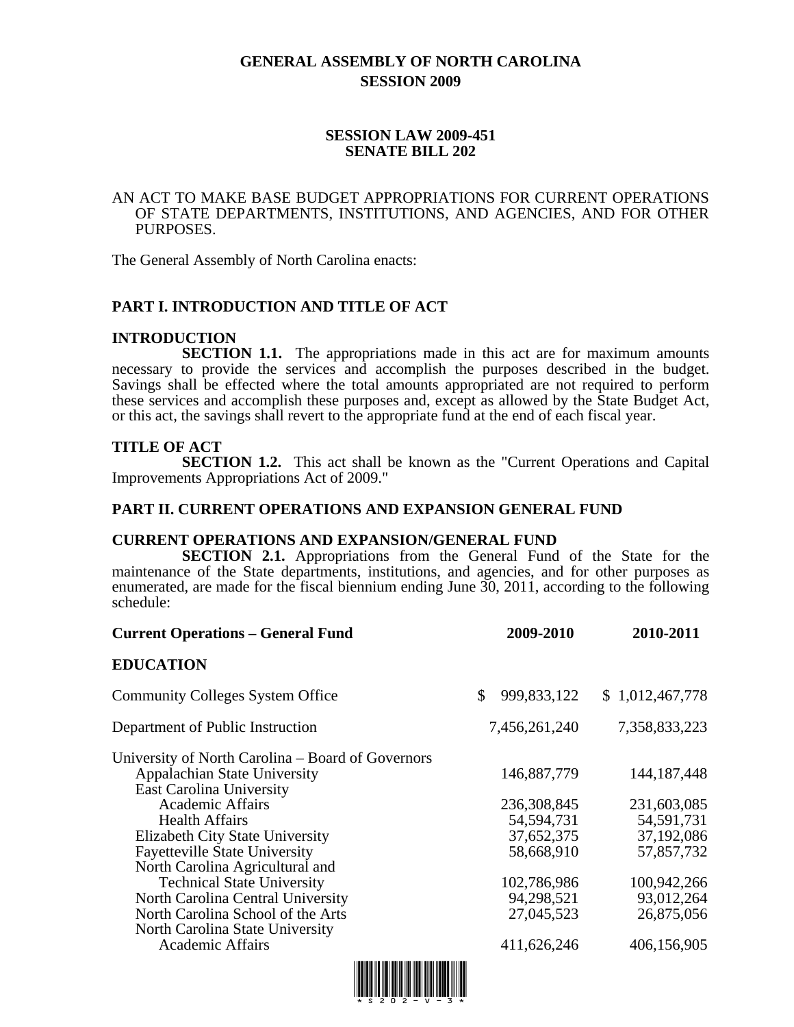# GENERAL ASSEMBLY OF NORTH CAROLINA
## SESSION 2009

**SESSION LAW 2009-451**
**SENATE BILL 202**

AN ACT TO MAKE BASE BUDGET APPROPRIATIONS FOR CURRENT OPERATIONS OF STATE DEPARTMENTS, INSTITUTIONS, AND AGENCIES, AND FOR OTHER PURPOSES.

The General Assembly of North Carolina enacts:

## PART I. INTRODUCTION AND TITLE OF ACT

### INTRODUCTION

**SECTION 1.1.** The appropriations made in this act are for maximum amounts necessary to provide the services and accomplish the purposes described in the budget. Savings shall be effected where the total amounts appropriated are not required to perform these services and accomplish these purposes and, except as allowed by the State Budget Act, or this act, the savings shall revert to the appropriate fund at the end of each fiscal year.

### TITLE OF ACT

**SECTION 1.2.** This act shall be known as the "Current Operations and Capital Improvements Appropriations Act of 2009."

## PART II. CURRENT OPERATIONS AND EXPANSION GENERAL FUND

### CURRENT OPERATIONS AND EXPANSION/GENERAL FUND

**SECTION 2.1.** Appropriations from the General Fund of the State for the maintenance of the State departments, institutions, and agencies, and for other purposes as enumerated, are made for the fiscal biennium ending June 30, 2011, according to the following schedule:

| **Current Operations – General Fund** | **2009-2010** | **2010-2011** |
|---|---|---|
| **EDUCATION** | | |
| Community Colleges System Office | $ 999,833,122 | $ 1,012,467,778 |
| Department of Public Instruction | 7,456,261,240 | 7,358,833,223 |
| University of North Carolina – Board of Governors | | |
| Appalachian State University | 146,887,779 | 144,187,448 |
| East Carolina University | | |
| Academic Affairs | 236,308,845 | 231,603,085 |
| Health Affairs | 54,594,731 | 54,591,731 |
| Elizabeth City State University | 37,652,375 | 37,192,086 |
| Fayetteville State University | 58,668,910 | 57,857,732 |
| North Carolina Agricultural and Technical State University | 102,786,986 | 100,942,266 |
| North Carolina Central University | 94,298,521 | 93,012,264 |
| North Carolina School of the Arts | 27,045,523 | 26,875,056 |
| North Carolina State University | | |
| Academic Affairs | 411,626,246 | 406,156,905 |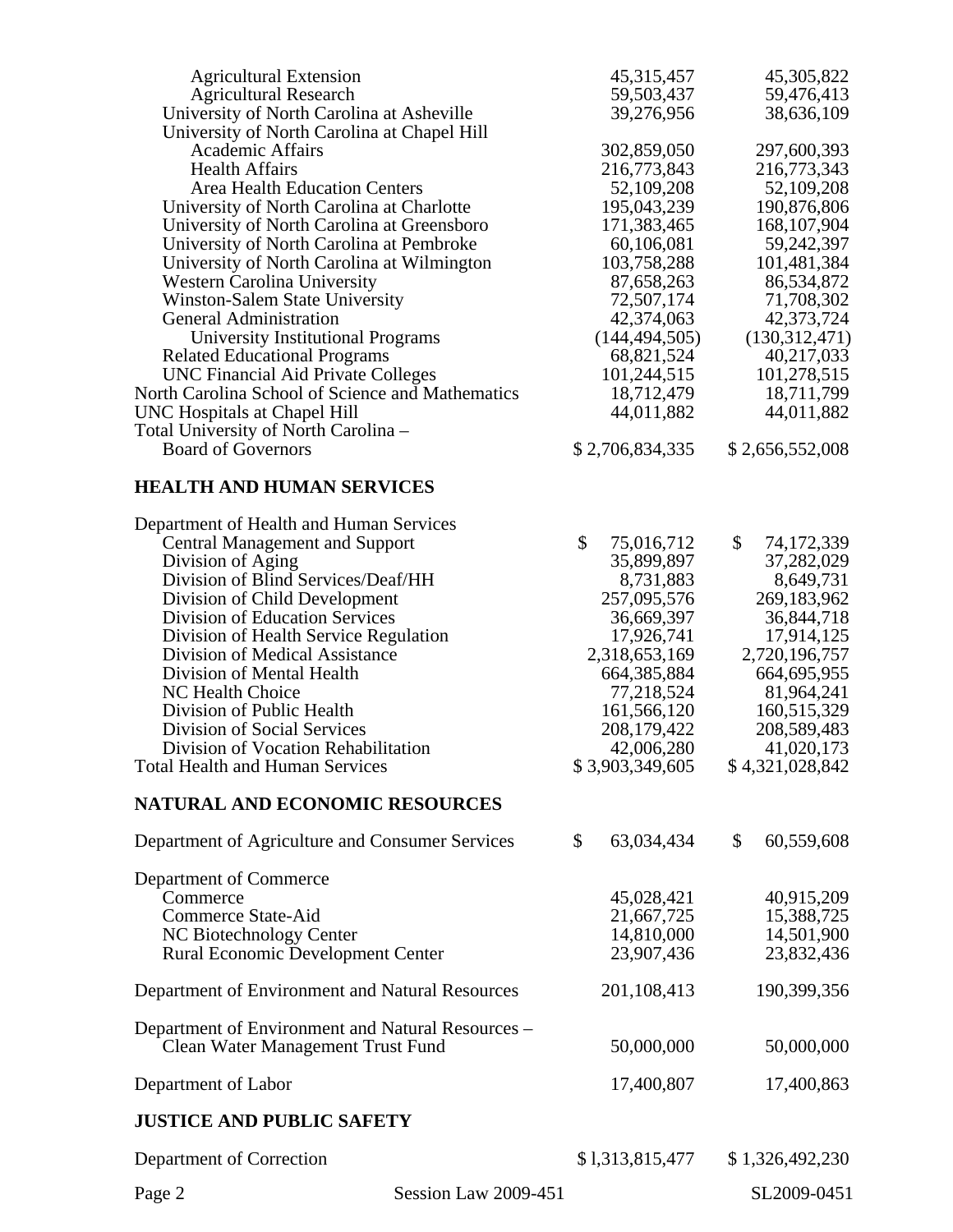| | | |
|---|---|---|
| Agricultural Extension | 45,315,457 | 45,305,822 |
| Agricultural Research | 59,503,437 | 59,476,413 |
| University of North Carolina at Asheville | 39,276,956 | 38,636,109 |
| University of North Carolina at Chapel Hill | | |
| Academic Affairs | 302,859,050 | 297,600,393 |
| Health Affairs | 216,773,843 | 216,773,343 |
| Area Health Education Centers | 52,109,208 | 52,109,208 |
| University of North Carolina at Charlotte | 195,043,239 | 190,876,806 |
| University of North Carolina at Greensboro | 171,383,465 | 168,107,904 |
| University of North Carolina at Pembroke | 60,106,081 | 59,242,397 |
| University of North Carolina at Wilmington | 103,758,288 | 101,481,384 |
| Western Carolina University | 87,658,263 | 86,534,872 |
| Winston-Salem State University | 72,507,174 | 71,708,302 |
| General Administration | 42,374,063 | 42,373,724 |
| University Institutional Programs | (144,494,505) | (130,312,471) |
| Related Educational Programs | 68,821,524 | 40,217,033 |
| UNC Financial Aid Private Colleges | 101,244,515 | 101,278,515 |
| North Carolina School of Science and Mathematics | 18,712,479 | 18,711,799 |
| UNC Hospitals at Chapel Hill | 44,011,882 | 44,011,882 |
| Total University of North Carolina – Board of Governors | $ 2,706,834,335 | $ 2,656,552,008 |

## HEALTH AND HUMAN SERVICES

| | | |
|---|---|---|
| Department of Health and Human Services | | |
| Central Management and Support | $ 75,016,712 | $ 74,172,339 |
| Division of Aging | 35,899,897 | 37,282,029 |
| Division of Blind Services/Deaf/HH | 8,731,883 | 8,649,731 |
| Division of Child Development | 257,095,576 | 269,183,962 |
| Division of Education Services | 36,669,397 | 36,844,718 |
| Division of Health Service Regulation | 17,926,741 | 17,914,125 |
| Division of Medical Assistance | 2,318,653,169 | 2,720,196,757 |
| Division of Mental Health | 664,385,884 | 664,695,955 |
| NC Health Choice | 77,218,524 | 81,964,241 |
| Division of Public Health | 161,566,120 | 160,515,329 |
| Division of Social Services | 208,179,422 | 208,589,483 |
| Division of Vocation Rehabilitation | 42,006,280 | 41,020,173 |
| Total Health and Human Services | $ 3,903,349,605 | $ 4,321,028,842 |

## NATURAL AND ECONOMIC RESOURCES

| | | |
|---|---|---|
| Department of Agriculture and Consumer Services | $ 63,034,434 | $ 60,559,608 |
| Department of Commerce | | |
| Commerce | 45,028,421 | 40,915,209 |
| Commerce State-Aid | 21,667,725 | 15,388,725 |
| NC Biotechnology Center | 14,810,000 | 14,501,900 |
| Rural Economic Development Center | 23,907,436 | 23,832,436 |
| Department of Environment and Natural Resources | 201,108,413 | 190,399,356 |
| Department of Environment and Natural Resources – Clean Water Management Trust Fund | 50,000,000 | 50,000,000 |
| Department of Labor | 17,400,807 | 17,400,863 |

## JUSTICE AND PUBLIC SAFETY

| | | |
|---|---|---|
| Department of Correction | $ l,313,815,477 | $ 1,326,492,230 |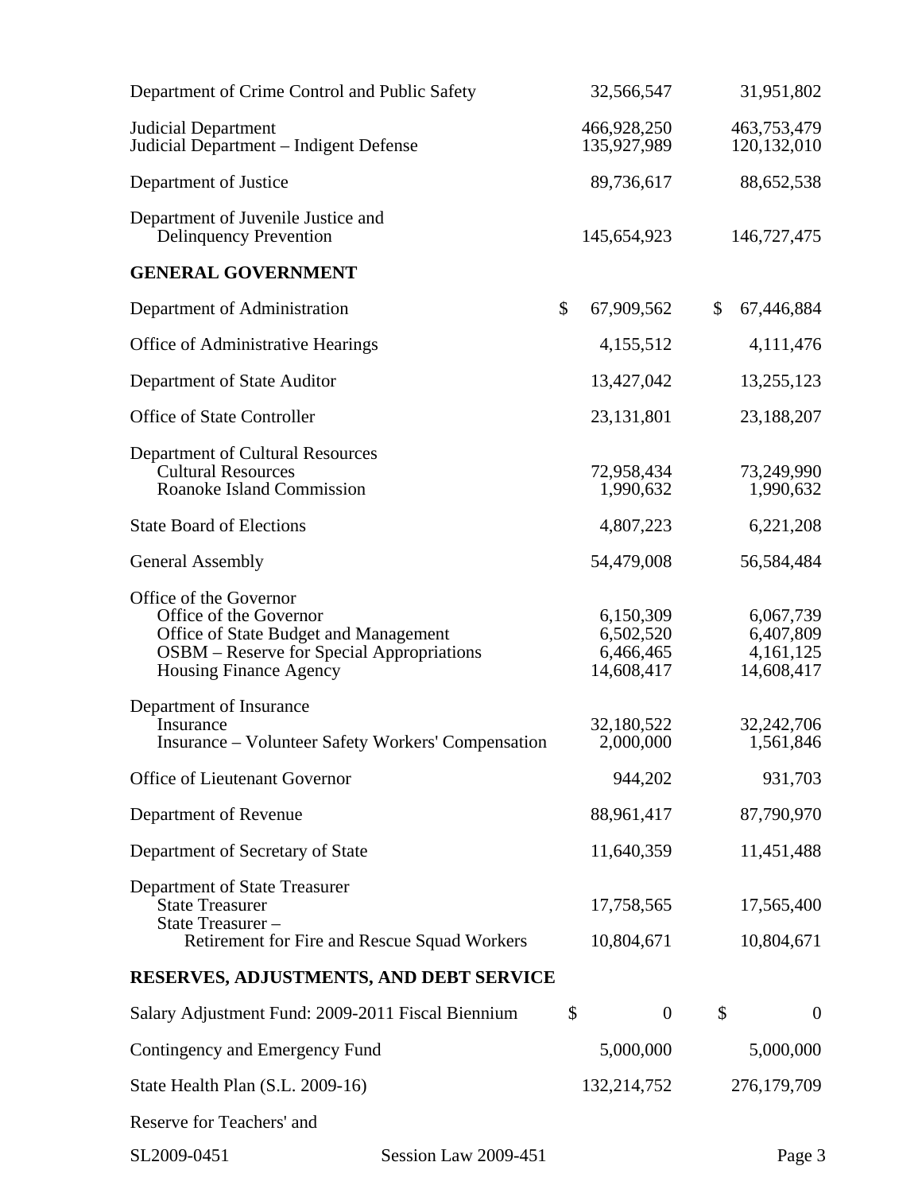| | | |
|---|---|---|
| Department of Crime Control and Public Safety | 32,566,547 | 31,951,802 |
| Judicial Department | 466,928,250 | 463,753,479 |
| Judicial Department – Indigent Defense | 135,927,989 | 120,132,010 |
| Department of Justice | 89,736,617 | 88,652,538 |
| Department of Juvenile Justice and Delinquency Prevention | 145,654,923 | 146,727,475 |
| **GENERAL GOVERNMENT** | | |
| Department of Administration | $ 67,909,562 | $ 67,446,884 |
| Office of Administrative Hearings | 4,155,512 | 4,111,476 |
| Department of State Auditor | 13,427,042 | 13,255,123 |
| Office of State Controller | 23,131,801 | 23,188,207 |
| Department of Cultural Resources | | |
| Cultural Resources | 72,958,434 | 73,249,990 |
| Roanoke Island Commission | 1,990,632 | 1,990,632 |
| State Board of Elections | 4,807,223 | 6,221,208 |
| General Assembly | 54,479,008 | 56,584,484 |
| Office of the Governor | | |
| Office of the Governor | 6,150,309 | 6,067,739 |
| Office of State Budget and Management | 6,502,520 | 6,407,809 |
| OSBM – Reserve for Special Appropriations | 6,466,465 | 4,161,125 |
| Housing Finance Agency | 14,608,417 | 14,608,417 |
| Department of Insurance | | |
| Insurance | 32,180,522 | 32,242,706 |
| Insurance – Volunteer Safety Workers' Compensation | 2,000,000 | 1,561,846 |
| Office of Lieutenant Governor | 944,202 | 931,703 |
| Department of Revenue | 88,961,417 | 87,790,970 |
| Department of Secretary of State | 11,640,359 | 11,451,488 |
| Department of State Treasurer | | |
| State Treasurer | 17,758,565 | 17,565,400 |
| State Treasurer – Retirement for Fire and Rescue Squad Workers | 10,804,671 | 10,804,671 |
| **RESERVES, ADJUSTMENTS, AND DEBT SERVICE** | | |
| Salary Adjustment Fund: 2009-2011 Fiscal Biennium | $ 0 | $ 0 |
| Contingency and Emergency Fund | 5,000,000 | 5,000,000 |
| State Health Plan (S.L. 2009-16) | 132,214,752 | 276,179,709 |
| Reserve for Teachers' and | | |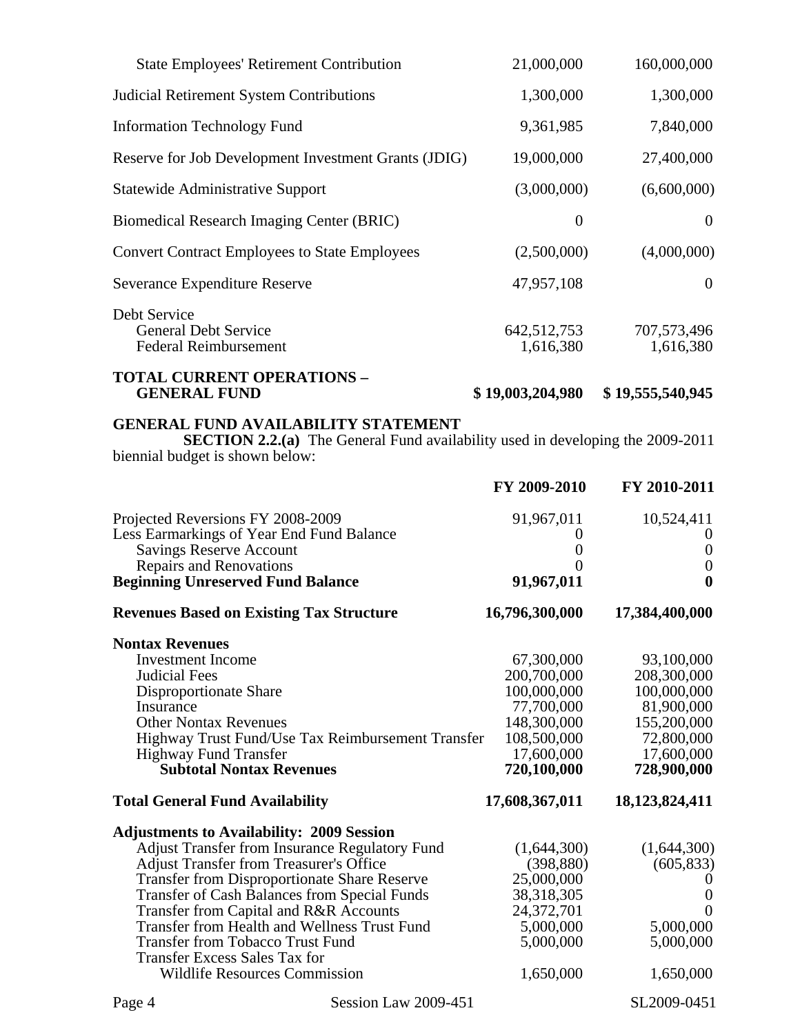| | | |
|---|---|---|
| State Employees' Retirement Contribution | 21,000,000 | 160,000,000 |
| Judicial Retirement System Contributions | 1,300,000 | 1,300,000 |
| Information Technology Fund | 9,361,985 | 7,840,000 |
| Reserve for Job Development Investment Grants (JDIG) | 19,000,000 | 27,400,000 |
| Statewide Administrative Support | (3,000,000) | (6,600,000) |
| Biomedical Research Imaging Center (BRIC) | 0 | 0 |
| Convert Contract Employees to State Employees | (2,500,000) | (4,000,000) |
| Severance Expenditure Reserve | 47,957,108 | 0 |
| Debt Service | | |
| General Debt Service | 642,512,753 | 707,573,496 |
| Federal Reimbursement | 1,616,380 | 1,616,380 |
| **TOTAL CURRENT OPERATIONS – GENERAL FUND** | **$ 19,003,204,980** | **$ 19,555,540,945** |

**GENERAL FUND AVAILABILITY STATEMENT**

**SECTION 2.2.(a)** The General Fund availability used in developing the 2009-2011 biennial budget is shown below:

| | **FY 2009-2010** | **FY 2010-2011** |
|---|---|---|
| Projected Reversions FY 2008-2009 | 91,967,011 | 10,524,411 |
| Less Earmarkings of Year End Fund Balance | 0 | 0 |
| Savings Reserve Account | 0 | 0 |
| Repairs and Renovations | 0 | 0 |
| **Beginning Unreserved Fund Balance** | **91,967,011** | **0** |
| **Revenues Based on Existing Tax Structure** | **16,796,300,000** | **17,384,400,000** |
| **Nontax Revenues** | | |
| Investment Income | 67,300,000 | 93,100,000 |
| Judicial Fees | 200,700,000 | 208,300,000 |
| Disproportionate Share | 100,000,000 | 100,000,000 |
| Insurance | 77,700,000 | 81,900,000 |
| Other Nontax Revenues | 148,300,000 | 155,200,000 |
| Highway Trust Fund/Use Tax Reimbursement Transfer | 108,500,000 | 72,800,000 |
| Highway Fund Transfer | 17,600,000 | 17,600,000 |
| **Subtotal Nontax Revenues** | **720,100,000** | **728,900,000** |
| **Total General Fund Availability** | **17,608,367,011** | **18,123,824,411** |
| **Adjustments to Availability: 2009 Session** | | |
| Adjust Transfer from Insurance Regulatory Fund | (1,644,300) | (1,644,300) |
| Adjust Transfer from Treasurer's Office | (398,880) | (605,833) |
| Transfer from Disproportionate Share Reserve | 25,000,000 | 0 |
| Transfer of Cash Balances from Special Funds | 38,318,305 | 0 |
| Transfer from Capital and R&R Accounts | 24,372,701 | 0 |
| Transfer from Health and Wellness Trust Fund | 5,000,000 | 5,000,000 |
| Transfer from Tobacco Trust Fund | 5,000,000 | 5,000,000 |
| Transfer Excess Sales Tax for Wildlife Resources Commission | 1,650,000 | 1,650,000 |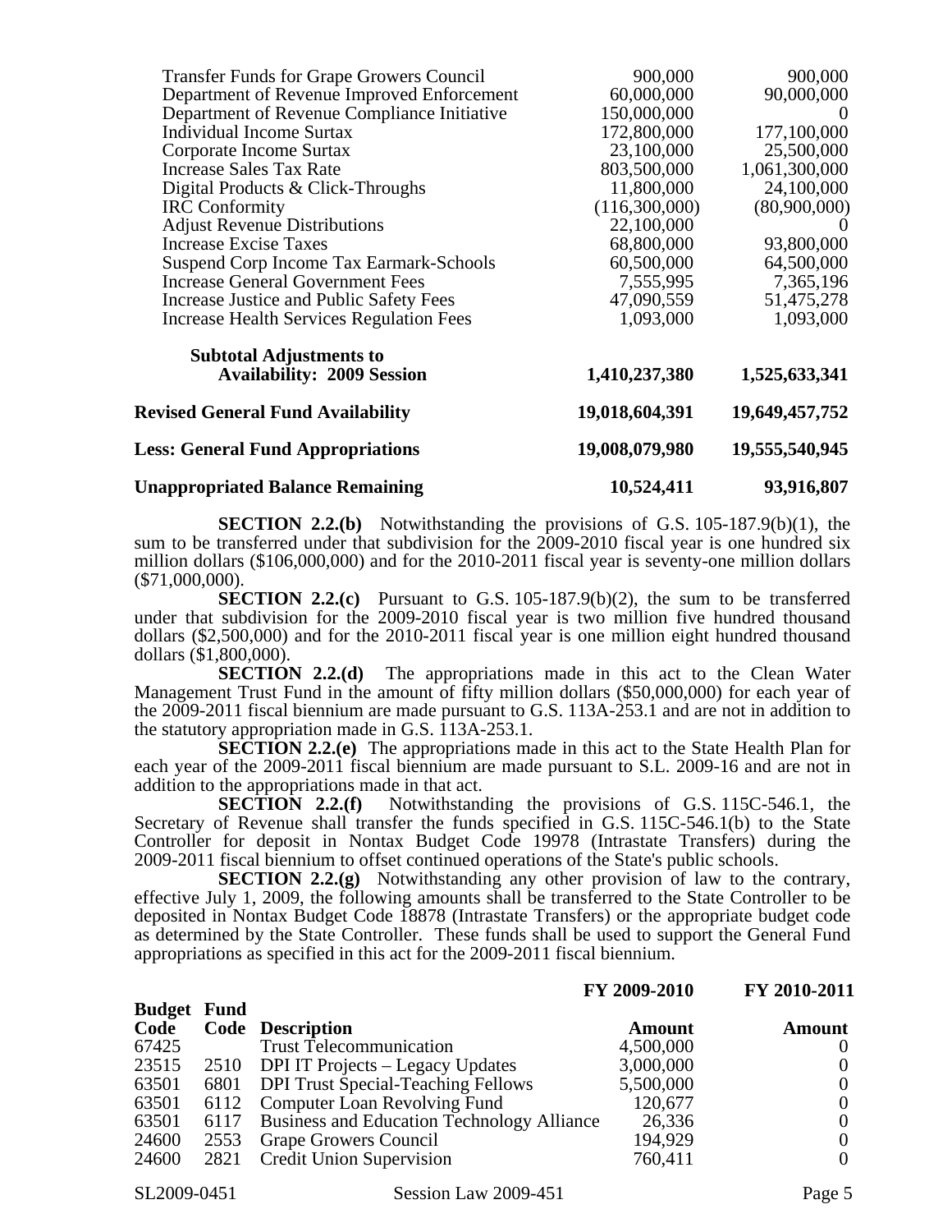| | | |
|---|---|---|
| Transfer Funds for Grape Growers Council | 900,000 | 900,000 |
| Department of Revenue Improved Enforcement | 60,000,000 | 90,000,000 |
| Department of Revenue Compliance Initiative | 150,000,000 | 0 |
| Individual Income Surtax | 172,800,000 | 177,100,000 |
| Corporate Income Surtax | 23,100,000 | 25,500,000 |
| Increase Sales Tax Rate | 803,500,000 | 1,061,300,000 |
| Digital Products & Click-Throughs | 11,800,000 | 24,100,000 |
| IRC Conformity | (116,300,000) | (80,900,000) |
| Adjust Revenue Distributions | 22,100,000 | 0 |
| Increase Excise Taxes | 68,800,000 | 93,800,000 |
| Suspend Corp Income Tax Earmark-Schools | 60,500,000 | 64,500,000 |
| Increase General Government Fees | 7,555,995 | 7,365,196 |
| Increase Justice and Public Safety Fees | 47,090,559 | 51,475,278 |
| Increase Health Services Regulation Fees | 1,093,000 | 1,093,000 |
| **Subtotal Adjustments to Availability: 2009 Session** | **1,410,237,380** | **1,525,633,341** |
| **Revised General Fund Availability** | **19,018,604,391** | **19,649,457,752** |
| **Less: General Fund Appropriations** | **19,008,079,980** | **19,555,540,945** |
| **Unappropriated Balance Remaining** | **10,524,411** | **93,916,807** |

**SECTION 2.2.(b)** Notwithstanding the provisions of G.S. 105-187.9(b)(1), the sum to be transferred under that subdivision for the 2009-2010 fiscal year is one hundred six million dollars ($106,000,000) and for the 2010-2011 fiscal year is seventy-one million dollars ($71,000,000).

**SECTION 2.2.(c)** Pursuant to G.S. 105-187.9(b)(2), the sum to be transferred under that subdivision for the 2009-2010 fiscal year is two million five hundred thousand dollars ($2,500,000) and for the 2010-2011 fiscal year is one million eight hundred thousand dollars ($1,800,000).

**SECTION 2.2.(d)** The appropriations made in this act to the Clean Water Management Trust Fund in the amount of fifty million dollars ($50,000,000) for each year of the 2009-2011 fiscal biennium are made pursuant to G.S. 113A-253.1 and are not in addition to the statutory appropriation made in G.S. 113A-253.1.

**SECTION 2.2.(e)** The appropriations made in this act to the State Health Plan for each year of the 2009-2011 fiscal biennium are made pursuant to S.L. 2009-16 and are not in addition to the appropriations made in that act.

**SECTION 2.2.(f)** Notwithstanding the provisions of G.S. 115C-546.1, the Secretary of Revenue shall transfer the funds specified in G.S. 115C-546.1(b) to the State Controller for deposit in Nontax Budget Code 19978 (Intrastate Transfers) during the 2009-2011 fiscal biennium to offset continued operations of the State's public schools.

**SECTION 2.2.(g)** Notwithstanding any other provision of law to the contrary, effective July 1, 2009, the following amounts shall be transferred to the State Controller to be deposited in Nontax Budget Code 18878 (Intrastate Transfers) or the appropriate budget code as determined by the State Controller. These funds shall be used to support the General Fund appropriations as specified in this act for the 2009-2011 fiscal biennium.

| Budget Code | Fund Code | Description | FY 2009-2010 Amount | FY 2010-2011 Amount |
|---|---|---|---|---|
| 67425 | | Trust Telecommunication | 4,500,000 | 0 |
| 23515 | 2510 | DPI IT Projects – Legacy Updates | 3,000,000 | 0 |
| 63501 | 6801 | DPI Trust Special-Teaching Fellows | 5,500,000 | 0 |
| 63501 | 6112 | Computer Loan Revolving Fund | 120,677 | 0 |
| 63501 | 6117 | Business and Education Technology Alliance | 26,336 | 0 |
| 24600 | 2553 | Grape Growers Council | 194,929 | 0 |
| 24600 | 2821 | Credit Union Supervision | 760,411 | 0 |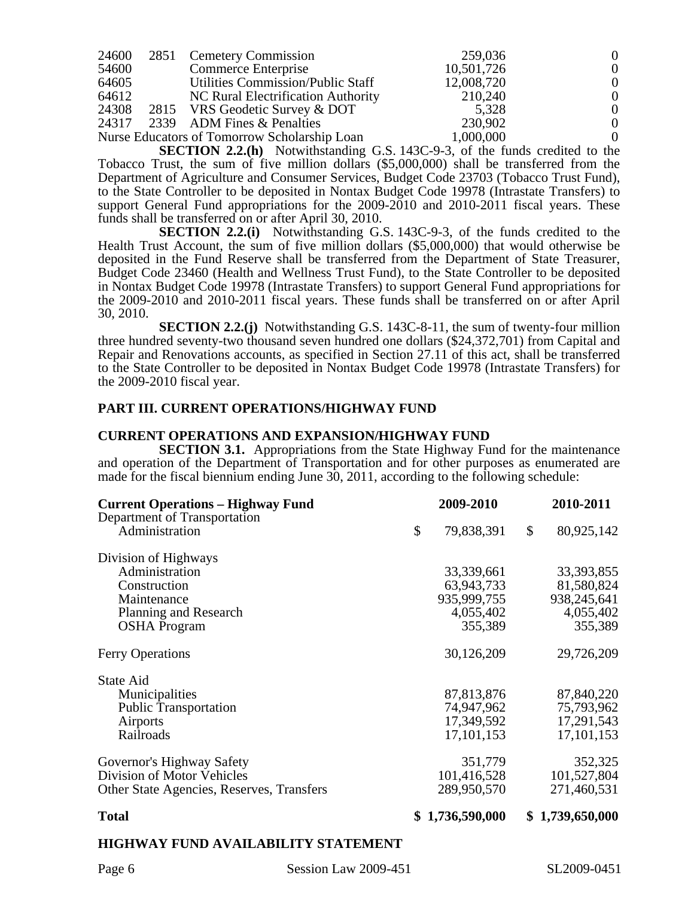| | | | | |
|---|---|---|---|---|
| 24600 | 2851 | Cemetery Commission | 259,036 | 0 |
| 54600 | | Commerce Enterprise | 10,501,726 | 0 |
| 64605 | | Utilities Commission/Public Staff | 12,008,720 | 0 |
| 64612 | | NC Rural Electrification Authority | 210,240 | 0 |
| 24308 | 2815 | VRS Geodetic Survey & DOT | 5,328 | 0 |
| 24317 | 2339 | ADM Fines & Penalties | 230,902 | 0 |
| Nurse Educators of Tomorrow Scholarship Loan | | | 1,000,000 | 0 |

**SECTION 2.2.(h)** Notwithstanding G.S. 143C-9-3, of the funds credited to the Tobacco Trust, the sum of five million dollars ($5,000,000) shall be transferred from the Department of Agriculture and Consumer Services, Budget Code 23703 (Tobacco Trust Fund), to the State Controller to be deposited in Nontax Budget Code 19978 (Intrastate Transfers) to support General Fund appropriations for the 2009-2010 and 2010-2011 fiscal years. These funds shall be transferred on or after April 30, 2010.

**SECTION 2.2.(i)** Notwithstanding G.S. 143C-9-3, of the funds credited to the Health Trust Account, the sum of five million dollars ($5,000,000) that would otherwise be deposited in the Fund Reserve shall be transferred from the Department of State Treasurer, Budget Code 23460 (Health and Wellness Trust Fund), to the State Controller to be deposited in Nontax Budget Code 19978 (Intrastate Transfers) to support General Fund appropriations for the 2009-2010 and 2010-2011 fiscal years. These funds shall be transferred on or after April 30, 2010.

**SECTION 2.2.(j)** Notwithstanding G.S. 143C-8-11, the sum of twenty-four million three hundred seventy-two thousand seven hundred one dollars ($24,372,701) from Capital and Repair and Renovations accounts, as specified in Section 27.11 of this act, shall be transferred to the State Controller to be deposited in Nontax Budget Code 19978 (Intrastate Transfers) for the 2009-2010 fiscal year.

## PART III. CURRENT OPERATIONS/HIGHWAY FUND

### CURRENT OPERATIONS AND EXPANSION/HIGHWAY FUND

**SECTION 3.1.** Appropriations from the State Highway Fund for the maintenance and operation of the Department of Transportation and for other purposes as enumerated are made for the fiscal biennium ending June 30, 2011, according to the following schedule:

| **Current Operations – Highway Fund** | **2009-2010** | **2010-2011** |
|---|---|---|
| Department of Transportation | | |
| Administration | $ 79,838,391 | $ 80,925,142 |
| Division of Highways | | |
| Administration | 33,339,661 | 33,393,855 |
| Construction | 63,943,733 | 81,580,824 |
| Maintenance | 935,999,755 | 938,245,641 |
| Planning and Research | 4,055,402 | 4,055,402 |
| OSHA Program | 355,389 | 355,389 |
| Ferry Operations | 30,126,209 | 29,726,209 |
| State Aid | | |
| Municipalities | 87,813,876 | 87,840,220 |
| Public Transportation | 74,947,962 | 75,793,962 |
| Airports | 17,349,592 | 17,291,543 |
| Railroads | 17,101,153 | 17,101,153 |
| Governor's Highway Safety | 351,779 | 352,325 |
| Division of Motor Vehicles | 101,416,528 | 101,527,804 |
| Other State Agencies, Reserves, Transfers | 289,950,570 | 271,460,531 |
| **Total** | **$ 1,736,590,000** | **$ 1,739,650,000** |

### HIGHWAY FUND AVAILABILITY STATEMENT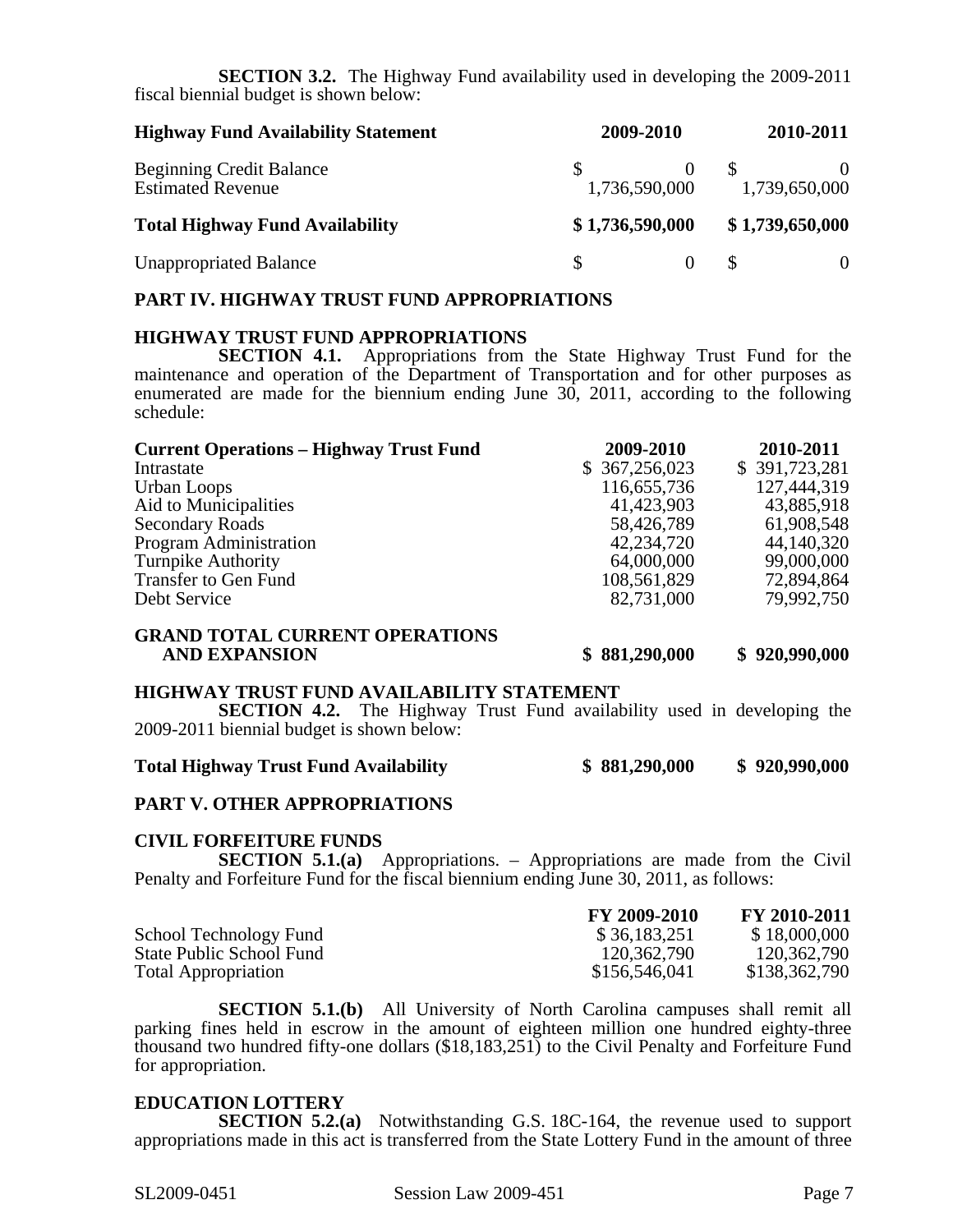**SECTION 3.2.** The Highway Fund availability used in developing the 2009-2011 fiscal biennial budget is shown below:

| **Highway Fund Availability Statement** | **2009-2010** | **2010-2011** |
|---|---|---|
| Beginning Credit Balance | $ 0 | $ 0 |
| Estimated Revenue | 1,736,590,000 | 1,739,650,000 |
| **Total Highway Fund Availability** | **$ 1,736,590,000** | **$ 1,739,650,000** |
| Unappropriated Balance | $ 0 | $ 0 |

## PART IV. HIGHWAY TRUST FUND APPROPRIATIONS

### HIGHWAY TRUST FUND APPROPRIATIONS

**SECTION 4.1.** Appropriations from the State Highway Trust Fund for the maintenance and operation of the Department of Transportation and for other purposes as enumerated are made for the biennium ending June 30, 2011, according to the following schedule:

| **Current Operations – Highway Trust Fund** | **2009-2010** | **2010-2011** |
|---|---|---|
| Intrastate | $ 367,256,023 | $ 391,723,281 |
| Urban Loops | 116,655,736 | 127,444,319 |
| Aid to Municipalities | 41,423,903 | 43,885,918 |
| Secondary Roads | 58,426,789 | 61,908,548 |
| Program Administration | 42,234,720 | 44,140,320 |
| Turnpike Authority | 64,000,000 | 99,000,000 |
| Transfer to Gen Fund | 108,561,829 | 72,894,864 |
| Debt Service | 82,731,000 | 79,992,750 |
| **GRAND TOTAL CURRENT OPERATIONS AND EXPANSION** | **$ 881,290,000** | **$ 920,990,000** |

### HIGHWAY TRUST FUND AVAILABILITY STATEMENT

**SECTION 4.2.** The Highway Trust Fund availability used in developing the 2009-2011 biennial budget is shown below:

| | | |
|---|---|---|
| **Total Highway Trust Fund Availability** | **$ 881,290,000** | **$ 920,990,000** |

## PART V. OTHER APPROPRIATIONS

### CIVIL FORFEITURE FUNDS

**SECTION 5.1.(a)** Appropriations. – Appropriations are made from the Civil Penalty and Forfeiture Fund for the fiscal biennium ending June 30, 2011, as follows:

| | **FY 2009-2010** | **FY 2010-2011** |
|---|---|---|
| School Technology Fund | $ 36,183,251 | $ 18,000,000 |
| State Public School Fund | 120,362,790 | 120,362,790 |
| Total Appropriation | $156,546,041 | $138,362,790 |

**SECTION 5.1.(b)** All University of North Carolina campuses shall remit all parking fines held in escrow in the amount of eighteen million one hundred eighty-three thousand two hundred fifty-one dollars ($18,183,251) to the Civil Penalty and Forfeiture Fund for appropriation.

### EDUCATION LOTTERY

**SECTION 5.2.(a)** Notwithstanding G.S. 18C-164, the revenue used to support appropriations made in this act is transferred from the State Lottery Fund in the amount of three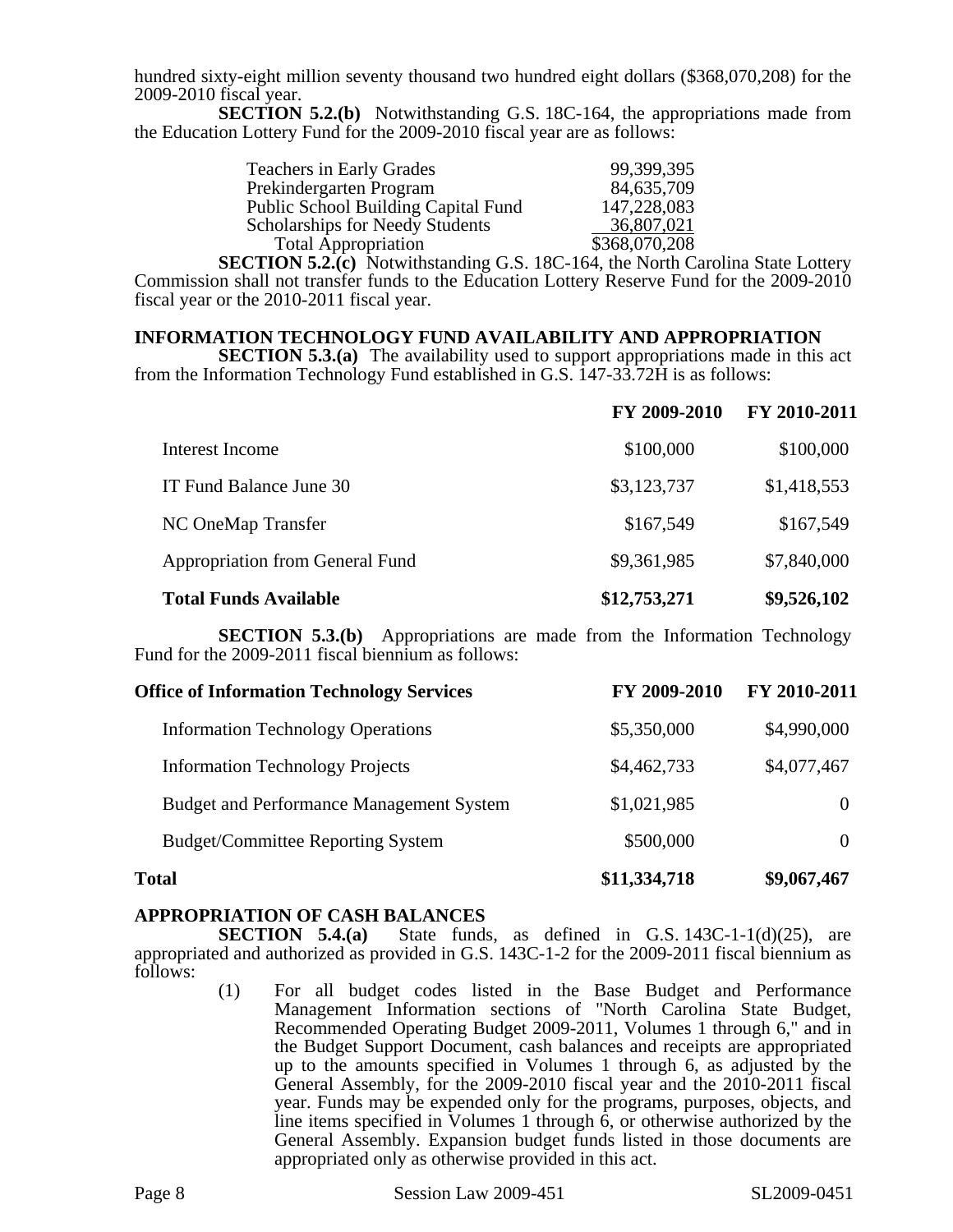hundred sixty-eight million seventy thousand two hundred eight dollars ($368,070,208) for the 2009-2010 fiscal year.

**SECTION 5.2.(b)** Notwithstanding G.S. 18C-164, the appropriations made from the Education Lottery Fund for the 2009-2010 fiscal year are as follows:

| | |
|---|---|
| Teachers in Early Grades | 99,399,395 |
| Prekindergarten Program | 84,635,709 |
| Public School Building Capital Fund | 147,228,083 |
| Scholarships for Needy Students | 36,807,021 |
| Total Appropriation | $368,070,208 |

**SECTION 5.2.(c)** Notwithstanding G.S. 18C-164, the North Carolina State Lottery Commission shall not transfer funds to the Education Lottery Reserve Fund for the 2009-2010 fiscal year or the 2010-2011 fiscal year.

**INFORMATION TECHNOLOGY FUND AVAILABILITY AND APPROPRIATION**

**SECTION 5.3.(a)** The availability used to support appropriations made in this act from the Information Technology Fund established in G.S. 147-33.72H is as follows:

| | FY 2009-2010 | FY 2010-2011 |
|---|---|---|
| Interest Income | $100,000 | $100,000 |
| IT Fund Balance June 30 | $3,123,737 | $1,418,553 |
| NC OneMap Transfer | $167,549 | $167,549 |
| Appropriation from General Fund | $9,361,985 | $7,840,000 |
| **Total Funds Available** | **$12,753,271** | **$9,526,102** |

**SECTION 5.3.(b)** Appropriations are made from the Information Technology Fund for the 2009-2011 fiscal biennium as follows:

| Office of Information Technology Services | FY 2009-2010 | FY 2010-2011 |
|---|---|---|
| Information Technology Operations | $5,350,000 | $4,990,000 |
| Information Technology Projects | $4,462,733 | $4,077,467 |
| Budget and Performance Management System | $1,021,985 | 0 |
| Budget/Committee Reporting System | $500,000 | 0 |
| **Total** | **$11,334,718** | **$9,067,467** |

**APPROPRIATION OF CASH BALANCES**

**SECTION 5.4.(a)** State funds, as defined in G.S. 143C-1-1(d)(25), are appropriated and authorized as provided in G.S. 143C-1-2 for the 2009-2011 fiscal biennium as follows:

(1) For all budget codes listed in the Base Budget and Performance Management Information sections of "North Carolina State Budget, Recommended Operating Budget 2009-2011, Volumes 1 through 6," and in the Budget Support Document, cash balances and receipts are appropriated up to the amounts specified in Volumes 1 through 6, as adjusted by the General Assembly, for the 2009-2010 fiscal year and the 2010-2011 fiscal year. Funds may be expended only for the programs, purposes, objects, and line items specified in Volumes 1 through 6, or otherwise authorized by the General Assembly. Expansion budget funds listed in those documents are appropriated only as otherwise provided in this act.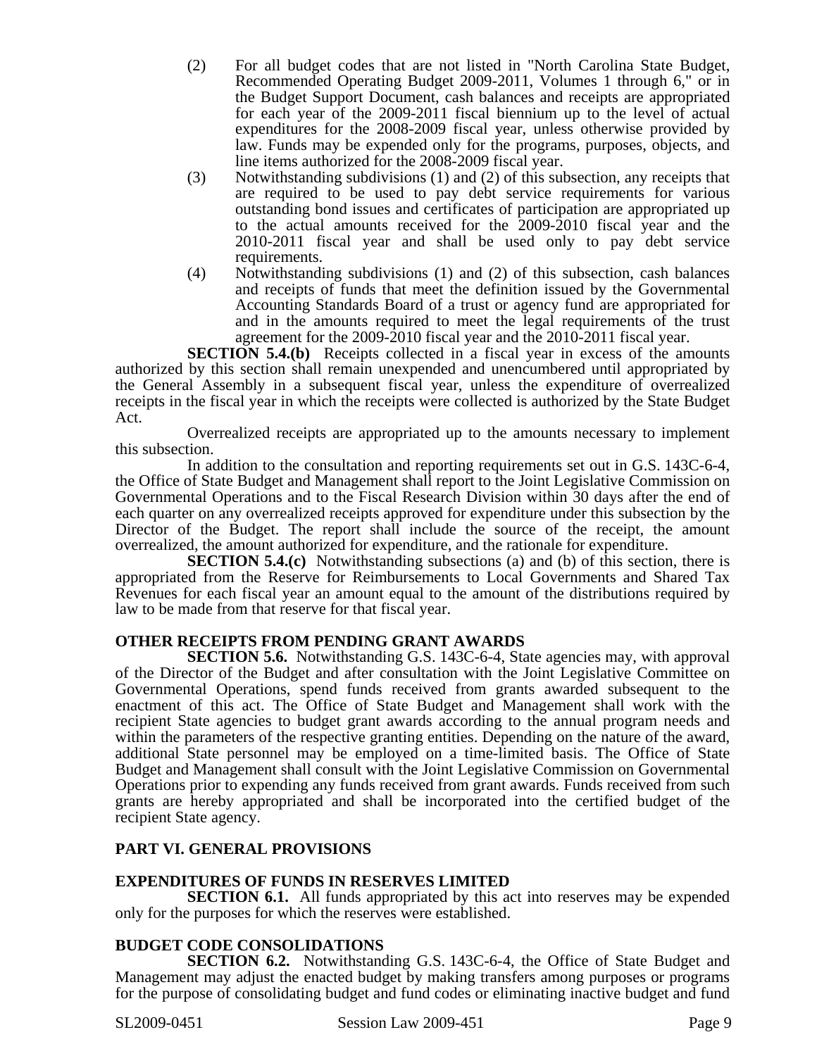(2) For all budget codes that are not listed in "North Carolina State Budget, Recommended Operating Budget 2009-2011, Volumes 1 through 6," or in the Budget Support Document, cash balances and receipts are appropriated for each year of the 2009-2011 fiscal biennium up to the level of actual expenditures for the 2008-2009 fiscal year, unless otherwise provided by law. Funds may be expended only for the programs, purposes, objects, and line items authorized for the 2008-2009 fiscal year.

(3) Notwithstanding subdivisions (1) and (2) of this subsection, any receipts that are required to be used to pay debt service requirements for various outstanding bond issues and certificates of participation are appropriated up to the actual amounts received for the 2009-2010 fiscal year and the 2010-2011 fiscal year and shall be used only to pay debt service requirements.

(4) Notwithstanding subdivisions (1) and (2) of this subsection, cash balances and receipts of funds that meet the definition issued by the Governmental Accounting Standards Board of a trust or agency fund are appropriated for and in the amounts required to meet the legal requirements of the trust agreement for the 2009-2010 fiscal year and the 2010-2011 fiscal year.

**SECTION 5.4.(b)** Receipts collected in a fiscal year in excess of the amounts authorized by this section shall remain unexpended and unencumbered until appropriated by the General Assembly in a subsequent fiscal year, unless the expenditure of overrealized receipts in the fiscal year in which the receipts were collected is authorized by the State Budget Act.

Overrealized receipts are appropriated up to the amounts necessary to implement this subsection.

In addition to the consultation and reporting requirements set out in G.S. 143C-6-4, the Office of State Budget and Management shall report to the Joint Legislative Commission on Governmental Operations and to the Fiscal Research Division within 30 days after the end of each quarter on any overrealized receipts approved for expenditure under this subsection by the Director of the Budget. The report shall include the source of the receipt, the amount overrealized, the amount authorized for expenditure, and the rationale for expenditure.

**SECTION 5.4.(c)** Notwithstanding subsections (a) and (b) of this section, there is appropriated from the Reserve for Reimbursements to Local Governments and Shared Tax Revenues for each fiscal year an amount equal to the amount of the distributions required by law to be made from that reserve for that fiscal year.

**OTHER RECEIPTS FROM PENDING GRANT AWARDS**

**SECTION 5.6.** Notwithstanding G.S. 143C-6-4, State agencies may, with approval of the Director of the Budget and after consultation with the Joint Legislative Committee on Governmental Operations, spend funds received from grants awarded subsequent to the enactment of this act. The Office of State Budget and Management shall work with the recipient State agencies to budget grant awards according to the annual program needs and within the parameters of the respective granting entities. Depending on the nature of the award, additional State personnel may be employed on a time-limited basis. The Office of State Budget and Management shall consult with the Joint Legislative Commission on Governmental Operations prior to expending any funds received from grant awards. Funds received from such grants are hereby appropriated and shall be incorporated into the certified budget of the recipient State agency.

## PART VI. GENERAL PROVISIONS

**EXPENDITURES OF FUNDS IN RESERVES LIMITED**

**SECTION 6.1.** All funds appropriated by this act into reserves may be expended only for the purposes for which the reserves were established.

**BUDGET CODE CONSOLIDATIONS**

**SECTION 6.2.** Notwithstanding G.S. 143C-6-4, the Office of State Budget and Management may adjust the enacted budget by making transfers among purposes or programs for the purpose of consolidating budget and fund codes or eliminating inactive budget and fund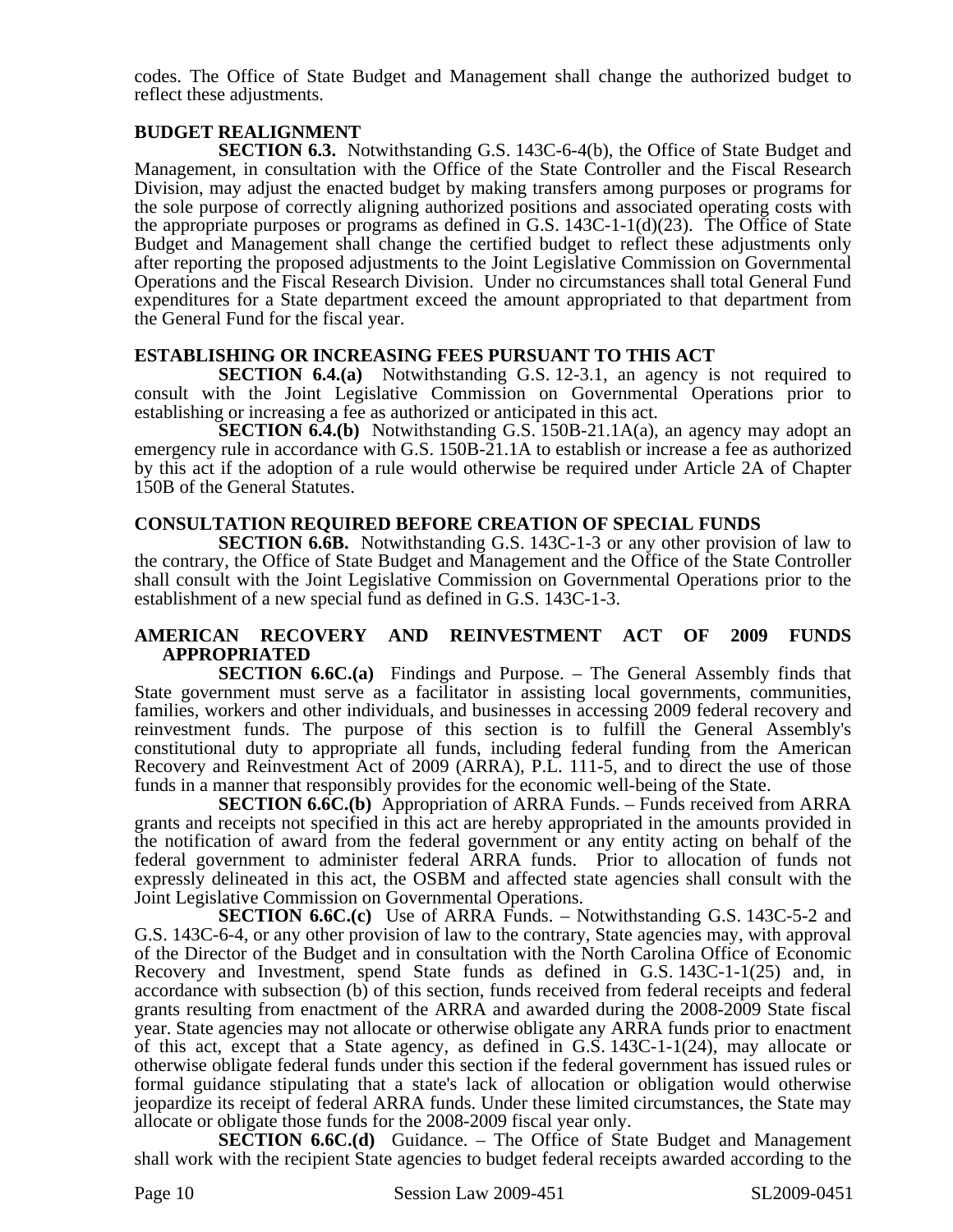codes. The Office of State Budget and Management shall change the authorized budget to reflect these adjustments.

**BUDGET REALIGNMENT**

**SECTION 6.3.** Notwithstanding G.S. 143C-6-4(b), the Office of State Budget and Management, in consultation with the Office of the State Controller and the Fiscal Research Division, may adjust the enacted budget by making transfers among purposes or programs for the sole purpose of correctly aligning authorized positions and associated operating costs with the appropriate purposes or programs as defined in G.S. 143C-1-1(d)(23). The Office of State Budget and Management shall change the certified budget to reflect these adjustments only after reporting the proposed adjustments to the Joint Legislative Commission on Governmental Operations and the Fiscal Research Division. Under no circumstances shall total General Fund expenditures for a State department exceed the amount appropriated to that department from the General Fund for the fiscal year.

**ESTABLISHING OR INCREASING FEES PURSUANT TO THIS ACT**

**SECTION 6.4.(a)** Notwithstanding G.S. 12-3.1, an agency is not required to consult with the Joint Legislative Commission on Governmental Operations prior to establishing or increasing a fee as authorized or anticipated in this act.

**SECTION 6.4.(b)** Notwithstanding G.S. 150B-21.1A(a), an agency may adopt an emergency rule in accordance with G.S. 150B-21.1A to establish or increase a fee as authorized by this act if the adoption of a rule would otherwise be required under Article 2A of Chapter 150B of the General Statutes.

**CONSULTATION REQUIRED BEFORE CREATION OF SPECIAL FUNDS**

**SECTION 6.6B.** Notwithstanding G.S. 143C-1-3 or any other provision of law to the contrary, the Office of State Budget and Management and the Office of the State Controller shall consult with the Joint Legislative Commission on Governmental Operations prior to the establishment of a new special fund as defined in G.S. 143C-1-3.

**AMERICAN RECOVERY AND REINVESTMENT ACT OF 2009 FUNDS APPROPRIATED**

**SECTION 6.6C.(a)** Findings and Purpose. – The General Assembly finds that State government must serve as a facilitator in assisting local governments, communities, families, workers and other individuals, and businesses in accessing 2009 federal recovery and reinvestment funds. The purpose of this section is to fulfill the General Assembly's constitutional duty to appropriate all funds, including federal funding from the American Recovery and Reinvestment Act of 2009 (ARRA), P.L. 111-5, and to direct the use of those funds in a manner that responsibly provides for the economic well-being of the State.

**SECTION 6.6C.(b)** Appropriation of ARRA Funds. – Funds received from ARRA grants and receipts not specified in this act are hereby appropriated in the amounts provided in the notification of award from the federal government or any entity acting on behalf of the federal government to administer federal ARRA funds. Prior to allocation of funds not expressly delineated in this act, the OSBM and affected state agencies shall consult with the Joint Legislative Commission on Governmental Operations.

**SECTION 6.6C.(c)** Use of ARRA Funds. – Notwithstanding G.S. 143C-5-2 and G.S. 143C-6-4, or any other provision of law to the contrary, State agencies may, with approval of the Director of the Budget and in consultation with the North Carolina Office of Economic Recovery and Investment, spend State funds as defined in G.S. 143C-1-1(25) and, in accordance with subsection (b) of this section, funds received from federal receipts and federal grants resulting from enactment of the ARRA and awarded during the 2008-2009 State fiscal year. State agencies may not allocate or otherwise obligate any ARRA funds prior to enactment of this act, except that a State agency, as defined in G.S. 143C-1-1(24), may allocate or otherwise obligate federal funds under this section if the federal government has issued rules or formal guidance stipulating that a state's lack of allocation or obligation would otherwise jeopardize its receipt of federal ARRA funds. Under these limited circumstances, the State may allocate or obligate those funds for the 2008-2009 fiscal year only.

**SECTION 6.6C.(d)** Guidance. – The Office of State Budget and Management shall work with the recipient State agencies to budget federal receipts awarded according to the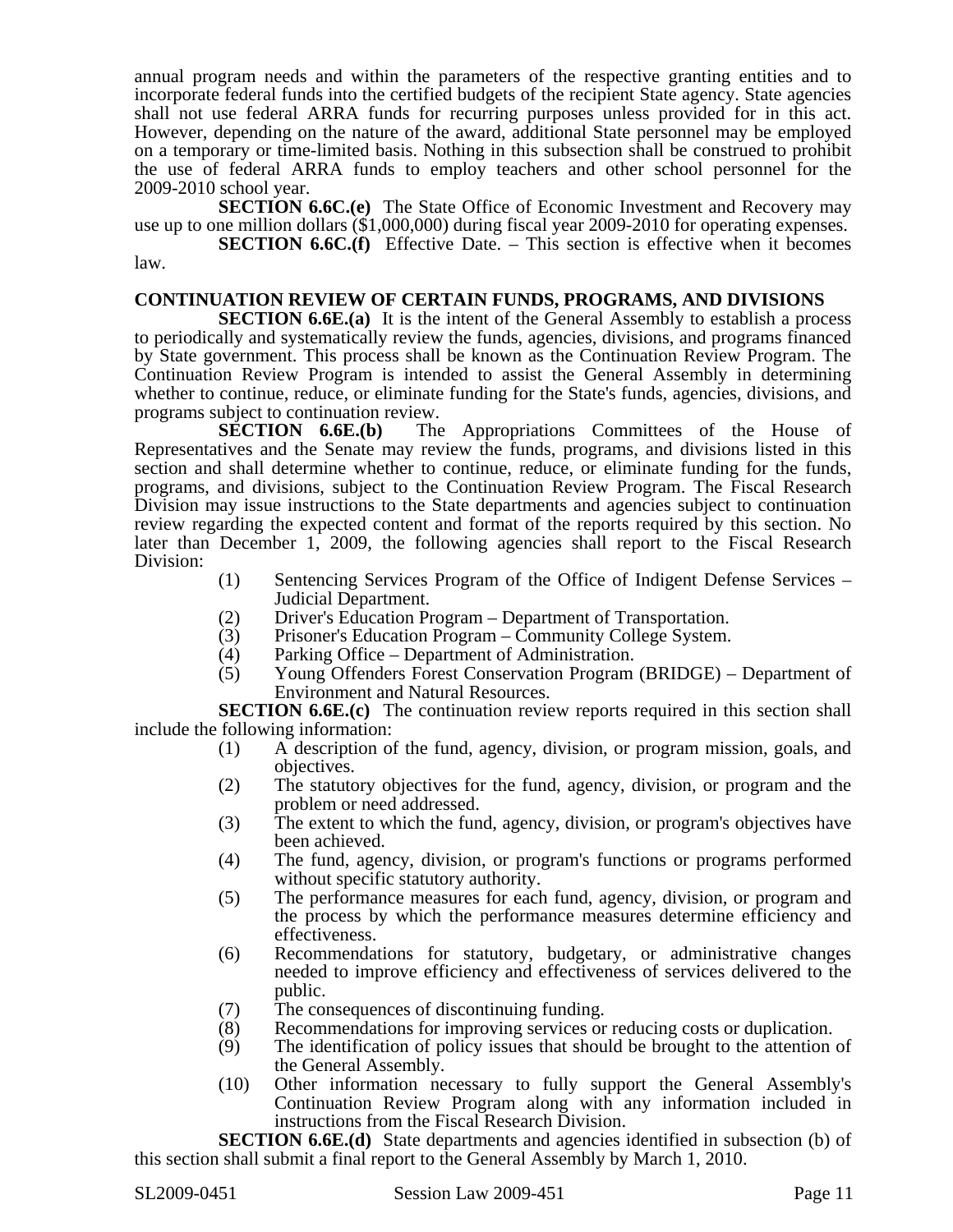annual program needs and within the parameters of the respective granting entities and to incorporate federal funds into the certified budgets of the recipient State agency. State agencies shall not use federal ARRA funds for recurring purposes unless provided for in this act. However, depending on the nature of the award, additional State personnel may be employed on a temporary or time-limited basis. Nothing in this subsection shall be construed to prohibit the use of federal ARRA funds to employ teachers and other school personnel for the 2009-2010 school year.

**SECTION 6.6C.(e)** The State Office of Economic Investment and Recovery may use up to one million dollars ($1,000,000) during fiscal year 2009-2010 for operating expenses.

**SECTION 6.6C.(f)** Effective Date. – This section is effective when it becomes law.

## CONTINUATION REVIEW OF CERTAIN FUNDS, PROGRAMS, AND DIVISIONS

**SECTION 6.6E.(a)** It is the intent of the General Assembly to establish a process to periodically and systematically review the funds, agencies, divisions, and programs financed by State government. This process shall be known as the Continuation Review Program. The Continuation Review Program is intended to assist the General Assembly in determining whether to continue, reduce, or eliminate funding for the State's funds, agencies, divisions, and programs subject to continuation review.

**SECTION 6.6E.(b)** The Appropriations Committees of the House of Representatives and the Senate may review the funds, programs, and divisions listed in this section and shall determine whether to continue, reduce, or eliminate funding for the funds, programs, and divisions, subject to the Continuation Review Program. The Fiscal Research Division may issue instructions to the State departments and agencies subject to continuation review regarding the expected content and format of the reports required by this section. No later than December 1, 2009, the following agencies shall report to the Fiscal Research Division:

(1) Sentencing Services Program of the Office of Indigent Defense Services – Judicial Department.
(2) Driver's Education Program – Department of Transportation.
(3) Prisoner's Education Program – Community College System.
(4) Parking Office – Department of Administration.
(5) Young Offenders Forest Conservation Program (BRIDGE) – Department of Environment and Natural Resources.

**SECTION 6.6E.(c)** The continuation review reports required in this section shall include the following information:

(1) A description of the fund, agency, division, or program mission, goals, and objectives.
(2) The statutory objectives for the fund, agency, division, or program and the problem or need addressed.
(3) The extent to which the fund, agency, division, or program's objectives have been achieved.
(4) The fund, agency, division, or program's functions or programs performed without specific statutory authority.
(5) The performance measures for each fund, agency, division, or program and the process by which the performance measures determine efficiency and effectiveness.
(6) Recommendations for statutory, budgetary, or administrative changes needed to improve efficiency and effectiveness of services delivered to the public.
(7) The consequences of discontinuing funding.
(8) Recommendations for improving services or reducing costs or duplication.
(9) The identification of policy issues that should be brought to the attention of the General Assembly.
(10) Other information necessary to fully support the General Assembly's Continuation Review Program along with any information included in instructions from the Fiscal Research Division.

**SECTION 6.6E.(d)** State departments and agencies identified in subsection (b) of this section shall submit a final report to the General Assembly by March 1, 2010.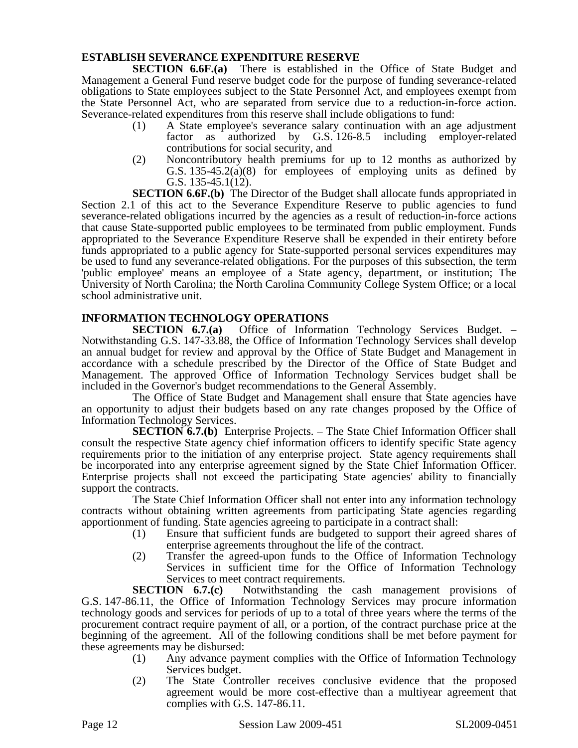**ESTABLISH SEVERANCE EXPENDITURE RESERVE**

**SECTION 6.6F.(a)** There is established in the Office of State Budget and Management a General Fund reserve budget code for the purpose of funding severance-related obligations to State employees subject to the State Personnel Act, and employees exempt from the State Personnel Act, who are separated from service due to a reduction-in-force action. Severance-related expenditures from this reserve shall include obligations to fund:

(1) A State employee's severance salary continuation with an age adjustment factor as authorized by G.S. 126-8.5 including employer-related contributions for social security, and

(2) Noncontributory health premiums for up to 12 months as authorized by G.S. 135-45.2(a)(8) for employees of employing units as defined by G.S. 135-45.1(12).

**SECTION 6.6F.(b)** The Director of the Budget shall allocate funds appropriated in Section 2.1 of this act to the Severance Expenditure Reserve to public agencies to fund severance-related obligations incurred by the agencies as a result of reduction-in-force actions that cause State-supported public employees to be terminated from public employment. Funds appropriated to the Severance Expenditure Reserve shall be expended in their entirety before funds appropriated to a public agency for State-supported personal services expenditures may be used to fund any severance-related obligations. For the purposes of this subsection, the term 'public employee' means an employee of a State agency, department, or institution; The University of North Carolina; the North Carolina Community College System Office; or a local school administrative unit.

**INFORMATION TECHNOLOGY OPERATIONS**

**SECTION 6.7.(a)** Office of Information Technology Services Budget. – Notwithstanding G.S. 147-33.88, the Office of Information Technology Services shall develop an annual budget for review and approval by the Office of State Budget and Management in accordance with a schedule prescribed by the Director of the Office of State Budget and Management. The approved Office of Information Technology Services budget shall be included in the Governor's budget recommendations to the General Assembly.

The Office of State Budget and Management shall ensure that State agencies have an opportunity to adjust their budgets based on any rate changes proposed by the Office of Information Technology Services.

**SECTION 6.7.(b)** Enterprise Projects. – The State Chief Information Officer shall consult the respective State agency chief information officers to identify specific State agency requirements prior to the initiation of any enterprise project. State agency requirements shall be incorporated into any enterprise agreement signed by the State Chief Information Officer. Enterprise projects shall not exceed the participating State agencies' ability to financially support the contracts.

The State Chief Information Officer shall not enter into any information technology contracts without obtaining written agreements from participating State agencies regarding apportionment of funding. State agencies agreeing to participate in a contract shall:

(1) Ensure that sufficient funds are budgeted to support their agreed shares of enterprise agreements throughout the life of the contract.

(2) Transfer the agreed-upon funds to the Office of Information Technology Services in sufficient time for the Office of Information Technology Services to meet contract requirements.

**SECTION 6.7.(c)** Notwithstanding the cash management provisions of G.S. 147-86.11, the Office of Information Technology Services may procure information technology goods and services for periods of up to a total of three years where the terms of the procurement contract require payment of all, or a portion, of the contract purchase price at the beginning of the agreement. All of the following conditions shall be met before payment for these agreements may be disbursed:

(1) Any advance payment complies with the Office of Information Technology Services budget.

(2) The State Controller receives conclusive evidence that the proposed agreement would be more cost-effective than a multiyear agreement that complies with G.S. 147-86.11.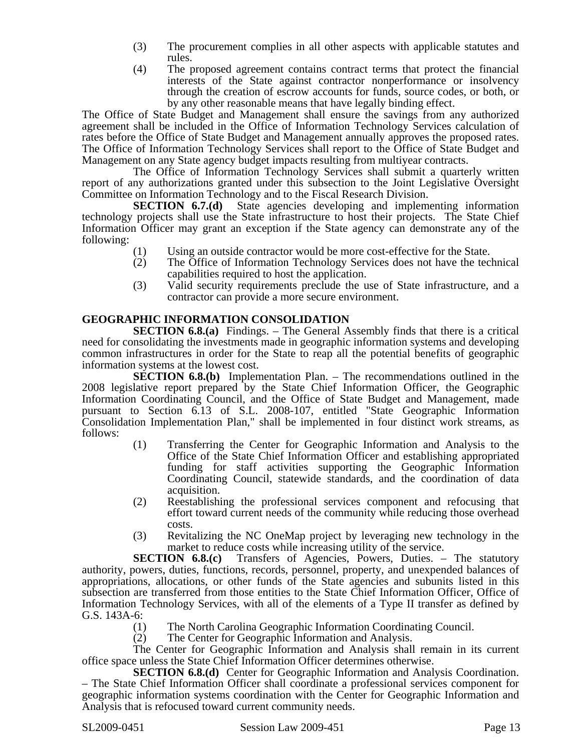(3) The procurement complies in all other aspects with applicable statutes and rules.

(4) The proposed agreement contains contract terms that protect the financial interests of the State against contractor nonperformance or insolvency through the creation of escrow accounts for funds, source codes, or both, or by any other reasonable means that have legally binding effect.

The Office of State Budget and Management shall ensure the savings from any authorized agreement shall be included in the Office of Information Technology Services calculation of rates before the Office of State Budget and Management annually approves the proposed rates. The Office of Information Technology Services shall report to the Office of State Budget and Management on any State agency budget impacts resulting from multiyear contracts.

The Office of Information Technology Services shall submit a quarterly written report of any authorizations granted under this subsection to the Joint Legislative Oversight Committee on Information Technology and to the Fiscal Research Division.

**SECTION 6.7.(d)** State agencies developing and implementing information technology projects shall use the State infrastructure to host their projects. The State Chief Information Officer may grant an exception if the State agency can demonstrate any of the following:

(1) Using an outside contractor would be more cost-effective for the State.

(2) The Office of Information Technology Services does not have the technical capabilities required to host the application.

(3) Valid security requirements preclude the use of State infrastructure, and a contractor can provide a more secure environment.

**GEOGRAPHIC INFORMATION CONSOLIDATION**

**SECTION 6.8.(a)** Findings. – The General Assembly finds that there is a critical need for consolidating the investments made in geographic information systems and developing common infrastructures in order for the State to reap all the potential benefits of geographic information systems at the lowest cost.

**SECTION 6.8.(b)** Implementation Plan. – The recommendations outlined in the 2008 legislative report prepared by the State Chief Information Officer, the Geographic Information Coordinating Council, and the Office of State Budget and Management, made pursuant to Section 6.13 of S.L. 2008-107, entitled "State Geographic Information Consolidation Implementation Plan," shall be implemented in four distinct work streams, as follows:

(1) Transferring the Center for Geographic Information and Analysis to the Office of the State Chief Information Officer and establishing appropriated funding for staff activities supporting the Geographic Information Coordinating Council, statewide standards, and the coordination of data acquisition.

(2) Reestablishing the professional services component and refocusing that effort toward current needs of the community while reducing those overhead costs.

(3) Revitalizing the NC OneMap project by leveraging new technology in the market to reduce costs while increasing utility of the service.

**SECTION 6.8.(c)** Transfers of Agencies, Powers, Duties. – The statutory authority, powers, duties, functions, records, personnel, property, and unexpended balances of appropriations, allocations, or other funds of the State agencies and subunits listed in this subsection are transferred from those entities to the State Chief Information Officer, Office of Information Technology Services, with all of the elements of a Type II transfer as defined by G.S. 143A-6:

(1) The North Carolina Geographic Information Coordinating Council.

(2) The Center for Geographic Information and Analysis.

The Center for Geographic Information and Analysis shall remain in its current office space unless the State Chief Information Officer determines otherwise.

**SECTION 6.8.(d)** Center for Geographic Information and Analysis Coordination. – The State Chief Information Officer shall coordinate a professional services component for geographic information systems coordination with the Center for Geographic Information and Analysis that is refocused toward current community needs.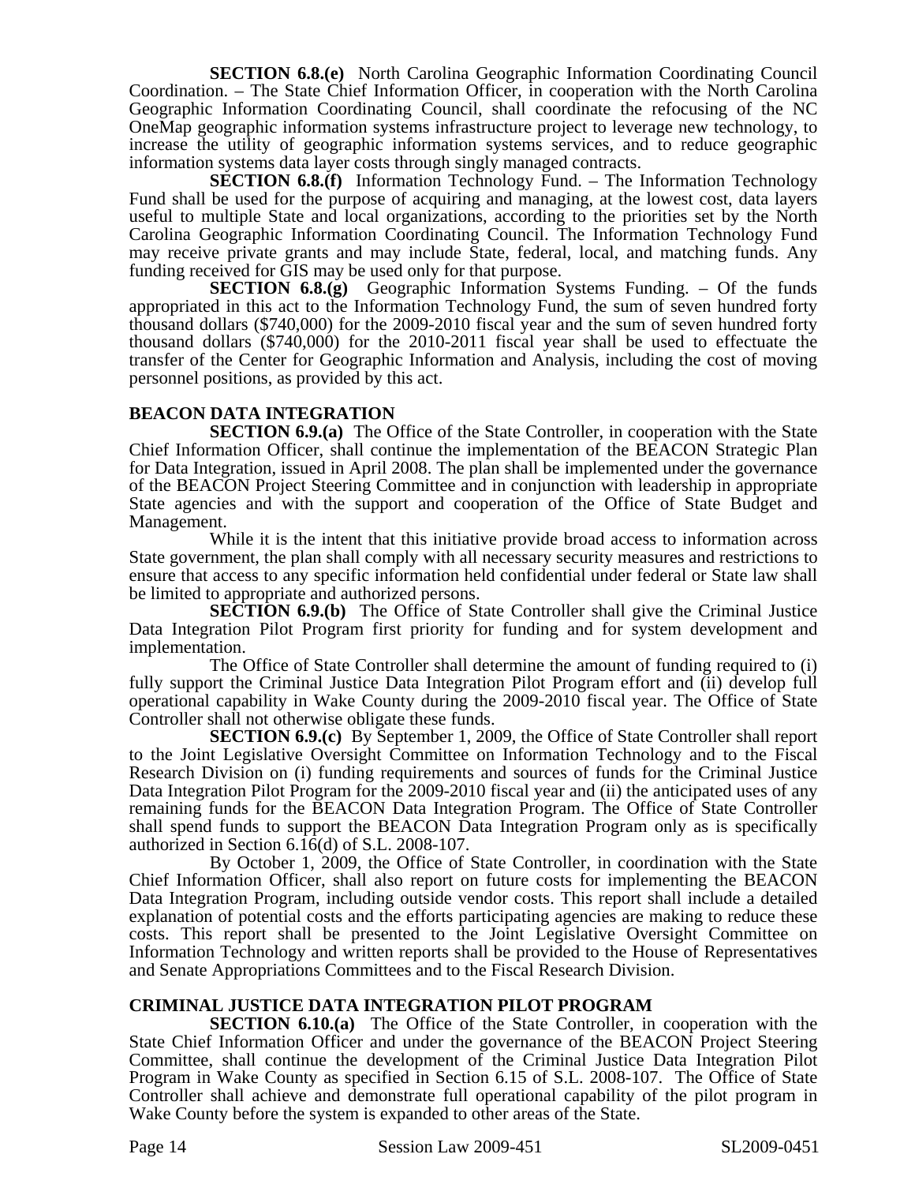**SECTION 6.8.(e)** North Carolina Geographic Information Coordinating Council Coordination. – The State Chief Information Officer, in cooperation with the North Carolina Geographic Information Coordinating Council, shall coordinate the refocusing of the NC OneMap geographic information systems infrastructure project to leverage new technology, to increase the utility of geographic information systems services, and to reduce geographic information systems data layer costs through singly managed contracts.

**SECTION 6.8.(f)** Information Technology Fund. – The Information Technology Fund shall be used for the purpose of acquiring and managing, at the lowest cost, data layers useful to multiple State and local organizations, according to the priorities set by the North Carolina Geographic Information Coordinating Council. The Information Technology Fund may receive private grants and may include State, federal, local, and matching funds. Any funding received for GIS may be used only for that purpose.

**SECTION 6.8.(g)** Geographic Information Systems Funding. – Of the funds appropriated in this act to the Information Technology Fund, the sum of seven hundred forty thousand dollars ($740,000) for the 2009-2010 fiscal year and the sum of seven hundred forty thousand dollars ($740,000) for the 2010-2011 fiscal year shall be used to effectuate the transfer of the Center for Geographic Information and Analysis, including the cost of moving personnel positions, as provided by this act.

**BEACON DATA INTEGRATION**

**SECTION 6.9.(a)** The Office of the State Controller, in cooperation with the State Chief Information Officer, shall continue the implementation of the BEACON Strategic Plan for Data Integration, issued in April 2008. The plan shall be implemented under the governance of the BEACON Project Steering Committee and in conjunction with leadership in appropriate State agencies and with the support and cooperation of the Office of State Budget and Management.

While it is the intent that this initiative provide broad access to information across State government, the plan shall comply with all necessary security measures and restrictions to ensure that access to any specific information held confidential under federal or State law shall be limited to appropriate and authorized persons.

**SECTION 6.9.(b)** The Office of State Controller shall give the Criminal Justice Data Integration Pilot Program first priority for funding and for system development and implementation.

The Office of State Controller shall determine the amount of funding required to (i) fully support the Criminal Justice Data Integration Pilot Program effort and (ii) develop full operational capability in Wake County during the 2009-2010 fiscal year. The Office of State Controller shall not otherwise obligate these funds.

**SECTION 6.9.(c)** By September 1, 2009, the Office of State Controller shall report to the Joint Legislative Oversight Committee on Information Technology and to the Fiscal Research Division on (i) funding requirements and sources of funds for the Criminal Justice Data Integration Pilot Program for the 2009-2010 fiscal year and (ii) the anticipated uses of any remaining funds for the BEACON Data Integration Program. The Office of State Controller shall spend funds to support the BEACON Data Integration Program only as is specifically authorized in Section 6.16(d) of S.L. 2008-107.

By October 1, 2009, the Office of State Controller, in coordination with the State Chief Information Officer, shall also report on future costs for implementing the BEACON Data Integration Program, including outside vendor costs. This report shall include a detailed explanation of potential costs and the efforts participating agencies are making to reduce these costs. This report shall be presented to the Joint Legislative Oversight Committee on Information Technology and written reports shall be provided to the House of Representatives and Senate Appropriations Committees and to the Fiscal Research Division.

**CRIMINAL JUSTICE DATA INTEGRATION PILOT PROGRAM**

**SECTION 6.10.(a)** The Office of the State Controller, in cooperation with the State Chief Information Officer and under the governance of the BEACON Project Steering Committee, shall continue the development of the Criminal Justice Data Integration Pilot Program in Wake County as specified in Section 6.15 of S.L. 2008-107. The Office of State Controller shall achieve and demonstrate full operational capability of the pilot program in Wake County before the system is expanded to other areas of the State.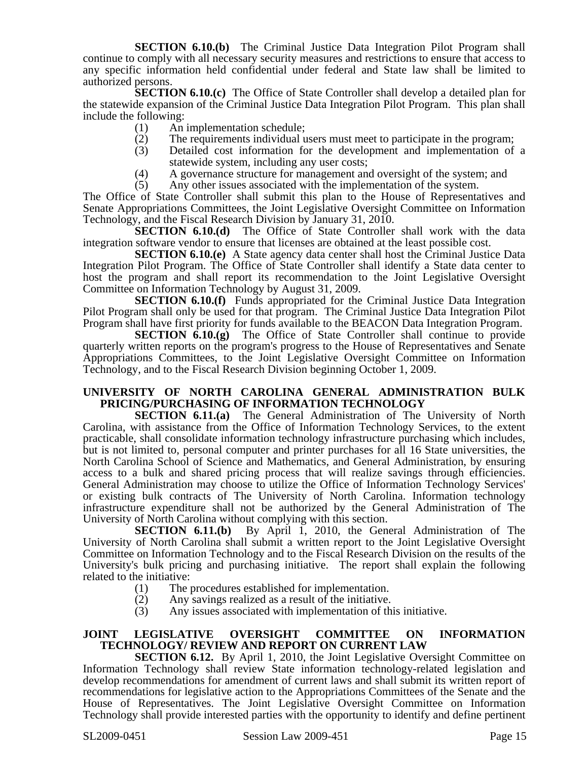**SECTION 6.10.(b)** The Criminal Justice Data Integration Pilot Program shall continue to comply with all necessary security measures and restrictions to ensure that access to any specific information held confidential under federal and State law shall be limited to authorized persons.

**SECTION 6.10.(c)** The Office of State Controller shall develop a detailed plan for the statewide expansion of the Criminal Justice Data Integration Pilot Program. This plan shall include the following:

(1) An implementation schedule;
(2) The requirements individual users must meet to participate in the program;
(3) Detailed cost information for the development and implementation of a statewide system, including any user costs;
(4) A governance structure for management and oversight of the system; and
(5) Any other issues associated with the implementation of the system.

The Office of State Controller shall submit this plan to the House of Representatives and Senate Appropriations Committees, the Joint Legislative Oversight Committee on Information Technology, and the Fiscal Research Division by January 31, 2010.

**SECTION 6.10.(d)** The Office of State Controller shall work with the data integration software vendor to ensure that licenses are obtained at the least possible cost.

**SECTION 6.10.(e)** A State agency data center shall host the Criminal Justice Data Integration Pilot Program. The Office of State Controller shall identify a State data center to host the program and shall report its recommendation to the Joint Legislative Oversight Committee on Information Technology by August 31, 2009.

**SECTION 6.10.(f)** Funds appropriated for the Criminal Justice Data Integration Pilot Program shall only be used for that program. The Criminal Justice Data Integration Pilot Program shall have first priority for funds available to the BEACON Data Integration Program.

**SECTION 6.10.(g)** The Office of State Controller shall continue to provide quarterly written reports on the program's progress to the House of Representatives and Senate Appropriations Committees, to the Joint Legislative Oversight Committee on Information Technology, and to the Fiscal Research Division beginning October 1, 2009.

## UNIVERSITY OF NORTH CAROLINA GENERAL ADMINISTRATION BULK PRICING/PURCHASING OF INFORMATION TECHNOLOGY

**SECTION 6.11.(a)** The General Administration of The University of North Carolina, with assistance from the Office of Information Technology Services, to the extent practicable, shall consolidate information technology infrastructure purchasing which includes, but is not limited to, personal computer and printer purchases for all 16 State universities, the North Carolina School of Science and Mathematics, and General Administration, by ensuring access to a bulk and shared pricing process that will realize savings through efficiencies. General Administration may choose to utilize the Office of Information Technology Services' or existing bulk contracts of The University of North Carolina. Information technology infrastructure expenditure shall not be authorized by the General Administration of The University of North Carolina without complying with this section.

**SECTION 6.11.(b)** By April 1, 2010, the General Administration of The University of North Carolina shall submit a written report to the Joint Legislative Oversight Committee on Information Technology and to the Fiscal Research Division on the results of the University's bulk pricing and purchasing initiative. The report shall explain the following related to the initiative:

(1) The procedures established for implementation.
(2) Any savings realized as a result of the initiative.
(3) Any issues associated with implementation of this initiative.

## JOINT LEGISLATIVE OVERSIGHT COMMITTEE ON INFORMATION TECHNOLOGY/ REVIEW AND REPORT ON CURRENT LAW

**SECTION 6.12.** By April 1, 2010, the Joint Legislative Oversight Committee on Information Technology shall review State information technology-related legislation and develop recommendations for amendment of current laws and shall submit its written report of recommendations for legislative action to the Appropriations Committees of the Senate and the House of Representatives. The Joint Legislative Oversight Committee on Information Technology shall provide interested parties with the opportunity to identify and define pertinent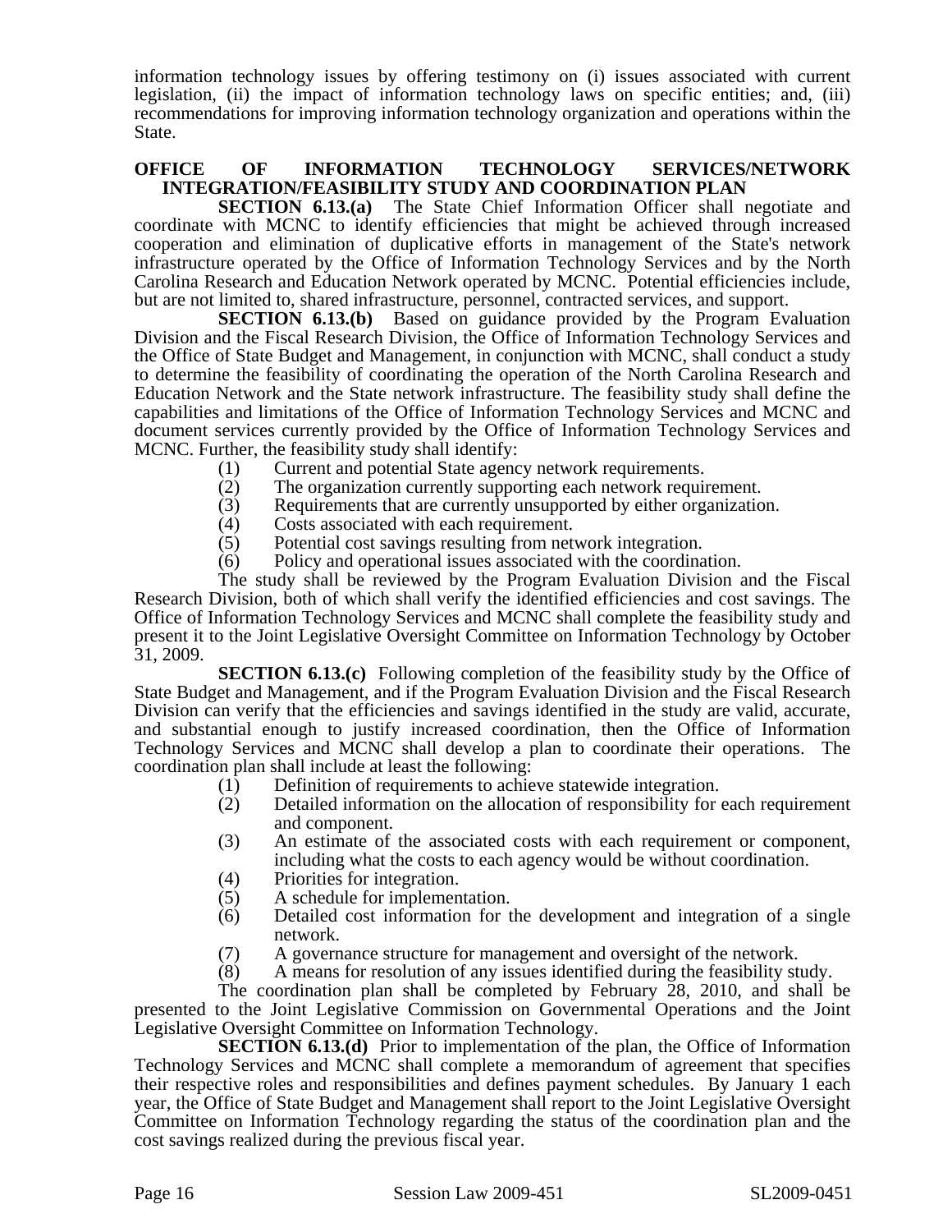information technology issues by offering testimony on (i) issues associated with current legislation, (ii) the impact of information technology laws on specific entities; and, (iii) recommendations for improving information technology organization and operations within the State.

**OFFICE OF INFORMATION TECHNOLOGY SERVICES/NETWORK INTEGRATION/FEASIBILITY STUDY AND COORDINATION PLAN**

**SECTION 6.13.(a)** The State Chief Information Officer shall negotiate and coordinate with MCNC to identify efficiencies that might be achieved through increased cooperation and elimination of duplicative efforts in management of the State's network infrastructure operated by the Office of Information Technology Services and by the North Carolina Research and Education Network operated by MCNC. Potential efficiencies include, but are not limited to, shared infrastructure, personnel, contracted services, and support.

**SECTION 6.13.(b)** Based on guidance provided by the Program Evaluation Division and the Fiscal Research Division, the Office of Information Technology Services and the Office of State Budget and Management, in conjunction with MCNC, shall conduct a study to determine the feasibility of coordinating the operation of the North Carolina Research and Education Network and the State network infrastructure. The feasibility study shall define the capabilities and limitations of the Office of Information Technology Services and MCNC and document services currently provided by the Office of Information Technology Services and MCNC. Further, the feasibility study shall identify:

(1) Current and potential State agency network requirements.
(2) The organization currently supporting each network requirement.
(3) Requirements that are currently unsupported by either organization.
(4) Costs associated with each requirement.
(5) Potential cost savings resulting from network integration.
(6) Policy and operational issues associated with the coordination.

The study shall be reviewed by the Program Evaluation Division and the Fiscal Research Division, both of which shall verify the identified efficiencies and cost savings. The Office of Information Technology Services and MCNC shall complete the feasibility study and present it to the Joint Legislative Oversight Committee on Information Technology by October 31, 2009.

**SECTION 6.13.(c)** Following completion of the feasibility study by the Office of State Budget and Management, and if the Program Evaluation Division and the Fiscal Research Division can verify that the efficiencies and savings identified in the study are valid, accurate, and substantial enough to justify increased coordination, then the Office of Information Technology Services and MCNC shall develop a plan to coordinate their operations. The coordination plan shall include at least the following:

(1) Definition of requirements to achieve statewide integration.
(2) Detailed information on the allocation of responsibility for each requirement and component.
(3) An estimate of the associated costs with each requirement or component, including what the costs to each agency would be without coordination.
(4) Priorities for integration.
(5) A schedule for implementation.
(6) Detailed cost information for the development and integration of a single network.
(7) A governance structure for management and oversight of the network.
(8) A means for resolution of any issues identified during the feasibility study.

The coordination plan shall be completed by February 28, 2010, and shall be presented to the Joint Legislative Commission on Governmental Operations and the Joint Legislative Oversight Committee on Information Technology.

**SECTION 6.13.(d)** Prior to implementation of the plan, the Office of Information Technology Services and MCNC shall complete a memorandum of agreement that specifies their respective roles and responsibilities and defines payment schedules. By January 1 each year, the Office of State Budget and Management shall report to the Joint Legislative Oversight Committee on Information Technology regarding the status of the coordination plan and the cost savings realized during the previous fiscal year.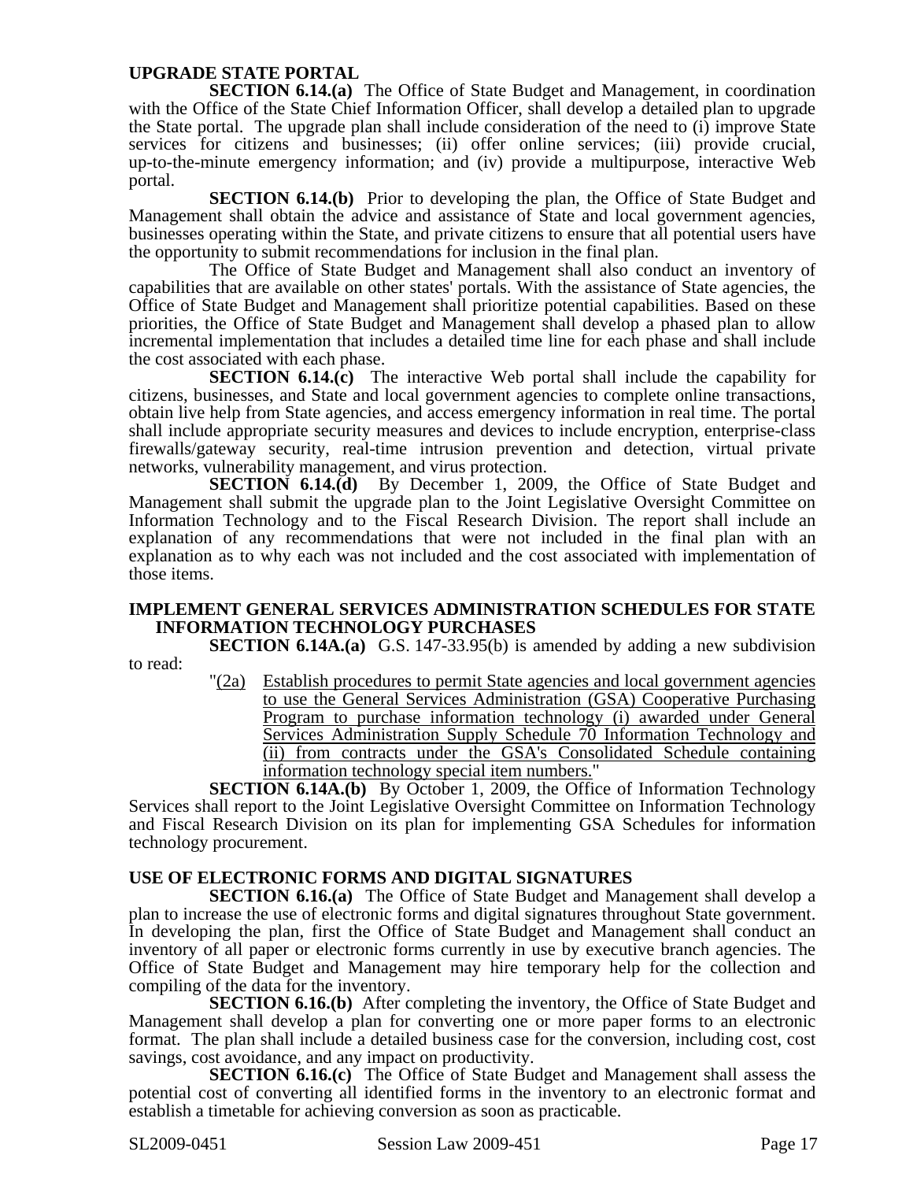**UPGRADE STATE PORTAL**

**SECTION 6.14.(a)** The Office of State Budget and Management, in coordination with the Office of the State Chief Information Officer, shall develop a detailed plan to upgrade the State portal. The upgrade plan shall include consideration of the need to (i) improve State services for citizens and businesses; (ii) offer online services; (iii) provide crucial, up-to-the-minute emergency information; and (iv) provide a multipurpose, interactive Web portal.

**SECTION 6.14.(b)** Prior to developing the plan, the Office of State Budget and Management shall obtain the advice and assistance of State and local government agencies, businesses operating within the State, and private citizens to ensure that all potential users have the opportunity to submit recommendations for inclusion in the final plan.

The Office of State Budget and Management shall also conduct an inventory of capabilities that are available on other states' portals. With the assistance of State agencies, the Office of State Budget and Management shall prioritize potential capabilities. Based on these priorities, the Office of State Budget and Management shall develop a phased plan to allow incremental implementation that includes a detailed time line for each phase and shall include the cost associated with each phase.

**SECTION 6.14.(c)** The interactive Web portal shall include the capability for citizens, businesses, and State and local government agencies to complete online transactions, obtain live help from State agencies, and access emergency information in real time. The portal shall include appropriate security measures and devices to include encryption, enterprise-class firewalls/gateway security, real-time intrusion prevention and detection, virtual private networks, vulnerability management, and virus protection.

**SECTION 6.14.(d)** By December 1, 2009, the Office of State Budget and Management shall submit the upgrade plan to the Joint Legislative Oversight Committee on Information Technology and to the Fiscal Research Division. The report shall include an explanation of any recommendations that were not included in the final plan with an explanation as to why each was not included and the cost associated with implementation of those items.

**IMPLEMENT GENERAL SERVICES ADMINISTRATION SCHEDULES FOR STATE INFORMATION TECHNOLOGY PURCHASES**

**SECTION 6.14A.(a)** G.S. 147-33.95(b) is amended by adding a new subdivision to read:

"(2a) Establish procedures to permit State agencies and local government agencies to use the General Services Administration (GSA) Cooperative Purchasing Program to purchase information technology (i) awarded under General Services Administration Supply Schedule 70 Information Technology and (ii) from contracts under the GSA's Consolidated Schedule containing information technology special item numbers."

**SECTION 6.14A.(b)** By October 1, 2009, the Office of Information Technology Services shall report to the Joint Legislative Oversight Committee on Information Technology and Fiscal Research Division on its plan for implementing GSA Schedules for information technology procurement.

**USE OF ELECTRONIC FORMS AND DIGITAL SIGNATURES**

**SECTION 6.16.(a)** The Office of State Budget and Management shall develop a plan to increase the use of electronic forms and digital signatures throughout State government. In developing the plan, first the Office of State Budget and Management shall conduct an inventory of all paper or electronic forms currently in use by executive branch agencies. The Office of State Budget and Management may hire temporary help for the collection and compiling of the data for the inventory.

**SECTION 6.16.(b)** After completing the inventory, the Office of State Budget and Management shall develop a plan for converting one or more paper forms to an electronic format. The plan shall include a detailed business case for the conversion, including cost, cost savings, cost avoidance, and any impact on productivity.

**SECTION 6.16.(c)** The Office of State Budget and Management shall assess the potential cost of converting all identified forms in the inventory to an electronic format and establish a timetable for achieving conversion as soon as practicable.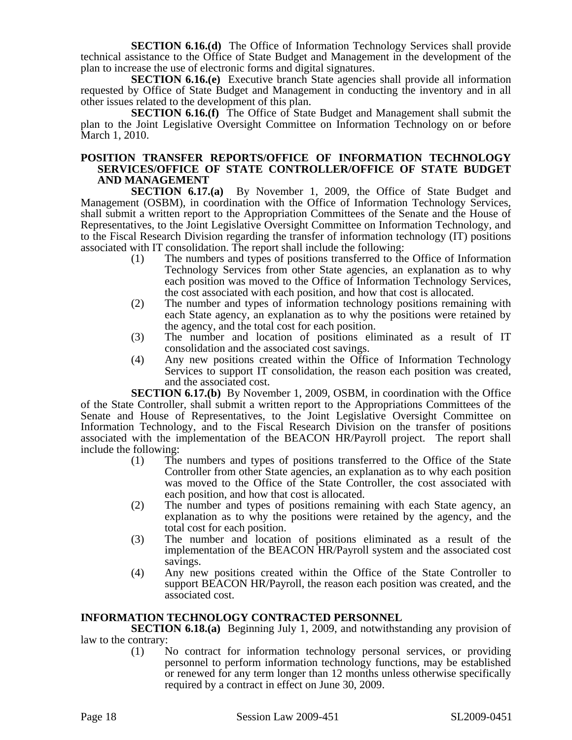**SECTION 6.16.(d)** The Office of Information Technology Services shall provide technical assistance to the Office of State Budget and Management in the development of the plan to increase the use of electronic forms and digital signatures.

**SECTION 6.16.(e)** Executive branch State agencies shall provide all information requested by Office of State Budget and Management in conducting the inventory and in all other issues related to the development of this plan.

**SECTION 6.16.(f)** The Office of State Budget and Management shall submit the plan to the Joint Legislative Oversight Committee on Information Technology on or before March 1, 2010.

### POSITION TRANSFER REPORTS/OFFICE OF INFORMATION TECHNOLOGY SERVICES/OFFICE OF STATE CONTROLLER/OFFICE OF STATE BUDGET AND MANAGEMENT

**SECTION 6.17.(a)** By November 1, 2009, the Office of State Budget and Management (OSBM), in coordination with the Office of Information Technology Services, shall submit a written report to the Appropriation Committees of the Senate and the House of Representatives, to the Joint Legislative Oversight Committee on Information Technology, and to the Fiscal Research Division regarding the transfer of information technology (IT) positions associated with IT consolidation. The report shall include the following:

(1) The numbers and types of positions transferred to the Office of Information Technology Services from other State agencies, an explanation as to why each position was moved to the Office of Information Technology Services, the cost associated with each position, and how that cost is allocated.

(2) The number and types of information technology positions remaining with each State agency, an explanation as to why the positions were retained by the agency, and the total cost for each position.

(3) The number and location of positions eliminated as a result of IT consolidation and the associated cost savings.

(4) Any new positions created within the Office of Information Technology Services to support IT consolidation, the reason each position was created, and the associated cost.

**SECTION 6.17.(b)** By November 1, 2009, OSBM, in coordination with the Office of the State Controller, shall submit a written report to the Appropriations Committees of the Senate and House of Representatives, to the Joint Legislative Oversight Committee on Information Technology, and to the Fiscal Research Division on the transfer of positions associated with the implementation of the BEACON HR/Payroll project. The report shall include the following:

(1) The numbers and types of positions transferred to the Office of the State Controller from other State agencies, an explanation as to why each position was moved to the Office of the State Controller, the cost associated with each position, and how that cost is allocated.

(2) The number and types of positions remaining with each State agency, an explanation as to why the positions were retained by the agency, and the total cost for each position.

(3) The number and location of positions eliminated as a result of the implementation of the BEACON HR/Payroll system and the associated cost savings.

(4) Any new positions created within the Office of the State Controller to support BEACON HR/Payroll, the reason each position was created, and the associated cost.

### INFORMATION TECHNOLOGY CONTRACTED PERSONNEL

**SECTION 6.18.(a)** Beginning July 1, 2009, and notwithstanding any provision of law to the contrary:

(1) No contract for information technology personal services, or providing personnel to perform information technology functions, may be established or renewed for any term longer than 12 months unless otherwise specifically required by a contract in effect on June 30, 2009.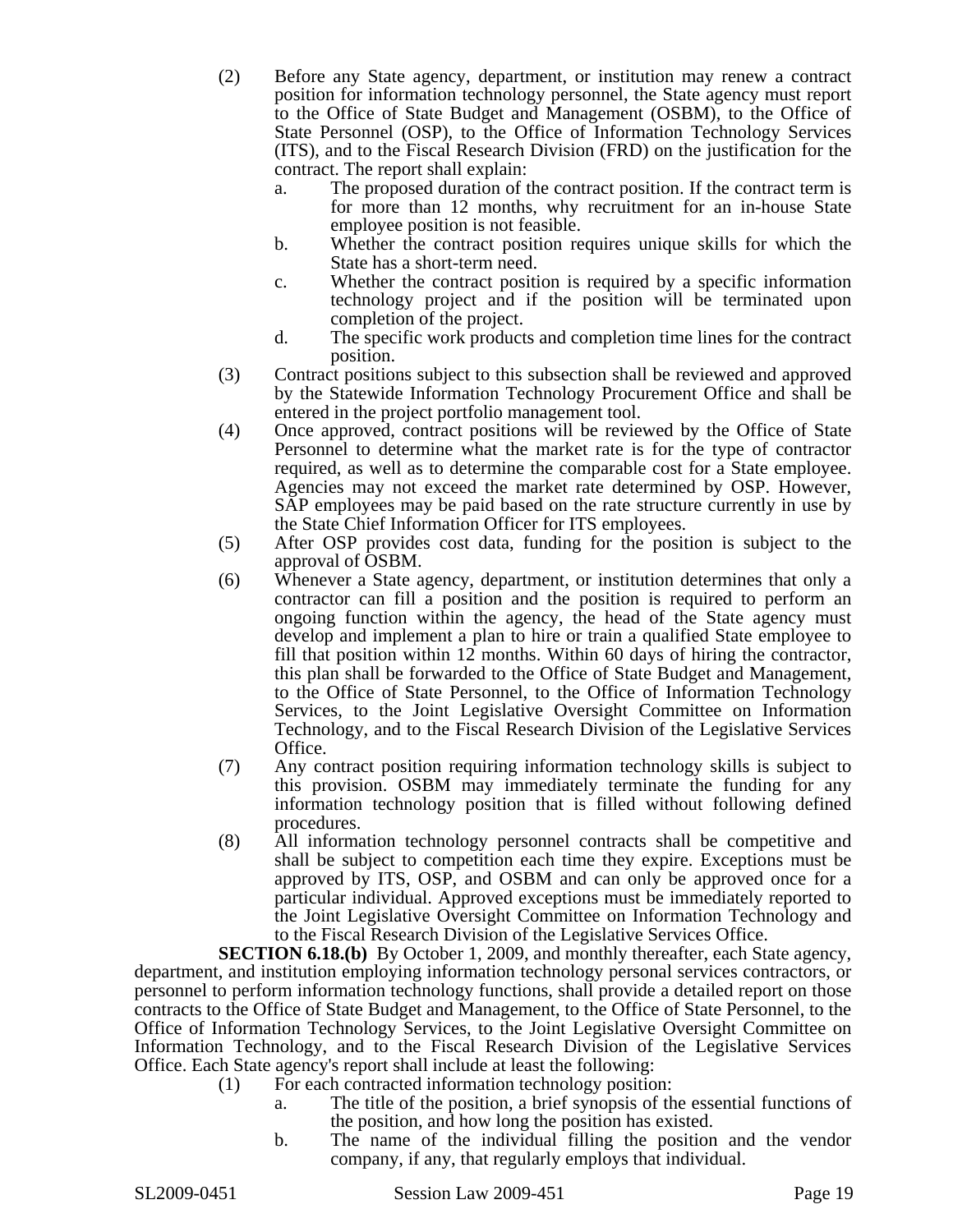(2) Before any State agency, department, or institution may renew a contract position for information technology personnel, the State agency must report to the Office of State Budget and Management (OSBM), to the Office of State Personnel (OSP), to the Office of Information Technology Services (ITS), and to the Fiscal Research Division (FRD) on the justification for the contract. The report shall explain:

   a. The proposed duration of the contract position. If the contract term is for more than 12 months, why recruitment for an in-house State employee position is not feasible.

   b. Whether the contract position requires unique skills for which the State has a short-term need.

   c. Whether the contract position is required by a specific information technology project and if the position will be terminated upon completion of the project.

   d. The specific work products and completion time lines for the contract position.

(3) Contract positions subject to this subsection shall be reviewed and approved by the Statewide Information Technology Procurement Office and shall be entered in the project portfolio management tool.

(4) Once approved, contract positions will be reviewed by the Office of State Personnel to determine what the market rate is for the type of contractor required, as well as to determine the comparable cost for a State employee. Agencies may not exceed the market rate determined by OSP. However, SAP employees may be paid based on the rate structure currently in use by the State Chief Information Officer for ITS employees.

(5) After OSP provides cost data, funding for the position is subject to the approval of OSBM.

(6) Whenever a State agency, department, or institution determines that only a contractor can fill a position and the position is required to perform an ongoing function within the agency, the head of the State agency must develop and implement a plan to hire or train a qualified State employee to fill that position within 12 months. Within 60 days of hiring the contractor, this plan shall be forwarded to the Office of State Budget and Management, to the Office of State Personnel, to the Office of Information Technology Services, to the Joint Legislative Oversight Committee on Information Technology, and to the Fiscal Research Division of the Legislative Services Office.

(7) Any contract position requiring information technology skills is subject to this provision. OSBM may immediately terminate the funding for any information technology position that is filled without following defined procedures.

(8) All information technology personnel contracts shall be competitive and shall be subject to competition each time they expire. Exceptions must be approved by ITS, OSP, and OSBM and can only be approved once for a particular individual. Approved exceptions must be immediately reported to the Joint Legislative Oversight Committee on Information Technology and to the Fiscal Research Division of the Legislative Services Office.

**SECTION 6.18.(b)** By October 1, 2009, and monthly thereafter, each State agency, department, and institution employing information technology personal services contractors, or personnel to perform information technology functions, shall provide a detailed report on those contracts to the Office of State Budget and Management, to the Office of State Personnel, to the Office of Information Technology Services, to the Joint Legislative Oversight Committee on Information Technology, and to the Fiscal Research Division of the Legislative Services Office. Each State agency's report shall include at least the following:

(1) For each contracted information technology position:

   a. The title of the position, a brief synopsis of the essential functions of the position, and how long the position has existed.

   b. The name of the individual filling the position and the vendor company, if any, that regularly employs that individual.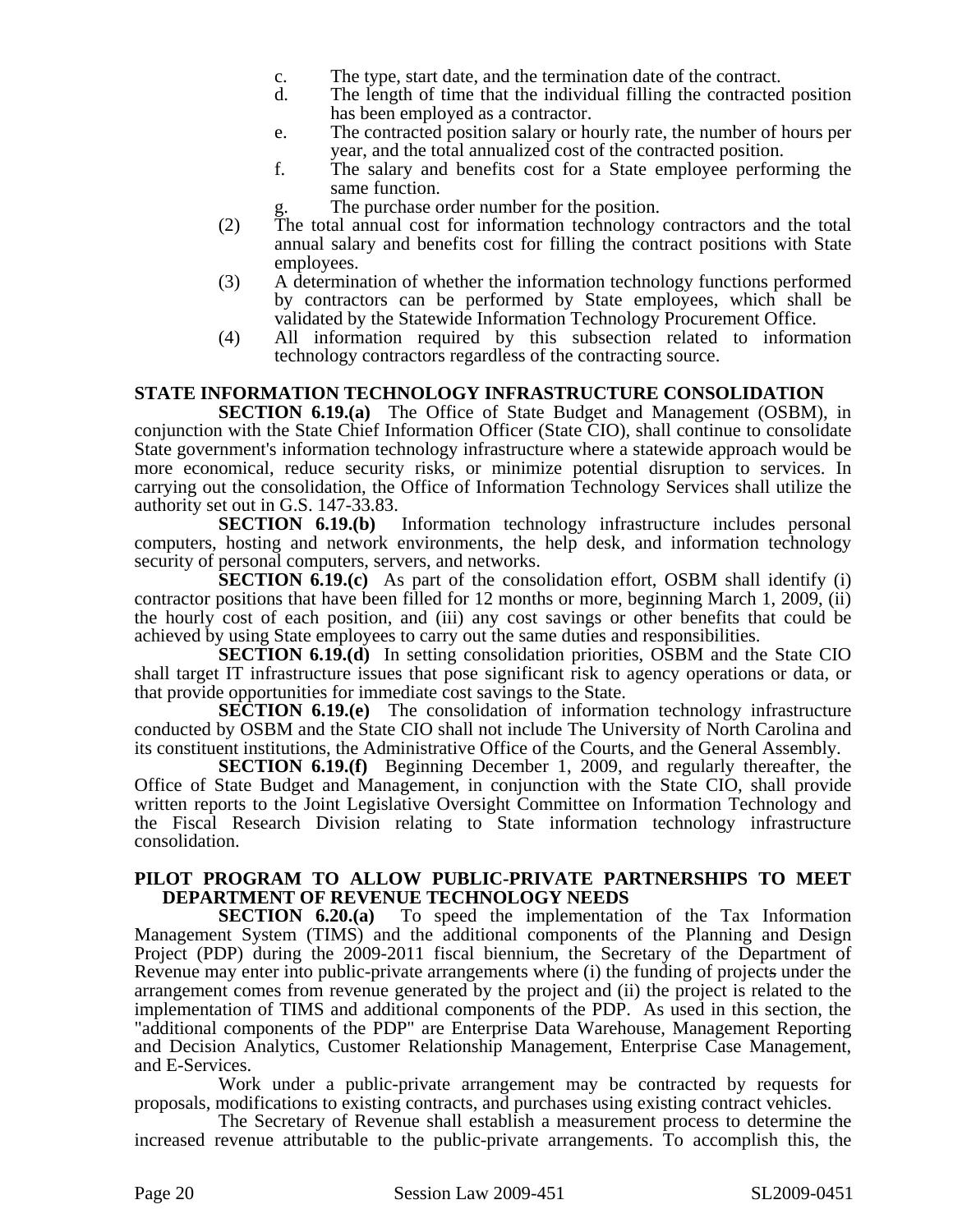c. The type, start date, and the termination date of the contract.
d. The length of time that the individual filling the contracted position has been employed as a contractor.
e. The contracted position salary or hourly rate, the number of hours per year, and the total annualized cost of the contracted position.
f. The salary and benefits cost for a State employee performing the same function.
g. The purchase order number for the position.

(2) The total annual cost for information technology contractors and the total annual salary and benefits cost for filling the contract positions with State employees.

(3) A determination of whether the information technology functions performed by contractors can be performed by State employees, which shall be validated by the Statewide Information Technology Procurement Office.

(4) All information required by this subsection related to information technology contractors regardless of the contracting source.

**STATE INFORMATION TECHNOLOGY INFRASTRUCTURE CONSOLIDATION**

**SECTION 6.19.(a)** The Office of State Budget and Management (OSBM), in conjunction with the State Chief Information Officer (State CIO), shall continue to consolidate State government's information technology infrastructure where a statewide approach would be more economical, reduce security risks, or minimize potential disruption to services. In carrying out the consolidation, the Office of Information Technology Services shall utilize the authority set out in G.S. 147-33.83.

**SECTION 6.19.(b)** Information technology infrastructure includes personal computers, hosting and network environments, the help desk, and information technology security of personal computers, servers, and networks.

**SECTION 6.19.(c)** As part of the consolidation effort, OSBM shall identify (i) contractor positions that have been filled for 12 months or more, beginning March 1, 2009, (ii) the hourly cost of each position, and (iii) any cost savings or other benefits that could be achieved by using State employees to carry out the same duties and responsibilities.

**SECTION 6.19.(d)** In setting consolidation priorities, OSBM and the State CIO shall target IT infrastructure issues that pose significant risk to agency operations or data, or that provide opportunities for immediate cost savings to the State.

**SECTION 6.19.(e)** The consolidation of information technology infrastructure conducted by OSBM and the State CIO shall not include The University of North Carolina and its constituent institutions, the Administrative Office of the Courts, and the General Assembly.

**SECTION 6.19.(f)** Beginning December 1, 2009, and regularly thereafter, the Office of State Budget and Management, in conjunction with the State CIO, shall provide written reports to the Joint Legislative Oversight Committee on Information Technology and the Fiscal Research Division relating to State information technology infrastructure consolidation.

**PILOT PROGRAM TO ALLOW PUBLIC-PRIVATE PARTNERSHIPS TO MEET DEPARTMENT OF REVENUE TECHNOLOGY NEEDS**

**SECTION 6.20.(a)** To speed the implementation of the Tax Information Management System (TIMS) and the additional components of the Planning and Design Project (PDP) during the 2009-2011 fiscal biennium, the Secretary of the Department of Revenue may enter into public-private arrangements where (i) the funding of projects under the arrangement comes from revenue generated by the project and (ii) the project is related to the implementation of TIMS and additional components of the PDP. As used in this section, the "additional components of the PDP" are Enterprise Data Warehouse, Management Reporting and Decision Analytics, Customer Relationship Management, Enterprise Case Management, and E-Services.

Work under a public-private arrangement may be contracted by requests for proposals, modifications to existing contracts, and purchases using existing contract vehicles.

The Secretary of Revenue shall establish a measurement process to determine the increased revenue attributable to the public-private arrangements. To accomplish this, the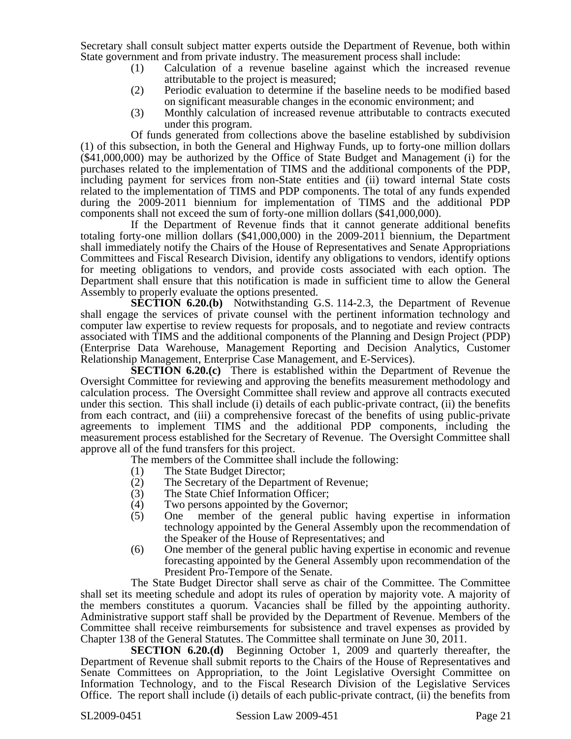Secretary shall consult subject matter experts outside the Department of Revenue, both within State government and from private industry. The measurement process shall include:

(1) Calculation of a revenue baseline against which the increased revenue attributable to the project is measured;
(2) Periodic evaluation to determine if the baseline needs to be modified based on significant measurable changes in the economic environment; and
(3) Monthly calculation of increased revenue attributable to contracts executed under this program.

Of funds generated from collections above the baseline established by subdivision (1) of this subsection, in both the General and Highway Funds, up to forty-one million dollars ($41,000,000) may be authorized by the Office of State Budget and Management (i) for the purchases related to the implementation of TIMS and the additional components of the PDP, including payment for services from non-State entities and (ii) toward internal State costs related to the implementation of TIMS and PDP components. The total of any funds expended during the 2009-2011 biennium for implementation of TIMS and the additional PDP components shall not exceed the sum of forty-one million dollars ($41,000,000).

If the Department of Revenue finds that it cannot generate additional benefits totaling forty-one million dollars ($41,000,000) in the 2009-2011 biennium, the Department shall immediately notify the Chairs of the House of Representatives and Senate Appropriations Committees and Fiscal Research Division, identify any obligations to vendors, identify options for meeting obligations to vendors, and provide costs associated with each option. The Department shall ensure that this notification is made in sufficient time to allow the General Assembly to properly evaluate the options presented.

**SECTION 6.20.(b)** Notwithstanding G.S. 114-2.3, the Department of Revenue shall engage the services of private counsel with the pertinent information technology and computer law expertise to review requests for proposals, and to negotiate and review contracts associated with TIMS and the additional components of the Planning and Design Project (PDP) (Enterprise Data Warehouse, Management Reporting and Decision Analytics, Customer Relationship Management, Enterprise Case Management, and E-Services).

**SECTION 6.20.(c)** There is established within the Department of Revenue the Oversight Committee for reviewing and approving the benefits measurement methodology and calculation process. The Oversight Committee shall review and approve all contracts executed under this section. This shall include (i) details of each public-private contract, (ii) the benefits from each contract, and (iii) a comprehensive forecast of the benefits of using public-private agreements to implement TIMS and the additional PDP components, including the measurement process established for the Secretary of Revenue. The Oversight Committee shall approve all of the fund transfers for this project.

The members of the Committee shall include the following:

(1) The State Budget Director;
(2) The Secretary of the Department of Revenue;
(3) The State Chief Information Officer;
(4) Two persons appointed by the Governor;
(5) One member of the general public having expertise in information technology appointed by the General Assembly upon the recommendation of the Speaker of the House of Representatives; and
(6) One member of the general public having expertise in economic and revenue forecasting appointed by the General Assembly upon recommendation of the President Pro-Tempore of the Senate.

The State Budget Director shall serve as chair of the Committee. The Committee shall set its meeting schedule and adopt its rules of operation by majority vote. A majority of the members constitutes a quorum. Vacancies shall be filled by the appointing authority. Administrative support staff shall be provided by the Department of Revenue. Members of the Committee shall receive reimbursements for subsistence and travel expenses as provided by Chapter 138 of the General Statutes. The Committee shall terminate on June 30, 2011.

**SECTION 6.20.(d)** Beginning October 1, 2009 and quarterly thereafter, the Department of Revenue shall submit reports to the Chairs of the House of Representatives and Senate Committees on Appropriation, to the Joint Legislative Oversight Committee on Information Technology, and to the Fiscal Research Division of the Legislative Services Office. The report shall include (i) details of each public-private contract, (ii) the benefits from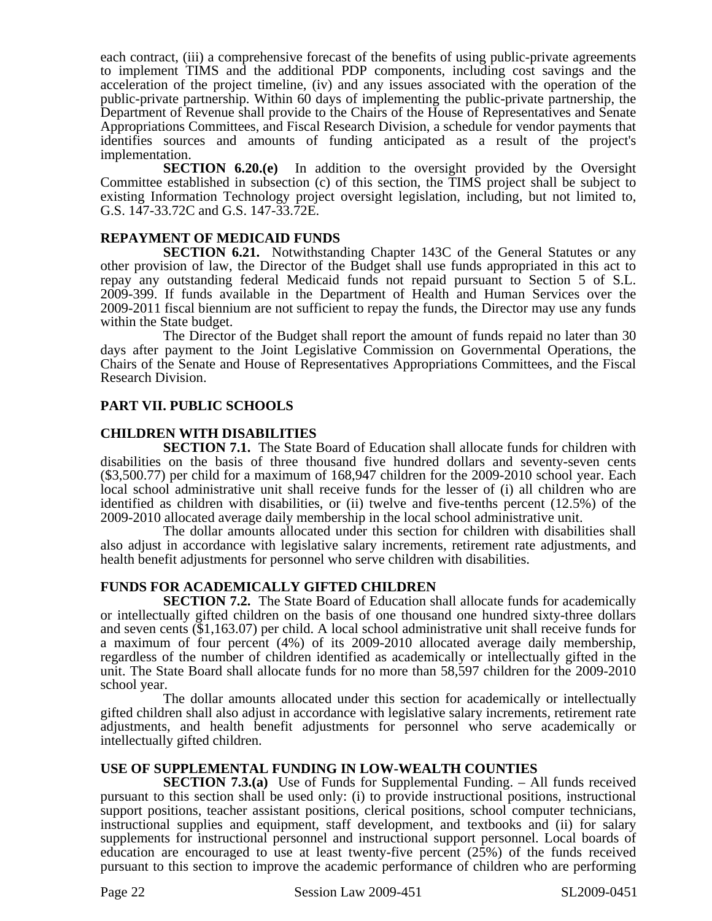each contract, (iii) a comprehensive forecast of the benefits of using public-private agreements to implement TIMS and the additional PDP components, including cost savings and the acceleration of the project timeline, (iv) and any issues associated with the operation of the public-private partnership. Within 60 days of implementing the public-private partnership, the Department of Revenue shall provide to the Chairs of the House of Representatives and Senate Appropriations Committees, and Fiscal Research Division, a schedule for vendor payments that identifies sources and amounts of funding anticipated as a result of the project's implementation.

**SECTION 6.20.(e)** In addition to the oversight provided by the Oversight Committee established in subsection (c) of this section, the TIMS project shall be subject to existing Information Technology project oversight legislation, including, but not limited to, G.S. 147-33.72C and G.S. 147-33.72E.

## REPAYMENT OF MEDICAID FUNDS

**SECTION 6.21.** Notwithstanding Chapter 143C of the General Statutes or any other provision of law, the Director of the Budget shall use funds appropriated in this act to repay any outstanding federal Medicaid funds not repaid pursuant to Section 5 of S.L. 2009-399. If funds available in the Department of Health and Human Services over the 2009-2011 fiscal biennium are not sufficient to repay the funds, the Director may use any funds within the State budget.

The Director of the Budget shall report the amount of funds repaid no later than 30 days after payment to the Joint Legislative Commission on Governmental Operations, the Chairs of the Senate and House of Representatives Appropriations Committees, and the Fiscal Research Division.

# PART VII. PUBLIC SCHOOLS

## CHILDREN WITH DISABILITIES

**SECTION 7.1.** The State Board of Education shall allocate funds for children with disabilities on the basis of three thousand five hundred dollars and seventy-seven cents ($3,500.77) per child for a maximum of 168,947 children for the 2009-2010 school year. Each local school administrative unit shall receive funds for the lesser of (i) all children who are identified as children with disabilities, or (ii) twelve and five-tenths percent (12.5%) of the 2009-2010 allocated average daily membership in the local school administrative unit.

The dollar amounts allocated under this section for children with disabilities shall also adjust in accordance with legislative salary increments, retirement rate adjustments, and health benefit adjustments for personnel who serve children with disabilities.

## FUNDS FOR ACADEMICALLY GIFTED CHILDREN

**SECTION 7.2.** The State Board of Education shall allocate funds for academically or intellectually gifted children on the basis of one thousand one hundred sixty-three dollars and seven cents ($1,163.07) per child. A local school administrative unit shall receive funds for a maximum of four percent (4%) of its 2009-2010 allocated average daily membership, regardless of the number of children identified as academically or intellectually gifted in the unit. The State Board shall allocate funds for no more than 58,597 children for the 2009-2010 school year.

The dollar amounts allocated under this section for academically or intellectually gifted children shall also adjust in accordance with legislative salary increments, retirement rate adjustments, and health benefit adjustments for personnel who serve academically or intellectually gifted children.

## USE OF SUPPLEMENTAL FUNDING IN LOW-WEALTH COUNTIES

**SECTION 7.3.(a)** Use of Funds for Supplemental Funding. – All funds received pursuant to this section shall be used only: (i) to provide instructional positions, instructional support positions, teacher assistant positions, clerical positions, school computer technicians, instructional supplies and equipment, staff development, and textbooks and (ii) for salary supplements for instructional personnel and instructional support personnel. Local boards of education are encouraged to use at least twenty-five percent (25%) of the funds received pursuant to this section to improve the academic performance of children who are performing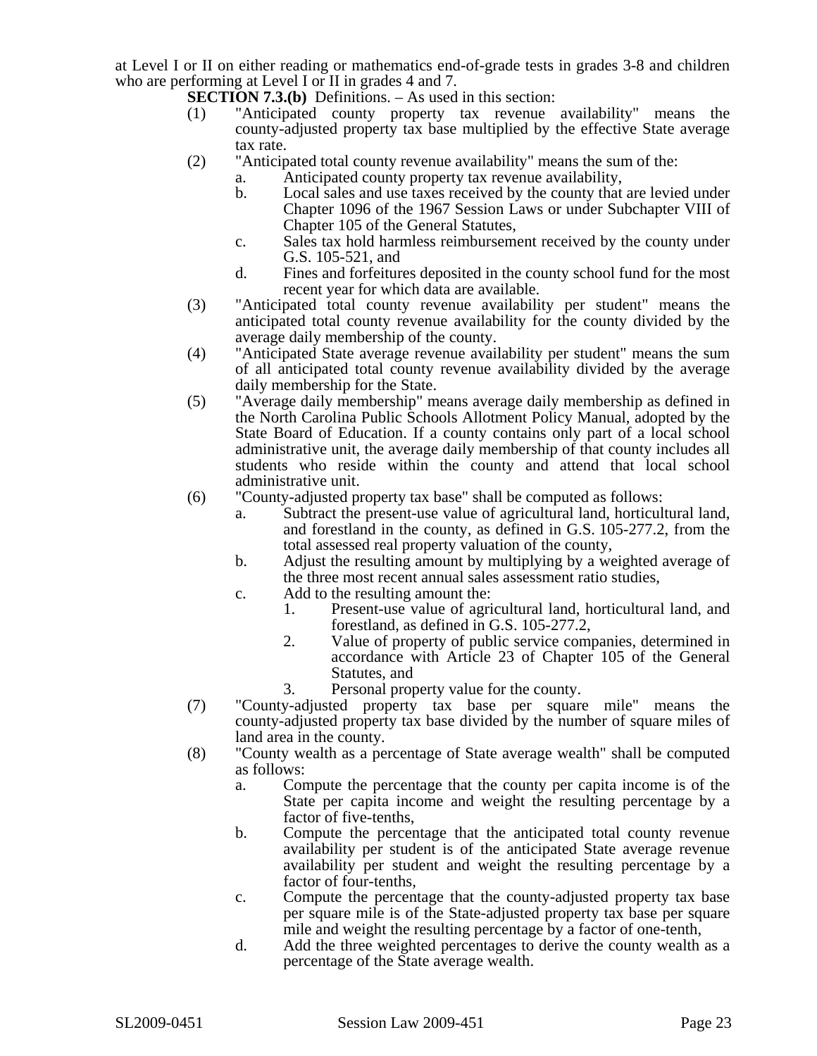at Level I or II on either reading or mathematics end-of-grade tests in grades 3-8 and children who are performing at Level I or II in grades 4 and 7.

**SECTION 7.3.(b)** Definitions. – As used in this section:

(1) "Anticipated county property tax revenue availability" means the county-adjusted property tax base multiplied by the effective State average tax rate.

(2) "Anticipated total county revenue availability" means the sum of the:
  a. Anticipated county property tax revenue availability,
  b. Local sales and use taxes received by the county that are levied under Chapter 1096 of the 1967 Session Laws or under Subchapter VIII of Chapter 105 of the General Statutes,
  c. Sales tax hold harmless reimbursement received by the county under G.S. 105-521, and
  d. Fines and forfeitures deposited in the county school fund for the most recent year for which data are available.

(3) "Anticipated total county revenue availability per student" means the anticipated total county revenue availability for the county divided by the average daily membership of the county.

(4) "Anticipated State average revenue availability per student" means the sum of all anticipated total county revenue availability divided by the average daily membership for the State.

(5) "Average daily membership" means average daily membership as defined in the North Carolina Public Schools Allotment Policy Manual, adopted by the State Board of Education. If a county contains only part of a local school administrative unit, the average daily membership of that county includes all students who reside within the county and attend that local school administrative unit.

(6) "County-adjusted property tax base" shall be computed as follows:
  a. Subtract the present-use value of agricultural land, horticultural land, and forestland in the county, as defined in G.S. 105-277.2, from the total assessed real property valuation of the county,
  b. Adjust the resulting amount by multiplying by a weighted average of the three most recent annual sales assessment ratio studies,
  c. Add to the resulting amount the:
    1. Present-use value of agricultural land, horticultural land, and forestland, as defined in G.S. 105-277.2,
    2. Value of property of public service companies, determined in accordance with Article 23 of Chapter 105 of the General Statutes, and
    3. Personal property value for the county.

(7) "County-adjusted property tax base per square mile" means the county-adjusted property tax base divided by the number of square miles of land area in the county.

(8) "County wealth as a percentage of State average wealth" shall be computed as follows:
  a. Compute the percentage that the county per capita income is of the State per capita income and weight the resulting percentage by a factor of five-tenths,
  b. Compute the percentage that the anticipated total county revenue availability per student is of the anticipated State average revenue availability per student and weight the resulting percentage by a factor of four-tenths,
  c. Compute the percentage that the county-adjusted property tax base per square mile is of the State-adjusted property tax base per square mile and weight the resulting percentage by a factor of one-tenth,
  d. Add the three weighted percentages to derive the county wealth as a percentage of the State average wealth.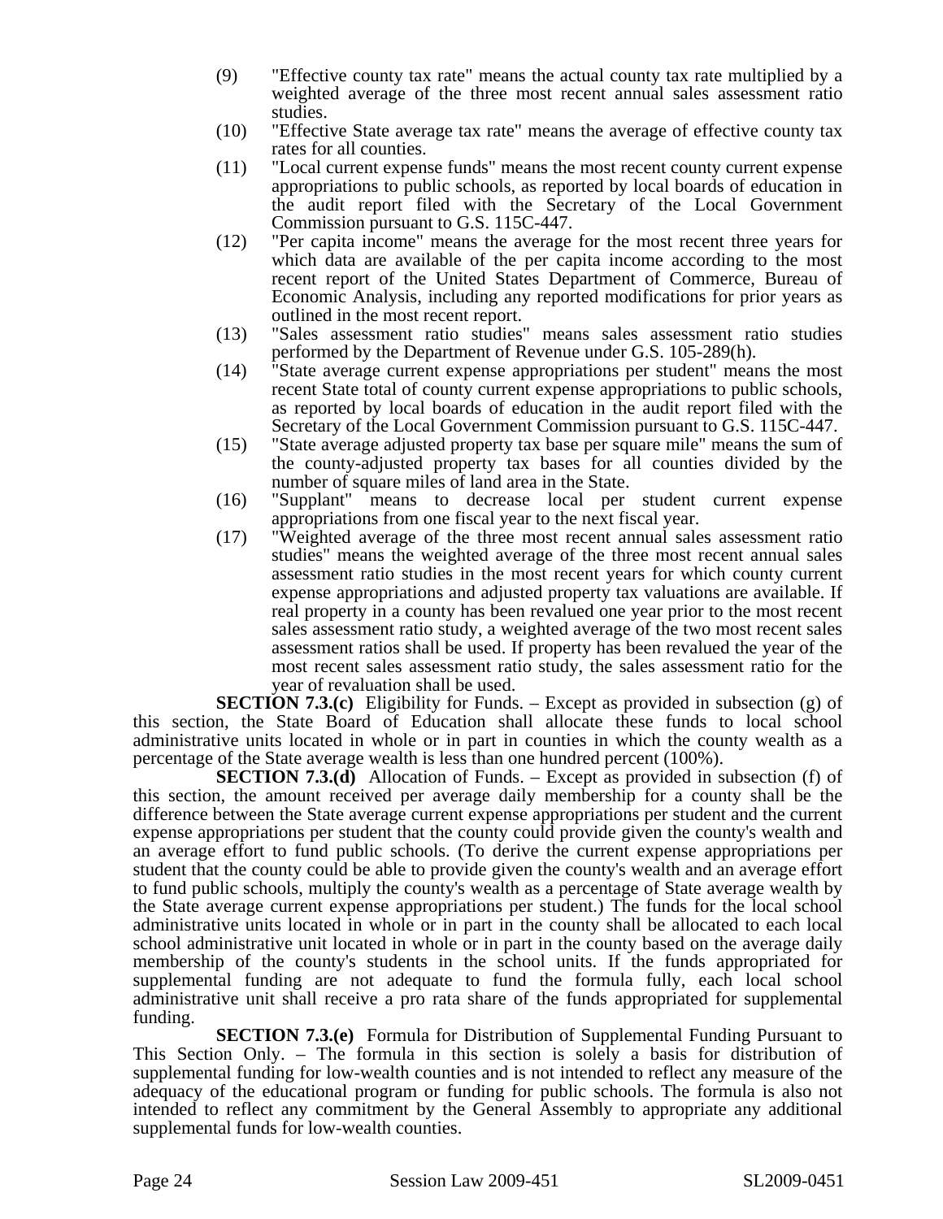(9) "Effective county tax rate" means the actual county tax rate multiplied by a weighted average of the three most recent annual sales assessment ratio studies.

(10) "Effective State average tax rate" means the average of effective county tax rates for all counties.

(11) "Local current expense funds" means the most recent county current expense appropriations to public schools, as reported by local boards of education in the audit report filed with the Secretary of the Local Government Commission pursuant to G.S. 115C-447.

(12) "Per capita income" means the average for the most recent three years for which data are available of the per capita income according to the most recent report of the United States Department of Commerce, Bureau of Economic Analysis, including any reported modifications for prior years as outlined in the most recent report.

(13) "Sales assessment ratio studies" means sales assessment ratio studies performed by the Department of Revenue under G.S. 105-289(h).

(14) "State average current expense appropriations per student" means the most recent State total of county current expense appropriations to public schools, as reported by local boards of education in the audit report filed with the Secretary of the Local Government Commission pursuant to G.S. 115C-447.

(15) "State average adjusted property tax base per square mile" means the sum of the county-adjusted property tax bases for all counties divided by the number of square miles of land area in the State.

(16) "Supplant" means to decrease local per student current expense appropriations from one fiscal year to the next fiscal year.

(17) "Weighted average of the three most recent annual sales assessment ratio studies" means the weighted average of the three most recent annual sales assessment ratio studies in the most recent years for which county current expense appropriations and adjusted property tax valuations are available. If real property in a county has been revalued one year prior to the most recent sales assessment ratio study, a weighted average of the two most recent sales assessment ratios shall be used. If property has been revalued the year of the most recent sales assessment ratio study, the sales assessment ratio for the year of revaluation shall be used.

**SECTION 7.3.(c)** Eligibility for Funds. – Except as provided in subsection (g) of this section, the State Board of Education shall allocate these funds to local school administrative units located in whole or in part in counties in which the county wealth as a percentage of the State average wealth is less than one hundred percent (100%).

**SECTION 7.3.(d)** Allocation of Funds. – Except as provided in subsection (f) of this section, the amount received per average daily membership for a county shall be the difference between the State average current expense appropriations per student and the current expense appropriations per student that the county could provide given the county's wealth and an average effort to fund public schools. (To derive the current expense appropriations per student that the county could be able to provide given the county's wealth and an average effort to fund public schools, multiply the county's wealth as a percentage of State average wealth by the State average current expense appropriations per student.) The funds for the local school administrative units located in whole or in part in the county shall be allocated to each local school administrative unit located in whole or in part in the county based on the average daily membership of the county's students in the school units. If the funds appropriated for supplemental funding are not adequate to fund the formula fully, each local school administrative unit shall receive a pro rata share of the funds appropriated for supplemental funding.

**SECTION 7.3.(e)** Formula for Distribution of Supplemental Funding Pursuant to This Section Only. – The formula in this section is solely a basis for distribution of supplemental funding for low-wealth counties and is not intended to reflect any measure of the adequacy of the educational program or funding for public schools. The formula is also not intended to reflect any commitment by the General Assembly to appropriate any additional supplemental funds for low-wealth counties.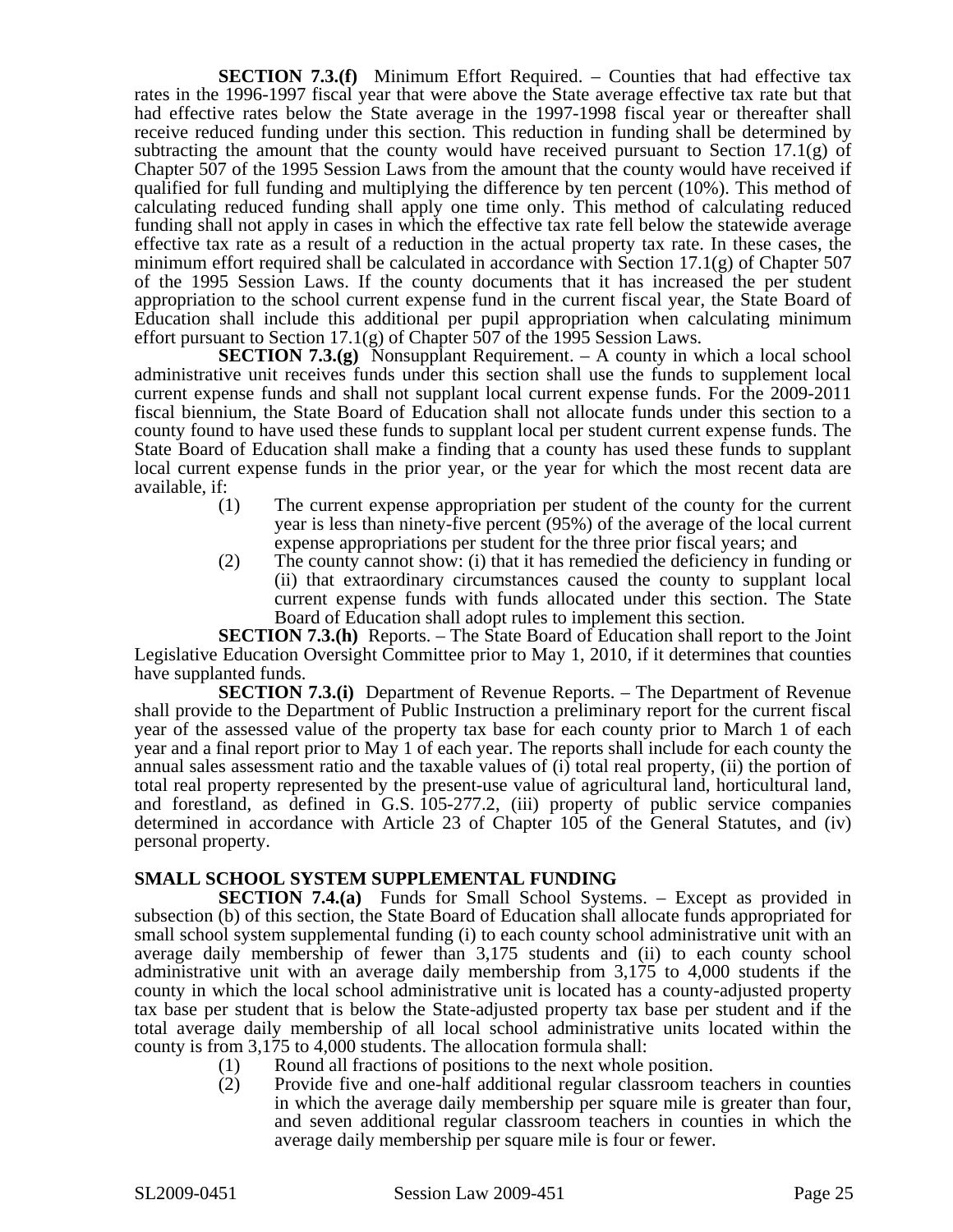**SECTION 7.3.(f)** Minimum Effort Required. – Counties that had effective tax rates in the 1996-1997 fiscal year that were above the State average effective tax rate but that had effective rates below the State average in the 1997-1998 fiscal year or thereafter shall receive reduced funding under this section. This reduction in funding shall be determined by subtracting the amount that the county would have received pursuant to Section 17.1(g) of Chapter 507 of the 1995 Session Laws from the amount that the county would have received if qualified for full funding and multiplying the difference by ten percent (10%). This method of calculating reduced funding shall apply one time only. This method of calculating reduced funding shall not apply in cases in which the effective tax rate fell below the statewide average effective tax rate as a result of a reduction in the actual property tax rate. In these cases, the minimum effort required shall be calculated in accordance with Section 17.1(g) of Chapter 507 of the 1995 Session Laws. If the county documents that it has increased the per student appropriation to the school current expense fund in the current fiscal year, the State Board of Education shall include this additional per pupil appropriation when calculating minimum effort pursuant to Section 17.1(g) of Chapter 507 of the 1995 Session Laws.

**SECTION 7.3.(g)** Nonsupplant Requirement. – A county in which a local school administrative unit receives funds under this section shall use the funds to supplement local current expense funds and shall not supplant local current expense funds. For the 2009-2011 fiscal biennium, the State Board of Education shall not allocate funds under this section to a county found to have used these funds to supplant local per student current expense funds. The State Board of Education shall make a finding that a county has used these funds to supplant local current expense funds in the prior year, or the year for which the most recent data are available, if:

(1) The current expense appropriation per student of the county for the current year is less than ninety-five percent (95%) of the average of the local current expense appropriations per student for the three prior fiscal years; and

(2) The county cannot show: (i) that it has remedied the deficiency in funding or (ii) that extraordinary circumstances caused the county to supplant local current expense funds with funds allocated under this section. The State Board of Education shall adopt rules to implement this section.

**SECTION 7.3.(h)** Reports. – The State Board of Education shall report to the Joint Legislative Education Oversight Committee prior to May 1, 2010, if it determines that counties have supplanted funds.

**SECTION 7.3.(i)** Department of Revenue Reports. – The Department of Revenue shall provide to the Department of Public Instruction a preliminary report for the current fiscal year of the assessed value of the property tax base for each county prior to March 1 of each year and a final report prior to May 1 of each year. The reports shall include for each county the annual sales assessment ratio and the taxable values of (i) total real property, (ii) the portion of total real property represented by the present-use value of agricultural land, horticultural land, and forestland, as defined in G.S. 105-277.2, (iii) property of public service companies determined in accordance with Article 23 of Chapter 105 of the General Statutes, and (iv) personal property.

**SMALL SCHOOL SYSTEM SUPPLEMENTAL FUNDING**

**SECTION 7.4.(a)** Funds for Small School Systems. – Except as provided in subsection (b) of this section, the State Board of Education shall allocate funds appropriated for small school system supplemental funding (i) to each county school administrative unit with an average daily membership of fewer than 3,175 students and (ii) to each county school administrative unit with an average daily membership from 3,175 to 4,000 students if the county in which the local school administrative unit is located has a county-adjusted property tax base per student that is below the State-adjusted property tax base per student and if the total average daily membership of all local school administrative units located within the county is from 3,175 to 4,000 students. The allocation formula shall:

(1) Round all fractions of positions to the next whole position.

(2) Provide five and one-half additional regular classroom teachers in counties in which the average daily membership per square mile is greater than four, and seven additional regular classroom teachers in counties in which the average daily membership per square mile is four or fewer.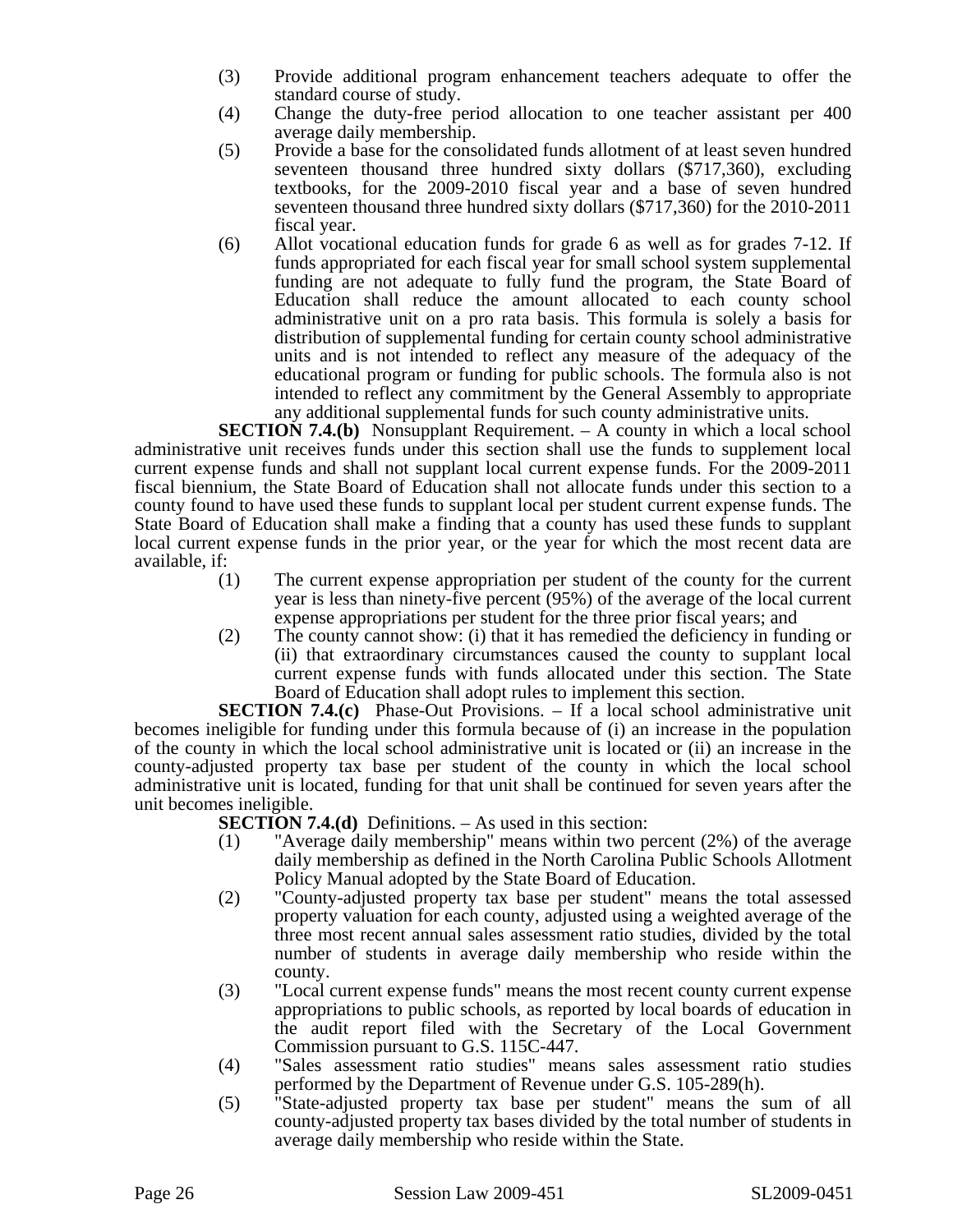(3) Provide additional program enhancement teachers adequate to offer the standard course of study.

(4) Change the duty-free period allocation to one teacher assistant per 400 average daily membership.

(5) Provide a base for the consolidated funds allotment of at least seven hundred seventeen thousand three hundred sixty dollars ($717,360), excluding textbooks, for the 2009-2010 fiscal year and a base of seven hundred seventeen thousand three hundred sixty dollars ($717,360) for the 2010-2011 fiscal year.

(6) Allot vocational education funds for grade 6 as well as for grades 7-12. If funds appropriated for each fiscal year for small school system supplemental funding are not adequate to fully fund the program, the State Board of Education shall reduce the amount allocated to each county school administrative unit on a pro rata basis. This formula is solely a basis for distribution of supplemental funding for certain county school administrative units and is not intended to reflect any measure of the adequacy of the educational program or funding for public schools. The formula also is not intended to reflect any commitment by the General Assembly to appropriate any additional supplemental funds for such county administrative units.

**SECTION 7.4.(b)** Nonsupplant Requirement. – A county in which a local school administrative unit receives funds under this section shall use the funds to supplement local current expense funds and shall not supplant local current expense funds. For the 2009-2011 fiscal biennium, the State Board of Education shall not allocate funds under this section to a county found to have used these funds to supplant local per student current expense funds. The State Board of Education shall make a finding that a county has used these funds to supplant local current expense funds in the prior year, or the year for which the most recent data are available, if:

(1) The current expense appropriation per student of the county for the current year is less than ninety-five percent (95%) of the average of the local current expense appropriations per student for the three prior fiscal years; and

(2) The county cannot show: (i) that it has remedied the deficiency in funding or (ii) that extraordinary circumstances caused the county to supplant local current expense funds with funds allocated under this section. The State Board of Education shall adopt rules to implement this section.

**SECTION 7.4.(c)** Phase-Out Provisions. – If a local school administrative unit becomes ineligible for funding under this formula because of (i) an increase in the population of the county in which the local school administrative unit is located or (ii) an increase in the county-adjusted property tax base per student of the county in which the local school administrative unit is located, funding for that unit shall be continued for seven years after the unit becomes ineligible.

**SECTION 7.4.(d)** Definitions. – As used in this section:

(1) "Average daily membership" means within two percent (2%) of the average daily membership as defined in the North Carolina Public Schools Allotment Policy Manual adopted by the State Board of Education.

(2) "County-adjusted property tax base per student" means the total assessed property valuation for each county, adjusted using a weighted average of the three most recent annual sales assessment ratio studies, divided by the total number of students in average daily membership who reside within the county.

(3) "Local current expense funds" means the most recent county current expense appropriations to public schools, as reported by local boards of education in the audit report filed with the Secretary of the Local Government Commission pursuant to G.S. 115C-447.

(4) "Sales assessment ratio studies" means sales assessment ratio studies performed by the Department of Revenue under G.S. 105-289(h).

(5) "State-adjusted property tax base per student" means the sum of all county-adjusted property tax bases divided by the total number of students in average daily membership who reside within the State.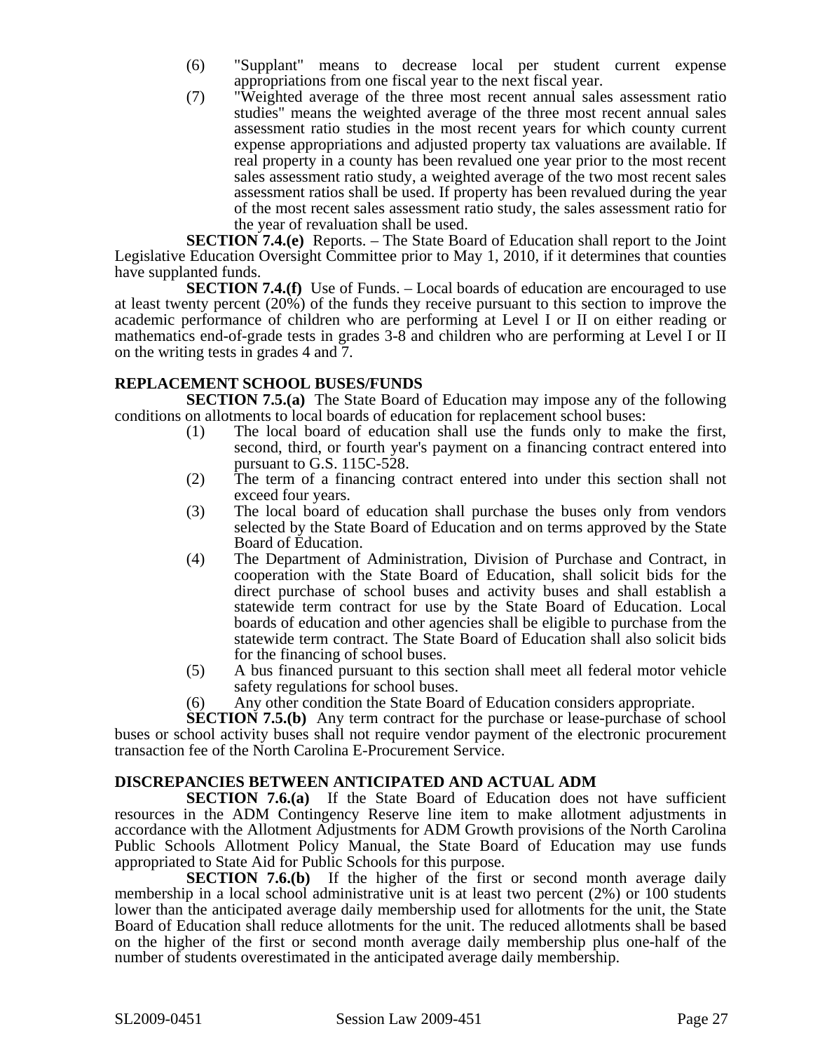(6) "Supplant" means to decrease local per student current expense appropriations from one fiscal year to the next fiscal year.

(7) "Weighted average of the three most recent annual sales assessment ratio studies" means the weighted average of the three most recent annual sales assessment ratio studies in the most recent years for which county current expense appropriations and adjusted property tax valuations are available. If real property in a county has been revalued one year prior to the most recent sales assessment ratio study, a weighted average of the two most recent sales assessment ratios shall be used. If property has been revalued during the year of the most recent sales assessment ratio study, the sales assessment ratio for the year of revaluation shall be used.

**SECTION 7.4.(e)** Reports. – The State Board of Education shall report to the Joint Legislative Education Oversight Committee prior to May 1, 2010, if it determines that counties have supplanted funds.

**SECTION 7.4.(f)** Use of Funds. – Local boards of education are encouraged to use at least twenty percent (20%) of the funds they receive pursuant to this section to improve the academic performance of children who are performing at Level I or II on either reading or mathematics end-of-grade tests in grades 3-8 and children who are performing at Level I or II on the writing tests in grades 4 and 7.

**REPLACEMENT SCHOOL BUSES/FUNDS**

**SECTION 7.5.(a)** The State Board of Education may impose any of the following conditions on allotments to local boards of education for replacement school buses:

(1) The local board of education shall use the funds only to make the first, second, third, or fourth year's payment on a financing contract entered into pursuant to G.S. 115C-528.

(2) The term of a financing contract entered into under this section shall not exceed four years.

(3) The local board of education shall purchase the buses only from vendors selected by the State Board of Education and on terms approved by the State Board of Education.

(4) The Department of Administration, Division of Purchase and Contract, in cooperation with the State Board of Education, shall solicit bids for the direct purchase of school buses and activity buses and shall establish a statewide term contract for use by the State Board of Education. Local boards of education and other agencies shall be eligible to purchase from the statewide term contract. The State Board of Education shall also solicit bids for the financing of school buses.

(5) A bus financed pursuant to this section shall meet all federal motor vehicle safety regulations for school buses.

(6) Any other condition the State Board of Education considers appropriate.

**SECTION 7.5.(b)** Any term contract for the purchase or lease-purchase of school buses or school activity buses shall not require vendor payment of the electronic procurement transaction fee of the North Carolina E-Procurement Service.

**DISCREPANCIES BETWEEN ANTICIPATED AND ACTUAL ADM**

**SECTION 7.6.(a)** If the State Board of Education does not have sufficient resources in the ADM Contingency Reserve line item to make allotment adjustments in accordance with the Allotment Adjustments for ADM Growth provisions of the North Carolina Public Schools Allotment Policy Manual, the State Board of Education may use funds appropriated to State Aid for Public Schools for this purpose.

**SECTION 7.6.(b)** If the higher of the first or second month average daily membership in a local school administrative unit is at least two percent (2%) or 100 students lower than the anticipated average daily membership used for allotments for the unit, the State Board of Education shall reduce allotments for the unit. The reduced allotments shall be based on the higher of the first or second month average daily membership plus one-half of the number of students overestimated in the anticipated average daily membership.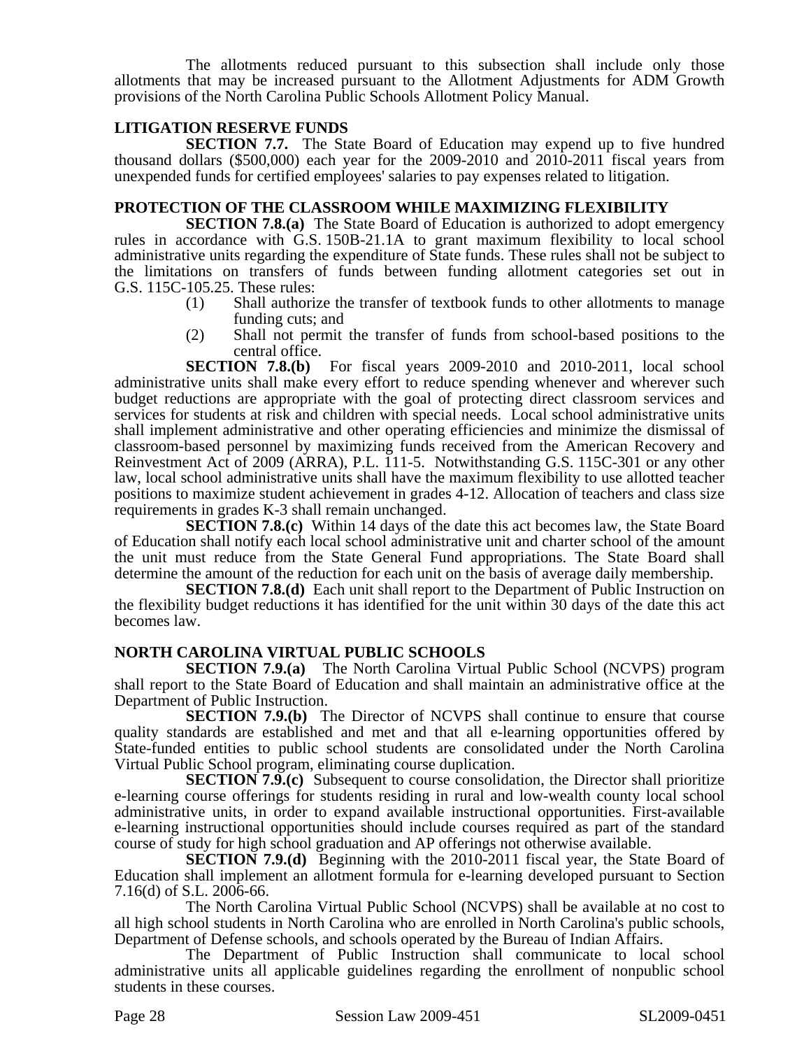The allotments reduced pursuant to this subsection shall include only those allotments that may be increased pursuant to the Allotment Adjustments for ADM Growth provisions of the North Carolina Public Schools Allotment Policy Manual.

### LITIGATION RESERVE FUNDS

**SECTION 7.7.** The State Board of Education may expend up to five hundred thousand dollars ($500,000) each year for the 2009-2010 and 2010-2011 fiscal years from unexpended funds for certified employees' salaries to pay expenses related to litigation.

### PROTECTION OF THE CLASSROOM WHILE MAXIMIZING FLEXIBILITY

**SECTION 7.8.(a)** The State Board of Education is authorized to adopt emergency rules in accordance with G.S. 150B-21.1A to grant maximum flexibility to local school administrative units regarding the expenditure of State funds. These rules shall not be subject to the limitations on transfers of funds between funding allotment categories set out in G.S. 115C-105.25. These rules:

(1) Shall authorize the transfer of textbook funds to other allotments to manage funding cuts; and

(2) Shall not permit the transfer of funds from school-based positions to the central office.

**SECTION 7.8.(b)** For fiscal years 2009-2010 and 2010-2011, local school administrative units shall make every effort to reduce spending whenever and wherever such budget reductions are appropriate with the goal of protecting direct classroom services and services for students at risk and children with special needs. Local school administrative units shall implement administrative and other operating efficiencies and minimize the dismissal of classroom-based personnel by maximizing funds received from the American Recovery and Reinvestment Act of 2009 (ARRA), P.L. 111-5. Notwithstanding G.S. 115C-301 or any other law, local school administrative units shall have the maximum flexibility to use allotted teacher positions to maximize student achievement in grades 4-12. Allocation of teachers and class size requirements in grades K-3 shall remain unchanged.

**SECTION 7.8.(c)** Within 14 days of the date this act becomes law, the State Board of Education shall notify each local school administrative unit and charter school of the amount the unit must reduce from the State General Fund appropriations. The State Board shall determine the amount of the reduction for each unit on the basis of average daily membership.

**SECTION 7.8.(d)** Each unit shall report to the Department of Public Instruction on the flexibility budget reductions it has identified for the unit within 30 days of the date this act becomes law.

### NORTH CAROLINA VIRTUAL PUBLIC SCHOOLS

**SECTION 7.9.(a)** The North Carolina Virtual Public School (NCVPS) program shall report to the State Board of Education and shall maintain an administrative office at the Department of Public Instruction.

**SECTION 7.9.(b)** The Director of NCVPS shall continue to ensure that course quality standards are established and met and that all e-learning opportunities offered by State-funded entities to public school students are consolidated under the North Carolina Virtual Public School program, eliminating course duplication.

**SECTION 7.9.(c)** Subsequent to course consolidation, the Director shall prioritize e-learning course offerings for students residing in rural and low-wealth county local school administrative units, in order to expand available instructional opportunities. First-available e-learning instructional opportunities should include courses required as part of the standard course of study for high school graduation and AP offerings not otherwise available.

**SECTION 7.9.(d)** Beginning with the 2010-2011 fiscal year, the State Board of Education shall implement an allotment formula for e-learning developed pursuant to Section 7.16(d) of S.L. 2006-66.

The North Carolina Virtual Public School (NCVPS) shall be available at no cost to all high school students in North Carolina who are enrolled in North Carolina's public schools, Department of Defense schools, and schools operated by the Bureau of Indian Affairs.

The Department of Public Instruction shall communicate to local school administrative units all applicable guidelines regarding the enrollment of nonpublic school students in these courses.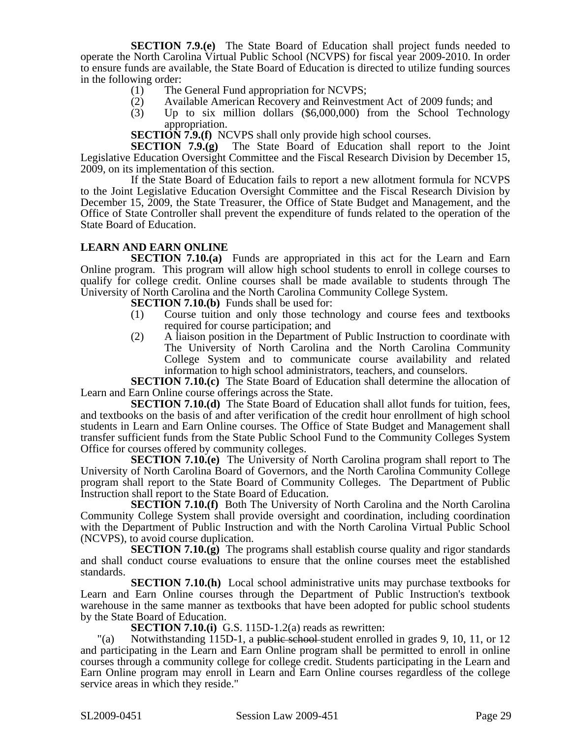**SECTION 7.9.(e)** The State Board of Education shall project funds needed to operate the North Carolina Virtual Public School (NCVPS) for fiscal year 2009-2010. In order to ensure funds are available, the State Board of Education is directed to utilize funding sources in the following order:

(1) The General Fund appropriation for NCVPS;
(2) Available American Recovery and Reinvestment Act of 2009 funds; and
(3) Up to six million dollars ($6,000,000) from the School Technology appropriation.

**SECTION 7.9.(f)** NCVPS shall only provide high school courses.

**SECTION 7.9.(g)** The State Board of Education shall report to the Joint Legislative Education Oversight Committee and the Fiscal Research Division by December 15, 2009, on its implementation of this section.

If the State Board of Education fails to report a new allotment formula for NCVPS to the Joint Legislative Education Oversight Committee and the Fiscal Research Division by December 15, 2009, the State Treasurer, the Office of State Budget and Management, and the Office of State Controller shall prevent the expenditure of funds related to the operation of the State Board of Education.

**LEARN AND EARN ONLINE**

**SECTION 7.10.(a)** Funds are appropriated in this act for the Learn and Earn Online program. This program will allow high school students to enroll in college courses to qualify for college credit. Online courses shall be made available to students through The University of North Carolina and the North Carolina Community College System.

**SECTION 7.10.(b)** Funds shall be used for:

(1) Course tuition and only those technology and course fees and textbooks required for course participation; and
(2) A liaison position in the Department of Public Instruction to coordinate with The University of North Carolina and the North Carolina Community College System and to communicate course availability and related information to high school administrators, teachers, and counselors.

**SECTION 7.10.(c)** The State Board of Education shall determine the allocation of Learn and Earn Online course offerings across the State.

**SECTION 7.10.(d)** The State Board of Education shall allot funds for tuition, fees, and textbooks on the basis of and after verification of the credit hour enrollment of high school students in Learn and Earn Online courses. The Office of State Budget and Management shall transfer sufficient funds from the State Public School Fund to the Community Colleges System Office for courses offered by community colleges.

**SECTION 7.10.(e)** The University of North Carolina program shall report to The University of North Carolina Board of Governors, and the North Carolina Community College program shall report to the State Board of Community Colleges. The Department of Public Instruction shall report to the State Board of Education.

**SECTION 7.10.(f)** Both The University of North Carolina and the North Carolina Community College System shall provide oversight and coordination, including coordination with the Department of Public Instruction and with the North Carolina Virtual Public School (NCVPS), to avoid course duplication.

**SECTION 7.10.(g)** The programs shall establish course quality and rigor standards and shall conduct course evaluations to ensure that the online courses meet the established standards.

**SECTION 7.10.(h)** Local school administrative units may purchase textbooks for Learn and Earn Online courses through the Department of Public Instruction's textbook warehouse in the same manner as textbooks that have been adopted for public school students by the State Board of Education.

**SECTION 7.10.(i)** G.S. 115D-1.2(a) reads as rewritten:

"(a) Notwithstanding 115D-1, a ~~public school~~ student enrolled in grades 9, 10, 11, or 12 and participating in the Learn and Earn Online program shall be permitted to enroll in online courses through a community college for college credit. Students participating in the Learn and Earn Online program may enroll in Learn and Earn Online courses regardless of the college service areas in which they reside."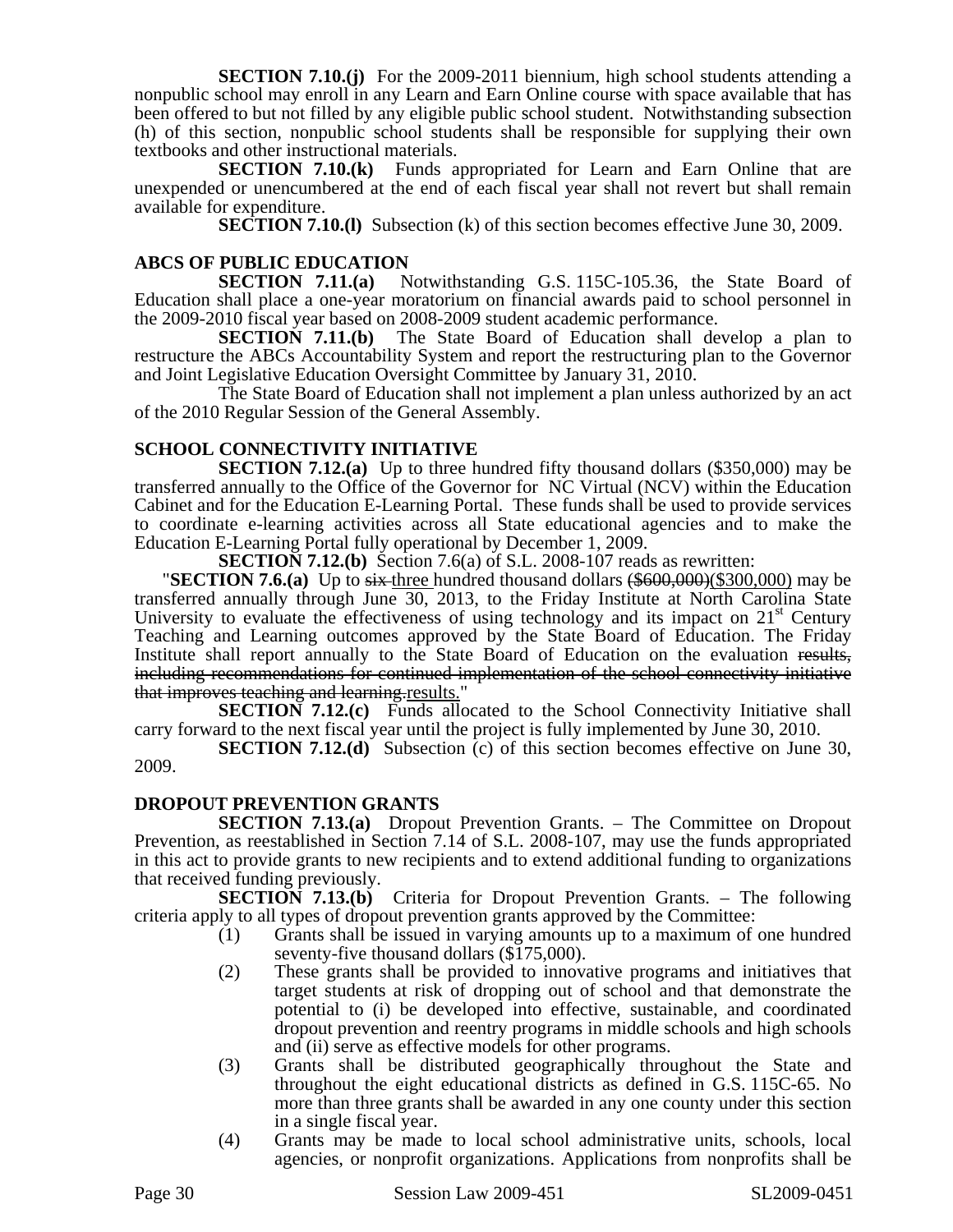**SECTION 7.10.(j)** For the 2009-2011 biennium, high school students attending a nonpublic school may enroll in any Learn and Earn Online course with space available that has been offered to but not filled by any eligible public school student. Notwithstanding subsection (h) of this section, nonpublic school students shall be responsible for supplying their own textbooks and other instructional materials.

**SECTION 7.10.(k)** Funds appropriated for Learn and Earn Online that are unexpended or unencumbered at the end of each fiscal year shall not revert but shall remain available for expenditure.

**SECTION 7.10.(l)** Subsection (k) of this section becomes effective June 30, 2009.

### ABCS OF PUBLIC EDUCATION

**SECTION 7.11.(a)** Notwithstanding G.S. 115C-105.36, the State Board of Education shall place a one-year moratorium on financial awards paid to school personnel in the 2009-2010 fiscal year based on 2008-2009 student academic performance.

**SECTION 7.11.(b)** The State Board of Education shall develop a plan to restructure the ABCs Accountability System and report the restructuring plan to the Governor and Joint Legislative Education Oversight Committee by January 31, 2010.

The State Board of Education shall not implement a plan unless authorized by an act of the 2010 Regular Session of the General Assembly.

### SCHOOL CONNECTIVITY INITIATIVE

**SECTION 7.12.(a)** Up to three hundred fifty thousand dollars ($350,000) may be transferred annually to the Office of the Governor for NC Virtual (NCV) within the Education Cabinet and for the Education E-Learning Portal. These funds shall be used to provide services to coordinate e-learning activities across all State educational agencies and to make the Education E-Learning Portal fully operational by December 1, 2009.

**SECTION 7.12.(b)** Section 7.6(a) of S.L. 2008-107 reads as rewritten:

"**SECTION 7.6.(a)** Up to ~~six~~ <u>three</u> hundred thousand dollars ~~($600,000)~~<u>($300,000)</u> may be transferred annually through June 30, 2013, to the Friday Institute at North Carolina State University to evaluate the effectiveness of using technology and its impact on 21st Century Teaching and Learning outcomes approved by the State Board of Education. The Friday Institute shall report annually to the State Board of Education on the evaluation ~~results, including recommendations for continued implementation of the school connectivity initiative that improves teaching and learning.~~<u>results.</u>"

**SECTION 7.12.(c)** Funds allocated to the School Connectivity Initiative shall carry forward to the next fiscal year until the project is fully implemented by June 30, 2010.

**SECTION 7.12.(d)** Subsection (c) of this section becomes effective on June 30, 2009.

### DROPOUT PREVENTION GRANTS

**SECTION 7.13.(a)** Dropout Prevention Grants. – The Committee on Dropout Prevention, as reestablished in Section 7.14 of S.L. 2008-107, may use the funds appropriated in this act to provide grants to new recipients and to extend additional funding to organizations that received funding previously.

**SECTION 7.13.(b)** Criteria for Dropout Prevention Grants. – The following criteria apply to all types of dropout prevention grants approved by the Committee:

(1) Grants shall be issued in varying amounts up to a maximum of one hundred seventy-five thousand dollars ($175,000).

(2) These grants shall be provided to innovative programs and initiatives that target students at risk of dropping out of school and that demonstrate the potential to (i) be developed into effective, sustainable, and coordinated dropout prevention and reentry programs in middle schools and high schools and (ii) serve as effective models for other programs.

(3) Grants shall be distributed geographically throughout the State and throughout the eight educational districts as defined in G.S. 115C-65. No more than three grants shall be awarded in any one county under this section in a single fiscal year.

(4) Grants may be made to local school administrative units, schools, local agencies, or nonprofit organizations. Applications from nonprofits shall be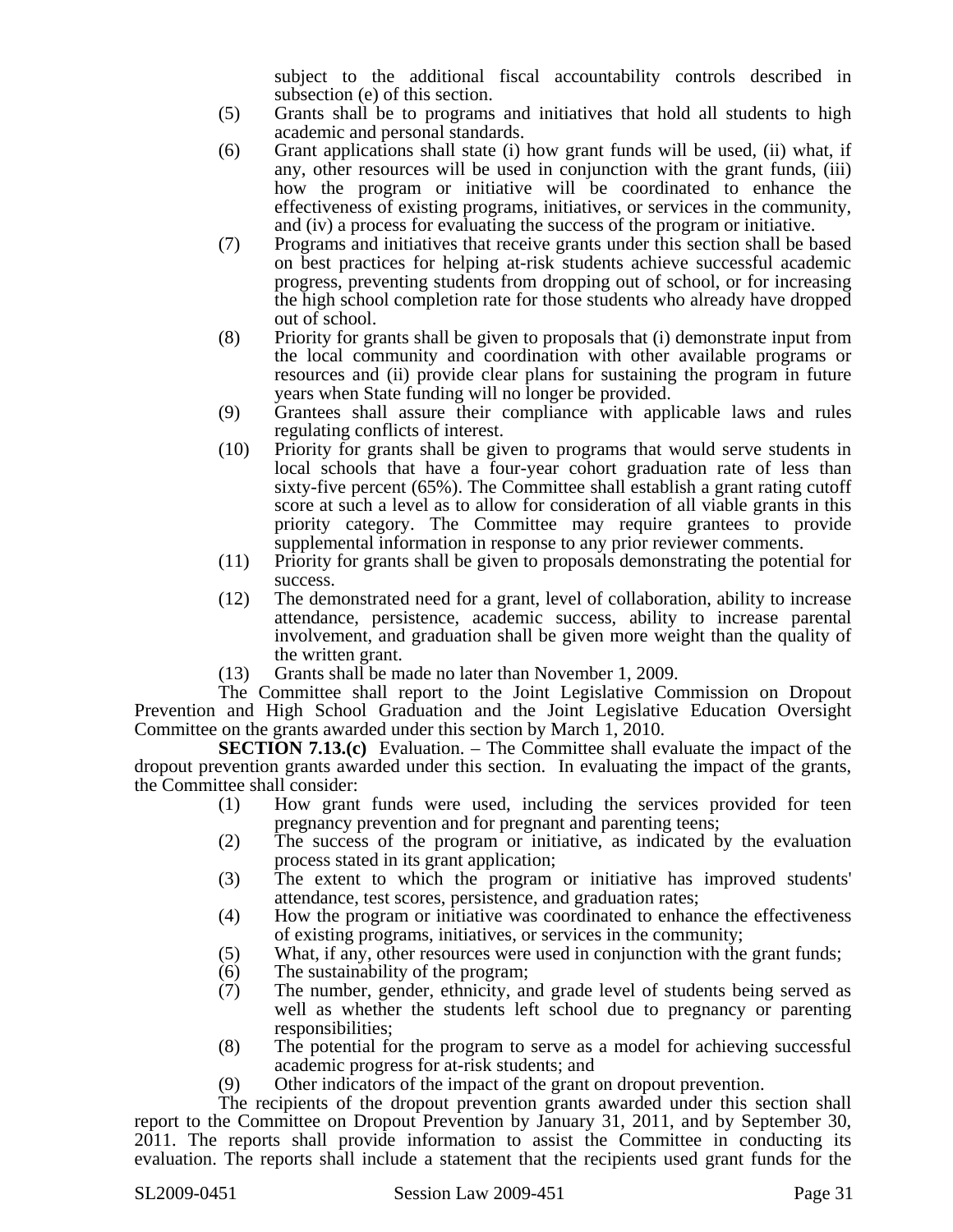subject to the additional fiscal accountability controls described in subsection (e) of this section.

(5) Grants shall be to programs and initiatives that hold all students to high academic and personal standards.

(6) Grant applications shall state (i) how grant funds will be used, (ii) what, if any, other resources will be used in conjunction with the grant funds, (iii) how the program or initiative will be coordinated to enhance the effectiveness of existing programs, initiatives, or services in the community, and (iv) a process for evaluating the success of the program or initiative.

(7) Programs and initiatives that receive grants under this section shall be based on best practices for helping at-risk students achieve successful academic progress, preventing students from dropping out of school, or for increasing the high school completion rate for those students who already have dropped out of school.

(8) Priority for grants shall be given to proposals that (i) demonstrate input from the local community and coordination with other available programs or resources and (ii) provide clear plans for sustaining the program in future years when State funding will no longer be provided.

(9) Grantees shall assure their compliance with applicable laws and rules regulating conflicts of interest.

(10) Priority for grants shall be given to programs that would serve students in local schools that have a four-year cohort graduation rate of less than sixty-five percent (65%). The Committee shall establish a grant rating cutoff score at such a level as to allow for consideration of all viable grants in this priority category. The Committee may require grantees to provide supplemental information in response to any prior reviewer comments.

(11) Priority for grants shall be given to proposals demonstrating the potential for success.

(12) The demonstrated need for a grant, level of collaboration, ability to increase attendance, persistence, academic success, ability to increase parental involvement, and graduation shall be given more weight than the quality of the written grant.

(13) Grants shall be made no later than November 1, 2009.

The Committee shall report to the Joint Legislative Commission on Dropout Prevention and High School Graduation and the Joint Legislative Education Oversight Committee on the grants awarded under this section by March 1, 2010.

**SECTION 7.13.(c)** Evaluation. – The Committee shall evaluate the impact of the dropout prevention grants awarded under this section. In evaluating the impact of the grants, the Committee shall consider:

(1) How grant funds were used, including the services provided for teen pregnancy prevention and for pregnant and parenting teens;

(2) The success of the program or initiative, as indicated by the evaluation process stated in its grant application;

(3) The extent to which the program or initiative has improved students' attendance, test scores, persistence, and graduation rates;

(4) How the program or initiative was coordinated to enhance the effectiveness of existing programs, initiatives, or services in the community;

(5) What, if any, other resources were used in conjunction with the grant funds;

(6) The sustainability of the program;

(7) The number, gender, ethnicity, and grade level of students being served as well as whether the students left school due to pregnancy or parenting responsibilities;

(8) The potential for the program to serve as a model for achieving successful academic progress for at-risk students; and

(9) Other indicators of the impact of the grant on dropout prevention.

The recipients of the dropout prevention grants awarded under this section shall report to the Committee on Dropout Prevention by January 31, 2011, and by September 30, 2011. The reports shall provide information to assist the Committee in conducting its evaluation. The reports shall include a statement that the recipients used grant funds for the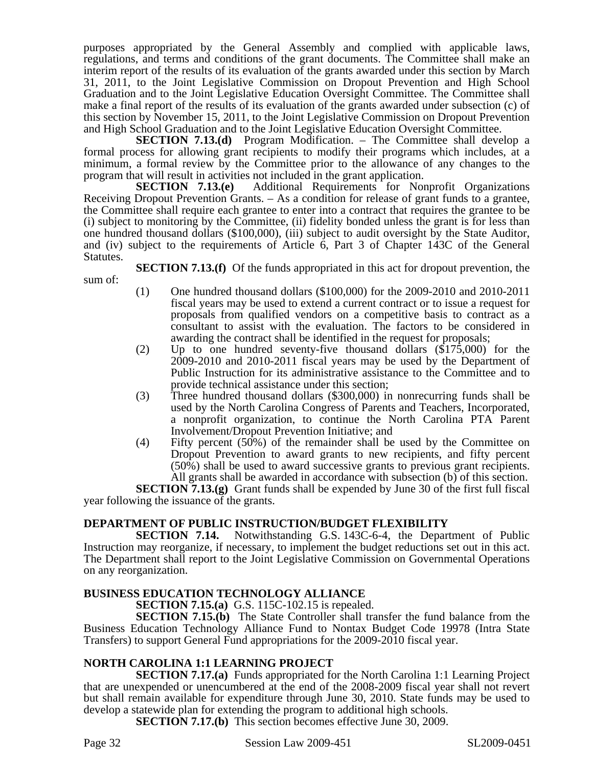purposes appropriated by the General Assembly and complied with applicable laws, regulations, and terms and conditions of the grant documents. The Committee shall make an interim report of the results of its evaluation of the grants awarded under this section by March 31, 2011, to the Joint Legislative Commission on Dropout Prevention and High School Graduation and to the Joint Legislative Education Oversight Committee. The Committee shall make a final report of the results of its evaluation of the grants awarded under subsection (c) of this section by November 15, 2011, to the Joint Legislative Commission on Dropout Prevention and High School Graduation and to the Joint Legislative Education Oversight Committee.

**SECTION 7.13.(d)** Program Modification. – The Committee shall develop a formal process for allowing grant recipients to modify their programs which includes, at a minimum, a formal review by the Committee prior to the allowance of any changes to the program that will result in activities not included in the grant application.

**SECTION 7.13.(e)** Additional Requirements for Nonprofit Organizations Receiving Dropout Prevention Grants. – As a condition for release of grant funds to a grantee, the Committee shall require each grantee to enter into a contract that requires the grantee to be (i) subject to monitoring by the Committee, (ii) fidelity bonded unless the grant is for less than one hundred thousand dollars ($100,000), (iii) subject to audit oversight by the State Auditor, and (iv) subject to the requirements of Article 6, Part 3 of Chapter 143C of the General Statutes.

**SECTION 7.13.(f)** Of the funds appropriated in this act for dropout prevention, the sum of:

(1) One hundred thousand dollars ($100,000) for the 2009-2010 and 2010-2011 fiscal years may be used to extend a current contract or to issue a request for proposals from qualified vendors on a competitive basis to contract as a consultant to assist with the evaluation. The factors to be considered in awarding the contract shall be identified in the request for proposals;

(2) Up to one hundred seventy-five thousand dollars ($175,000) for the 2009-2010 and 2010-2011 fiscal years may be used by the Department of Public Instruction for its administrative assistance to the Committee and to provide technical assistance under this section;

(3) Three hundred thousand dollars ($300,000) in nonrecurring funds shall be used by the North Carolina Congress of Parents and Teachers, Incorporated, a nonprofit organization, to continue the North Carolina PTA Parent Involvement/Dropout Prevention Initiative; and

(4) Fifty percent (50%) of the remainder shall be used by the Committee on Dropout Prevention to award grants to new recipients, and fifty percent (50%) shall be used to award successive grants to previous grant recipients. All grants shall be awarded in accordance with subsection (b) of this section.

**SECTION 7.13.(g)** Grant funds shall be expended by June 30 of the first full fiscal year following the issuance of the grants.

**DEPARTMENT OF PUBLIC INSTRUCTION/BUDGET FLEXIBILITY**

**SECTION 7.14.** Notwithstanding G.S. 143C-6-4, the Department of Public Instruction may reorganize, if necessary, to implement the budget reductions set out in this act. The Department shall report to the Joint Legislative Commission on Governmental Operations on any reorganization.

**BUSINESS EDUCATION TECHNOLOGY ALLIANCE**

**SECTION 7.15.(a)** G.S. 115C-102.15 is repealed.

**SECTION 7.15.(b)** The State Controller shall transfer the fund balance from the Business Education Technology Alliance Fund to Nontax Budget Code 19978 (Intra State Transfers) to support General Fund appropriations for the 2009-2010 fiscal year.

**NORTH CAROLINA 1:1 LEARNING PROJECT**

**SECTION 7.17.(a)** Funds appropriated for the North Carolina 1:1 Learning Project that are unexpended or unencumbered at the end of the 2008-2009 fiscal year shall not revert but shall remain available for expenditure through June 30, 2010. State funds may be used to develop a statewide plan for extending the program to additional high schools.

**SECTION 7.17.(b)** This section becomes effective June 30, 2009.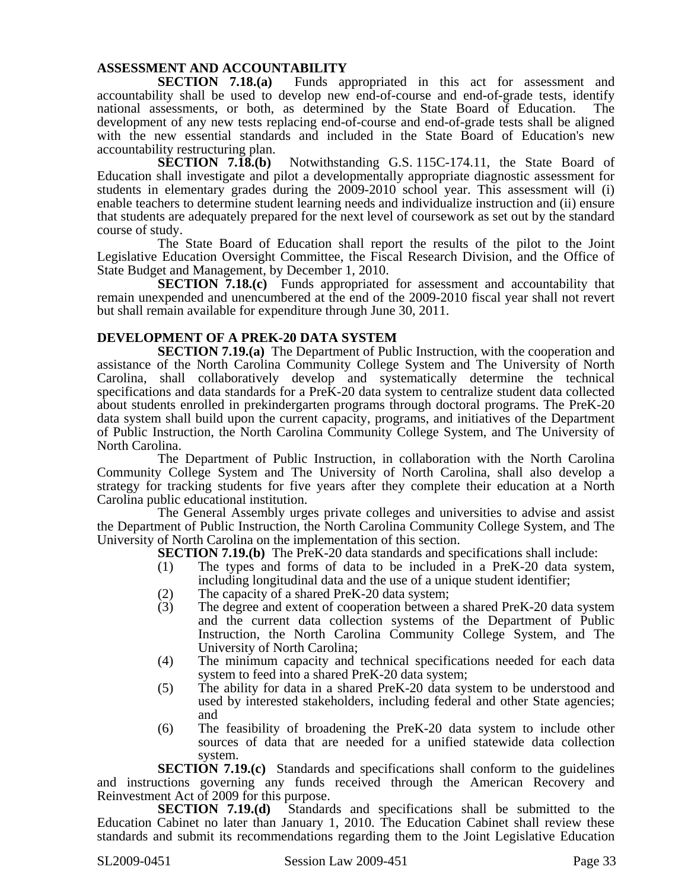### ASSESSMENT AND ACCOUNTABILITY

**SECTION 7.18.(a)** Funds appropriated in this act for assessment and accountability shall be used to develop new end-of-course and end-of-grade tests, identify national assessments, or both, as determined by the State Board of Education. The development of any new tests replacing end-of-course and end-of-grade tests shall be aligned with the new essential standards and included in the State Board of Education's new accountability restructuring plan.

**SECTION 7.18.(b)** Notwithstanding G.S. 115C-174.11, the State Board of Education shall investigate and pilot a developmentally appropriate diagnostic assessment for students in elementary grades during the 2009-2010 school year. This assessment will (i) enable teachers to determine student learning needs and individualize instruction and (ii) ensure that students are adequately prepared for the next level of coursework as set out by the standard course of study.

The State Board of Education shall report the results of the pilot to the Joint Legislative Education Oversight Committee, the Fiscal Research Division, and the Office of State Budget and Management, by December 1, 2010.

**SECTION 7.18.(c)** Funds appropriated for assessment and accountability that remain unexpended and unencumbered at the end of the 2009-2010 fiscal year shall not revert but shall remain available for expenditure through June 30, 2011.

### DEVELOPMENT OF A PREK-20 DATA SYSTEM

**SECTION 7.19.(a)** The Department of Public Instruction, with the cooperation and assistance of the North Carolina Community College System and The University of North Carolina, shall collaboratively develop and systematically determine the technical specifications and data standards for a PreK-20 data system to centralize student data collected about students enrolled in prekindergarten programs through doctoral programs. The PreK-20 data system shall build upon the current capacity, programs, and initiatives of the Department of Public Instruction, the North Carolina Community College System, and The University of North Carolina.

The Department of Public Instruction, in collaboration with the North Carolina Community College System and The University of North Carolina, shall also develop a strategy for tracking students for five years after they complete their education at a North Carolina public educational institution.

The General Assembly urges private colleges and universities to advise and assist the Department of Public Instruction, the North Carolina Community College System, and The University of North Carolina on the implementation of this section.

**SECTION 7.19.(b)** The PreK-20 data standards and specifications shall include:

(1) The types and forms of data to be included in a PreK-20 data system, including longitudinal data and the use of a unique student identifier;

(2) The capacity of a shared PreK-20 data system;

(3) The degree and extent of cooperation between a shared PreK-20 data system and the current data collection systems of the Department of Public Instruction, the North Carolina Community College System, and The University of North Carolina;

(4) The minimum capacity and technical specifications needed for each data system to feed into a shared PreK-20 data system;

(5) The ability for data in a shared PreK-20 data system to be understood and used by interested stakeholders, including federal and other State agencies; and

(6) The feasibility of broadening the PreK-20 data system to include other sources of data that are needed for a unified statewide data collection system.

**SECTION 7.19.(c)** Standards and specifications shall conform to the guidelines and instructions governing any funds received through the American Recovery and Reinvestment Act of 2009 for this purpose.

**SECTION 7.19.(d)** Standards and specifications shall be submitted to the Education Cabinet no later than January 1, 2010. The Education Cabinet shall review these standards and submit its recommendations regarding them to the Joint Legislative Education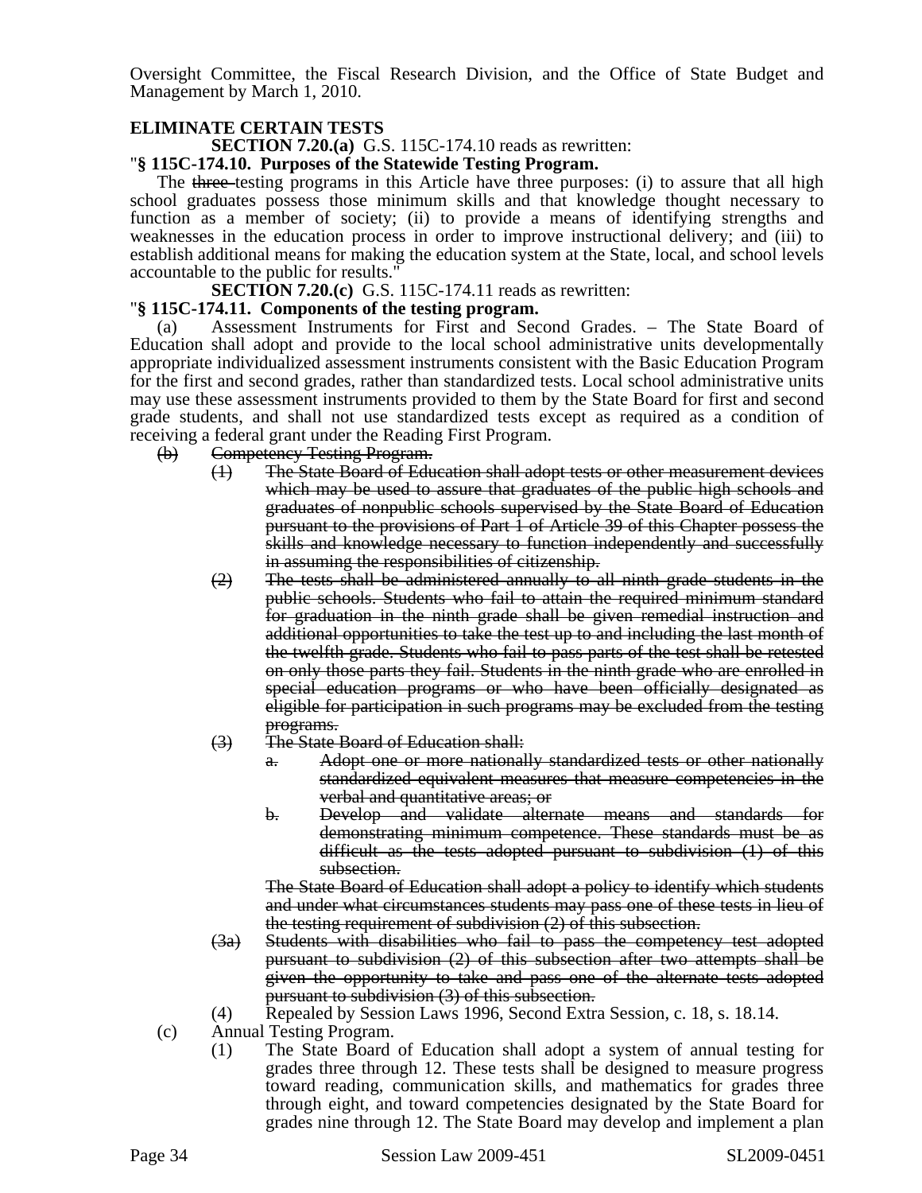Oversight Committee, the Fiscal Research Division, and the Office of State Budget and Management by March 1, 2010.

**ELIMINATE CERTAIN TESTS**

**SECTION 7.20.(a)** G.S. 115C-174.10 reads as rewritten:

"**§ 115C-174.10. Purposes of the Statewide Testing Program.**

The ~~three~~ testing programs in this Article have three purposes: (i) to assure that all high school graduates possess those minimum skills and that knowledge thought necessary to function as a member of society; (ii) to provide a means of identifying strengths and weaknesses in the education process in order to improve instructional delivery; and (iii) to establish additional means for making the education system at the State, local, and school levels accountable to the public for results."

**SECTION 7.20.(c)** G.S. 115C-174.11 reads as rewritten:

"**§ 115C-174.11. Components of the testing program.**

(a) Assessment Instruments for First and Second Grades. – The State Board of Education shall adopt and provide to the local school administrative units developmentally appropriate individualized assessment instruments consistent with the Basic Education Program for the first and second grades, rather than standardized tests. Local school administrative units may use these assessment instruments provided to them by the State Board for first and second grade students, and shall not use standardized tests except as required as a condition of receiving a federal grant under the Reading First Program.

~~(b) Competency Testing Program.~~

~~(1) The State Board of Education shall adopt tests or other measurement devices which may be used to assure that graduates of the public high schools and graduates of nonpublic schools supervised by the State Board of Education pursuant to the provisions of Part 1 of Article 39 of this Chapter possess the skills and knowledge necessary to function independently and successfully in assuming the responsibilities of citizenship.~~

~~(2) The tests shall be administered annually to all ninth grade students in the public schools. Students who fail to attain the required minimum standard for graduation in the ninth grade shall be given remedial instruction and additional opportunities to take the test up to and including the last month of the twelfth grade. Students who fail to pass parts of the test shall be retested on only those parts they fail. Students in the ninth grade who are enrolled in special education programs or who have been officially designated as eligible for participation in such programs may be excluded from the testing programs.~~

~~(3) The State Board of Education shall:~~

~~a. Adopt one or more nationally standardized tests or other nationally standardized equivalent measures that measure competencies in the verbal and quantitative areas; or~~

~~b. Develop and validate alternate means and standards for demonstrating minimum competence. These standards must be as difficult as the tests adopted pursuant to subdivision (1) of this subsection.~~

~~The State Board of Education shall adopt a policy to identify which students and under what circumstances students may pass one of these tests in lieu of the testing requirement of subdivision (2) of this subsection.~~

~~(3a) Students with disabilities who fail to pass the competency test adopted pursuant to subdivision (2) of this subsection after two attempts shall be given the opportunity to take and pass one of the alternate tests adopted pursuant to subdivision (3) of this subsection.~~

(4) Repealed by Session Laws 1996, Second Extra Session, c. 18, s. 18.14.

(c) Annual Testing Program.

(1) The State Board of Education shall adopt a system of annual testing for grades three through 12. These tests shall be designed to measure progress toward reading, communication skills, and mathematics for grades three through eight, and toward competencies designated by the State Board for grades nine through 12. The State Board may develop and implement a plan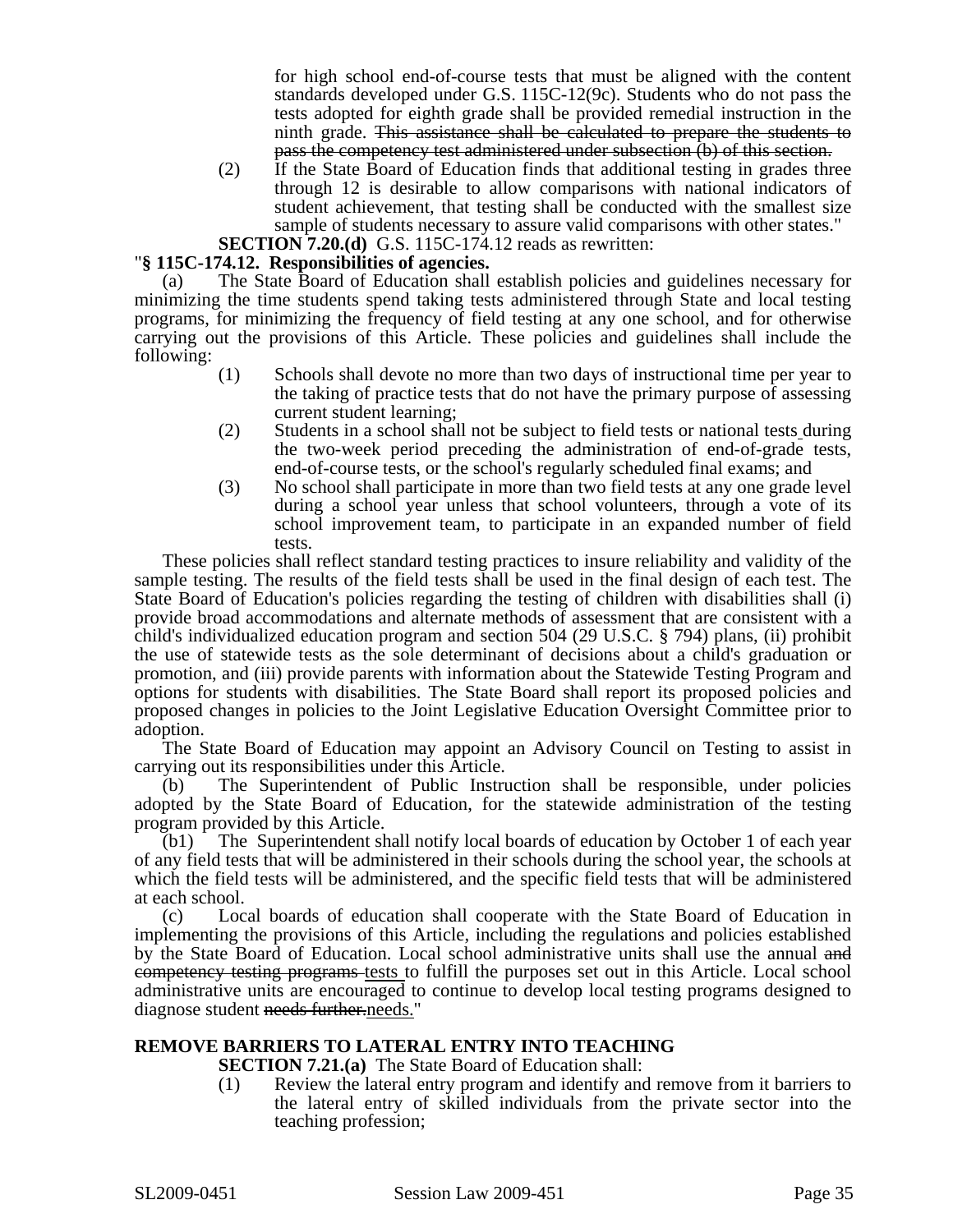for high school end-of-course tests that must be aligned with the content standards developed under G.S. 115C-12(9c). Students who do not pass the tests adopted for eighth grade shall be provided remedial instruction in the ninth grade. ~~This assistance shall be calculated to prepare the students to pass the competency test administered under subsection (b) of this section.~~

(2) If the State Board of Education finds that additional testing in grades three through 12 is desirable to allow comparisons with national indicators of student achievement, that testing shall be conducted with the smallest size sample of students necessary to assure valid comparisons with other states."

**SECTION 7.20.(d)** G.S. 115C-174.12 reads as rewritten:

"**§ 115C-174.12. Responsibilities of agencies.**

(a) The State Board of Education shall establish policies and guidelines necessary for minimizing the time students spend taking tests administered through State and local testing programs, for minimizing the frequency of field testing at any one school, and for otherwise carrying out the provisions of this Article. These policies and guidelines shall include the following:

(1) Schools shall devote no more than two days of instructional time per year to the taking of practice tests that do not have the primary purpose of assessing current student learning;

(2) Students in a school shall not be subject to field tests or national tests during the two-week period preceding the administration of end-of-grade tests, end-of-course tests, or the school's regularly scheduled final exams; and

(3) No school shall participate in more than two field tests at any one grade level during a school year unless that school volunteers, through a vote of its school improvement team, to participate in an expanded number of field tests.

These policies shall reflect standard testing practices to insure reliability and validity of the sample testing. The results of the field tests shall be used in the final design of each test. The State Board of Education's policies regarding the testing of children with disabilities shall (i) provide broad accommodations and alternate methods of assessment that are consistent with a child's individualized education program and section 504 (29 U.S.C. § 794) plans, (ii) prohibit the use of statewide tests as the sole determinant of decisions about a child's graduation or promotion, and (iii) provide parents with information about the Statewide Testing Program and options for students with disabilities. The State Board shall report its proposed policies and proposed changes in policies to the Joint Legislative Education Oversight Committee prior to adoption.

The State Board of Education may appoint an Advisory Council on Testing to assist in carrying out its responsibilities under this Article.

(b) The Superintendent of Public Instruction shall be responsible, under policies adopted by the State Board of Education, for the statewide administration of the testing program provided by this Article.

(b1) The Superintendent shall notify local boards of education by October 1 of each year of any field tests that will be administered in their schools during the school year, the schools at which the field tests will be administered, and the specific field tests that will be administered at each school.

(c) Local boards of education shall cooperate with the State Board of Education in implementing the provisions of this Article, including the regulations and policies established by the State Board of Education. Local school administrative units shall use the annual ~~and competency testing programs~~ tests to fulfill the purposes set out in this Article. Local school administrative units are encouraged to continue to develop local testing programs designed to diagnose student ~~needs further.~~needs."

## REMOVE BARRIERS TO LATERAL ENTRY INTO TEACHING

**SECTION 7.21.(a)** The State Board of Education shall:

(1) Review the lateral entry program and identify and remove from it barriers to the lateral entry of skilled individuals from the private sector into the teaching profession;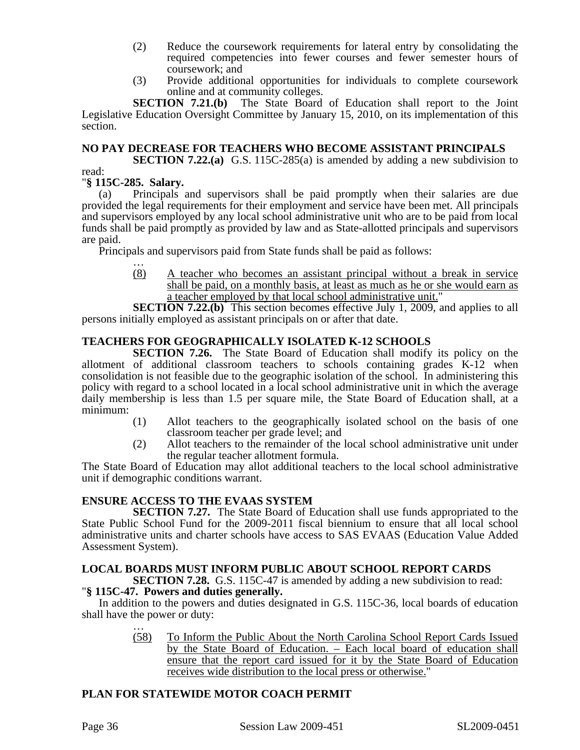(2) Reduce the coursework requirements for lateral entry by consolidating the required competencies into fewer courses and fewer semester hours of coursework; and

(3) Provide additional opportunities for individuals to complete coursework online and at community colleges.

**SECTION 7.21.(b)** The State Board of Education shall report to the Joint Legislative Education Oversight Committee by January 15, 2010, on its implementation of this section.

**NO PAY DECREASE FOR TEACHERS WHO BECOME ASSISTANT PRINCIPALS**

**SECTION 7.22.(a)** G.S. 115C-285(a) is amended by adding a new subdivision to read:

"**§ 115C-285. Salary.**

(a) Principals and supervisors shall be paid promptly when their salaries are due provided the legal requirements for their employment and service have been met. All principals and supervisors employed by any local school administrative unit who are to be paid from local funds shall be paid promptly as provided by law and as State-allotted principals and supervisors are paid.

Principals and supervisors paid from State funds shall be paid as follows:

…

<u>(8) A teacher who becomes an assistant principal without a break in service shall be paid, on a monthly basis, at least as much as he or she would earn as a teacher employed by that local school administrative unit.</u>"

**SECTION 7.22.(b)** This section becomes effective July 1, 2009, and applies to all persons initially employed as assistant principals on or after that date.

**TEACHERS FOR GEOGRAPHICALLY ISOLATED K-12 SCHOOLS**

**SECTION 7.26.** The State Board of Education shall modify its policy on the allotment of additional classroom teachers to schools containing grades K-12 when consolidation is not feasible due to the geographic isolation of the school. In administering this policy with regard to a school located in a local school administrative unit in which the average daily membership is less than 1.5 per square mile, the State Board of Education shall, at a minimum:

(1) Allot teachers to the geographically isolated school on the basis of one classroom teacher per grade level; and

(2) Allot teachers to the remainder of the local school administrative unit under the regular teacher allotment formula.

The State Board of Education may allot additional teachers to the local school administrative unit if demographic conditions warrant.

**ENSURE ACCESS TO THE EVAAS SYSTEM**

**SECTION 7.27.** The State Board of Education shall use funds appropriated to the State Public School Fund for the 2009-2011 fiscal biennium to ensure that all local school administrative units and charter schools have access to SAS EVAAS (Education Value Added Assessment System).

**LOCAL BOARDS MUST INFORM PUBLIC ABOUT SCHOOL REPORT CARDS**

**SECTION 7.28.** G.S. 115C-47 is amended by adding a new subdivision to read:

"**§ 115C-47. Powers and duties generally.**

In addition to the powers and duties designated in G.S. 115C-36, local boards of education shall have the power or duty:

…

<u>(58) To Inform the Public About the North Carolina School Report Cards Issued by the State Board of Education. – Each local board of education shall ensure that the report card issued for it by the State Board of Education receives wide distribution to the local press or otherwise.</u>"

**PLAN FOR STATEWIDE MOTOR COACH PERMIT**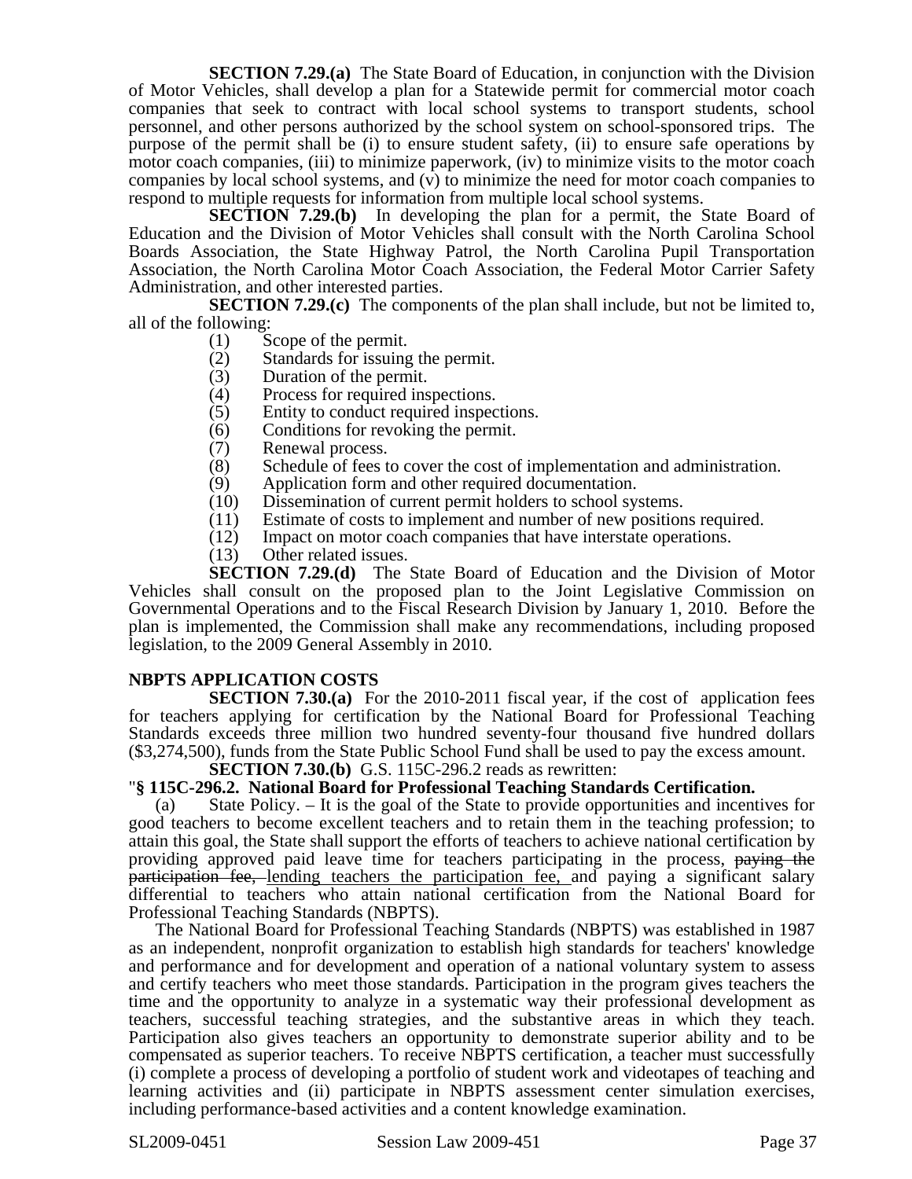**SECTION 7.29.(a)** The State Board of Education, in conjunction with the Division of Motor Vehicles, shall develop a plan for a Statewide permit for commercial motor coach companies that seek to contract with local school systems to transport students, school personnel, and other persons authorized by the school system on school-sponsored trips. The purpose of the permit shall be (i) to ensure student safety, (ii) to ensure safe operations by motor coach companies, (iii) to minimize paperwork, (iv) to minimize visits to the motor coach companies by local school systems, and (v) to minimize the need for motor coach companies to respond to multiple requests for information from multiple local school systems.

**SECTION 7.29.(b)** In developing the plan for a permit, the State Board of Education and the Division of Motor Vehicles shall consult with the North Carolina School Boards Association, the State Highway Patrol, the North Carolina Pupil Transportation Association, the North Carolina Motor Coach Association, the Federal Motor Carrier Safety Administration, and other interested parties.

**SECTION 7.29.(c)** The components of the plan shall include, but not be limited to, all of the following:

(1) Scope of the permit.
(2) Standards for issuing the permit.
(3) Duration of the permit.
(4) Process for required inspections.
(5) Entity to conduct required inspections.
(6) Conditions for revoking the permit.
(7) Renewal process.
(8) Schedule of fees to cover the cost of implementation and administration.
(9) Application form and other required documentation.
(10) Dissemination of current permit holders to school systems.
(11) Estimate of costs to implement and number of new positions required.
(12) Impact on motor coach companies that have interstate operations.
(13) Other related issues.

**SECTION 7.29.(d)** The State Board of Education and the Division of Motor Vehicles shall consult on the proposed plan to the Joint Legislative Commission on Governmental Operations and to the Fiscal Research Division by January 1, 2010. Before the plan is implemented, the Commission shall make any recommendations, including proposed legislation, to the 2009 General Assembly in 2010.

**NBPTS APPLICATION COSTS**

**SECTION 7.30.(a)** For the 2010-2011 fiscal year, if the cost of application fees for teachers applying for certification by the National Board for Professional Teaching Standards exceeds three million two hundred seventy-four thousand five hundred dollars ($3,274,500), funds from the State Public School Fund shall be used to pay the excess amount.

**SECTION 7.30.(b)** G.S. 115C-296.2 reads as rewritten:

"**§ 115C-296.2. National Board for Professional Teaching Standards Certification.**

(a) State Policy. – It is the goal of the State to provide opportunities and incentives for good teachers to become excellent teachers and to retain them in the teaching profession; to attain this goal, the State shall support the efforts of teachers to achieve national certification by providing approved paid leave time for teachers participating in the process, ~~paying the participation fee,~~ <u>lending teachers the participation fee,</u> and paying a significant salary differential to teachers who attain national certification from the National Board for Professional Teaching Standards (NBPTS).

The National Board for Professional Teaching Standards (NBPTS) was established in 1987 as an independent, nonprofit organization to establish high standards for teachers' knowledge and performance and for development and operation of a national voluntary system to assess and certify teachers who meet those standards. Participation in the program gives teachers the time and the opportunity to analyze in a systematic way their professional development as teachers, successful teaching strategies, and the substantive areas in which they teach. Participation also gives teachers an opportunity to demonstrate superior ability and to be compensated as superior teachers. To receive NBPTS certification, a teacher must successfully (i) complete a process of developing a portfolio of student work and videotapes of teaching and learning activities and (ii) participate in NBPTS assessment center simulation exercises, including performance-based activities and a content knowledge examination.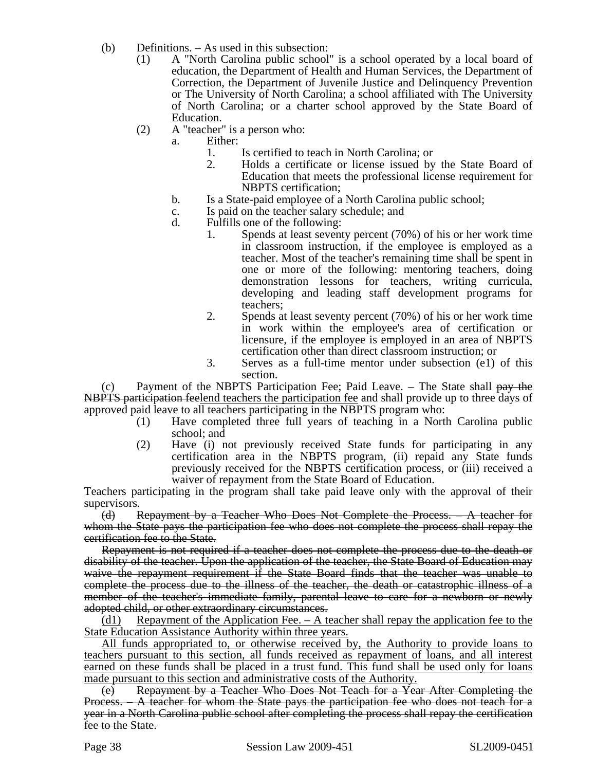(b) Definitions. – As used in this subsection:

(1) A "North Carolina public school" is a school operated by a local board of education, the Department of Health and Human Services, the Department of Correction, the Department of Juvenile Justice and Delinquency Prevention or The University of North Carolina; a school affiliated with The University of North Carolina; or a charter school approved by the State Board of Education.

(2) A "teacher" is a person who:

a. Either:

1. Is certified to teach in North Carolina; or
2. Holds a certificate or license issued by the State Board of Education that meets the professional license requirement for NBPTS certification;

b. Is a State-paid employee of a North Carolina public school;

c. Is paid on the teacher salary schedule; and

d. Fulfills one of the following:

1. Spends at least seventy percent (70%) of his or her work time in classroom instruction, if the employee is employed as a teacher. Most of the teacher's remaining time shall be spent in one or more of the following: mentoring teachers, doing demonstration lessons for teachers, writing curricula, developing and leading staff development programs for teachers;
2. Spends at least seventy percent (70%) of his or her work time in work within the employee's area of certification or licensure, if the employee is employed in an area of NBPTS certification other than direct classroom instruction; or
3. Serves as a full-time mentor under subsection (e1) of this section.

(c) Payment of the NBPTS Participation Fee; Paid Leave. – The State shall ~~pay the NBPTS participation fee~~lend teachers the participation fee and shall provide up to three days of approved paid leave to all teachers participating in the NBPTS program who:

(1) Have completed three full years of teaching in a North Carolina public school; and

(2) Have (i) not previously received State funds for participating in any certification area in the NBPTS program, (ii) repaid any State funds previously received for the NBPTS certification process, or (iii) received a waiver of repayment from the State Board of Education.

Teachers participating in the program shall take paid leave only with the approval of their supervisors.

~~(d) Repayment by a Teacher Who Does Not Complete the Process. – A teacher for whom the State pays the participation fee who does not complete the process shall repay the certification fee to the State.~~

~~Repayment is not required if a teacher does not complete the process due to the death or disability of the teacher. Upon the application of the teacher, the State Board of Education may waive the repayment requirement if the State Board finds that the teacher was unable to complete the process due to the illness of the teacher, the death or catastrophic illness of a member of the teacher's immediate family, parental leave to care for a newborn or newly adopted child, or other extraordinary circumstances.~~

(d1) Repayment of the Application Fee. – A teacher shall repay the application fee to the State Education Assistance Authority within three years.

All funds appropriated to, or otherwise received by, the Authority to provide loans to teachers pursuant to this section, all funds received as repayment of loans, and all interest earned on these funds shall be placed in a trust fund. This fund shall be used only for loans made pursuant to this section and administrative costs of the Authority.

~~(e) Repayment by a Teacher Who Does Not Teach for a Year After Completing the Process. – A teacher for whom the State pays the participation fee who does not teach for a year in a North Carolina public school after completing the process shall repay the certification fee to the State.~~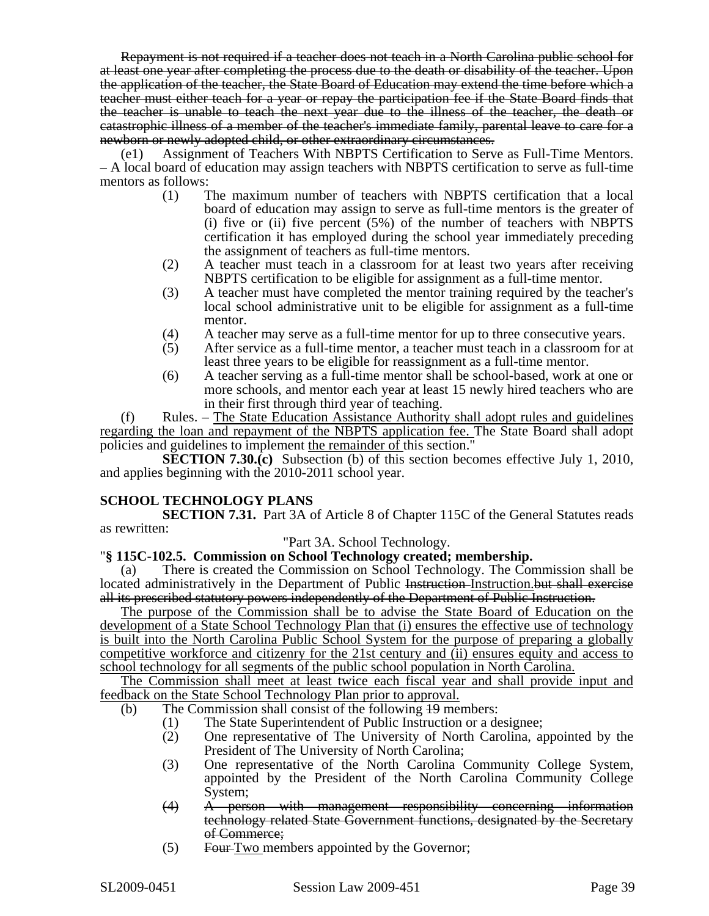~~Repayment is not required if a teacher does not teach in a North Carolina public school for at least one year after completing the process due to the death or disability of the teacher. Upon the application of the teacher, the State Board of Education may extend the time before which a teacher must either teach for a year or repay the participation fee if the State Board finds that the teacher is unable to teach the next year due to the illness of the teacher, the death or catastrophic illness of a member of the teacher's immediate family, parental leave to care for a newborn or newly adopted child, or other extraordinary circumstances.~~

(e1) Assignment of Teachers With NBPTS Certification to Serve as Full-Time Mentors. – A local board of education may assign teachers with NBPTS certification to serve as full-time mentors as follows:

(1) The maximum number of teachers with NBPTS certification that a local board of education may assign to serve as full-time mentors is the greater of (i) five or (ii) five percent (5%) of the number of teachers with NBPTS certification it has employed during the school year immediately preceding the assignment of teachers as full-time mentors.

(2) A teacher must teach in a classroom for at least two years after receiving NBPTS certification to be eligible for assignment as a full-time mentor.

(3) A teacher must have completed the mentor training required by the teacher's local school administrative unit to be eligible for assignment as a full-time mentor.

(4) A teacher may serve as a full-time mentor for up to three consecutive years.

(5) After service as a full-time mentor, a teacher must teach in a classroom for at least three years to be eligible for reassignment as a full-time mentor.

(6) A teacher serving as a full-time mentor shall be school-based, work at one or more schools, and mentor each year at least 15 newly hired teachers who are in their first through third year of teaching.

(f) Rules. – <u>The State Education Assistance Authority shall adopt rules and guidelines regarding the loan and repayment of the NBPTS application fee.</u> The State Board shall adopt policies and guidelines to implement <u>the remainder of</u> this section."

**SECTION 7.30.(c)** Subsection (b) of this section becomes effective July 1, 2010, and applies beginning with the 2010-2011 school year.

**SCHOOL TECHNOLOGY PLANS**

**SECTION 7.31.** Part 3A of Article 8 of Chapter 115C of the General Statutes reads as rewritten:

"Part 3A. School Technology.

"**§ 115C-102.5. Commission on School Technology created; membership.**

(a) There is created the Commission on School Technology. The Commission shall be located administratively in the Department of Public ~~Instruction~~ <u>Instruction.</u>~~but shall exercise all its prescribed statutory powers independently of the Department of Public Instruction.~~

<u>The purpose of the Commission shall be to advise the State Board of Education on the development of a State School Technology Plan that (i) ensures the effective use of technology is built into the North Carolina Public School System for the purpose of preparing a globally competitive workforce and citizenry for the 21st century and (ii) ensures equity and access to school technology for all segments of the public school population in North Carolina.</u>

<u>The Commission shall meet at least twice each fiscal year and shall provide input and feedback on the State School Technology Plan prior to approval.</u>

(b) The Commission shall consist of the following ~~19~~ members:

(1) The State Superintendent of Public Instruction or a designee;

(2) One representative of The University of North Carolina, appointed by the President of The University of North Carolina;

(3) One representative of the North Carolina Community College System, appointed by the President of the North Carolina Community College System;

~~(4) A person with management responsibility concerning information technology related State Government functions, designated by the Secretary of Commerce;~~

(5) ~~Four~~ <u>Two</u> members appointed by the Governor;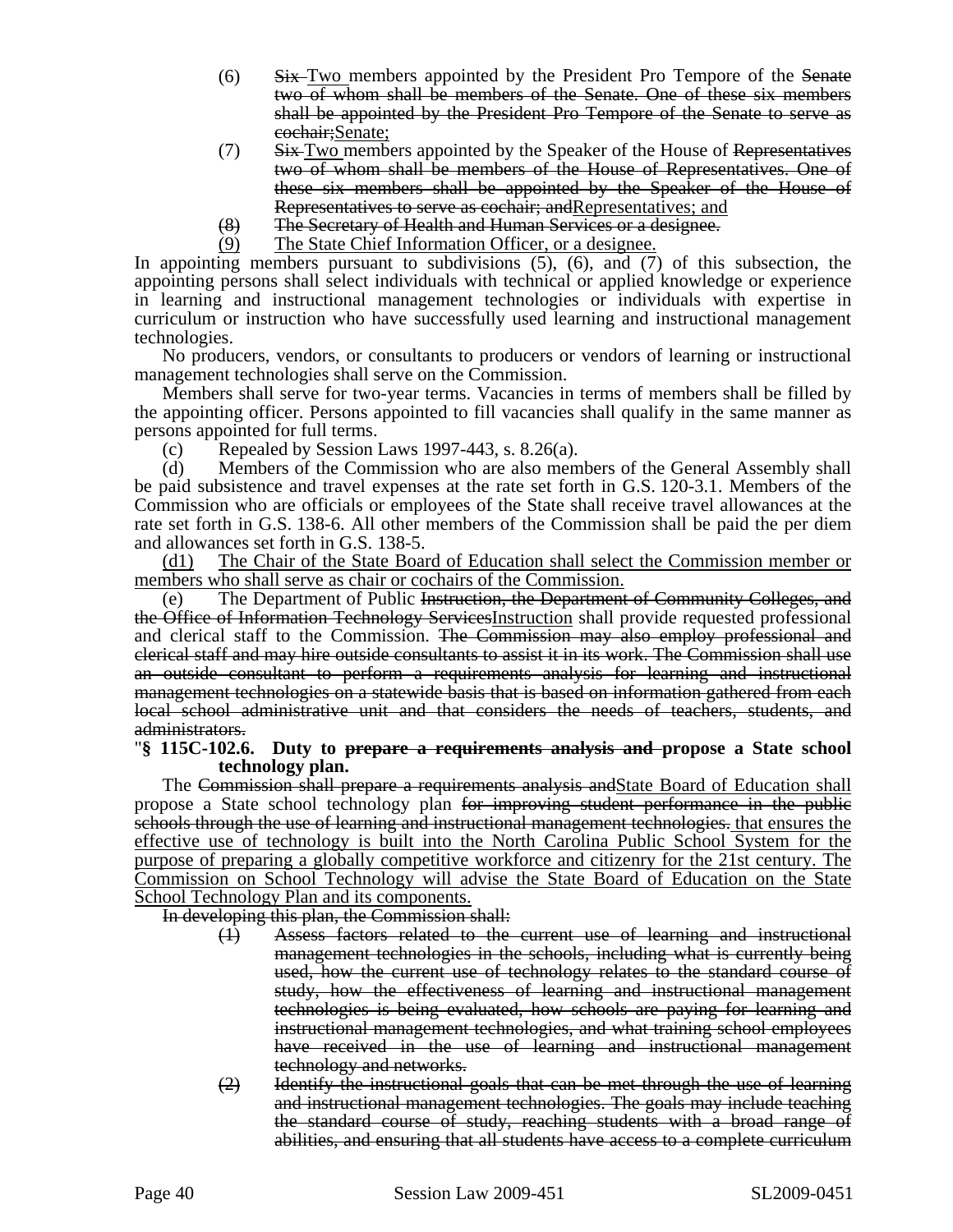(6) ~~Six~~ Two members appointed by the President Pro Tempore of the ~~Senate two of whom shall be members of the Senate. One of these six members shall be appointed by the President Pro Tempore of the Senate to serve as cochair;~~Senate;

(7) ~~Six~~ Two members appointed by the Speaker of the House of ~~Representatives two of whom shall be members of the House of Representatives. One of these six members shall be appointed by the Speaker of the House of Representatives to serve as cochair; and~~Representatives; and

~~(8) The Secretary of Health and Human Services or a designee.~~

(9) The State Chief Information Officer, or a designee.

In appointing members pursuant to subdivisions (5), (6), and (7) of this subsection, the appointing persons shall select individuals with technical or applied knowledge or experience in learning and instructional management technologies or individuals with expertise in curriculum or instruction who have successfully used learning and instructional management technologies.

No producers, vendors, or consultants to producers or vendors of learning or instructional management technologies shall serve on the Commission.

Members shall serve for two-year terms. Vacancies in terms of members shall be filled by the appointing officer. Persons appointed to fill vacancies shall qualify in the same manner as persons appointed for full terms.

(c) Repealed by Session Laws 1997-443, s. 8.26(a).

(d) Members of the Commission who are also members of the General Assembly shall be paid subsistence and travel expenses at the rate set forth in G.S. 120-3.1. Members of the Commission who are officials or employees of the State shall receive travel allowances at the rate set forth in G.S. 138-6. All other members of the Commission shall be paid the per diem and allowances set forth in G.S. 138-5.

(d1) The Chair of the State Board of Education shall select the Commission member or members who shall serve as chair or cochairs of the Commission.

(e) The Department of Public ~~Instruction, the Department of Community Colleges, and the Office of Information Technology Services~~Instruction shall provide requested professional and clerical staff to the Commission. ~~The Commission may also employ professional and clerical staff and may hire outside consultants to assist it in its work. The Commission shall use an outside consultant to perform a requirements analysis for learning and instructional management technologies on a statewide basis that is based on information gathered from each local school administrative unit and that considers the needs of teachers, students, and administrators.~~

"**§ 115C-102.6. Duty to ~~prepare a requirements analysis and~~ propose a State school technology plan.**

The ~~Commission shall prepare a requirements analysis and~~State Board of Education shall propose a State school technology plan ~~for improving student performance in the public schools through the use of learning and instructional management technologies.~~ that ensures the effective use of technology is built into the North Carolina Public School System for the purpose of preparing a globally competitive workforce and citizenry for the 21st century. The Commission on School Technology will advise the State Board of Education on the State School Technology Plan and its components.

~~In developing this plan, the Commission shall:~~

~~(1) Assess factors related to the current use of learning and instructional management technologies in the schools, including what is currently being used, how the current use of technology relates to the standard course of study, how the effectiveness of learning and instructional management technologies is being evaluated, how schools are paying for learning and instructional management technologies, and what training school employees have received in the use of learning and instructional management technology and networks.~~

~~(2) Identify the instructional goals that can be met through the use of learning and instructional management technologies. The goals may include teaching the standard course of study, reaching students with a broad range of abilities, and ensuring that all students have access to a complete curriculum~~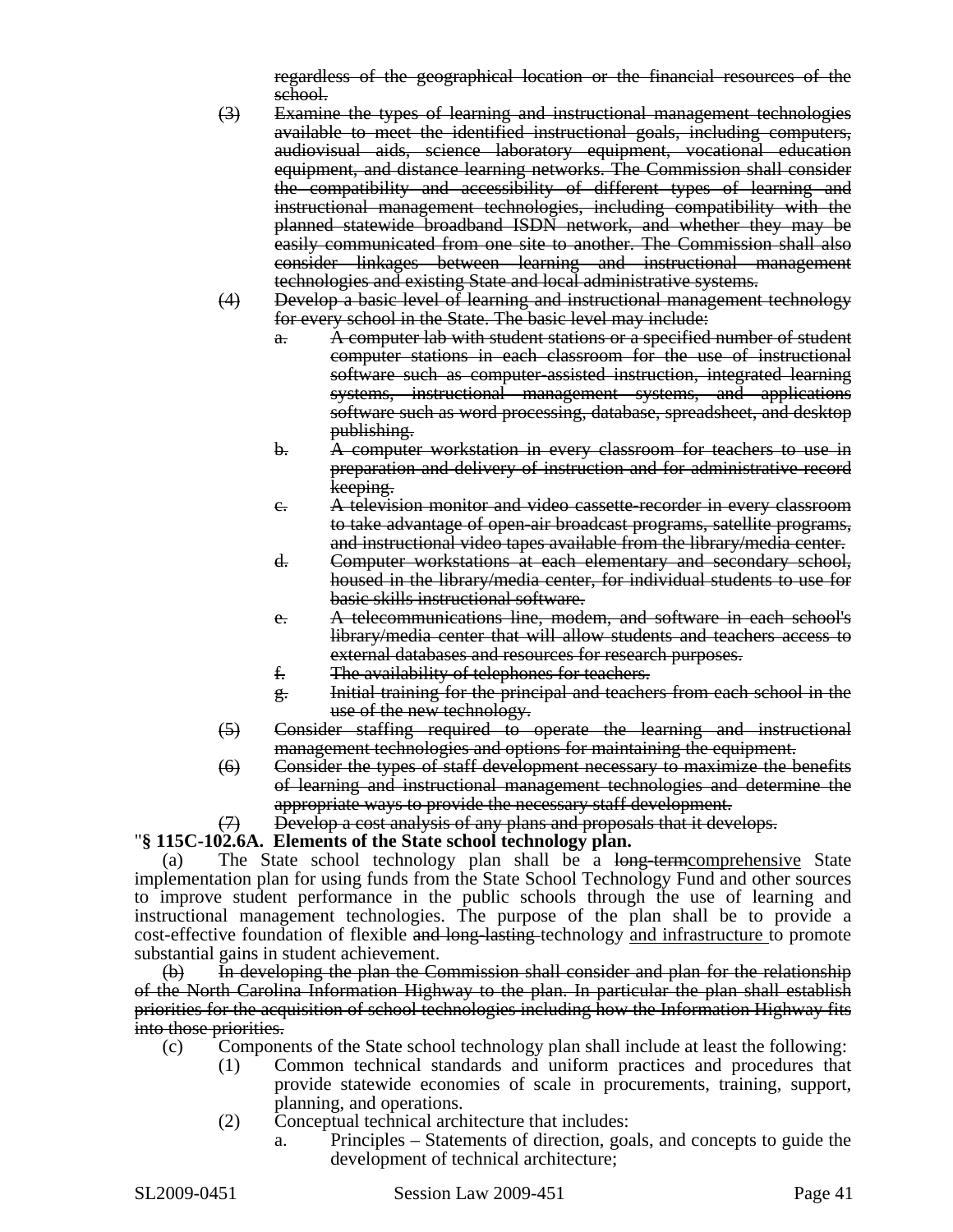~~regardless of the geographical location or the financial resources of the school.~~

~~(3) Examine the types of learning and instructional management technologies available to meet the identified instructional goals, including computers, audiovisual aids, science laboratory equipment, vocational education equipment, and distance learning networks. The Commission shall consider the compatibility and accessibility of different types of learning and instructional management technologies, including compatibility with the planned statewide broadband ISDN network, and whether they may be easily communicated from one site to another. The Commission shall also consider linkages between learning and instructional management technologies and existing State and local administrative systems.~~

~~(4) Develop a basic level of learning and instructional management technology for every school in the State. The basic level may include:~~

~~a. A computer lab with student stations or a specified number of student computer stations in each classroom for the use of instructional software such as computer-assisted instruction, integrated learning systems, instructional management systems, and applications software such as word processing, database, spreadsheet, and desktop publishing.~~

~~b. A computer workstation in every classroom for teachers to use in preparation and delivery of instruction and for administrative record keeping.~~

~~c. A television monitor and video cassette-recorder in every classroom to take advantage of open-air broadcast programs, satellite programs, and instructional video tapes available from the library/media center.~~

~~d. Computer workstations at each elementary and secondary school, housed in the library/media center, for individual students to use for basic skills instructional software.~~

~~e. A telecommunications line, modem, and software in each school's library/media center that will allow students and teachers access to external databases and resources for research purposes.~~

~~f. The availability of telephones for teachers.~~

~~g. Initial training for the principal and teachers from each school in the use of the new technology.~~

~~(5) Consider staffing required to operate the learning and instructional management technologies and options for maintaining the equipment.~~

~~(6) Consider the types of staff development necessary to maximize the benefits of learning and instructional management technologies and determine the appropriate ways to provide the necessary staff development.~~

~~(7) Develop a cost analysis of any plans and proposals that it develops.~~

"**§ 115C-102.6A. Elements of the State school technology plan.**

(a) The State school technology plan shall be a ~~long-term~~<u>comprehensive</u> State implementation plan for using funds from the State School Technology Fund and other sources to improve student performance in the public schools through the use of learning and instructional management technologies. The purpose of the plan shall be to provide a cost-effective foundation of flexible ~~and long-lasting~~ technology <u>and infrastructure</u> to promote substantial gains in student achievement.

~~(b) In developing the plan the Commission shall consider and plan for the relationship of the North Carolina Information Highway to the plan. In particular the plan shall establish priorities for the acquisition of school technologies including how the Information Highway fits into those priorities.~~

(c) Components of the State school technology plan shall include at least the following:

(1) Common technical standards and uniform practices and procedures that provide statewide economies of scale in procurements, training, support, planning, and operations.

(2) Conceptual technical architecture that includes:

a. Principles – Statements of direction, goals, and concepts to guide the development of technical architecture;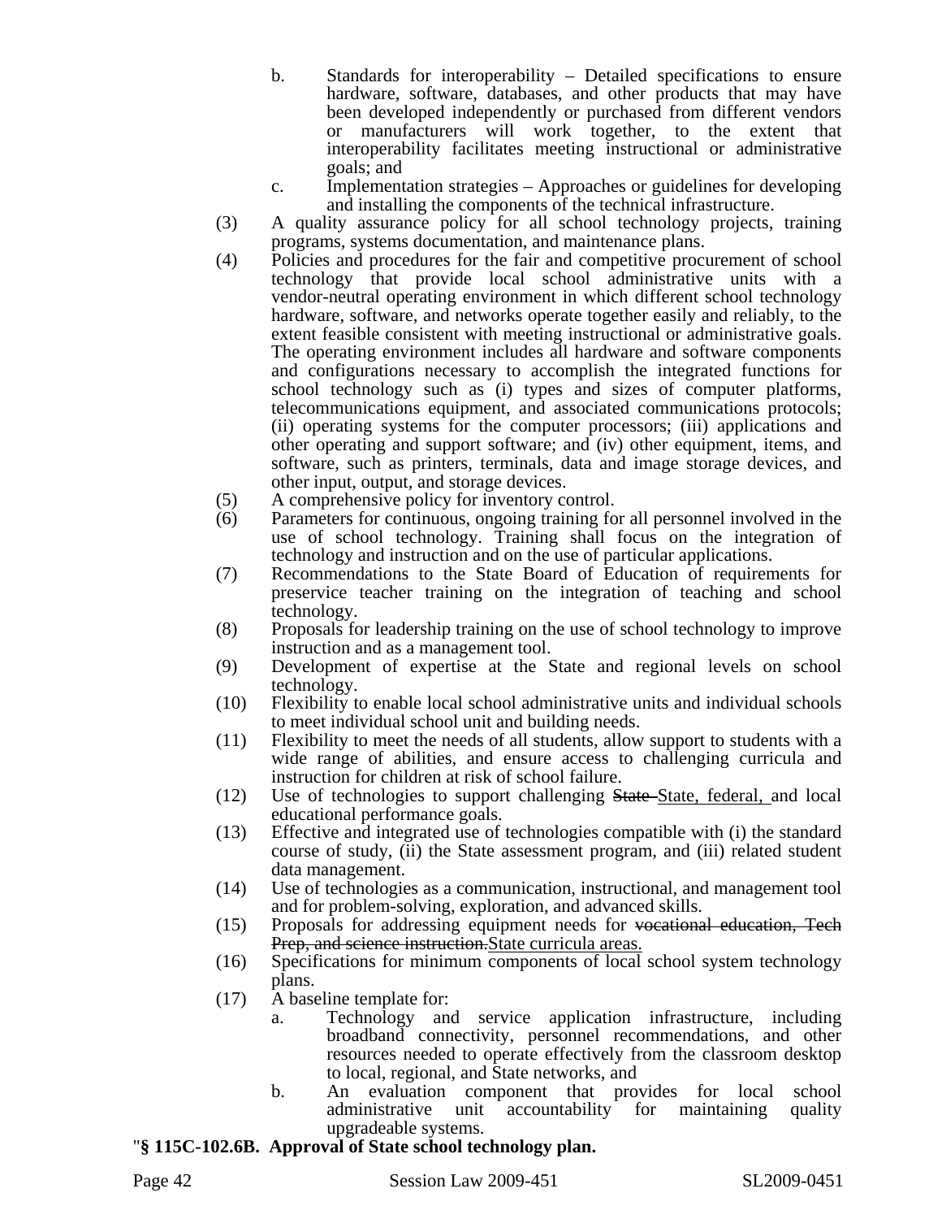b. Standards for interoperability – Detailed specifications to ensure hardware, software, databases, and other products that may have been developed independently or purchased from different vendors or manufacturers will work together, to the extent that interoperability facilitates meeting instructional or administrative goals; and

c. Implementation strategies – Approaches or guidelines for developing and installing the components of the technical infrastructure.

(3) A quality assurance policy for all school technology projects, training programs, systems documentation, and maintenance plans.

(4) Policies and procedures for the fair and competitive procurement of school technology that provide local school administrative units with a vendor-neutral operating environment in which different school technology hardware, software, and networks operate together easily and reliably, to the extent feasible consistent with meeting instructional or administrative goals. The operating environment includes all hardware and software components and configurations necessary to accomplish the integrated functions for school technology such as (i) types and sizes of computer platforms, telecommunications equipment, and associated communications protocols; (ii) operating systems for the computer processors; (iii) applications and other operating and support software; and (iv) other equipment, items, and software, such as printers, terminals, data and image storage devices, and other input, output, and storage devices.

(5) A comprehensive policy for inventory control.

(6) Parameters for continuous, ongoing training for all personnel involved in the use of school technology. Training shall focus on the integration of technology and instruction and on the use of particular applications.

(7) Recommendations to the State Board of Education of requirements for preservice teacher training on the integration of teaching and school technology.

(8) Proposals for leadership training on the use of school technology to improve instruction and as a management tool.

(9) Development of expertise at the State and regional levels on school technology.

(10) Flexibility to enable local school administrative units and individual schools to meet individual school unit and building needs.

(11) Flexibility to meet the needs of all students, allow support to students with a wide range of abilities, and ensure access to challenging curricula and instruction for children at risk of school failure.

(12) Use of technologies to support challenging ~~State~~ State, federal, and local educational performance goals.

(13) Effective and integrated use of technologies compatible with (i) the standard course of study, (ii) the State assessment program, and (iii) related student data management.

(14) Use of technologies as a communication, instructional, and management tool and for problem-solving, exploration, and advanced skills.

(15) Proposals for addressing equipment needs for ~~vocational education, Tech Prep, and science instruction.~~State curricula areas.

(16) Specifications for minimum components of local school system technology plans.

(17) A baseline template for:

a. Technology and service application infrastructure, including broadband connectivity, personnel recommendations, and other resources needed to operate effectively from the classroom desktop to local, regional, and State networks, and

b. An evaluation component that provides for local school administrative unit accountability for maintaining quality upgradeable systems.

"**§ 115C-102.6B. Approval of State school technology plan.**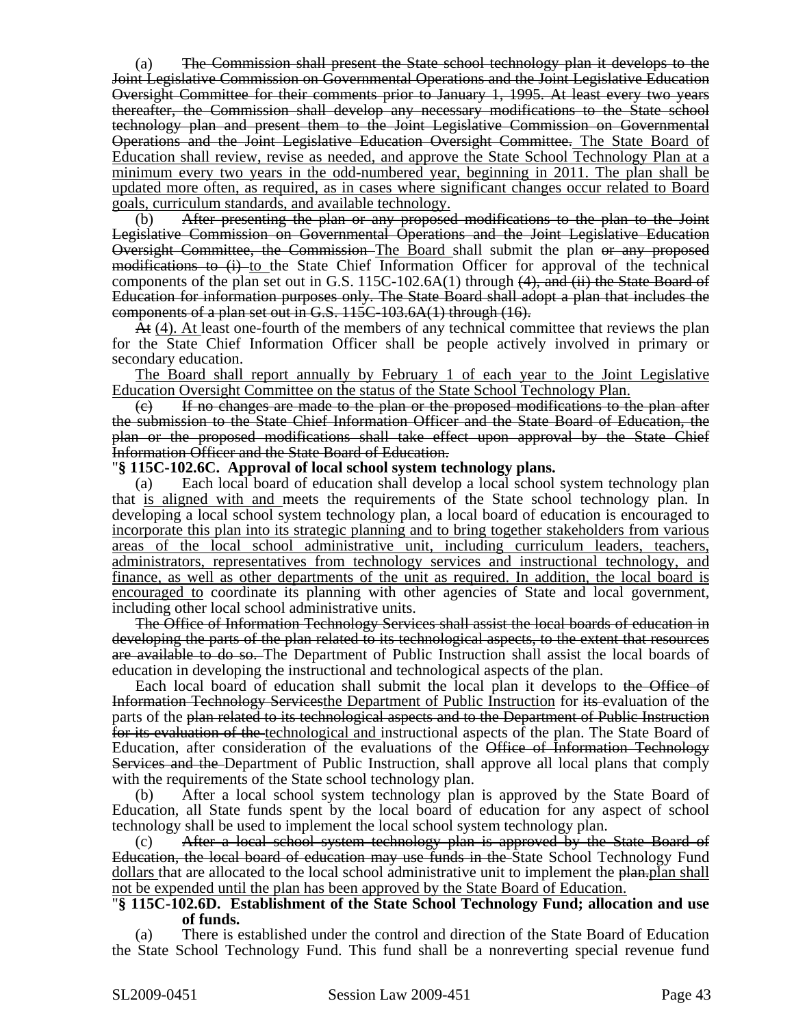(a) ~~The Commission shall present the State school technology plan it develops to the Joint Legislative Commission on Governmental Operations and the Joint Legislative Education Oversight Committee for their comments prior to January 1, 1995. At least every two years thereafter, the Commission shall develop any necessary modifications to the State school technology plan and present them to the Joint Legislative Commission on Governmental Operations and the Joint Legislative Education Oversight Committee.~~ <u>The State Board of Education shall review, revise as needed, and approve the State School Technology Plan at a minimum every two years in the odd-numbered year, beginning in 2011. The plan shall be updated more often, as required, as in cases where significant changes occur related to Board goals, curriculum standards, and available technology.</u>

(b) ~~After presenting the plan or any proposed modifications to the plan to the Joint Legislative Commission on Governmental Operations and the Joint Legislative Education Oversight Committee, the Commission~~ <u>The Board</u> shall submit the plan ~~or any proposed modifications to (i)~~ <u>to</u> the State Chief Information Officer for approval of the technical components of the plan set out in G.S. 115C-102.6A(1) through ~~(4), and (ii) the State Board of Education for information purposes only. The State Board shall adopt a plan that includes the components of a plan set out in G.S. 115C-103.6A(1) through (16).~~

~~At~~ <u>(4). At</u> least one-fourth of the members of any technical committee that reviews the plan for the State Chief Information Officer shall be people actively involved in primary or secondary education.

<u>The Board shall report annually by February 1 of each year to the Joint Legislative Education Oversight Committee on the status of the State School Technology Plan.</u>

~~(c) If no changes are made to the plan or the proposed modifications to the plan after the submission to the State Chief Information Officer and the State Board of Education, the plan or the proposed modifications shall take effect upon approval by the State Chief Information Officer and the State Board of Education.~~

"**§ 115C-102.6C. Approval of local school system technology plans.**

(a) Each local board of education shall develop a local school system technology plan that <u>is aligned with and</u> meets the requirements of the State school technology plan. In developing a local school system technology plan, a local board of education is encouraged to <u>incorporate this plan into its strategic planning and to bring together stakeholders from various areas of the local school administrative unit, including curriculum leaders, teachers, administrators, representatives from technology services and instructional technology, and finance, as well as other departments of the unit as required. In addition, the local board is encouraged to</u> coordinate its planning with other agencies of State and local government, including other local school administrative units.

~~The Office of Information Technology Services shall assist the local boards of education in developing the parts of the plan related to its technological aspects, to the extent that resources are available to do so.~~ The Department of Public Instruction shall assist the local boards of education in developing the instructional and technological aspects of the plan.

Each local board of education shall submit the local plan it develops to ~~the Office of Information Technology Services~~<u>the Department of Public Instruction</u> for ~~its~~ evaluation of the parts of the ~~plan related to its technological aspects and to the Department of Public Instruction for its evaluation of the~~ <u>technological and</u> instructional aspects of the plan. The State Board of Education, after consideration of the evaluations of the ~~Office of Information Technology Services and the~~ Department of Public Instruction, shall approve all local plans that comply with the requirements of the State school technology plan.

(b) After a local school system technology plan is approved by the State Board of Education, all State funds spent by the local board of education for any aspect of school technology shall be used to implement the local school system technology plan.

(c) ~~After a local school system technology plan is approved by the State Board of Education, the local board of education may use funds in the~~ State School Technology Fund <u>dollars</u> that are allocated to the local school administrative unit to implement the ~~plan.~~<u>plan shall not be expended until the plan has been approved by the State Board of Education.</u>

"**§ 115C-102.6D. Establishment of the State School Technology Fund; allocation and use of funds.**

(a) There is established under the control and direction of the State Board of Education the State School Technology Fund. This fund shall be a nonreverting special revenue fund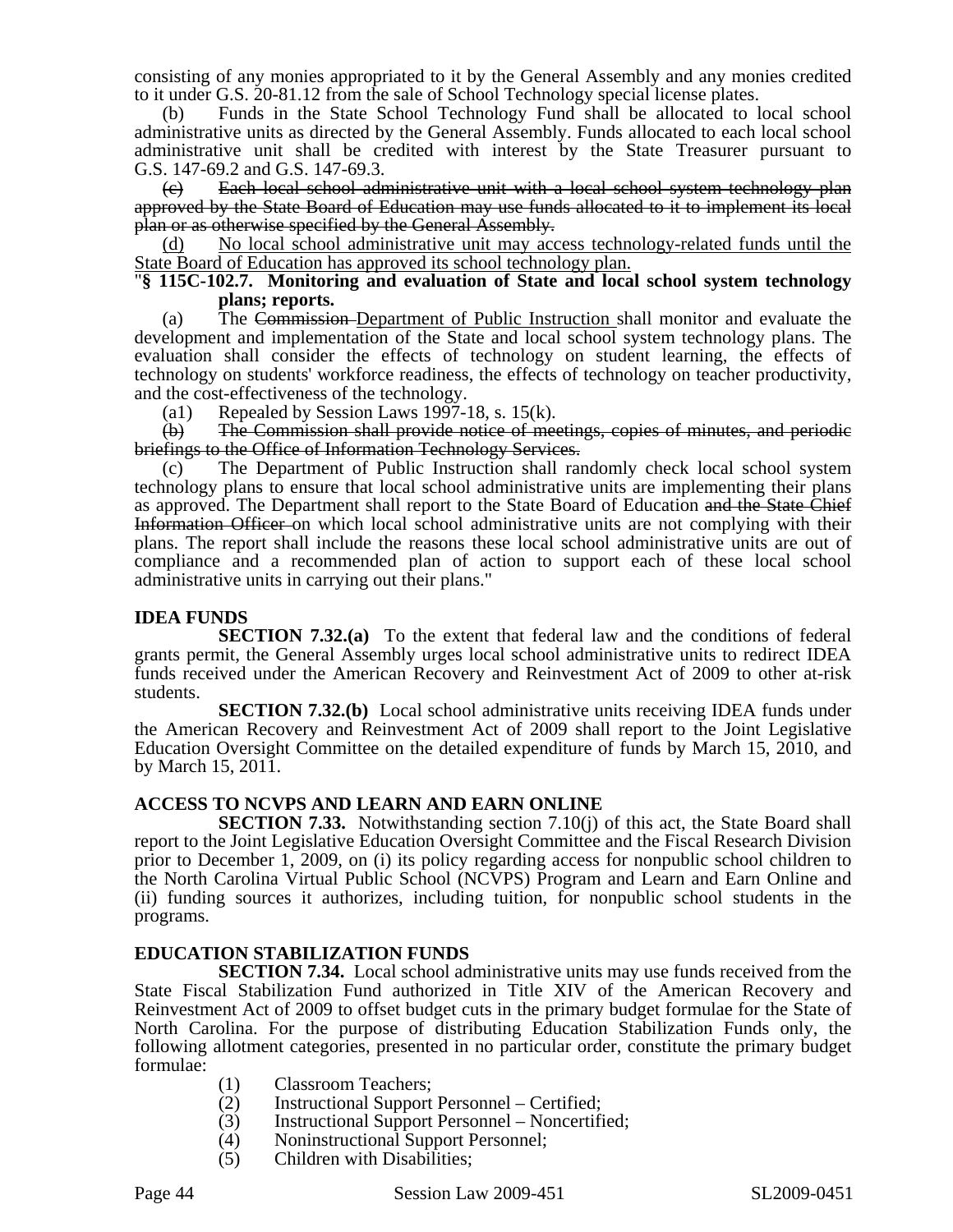consisting of any monies appropriated to it by the General Assembly and any monies credited to it under G.S. 20-81.12 from the sale of School Technology special license plates.

(b) Funds in the State School Technology Fund shall be allocated to local school administrative units as directed by the General Assembly. Funds allocated to each local school administrative unit shall be credited with interest by the State Treasurer pursuant to G.S. 147-69.2 and G.S. 147-69.3.

~~(c) Each local school administrative unit with a local school system technology plan approved by the State Board of Education may use funds allocated to it to implement its local plan or as otherwise specified by the General Assembly.~~

(d) No local school administrative unit may access technology-related funds until the State Board of Education has approved its school technology plan.

"**§ 115C-102.7. Monitoring and evaluation of State and local school system technology plans; reports.**

(a) The ~~Commission~~ Department of Public Instruction shall monitor and evaluate the development and implementation of the State and local school system technology plans. The evaluation shall consider the effects of technology on student learning, the effects of technology on students' workforce readiness, the effects of technology on teacher productivity, and the cost-effectiveness of the technology.

(a1) Repealed by Session Laws 1997-18, s. 15(k).

~~(b) The Commission shall provide notice of meetings, copies of minutes, and periodic briefings to the Office of Information Technology Services.~~

(c) The Department of Public Instruction shall randomly check local school system technology plans to ensure that local school administrative units are implementing their plans as approved. The Department shall report to the State Board of Education ~~and the State Chief Information Officer~~ on which local school administrative units are not complying with their plans. The report shall include the reasons these local school administrative units are out of compliance and a recommended plan of action to support each of these local school administrative units in carrying out their plans."

**IDEA FUNDS**

**SECTION 7.32.(a)** To the extent that federal law and the conditions of federal grants permit, the General Assembly urges local school administrative units to redirect IDEA funds received under the American Recovery and Reinvestment Act of 2009 to other at-risk students.

**SECTION 7.32.(b)** Local school administrative units receiving IDEA funds under the American Recovery and Reinvestment Act of 2009 shall report to the Joint Legislative Education Oversight Committee on the detailed expenditure of funds by March 15, 2010, and by March 15, 2011.

**ACCESS TO NCVPS AND LEARN AND EARN ONLINE**

**SECTION 7.33.** Notwithstanding section 7.10(j) of this act, the State Board shall report to the Joint Legislative Education Oversight Committee and the Fiscal Research Division prior to December 1, 2009, on (i) its policy regarding access for nonpublic school children to the North Carolina Virtual Public School (NCVPS) Program and Learn and Earn Online and (ii) funding sources it authorizes, including tuition, for nonpublic school students in the programs.

**EDUCATION STABILIZATION FUNDS**

**SECTION 7.34.** Local school administrative units may use funds received from the State Fiscal Stabilization Fund authorized in Title XIV of the American Recovery and Reinvestment Act of 2009 to offset budget cuts in the primary budget formulae for the State of North Carolina. For the purpose of distributing Education Stabilization Funds only, the following allotment categories, presented in no particular order, constitute the primary budget formulae:

(1) Classroom Teachers;
(2) Instructional Support Personnel – Certified;
(3) Instructional Support Personnel – Noncertified;
(4) Noninstructional Support Personnel;
(5) Children with Disabilities;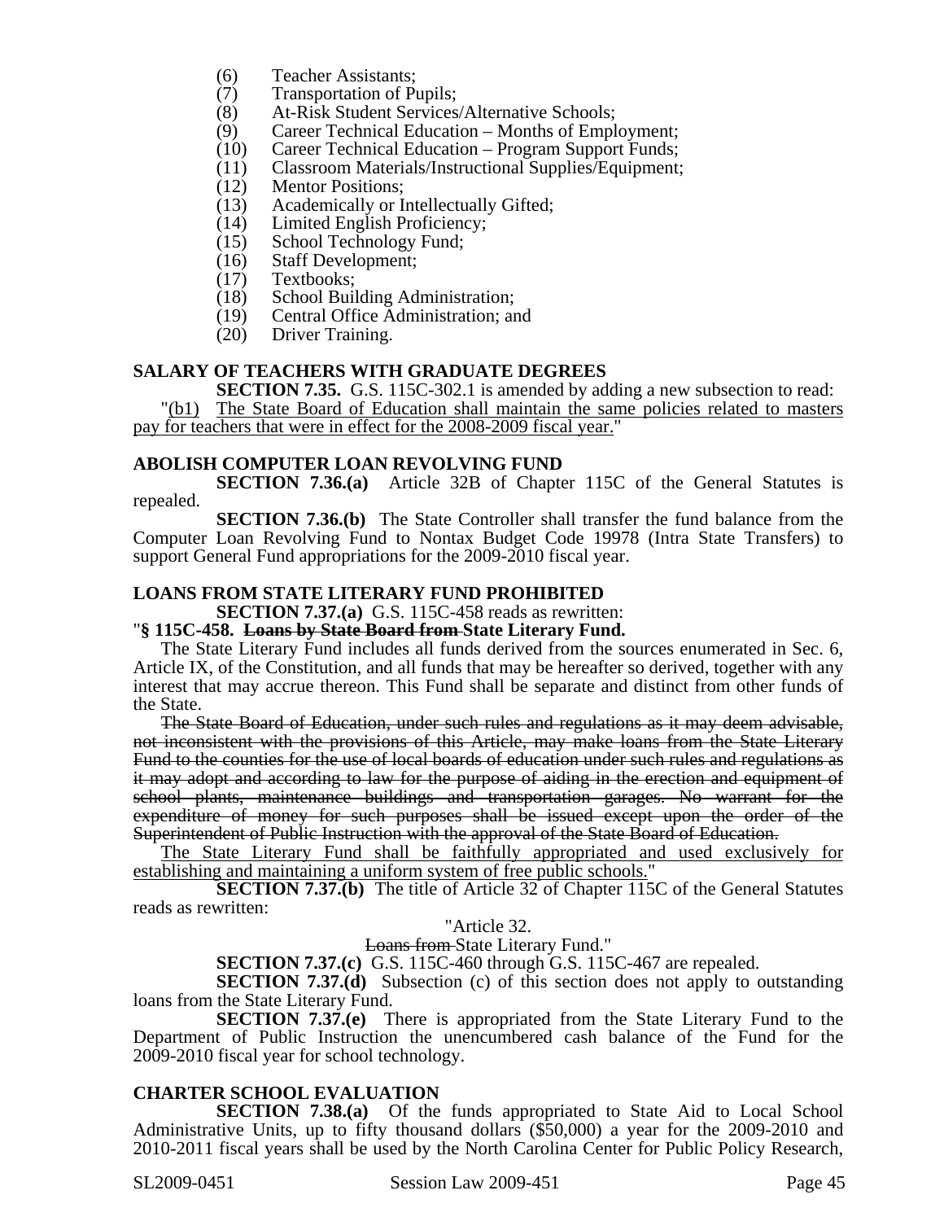(6) Teacher Assistants;
(7) Transportation of Pupils;
(8) At-Risk Student Services/Alternative Schools;
(9) Career Technical Education – Months of Employment;
(10) Career Technical Education – Program Support Funds;
(11) Classroom Materials/Instructional Supplies/Equipment;
(12) Mentor Positions;
(13) Academically or Intellectually Gifted;
(14) Limited English Proficiency;
(15) School Technology Fund;
(16) Staff Development;
(17) Textbooks;
(18) School Building Administration;
(19) Central Office Administration; and
(20) Driver Training.

**SALARY OF TEACHERS WITH GRADUATE DEGREES**

**SECTION 7.35.** G.S. 115C-302.1 is amended by adding a new subsection to read:

"(b1) The State Board of Education shall maintain the same policies related to masters pay for teachers that were in effect for the 2008-2009 fiscal year."

**ABOLISH COMPUTER LOAN REVOLVING FUND**

**SECTION 7.36.(a)** Article 32B of Chapter 115C of the General Statutes is repealed.

**SECTION 7.36.(b)** The State Controller shall transfer the fund balance from the Computer Loan Revolving Fund to Nontax Budget Code 19978 (Intra State Transfers) to support General Fund appropriations for the 2009-2010 fiscal year.

**LOANS FROM STATE LITERARY FUND PROHIBITED**

**SECTION 7.37.(a)** G.S. 115C-458 reads as rewritten:

"**§ 115C-458. ~~Loans by State Board from~~ State Literary Fund.**

The State Literary Fund includes all funds derived from the sources enumerated in Sec. 6, Article IX, of the Constitution, and all funds that may be hereafter so derived, together with any interest that may accrue thereon. This Fund shall be separate and distinct from other funds of the State.

~~The State Board of Education, under such rules and regulations as it may deem advisable, not inconsistent with the provisions of this Article, may make loans from the State Literary Fund to the counties for the use of local boards of education under such rules and regulations as it may adopt and according to law for the purpose of aiding in the erection and equipment of school plants, maintenance buildings and transportation garages. No warrant for the expenditure of money for such purposes shall be issued except upon the order of the Superintendent of Public Instruction with the approval of the State Board of Education.~~

The State Literary Fund shall be faithfully appropriated and used exclusively for establishing and maintaining a uniform system of free public schools."

**SECTION 7.37.(b)** The title of Article 32 of Chapter 115C of the General Statutes reads as rewritten:

"Article 32.

~~Loans from~~ State Literary Fund."

**SECTION 7.37.(c)** G.S. 115C-460 through G.S. 115C-467 are repealed.

**SECTION 7.37.(d)** Subsection (c) of this section does not apply to outstanding loans from the State Literary Fund.

**SECTION 7.37.(e)** There is appropriated from the State Literary Fund to the Department of Public Instruction the unencumbered cash balance of the Fund for the 2009-2010 fiscal year for school technology.

**CHARTER SCHOOL EVALUATION**

**SECTION 7.38.(a)** Of the funds appropriated to State Aid to Local School Administrative Units, up to fifty thousand dollars ($50,000) a year for the 2009-2010 and 2010-2011 fiscal years shall be used by the North Carolina Center for Public Policy Research,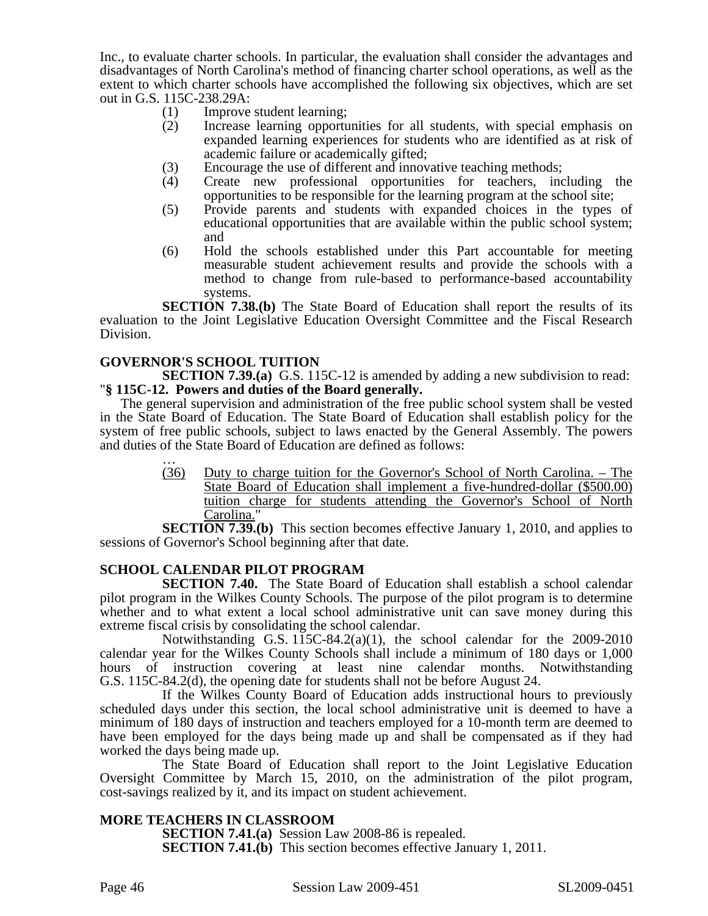Inc., to evaluate charter schools. In particular, the evaluation shall consider the advantages and disadvantages of North Carolina's method of financing charter school operations, as well as the extent to which charter schools have accomplished the following six objectives, which are set out in G.S. 115C-238.29A:

(1) Improve student learning;
(2) Increase learning opportunities for all students, with special emphasis on expanded learning experiences for students who are identified as at risk of academic failure or academically gifted;
(3) Encourage the use of different and innovative teaching methods;
(4) Create new professional opportunities for teachers, including the opportunities to be responsible for the learning program at the school site;
(5) Provide parents and students with expanded choices in the types of educational opportunities that are available within the public school system; and
(6) Hold the schools established under this Part accountable for meeting measurable student achievement results and provide the schools with a method to change from rule-based to performance-based accountability systems.

**SECTION 7.38.(b)** The State Board of Education shall report the results of its evaluation to the Joint Legislative Education Oversight Committee and the Fiscal Research Division.

**GOVERNOR'S SCHOOL TUITION**

**SECTION 7.39.(a)** G.S. 115C-12 is amended by adding a new subdivision to read:

"**§ 115C-12. Powers and duties of the Board generally.**

The general supervision and administration of the free public school system shall be vested in the State Board of Education. The State Board of Education shall establish policy for the system of free public schools, subject to laws enacted by the General Assembly. The powers and duties of the State Board of Education are defined as follows:

…

<u>(36) Duty to charge tuition for the Governor's School of North Carolina. – The State Board of Education shall implement a five-hundred-dollar ($500.00) tuition charge for students attending the Governor's School of North Carolina.</u>"

**SECTION 7.39.(b)** This section becomes effective January 1, 2010, and applies to sessions of Governor's School beginning after that date.

**SCHOOL CALENDAR PILOT PROGRAM**

**SECTION 7.40.** The State Board of Education shall establish a school calendar pilot program in the Wilkes County Schools. The purpose of the pilot program is to determine whether and to what extent a local school administrative unit can save money during this extreme fiscal crisis by consolidating the school calendar.

Notwithstanding G.S. 115C-84.2(a)(1), the school calendar for the 2009-2010 calendar year for the Wilkes County Schools shall include a minimum of 180 days or 1,000 hours of instruction covering at least nine calendar months. Notwithstanding G.S. 115C-84.2(d), the opening date for students shall not be before August 24.

If the Wilkes County Board of Education adds instructional hours to previously scheduled days under this section, the local school administrative unit is deemed to have a minimum of 180 days of instruction and teachers employed for a 10-month term are deemed to have been employed for the days being made up and shall be compensated as if they had worked the days being made up.

The State Board of Education shall report to the Joint Legislative Education Oversight Committee by March 15, 2010, on the administration of the pilot program, cost-savings realized by it, and its impact on student achievement.

**MORE TEACHERS IN CLASSROOM**

**SECTION 7.41.(a)** Session Law 2008-86 is repealed.

**SECTION 7.41.(b)** This section becomes effective January 1, 2011.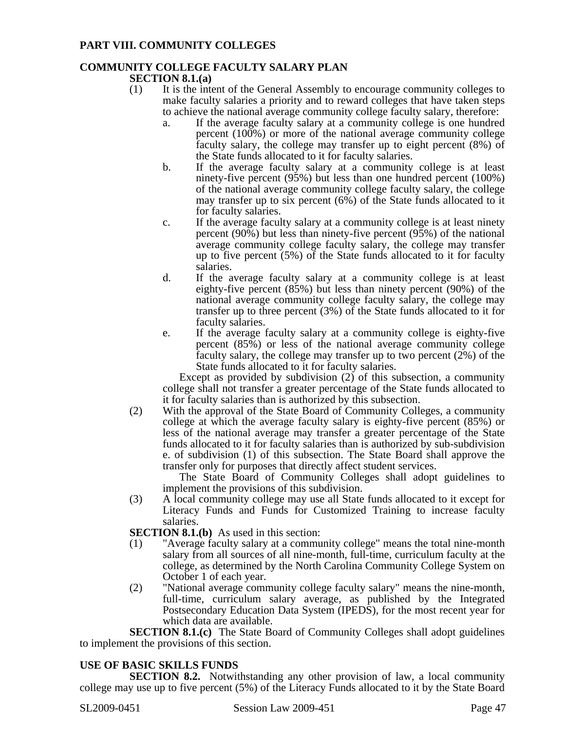## PART VIII. COMMUNITY COLLEGES

### COMMUNITY COLLEGE FACULTY SALARY PLAN

**SECTION 8.1.(a)**

(1) It is the intent of the General Assembly to encourage community colleges to make faculty salaries a priority and to reward colleges that have taken steps to achieve the national average community college faculty salary, therefore:

a. If the average faculty salary at a community college is one hundred percent (100%) or more of the national average community college faculty salary, the college may transfer up to eight percent (8%) of the State funds allocated to it for faculty salaries.

b. If the average faculty salary at a community college is at least ninety-five percent (95%) but less than one hundred percent (100%) of the national average community college faculty salary, the college may transfer up to six percent (6%) of the State funds allocated to it for faculty salaries.

c. If the average faculty salary at a community college is at least ninety percent (90%) but less than ninety-five percent (95%) of the national average community college faculty salary, the college may transfer up to five percent (5%) of the State funds allocated to it for faculty salaries.

d. If the average faculty salary at a community college is at least eighty-five percent (85%) but less than ninety percent (90%) of the national average community college faculty salary, the college may transfer up to three percent (3%) of the State funds allocated to it for faculty salaries.

e. If the average faculty salary at a community college is eighty-five percent (85%) or less of the national average community college faculty salary, the college may transfer up to two percent (2%) of the State funds allocated to it for faculty salaries.

Except as provided by subdivision (2) of this subsection, a community college shall not transfer a greater percentage of the State funds allocated to it for faculty salaries than is authorized by this subsection.

(2) With the approval of the State Board of Community Colleges, a community college at which the average faculty salary is eighty-five percent (85%) or less of the national average may transfer a greater percentage of the State funds allocated to it for faculty salaries than is authorized by sub-subdivision e. of subdivision (1) of this subsection. The State Board shall approve the transfer only for purposes that directly affect student services.

The State Board of Community Colleges shall adopt guidelines to implement the provisions of this subdivision.

(3) A local community college may use all State funds allocated to it except for Literacy Funds and Funds for Customized Training to increase faculty salaries.

**SECTION 8.1.(b)** As used in this section:

(1) "Average faculty salary at a community college" means the total nine-month salary from all sources of all nine-month, full-time, curriculum faculty at the college, as determined by the North Carolina Community College System on October 1 of each year.

(2) "National average community college faculty salary" means the nine-month, full-time, curriculum salary average, as published by the Integrated Postsecondary Education Data System (IPEDS), for the most recent year for which data are available.

**SECTION 8.1.(c)** The State Board of Community Colleges shall adopt guidelines to implement the provisions of this section.

### USE OF BASIC SKILLS FUNDS

**SECTION 8.2.** Notwithstanding any other provision of law, a local community college may use up to five percent (5%) of the Literacy Funds allocated to it by the State Board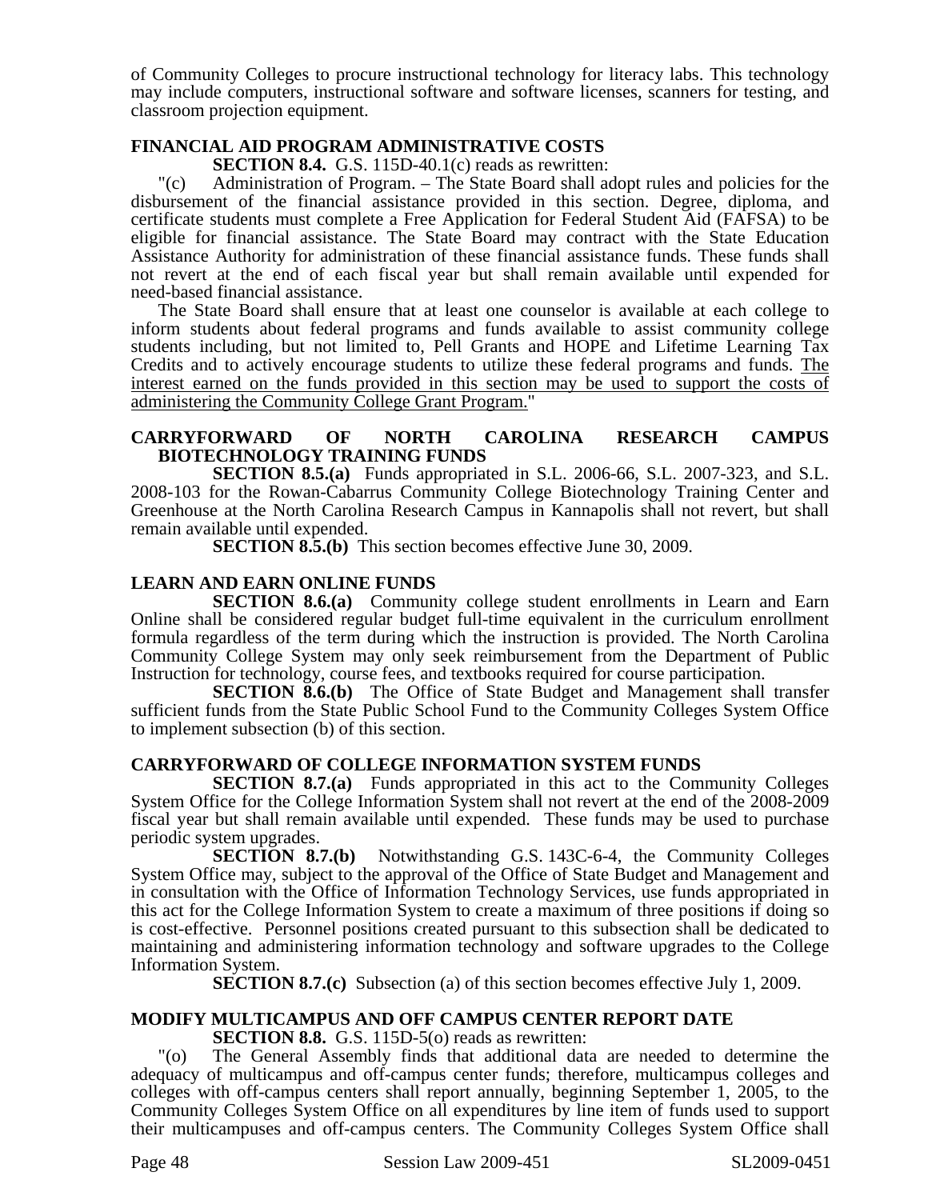of Community Colleges to procure instructional technology for literacy labs. This technology may include computers, instructional software and software licenses, scanners for testing, and classroom projection equipment.

**FINANCIAL AID PROGRAM ADMINISTRATIVE COSTS**

**SECTION 8.4.** G.S. 115D-40.1(c) reads as rewritten:

"(c) Administration of Program. – The State Board shall adopt rules and policies for the disbursement of the financial assistance provided in this section. Degree, diploma, and certificate students must complete a Free Application for Federal Student Aid (FAFSA) to be eligible for financial assistance. The State Board may contract with the State Education Assistance Authority for administration of these financial assistance funds. These funds shall not revert at the end of each fiscal year but shall remain available until expended for need-based financial assistance.

The State Board shall ensure that at least one counselor is available at each college to inform students about federal programs and funds available to assist community college students including, but not limited to, Pell Grants and HOPE and Lifetime Learning Tax Credits and to actively encourage students to utilize these federal programs and funds. <u>The interest earned on the funds provided in this section may be used to support the costs of administering the Community College Grant Program.</u>"

**CARRYFORWARD OF NORTH CAROLINA RESEARCH CAMPUS BIOTECHNOLOGY TRAINING FUNDS**

**SECTION 8.5.(a)** Funds appropriated in S.L. 2006-66, S.L. 2007-323, and S.L. 2008-103 for the Rowan-Cabarrus Community College Biotechnology Training Center and Greenhouse at the North Carolina Research Campus in Kannapolis shall not revert, but shall remain available until expended.

**SECTION 8.5.(b)** This section becomes effective June 30, 2009.

**LEARN AND EARN ONLINE FUNDS**

**SECTION 8.6.(a)** Community college student enrollments in Learn and Earn Online shall be considered regular budget full-time equivalent in the curriculum enrollment formula regardless of the term during which the instruction is provided. The North Carolina Community College System may only seek reimbursement from the Department of Public Instruction for technology, course fees, and textbooks required for course participation.

**SECTION 8.6.(b)** The Office of State Budget and Management shall transfer sufficient funds from the State Public School Fund to the Community Colleges System Office to implement subsection (b) of this section.

**CARRYFORWARD OF COLLEGE INFORMATION SYSTEM FUNDS**

**SECTION 8.7.(a)** Funds appropriated in this act to the Community Colleges System Office for the College Information System shall not revert at the end of the 2008-2009 fiscal year but shall remain available until expended. These funds may be used to purchase periodic system upgrades.

**SECTION 8.7.(b)** Notwithstanding G.S. 143C-6-4, the Community Colleges System Office may, subject to the approval of the Office of State Budget and Management and in consultation with the Office of Information Technology Services, use funds appropriated in this act for the College Information System to create a maximum of three positions if doing so is cost-effective. Personnel positions created pursuant to this subsection shall be dedicated to maintaining and administering information technology and software upgrades to the College Information System.

**SECTION 8.7.(c)** Subsection (a) of this section becomes effective July 1, 2009.

**MODIFY MULTICAMPUS AND OFF CAMPUS CENTER REPORT DATE**

**SECTION 8.8.** G.S. 115D-5(o) reads as rewritten:

"(o) The General Assembly finds that additional data are needed to determine the adequacy of multicampus and off-campus center funds; therefore, multicampus colleges and colleges with off-campus centers shall report annually, beginning September 1, 2005, to the Community Colleges System Office on all expenditures by line item of funds used to support their multicampuses and off-campus centers. The Community Colleges System Office shall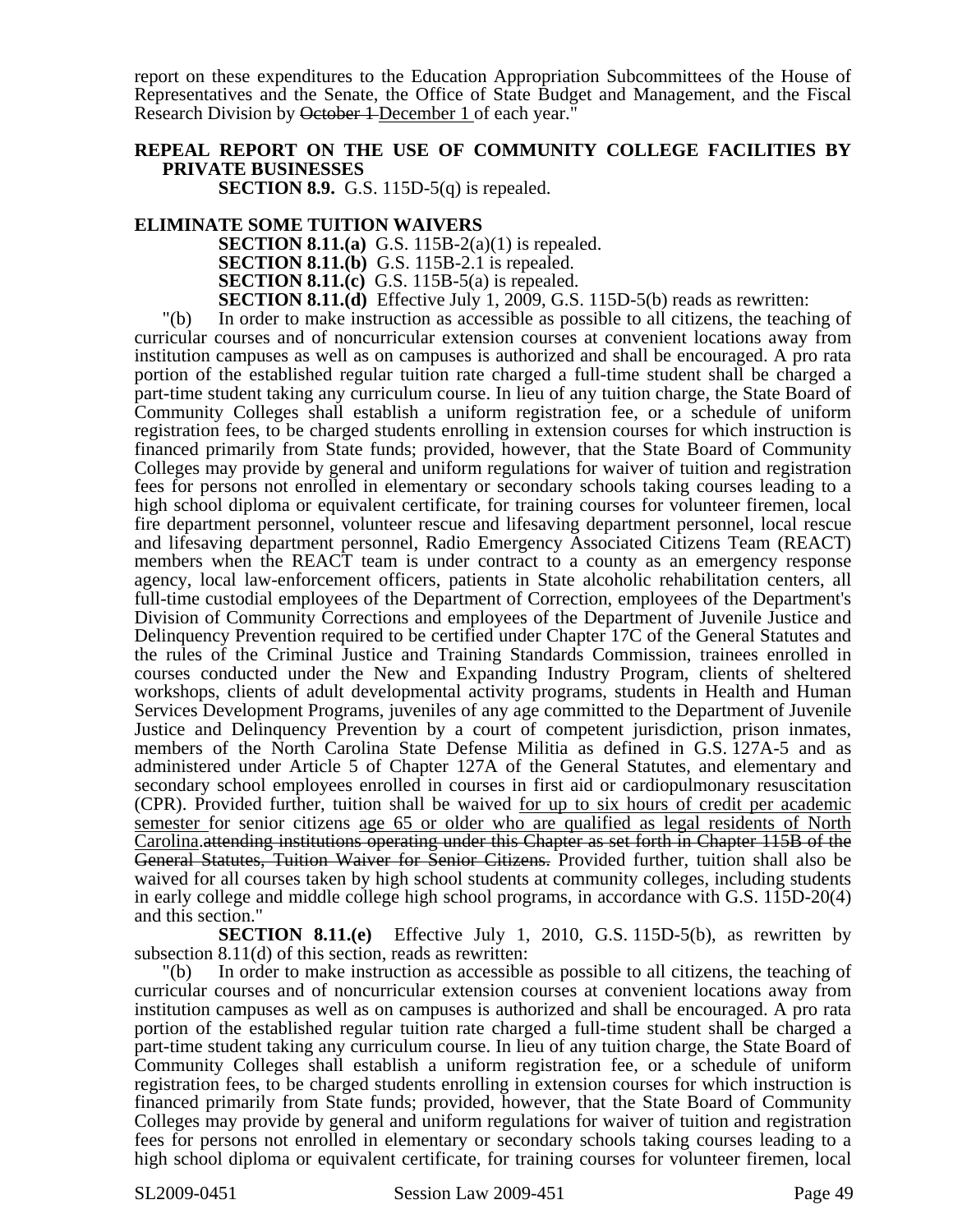report on these expenditures to the Education Appropriation Subcommittees of the House of Representatives and the Senate, the Office of State Budget and Management, and the Fiscal Research Division by ~~October 1~~ <u>December 1</u> of each year."

**REPEAL REPORT ON THE USE OF COMMUNITY COLLEGE FACILITIES BY PRIVATE BUSINESSES**

**SECTION 8.9.** G.S. 115D-5(q) is repealed.

**ELIMINATE SOME TUITION WAIVERS**

**SECTION 8.11.(a)** G.S. 115B-2(a)(1) is repealed.

**SECTION 8.11.(b)** G.S. 115B-2.1 is repealed.

**SECTION 8.11.(c)** G.S. 115B-5(a) is repealed.

**SECTION 8.11.(d)** Effective July 1, 2009, G.S. 115D-5(b) reads as rewritten:

"(b) In order to make instruction as accessible as possible to all citizens, the teaching of curricular courses and of noncurricular extension courses at convenient locations away from institution campuses as well as on campuses is authorized and shall be encouraged. A pro rata portion of the established regular tuition rate charged a full-time student shall be charged a part-time student taking any curriculum course. In lieu of any tuition charge, the State Board of Community Colleges shall establish a uniform registration fee, or a schedule of uniform registration fees, to be charged students enrolling in extension courses for which instruction is financed primarily from State funds; provided, however, that the State Board of Community Colleges may provide by general and uniform regulations for waiver of tuition and registration fees for persons not enrolled in elementary or secondary schools taking courses leading to a high school diploma or equivalent certificate, for training courses for volunteer firemen, local fire department personnel, volunteer rescue and lifesaving department personnel, local rescue and lifesaving department personnel, Radio Emergency Associated Citizens Team (REACT) members when the REACT team is under contract to a county as an emergency response agency, local law-enforcement officers, patients in State alcoholic rehabilitation centers, all full-time custodial employees of the Department of Correction, employees of the Department's Division of Community Corrections and employees of the Department of Juvenile Justice and Delinquency Prevention required to be certified under Chapter 17C of the General Statutes and the rules of the Criminal Justice and Training Standards Commission, trainees enrolled in courses conducted under the New and Expanding Industry Program, clients of sheltered workshops, clients of adult developmental activity programs, students in Health and Human Services Development Programs, juveniles of any age committed to the Department of Juvenile Justice and Delinquency Prevention by a court of competent jurisdiction, prison inmates, members of the North Carolina State Defense Militia as defined in G.S. 127A-5 and as administered under Article 5 of Chapter 127A of the General Statutes, and elementary and secondary school employees enrolled in courses in first aid or cardiopulmonary resuscitation (CPR). Provided further, tuition shall be waived <u>for up to six hours of credit per academic semester</u> for senior citizens <u>age 65 or older who are qualified as legal residents of North Carolina.</u>~~attending institutions operating under this Chapter as set forth in Chapter 115B of the General Statutes, Tuition Waiver for Senior Citizens.~~ Provided further, tuition shall also be waived for all courses taken by high school students at community colleges, including students in early college and middle college high school programs, in accordance with G.S. 115D-20(4) and this section."

**SECTION 8.11.(e)** Effective July 1, 2010, G.S. 115D-5(b), as rewritten by subsection 8.11(d) of this section, reads as rewritten:

"(b) In order to make instruction as accessible as possible to all citizens, the teaching of curricular courses and of noncurricular extension courses at convenient locations away from institution campuses as well as on campuses is authorized and shall be encouraged. A pro rata portion of the established regular tuition rate charged a full-time student shall be charged a part-time student taking any curriculum course. In lieu of any tuition charge, the State Board of Community Colleges shall establish a uniform registration fee, or a schedule of uniform registration fees, to be charged students enrolling in extension courses for which instruction is financed primarily from State funds; provided, however, that the State Board of Community Colleges may provide by general and uniform regulations for waiver of tuition and registration fees for persons not enrolled in elementary or secondary schools taking courses leading to a high school diploma or equivalent certificate, for training courses for volunteer firemen, local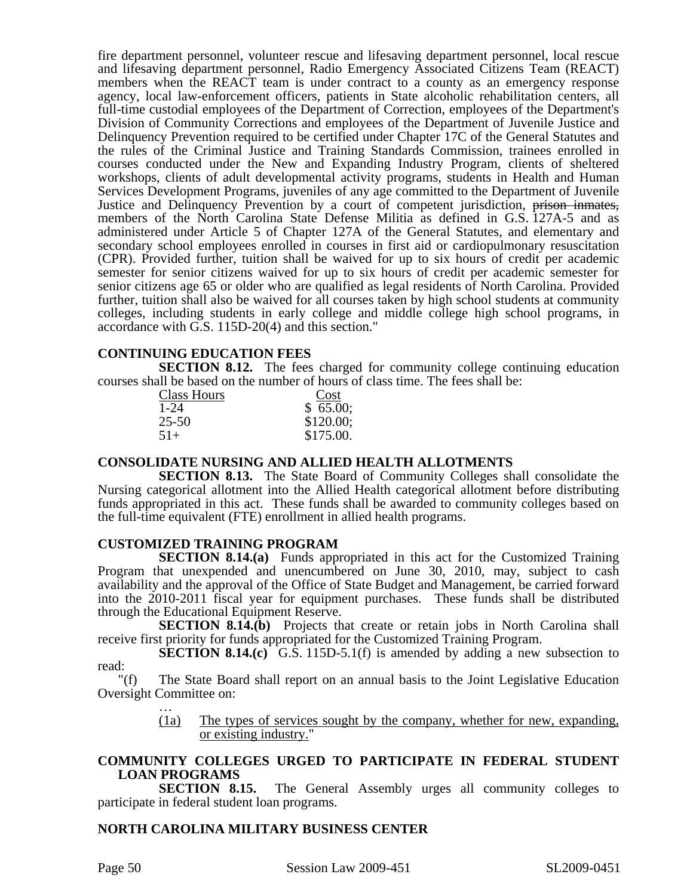fire department personnel, volunteer rescue and lifesaving department personnel, local rescue and lifesaving department personnel, Radio Emergency Associated Citizens Team (REACT) members when the REACT team is under contract to a county as an emergency response agency, local law-enforcement officers, patients in State alcoholic rehabilitation centers, all full-time custodial employees of the Department of Correction, employees of the Department's Division of Community Corrections and employees of the Department of Juvenile Justice and Delinquency Prevention required to be certified under Chapter 17C of the General Statutes and the rules of the Criminal Justice and Training Standards Commission, trainees enrolled in courses conducted under the New and Expanding Industry Program, clients of sheltered workshops, clients of adult developmental activity programs, students in Health and Human Services Development Programs, juveniles of any age committed to the Department of Juvenile Justice and Delinquency Prevention by a court of competent jurisdiction, ~~prison inmates,~~ members of the North Carolina State Defense Militia as defined in G.S. 127A-5 and as administered under Article 5 of Chapter 127A of the General Statutes, and elementary and secondary school employees enrolled in courses in first aid or cardiopulmonary resuscitation (CPR). Provided further, tuition shall be waived for up to six hours of credit per academic semester for senior citizens waived for up to six hours of credit per academic semester for senior citizens age 65 or older who are qualified as legal residents of North Carolina. Provided further, tuition shall also be waived for all courses taken by high school students at community colleges, including students in early college and middle college high school programs, in accordance with G.S. 115D-20(4) and this section."

**CONTINUING EDUCATION FEES**

**SECTION 8.12.** The fees charged for community college continuing education courses shall be based on the number of hours of class time. The fees shall be:

| Class Hours | Cost |
|---|---|
| 1-24 | $ 65.00; |
| 25-50 | $120.00; |
| 51+ | $175.00. |

**CONSOLIDATE NURSING AND ALLIED HEALTH ALLOTMENTS**

**SECTION 8.13.** The State Board of Community Colleges shall consolidate the Nursing categorical allotment into the Allied Health categorical allotment before distributing funds appropriated in this act. These funds shall be awarded to community colleges based on the full-time equivalent (FTE) enrollment in allied health programs.

**CUSTOMIZED TRAINING PROGRAM**

**SECTION 8.14.(a)** Funds appropriated in this act for the Customized Training Program that unexpended and unencumbered on June 30, 2010, may, subject to cash availability and the approval of the Office of State Budget and Management, be carried forward into the 2010-2011 fiscal year for equipment purchases. These funds shall be distributed through the Educational Equipment Reserve.

**SECTION 8.14.(b)** Projects that create or retain jobs in North Carolina shall receive first priority for funds appropriated for the Customized Training Program.

**SECTION 8.14.(c)** G.S. 115D-5.1(f) is amended by adding a new subsection to read:

"(f) The State Board shall report on an annual basis to the Joint Legislative Education Oversight Committee on:

…

(1a) <u>The types of services sought by the company, whether for new, expanding, or existing industry.</u>"

**COMMUNITY COLLEGES URGED TO PARTICIPATE IN FEDERAL STUDENT LOAN PROGRAMS**

**SECTION 8.15.** The General Assembly urges all community colleges to participate in federal student loan programs.

**NORTH CAROLINA MILITARY BUSINESS CENTER**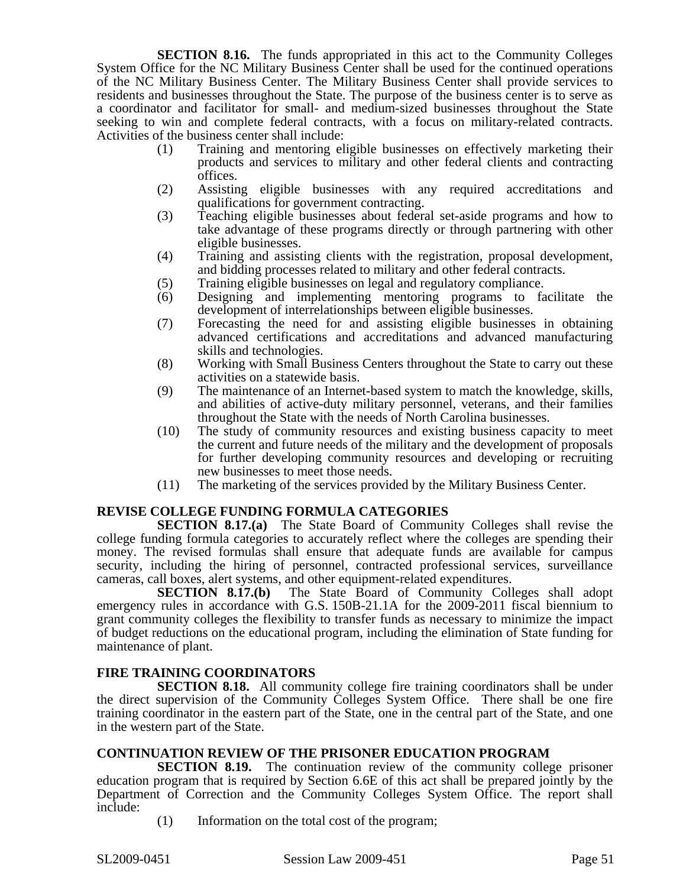**SECTION 8.16.** The funds appropriated in this act to the Community Colleges System Office for the NC Military Business Center shall be used for the continued operations of the NC Military Business Center. The Military Business Center shall provide services to residents and businesses throughout the State. The purpose of the business center is to serve as a coordinator and facilitator for small- and medium-sized businesses throughout the State seeking to win and complete federal contracts, with a focus on military-related contracts. Activities of the business center shall include:

(1) Training and mentoring eligible businesses on effectively marketing their products and services to military and other federal clients and contracting offices.
(2) Assisting eligible businesses with any required accreditations and qualifications for government contracting.
(3) Teaching eligible businesses about federal set-aside programs and how to take advantage of these programs directly or through partnering with other eligible businesses.
(4) Training and assisting clients with the registration, proposal development, and bidding processes related to military and other federal contracts.
(5) Training eligible businesses on legal and regulatory compliance.
(6) Designing and implementing mentoring programs to facilitate the development of interrelationships between eligible businesses.
(7) Forecasting the need for and assisting eligible businesses in obtaining advanced certifications and accreditations and advanced manufacturing skills and technologies.
(8) Working with Small Business Centers throughout the State to carry out these activities on a statewide basis.
(9) The maintenance of an Internet-based system to match the knowledge, skills, and abilities of active-duty military personnel, veterans, and their families throughout the State with the needs of North Carolina businesses.
(10) The study of community resources and existing business capacity to meet the current and future needs of the military and the development of proposals for further developing community resources and developing or recruiting new businesses to meet those needs.
(11) The marketing of the services provided by the Military Business Center.

**REVISE COLLEGE FUNDING FORMULA CATEGORIES**

**SECTION 8.17.(a)** The State Board of Community Colleges shall revise the college funding formula categories to accurately reflect where the colleges are spending their money. The revised formulas shall ensure that adequate funds are available for campus security, including the hiring of personnel, contracted professional services, surveillance cameras, call boxes, alert systems, and other equipment-related expenditures.

**SECTION 8.17.(b)** The State Board of Community Colleges shall adopt emergency rules in accordance with G.S. 150B-21.1A for the 2009-2011 fiscal biennium to grant community colleges the flexibility to transfer funds as necessary to minimize the impact of budget reductions on the educational program, including the elimination of State funding for maintenance of plant.

**FIRE TRAINING COORDINATORS**

**SECTION 8.18.** All community college fire training coordinators shall be under the direct supervision of the Community Colleges System Office. There shall be one fire training coordinator in the eastern part of the State, one in the central part of the State, and one in the western part of the State.

**CONTINUATION REVIEW OF THE PRISONER EDUCATION PROGRAM**

**SECTION 8.19.** The continuation review of the community college prisoner education program that is required by Section 6.6E of this act shall be prepared jointly by the Department of Correction and the Community Colleges System Office. The report shall include:

(1) Information on the total cost of the program;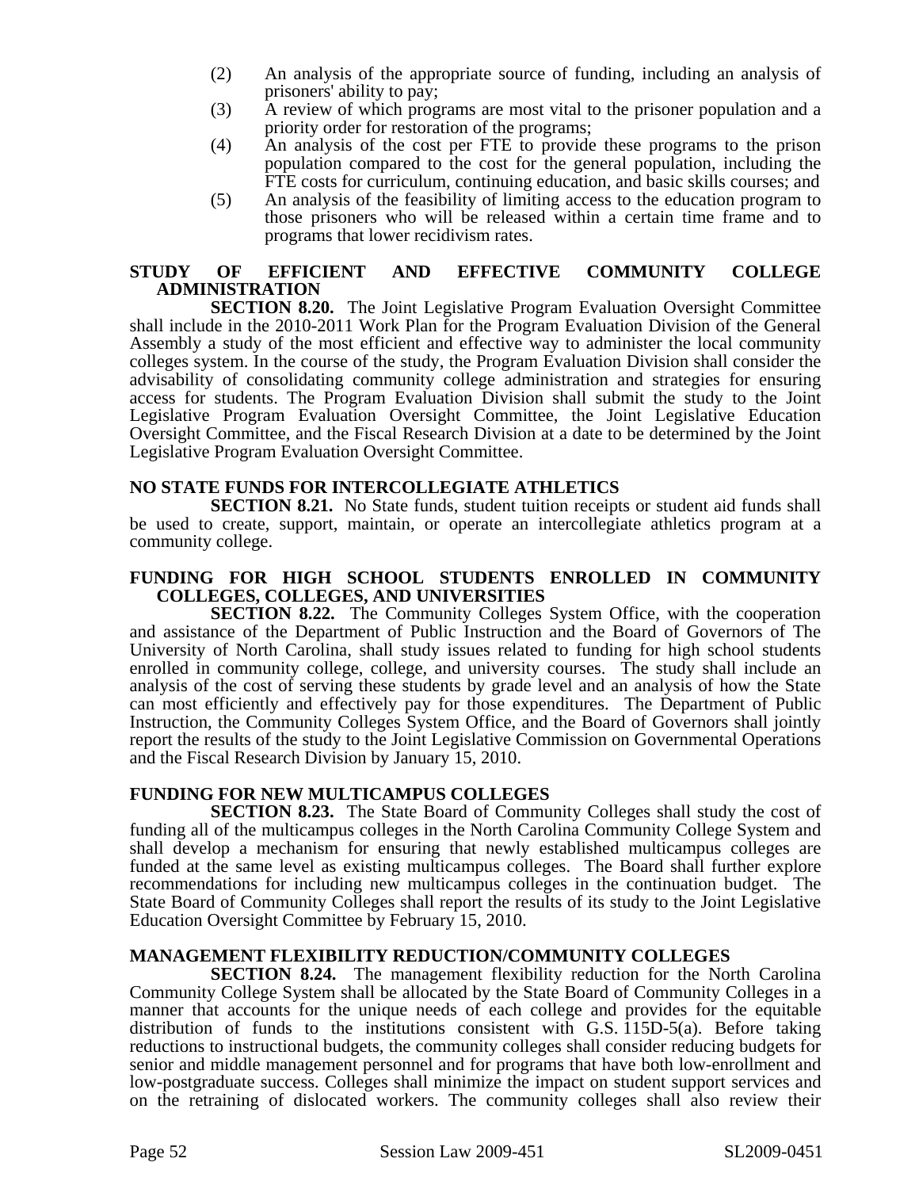(2) An analysis of the appropriate source of funding, including an analysis of prisoners' ability to pay;

(3) A review of which programs are most vital to the prisoner population and a priority order for restoration of the programs;

(4) An analysis of the cost per FTE to provide these programs to the prison population compared to the cost for the general population, including the FTE costs for curriculum, continuing education, and basic skills courses; and

(5) An analysis of the feasibility of limiting access to the education program to those prisoners who will be released within a certain time frame and to programs that lower recidivism rates.

**STUDY OF EFFICIENT AND EFFECTIVE COMMUNITY COLLEGE ADMINISTRATION**

**SECTION 8.20.** The Joint Legislative Program Evaluation Oversight Committee shall include in the 2010-2011 Work Plan for the Program Evaluation Division of the General Assembly a study of the most efficient and effective way to administer the local community colleges system. In the course of the study, the Program Evaluation Division shall consider the advisability of consolidating community college administration and strategies for ensuring access for students. The Program Evaluation Division shall submit the study to the Joint Legislative Program Evaluation Oversight Committee, the Joint Legislative Education Oversight Committee, and the Fiscal Research Division at a date to be determined by the Joint Legislative Program Evaluation Oversight Committee.

**NO STATE FUNDS FOR INTERCOLLEGIATE ATHLETICS**

**SECTION 8.21.** No State funds, student tuition receipts or student aid funds shall be used to create, support, maintain, or operate an intercollegiate athletics program at a community college.

**FUNDING FOR HIGH SCHOOL STUDENTS ENROLLED IN COMMUNITY COLLEGES, COLLEGES, AND UNIVERSITIES**

**SECTION 8.22.** The Community Colleges System Office, with the cooperation and assistance of the Department of Public Instruction and the Board of Governors of The University of North Carolina, shall study issues related to funding for high school students enrolled in community college, college, and university courses. The study shall include an analysis of the cost of serving these students by grade level and an analysis of how the State can most efficiently and effectively pay for those expenditures. The Department of Public Instruction, the Community Colleges System Office, and the Board of Governors shall jointly report the results of the study to the Joint Legislative Commission on Governmental Operations and the Fiscal Research Division by January 15, 2010.

**FUNDING FOR NEW MULTICAMPUS COLLEGES**

**SECTION 8.23.** The State Board of Community Colleges shall study the cost of funding all of the multicampus colleges in the North Carolina Community College System and shall develop a mechanism for ensuring that newly established multicampus colleges are funded at the same level as existing multicampus colleges. The Board shall further explore recommendations for including new multicampus colleges in the continuation budget. The State Board of Community Colleges shall report the results of its study to the Joint Legislative Education Oversight Committee by February 15, 2010.

**MANAGEMENT FLEXIBILITY REDUCTION/COMMUNITY COLLEGES**

**SECTION 8.24.** The management flexibility reduction for the North Carolina Community College System shall be allocated by the State Board of Community Colleges in a manner that accounts for the unique needs of each college and provides for the equitable distribution of funds to the institutions consistent with G.S. 115D-5(a). Before taking reductions to instructional budgets, the community colleges shall consider reducing budgets for senior and middle management personnel and for programs that have both low-enrollment and low-postgraduate success. Colleges shall minimize the impact on student support services and on the retraining of dislocated workers. The community colleges shall also review their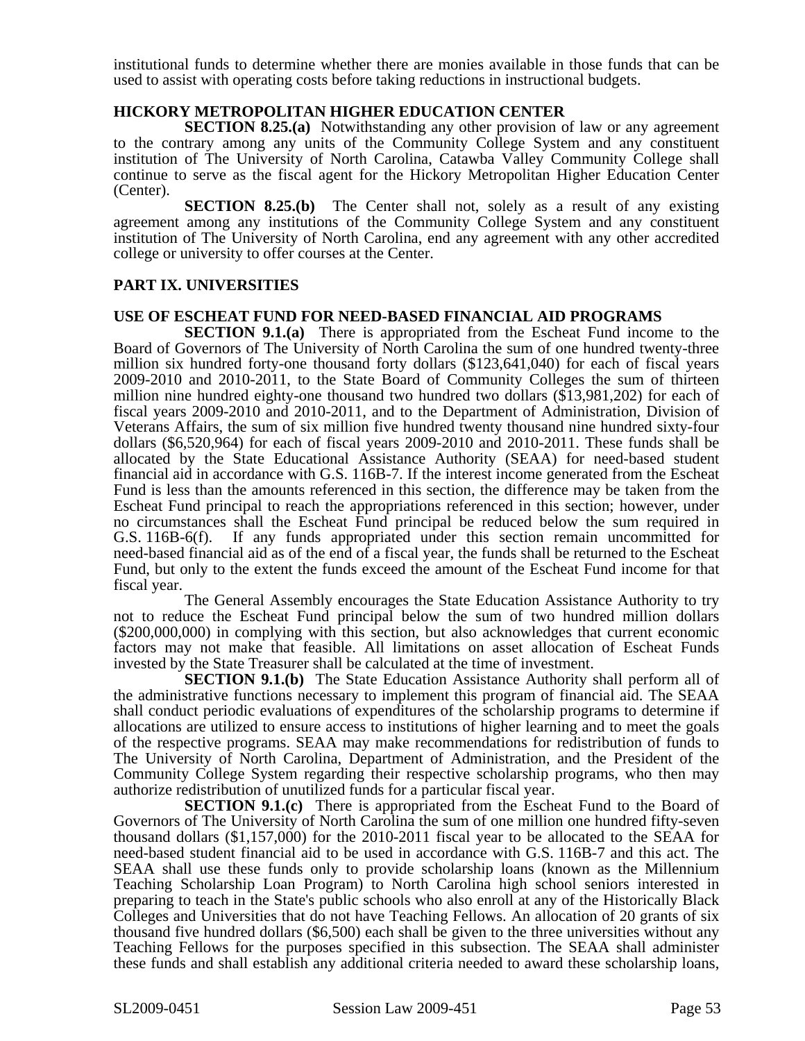institutional funds to determine whether there are monies available in those funds that can be used to assist with operating costs before taking reductions in instructional budgets.

### HICKORY METROPOLITAN HIGHER EDUCATION CENTER

**SECTION 8.25.(a)** Notwithstanding any other provision of law or any agreement to the contrary among any units of the Community College System and any constituent institution of The University of North Carolina, Catawba Valley Community College shall continue to serve as the fiscal agent for the Hickory Metropolitan Higher Education Center (Center).

**SECTION 8.25.(b)** The Center shall not, solely as a result of any existing agreement among any institutions of the Community College System and any constituent institution of The University of North Carolina, end any agreement with any other accredited college or university to offer courses at the Center.

## PART IX. UNIVERSITIES

### USE OF ESCHEAT FUND FOR NEED-BASED FINANCIAL AID PROGRAMS

**SECTION 9.1.(a)** There is appropriated from the Escheat Fund income to the Board of Governors of The University of North Carolina the sum of one hundred twenty-three million six hundred forty-one thousand forty dollars ($123,641,040) for each of fiscal years 2009-2010 and 2010-2011, to the State Board of Community Colleges the sum of thirteen million nine hundred eighty-one thousand two hundred two dollars ($13,981,202) for each of fiscal years 2009-2010 and 2010-2011, and to the Department of Administration, Division of Veterans Affairs, the sum of six million five hundred twenty thousand nine hundred sixty-four dollars ($6,520,964) for each of fiscal years 2009-2010 and 2010-2011. These funds shall be allocated by the State Educational Assistance Authority (SEAA) for need-based student financial aid in accordance with G.S. 116B-7. If the interest income generated from the Escheat Fund is less than the amounts referenced in this section, the difference may be taken from the Escheat Fund principal to reach the appropriations referenced in this section; however, under no circumstances shall the Escheat Fund principal be reduced below the sum required in G.S. 116B-6(f). If any funds appropriated under this section remain uncommitted for need-based financial aid as of the end of a fiscal year, the funds shall be returned to the Escheat Fund, but only to the extent the funds exceed the amount of the Escheat Fund income for that fiscal year.

The General Assembly encourages the State Education Assistance Authority to try not to reduce the Escheat Fund principal below the sum of two hundred million dollars ($200,000,000) in complying with this section, but also acknowledges that current economic factors may not make that feasible. All limitations on asset allocation of Escheat Funds invested by the State Treasurer shall be calculated at the time of investment.

**SECTION 9.1.(b)** The State Education Assistance Authority shall perform all of the administrative functions necessary to implement this program of financial aid. The SEAA shall conduct periodic evaluations of expenditures of the scholarship programs to determine if allocations are utilized to ensure access to institutions of higher learning and to meet the goals of the respective programs. SEAA may make recommendations for redistribution of funds to The University of North Carolina, Department of Administration, and the President of the Community College System regarding their respective scholarship programs, who then may authorize redistribution of unutilized funds for a particular fiscal year.

**SECTION 9.1.(c)** There is appropriated from the Escheat Fund to the Board of Governors of The University of North Carolina the sum of one million one hundred fifty-seven thousand dollars ($1,157,000) for the 2010-2011 fiscal year to be allocated to the SEAA for need-based student financial aid to be used in accordance with G.S. 116B-7 and this act. The SEAA shall use these funds only to provide scholarship loans (known as the Millennium Teaching Scholarship Loan Program) to North Carolina high school seniors interested in preparing to teach in the State's public schools who also enroll at any of the Historically Black Colleges and Universities that do not have Teaching Fellows. An allocation of 20 grants of six thousand five hundred dollars ($6,500) each shall be given to the three universities without any Teaching Fellows for the purposes specified in this subsection. The SEAA shall administer these funds and shall establish any additional criteria needed to award these scholarship loans,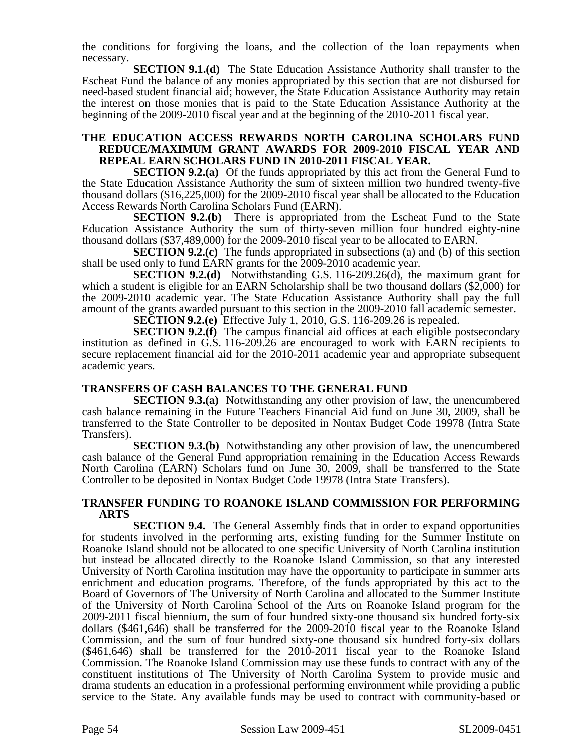the conditions for forgiving the loans, and the collection of the loan repayments when necessary.

**SECTION 9.1.(d)** The State Education Assistance Authority shall transfer to the Escheat Fund the balance of any monies appropriated by this section that are not disbursed for need-based student financial aid; however, the State Education Assistance Authority may retain the interest on those monies that is paid to the State Education Assistance Authority at the beginning of the 2009-2010 fiscal year and at the beginning of the 2010-2011 fiscal year.

**THE EDUCATION ACCESS REWARDS NORTH CAROLINA SCHOLARS FUND REDUCE/MAXIMUM GRANT AWARDS FOR 2009-2010 FISCAL YEAR AND REPEAL EARN SCHOLARS FUND IN 2010-2011 FISCAL YEAR.**

**SECTION 9.2.(a)** Of the funds appropriated by this act from the General Fund to the State Education Assistance Authority the sum of sixteen million two hundred twenty-five thousand dollars ($16,225,000) for the 2009-2010 fiscal year shall be allocated to the Education Access Rewards North Carolina Scholars Fund (EARN).

**SECTION 9.2.(b)** There is appropriated from the Escheat Fund to the State Education Assistance Authority the sum of thirty-seven million four hundred eighty-nine thousand dollars ($37,489,000) for the 2009-2010 fiscal year to be allocated to EARN.

**SECTION 9.2.(c)** The funds appropriated in subsections (a) and (b) of this section shall be used only to fund EARN grants for the 2009-2010 academic year.

**SECTION 9.2.(d)** Notwithstanding G.S. 116-209.26(d), the maximum grant for which a student is eligible for an EARN Scholarship shall be two thousand dollars ($2,000) for the 2009-2010 academic year. The State Education Assistance Authority shall pay the full amount of the grants awarded pursuant to this section in the 2009-2010 fall academic semester.

**SECTION 9.2.(e)** Effective July 1, 2010, G.S. 116-209.26 is repealed.

**SECTION 9.2.(f)** The campus financial aid offices at each eligible postsecondary institution as defined in G.S. 116-209.26 are encouraged to work with EARN recipients to secure replacement financial aid for the 2010-2011 academic year and appropriate subsequent academic years.

**TRANSFERS OF CASH BALANCES TO THE GENERAL FUND**

**SECTION 9.3.(a)** Notwithstanding any other provision of law, the unencumbered cash balance remaining in the Future Teachers Financial Aid fund on June 30, 2009, shall be transferred to the State Controller to be deposited in Nontax Budget Code 19978 (Intra State Transfers).

**SECTION 9.3.(b)** Notwithstanding any other provision of law, the unencumbered cash balance of the General Fund appropriation remaining in the Education Access Rewards North Carolina (EARN) Scholars fund on June 30, 2009, shall be transferred to the State Controller to be deposited in Nontax Budget Code 19978 (Intra State Transfers).

**TRANSFER FUNDING TO ROANOKE ISLAND COMMISSION FOR PERFORMING ARTS**

**SECTION 9.4.** The General Assembly finds that in order to expand opportunities for students involved in the performing arts, existing funding for the Summer Institute on Roanoke Island should not be allocated to one specific University of North Carolina institution but instead be allocated directly to the Roanoke Island Commission, so that any interested University of North Carolina institution may have the opportunity to participate in summer arts enrichment and education programs. Therefore, of the funds appropriated by this act to the Board of Governors of The University of North Carolina and allocated to the Summer Institute of the University of North Carolina School of the Arts on Roanoke Island program for the 2009-2011 fiscal biennium, the sum of four hundred sixty-one thousand six hundred forty-six dollars ($461,646) shall be transferred for the 2009-2010 fiscal year to the Roanoke Island Commission, and the sum of four hundred sixty-one thousand six hundred forty-six dollars ($461,646) shall be transferred for the 2010-2011 fiscal year to the Roanoke Island Commission. The Roanoke Island Commission may use these funds to contract with any of the constituent institutions of The University of North Carolina System to provide music and drama students an education in a professional performing environment while providing a public service to the State. Any available funds may be used to contract with community-based or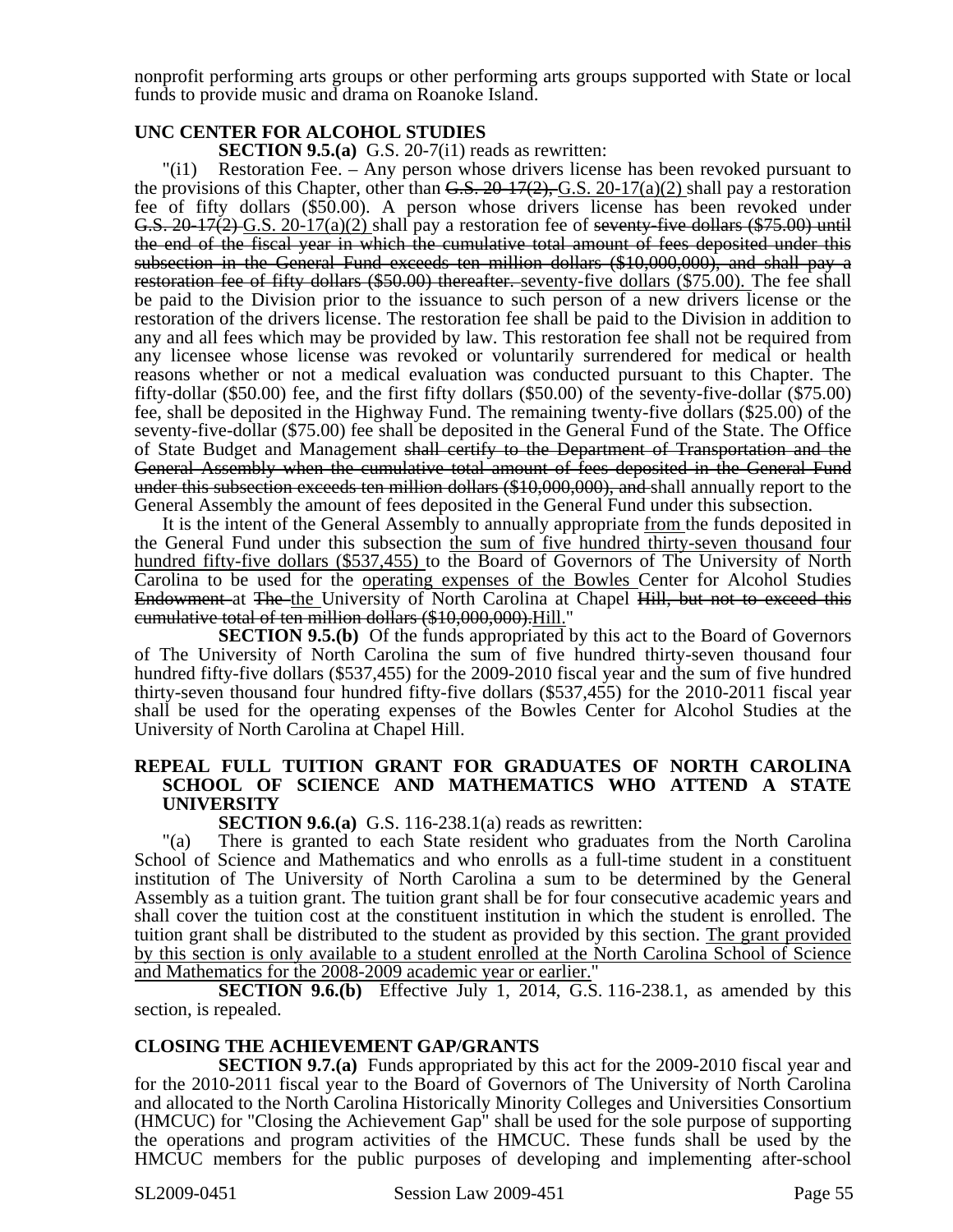nonprofit performing arts groups or other performing arts groups supported with State or local funds to provide music and drama on Roanoke Island.

**UNC CENTER FOR ALCOHOL STUDIES**

**SECTION 9.5.(a)** G.S. 20-7(i1) reads as rewritten:

"(i1) Restoration Fee. – Any person whose drivers license has been revoked pursuant to the provisions of this Chapter, other than ~~G.S. 20-17(2),~~ G.S. 20-17(a)(2) shall pay a restoration fee of fifty dollars ($50.00). A person whose drivers license has been revoked under ~~G.S. 20-17(2)~~ G.S. 20-17(a)(2) shall pay a restoration fee of ~~seventy-five dollars ($75.00) until the end of the fiscal year in which the cumulative total amount of fees deposited under this subsection in the General Fund exceeds ten million dollars ($10,000,000), and shall pay a restoration fee of fifty dollars ($50.00) thereafter.~~ seventy-five dollars ($75.00). The fee shall be paid to the Division prior to the issuance to such person of a new drivers license or the restoration of the drivers license. The restoration fee shall be paid to the Division in addition to any and all fees which may be provided by law. This restoration fee shall not be required from any licensee whose license was revoked or voluntarily surrendered for medical or health reasons whether or not a medical evaluation was conducted pursuant to this Chapter. The fifty-dollar ($50.00) fee, and the first fifty dollars ($50.00) of the seventy-five-dollar ($75.00) fee, shall be deposited in the Highway Fund. The remaining twenty-five dollars ($25.00) of the seventy-five-dollar ($75.00) fee shall be deposited in the General Fund of the State. The Office of State Budget and Management ~~shall certify to the Department of Transportation and the General Assembly when the cumulative total amount of fees deposited in the General Fund under this subsection exceeds ten million dollars ($10,000,000), and~~ shall annually report to the General Assembly the amount of fees deposited in the General Fund under this subsection.

It is the intent of the General Assembly to annually appropriate from the funds deposited in the General Fund under this subsection the sum of five hundred thirty-seven thousand four hundred fifty-five dollars ($537,455) to the Board of Governors of The University of North Carolina to be used for the operating expenses of the Bowles Center for Alcohol Studies ~~Endowment~~ at ~~The~~ the University of North Carolina at Chapel ~~Hill, but not to exceed this cumulative total of ten million dollars ($10,000,000).~~Hill."

**SECTION 9.5.(b)** Of the funds appropriated by this act to the Board of Governors of The University of North Carolina the sum of five hundred thirty-seven thousand four hundred fifty-five dollars ($537,455) for the 2009-2010 fiscal year and the sum of five hundred thirty-seven thousand four hundred fifty-five dollars ($537,455) for the 2010-2011 fiscal year shall be used for the operating expenses of the Bowles Center for Alcohol Studies at the University of North Carolina at Chapel Hill.

**REPEAL FULL TUITION GRANT FOR GRADUATES OF NORTH CAROLINA SCHOOL OF SCIENCE AND MATHEMATICS WHO ATTEND A STATE UNIVERSITY**

**SECTION 9.6.(a)** G.S. 116-238.1(a) reads as rewritten:

"(a) There is granted to each State resident who graduates from the North Carolina School of Science and Mathematics and who enrolls as a full-time student in a constituent institution of The University of North Carolina a sum to be determined by the General Assembly as a tuition grant. The tuition grant shall be for four consecutive academic years and shall cover the tuition cost at the constituent institution in which the student is enrolled. The tuition grant shall be distributed to the student as provided by this section. The grant provided by this section is only available to a student enrolled at the North Carolina School of Science and Mathematics for the 2008-2009 academic year or earlier."

**SECTION 9.6.(b)** Effective July 1, 2014, G.S. 116-238.1, as amended by this section, is repealed.

**CLOSING THE ACHIEVEMENT GAP/GRANTS**

**SECTION 9.7.(a)** Funds appropriated by this act for the 2009-2010 fiscal year and for the 2010-2011 fiscal year to the Board of Governors of The University of North Carolina and allocated to the North Carolina Historically Minority Colleges and Universities Consortium (HMCUC) for "Closing the Achievement Gap" shall be used for the sole purpose of supporting the operations and program activities of the HMCUC. These funds shall be used by the HMCUC members for the public purposes of developing and implementing after-school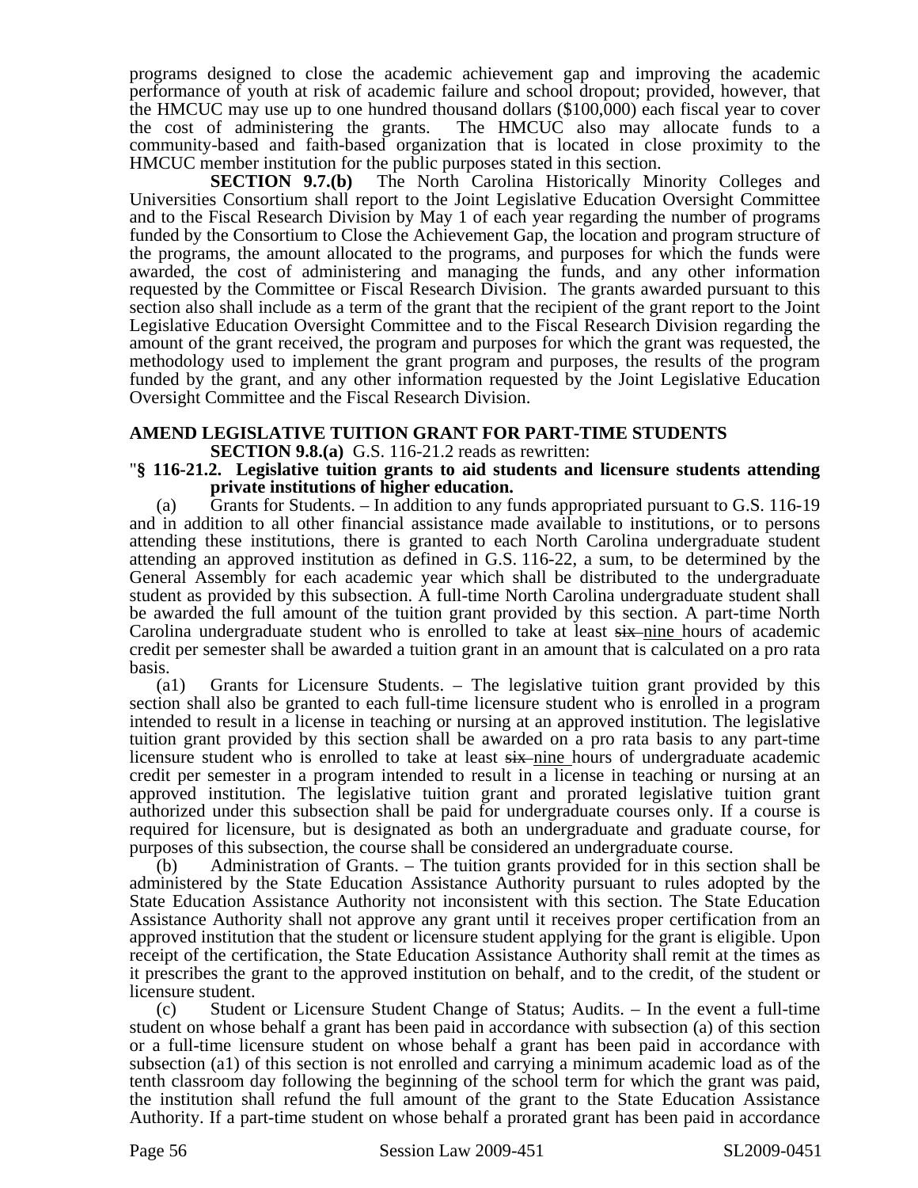programs designed to close the academic achievement gap and improving the academic performance of youth at risk of academic failure and school dropout; provided, however, that the HMCUC may use up to one hundred thousand dollars ($100,000) each fiscal year to cover the cost of administering the grants. The HMCUC also may allocate funds to a community-based and faith-based organization that is located in close proximity to the HMCUC member institution for the public purposes stated in this section.

**SECTION 9.7.(b)** The North Carolina Historically Minority Colleges and Universities Consortium shall report to the Joint Legislative Education Oversight Committee and to the Fiscal Research Division by May 1 of each year regarding the number of programs funded by the Consortium to Close the Achievement Gap, the location and program structure of the programs, the amount allocated to the programs, and purposes for which the funds were awarded, the cost of administering and managing the funds, and any other information requested by the Committee or Fiscal Research Division. The grants awarded pursuant to this section also shall include as a term of the grant that the recipient of the grant report to the Joint Legislative Education Oversight Committee and to the Fiscal Research Division regarding the amount of the grant received, the program and purposes for which the grant was requested, the methodology used to implement the grant program and purposes, the results of the program funded by the grant, and any other information requested by the Joint Legislative Education Oversight Committee and the Fiscal Research Division.

**AMEND LEGISLATIVE TUITION GRANT FOR PART-TIME STUDENTS**

**SECTION 9.8.(a)** G.S. 116-21.2 reads as rewritten:

"**§ 116-21.2. Legislative tuition grants to aid students and licensure students attending private institutions of higher education.**

(a) Grants for Students. – In addition to any funds appropriated pursuant to G.S. 116-19 and in addition to all other financial assistance made available to institutions, or to persons attending these institutions, there is granted to each North Carolina undergraduate student attending an approved institution as defined in G.S. 116-22, a sum, to be determined by the General Assembly for each academic year which shall be distributed to the undergraduate student as provided by this subsection. A full-time North Carolina undergraduate student shall be awarded the full amount of the tuition grant provided by this section. A part-time North Carolina undergraduate student who is enrolled to take at least ~~six~~ <u>nine</u> hours of academic credit per semester shall be awarded a tuition grant in an amount that is calculated on a pro rata basis.

(a1) Grants for Licensure Students. – The legislative tuition grant provided by this section shall also be granted to each full-time licensure student who is enrolled in a program intended to result in a license in teaching or nursing at an approved institution. The legislative tuition grant provided by this section shall be awarded on a pro rata basis to any part-time licensure student who is enrolled to take at least ~~six~~ <u>nine</u> hours of undergraduate academic credit per semester in a program intended to result in a license in teaching or nursing at an approved institution. The legislative tuition grant and prorated legislative tuition grant authorized under this subsection shall be paid for undergraduate courses only. If a course is required for licensure, but is designated as both an undergraduate and graduate course, for purposes of this subsection, the course shall be considered an undergraduate course.

(b) Administration of Grants. – The tuition grants provided for in this section shall be administered by the State Education Assistance Authority pursuant to rules adopted by the State Education Assistance Authority not inconsistent with this section. The State Education Assistance Authority shall not approve any grant until it receives proper certification from an approved institution that the student or licensure student applying for the grant is eligible. Upon receipt of the certification, the State Education Assistance Authority shall remit at the times as it prescribes the grant to the approved institution on behalf, and to the credit, of the student or licensure student.

(c) Student or Licensure Student Change of Status; Audits. – In the event a full-time student on whose behalf a grant has been paid in accordance with subsection (a) of this section or a full-time licensure student on whose behalf a grant has been paid in accordance with subsection (a1) of this section is not enrolled and carrying a minimum academic load as of the tenth classroom day following the beginning of the school term for which the grant was paid, the institution shall refund the full amount of the grant to the State Education Assistance Authority. If a part-time student on whose behalf a prorated grant has been paid in accordance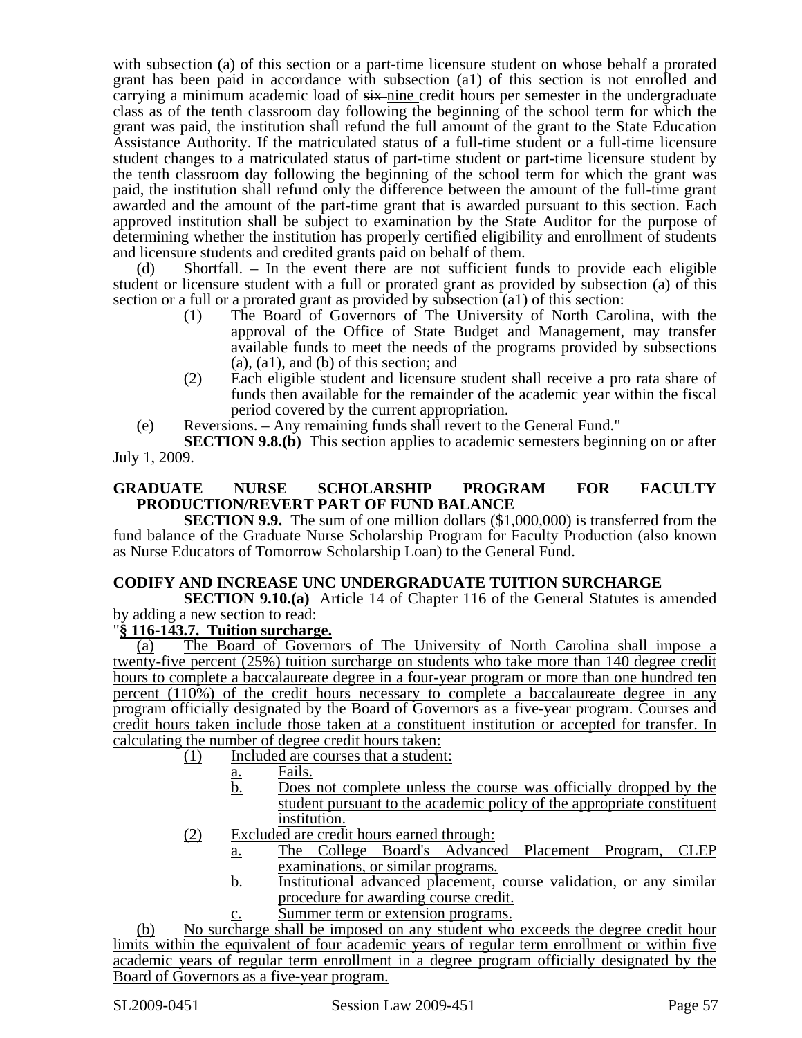with subsection (a) of this section or a part-time licensure student on whose behalf a prorated grant has been paid in accordance with subsection (a1) of this section is not enrolled and carrying a minimum academic load of ~~six~~ nine credit hours per semester in the undergraduate class as of the tenth classroom day following the beginning of the school term for which the grant was paid, the institution shall refund the full amount of the grant to the State Education Assistance Authority. If the matriculated status of a full-time student or a full-time licensure student changes to a matriculated status of part-time student or part-time licensure student by the tenth classroom day following the beginning of the school term for which the grant was paid, the institution shall refund only the difference between the amount of the full-time grant awarded and the amount of the part-time grant that is awarded pursuant to this section. Each approved institution shall be subject to examination by the State Auditor for the purpose of determining whether the institution has properly certified eligibility and enrollment of students and licensure students and credited grants paid on behalf of them.

(d) Shortfall. – In the event there are not sufficient funds to provide each eligible student or licensure student with a full or prorated grant as provided by subsection (a) of this section or a full or a prorated grant as provided by subsection (a1) of this section:

(1) The Board of Governors of The University of North Carolina, with the approval of the Office of State Budget and Management, may transfer available funds to meet the needs of the programs provided by subsections (a), (a1), and (b) of this section; and

(2) Each eligible student and licensure student shall receive a pro rata share of funds then available for the remainder of the academic year within the fiscal period covered by the current appropriation.

(e) Reversions. – Any remaining funds shall revert to the General Fund."

**SECTION 9.8.(b)** This section applies to academic semesters beginning on or after July 1, 2009.

**GRADUATE NURSE SCHOLARSHIP PROGRAM FOR FACULTY PRODUCTION/REVERT PART OF FUND BALANCE**

**SECTION 9.9.** The sum of one million dollars ($1,000,000) is transferred from the fund balance of the Graduate Nurse Scholarship Program for Faculty Production (also known as Nurse Educators of Tomorrow Scholarship Loan) to the General Fund.

**CODIFY AND INCREASE UNC UNDERGRADUATE TUITION SURCHARGE**

**SECTION 9.10.(a)** Article 14 of Chapter 116 of the General Statutes is amended by adding a new section to read:

"**§ 116-143.7. Tuition surcharge.**

(a) The Board of Governors of The University of North Carolina shall impose a twenty-five percent (25%) tuition surcharge on students who take more than 140 degree credit hours to complete a baccalaureate degree in a four-year program or more than one hundred ten percent (110%) of the credit hours necessary to complete a baccalaureate degree in any program officially designated by the Board of Governors as a five-year program. Courses and credit hours taken include those taken at a constituent institution or accepted for transfer. In calculating the number of degree credit hours taken:

(1) Included are courses that a student:

a. Fails.

b. Does not complete unless the course was officially dropped by the student pursuant to the academic policy of the appropriate constituent institution.

(2) Excluded are credit hours earned through:

a. The College Board's Advanced Placement Program, CLEP examinations, or similar programs.

b. Institutional advanced placement, course validation, or any similar procedure for awarding course credit.

c. Summer term or extension programs.

(b) No surcharge shall be imposed on any student who exceeds the degree credit hour limits within the equivalent of four academic years of regular term enrollment or within five academic years of regular term enrollment in a degree program officially designated by the Board of Governors as a five-year program.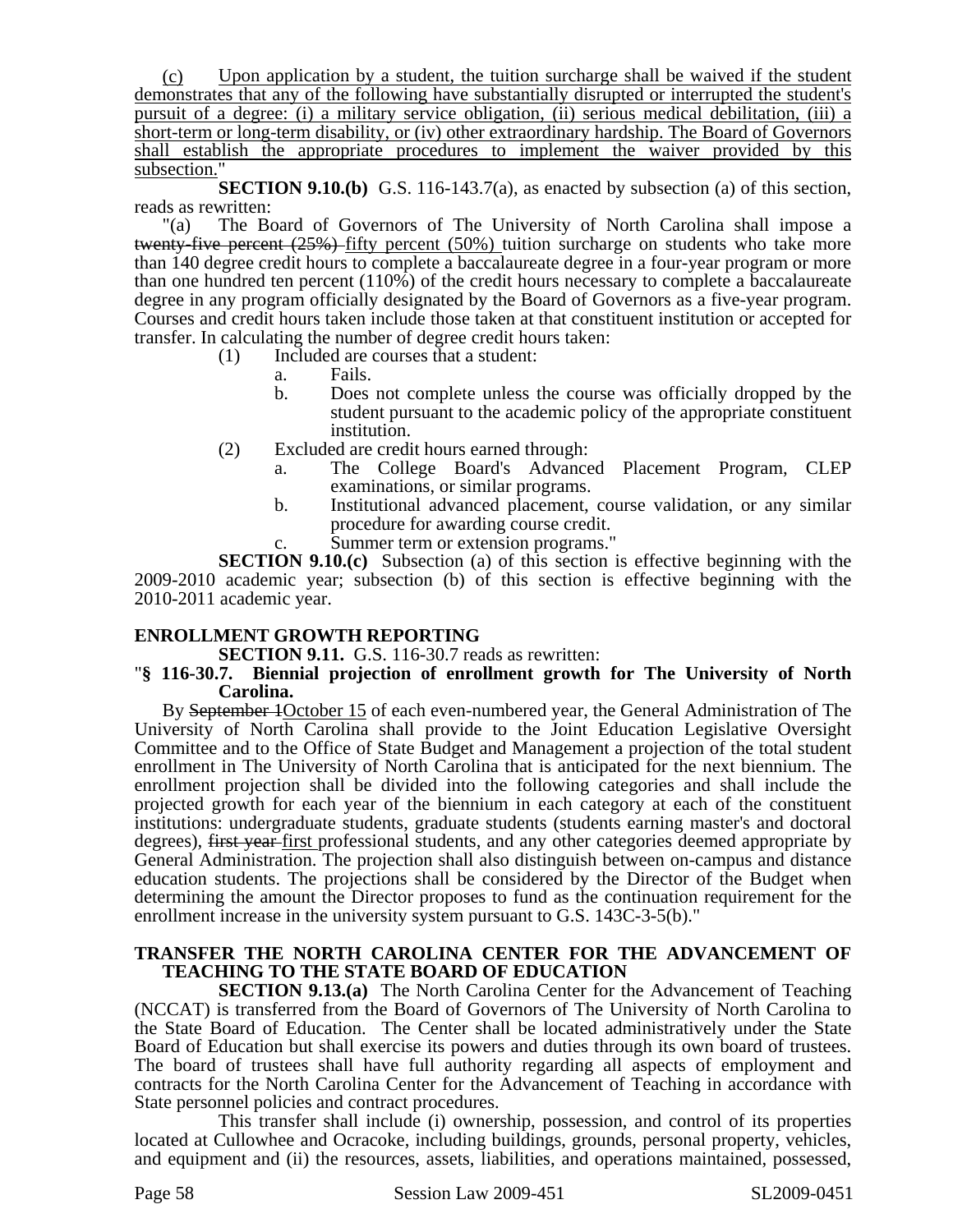(c) Upon application by a student, the tuition surcharge shall be waived if the student demonstrates that any of the following have substantially disrupted or interrupted the student's pursuit of a degree: (i) a military service obligation, (ii) serious medical debilitation, (iii) a short-term or long-term disability, or (iv) other extraordinary hardship. The Board of Governors shall establish the appropriate procedures to implement the waiver provided by this subsection."

**SECTION 9.10.(b)** G.S. 116-143.7(a), as enacted by subsection (a) of this section, reads as rewritten:

"(a) The Board of Governors of The University of North Carolina shall impose a ~~twenty-five percent (25%)~~ fifty percent (50%) tuition surcharge on students who take more than 140 degree credit hours to complete a baccalaureate degree in a four-year program or more than one hundred ten percent (110%) of the credit hours necessary to complete a baccalaureate degree in any program officially designated by the Board of Governors as a five-year program. Courses and credit hours taken include those taken at that constituent institution or accepted for transfer. In calculating the number of degree credit hours taken:

(1) Included are courses that a student:
   a. Fails.
   b. Does not complete unless the course was officially dropped by the student pursuant to the academic policy of the appropriate constituent institution.

(2) Excluded are credit hours earned through:
   a. The College Board's Advanced Placement Program, CLEP examinations, or similar programs.
   b. Institutional advanced placement, course validation, or any similar procedure for awarding course credit.
   c. Summer term or extension programs."

**SECTION 9.10.(c)** Subsection (a) of this section is effective beginning with the 2009-2010 academic year; subsection (b) of this section is effective beginning with the 2010-2011 academic year.

**ENROLLMENT GROWTH REPORTING**

**SECTION 9.11.** G.S. 116-30.7 reads as rewritten:

"**§ 116-30.7. Biennial projection of enrollment growth for The University of North Carolina.**

By ~~September 1~~October 15 of each even-numbered year, the General Administration of The University of North Carolina shall provide to the Joint Education Legislative Oversight Committee and to the Office of State Budget and Management a projection of the total student enrollment in The University of North Carolina that is anticipated for the next biennium. The enrollment projection shall be divided into the following categories and shall include the projected growth for each year of the biennium in each category at each of the constituent institutions: undergraduate students, graduate students (students earning master's and doctoral degrees), ~~first year~~ first professional students, and any other categories deemed appropriate by General Administration. The projection shall also distinguish between on-campus and distance education students. The projections shall be considered by the Director of the Budget when determining the amount the Director proposes to fund as the continuation requirement for the enrollment increase in the university system pursuant to G.S. 143C-3-5(b)."

**TRANSFER THE NORTH CAROLINA CENTER FOR THE ADVANCEMENT OF TEACHING TO THE STATE BOARD OF EDUCATION**

**SECTION 9.13.(a)** The North Carolina Center for the Advancement of Teaching (NCCAT) is transferred from the Board of Governors of The University of North Carolina to the State Board of Education. The Center shall be located administratively under the State Board of Education but shall exercise its powers and duties through its own board of trustees. The board of trustees shall have full authority regarding all aspects of employment and contracts for the North Carolina Center for the Advancement of Teaching in accordance with State personnel policies and contract procedures.

This transfer shall include (i) ownership, possession, and control of its properties located at Cullowhee and Ocracoke, including buildings, grounds, personal property, vehicles, and equipment and (ii) the resources, assets, liabilities, and operations maintained, possessed,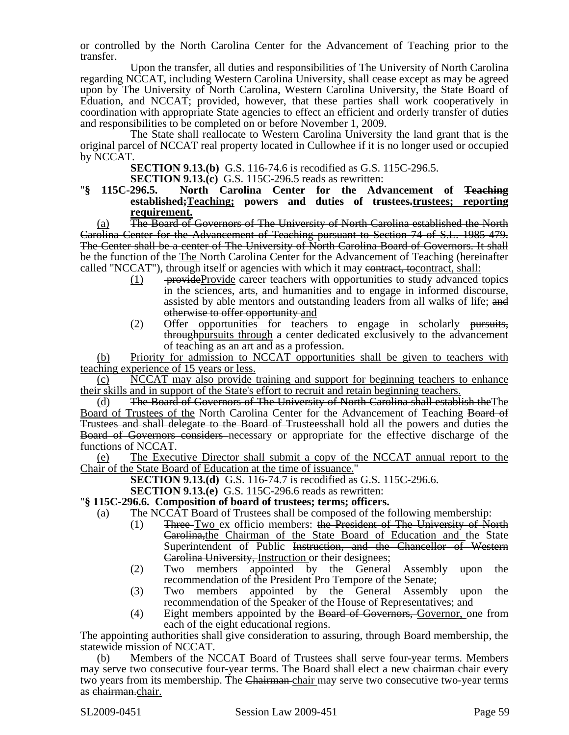or controlled by the North Carolina Center for the Advancement of Teaching prior to the transfer.

Upon the transfer, all duties and responsibilities of The University of North Carolina regarding NCCAT, including Western Carolina University, shall cease except as may be agreed upon by The University of North Carolina, Western Carolina University, the State Board of Eduation, and NCCAT; provided, however, that these parties shall work cooperatively in coordination with appropriate State agencies to effect an efficient and orderly transfer of duties and responsibilities to be completed on or before November 1, 2009.

The State shall reallocate to Western Carolina University the land grant that is the original parcel of NCCAT real property located in Cullowhee if it is no longer used or occupied by NCCAT.

**SECTION 9.13.(b)** G.S. 116-74.6 is recodified as G.S. 115C-296.5.

**SECTION 9.13.(c)** G.S. 115C-296.5 reads as rewritten:

"**§ 115C-296.5. North Carolina Center for the Advancement of ~~Teaching established;~~<u>Teaching;</u> powers and duties of ~~trustees.~~<u>trustees; reporting requirement.</u>**

<u>(a)</u> ~~The Board of Governors of The University of North Carolina established the North Carolina Center for the Advancement of Teaching pursuant to Section 74 of S.L. 1985-479. The Center shall be a center of The University of North Carolina Board of Governors. It shall be the function of the~~ <u>The</u> North Carolina Center for the Advancement of Teaching (hereinafter called "NCCAT"), through itself or agencies with which it may ~~contract, to~~<u>contract, shall:</u>

- <u>(1)</u> ~~provide~~<u>Provide</u> career teachers with opportunities to study advanced topics in the sciences, arts, and humanities and to engage in informed discourse, assisted by able mentors and outstanding leaders from all walks of life; ~~and otherwise to offer opportunity~~ <u>and</u>
- <u>(2)</u> <u>Offer opportunities</u> for teachers to engage in scholarly ~~pursuits, through~~<u>pursuits through</u> a center dedicated exclusively to the advancement of teaching as an art and as a profession.

<u>(b)</u> <u>Priority for admission to NCCAT opportunities shall be given to teachers with teaching experience of 15 years or less.</u>

<u>(c)</u> <u>NCCAT may also provide training and support for beginning teachers to enhance their skills and in support of the State's effort to recruit and retain beginning teachers.</u>

<u>(d)</u> ~~The Board of Governors of The University of North Carolina shall establish the~~<u>The Board of Trustees of the</u> North Carolina Center for the Advancement of Teaching ~~Board of Trustees and shall delegate to the Board of Trustees~~<u>shall hold</u> all the powers and duties ~~the Board of Governors considers~~ necessary or appropriate for the effective discharge of the functions of NCCAT.

<u>(e)</u> <u>The Executive Director shall submit a copy of the NCCAT annual report to the Chair of the State Board of Education at the time of issuance.</u>"

**SECTION 9.13.(d)** G.S. 116-74.7 is recodified as G.S. 115C-296.6.

**SECTION 9.13.(e)** G.S. 115C-296.6 reads as rewritten:

"**§ 115C-296.6. Composition of board of trustees; terms; officers.**

(a) The NCCAT Board of Trustees shall be composed of the following membership:

- (1) ~~Three~~ <u>Two</u> ex officio members: ~~the President of The University of North Carolina,~~<u>the Chairman of the State Board of Education and</u> the State Superintendent of Public ~~Instruction, and the Chancellor of Western Carolina University,~~ <u>Instruction</u> or their designees;
- (2) Two members appointed by the General Assembly upon the recommendation of the President Pro Tempore of the Senate;
- (3) Two members appointed by the General Assembly upon the recommendation of the Speaker of the House of Representatives; and
- (4) Eight members appointed by the ~~Board of Governors,~~ <u>Governor,</u> one from each of the eight educational regions.

The appointing authorities shall give consideration to assuring, through Board membership, the statewide mission of NCCAT.

(b) Members of the NCCAT Board of Trustees shall serve four-year terms. Members may serve two consecutive four-year terms. The Board shall elect a new ~~chairman~~ <u>chair</u> every two years from its membership. The ~~Chairman~~ <u>chair</u> may serve two consecutive two-year terms as ~~chairman.~~<u>chair.</u>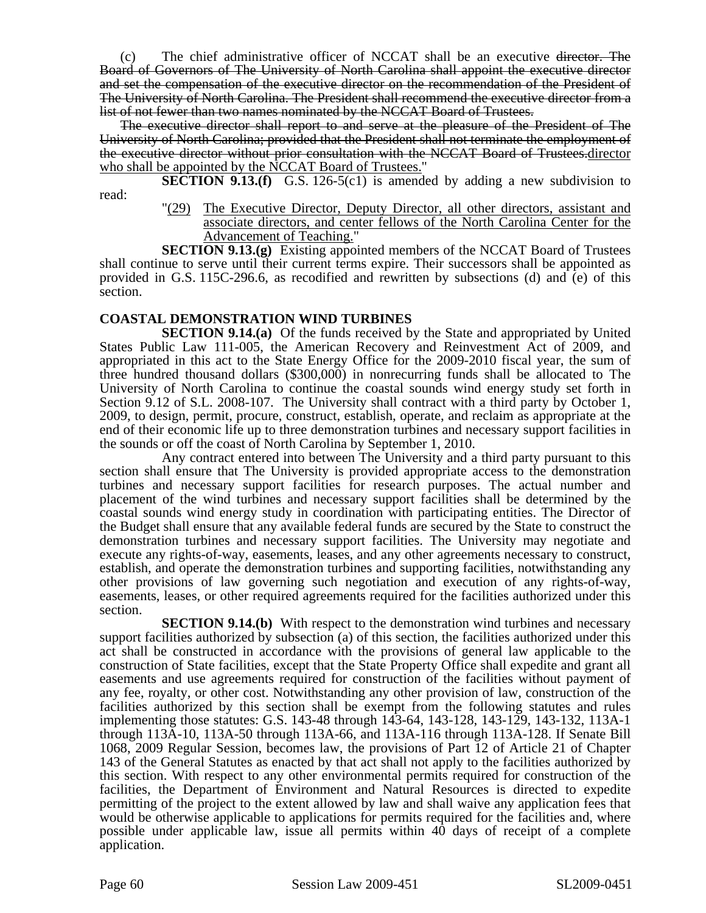(c) The chief administrative officer of NCCAT shall be an executive ~~director. The Board of Governors of The University of North Carolina shall appoint the executive director and set the compensation of the executive director on the recommendation of the President of The University of North Carolina. The President shall recommend the executive director from a list of not fewer than two names nominated by the NCCAT Board of Trustees.~~

~~The executive director shall report to and serve at the pleasure of the President of The University of North Carolina; provided that the President shall not terminate the employment of the executive director without prior consultation with the NCCAT Board of Trustees.~~director who shall be appointed by the NCCAT Board of Trustees."

**SECTION 9.13.(f)** G.S. 126-5(c1) is amended by adding a new subdivision to read:

"(29) The Executive Director, Deputy Director, all other directors, assistant and associate directors, and center fellows of the North Carolina Center for the Advancement of Teaching."

**SECTION 9.13.(g)** Existing appointed members of the NCCAT Board of Trustees shall continue to serve until their current terms expire. Their successors shall be appointed as provided in G.S. 115C-296.6, as recodified and rewritten by subsections (d) and (e) of this section.

**COASTAL DEMONSTRATION WIND TURBINES**

**SECTION 9.14.(a)** Of the funds received by the State and appropriated by United States Public Law 111-005, the American Recovery and Reinvestment Act of 2009, and appropriated in this act to the State Energy Office for the 2009-2010 fiscal year, the sum of three hundred thousand dollars ($300,000) in nonrecurring funds shall be allocated to The University of North Carolina to continue the coastal sounds wind energy study set forth in Section 9.12 of S.L. 2008-107. The University shall contract with a third party by October 1, 2009, to design, permit, procure, construct, establish, operate, and reclaim as appropriate at the end of their economic life up to three demonstration turbines and necessary support facilities in the sounds or off the coast of North Carolina by September 1, 2010.

Any contract entered into between The University and a third party pursuant to this section shall ensure that The University is provided appropriate access to the demonstration turbines and necessary support facilities for research purposes. The actual number and placement of the wind turbines and necessary support facilities shall be determined by the coastal sounds wind energy study in coordination with participating entities. The Director of the Budget shall ensure that any available federal funds are secured by the State to construct the demonstration turbines and necessary support facilities. The University may negotiate and execute any rights-of-way, easements, leases, and any other agreements necessary to construct, establish, and operate the demonstration turbines and supporting facilities, notwithstanding any other provisions of law governing such negotiation and execution of any rights-of-way, easements, leases, or other required agreements required for the facilities authorized under this section.

**SECTION 9.14.(b)** With respect to the demonstration wind turbines and necessary support facilities authorized by subsection (a) of this section, the facilities authorized under this act shall be constructed in accordance with the provisions of general law applicable to the construction of State facilities, except that the State Property Office shall expedite and grant all easements and use agreements required for construction of the facilities without payment of any fee, royalty, or other cost. Notwithstanding any other provision of law, construction of the facilities authorized by this section shall be exempt from the following statutes and rules implementing those statutes: G.S. 143-48 through 143-64, 143-128, 143-129, 143-132, 113A-1 through 113A-10, 113A-50 through 113A-66, and 113A-116 through 113A-128. If Senate Bill 1068, 2009 Regular Session, becomes law, the provisions of Part 12 of Article 21 of Chapter 143 of the General Statutes as enacted by that act shall not apply to the facilities authorized by this section. With respect to any other environmental permits required for construction of the facilities, the Department of Environment and Natural Resources is directed to expedite permitting of the project to the extent allowed by law and shall waive any application fees that would be otherwise applicable to applications for permits required for the facilities and, where possible under applicable law, issue all permits within 40 days of receipt of a complete application.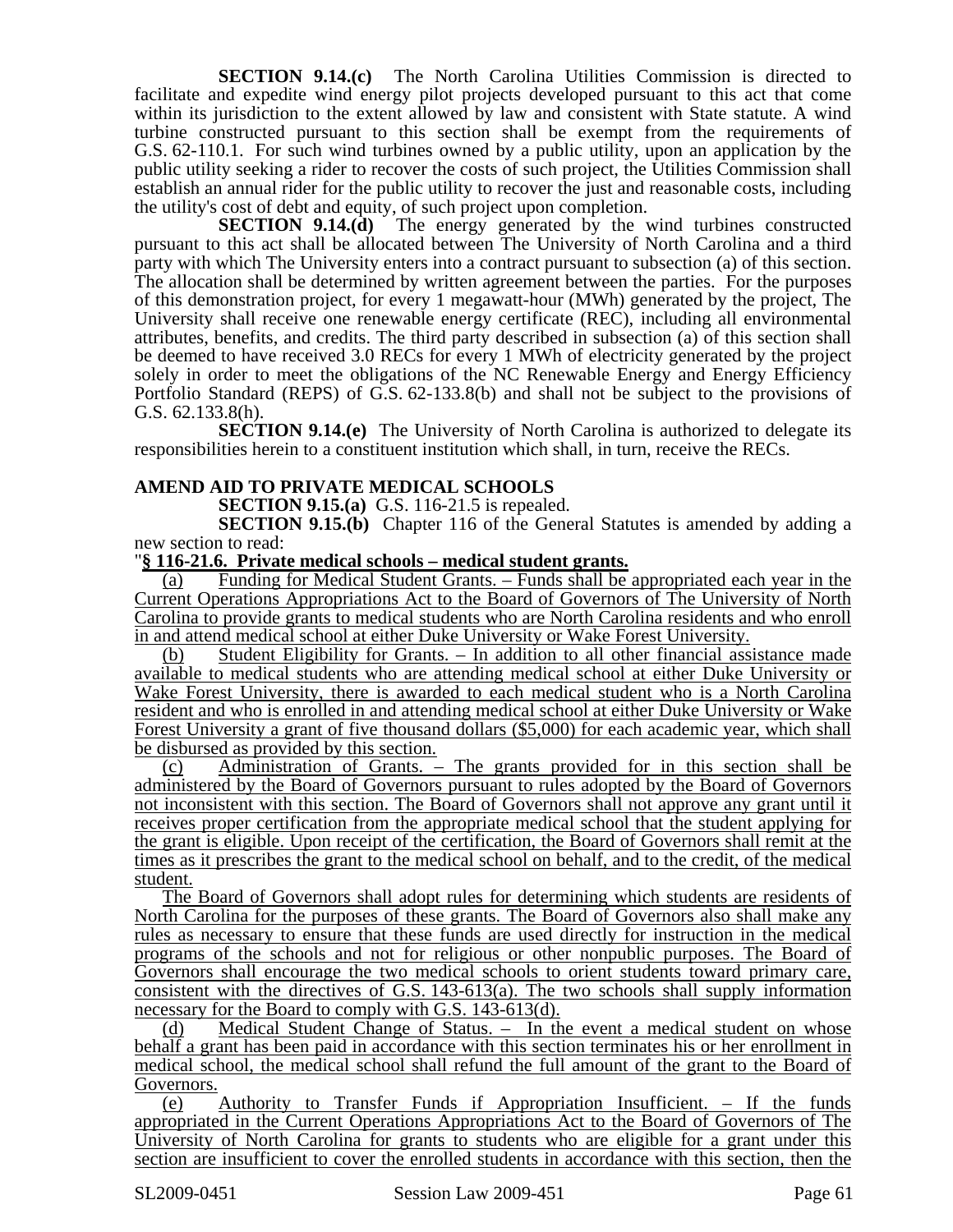**SECTION 9.14.(c)** The North Carolina Utilities Commission is directed to facilitate and expedite wind energy pilot projects developed pursuant to this act that come within its jurisdiction to the extent allowed by law and consistent with State statute. A wind turbine constructed pursuant to this section shall be exempt from the requirements of G.S. 62-110.1. For such wind turbines owned by a public utility, upon an application by the public utility seeking a rider to recover the costs of such project, the Utilities Commission shall establish an annual rider for the public utility to recover the just and reasonable costs, including the utility's cost of debt and equity, of such project upon completion.

**SECTION 9.14.(d)** The energy generated by the wind turbines constructed pursuant to this act shall be allocated between The University of North Carolina and a third party with which The University enters into a contract pursuant to subsection (a) of this section. The allocation shall be determined by written agreement between the parties. For the purposes of this demonstration project, for every 1 megawatt-hour (MWh) generated by the project, The University shall receive one renewable energy certificate (REC), including all environmental attributes, benefits, and credits. The third party described in subsection (a) of this section shall be deemed to have received 3.0 RECs for every 1 MWh of electricity generated by the project solely in order to meet the obligations of the NC Renewable Energy and Energy Efficiency Portfolio Standard (REPS) of G.S. 62-133.8(b) and shall not be subject to the provisions of G.S. 62.133.8(h).

**SECTION 9.14.(e)** The University of North Carolina is authorized to delegate its responsibilities herein to a constituent institution which shall, in turn, receive the RECs.

**AMEND AID TO PRIVATE MEDICAL SCHOOLS**

**SECTION 9.15.(a)** G.S. 116-21.5 is repealed.

**SECTION 9.15.(b)** Chapter 116 of the General Statutes is amended by adding a new section to read:

"**§ 116-21.6. Private medical schools – medical student grants.**

(a) Funding for Medical Student Grants. – Funds shall be appropriated each year in the Current Operations Appropriations Act to the Board of Governors of The University of North Carolina to provide grants to medical students who are North Carolina residents and who enroll in and attend medical school at either Duke University or Wake Forest University.

(b) Student Eligibility for Grants. – In addition to all other financial assistance made available to medical students who are attending medical school at either Duke University or Wake Forest University, there is awarded to each medical student who is a North Carolina resident and who is enrolled in and attending medical school at either Duke University or Wake Forest University a grant of five thousand dollars ($5,000) for each academic year, which shall be disbursed as provided by this section.

(c) Administration of Grants. – The grants provided for in this section shall be administered by the Board of Governors pursuant to rules adopted by the Board of Governors not inconsistent with this section. The Board of Governors shall not approve any grant until it receives proper certification from the appropriate medical school that the student applying for the grant is eligible. Upon receipt of the certification, the Board of Governors shall remit at the times as it prescribes the grant to the medical school on behalf, and to the credit, of the medical student.

The Board of Governors shall adopt rules for determining which students are residents of North Carolina for the purposes of these grants. The Board of Governors also shall make any rules as necessary to ensure that these funds are used directly for instruction in the medical programs of the schools and not for religious or other nonpublic purposes. The Board of Governors shall encourage the two medical schools to orient students toward primary care, consistent with the directives of G.S. 143-613(a). The two schools shall supply information necessary for the Board to comply with G.S. 143-613(d).

(d) Medical Student Change of Status. – In the event a medical student on whose behalf a grant has been paid in accordance with this section terminates his or her enrollment in medical school, the medical school shall refund the full amount of the grant to the Board of Governors.

(e) Authority to Transfer Funds if Appropriation Insufficient. – If the funds appropriated in the Current Operations Appropriations Act to the Board of Governors of The University of North Carolina for grants to students who are eligible for a grant under this section are insufficient to cover the enrolled students in accordance with this section, then the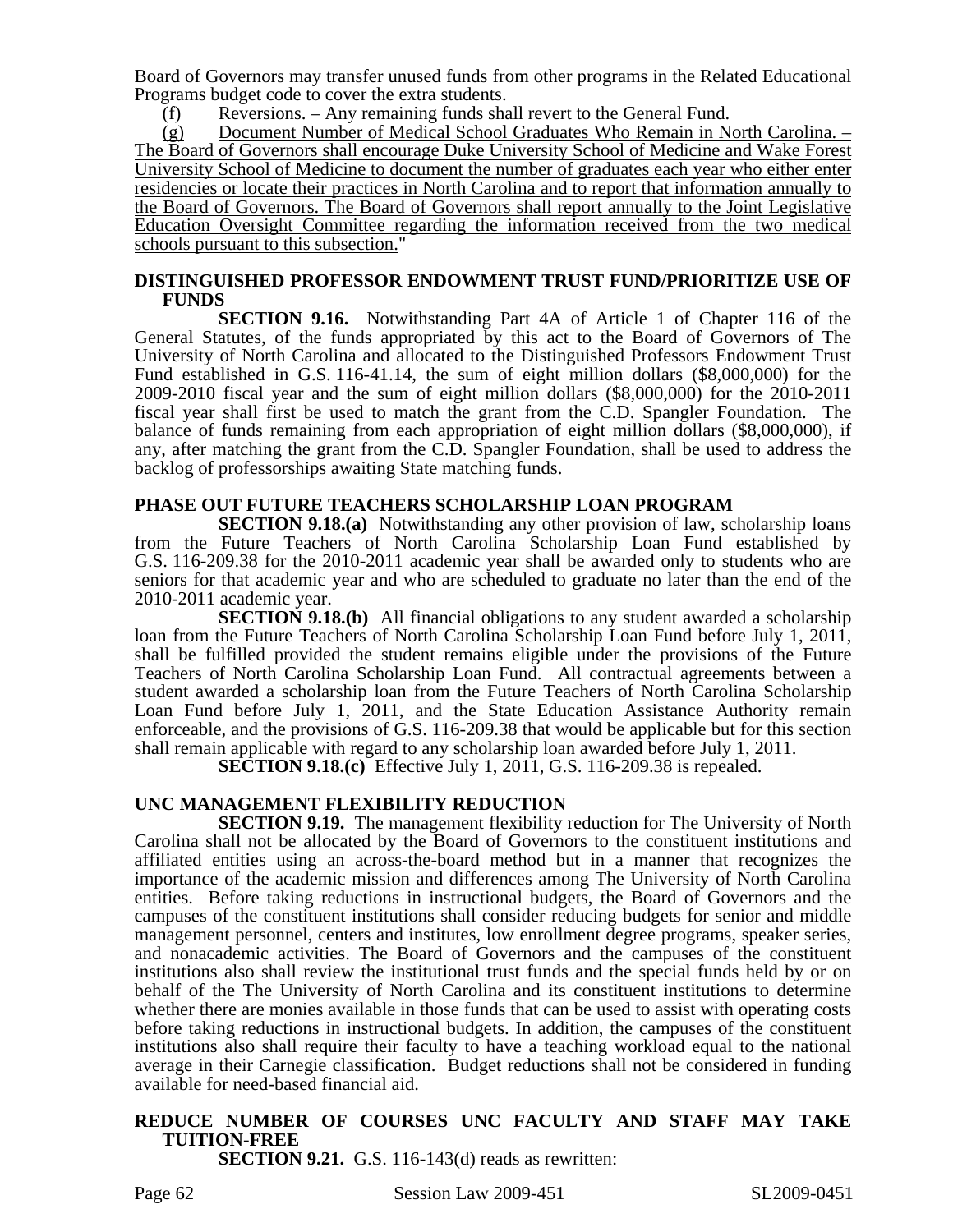Board of Governors may transfer unused funds from other programs in the Related Educational Programs budget code to cover the extra students.

(f) Reversions. – Any remaining funds shall revert to the General Fund.

(g) Document Number of Medical School Graduates Who Remain in North Carolina. – The Board of Governors shall encourage Duke University School of Medicine and Wake Forest University School of Medicine to document the number of graduates each year who either enter residencies or locate their practices in North Carolina and to report that information annually to the Board of Governors. The Board of Governors shall report annually to the Joint Legislative Education Oversight Committee regarding the information received from the two medical schools pursuant to this subsection."

**DISTINGUISHED PROFESSOR ENDOWMENT TRUST FUND/PRIORITIZE USE OF FUNDS**

**SECTION 9.16.** Notwithstanding Part 4A of Article 1 of Chapter 116 of the General Statutes, of the funds appropriated by this act to the Board of Governors of The University of North Carolina and allocated to the Distinguished Professors Endowment Trust Fund established in G.S. 116-41.14, the sum of eight million dollars ($8,000,000) for the 2009-2010 fiscal year and the sum of eight million dollars ($8,000,000) for the 2010-2011 fiscal year shall first be used to match the grant from the C.D. Spangler Foundation. The balance of funds remaining from each appropriation of eight million dollars ($8,000,000), if any, after matching the grant from the C.D. Spangler Foundation, shall be used to address the backlog of professorships awaiting State matching funds.

**PHASE OUT FUTURE TEACHERS SCHOLARSHIP LOAN PROGRAM**

**SECTION 9.18.(a)** Notwithstanding any other provision of law, scholarship loans from the Future Teachers of North Carolina Scholarship Loan Fund established by G.S. 116-209.38 for the 2010-2011 academic year shall be awarded only to students who are seniors for that academic year and who are scheduled to graduate no later than the end of the 2010-2011 academic year.

**SECTION 9.18.(b)** All financial obligations to any student awarded a scholarship loan from the Future Teachers of North Carolina Scholarship Loan Fund before July 1, 2011, shall be fulfilled provided the student remains eligible under the provisions of the Future Teachers of North Carolina Scholarship Loan Fund. All contractual agreements between a student awarded a scholarship loan from the Future Teachers of North Carolina Scholarship Loan Fund before July 1, 2011, and the State Education Assistance Authority remain enforceable, and the provisions of G.S. 116-209.38 that would be applicable but for this section shall remain applicable with regard to any scholarship loan awarded before July 1, 2011.

**SECTION 9.18.(c)** Effective July 1, 2011, G.S. 116-209.38 is repealed.

**UNC MANAGEMENT FLEXIBILITY REDUCTION**

**SECTION 9.19.** The management flexibility reduction for The University of North Carolina shall not be allocated by the Board of Governors to the constituent institutions and affiliated entities using an across-the-board method but in a manner that recognizes the importance of the academic mission and differences among The University of North Carolina entities. Before taking reductions in instructional budgets, the Board of Governors and the campuses of the constituent institutions shall consider reducing budgets for senior and middle management personnel, centers and institutes, low enrollment degree programs, speaker series, and nonacademic activities. The Board of Governors and the campuses of the constituent institutions also shall review the institutional trust funds and the special funds held by or on behalf of the The University of North Carolina and its constituent institutions to determine whether there are monies available in those funds that can be used to assist with operating costs before taking reductions in instructional budgets. In addition, the campuses of the constituent institutions also shall require their faculty to have a teaching workload equal to the national average in their Carnegie classification. Budget reductions shall not be considered in funding available for need-based financial aid.

**REDUCE NUMBER OF COURSES UNC FACULTY AND STAFF MAY TAKE TUITION-FREE**

**SECTION 9.21.** G.S. 116-143(d) reads as rewritten: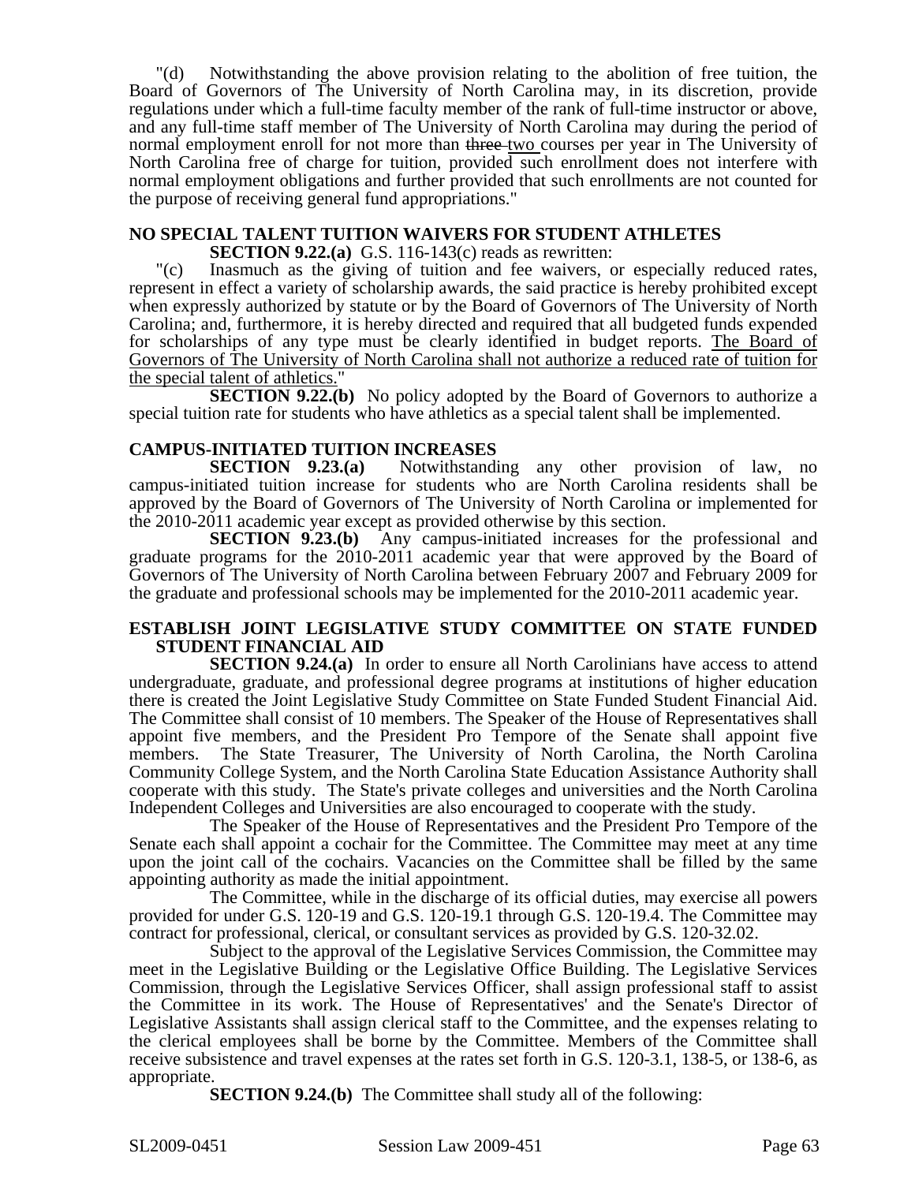"(d) Notwithstanding the above provision relating to the abolition of free tuition, the Board of Governors of The University of North Carolina may, in its discretion, provide regulations under which a full-time faculty member of the rank of full-time instructor or above, and any full-time staff member of The University of North Carolina may during the period of normal employment enroll for not more than ~~three~~ <u>two</u> courses per year in The University of North Carolina free of charge for tuition, provided such enrollment does not interfere with normal employment obligations and further provided that such enrollments are not counted for the purpose of receiving general fund appropriations."

## NO SPECIAL TALENT TUITION WAIVERS FOR STUDENT ATHLETES

**SECTION 9.22.(a)** G.S. 116-143(c) reads as rewritten:

"(c) Inasmuch as the giving of tuition and fee waivers, or especially reduced rates, represent in effect a variety of scholarship awards, the said practice is hereby prohibited except when expressly authorized by statute or by the Board of Governors of The University of North Carolina; and, furthermore, it is hereby directed and required that all budgeted funds expended for scholarships of any type must be clearly identified in budget reports. <u>The Board of Governors of The University of North Carolina shall not authorize a reduced rate of tuition for the special talent of athletics.</u>"

**SECTION 9.22.(b)** No policy adopted by the Board of Governors to authorize a special tuition rate for students who have athletics as a special talent shall be implemented.

## CAMPUS-INITIATED TUITION INCREASES

**SECTION 9.23.(a)** Notwithstanding any other provision of law, no campus-initiated tuition increase for students who are North Carolina residents shall be approved by the Board of Governors of The University of North Carolina or implemented for the 2010-2011 academic year except as provided otherwise by this section.

**SECTION 9.23.(b)** Any campus-initiated increases for the professional and graduate programs for the 2010-2011 academic year that were approved by the Board of Governors of The University of North Carolina between February 2007 and February 2009 for the graduate and professional schools may be implemented for the 2010-2011 academic year.

## ESTABLISH JOINT LEGISLATIVE STUDY COMMITTEE ON STATE FUNDED STUDENT FINANCIAL AID

**SECTION 9.24.(a)** In order to ensure all North Carolinians have access to attend undergraduate, graduate, and professional degree programs at institutions of higher education there is created the Joint Legislative Study Committee on State Funded Student Financial Aid. The Committee shall consist of 10 members. The Speaker of the House of Representatives shall appoint five members, and the President Pro Tempore of the Senate shall appoint five members. The State Treasurer, The University of North Carolina, the North Carolina Community College System, and the North Carolina State Education Assistance Authority shall cooperate with this study. The State's private colleges and universities and the North Carolina Independent Colleges and Universities are also encouraged to cooperate with the study.

The Speaker of the House of Representatives and the President Pro Tempore of the Senate each shall appoint a cochair for the Committee. The Committee may meet at any time upon the joint call of the cochairs. Vacancies on the Committee shall be filled by the same appointing authority as made the initial appointment.

The Committee, while in the discharge of its official duties, may exercise all powers provided for under G.S. 120-19 and G.S. 120-19.1 through G.S. 120-19.4. The Committee may contract for professional, clerical, or consultant services as provided by G.S. 120-32.02.

Subject to the approval of the Legislative Services Commission, the Committee may meet in the Legislative Building or the Legislative Office Building. The Legislative Services Commission, through the Legislative Services Officer, shall assign professional staff to assist the Committee in its work. The House of Representatives' and the Senate's Director of Legislative Assistants shall assign clerical staff to the Committee, and the expenses relating to the clerical employees shall be borne by the Committee. Members of the Committee shall receive subsistence and travel expenses at the rates set forth in G.S. 120-3.1, 138-5, or 138-6, as appropriate.

**SECTION 9.24.(b)** The Committee shall study all of the following: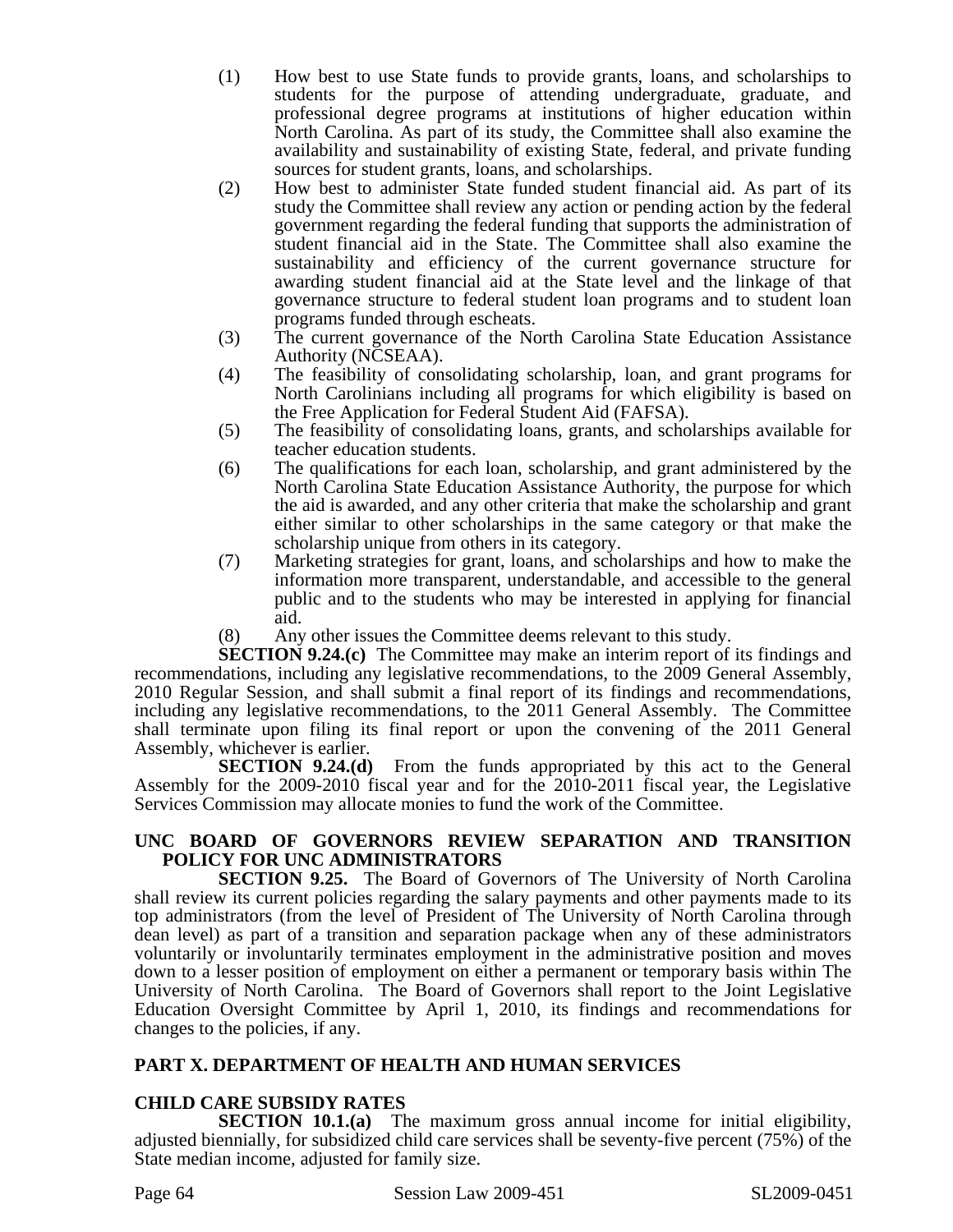(1) How best to use State funds to provide grants, loans, and scholarships to students for the purpose of attending undergraduate, graduate, and professional degree programs at institutions of higher education within North Carolina. As part of its study, the Committee shall also examine the availability and sustainability of existing State, federal, and private funding sources for student grants, loans, and scholarships.

(2) How best to administer State funded student financial aid. As part of its study the Committee shall review any action or pending action by the federal government regarding the federal funding that supports the administration of student financial aid in the State. The Committee shall also examine the sustainability and efficiency of the current governance structure for awarding student financial aid at the State level and the linkage of that governance structure to federal student loan programs and to student loan programs funded through escheats.

(3) The current governance of the North Carolina State Education Assistance Authority (NCSEAA).

(4) The feasibility of consolidating scholarship, loan, and grant programs for North Carolinians including all programs for which eligibility is based on the Free Application for Federal Student Aid (FAFSA).

(5) The feasibility of consolidating loans, grants, and scholarships available for teacher education students.

(6) The qualifications for each loan, scholarship, and grant administered by the North Carolina State Education Assistance Authority, the purpose for which the aid is awarded, and any other criteria that make the scholarship and grant either similar to other scholarships in the same category or that make the scholarship unique from others in its category.

(7) Marketing strategies for grant, loans, and scholarships and how to make the information more transparent, understandable, and accessible to the general public and to the students who may be interested in applying for financial aid.

(8) Any other issues the Committee deems relevant to this study.

**SECTION 9.24.(c)** The Committee may make an interim report of its findings and recommendations, including any legislative recommendations, to the 2009 General Assembly, 2010 Regular Session, and shall submit a final report of its findings and recommendations, including any legislative recommendations, to the 2011 General Assembly. The Committee shall terminate upon filing its final report or upon the convening of the 2011 General Assembly, whichever is earlier.

**SECTION 9.24.(d)** From the funds appropriated by this act to the General Assembly for the 2009-2010 fiscal year and for the 2010-2011 fiscal year, the Legislative Services Commission may allocate monies to fund the work of the Committee.

**UNC BOARD OF GOVERNORS REVIEW SEPARATION AND TRANSITION POLICY FOR UNC ADMINISTRATORS**

**SECTION 9.25.** The Board of Governors of The University of North Carolina shall review its current policies regarding the salary payments and other payments made to its top administrators (from the level of President of The University of North Carolina through dean level) as part of a transition and separation package when any of these administrators voluntarily or involuntarily terminates employment in the administrative position and moves down to a lesser position of employment on either a permanent or temporary basis within The University of North Carolina. The Board of Governors shall report to the Joint Legislative Education Oversight Committee by April 1, 2010, its findings and recommendations for changes to the policies, if any.

**PART X. DEPARTMENT OF HEALTH AND HUMAN SERVICES**

**CHILD CARE SUBSIDY RATES**

**SECTION 10.1.(a)** The maximum gross annual income for initial eligibility, adjusted biennially, for subsidized child care services shall be seventy-five percent (75%) of the State median income, adjusted for family size.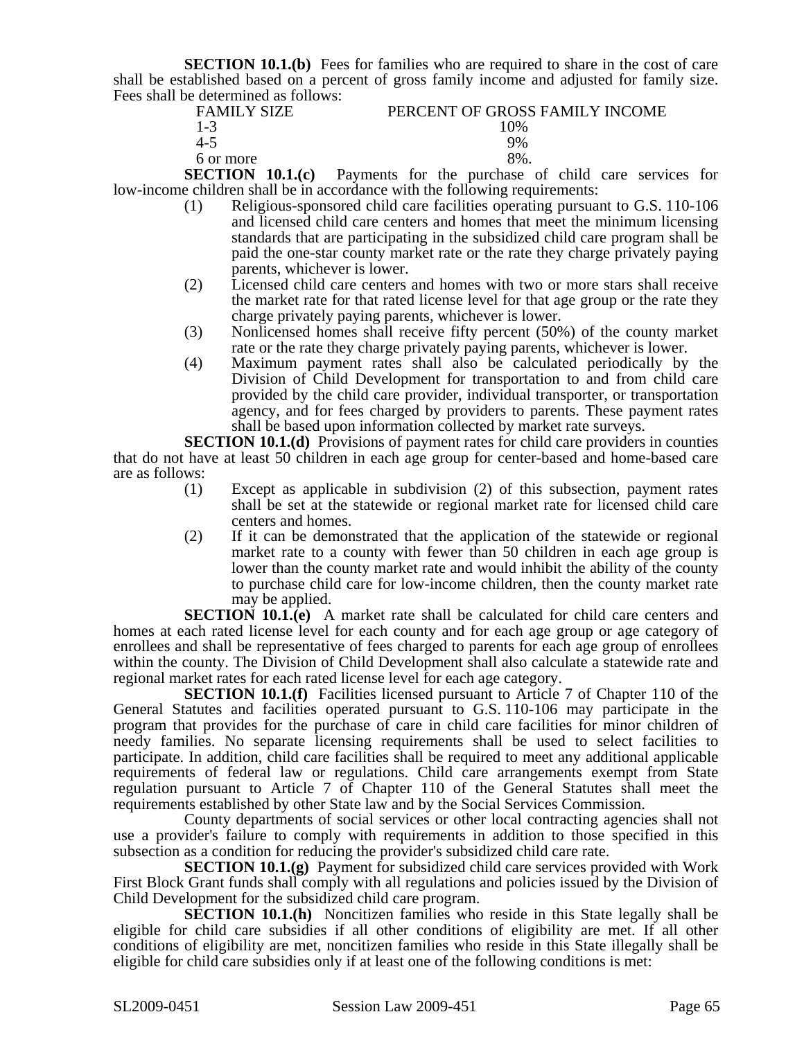**SECTION 10.1.(b)** Fees for families who are required to share in the cost of care shall be established based on a percent of gross family income and adjusted for family size. Fees shall be determined as follows:

| FAMILY SIZE | PERCENT OF GROSS FAMILY INCOME |
|---|---|
| 1-3 | 10% |
| 4-5 | 9% |
| 6 or more | 8%. |

**SECTION 10.1.(c)** Payments for the purchase of child care services for low-income children shall be in accordance with the following requirements:

(1) Religious-sponsored child care facilities operating pursuant to G.S. 110-106 and licensed child care centers and homes that meet the minimum licensing standards that are participating in the subsidized child care program shall be paid the one-star county market rate or the rate they charge privately paying parents, whichever is lower.

(2) Licensed child care centers and homes with two or more stars shall receive the market rate for that rated license level for that age group or the rate they charge privately paying parents, whichever is lower.

(3) Nonlicensed homes shall receive fifty percent (50%) of the county market rate or the rate they charge privately paying parents, whichever is lower.

(4) Maximum payment rates shall also be calculated periodically by the Division of Child Development for transportation to and from child care provided by the child care provider, individual transporter, or transportation agency, and for fees charged by providers to parents. These payment rates shall be based upon information collected by market rate surveys.

**SECTION 10.1.(d)** Provisions of payment rates for child care providers in counties that do not have at least 50 children in each age group for center-based and home-based care are as follows:

(1) Except as applicable in subdivision (2) of this subsection, payment rates shall be set at the statewide or regional market rate for licensed child care centers and homes.

(2) If it can be demonstrated that the application of the statewide or regional market rate to a county with fewer than 50 children in each age group is lower than the county market rate and would inhibit the ability of the county to purchase child care for low-income children, then the county market rate may be applied.

**SECTION 10.1.(e)** A market rate shall be calculated for child care centers and homes at each rated license level for each county and for each age group or age category of enrollees and shall be representative of fees charged to parents for each age group of enrollees within the county. The Division of Child Development shall also calculate a statewide rate and regional market rates for each rated license level for each age category.

**SECTION 10.1.(f)** Facilities licensed pursuant to Article 7 of Chapter 110 of the General Statutes and facilities operated pursuant to G.S. 110-106 may participate in the program that provides for the purchase of care in child care facilities for minor children of needy families. No separate licensing requirements shall be used to select facilities to participate. In addition, child care facilities shall be required to meet any additional applicable requirements of federal law or regulations. Child care arrangements exempt from State regulation pursuant to Article 7 of Chapter 110 of the General Statutes shall meet the requirements established by other State law and by the Social Services Commission.

County departments of social services or other local contracting agencies shall not use a provider's failure to comply with requirements in addition to those specified in this subsection as a condition for reducing the provider's subsidized child care rate.

**SECTION 10.1.(g)** Payment for subsidized child care services provided with Work First Block Grant funds shall comply with all regulations and policies issued by the Division of Child Development for the subsidized child care program.

**SECTION 10.1.(h)** Noncitizen families who reside in this State legally shall be eligible for child care subsidies if all other conditions of eligibility are met. If all other conditions of eligibility are met, noncitizen families who reside in this State illegally shall be eligible for child care subsidies only if at least one of the following conditions is met: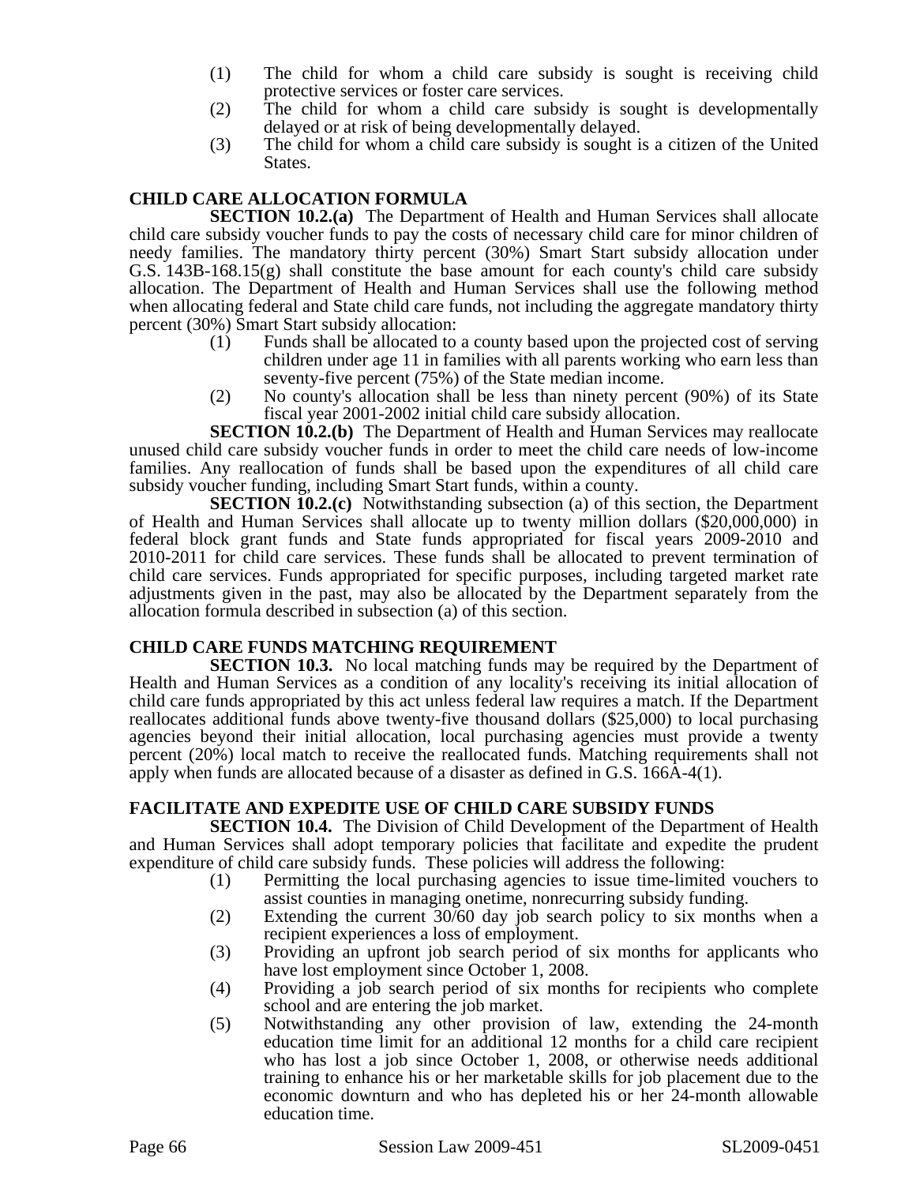(1) The child for whom a child care subsidy is sought is receiving child protective services or foster care services.
(2) The child for whom a child care subsidy is sought is developmentally delayed or at risk of being developmentally delayed.
(3) The child for whom a child care subsidy is sought is a citizen of the United States.

**CHILD CARE ALLOCATION FORMULA**

**SECTION 10.2.(a)** The Department of Health and Human Services shall allocate child care subsidy voucher funds to pay the costs of necessary child care for minor children of needy families. The mandatory thirty percent (30%) Smart Start subsidy allocation under G.S. 143B-168.15(g) shall constitute the base amount for each county's child care subsidy allocation. The Department of Health and Human Services shall use the following method when allocating federal and State child care funds, not including the aggregate mandatory thirty percent (30%) Smart Start subsidy allocation:

(1) Funds shall be allocated to a county based upon the projected cost of serving children under age 11 in families with all parents working who earn less than seventy-five percent (75%) of the State median income.
(2) No county's allocation shall be less than ninety percent (90%) of its State fiscal year 2001-2002 initial child care subsidy allocation.

**SECTION 10.2.(b)** The Department of Health and Human Services may reallocate unused child care subsidy voucher funds in order to meet the child care needs of low-income families. Any reallocation of funds shall be based upon the expenditures of all child care subsidy voucher funding, including Smart Start funds, within a county.

**SECTION 10.2.(c)** Notwithstanding subsection (a) of this section, the Department of Health and Human Services shall allocate up to twenty million dollars ($20,000,000) in federal block grant funds and State funds appropriated for fiscal years 2009-2010 and 2010-2011 for child care services. These funds shall be allocated to prevent termination of child care services. Funds appropriated for specific purposes, including targeted market rate adjustments given in the past, may also be allocated by the Department separately from the allocation formula described in subsection (a) of this section.

**CHILD CARE FUNDS MATCHING REQUIREMENT**

**SECTION 10.3.** No local matching funds may be required by the Department of Health and Human Services as a condition of any locality's receiving its initial allocation of child care funds appropriated by this act unless federal law requires a match. If the Department reallocates additional funds above twenty-five thousand dollars ($25,000) to local purchasing agencies beyond their initial allocation, local purchasing agencies must provide a twenty percent (20%) local match to receive the reallocated funds. Matching requirements shall not apply when funds are allocated because of a disaster as defined in G.S. 166A-4(1).

**FACILITATE AND EXPEDITE USE OF CHILD CARE SUBSIDY FUNDS**

**SECTION 10.4.** The Division of Child Development of the Department of Health and Human Services shall adopt temporary policies that facilitate and expedite the prudent expenditure of child care subsidy funds. These policies will address the following:

(1) Permitting the local purchasing agencies to issue time-limited vouchers to assist counties in managing onetime, nonrecurring subsidy funding.
(2) Extending the current 30/60 day job search policy to six months when a recipient experiences a loss of employment.
(3) Providing an upfront job search period of six months for applicants who have lost employment since October 1, 2008.
(4) Providing a job search period of six months for recipients who complete school and are entering the job market.
(5) Notwithstanding any other provision of law, extending the 24-month education time limit for an additional 12 months for a child care recipient who has lost a job since October 1, 2008, or otherwise needs additional training to enhance his or her marketable skills for job placement due to the economic downturn and who has depleted his or her 24-month allowable education time.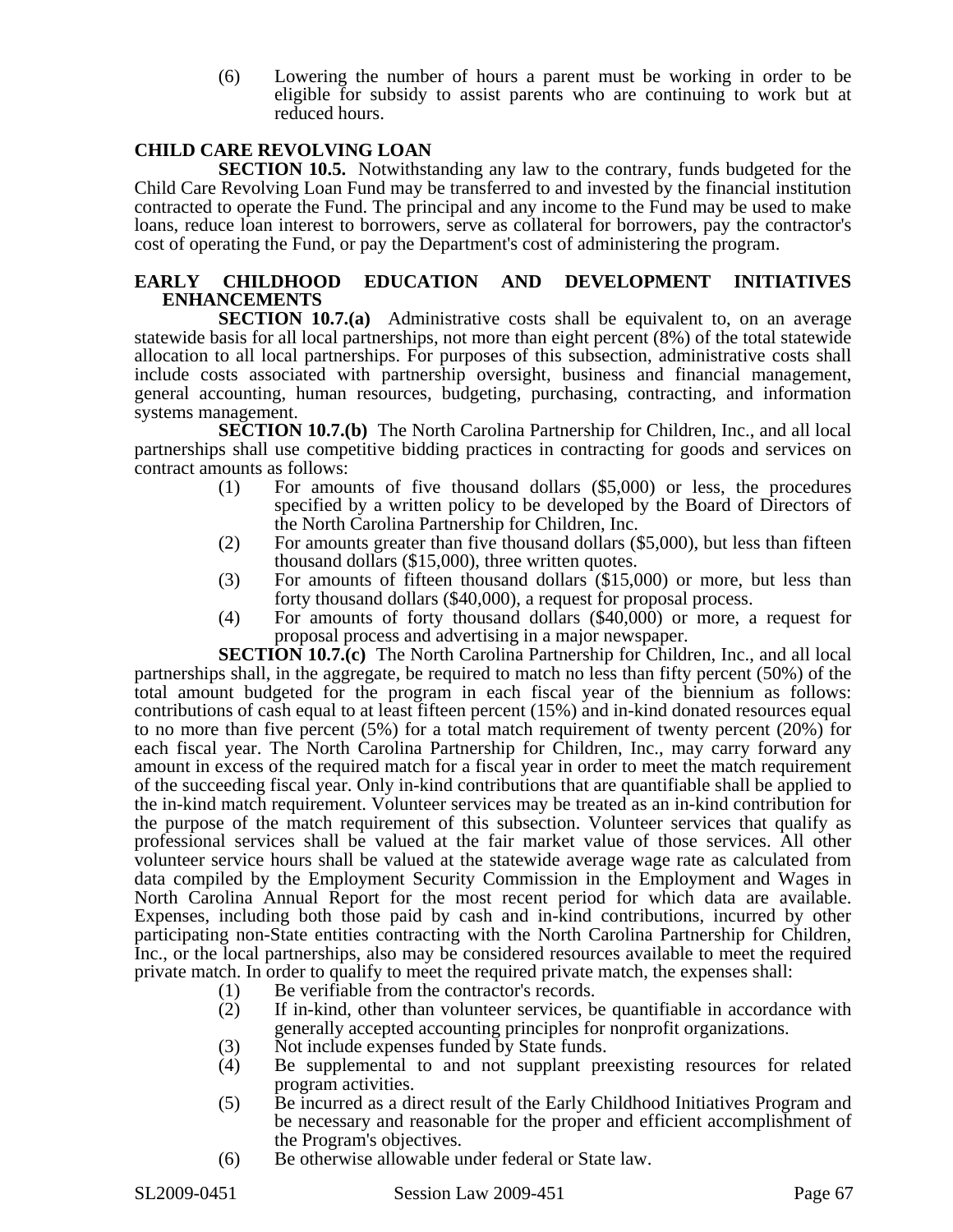(6) Lowering the number of hours a parent must be working in order to be eligible for subsidy to assist parents who are continuing to work but at reduced hours.

**CHILD CARE REVOLVING LOAN**

**SECTION 10.5.** Notwithstanding any law to the contrary, funds budgeted for the Child Care Revolving Loan Fund may be transferred to and invested by the financial institution contracted to operate the Fund. The principal and any income to the Fund may be used to make loans, reduce loan interest to borrowers, serve as collateral for borrowers, pay the contractor's cost of operating the Fund, or pay the Department's cost of administering the program.

**EARLY CHILDHOOD EDUCATION AND DEVELOPMENT INITIATIVES ENHANCEMENTS**

**SECTION 10.7.(a)** Administrative costs shall be equivalent to, on an average statewide basis for all local partnerships, not more than eight percent (8%) of the total statewide allocation to all local partnerships. For purposes of this subsection, administrative costs shall include costs associated with partnership oversight, business and financial management, general accounting, human resources, budgeting, purchasing, contracting, and information systems management.

**SECTION 10.7.(b)** The North Carolina Partnership for Children, Inc., and all local partnerships shall use competitive bidding practices in contracting for goods and services on contract amounts as follows:

(1) For amounts of five thousand dollars ($5,000) or less, the procedures specified by a written policy to be developed by the Board of Directors of the North Carolina Partnership for Children, Inc.
(2) For amounts greater than five thousand dollars ($5,000), but less than fifteen thousand dollars ($15,000), three written quotes.
(3) For amounts of fifteen thousand dollars ($15,000) or more, but less than forty thousand dollars ($40,000), a request for proposal process.
(4) For amounts of forty thousand dollars ($40,000) or more, a request for proposal process and advertising in a major newspaper.

**SECTION 10.7.(c)** The North Carolina Partnership for Children, Inc., and all local partnerships shall, in the aggregate, be required to match no less than fifty percent (50%) of the total amount budgeted for the program in each fiscal year of the biennium as follows: contributions of cash equal to at least fifteen percent (15%) and in-kind donated resources equal to no more than five percent (5%) for a total match requirement of twenty percent (20%) for each fiscal year. The North Carolina Partnership for Children, Inc., may carry forward any amount in excess of the required match for a fiscal year in order to meet the match requirement of the succeeding fiscal year. Only in-kind contributions that are quantifiable shall be applied to the in-kind match requirement. Volunteer services may be treated as an in-kind contribution for the purpose of the match requirement of this subsection. Volunteer services that qualify as professional services shall be valued at the fair market value of those services. All other volunteer service hours shall be valued at the statewide average wage rate as calculated from data compiled by the Employment Security Commission in the Employment and Wages in North Carolina Annual Report for the most recent period for which data are available. Expenses, including both those paid by cash and in-kind contributions, incurred by other participating non-State entities contracting with the North Carolina Partnership for Children, Inc., or the local partnerships, also may be considered resources available to meet the required private match. In order to qualify to meet the required private match, the expenses shall:

(1) Be verifiable from the contractor's records.
(2) If in-kind, other than volunteer services, be quantifiable in accordance with generally accepted accounting principles for nonprofit organizations.
(3) Not include expenses funded by State funds.
(4) Be supplemental to and not supplant preexisting resources for related program activities.
(5) Be incurred as a direct result of the Early Childhood Initiatives Program and be necessary and reasonable for the proper and efficient accomplishment of the Program's objectives.
(6) Be otherwise allowable under federal or State law.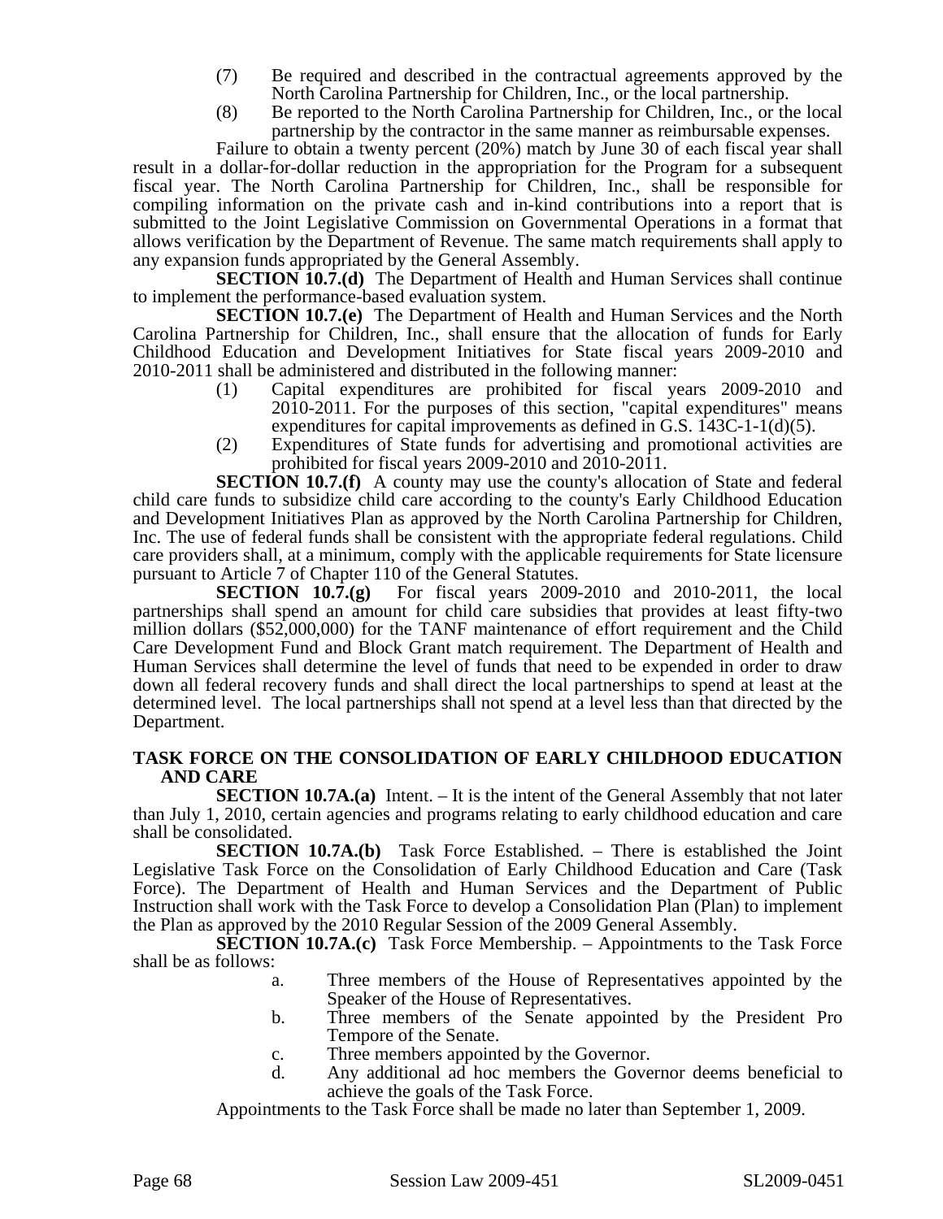(7) Be required and described in the contractual agreements approved by the North Carolina Partnership for Children, Inc., or the local partnership.

(8) Be reported to the North Carolina Partnership for Children, Inc., or the local partnership by the contractor in the same manner as reimbursable expenses.

Failure to obtain a twenty percent (20%) match by June 30 of each fiscal year shall result in a dollar-for-dollar reduction in the appropriation for the Program for a subsequent fiscal year. The North Carolina Partnership for Children, Inc., shall be responsible for compiling information on the private cash and in-kind contributions into a report that is submitted to the Joint Legislative Commission on Governmental Operations in a format that allows verification by the Department of Revenue. The same match requirements shall apply to any expansion funds appropriated by the General Assembly.

**SECTION 10.7.(d)** The Department of Health and Human Services shall continue to implement the performance-based evaluation system.

**SECTION 10.7.(e)** The Department of Health and Human Services and the North Carolina Partnership for Children, Inc., shall ensure that the allocation of funds for Early Childhood Education and Development Initiatives for State fiscal years 2009-2010 and 2010-2011 shall be administered and distributed in the following manner:

(1) Capital expenditures are prohibited for fiscal years 2009-2010 and 2010-2011. For the purposes of this section, "capital expenditures" means expenditures for capital improvements as defined in G.S. 143C-1-1(d)(5).

(2) Expenditures of State funds for advertising and promotional activities are prohibited for fiscal years 2009-2010 and 2010-2011.

**SECTION 10.7.(f)** A county may use the county's allocation of State and federal child care funds to subsidize child care according to the county's Early Childhood Education and Development Initiatives Plan as approved by the North Carolina Partnership for Children, Inc. The use of federal funds shall be consistent with the appropriate federal regulations. Child care providers shall, at a minimum, comply with the applicable requirements for State licensure pursuant to Article 7 of Chapter 110 of the General Statutes.

**SECTION 10.7.(g)** For fiscal years 2009-2010 and 2010-2011, the local partnerships shall spend an amount for child care subsidies that provides at least fifty-two million dollars ($52,000,000) for the TANF maintenance of effort requirement and the Child Care Development Fund and Block Grant match requirement. The Department of Health and Human Services shall determine the level of funds that need to be expended in order to draw down all federal recovery funds and shall direct the local partnerships to spend at least at the determined level. The local partnerships shall not spend at a level less than that directed by the Department.

**TASK FORCE ON THE CONSOLIDATION OF EARLY CHILDHOOD EDUCATION AND CARE**

**SECTION 10.7A.(a)** Intent. – It is the intent of the General Assembly that not later than July 1, 2010, certain agencies and programs relating to early childhood education and care shall be consolidated.

**SECTION 10.7A.(b)** Task Force Established. – There is established the Joint Legislative Task Force on the Consolidation of Early Childhood Education and Care (Task Force). The Department of Health and Human Services and the Department of Public Instruction shall work with the Task Force to develop a Consolidation Plan (Plan) to implement the Plan as approved by the 2010 Regular Session of the 2009 General Assembly.

**SECTION 10.7A.(c)** Task Force Membership. – Appointments to the Task Force shall be as follows:

a. Three members of the House of Representatives appointed by the Speaker of the House of Representatives.

b. Three members of the Senate appointed by the President Pro Tempore of the Senate.

c. Three members appointed by the Governor.

d. Any additional ad hoc members the Governor deems beneficial to achieve the goals of the Task Force.

Appointments to the Task Force shall be made no later than September 1, 2009.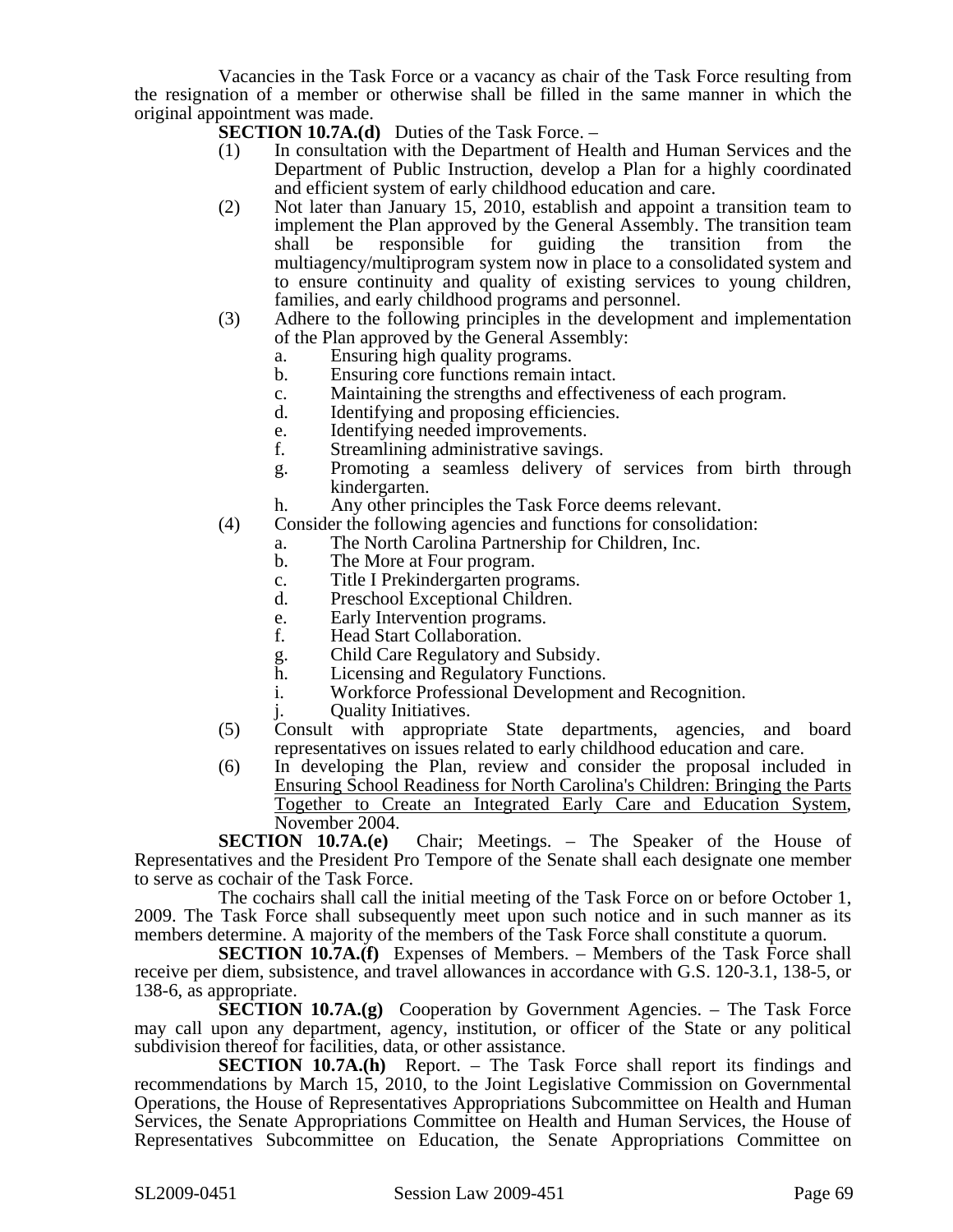Vacancies in the Task Force or a vacancy as chair of the Task Force resulting from the resignation of a member or otherwise shall be filled in the same manner in which the original appointment was made.

**SECTION 10.7A.(d)** Duties of the Task Force. –

(1) In consultation with the Department of Health and Human Services and the Department of Public Instruction, develop a Plan for a highly coordinated and efficient system of early childhood education and care.

(2) Not later than January 15, 2010, establish and appoint a transition team to implement the Plan approved by the General Assembly. The transition team shall be responsible for guiding the transition from the multiagency/multiprogram system now in place to a consolidated system and to ensure continuity and quality of existing services to young children, families, and early childhood programs and personnel.

(3) Adhere to the following principles in the development and implementation of the Plan approved by the General Assembly:

  a. Ensuring high quality programs.
  b. Ensuring core functions remain intact.
  c. Maintaining the strengths and effectiveness of each program.
  d. Identifying and proposing efficiencies.
  e. Identifying needed improvements.
  f. Streamlining administrative savings.
  g. Promoting a seamless delivery of services from birth through kindergarten.
  h. Any other principles the Task Force deems relevant.

(4) Consider the following agencies and functions for consolidation:

  a. The North Carolina Partnership for Children, Inc.
  b. The More at Four program.
  c. Title I Prekindergarten programs.
  d. Preschool Exceptional Children.
  e. Early Intervention programs.
  f. Head Start Collaboration.
  g. Child Care Regulatory and Subsidy.
  h. Licensing and Regulatory Functions.
  i. Workforce Professional Development and Recognition.
  j. Quality Initiatives.

(5) Consult with appropriate State departments, agencies, and board representatives on issues related to early childhood education and care.

(6) In developing the Plan, review and consider the proposal included in Ensuring School Readiness for North Carolina's Children: Bringing the Parts Together to Create an Integrated Early Care and Education System, November 2004.

**SECTION 10.7A.(e)** Chair; Meetings. – The Speaker of the House of Representatives and the President Pro Tempore of the Senate shall each designate one member to serve as cochair of the Task Force.

The cochairs shall call the initial meeting of the Task Force on or before October 1, 2009. The Task Force shall subsequently meet upon such notice and in such manner as its members determine. A majority of the members of the Task Force shall constitute a quorum.

**SECTION 10.7A.(f)** Expenses of Members. – Members of the Task Force shall receive per diem, subsistence, and travel allowances in accordance with G.S. 120-3.1, 138-5, or 138-6, as appropriate.

**SECTION 10.7A.(g)** Cooperation by Government Agencies. – The Task Force may call upon any department, agency, institution, or officer of the State or any political subdivision thereof for facilities, data, or other assistance.

**SECTION 10.7A.(h)** Report. – The Task Force shall report its findings and recommendations by March 15, 2010, to the Joint Legislative Commission on Governmental Operations, the House of Representatives Appropriations Subcommittee on Health and Human Services, the Senate Appropriations Committee on Health and Human Services, the House of Representatives Subcommittee on Education, the Senate Appropriations Committee on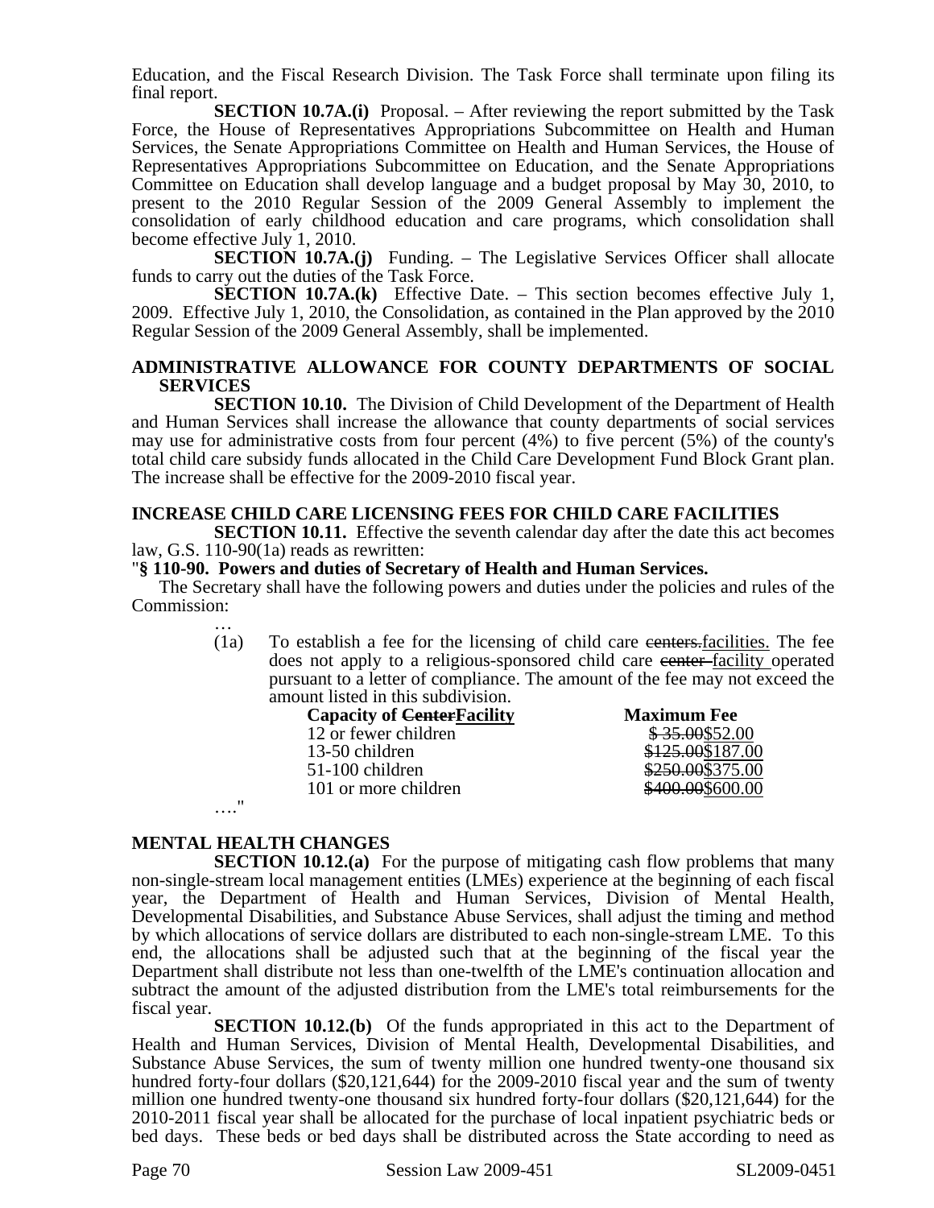Education, and the Fiscal Research Division. The Task Force shall terminate upon filing its final report.

**SECTION 10.7A.(i)** Proposal. – After reviewing the report submitted by the Task Force, the House of Representatives Appropriations Subcommittee on Health and Human Services, the Senate Appropriations Committee on Health and Human Services, the House of Representatives Appropriations Subcommittee on Education, and the Senate Appropriations Committee on Education shall develop language and a budget proposal by May 30, 2010, to present to the 2010 Regular Session of the 2009 General Assembly to implement the consolidation of early childhood education and care programs, which consolidation shall become effective July 1, 2010.

**SECTION 10.7A.(j)** Funding. – The Legislative Services Officer shall allocate funds to carry out the duties of the Task Force.

**SECTION 10.7A.(k)** Effective Date. – This section becomes effective July 1, 2009. Effective July 1, 2010, the Consolidation, as contained in the Plan approved by the 2010 Regular Session of the 2009 General Assembly, shall be implemented.

**ADMINISTRATIVE ALLOWANCE FOR COUNTY DEPARTMENTS OF SOCIAL SERVICES**

**SECTION 10.10.** The Division of Child Development of the Department of Health and Human Services shall increase the allowance that county departments of social services may use for administrative costs from four percent (4%) to five percent (5%) of the county's total child care subsidy funds allocated in the Child Care Development Fund Block Grant plan. The increase shall be effective for the 2009-2010 fiscal year.

**INCREASE CHILD CARE LICENSING FEES FOR CHILD CARE FACILITIES**

**SECTION 10.11.** Effective the seventh calendar day after the date this act becomes law, G.S. 110-90(1a) reads as rewritten:

"**§ 110-90. Powers and duties of Secretary of Health and Human Services.**

The Secretary shall have the following powers and duties under the policies and rules of the Commission:

…

(1a) To establish a fee for the licensing of child care ~~centers.~~facilities. The fee does not apply to a religious-sponsored child care ~~center~~ facility operated pursuant to a letter of compliance. The amount of the fee may not exceed the amount listed in this subdivision.

| Capacity of ~~Center~~Facility | Maximum Fee |
|---|---|
| 12 or fewer children | ~~$ 35.00~~$52.00 |
| 13-50 children | ~~$125.00~~$187.00 |
| 51-100 children | ~~$250.00~~$375.00 |
| 101 or more children | ~~$400.00~~$600.00 |

…."

**MENTAL HEALTH CHANGES**

**SECTION 10.12.(a)** For the purpose of mitigating cash flow problems that many non-single-stream local management entities (LMEs) experience at the beginning of each fiscal year, the Department of Health and Human Services, Division of Mental Health, Developmental Disabilities, and Substance Abuse Services, shall adjust the timing and method by which allocations of service dollars are distributed to each non-single-stream LME. To this end, the allocations shall be adjusted such that at the beginning of the fiscal year the Department shall distribute not less than one-twelfth of the LME's continuation allocation and subtract the amount of the adjusted distribution from the LME's total reimbursements for the fiscal year.

**SECTION 10.12.(b)** Of the funds appropriated in this act to the Department of Health and Human Services, Division of Mental Health, Developmental Disabilities, and Substance Abuse Services, the sum of twenty million one hundred twenty-one thousand six hundred forty-four dollars ($20,121,644) for the 2009-2010 fiscal year and the sum of twenty million one hundred twenty-one thousand six hundred forty-four dollars ($20,121,644) for the 2010-2011 fiscal year shall be allocated for the purchase of local inpatient psychiatric beds or bed days. These beds or bed days shall be distributed across the State according to need as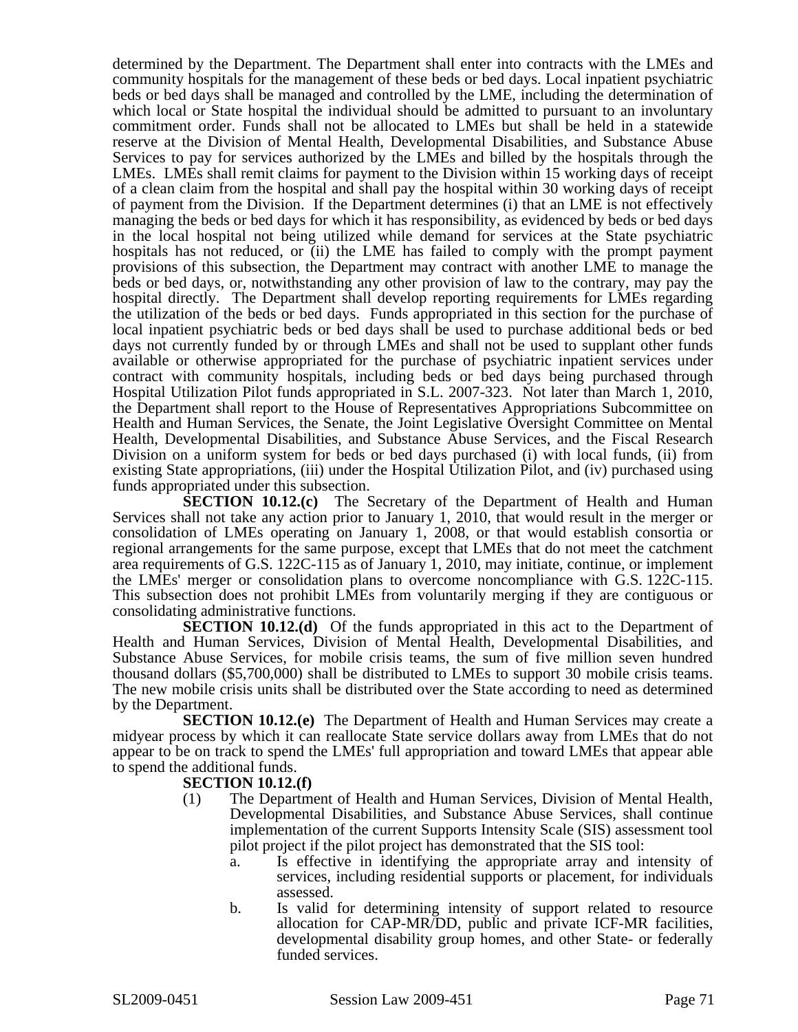determined by the Department. The Department shall enter into contracts with the LMEs and community hospitals for the management of these beds or bed days. Local inpatient psychiatric beds or bed days shall be managed and controlled by the LME, including the determination of which local or State hospital the individual should be admitted to pursuant to an involuntary commitment order. Funds shall not be allocated to LMEs but shall be held in a statewide reserve at the Division of Mental Health, Developmental Disabilities, and Substance Abuse Services to pay for services authorized by the LMEs and billed by the hospitals through the LMEs. LMEs shall remit claims for payment to the Division within 15 working days of receipt of a clean claim from the hospital and shall pay the hospital within 30 working days of receipt of payment from the Division. If the Department determines (i) that an LME is not effectively managing the beds or bed days for which it has responsibility, as evidenced by beds or bed days in the local hospital not being utilized while demand for services at the State psychiatric hospitals has not reduced, or (ii) the LME has failed to comply with the prompt payment provisions of this subsection, the Department may contract with another LME to manage the beds or bed days, or, notwithstanding any other provision of law to the contrary, may pay the hospital directly. The Department shall develop reporting requirements for LMEs regarding the utilization of the beds or bed days. Funds appropriated in this section for the purchase of local inpatient psychiatric beds or bed days shall be used to purchase additional beds or bed days not currently funded by or through LMEs and shall not be used to supplant other funds available or otherwise appropriated for the purchase of psychiatric inpatient services under contract with community hospitals, including beds or bed days being purchased through Hospital Utilization Pilot funds appropriated in S.L. 2007-323. Not later than March 1, 2010, the Department shall report to the House of Representatives Appropriations Subcommittee on Health and Human Services, the Senate, the Joint Legislative Oversight Committee on Mental Health, Developmental Disabilities, and Substance Abuse Services, and the Fiscal Research Division on a uniform system for beds or bed days purchased (i) with local funds, (ii) from existing State appropriations, (iii) under the Hospital Utilization Pilot, and (iv) purchased using funds appropriated under this subsection.

**SECTION 10.12.(c)** The Secretary of the Department of Health and Human Services shall not take any action prior to January 1, 2010, that would result in the merger or consolidation of LMEs operating on January 1, 2008, or that would establish consortia or regional arrangements for the same purpose, except that LMEs that do not meet the catchment area requirements of G.S. 122C-115 as of January 1, 2010, may initiate, continue, or implement the LMEs' merger or consolidation plans to overcome noncompliance with G.S. 122C-115. This subsection does not prohibit LMEs from voluntarily merging if they are contiguous or consolidating administrative functions.

**SECTION 10.12.(d)** Of the funds appropriated in this act to the Department of Health and Human Services, Division of Mental Health, Developmental Disabilities, and Substance Abuse Services, for mobile crisis teams, the sum of five million seven hundred thousand dollars ($5,700,000) shall be distributed to LMEs to support 30 mobile crisis teams. The new mobile crisis units shall be distributed over the State according to need as determined by the Department.

**SECTION 10.12.(e)** The Department of Health and Human Services may create a midyear process by which it can reallocate State service dollars away from LMEs that do not appear to be on track to spend the LMEs' full appropriation and toward LMEs that appear able to spend the additional funds.

**SECTION 10.12.(f)**

(1) The Department of Health and Human Services, Division of Mental Health, Developmental Disabilities, and Substance Abuse Services, shall continue implementation of the current Supports Intensity Scale (SIS) assessment tool pilot project if the pilot project has demonstrated that the SIS tool:

a. Is effective in identifying the appropriate array and intensity of services, including residential supports or placement, for individuals assessed.

b. Is valid for determining intensity of support related to resource allocation for CAP-MR/DD, public and private ICF-MR facilities, developmental disability group homes, and other State- or federally funded services.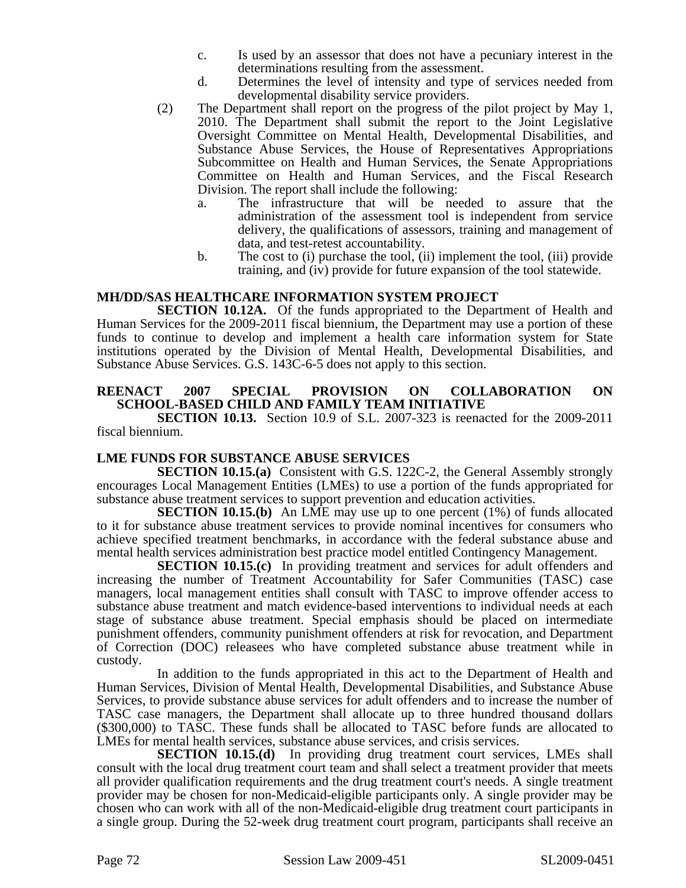c. Is used by an assessor that does not have a pecuniary interest in the determinations resulting from the assessment.

d. Determines the level of intensity and type of services needed from developmental disability service providers.

(2) The Department shall report on the progress of the pilot project by May 1, 2010. The Department shall submit the report to the Joint Legislative Oversight Committee on Mental Health, Developmental Disabilities, and Substance Abuse Services, the House of Representatives Appropriations Subcommittee on Health and Human Services, the Senate Appropriations Committee on Health and Human Services, and the Fiscal Research Division. The report shall include the following:

a. The infrastructure that will be needed to assure that the administration of the assessment tool is independent from service delivery, the qualifications of assessors, training and management of data, and test-retest accountability.

b. The cost to (i) purchase the tool, (ii) implement the tool, (iii) provide training, and (iv) provide for future expansion of the tool statewide.

**MH/DD/SAS HEALTHCARE INFORMATION SYSTEM PROJECT**

**SECTION 10.12A.** Of the funds appropriated to the Department of Health and Human Services for the 2009-2011 fiscal biennium, the Department may use a portion of these funds to continue to develop and implement a health care information system for State institutions operated by the Division of Mental Health, Developmental Disabilities, and Substance Abuse Services. G.S. 143C-6-5 does not apply to this section.

**REENACT 2007 SPECIAL PROVISION ON COLLABORATION ON SCHOOL-BASED CHILD AND FAMILY TEAM INITIATIVE**

**SECTION 10.13.** Section 10.9 of S.L. 2007-323 is reenacted for the 2009-2011 fiscal biennium.

**LME FUNDS FOR SUBSTANCE ABUSE SERVICES**

**SECTION 10.15.(a)** Consistent with G.S. 122C-2, the General Assembly strongly encourages Local Management Entities (LMEs) to use a portion of the funds appropriated for substance abuse treatment services to support prevention and education activities.

**SECTION 10.15.(b)** An LME may use up to one percent (1%) of funds allocated to it for substance abuse treatment services to provide nominal incentives for consumers who achieve specified treatment benchmarks, in accordance with the federal substance abuse and mental health services administration best practice model entitled Contingency Management.

**SECTION 10.15.(c)** In providing treatment and services for adult offenders and increasing the number of Treatment Accountability for Safer Communities (TASC) case managers, local management entities shall consult with TASC to improve offender access to substance abuse treatment and match evidence-based interventions to individual needs at each stage of substance abuse treatment. Special emphasis should be placed on intermediate punishment offenders, community punishment offenders at risk for revocation, and Department of Correction (DOC) releasees who have completed substance abuse treatment while in custody.

In addition to the funds appropriated in this act to the Department of Health and Human Services, Division of Mental Health, Developmental Disabilities, and Substance Abuse Services, to provide substance abuse services for adult offenders and to increase the number of TASC case managers, the Department shall allocate up to three hundred thousand dollars ($300,000) to TASC. These funds shall be allocated to TASC before funds are allocated to LMEs for mental health services, substance abuse services, and crisis services.

**SECTION 10.15.(d)** In providing drug treatment court services, LMEs shall consult with the local drug treatment court team and shall select a treatment provider that meets all provider qualification requirements and the drug treatment court's needs. A single treatment provider may be chosen for non-Medicaid-eligible participants only. A single provider may be chosen who can work with all of the non-Medicaid-eligible drug treatment court participants in a single group. During the 52-week drug treatment court program, participants shall receive an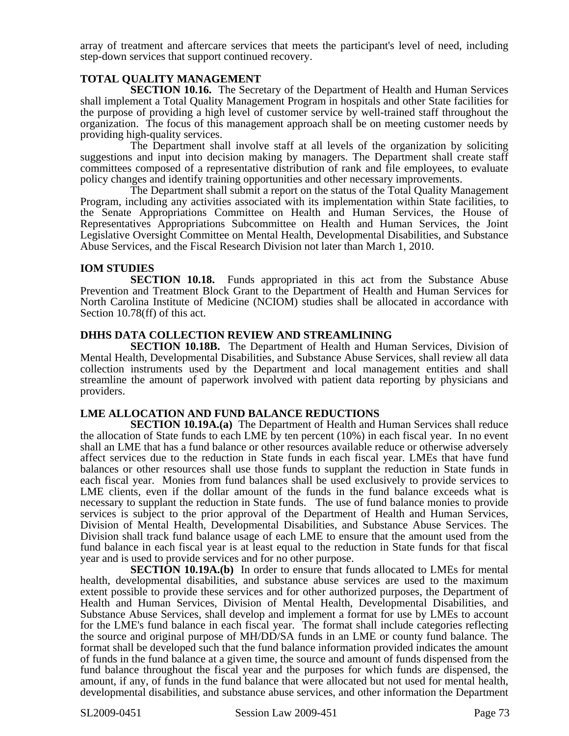array of treatment and aftercare services that meets the participant's level of need, including step-down services that support continued recovery.

### TOTAL QUALITY MANAGEMENT

**SECTION 10.16.** The Secretary of the Department of Health and Human Services shall implement a Total Quality Management Program in hospitals and other State facilities for the purpose of providing a high level of customer service by well-trained staff throughout the organization. The focus of this management approach shall be on meeting customer needs by providing high-quality services.

The Department shall involve staff at all levels of the organization by soliciting suggestions and input into decision making by managers. The Department shall create staff committees composed of a representative distribution of rank and file employees, to evaluate policy changes and identify training opportunities and other necessary improvements.

The Department shall submit a report on the status of the Total Quality Management Program, including any activities associated with its implementation within State facilities, to the Senate Appropriations Committee on Health and Human Services, the House of Representatives Appropriations Subcommittee on Health and Human Services, the Joint Legislative Oversight Committee on Mental Health, Developmental Disabilities, and Substance Abuse Services, and the Fiscal Research Division not later than March 1, 2010.

### IOM STUDIES

**SECTION 10.18.** Funds appropriated in this act from the Substance Abuse Prevention and Treatment Block Grant to the Department of Health and Human Services for North Carolina Institute of Medicine (NCIOM) studies shall be allocated in accordance with Section 10.78(ff) of this act.

### DHHS DATA COLLECTION REVIEW AND STREAMLINING

**SECTION 10.18B.** The Department of Health and Human Services, Division of Mental Health, Developmental Disabilities, and Substance Abuse Services, shall review all data collection instruments used by the Department and local management entities and shall streamline the amount of paperwork involved with patient data reporting by physicians and providers.

### LME ALLOCATION AND FUND BALANCE REDUCTIONS

**SECTION 10.19A.(a)** The Department of Health and Human Services shall reduce the allocation of State funds to each LME by ten percent (10%) in each fiscal year. In no event shall an LME that has a fund balance or other resources available reduce or otherwise adversely affect services due to the reduction in State funds in each fiscal year. LMEs that have fund balances or other resources shall use those funds to supplant the reduction in State funds in each fiscal year. Monies from fund balances shall be used exclusively to provide services to LME clients, even if the dollar amount of the funds in the fund balance exceeds what is necessary to supplant the reduction in State funds. The use of fund balance monies to provide services is subject to the prior approval of the Department of Health and Human Services, Division of Mental Health, Developmental Disabilities, and Substance Abuse Services. The Division shall track fund balance usage of each LME to ensure that the amount used from the fund balance in each fiscal year is at least equal to the reduction in State funds for that fiscal year and is used to provide services and for no other purpose.

**SECTION 10.19A.(b)** In order to ensure that funds allocated to LMEs for mental health, developmental disabilities, and substance abuse services are used to the maximum extent possible to provide these services and for other authorized purposes, the Department of Health and Human Services, Division of Mental Health, Developmental Disabilities, and Substance Abuse Services, shall develop and implement a format for use by LMEs to account for the LME's fund balance in each fiscal year. The format shall include categories reflecting the source and original purpose of MH/DD/SA funds in an LME or county fund balance. The format shall be developed such that the fund balance information provided indicates the amount of funds in the fund balance at a given time, the source and amount of funds dispensed from the fund balance throughout the fiscal year and the purposes for which funds are dispensed, the amount, if any, of funds in the fund balance that were allocated but not used for mental health, developmental disabilities, and substance abuse services, and other information the Department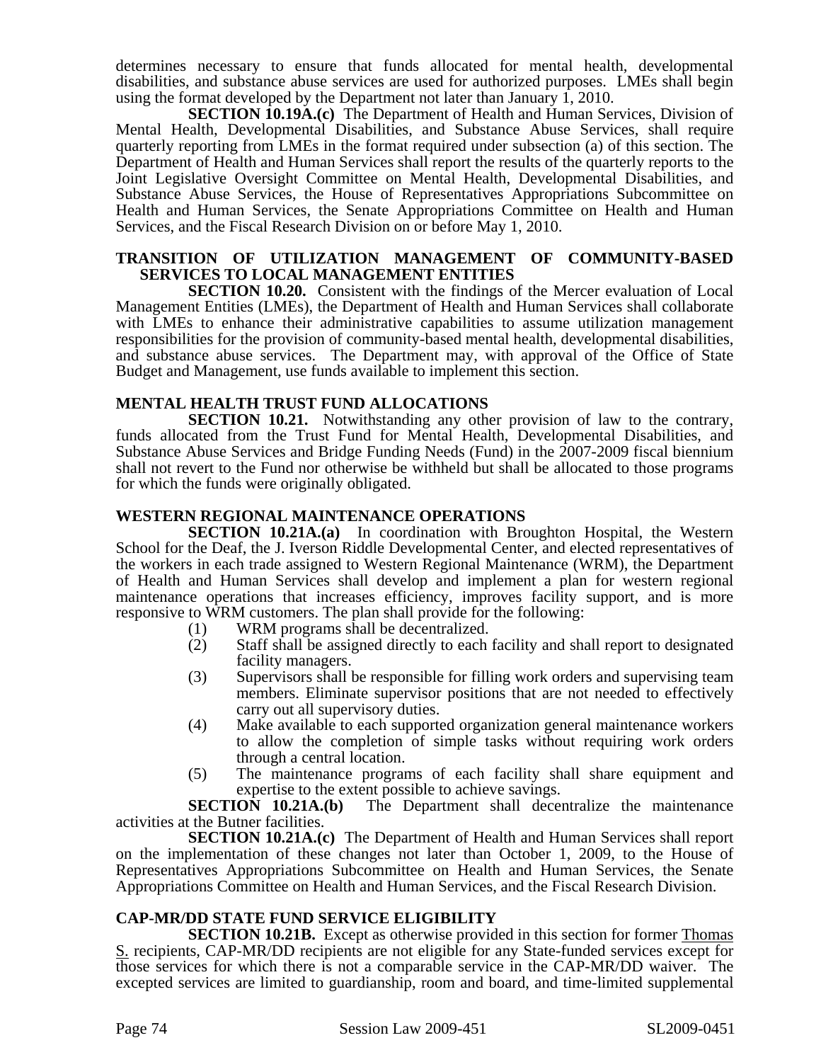determines necessary to ensure that funds allocated for mental health, developmental disabilities, and substance abuse services are used for authorized purposes. LMEs shall begin using the format developed by the Department not later than January 1, 2010.

**SECTION 10.19A.(c)** The Department of Health and Human Services, Division of Mental Health, Developmental Disabilities, and Substance Abuse Services, shall require quarterly reporting from LMEs in the format required under subsection (a) of this section. The Department of Health and Human Services shall report the results of the quarterly reports to the Joint Legislative Oversight Committee on Mental Health, Developmental Disabilities, and Substance Abuse Services, the House of Representatives Appropriations Subcommittee on Health and Human Services, the Senate Appropriations Committee on Health and Human Services, and the Fiscal Research Division on or before May 1, 2010.

### TRANSITION OF UTILIZATION MANAGEMENT OF COMMUNITY-BASED SERVICES TO LOCAL MANAGEMENT ENTITIES

**SECTION 10.20.** Consistent with the findings of the Mercer evaluation of Local Management Entities (LMEs), the Department of Health and Human Services shall collaborate with LMEs to enhance their administrative capabilities to assume utilization management responsibilities for the provision of community-based mental health, developmental disabilities, and substance abuse services. The Department may, with approval of the Office of State Budget and Management, use funds available to implement this section.

### MENTAL HEALTH TRUST FUND ALLOCATIONS

**SECTION 10.21.** Notwithstanding any other provision of law to the contrary, funds allocated from the Trust Fund for Mental Health, Developmental Disabilities, and Substance Abuse Services and Bridge Funding Needs (Fund) in the 2007-2009 fiscal biennium shall not revert to the Fund nor otherwise be withheld but shall be allocated to those programs for which the funds were originally obligated.

### WESTERN REGIONAL MAINTENANCE OPERATIONS

**SECTION 10.21A.(a)** In coordination with Broughton Hospital, the Western School for the Deaf, the J. Iverson Riddle Developmental Center, and elected representatives of the workers in each trade assigned to Western Regional Maintenance (WRM), the Department of Health and Human Services shall develop and implement a plan for western regional maintenance operations that increases efficiency, improves facility support, and is more responsive to WRM customers. The plan shall provide for the following:

(1) WRM programs shall be decentralized.
(2) Staff shall be assigned directly to each facility and shall report to designated facility managers.
(3) Supervisors shall be responsible for filling work orders and supervising team members. Eliminate supervisor positions that are not needed to effectively carry out all supervisory duties.
(4) Make available to each supported organization general maintenance workers to allow the completion of simple tasks without requiring work orders through a central location.
(5) The maintenance programs of each facility shall share equipment and expertise to the extent possible to achieve savings.

**SECTION 10.21A.(b)** The Department shall decentralize the maintenance activities at the Butner facilities.

**SECTION 10.21A.(c)** The Department of Health and Human Services shall report on the implementation of these changes not later than October 1, 2009, to the House of Representatives Appropriations Subcommittee on Health and Human Services, the Senate Appropriations Committee on Health and Human Services, and the Fiscal Research Division.

### CAP-MR/DD STATE FUND SERVICE ELIGIBILITY

**SECTION 10.21B.** Except as otherwise provided in this section for former Thomas S. recipients, CAP-MR/DD recipients are not eligible for any State-funded services except for those services for which there is not a comparable service in the CAP-MR/DD waiver. The excepted services are limited to guardianship, room and board, and time-limited supplemental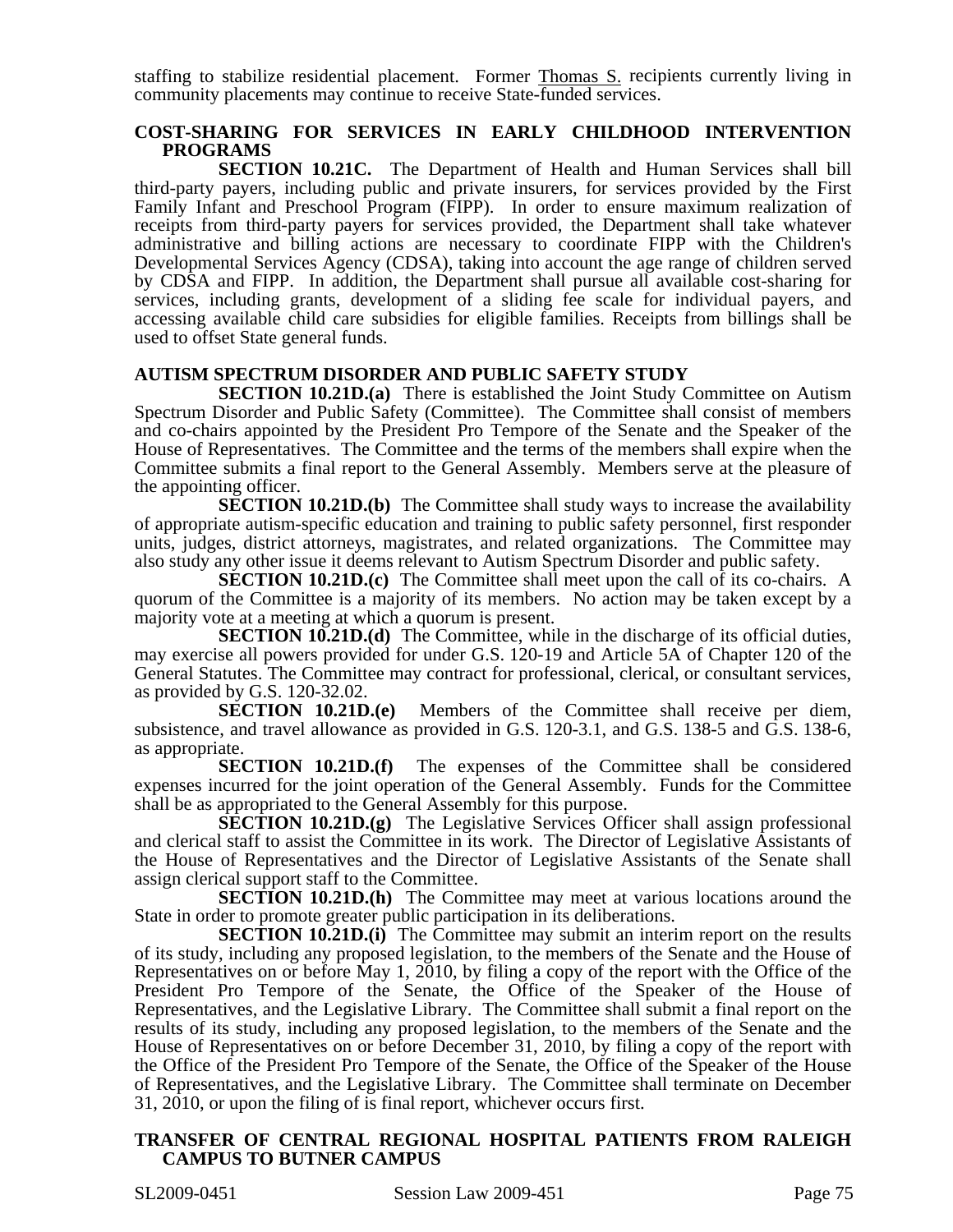staffing to stabilize residential placement. Former Thomas S. recipients currently living in community placements may continue to receive State-funded services.

**COST-SHARING FOR SERVICES IN EARLY CHILDHOOD INTERVENTION PROGRAMS**

**SECTION 10.21C.** The Department of Health and Human Services shall bill third-party payers, including public and private insurers, for services provided by the First Family Infant and Preschool Program (FIPP). In order to ensure maximum realization of receipts from third-party payers for services provided, the Department shall take whatever administrative and billing actions are necessary to coordinate FIPP with the Children's Developmental Services Agency (CDSA), taking into account the age range of children served by CDSA and FIPP. In addition, the Department shall pursue all available cost-sharing for services, including grants, development of a sliding fee scale for individual payers, and accessing available child care subsidies for eligible families. Receipts from billings shall be used to offset State general funds.

**AUTISM SPECTRUM DISORDER AND PUBLIC SAFETY STUDY**

**SECTION 10.21D.(a)** There is established the Joint Study Committee on Autism Spectrum Disorder and Public Safety (Committee). The Committee shall consist of members and co-chairs appointed by the President Pro Tempore of the Senate and the Speaker of the House of Representatives. The Committee and the terms of the members shall expire when the Committee submits a final report to the General Assembly. Members serve at the pleasure of the appointing officer.

**SECTION 10.21D.(b)** The Committee shall study ways to increase the availability of appropriate autism-specific education and training to public safety personnel, first responder units, judges, district attorneys, magistrates, and related organizations. The Committee may also study any other issue it deems relevant to Autism Spectrum Disorder and public safety.

**SECTION 10.21D.(c)** The Committee shall meet upon the call of its co-chairs. A quorum of the Committee is a majority of its members. No action may be taken except by a majority vote at a meeting at which a quorum is present.

**SECTION 10.21D.(d)** The Committee, while in the discharge of its official duties, may exercise all powers provided for under G.S. 120-19 and Article 5A of Chapter 120 of the General Statutes. The Committee may contract for professional, clerical, or consultant services, as provided by G.S. 120-32.02.

**SECTION 10.21D.(e)** Members of the Committee shall receive per diem, subsistence, and travel allowance as provided in G.S. 120-3.1, and G.S. 138-5 and G.S. 138-6, as appropriate.

**SECTION 10.21D.(f)** The expenses of the Committee shall be considered expenses incurred for the joint operation of the General Assembly. Funds for the Committee shall be as appropriated to the General Assembly for this purpose.

**SECTION 10.21D.(g)** The Legislative Services Officer shall assign professional and clerical staff to assist the Committee in its work. The Director of Legislative Assistants of the House of Representatives and the Director of Legislative Assistants of the Senate shall assign clerical support staff to the Committee.

**SECTION 10.21D.(h)** The Committee may meet at various locations around the State in order to promote greater public participation in its deliberations.

**SECTION 10.21D.(i)** The Committee may submit an interim report on the results of its study, including any proposed legislation, to the members of the Senate and the House of Representatives on or before May 1, 2010, by filing a copy of the report with the Office of the President Pro Tempore of the Senate, the Office of the Speaker of the House of Representatives, and the Legislative Library. The Committee shall submit a final report on the results of its study, including any proposed legislation, to the members of the Senate and the House of Representatives on or before December 31, 2010, by filing a copy of the report with the Office of the President Pro Tempore of the Senate, the Office of the Speaker of the House of Representatives, and the Legislative Library. The Committee shall terminate on December 31, 2010, or upon the filing of is final report, whichever occurs first.

**TRANSFER OF CENTRAL REGIONAL HOSPITAL PATIENTS FROM RALEIGH CAMPUS TO BUTNER CAMPUS**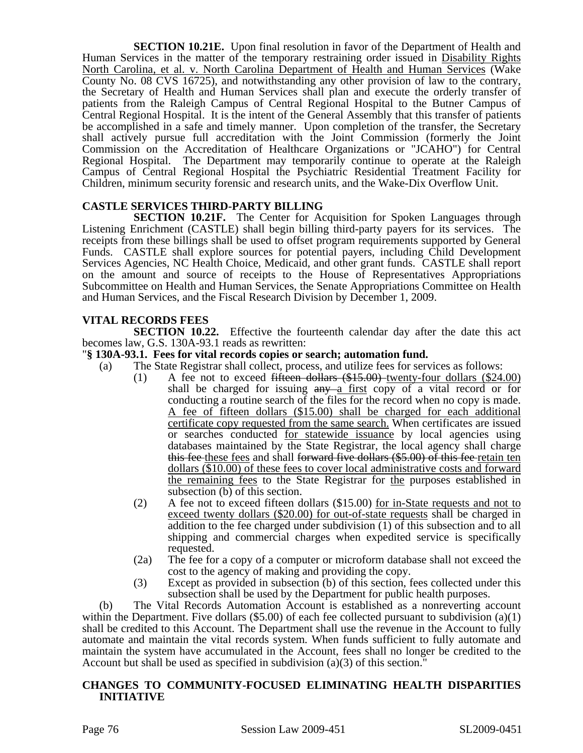**SECTION 10.21E.** Upon final resolution in favor of the Department of Health and Human Services in the matter of the temporary restraining order issued in Disability Rights North Carolina, et al. v. North Carolina Department of Health and Human Services (Wake County No. 08 CVS 16725), and notwithstanding any other provision of law to the contrary, the Secretary of Health and Human Services shall plan and execute the orderly transfer of patients from the Raleigh Campus of Central Regional Hospital to the Butner Campus of Central Regional Hospital. It is the intent of the General Assembly that this transfer of patients be accomplished in a safe and timely manner. Upon completion of the transfer, the Secretary shall actively pursue full accreditation with the Joint Commission (formerly the Joint Commission on the Accreditation of Healthcare Organizations or "JCAHO") for Central Regional Hospital. The Department may temporarily continue to operate at the Raleigh Campus of Central Regional Hospital the Psychiatric Residential Treatment Facility for Children, minimum security forensic and research units, and the Wake-Dix Overflow Unit.

**CASTLE SERVICES THIRD-PARTY BILLING**

**SECTION 10.21F.** The Center for Acquisition for Spoken Languages through Listening Enrichment (CASTLE) shall begin billing third-party payers for its services. The receipts from these billings shall be used to offset program requirements supported by General Funds. CASTLE shall explore sources for potential payers, including Child Development Services Agencies, NC Health Choice, Medicaid, and other grant funds. CASTLE shall report on the amount and source of receipts to the House of Representatives Appropriations Subcommittee on Health and Human Services, the Senate Appropriations Committee on Health and Human Services, and the Fiscal Research Division by December 1, 2009.

**VITAL RECORDS FEES**

**SECTION 10.22.** Effective the fourteenth calendar day after the date this act becomes law, G.S. 130A-93.1 reads as rewritten:

"**§ 130A-93.1. Fees for vital records copies or search; automation fund.**

(a) The State Registrar shall collect, process, and utilize fees for services as follows:

(1) A fee not to exceed ~~fifteen dollars ($15.00)~~ twenty-four dollars ($24.00) shall be charged for issuing ~~any~~ a first copy of a vital record or for conducting a routine search of the files for the record when no copy is made. A fee of fifteen dollars ($15.00) shall be charged for each additional certificate copy requested from the same search. When certificates are issued or searches conducted for statewide issuance by local agencies using databases maintained by the State Registrar, the local agency shall charge ~~this fee~~ these fees and shall ~~forward five dollars ($5.00) of this fee~~ retain ten dollars ($10.00) of these fees to cover local administrative costs and forward the remaining fees to the State Registrar for the purposes established in subsection (b) of this section.

(2) A fee not to exceed fifteen dollars ($15.00) for in-State requests and not to exceed twenty dollars ($20.00) for out-of-state requests shall be charged in addition to the fee charged under subdivision (1) of this subsection and to all shipping and commercial charges when expedited service is specifically requested.

(2a) The fee for a copy of a computer or microform database shall not exceed the cost to the agency of making and providing the copy.

(3) Except as provided in subsection (b) of this section, fees collected under this subsection shall be used by the Department for public health purposes.

(b) The Vital Records Automation Account is established as a nonreverting account within the Department. Five dollars ($5.00) of each fee collected pursuant to subdivision (a)(1) shall be credited to this Account. The Department shall use the revenue in the Account to fully automate and maintain the vital records system. When funds sufficient to fully automate and maintain the system have accumulated in the Account, fees shall no longer be credited to the Account but shall be used as specified in subdivision (a)(3) of this section."

**CHANGES TO COMMUNITY-FOCUSED ELIMINATING HEALTH DISPARITIES INITIATIVE**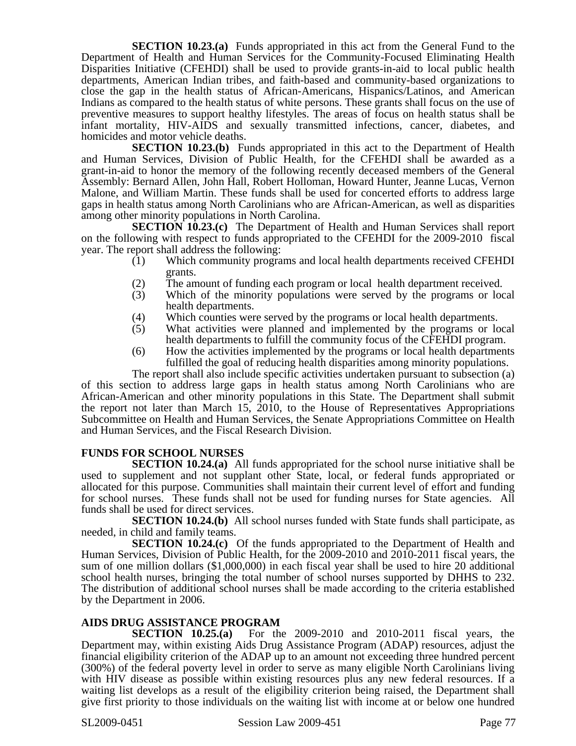**SECTION 10.23.(a)** Funds appropriated in this act from the General Fund to the Department of Health and Human Services for the Community-Focused Eliminating Health Disparities Initiative (CFEHDI) shall be used to provide grants-in-aid to local public health departments, American Indian tribes, and faith-based and community-based organizations to close the gap in the health status of African-Americans, Hispanics/Latinos, and American Indians as compared to the health status of white persons. These grants shall focus on the use of preventive measures to support healthy lifestyles. The areas of focus on health status shall be infant mortality, HIV-AIDS and sexually transmitted infections, cancer, diabetes, and homicides and motor vehicle deaths.

**SECTION 10.23.(b)** Funds appropriated in this act to the Department of Health and Human Services, Division of Public Health, for the CFEHDI shall be awarded as a grant-in-aid to honor the memory of the following recently deceased members of the General Assembly: Bernard Allen, John Hall, Robert Holloman, Howard Hunter, Jeanne Lucas, Vernon Malone, and William Martin. These funds shall be used for concerted efforts to address large gaps in health status among North Carolinians who are African-American, as well as disparities among other minority populations in North Carolina.

**SECTION 10.23.(c)** The Department of Health and Human Services shall report on the following with respect to funds appropriated to the CFEHDI for the 2009-2010 fiscal year. The report shall address the following:

(1) Which community programs and local health departments received CFEHDI grants.
(2) The amount of funding each program or local health department received.
(3) Which of the minority populations were served by the programs or local health departments.
(4) Which counties were served by the programs or local health departments.
(5) What activities were planned and implemented by the programs or local health departments to fulfill the community focus of the CFEHDI program.
(6) How the activities implemented by the programs or local health departments fulfilled the goal of reducing health disparities among minority populations.

The report shall also include specific activities undertaken pursuant to subsection (a) of this section to address large gaps in health status among North Carolinians who are African-American and other minority populations in this State. The Department shall submit the report not later than March 15, 2010, to the House of Representatives Appropriations Subcommittee on Health and Human Services, the Senate Appropriations Committee on Health and Human Services, and the Fiscal Research Division.

**FUNDS FOR SCHOOL NURSES**

**SECTION 10.24.(a)** All funds appropriated for the school nurse initiative shall be used to supplement and not supplant other State, local, or federal funds appropriated or allocated for this purpose. Communities shall maintain their current level of effort and funding for school nurses. These funds shall not be used for funding nurses for State agencies. All funds shall be used for direct services.

**SECTION 10.24.(b)** All school nurses funded with State funds shall participate, as needed, in child and family teams.

**SECTION 10.24.(c)** Of the funds appropriated to the Department of Health and Human Services, Division of Public Health, for the 2009-2010 and 2010-2011 fiscal years, the sum of one million dollars ($1,000,000) in each fiscal year shall be used to hire 20 additional school health nurses, bringing the total number of school nurses supported by DHHS to 232. The distribution of additional school nurses shall be made according to the criteria established by the Department in 2006.

**AIDS DRUG ASSISTANCE PROGRAM**

**SECTION 10.25.(a)** For the 2009-2010 and 2010-2011 fiscal years, the Department may, within existing Aids Drug Assistance Program (ADAP) resources, adjust the financial eligibility criterion of the ADAP up to an amount not exceeding three hundred percent (300%) of the federal poverty level in order to serve as many eligible North Carolinians living with HIV disease as possible within existing resources plus any new federal resources. If a waiting list develops as a result of the eligibility criterion being raised, the Department shall give first priority to those individuals on the waiting list with income at or below one hundred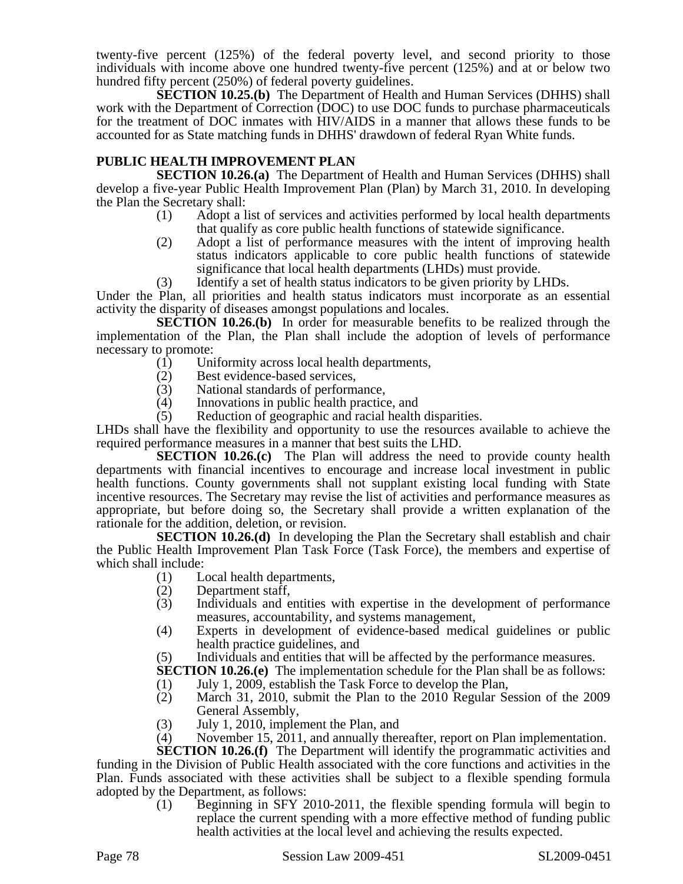twenty-five percent (125%) of the federal poverty level, and second priority to those individuals with income above one hundred twenty-five percent (125%) and at or below two hundred fifty percent (250%) of federal poverty guidelines.

**SECTION 10.25.(b)** The Department of Health and Human Services (DHHS) shall work with the Department of Correction (DOC) to use DOC funds to purchase pharmaceuticals for the treatment of DOC inmates with HIV/AIDS in a manner that allows these funds to be accounted for as State matching funds in DHHS' drawdown of federal Ryan White funds.

**PUBLIC HEALTH IMPROVEMENT PLAN**

**SECTION 10.26.(a)** The Department of Health and Human Services (DHHS) shall develop a five-year Public Health Improvement Plan (Plan) by March 31, 2010. In developing the Plan the Secretary shall:

(1) Adopt a list of services and activities performed by local health departments that qualify as core public health functions of statewide significance.
(2) Adopt a list of performance measures with the intent of improving health status indicators applicable to core public health functions of statewide significance that local health departments (LHDs) must provide.
(3) Identify a set of health status indicators to be given priority by LHDs.

Under the Plan, all priorities and health status indicators must incorporate as an essential activity the disparity of diseases amongst populations and locales.

**SECTION 10.26.(b)** In order for measurable benefits to be realized through the implementation of the Plan, the Plan shall include the adoption of levels of performance necessary to promote:

(1) Uniformity across local health departments,
(2) Best evidence-based services,
(3) National standards of performance,
(4) Innovations in public health practice, and
(5) Reduction of geographic and racial health disparities.

LHDs shall have the flexibility and opportunity to use the resources available to achieve the required performance measures in a manner that best suits the LHD.

**SECTION 10.26.(c)** The Plan will address the need to provide county health departments with financial incentives to encourage and increase local investment in public health functions. County governments shall not supplant existing local funding with State incentive resources. The Secretary may revise the list of activities and performance measures as appropriate, but before doing so, the Secretary shall provide a written explanation of the rationale for the addition, deletion, or revision.

**SECTION 10.26.(d)** In developing the Plan the Secretary shall establish and chair the Public Health Improvement Plan Task Force (Task Force), the members and expertise of which shall include:

(1) Local health departments,
(2) Department staff,
(3) Individuals and entities with expertise in the development of performance measures, accountability, and systems management,
(4) Experts in development of evidence-based medical guidelines or public health practice guidelines, and
(5) Individuals and entities that will be affected by the performance measures.

**SECTION 10.26.(e)** The implementation schedule for the Plan shall be as follows:

(1) July 1, 2009, establish the Task Force to develop the Plan,
(2) March 31, 2010, submit the Plan to the 2010 Regular Session of the 2009 General Assembly,
(3) July 1, 2010, implement the Plan, and
(4) November 15, 2011, and annually thereafter, report on Plan implementation.

**SECTION 10.26.(f)** The Department will identify the programmatic activities and funding in the Division of Public Health associated with the core functions and activities in the Plan. Funds associated with these activities shall be subject to a flexible spending formula adopted by the Department, as follows:

(1) Beginning in SFY 2010-2011, the flexible spending formula will begin to replace the current spending with a more effective method of funding public health activities at the local level and achieving the results expected.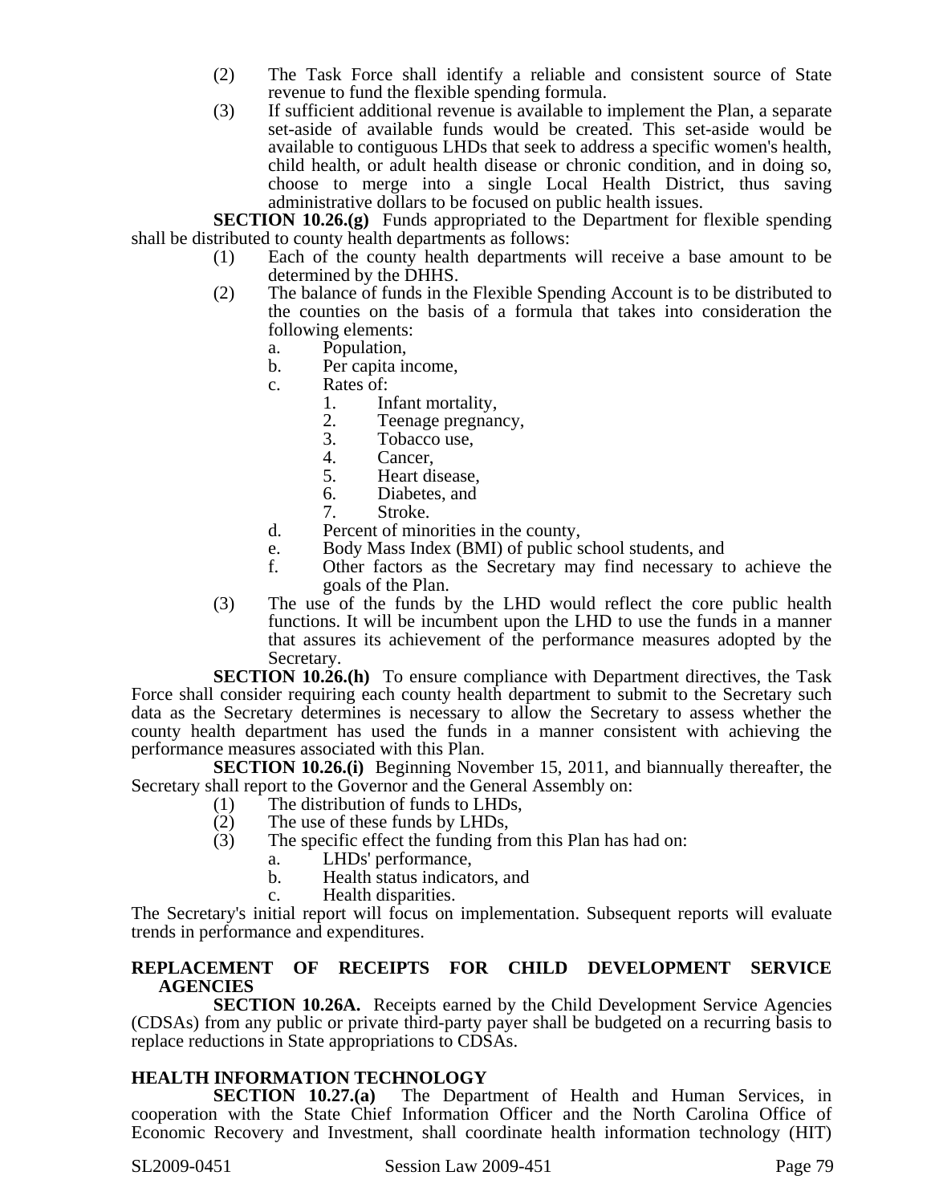(2) The Task Force shall identify a reliable and consistent source of State revenue to fund the flexible spending formula.

(3) If sufficient additional revenue is available to implement the Plan, a separate set-aside of available funds would be created. This set-aside would be available to contiguous LHDs that seek to address a specific women's health, child health, or adult health disease or chronic condition, and in doing so, choose to merge into a single Local Health District, thus saving administrative dollars to be focused on public health issues.

**SECTION 10.26.(g)** Funds appropriated to the Department for flexible spending shall be distributed to county health departments as follows:

(1) Each of the county health departments will receive a base amount to be determined by the DHHS.

(2) The balance of funds in the Flexible Spending Account is to be distributed to the counties on the basis of a formula that takes into consideration the following elements:

  a. Population,
  b. Per capita income,
  c. Rates of:
    1. Infant mortality,
    2. Teenage pregnancy,
    3. Tobacco use,
    4. Cancer,
    5. Heart disease,
    6. Diabetes, and
    7. Stroke.
  d. Percent of minorities in the county,
  e. Body Mass Index (BMI) of public school students, and
  f. Other factors as the Secretary may find necessary to achieve the goals of the Plan.

(3) The use of the funds by the LHD would reflect the core public health functions. It will be incumbent upon the LHD to use the funds in a manner that assures its achievement of the performance measures adopted by the Secretary.

**SECTION 10.26.(h)** To ensure compliance with Department directives, the Task Force shall consider requiring each county health department to submit to the Secretary such data as the Secretary determines is necessary to allow the Secretary to assess whether the county health department has used the funds in a manner consistent with achieving the performance measures associated with this Plan.

**SECTION 10.26.(i)** Beginning November 15, 2011, and biannually thereafter, the Secretary shall report to the Governor and the General Assembly on:

(1) The distribution of funds to LHDs,
(2) The use of these funds by LHDs,
(3) The specific effect the funding from this Plan has had on:
  a. LHDs' performance,
  b. Health status indicators, and
  c. Health disparities.

The Secretary's initial report will focus on implementation. Subsequent reports will evaluate trends in performance and expenditures.

**REPLACEMENT OF RECEIPTS FOR CHILD DEVELOPMENT SERVICE AGENCIES**

**SECTION 10.26A.** Receipts earned by the Child Development Service Agencies (CDSAs) from any public or private third-party payer shall be budgeted on a recurring basis to replace reductions in State appropriations to CDSAs.

**HEALTH INFORMATION TECHNOLOGY**

**SECTION 10.27.(a)** The Department of Health and Human Services, in cooperation with the State Chief Information Officer and the North Carolina Office of Economic Recovery and Investment, shall coordinate health information technology (HIT)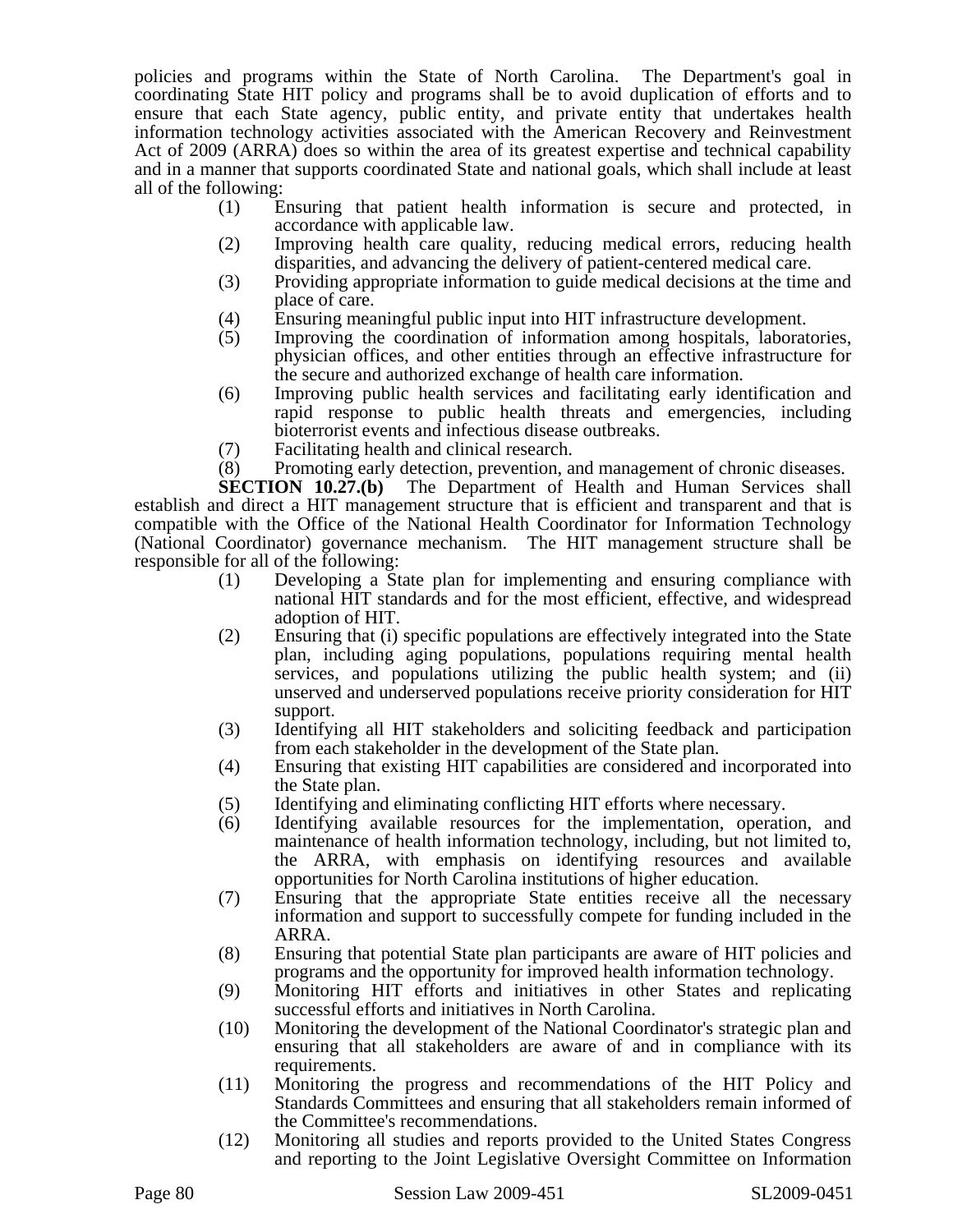policies and programs within the State of North Carolina. The Department's goal in coordinating State HIT policy and programs shall be to avoid duplication of efforts and to ensure that each State agency, public entity, and private entity that undertakes health information technology activities associated with the American Recovery and Reinvestment Act of 2009 (ARRA) does so within the area of its greatest expertise and technical capability and in a manner that supports coordinated State and national goals, which shall include at least all of the following:

(1) Ensuring that patient health information is secure and protected, in accordance with applicable law.
(2) Improving health care quality, reducing medical errors, reducing health disparities, and advancing the delivery of patient-centered medical care.
(3) Providing appropriate information to guide medical decisions at the time and place of care.
(4) Ensuring meaningful public input into HIT infrastructure development.
(5) Improving the coordination of information among hospitals, laboratories, physician offices, and other entities through an effective infrastructure for the secure and authorized exchange of health care information.
(6) Improving public health services and facilitating early identification and rapid response to public health threats and emergencies, including bioterrorist events and infectious disease outbreaks.
(7) Facilitating health and clinical research.
(8) Promoting early detection, prevention, and management of chronic diseases.

**SECTION 10.27.(b)** The Department of Health and Human Services shall establish and direct a HIT management structure that is efficient and transparent and that is compatible with the Office of the National Health Coordinator for Information Technology (National Coordinator) governance mechanism. The HIT management structure shall be responsible for all of the following:

(1) Developing a State plan for implementing and ensuring compliance with national HIT standards and for the most efficient, effective, and widespread adoption of HIT.
(2) Ensuring that (i) specific populations are effectively integrated into the State plan, including aging populations, populations requiring mental health services, and populations utilizing the public health system; and (ii) unserved and underserved populations receive priority consideration for HIT support.
(3) Identifying all HIT stakeholders and soliciting feedback and participation from each stakeholder in the development of the State plan.
(4) Ensuring that existing HIT capabilities are considered and incorporated into the State plan.
(5) Identifying and eliminating conflicting HIT efforts where necessary.
(6) Identifying available resources for the implementation, operation, and maintenance of health information technology, including, but not limited to, the ARRA, with emphasis on identifying resources and available opportunities for North Carolina institutions of higher education.
(7) Ensuring that the appropriate State entities receive all the necessary information and support to successfully compete for funding included in the ARRA.
(8) Ensuring that potential State plan participants are aware of HIT policies and programs and the opportunity for improved health information technology.
(9) Monitoring HIT efforts and initiatives in other States and replicating successful efforts and initiatives in North Carolina.
(10) Monitoring the development of the National Coordinator's strategic plan and ensuring that all stakeholders are aware of and in compliance with its requirements.
(11) Monitoring the progress and recommendations of the HIT Policy and Standards Committees and ensuring that all stakeholders remain informed of the Committee's recommendations.
(12) Monitoring all studies and reports provided to the United States Congress and reporting to the Joint Legislative Oversight Committee on Information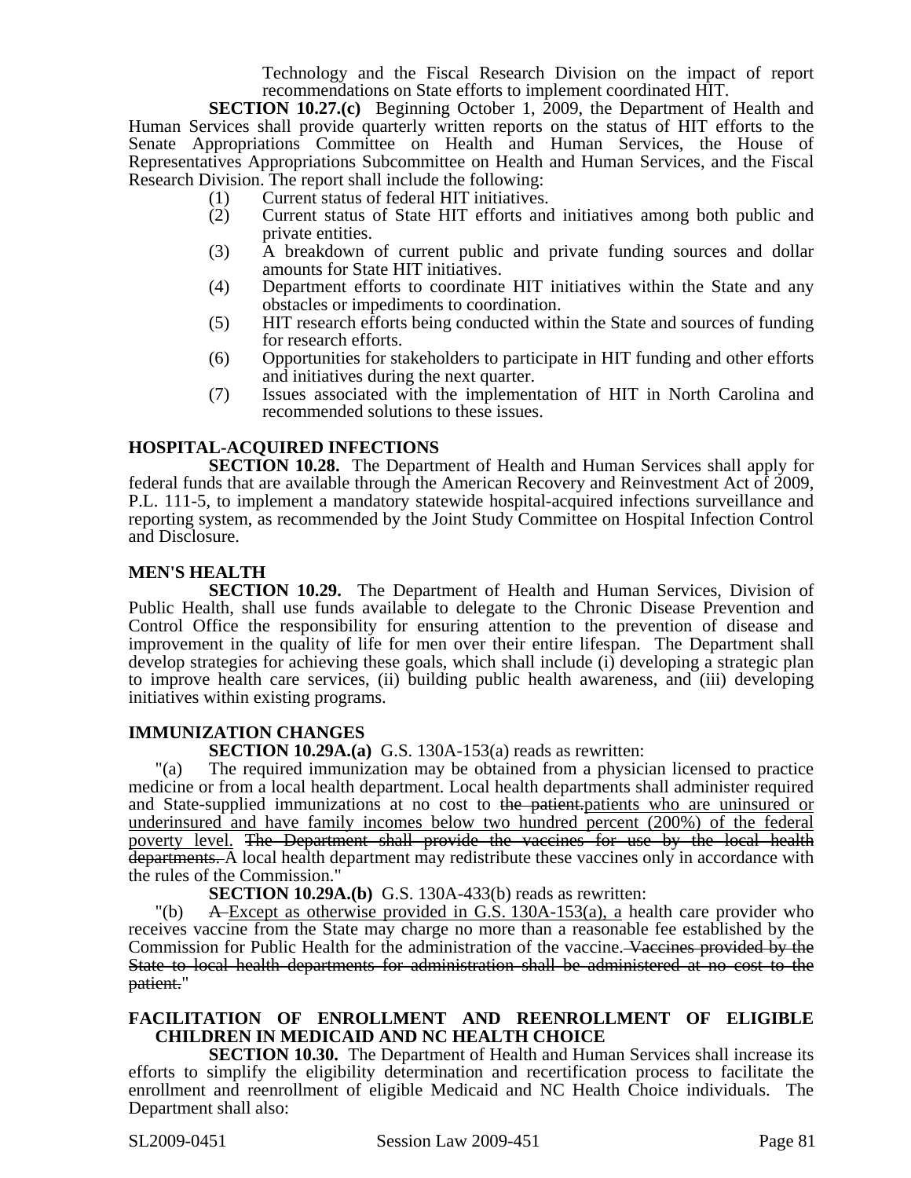Technology and the Fiscal Research Division on the impact of report recommendations on State efforts to implement coordinated HIT.

**SECTION 10.27.(c)** Beginning October 1, 2009, the Department of Health and Human Services shall provide quarterly written reports on the status of HIT efforts to the Senate Appropriations Committee on Health and Human Services, the House of Representatives Appropriations Subcommittee on Health and Human Services, and the Fiscal Research Division. The report shall include the following:

(1) Current status of federal HIT initiatives.
(2) Current status of State HIT efforts and initiatives among both public and private entities.
(3) A breakdown of current public and private funding sources and dollar amounts for State HIT initiatives.
(4) Department efforts to coordinate HIT initiatives within the State and any obstacles or impediments to coordination.
(5) HIT research efforts being conducted within the State and sources of funding for research efforts.
(6) Opportunities for stakeholders to participate in HIT funding and other efforts and initiatives during the next quarter.
(7) Issues associated with the implementation of HIT in North Carolina and recommended solutions to these issues.

**HOSPITAL-ACQUIRED INFECTIONS**

**SECTION 10.28.** The Department of Health and Human Services shall apply for federal funds that are available through the American Recovery and Reinvestment Act of 2009, P.L. 111-5, to implement a mandatory statewide hospital-acquired infections surveillance and reporting system, as recommended by the Joint Study Committee on Hospital Infection Control and Disclosure.

**MEN'S HEALTH**

**SECTION 10.29.** The Department of Health and Human Services, Division of Public Health, shall use funds available to delegate to the Chronic Disease Prevention and Control Office the responsibility for ensuring attention to the prevention of disease and improvement in the quality of life for men over their entire lifespan. The Department shall develop strategies for achieving these goals, which shall include (i) developing a strategic plan to improve health care services, (ii) building public health awareness, and (iii) developing initiatives within existing programs.

**IMMUNIZATION CHANGES**

**SECTION 10.29A.(a)** G.S. 130A-153(a) reads as rewritten:

"(a) The required immunization may be obtained from a physician licensed to practice medicine or from a local health department. Local health departments shall administer required and State-supplied immunizations at no cost to ~~the patient.~~patients who are uninsured or underinsured and have family incomes below two hundred percent (200%) of the federal poverty level. ~~The Department shall provide the vaccines for use by the local health departments.~~ A local health department may redistribute these vaccines only in accordance with the rules of the Commission."

**SECTION 10.29A.(b)** G.S. 130A-433(b) reads as rewritten:

"(b) ~~A~~ Except as otherwise provided in G.S. 130A-153(a), a health care provider who receives vaccine from the State may charge no more than a reasonable fee established by the Commission for Public Health for the administration of the vaccine. ~~Vaccines provided by the State to local health departments for administration shall be administered at no cost to the patient.~~"

**FACILITATION OF ENROLLMENT AND REENROLLMENT OF ELIGIBLE CHILDREN IN MEDICAID AND NC HEALTH CHOICE**

**SECTION 10.30.** The Department of Health and Human Services shall increase its efforts to simplify the eligibility determination and recertification process to facilitate the enrollment and reenrollment of eligible Medicaid and NC Health Choice individuals. The Department shall also: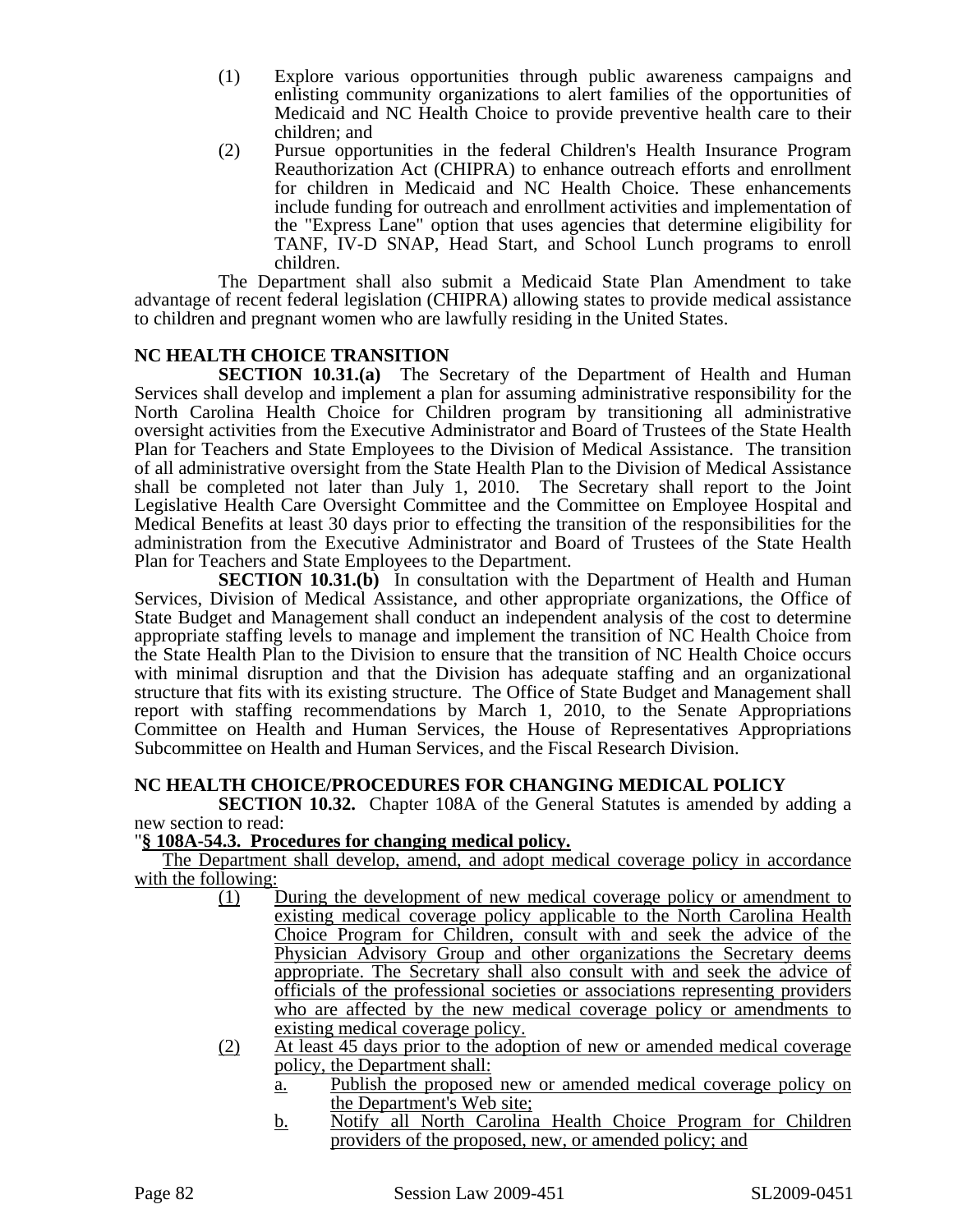(1) Explore various opportunities through public awareness campaigns and enlisting community organizations to alert families of the opportunities of Medicaid and NC Health Choice to provide preventive health care to their children; and

(2) Pursue opportunities in the federal Children's Health Insurance Program Reauthorization Act (CHIPRA) to enhance outreach efforts and enrollment for children in Medicaid and NC Health Choice. These enhancements include funding for outreach and enrollment activities and implementation of the "Express Lane" option that uses agencies that determine eligibility for TANF, IV-D SNAP, Head Start, and School Lunch programs to enroll children.

The Department shall also submit a Medicaid State Plan Amendment to take advantage of recent federal legislation (CHIPRA) allowing states to provide medical assistance to children and pregnant women who are lawfully residing in the United States.

**NC HEALTH CHOICE TRANSITION**

**SECTION 10.31.(a)** The Secretary of the Department of Health and Human Services shall develop and implement a plan for assuming administrative responsibility for the North Carolina Health Choice for Children program by transitioning all administrative oversight activities from the Executive Administrator and Board of Trustees of the State Health Plan for Teachers and State Employees to the Division of Medical Assistance. The transition of all administrative oversight from the State Health Plan to the Division of Medical Assistance shall be completed not later than July 1, 2010. The Secretary shall report to the Joint Legislative Health Care Oversight Committee and the Committee on Employee Hospital and Medical Benefits at least 30 days prior to effecting the transition of the responsibilities for the administration from the Executive Administrator and Board of Trustees of the State Health Plan for Teachers and State Employees to the Department.

**SECTION 10.31.(b)** In consultation with the Department of Health and Human Services, Division of Medical Assistance, and other appropriate organizations, the Office of State Budget and Management shall conduct an independent analysis of the cost to determine appropriate staffing levels to manage and implement the transition of NC Health Choice from the State Health Plan to the Division to ensure that the transition of NC Health Choice occurs with minimal disruption and that the Division has adequate staffing and an organizational structure that fits with its existing structure. The Office of State Budget and Management shall report with staffing recommendations by March 1, 2010, to the Senate Appropriations Committee on Health and Human Services, the House of Representatives Appropriations Subcommittee on Health and Human Services, and the Fiscal Research Division.

**NC HEALTH CHOICE/PROCEDURES FOR CHANGING MEDICAL POLICY**

**SECTION 10.32.** Chapter 108A of the General Statutes is amended by adding a new section to read:

"**§ 108A-54.3. Procedures for changing medical policy.**

The Department shall develop, amend, and adopt medical coverage policy in accordance with the following:

(1) During the development of new medical coverage policy or amendment to existing medical coverage policy applicable to the North Carolina Health Choice Program for Children, consult with and seek the advice of the Physician Advisory Group and other organizations the Secretary deems appropriate. The Secretary shall also consult with and seek the advice of officials of the professional societies or associations representing providers who are affected by the new medical coverage policy or amendments to existing medical coverage policy.

(2) At least 45 days prior to the adoption of new or amended medical coverage policy, the Department shall:

a. Publish the proposed new or amended medical coverage policy on the Department's Web site;

b. Notify all North Carolina Health Choice Program for Children providers of the proposed, new, or amended policy; and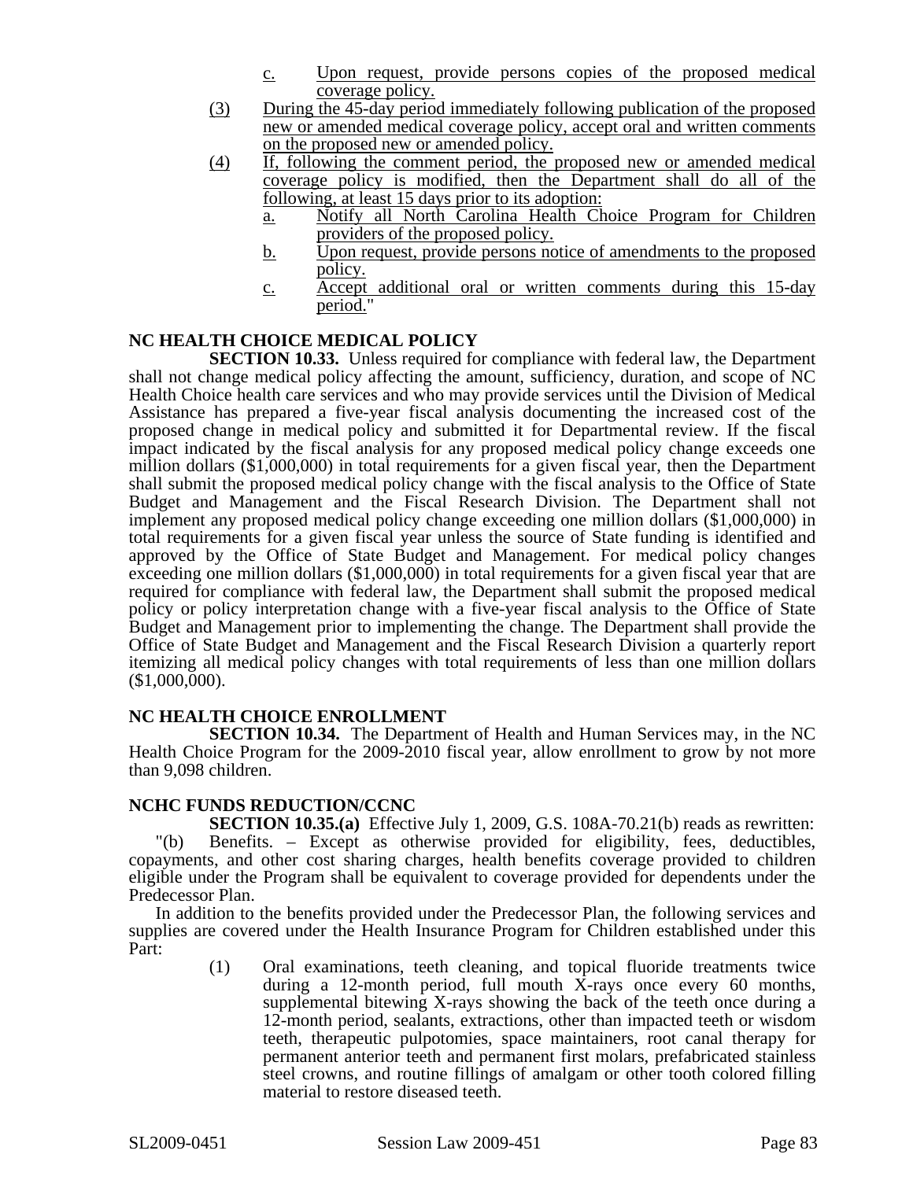c. Upon request, provide persons copies of the proposed medical coverage policy.

(3) During the 45-day period immediately following publication of the proposed new or amended medical coverage policy, accept oral and written comments on the proposed new or amended policy.

(4) If, following the comment period, the proposed new or amended medical coverage policy is modified, then the Department shall do all of the following, at least 15 days prior to its adoption:

a. Notify all North Carolina Health Choice Program for Children providers of the proposed policy.

b. Upon request, provide persons notice of amendments to the proposed policy.

c. Accept additional oral or written comments during this 15-day period."

**NC HEALTH CHOICE MEDICAL POLICY**

**SECTION 10.33.** Unless required for compliance with federal law, the Department shall not change medical policy affecting the amount, sufficiency, duration, and scope of NC Health Choice health care services and who may provide services until the Division of Medical Assistance has prepared a five-year fiscal analysis documenting the increased cost of the proposed change in medical policy and submitted it for Departmental review. If the fiscal impact indicated by the fiscal analysis for any proposed medical policy change exceeds one million dollars ($1,000,000) in total requirements for a given fiscal year, then the Department shall submit the proposed medical policy change with the fiscal analysis to the Office of State Budget and Management and the Fiscal Research Division. The Department shall not implement any proposed medical policy change exceeding one million dollars ($1,000,000) in total requirements for a given fiscal year unless the source of State funding is identified and approved by the Office of State Budget and Management. For medical policy changes exceeding one million dollars ($1,000,000) in total requirements for a given fiscal year that are required for compliance with federal law, the Department shall submit the proposed medical policy or policy interpretation change with a five-year fiscal analysis to the Office of State Budget and Management prior to implementing the change. The Department shall provide the Office of State Budget and Management and the Fiscal Research Division a quarterly report itemizing all medical policy changes with total requirements of less than one million dollars ($1,000,000).

**NC HEALTH CHOICE ENROLLMENT**

**SECTION 10.34.** The Department of Health and Human Services may, in the NC Health Choice Program for the 2009-2010 fiscal year, allow enrollment to grow by not more than 9,098 children.

**NCHC FUNDS REDUCTION/CCNC**

**SECTION 10.35.(a)** Effective July 1, 2009, G.S. 108A-70.21(b) reads as rewritten:

"(b) Benefits. – Except as otherwise provided for eligibility, fees, deductibles, copayments, and other cost sharing charges, health benefits coverage provided to children eligible under the Program shall be equivalent to coverage provided for dependents under the Predecessor Plan.

In addition to the benefits provided under the Predecessor Plan, the following services and supplies are covered under the Health Insurance Program for Children established under this Part:

(1) Oral examinations, teeth cleaning, and topical fluoride treatments twice during a 12-month period, full mouth X-rays once every 60 months, supplemental bitewing X-rays showing the back of the teeth once during a 12-month period, sealants, extractions, other than impacted teeth or wisdom teeth, therapeutic pulpotomies, space maintainers, root canal therapy for permanent anterior teeth and permanent first molars, prefabricated stainless steel crowns, and routine fillings of amalgam or other tooth colored filling material to restore diseased teeth.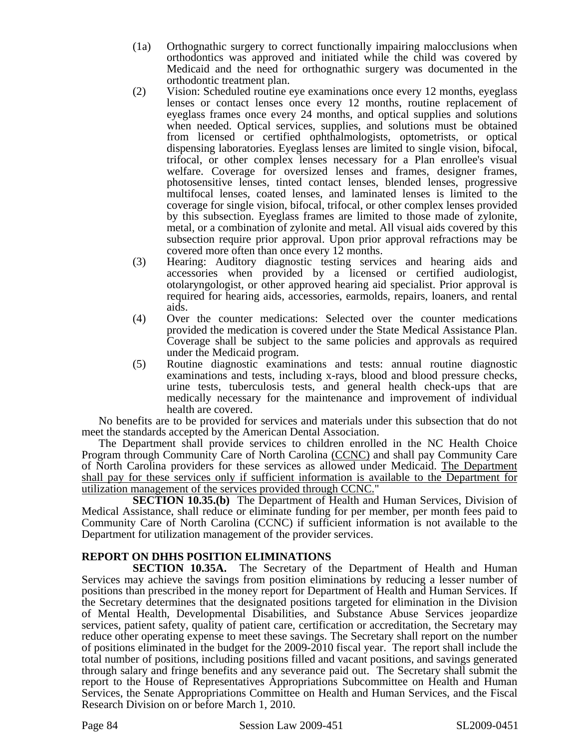(1a) Orthognathic surgery to correct functionally impairing malocclusions when orthodontics was approved and initiated while the child was covered by Medicaid and the need for orthognathic surgery was documented in the orthodontic treatment plan.

(2) Vision: Scheduled routine eye examinations once every 12 months, eyeglass lenses or contact lenses once every 12 months, routine replacement of eyeglass frames once every 24 months, and optical supplies and solutions when needed. Optical services, supplies, and solutions must be obtained from licensed or certified ophthalmologists, optometrists, or optical dispensing laboratories. Eyeglass lenses are limited to single vision, bifocal, trifocal, or other complex lenses necessary for a Plan enrollee's visual welfare. Coverage for oversized lenses and frames, designer frames, photosensitive lenses, tinted contact lenses, blended lenses, progressive multifocal lenses, coated lenses, and laminated lenses is limited to the coverage for single vision, bifocal, trifocal, or other complex lenses provided by this subsection. Eyeglass frames are limited to those made of zylonite, metal, or a combination of zylonite and metal. All visual aids covered by this subsection require prior approval. Upon prior approval refractions may be covered more often than once every 12 months.

(3) Hearing: Auditory diagnostic testing services and hearing aids and accessories when provided by a licensed or certified audiologist, otolaryngologist, or other approved hearing aid specialist. Prior approval is required for hearing aids, accessories, earmolds, repairs, loaners, and rental aids.

(4) Over the counter medications: Selected over the counter medications provided the medication is covered under the State Medical Assistance Plan. Coverage shall be subject to the same policies and approvals as required under the Medicaid program.

(5) Routine diagnostic examinations and tests: annual routine diagnostic examinations and tests, including x-rays, blood and blood pressure checks, urine tests, tuberculosis tests, and general health check-ups that are medically necessary for the maintenance and improvement of individual health are covered.

No benefits are to be provided for services and materials under this subsection that do not meet the standards accepted by the American Dental Association.

The Department shall provide services to children enrolled in the NC Health Choice Program through Community Care of North Carolina (CCNC) and shall pay Community Care of North Carolina providers for these services as allowed under Medicaid. The Department shall pay for these services only if sufficient information is available to the Department for utilization management of the services provided through CCNC."

**SECTION 10.35.(b)** The Department of Health and Human Services, Division of Medical Assistance, shall reduce or eliminate funding for per member, per month fees paid to Community Care of North Carolina (CCNC) if sufficient information is not available to the Department for utilization management of the provider services.

**REPORT ON DHHS POSITION ELIMINATIONS**

**SECTION 10.35A.** The Secretary of the Department of Health and Human Services may achieve the savings from position eliminations by reducing a lesser number of positions than prescribed in the money report for Department of Health and Human Services. If the Secretary determines that the designated positions targeted for elimination in the Division of Mental Health, Developmental Disabilities, and Substance Abuse Services jeopardize services, patient safety, quality of patient care, certification or accreditation, the Secretary may reduce other operating expense to meet these savings. The Secretary shall report on the number of positions eliminated in the budget for the 2009-2010 fiscal year. The report shall include the total number of positions, including positions filled and vacant positions, and savings generated through salary and fringe benefits and any severance paid out. The Secretary shall submit the report to the House of Representatives Appropriations Subcommittee on Health and Human Services, the Senate Appropriations Committee on Health and Human Services, and the Fiscal Research Division on or before March 1, 2010.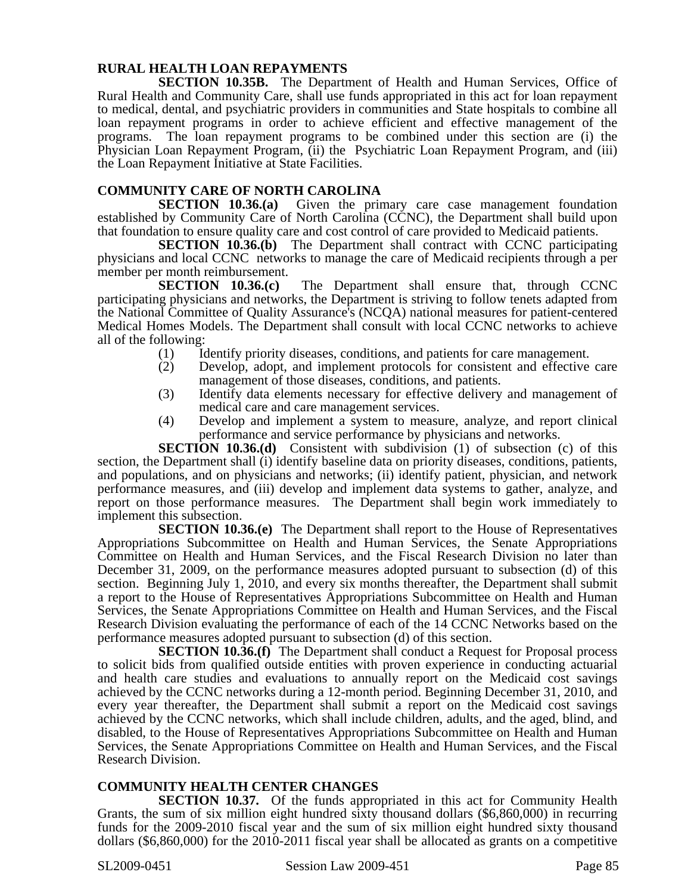**RURAL HEALTH LOAN REPAYMENTS**

**SECTION 10.35B.** The Department of Health and Human Services, Office of Rural Health and Community Care, shall use funds appropriated in this act for loan repayment to medical, dental, and psychiatric providers in communities and State hospitals to combine all loan repayment programs in order to achieve efficient and effective management of the programs. The loan repayment programs to be combined under this section are (i) the Physician Loan Repayment Program, (ii) the Psychiatric Loan Repayment Program, and (iii) the Loan Repayment Initiative at State Facilities.

**COMMUNITY CARE OF NORTH CAROLINA**

**SECTION 10.36.(a)** Given the primary care case management foundation established by Community Care of North Carolina (CCNC), the Department shall build upon that foundation to ensure quality care and cost control of care provided to Medicaid patients.

**SECTION 10.36.(b)** The Department shall contract with CCNC participating physicians and local CCNC networks to manage the care of Medicaid recipients through a per member per month reimbursement.

**SECTION 10.36.(c)** The Department shall ensure that, through CCNC participating physicians and networks, the Department is striving to follow tenets adapted from the National Committee of Quality Assurance's (NCQA) national measures for patient-centered Medical Homes Models. The Department shall consult with local CCNC networks to achieve all of the following:

(1) Identify priority diseases, conditions, and patients for care management.
(2) Develop, adopt, and implement protocols for consistent and effective care management of those diseases, conditions, and patients.
(3) Identify data elements necessary for effective delivery and management of medical care and care management services.
(4) Develop and implement a system to measure, analyze, and report clinical performance and service performance by physicians and networks.

**SECTION 10.36.(d)** Consistent with subdivision (1) of subsection (c) of this section, the Department shall (i) identify baseline data on priority diseases, conditions, patients, and populations, and on physicians and networks; (ii) identify patient, physician, and network performance measures, and (iii) develop and implement data systems to gather, analyze, and report on those performance measures. The Department shall begin work immediately to implement this subsection.

**SECTION 10.36.(e)** The Department shall report to the House of Representatives Appropriations Subcommittee on Health and Human Services, the Senate Appropriations Committee on Health and Human Services, and the Fiscal Research Division no later than December 31, 2009, on the performance measures adopted pursuant to subsection (d) of this section. Beginning July 1, 2010, and every six months thereafter, the Department shall submit a report to the House of Representatives Appropriations Subcommittee on Health and Human Services, the Senate Appropriations Committee on Health and Human Services, and the Fiscal Research Division evaluating the performance of each of the 14 CCNC Networks based on the performance measures adopted pursuant to subsection (d) of this section.

**SECTION 10.36.(f)** The Department shall conduct a Request for Proposal process to solicit bids from qualified outside entities with proven experience in conducting actuarial and health care studies and evaluations to annually report on the Medicaid cost savings achieved by the CCNC networks during a 12-month period. Beginning December 31, 2010, and every year thereafter, the Department shall submit a report on the Medicaid cost savings achieved by the CCNC networks, which shall include children, adults, and the aged, blind, and disabled, to the House of Representatives Appropriations Subcommittee on Health and Human Services, the Senate Appropriations Committee on Health and Human Services, and the Fiscal Research Division.

**COMMUNITY HEALTH CENTER CHANGES**

**SECTION 10.37.** Of the funds appropriated in this act for Community Health Grants, the sum of six million eight hundred sixty thousand dollars ($6,860,000) in recurring funds for the 2009-2010 fiscal year and the sum of six million eight hundred sixty thousand dollars ($6,860,000) for the 2010-2011 fiscal year shall be allocated as grants on a competitive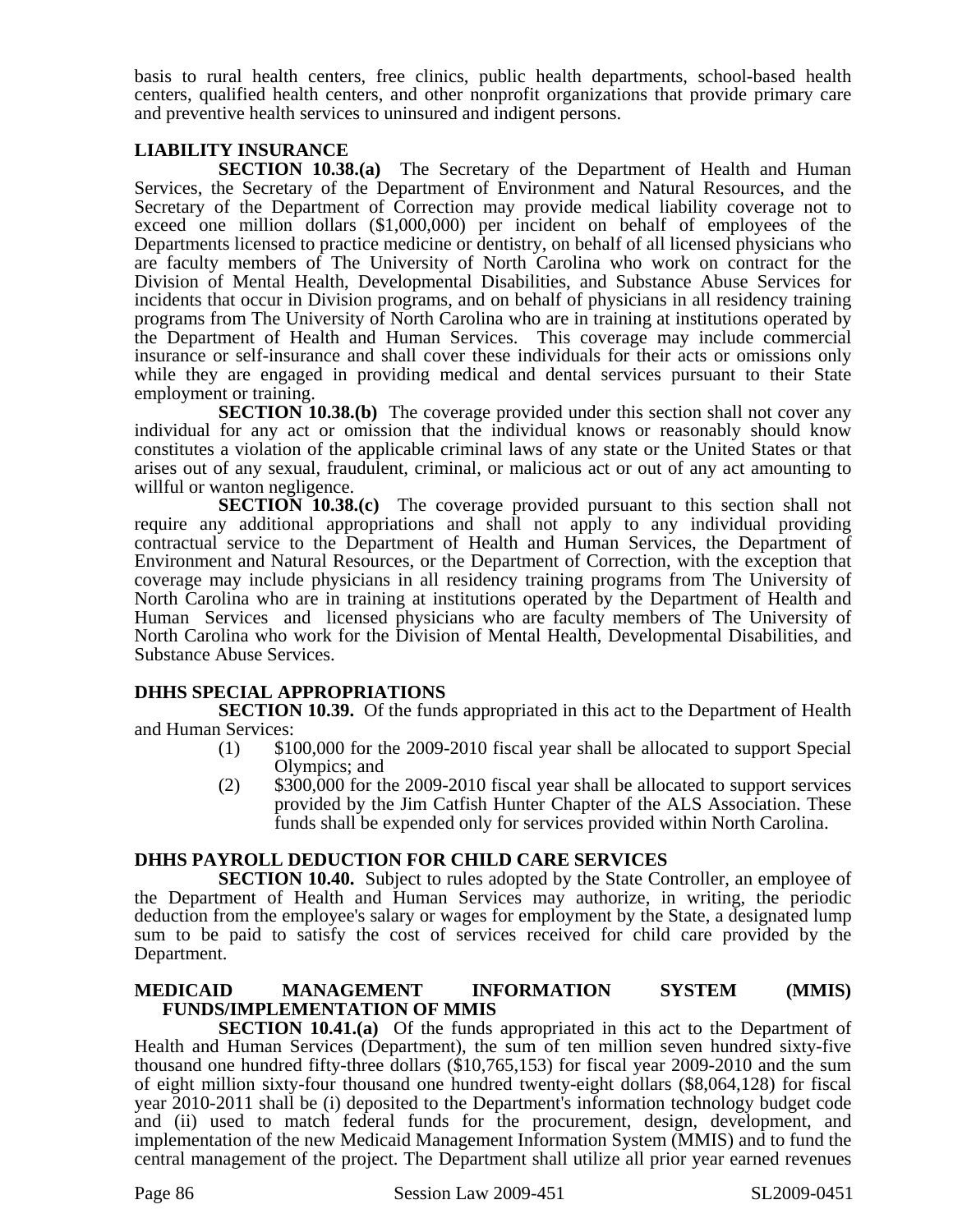basis to rural health centers, free clinics, public health departments, school-based health centers, qualified health centers, and other nonprofit organizations that provide primary care and preventive health services to uninsured and indigent persons.

### LIABILITY INSURANCE

**SECTION 10.38.(a)** The Secretary of the Department of Health and Human Services, the Secretary of the Department of Environment and Natural Resources, and the Secretary of the Department of Correction may provide medical liability coverage not to exceed one million dollars ($1,000,000) per incident on behalf of employees of the Departments licensed to practice medicine or dentistry, on behalf of all licensed physicians who are faculty members of The University of North Carolina who work on contract for the Division of Mental Health, Developmental Disabilities, and Substance Abuse Services for incidents that occur in Division programs, and on behalf of physicians in all residency training programs from The University of North Carolina who are in training at institutions operated by the Department of Health and Human Services. This coverage may include commercial insurance or self-insurance and shall cover these individuals for their acts or omissions only while they are engaged in providing medical and dental services pursuant to their State employment or training.

**SECTION 10.38.(b)** The coverage provided under this section shall not cover any individual for any act or omission that the individual knows or reasonably should know constitutes a violation of the applicable criminal laws of any state or the United States or that arises out of any sexual, fraudulent, criminal, or malicious act or out of any act amounting to willful or wanton negligence.

**SECTION 10.38.(c)** The coverage provided pursuant to this section shall not require any additional appropriations and shall not apply to any individual providing contractual service to the Department of Health and Human Services, the Department of Environment and Natural Resources, or the Department of Correction, with the exception that coverage may include physicians in all residency training programs from The University of North Carolina who are in training at institutions operated by the Department of Health and Human Services and licensed physicians who are faculty members of The University of North Carolina who work for the Division of Mental Health, Developmental Disabilities, and Substance Abuse Services.

### DHHS SPECIAL APPROPRIATIONS

**SECTION 10.39.** Of the funds appropriated in this act to the Department of Health and Human Services:

(1) $100,000 for the 2009-2010 fiscal year shall be allocated to support Special Olympics; and

(2) $300,000 for the 2009-2010 fiscal year shall be allocated to support services provided by the Jim Catfish Hunter Chapter of the ALS Association. These funds shall be expended only for services provided within North Carolina.

### DHHS PAYROLL DEDUCTION FOR CHILD CARE SERVICES

**SECTION 10.40.** Subject to rules adopted by the State Controller, an employee of the Department of Health and Human Services may authorize, in writing, the periodic deduction from the employee's salary or wages for employment by the State, a designated lump sum to be paid to satisfy the cost of services received for child care provided by the Department.

### MEDICAID MANAGEMENT INFORMATION SYSTEM (MMIS) FUNDS/IMPLEMENTATION OF MMIS

**SECTION 10.41.(a)** Of the funds appropriated in this act to the Department of Health and Human Services (Department), the sum of ten million seven hundred sixty-five thousand one hundred fifty-three dollars ($10,765,153) for fiscal year 2009-2010 and the sum of eight million sixty-four thousand one hundred twenty-eight dollars ($8,064,128) for fiscal year 2010-2011 shall be (i) deposited to the Department's information technology budget code and (ii) used to match federal funds for the procurement, design, development, and implementation of the new Medicaid Management Information System (MMIS) and to fund the central management of the project. The Department shall utilize all prior year earned revenues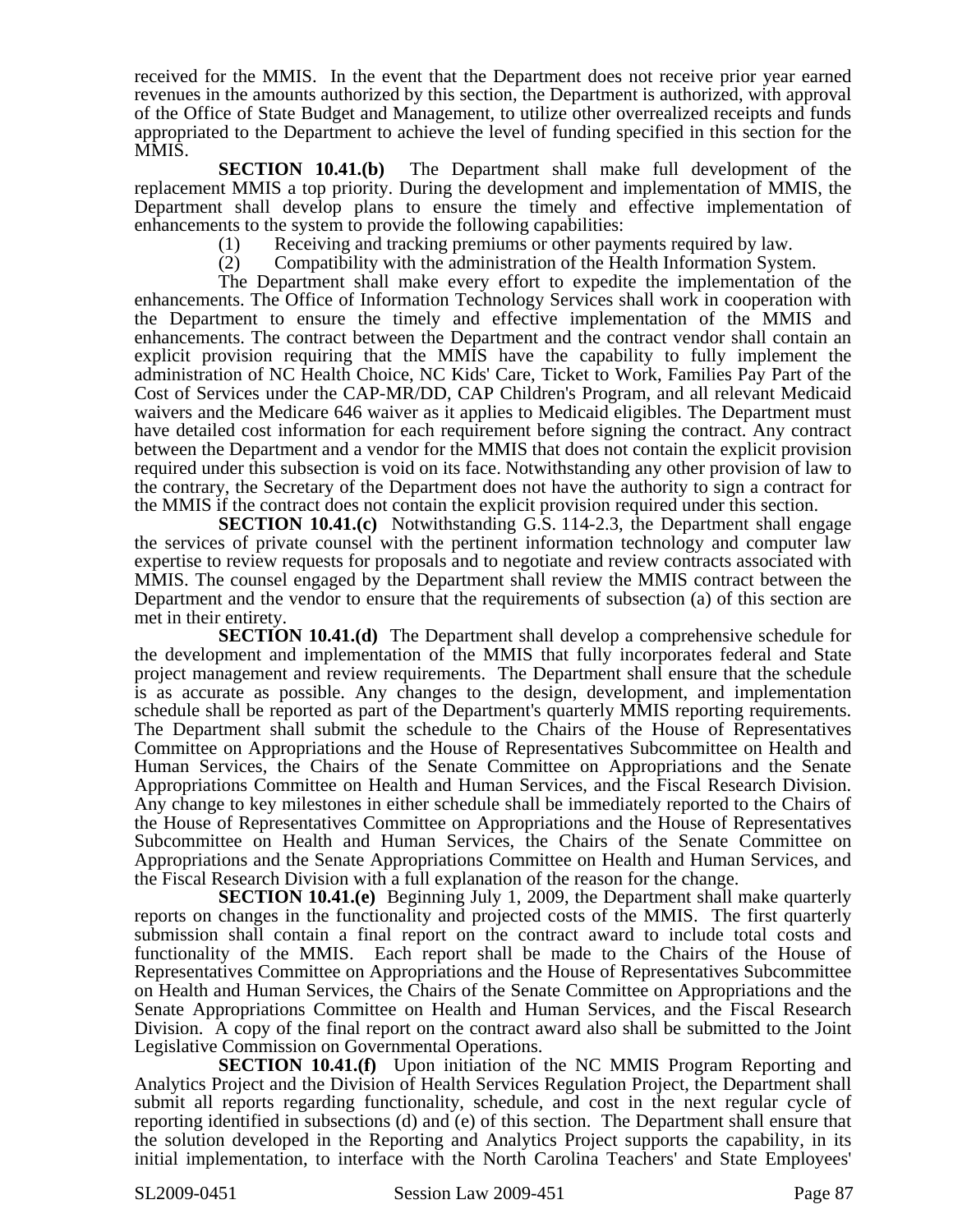received for the MMIS. In the event that the Department does not receive prior year earned revenues in the amounts authorized by this section, the Department is authorized, with approval of the Office of State Budget and Management, to utilize other overrealized receipts and funds appropriated to the Department to achieve the level of funding specified in this section for the MMIS.

**SECTION 10.41.(b)** The Department shall make full development of the replacement MMIS a top priority. During the development and implementation of MMIS, the Department shall develop plans to ensure the timely and effective implementation of enhancements to the system to provide the following capabilities:

(1) Receiving and tracking premiums or other payments required by law.

(2) Compatibility with the administration of the Health Information System.

The Department shall make every effort to expedite the implementation of the enhancements. The Office of Information Technology Services shall work in cooperation with the Department to ensure the timely and effective implementation of the MMIS and enhancements. The contract between the Department and the contract vendor shall contain an explicit provision requiring that the MMIS have the capability to fully implement the administration of NC Health Choice, NC Kids' Care, Ticket to Work, Families Pay Part of the Cost of Services under the CAP-MR/DD, CAP Children's Program, and all relevant Medicaid waivers and the Medicare 646 waiver as it applies to Medicaid eligibles. The Department must have detailed cost information for each requirement before signing the contract. Any contract between the Department and a vendor for the MMIS that does not contain the explicit provision required under this subsection is void on its face. Notwithstanding any other provision of law to the contrary, the Secretary of the Department does not have the authority to sign a contract for the MMIS if the contract does not contain the explicit provision required under this section.

**SECTION 10.41.(c)** Notwithstanding G.S. 114-2.3, the Department shall engage the services of private counsel with the pertinent information technology and computer law expertise to review requests for proposals and to negotiate and review contracts associated with MMIS. The counsel engaged by the Department shall review the MMIS contract between the Department and the vendor to ensure that the requirements of subsection (a) of this section are met in their entirety.

**SECTION 10.41.(d)** The Department shall develop a comprehensive schedule for the development and implementation of the MMIS that fully incorporates federal and State project management and review requirements. The Department shall ensure that the schedule is as accurate as possible. Any changes to the design, development, and implementation schedule shall be reported as part of the Department's quarterly MMIS reporting requirements. The Department shall submit the schedule to the Chairs of the House of Representatives Committee on Appropriations and the House of Representatives Subcommittee on Health and Human Services, the Chairs of the Senate Committee on Appropriations and the Senate Appropriations Committee on Health and Human Services, and the Fiscal Research Division. Any change to key milestones in either schedule shall be immediately reported to the Chairs of the House of Representatives Committee on Appropriations and the House of Representatives Subcommittee on Health and Human Services, the Chairs of the Senate Committee on Appropriations and the Senate Appropriations Committee on Health and Human Services, and the Fiscal Research Division with a full explanation of the reason for the change.

**SECTION 10.41.(e)** Beginning July 1, 2009, the Department shall make quarterly reports on changes in the functionality and projected costs of the MMIS. The first quarterly submission shall contain a final report on the contract award to include total costs and functionality of the MMIS. Each report shall be made to the Chairs of the House of Representatives Committee on Appropriations and the House of Representatives Subcommittee on Health and Human Services, the Chairs of the Senate Committee on Appropriations and the Senate Appropriations Committee on Health and Human Services, and the Fiscal Research Division. A copy of the final report on the contract award also shall be submitted to the Joint Legislative Commission on Governmental Operations.

**SECTION 10.41.(f)** Upon initiation of the NC MMIS Program Reporting and Analytics Project and the Division of Health Services Regulation Project, the Department shall submit all reports regarding functionality, schedule, and cost in the next regular cycle of reporting identified in subsections (d) and (e) of this section. The Department shall ensure that the solution developed in the Reporting and Analytics Project supports the capability, in its initial implementation, to interface with the North Carolina Teachers' and State Employees'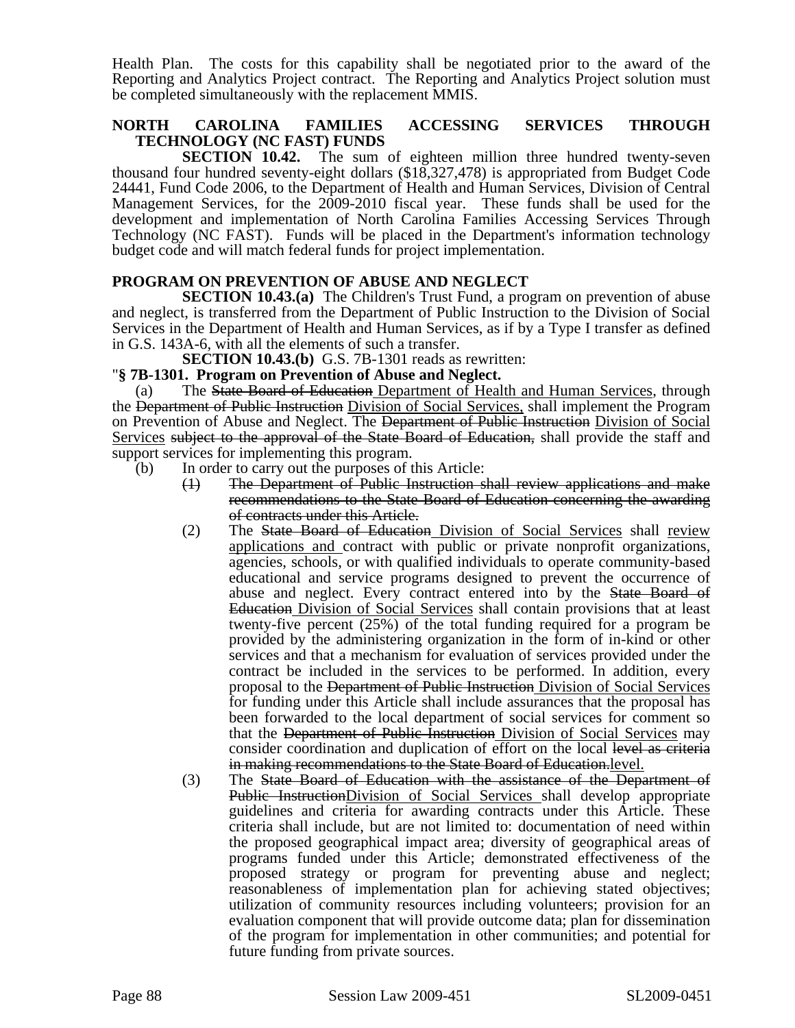Health Plan. The costs for this capability shall be negotiated prior to the award of the Reporting and Analytics Project contract. The Reporting and Analytics Project solution must be completed simultaneously with the replacement MMIS.

**NORTH CAROLINA FAMILIES ACCESSING SERVICES THROUGH TECHNOLOGY (NC FAST) FUNDS**

**SECTION 10.42.** The sum of eighteen million three hundred twenty-seven thousand four hundred seventy-eight dollars ($18,327,478) is appropriated from Budget Code 24441, Fund Code 2006, to the Department of Health and Human Services, Division of Central Management Services, for the 2009-2010 fiscal year. These funds shall be used for the development and implementation of North Carolina Families Accessing Services Through Technology (NC FAST). Funds will be placed in the Department's information technology budget code and will match federal funds for project implementation.

**PROGRAM ON PREVENTION OF ABUSE AND NEGLECT**

**SECTION 10.43.(a)** The Children's Trust Fund, a program on prevention of abuse and neglect, is transferred from the Department of Public Instruction to the Division of Social Services in the Department of Health and Human Services, as if by a Type I transfer as defined in G.S. 143A-6, with all the elements of such a transfer.

**SECTION 10.43.(b)** G.S. 7B-1301 reads as rewritten:

"**§ 7B-1301. Program on Prevention of Abuse and Neglect.**

(a) The ~~State Board of Education~~ <u>Department of Health and Human Services</u>, through the ~~Department of Public Instruction~~ <u>Division of Social Services,</u> shall implement the Program on Prevention of Abuse and Neglect. The ~~Department of Public Instruction~~ <u>Division of Social Services</u> ~~subject to the approval of the State Board of Education,~~ shall provide the staff and support services for implementing this program.

(b) In order to carry out the purposes of this Article:

~~(1) The Department of Public Instruction shall review applications and make recommendations to the State Board of Education concerning the awarding of contracts under this Article.~~

(2) The ~~State Board of Education~~ <u>Division of Social Services</u> shall <u>review applications and</u> contract with public or private nonprofit organizations, agencies, schools, or with qualified individuals to operate community-based educational and service programs designed to prevent the occurrence of abuse and neglect. Every contract entered into by the ~~State Board of Education~~ <u>Division of Social Services</u> shall contain provisions that at least twenty-five percent (25%) of the total funding required for a program be provided by the administering organization in the form of in-kind or other services and that a mechanism for evaluation of services provided under the contract be included in the services to be performed. In addition, every proposal to the ~~Department of Public Instruction~~ <u>Division of Social Services</u> for funding under this Article shall include assurances that the proposal has been forwarded to the local department of social services for comment so that the ~~Department of Public Instruction~~ <u>Division of Social Services</u> may consider coordination and duplication of effort on the local ~~level as criteria in making recommendations to the State Board of Education.~~<u>level.</u>

(3) The ~~State Board of Education with the assistance of the Department of Public Instruction~~<u>Division of Social Services</u> shall develop appropriate guidelines and criteria for awarding contracts under this Article. These criteria shall include, but are not limited to: documentation of need within the proposed geographical impact area; diversity of geographical areas of programs funded under this Article; demonstrated effectiveness of the proposed strategy or program for preventing abuse and neglect; reasonableness of implementation plan for achieving stated objectives; utilization of community resources including volunteers; provision for an evaluation component that will provide outcome data; plan for dissemination of the program for implementation in other communities; and potential for future funding from private sources.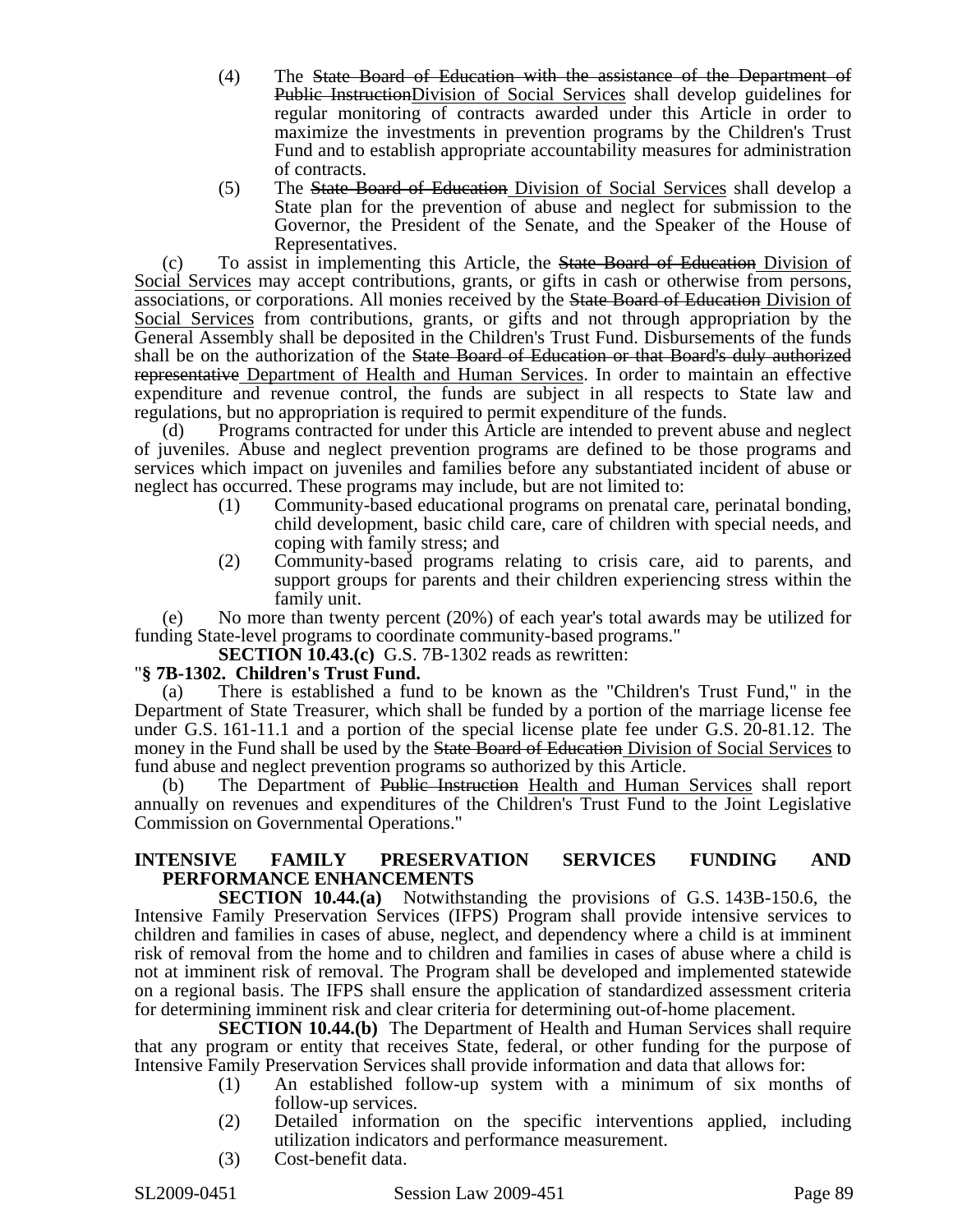(4) The ~~State Board of Education with the assistance of the Department of Public Instruction~~Division of Social Services shall develop guidelines for regular monitoring of contracts awarded under this Article in order to maximize the investments in prevention programs by the Children's Trust Fund and to establish appropriate accountability measures for administration of contracts.

(5) The ~~State Board of Education~~ Division of Social Services shall develop a State plan for the prevention of abuse and neglect for submission to the Governor, the President of the Senate, and the Speaker of the House of Representatives.

(c) To assist in implementing this Article, the ~~State Board of Education~~ Division of Social Services may accept contributions, grants, or gifts in cash or otherwise from persons, associations, or corporations. All monies received by the ~~State Board of Education~~ Division of Social Services from contributions, grants, or gifts and not through appropriation by the General Assembly shall be deposited in the Children's Trust Fund. Disbursements of the funds shall be on the authorization of the ~~State Board of Education or that Board's duly authorized representative~~ Department of Health and Human Services. In order to maintain an effective expenditure and revenue control, the funds are subject in all respects to State law and regulations, but no appropriation is required to permit expenditure of the funds.

(d) Programs contracted for under this Article are intended to prevent abuse and neglect of juveniles. Abuse and neglect prevention programs are defined to be those programs and services which impact on juveniles and families before any substantiated incident of abuse or neglect has occurred. These programs may include, but are not limited to:

(1) Community-based educational programs on prenatal care, perinatal bonding, child development, basic child care, care of children with special needs, and coping with family stress; and

(2) Community-based programs relating to crisis care, aid to parents, and support groups for parents and their children experiencing stress within the family unit.

(e) No more than twenty percent (20%) of each year's total awards may be utilized for funding State-level programs to coordinate community-based programs."

**SECTION 10.43.(c)** G.S. 7B-1302 reads as rewritten:

"**§ 7B-1302. Children's Trust Fund.**

(a) There is established a fund to be known as the "Children's Trust Fund," in the Department of State Treasurer, which shall be funded by a portion of the marriage license fee under G.S. 161-11.1 and a portion of the special license plate fee under G.S. 20-81.12. The money in the Fund shall be used by the ~~State Board of Education~~ Division of Social Services to fund abuse and neglect prevention programs so authorized by this Article.

(b) The Department of ~~Public Instruction~~ Health and Human Services shall report annually on revenues and expenditures of the Children's Trust Fund to the Joint Legislative Commission on Governmental Operations."

**INTENSIVE FAMILY PRESERVATION SERVICES FUNDING AND PERFORMANCE ENHANCEMENTS**

**SECTION 10.44.(a)** Notwithstanding the provisions of G.S. 143B-150.6, the Intensive Family Preservation Services (IFPS) Program shall provide intensive services to children and families in cases of abuse, neglect, and dependency where a child is at imminent risk of removal from the home and to children and families in cases of abuse where a child is not at imminent risk of removal. The Program shall be developed and implemented statewide on a regional basis. The IFPS shall ensure the application of standardized assessment criteria for determining imminent risk and clear criteria for determining out-of-home placement.

**SECTION 10.44.(b)** The Department of Health and Human Services shall require that any program or entity that receives State, federal, or other funding for the purpose of Intensive Family Preservation Services shall provide information and data that allows for:

(1) An established follow-up system with a minimum of six months of follow-up services.

(2) Detailed information on the specific interventions applied, including utilization indicators and performance measurement.

(3) Cost-benefit data.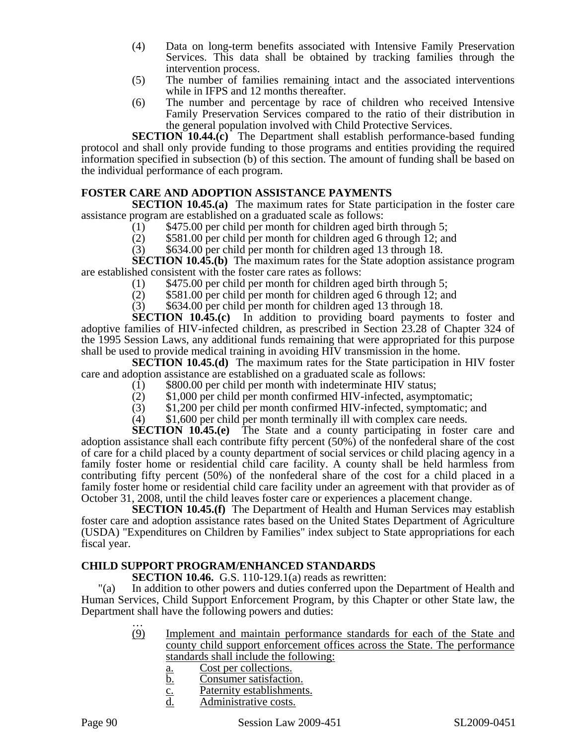(4) Data on long-term benefits associated with Intensive Family Preservation Services. This data shall be obtained by tracking families through the intervention process.

(5) The number of families remaining intact and the associated interventions while in IFPS and 12 months thereafter.

(6) The number and percentage by race of children who received Intensive Family Preservation Services compared to the ratio of their distribution in the general population involved with Child Protective Services.

**SECTION 10.44.(c)** The Department shall establish performance-based funding protocol and shall only provide funding to those programs and entities providing the required information specified in subsection (b) of this section. The amount of funding shall be based on the individual performance of each program.

### FOSTER CARE AND ADOPTION ASSISTANCE PAYMENTS

**SECTION 10.45.(a)** The maximum rates for State participation in the foster care assistance program are established on a graduated scale as follows:

(1) $475.00 per child per month for children aged birth through 5;
(2) $581.00 per child per month for children aged 6 through 12; and
(3) $634.00 per child per month for children aged 13 through 18.

**SECTION 10.45.(b)** The maximum rates for the State adoption assistance program are established consistent with the foster care rates as follows:

(1) $475.00 per child per month for children aged birth through 5;
(2) $581.00 per child per month for children aged 6 through 12; and
(3) $634.00 per child per month for children aged 13 through 18.

**SECTION 10.45.(c)** In addition to providing board payments to foster and adoptive families of HIV-infected children, as prescribed in Section 23.28 of Chapter 324 of the 1995 Session Laws, any additional funds remaining that were appropriated for this purpose shall be used to provide medical training in avoiding HIV transmission in the home.

**SECTION 10.45.(d)** The maximum rates for the State participation in HIV foster care and adoption assistance are established on a graduated scale as follows:

(1) $800.00 per child per month with indeterminate HIV status;
(2) $1,000 per child per month confirmed HIV-infected, asymptomatic;
(3) $1,200 per child per month confirmed HIV-infected, symptomatic; and
(4) $1,600 per child per month terminally ill with complex care needs.

**SECTION 10.45.(e)** The State and a county participating in foster care and adoption assistance shall each contribute fifty percent (50%) of the nonfederal share of the cost of care for a child placed by a county department of social services or child placing agency in a family foster home or residential child care facility. A county shall be held harmless from contributing fifty percent (50%) of the nonfederal share of the cost for a child placed in a family foster home or residential child care facility under an agreement with that provider as of October 31, 2008, until the child leaves foster care or experiences a placement change.

**SECTION 10.45.(f)** The Department of Health and Human Services may establish foster care and adoption assistance rates based on the United States Department of Agriculture (USDA) "Expenditures on Children by Families" index subject to State appropriations for each fiscal year.

### CHILD SUPPORT PROGRAM/ENHANCED STANDARDS

**SECTION 10.46.** G.S. 110-129.1(a) reads as rewritten:

"(a) In addition to other powers and duties conferred upon the Department of Health and Human Services, Child Support Enforcement Program, by this Chapter or other State law, the Department shall have the following powers and duties:

…

<u>(9) Implement and maintain performance standards for each of the State and county child support enforcement offices across the State. The performance standards shall include the following:</u>

<u>a. Cost per collections.</u>
<u>b. Consumer satisfaction.</u>
<u>c. Paternity establishments.</u>
<u>d. Administrative costs.</u>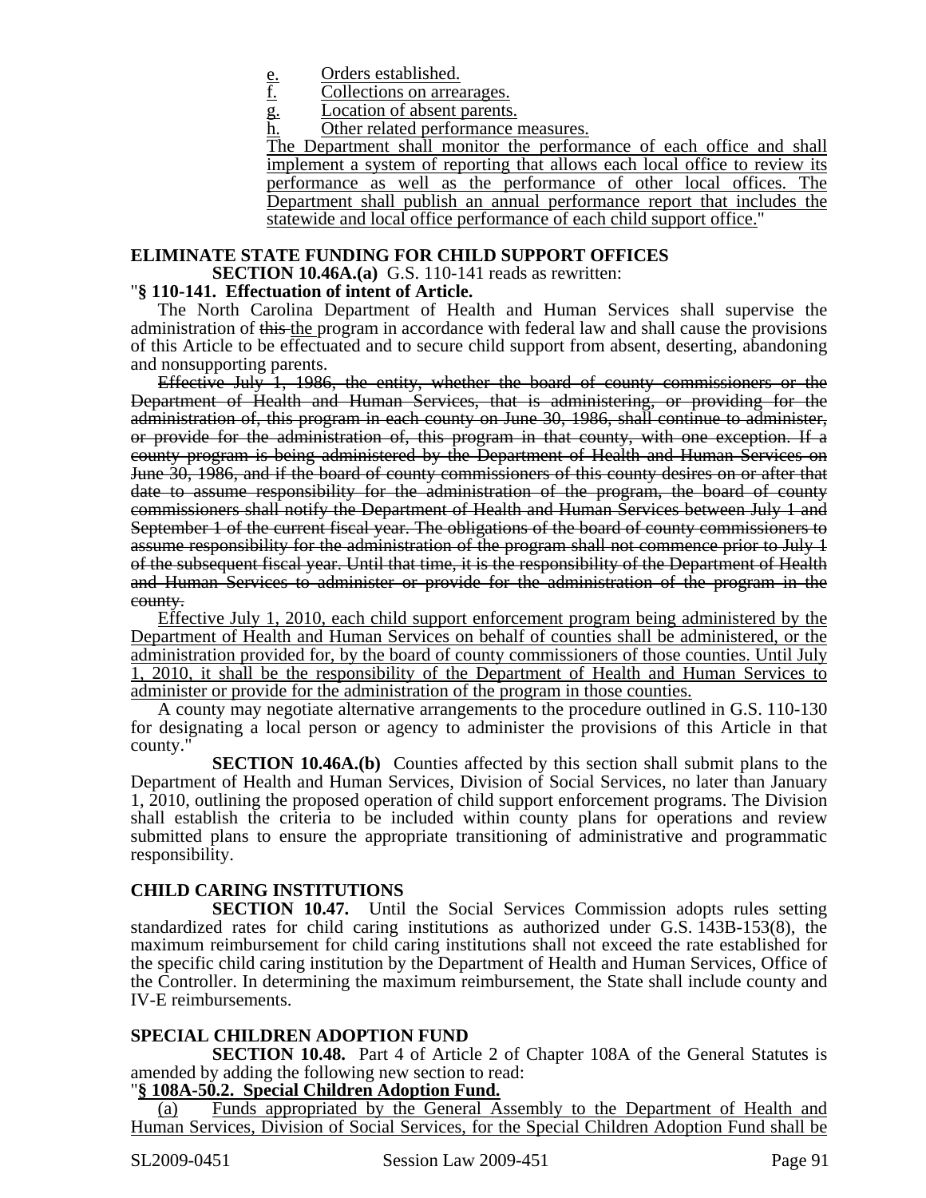e. Orders established.
f. Collections on arrearages.
g. Location of absent parents.
h. Other related performance measures.

The Department shall monitor the performance of each office and shall implement a system of reporting that allows each local office to review its performance as well as the performance of other local offices. The Department shall publish an annual performance report that includes the statewide and local office performance of each child support office."

**ELIMINATE STATE FUNDING FOR CHILD SUPPORT OFFICES**

**SECTION 10.46A.(a)** G.S. 110-141 reads as rewritten:

"**§ 110-141. Effectuation of intent of Article.**

The North Carolina Department of Health and Human Services shall supervise the administration of ~~this~~ the program in accordance with federal law and shall cause the provisions of this Article to be effectuated and to secure child support from absent, deserting, abandoning and nonsupporting parents.

~~Effective July 1, 1986, the entity, whether the board of county commissioners or the Department of Health and Human Services, that is administering, or providing for the administration of, this program in each county on June 30, 1986, shall continue to administer, or provide for the administration of, this program in that county, with one exception. If a county program is being administered by the Department of Health and Human Services on June 30, 1986, and if the board of county commissioners of this county desires on or after that date to assume responsibility for the administration of the program, the board of county commissioners shall notify the Department of Health and Human Services between July 1 and September 1 of the current fiscal year. The obligations of the board of county commissioners to assume responsibility for the administration of the program shall not commence prior to July 1 of the subsequent fiscal year. Until that time, it is the responsibility of the Department of Health and Human Services to administer or provide for the administration of the program in the county.~~

Effective July 1, 2010, each child support enforcement program being administered by the Department of Health and Human Services on behalf of counties shall be administered, or the administration provided for, by the board of county commissioners of those counties. Until July 1, 2010, it shall be the responsibility of the Department of Health and Human Services to administer or provide for the administration of the program in those counties.

A county may negotiate alternative arrangements to the procedure outlined in G.S. 110-130 for designating a local person or agency to administer the provisions of this Article in that county."

**SECTION 10.46A.(b)** Counties affected by this section shall submit plans to the Department of Health and Human Services, Division of Social Services, no later than January 1, 2010, outlining the proposed operation of child support enforcement programs. The Division shall establish the criteria to be included within county plans for operations and review submitted plans to ensure the appropriate transitioning of administrative and programmatic responsibility.

**CHILD CARING INSTITUTIONS**

**SECTION 10.47.** Until the Social Services Commission adopts rules setting standardized rates for child caring institutions as authorized under G.S. 143B-153(8), the maximum reimbursement for child caring institutions shall not exceed the rate established for the specific child caring institution by the Department of Health and Human Services, Office of the Controller. In determining the maximum reimbursement, the State shall include county and IV-E reimbursements.

**SPECIAL CHILDREN ADOPTION FUND**

**SECTION 10.48.** Part 4 of Article 2 of Chapter 108A of the General Statutes is amended by adding the following new section to read:

"**§ 108A-50.2. Special Children Adoption Fund.**

(a) Funds appropriated by the General Assembly to the Department of Health and Human Services, Division of Social Services, for the Special Children Adoption Fund shall be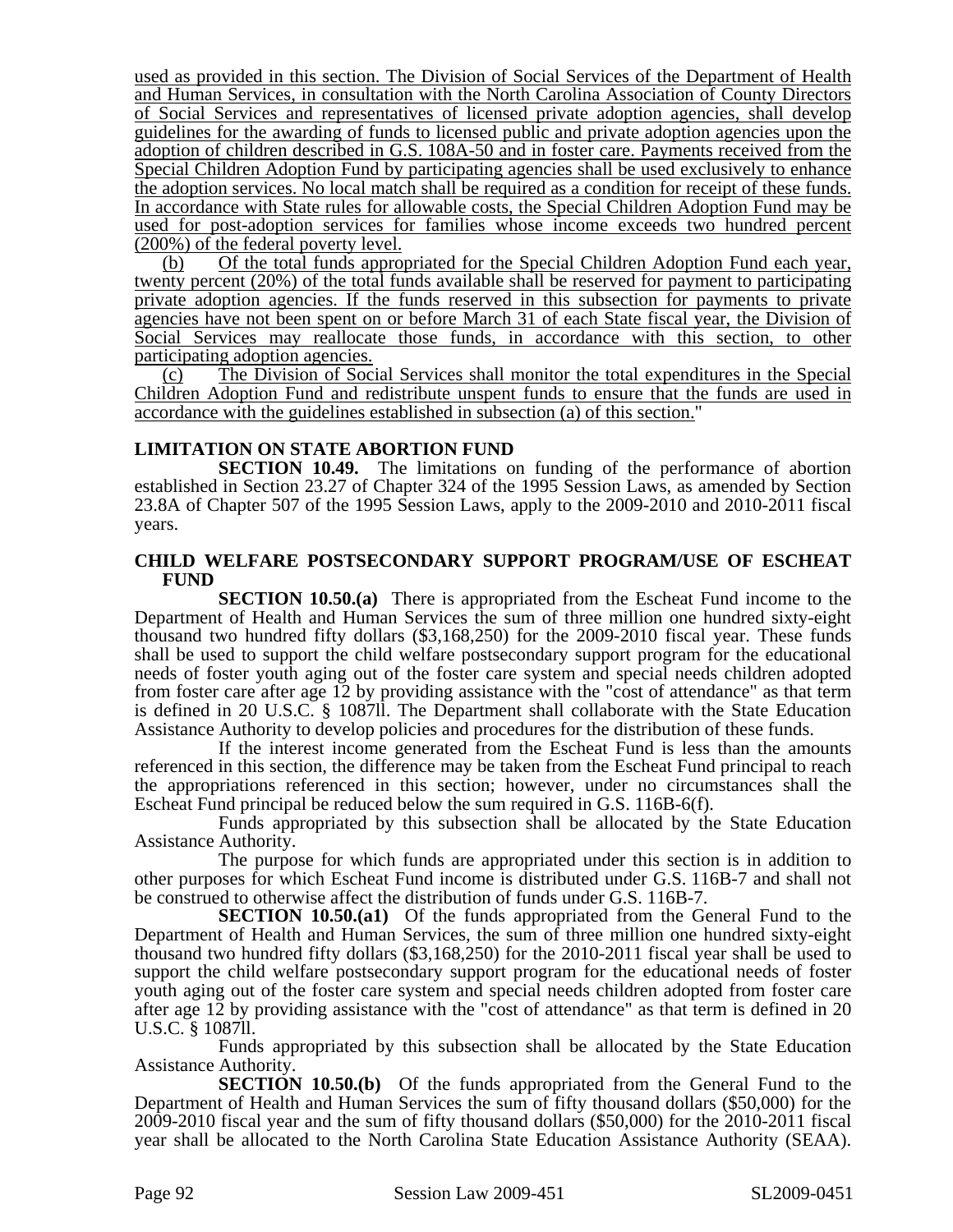used as provided in this section. The Division of Social Services of the Department of Health and Human Services, in consultation with the North Carolina Association of County Directors of Social Services and representatives of licensed private adoption agencies, shall develop guidelines for the awarding of funds to licensed public and private adoption agencies upon the adoption of children described in G.S. 108A-50 and in foster care. Payments received from the Special Children Adoption Fund by participating agencies shall be used exclusively to enhance the adoption services. No local match shall be required as a condition for receipt of these funds. In accordance with State rules for allowable costs, the Special Children Adoption Fund may be used for post-adoption services for families whose income exceeds two hundred percent (200%) of the federal poverty level.

(b) Of the total funds appropriated for the Special Children Adoption Fund each year, twenty percent (20%) of the total funds available shall be reserved for payment to participating private adoption agencies. If the funds reserved in this subsection for payments to private agencies have not been spent on or before March 31 of each State fiscal year, the Division of Social Services may reallocate those funds, in accordance with this section, to other participating adoption agencies.

(c) The Division of Social Services shall monitor the total expenditures in the Special Children Adoption Fund and redistribute unspent funds to ensure that the funds are used in accordance with the guidelines established in subsection (a) of this section."

**LIMITATION ON STATE ABORTION FUND**

**SECTION 10.49.** The limitations on funding of the performance of abortion established in Section 23.27 of Chapter 324 of the 1995 Session Laws, as amended by Section 23.8A of Chapter 507 of the 1995 Session Laws, apply to the 2009-2010 and 2010-2011 fiscal years.

**CHILD WELFARE POSTSECONDARY SUPPORT PROGRAM/USE OF ESCHEAT FUND**

**SECTION 10.50.(a)** There is appropriated from the Escheat Fund income to the Department of Health and Human Services the sum of three million one hundred sixty-eight thousand two hundred fifty dollars ($3,168,250) for the 2009-2010 fiscal year. These funds shall be used to support the child welfare postsecondary support program for the educational needs of foster youth aging out of the foster care system and special needs children adopted from foster care after age 12 by providing assistance with the "cost of attendance" as that term is defined in 20 U.S.C. § 1087ll. The Department shall collaborate with the State Education Assistance Authority to develop policies and procedures for the distribution of these funds.

If the interest income generated from the Escheat Fund is less than the amounts referenced in this section, the difference may be taken from the Escheat Fund principal to reach the appropriations referenced in this section; however, under no circumstances shall the Escheat Fund principal be reduced below the sum required in G.S. 116B-6(f).

Funds appropriated by this subsection shall be allocated by the State Education Assistance Authority.

The purpose for which funds are appropriated under this section is in addition to other purposes for which Escheat Fund income is distributed under G.S. 116B-7 and shall not be construed to otherwise affect the distribution of funds under G.S. 116B-7.

**SECTION 10.50.(a1)** Of the funds appropriated from the General Fund to the Department of Health and Human Services, the sum of three million one hundred sixty-eight thousand two hundred fifty dollars ($3,168,250) for the 2010-2011 fiscal year shall be used to support the child welfare postsecondary support program for the educational needs of foster youth aging out of the foster care system and special needs children adopted from foster care after age 12 by providing assistance with the "cost of attendance" as that term is defined in 20 U.S.C. § 1087ll.

Funds appropriated by this subsection shall be allocated by the State Education Assistance Authority.

**SECTION 10.50.(b)** Of the funds appropriated from the General Fund to the Department of Health and Human Services the sum of fifty thousand dollars ($50,000) for the 2009-2010 fiscal year and the sum of fifty thousand dollars ($50,000) for the 2010-2011 fiscal year shall be allocated to the North Carolina State Education Assistance Authority (SEAA).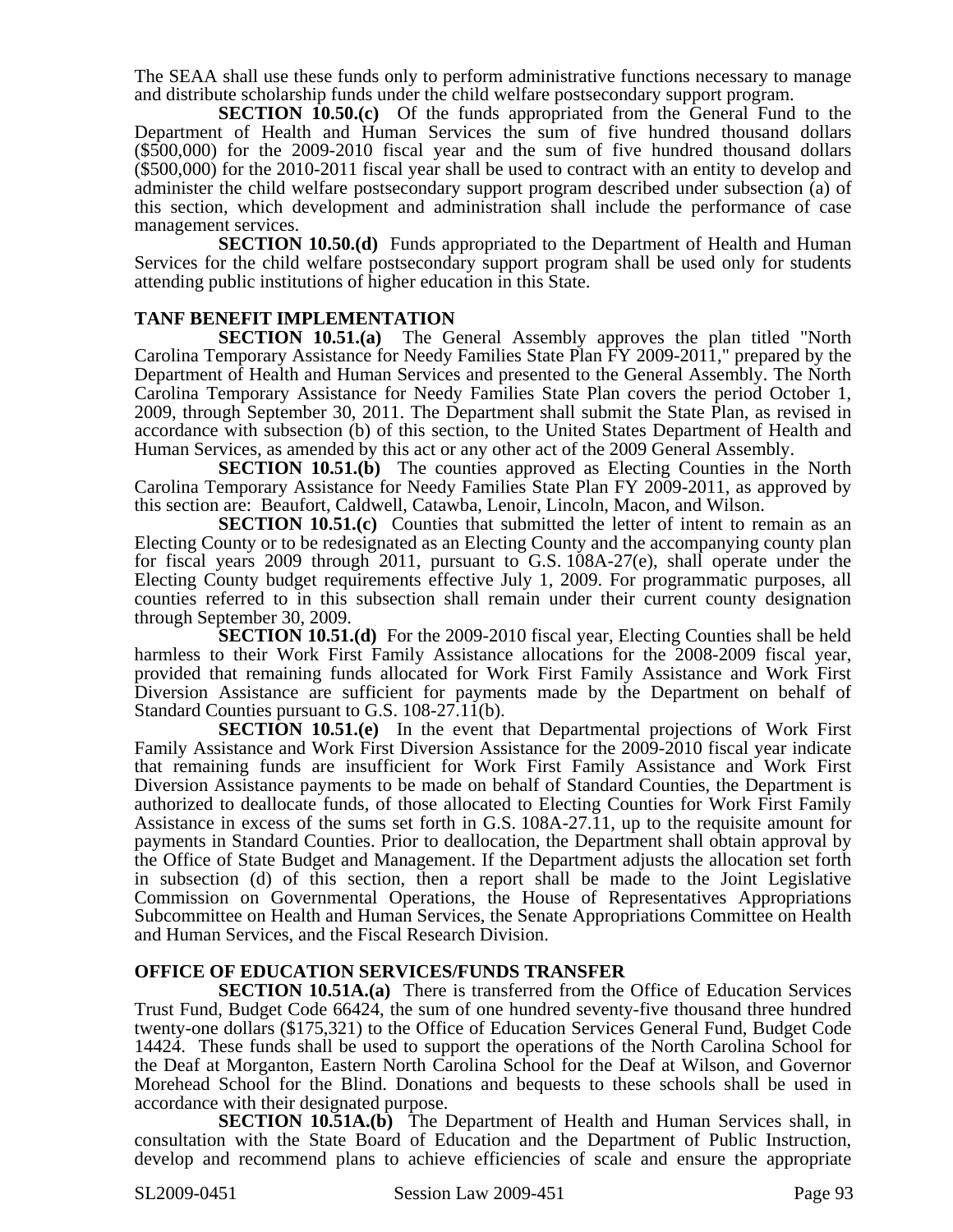The SEAA shall use these funds only to perform administrative functions necessary to manage and distribute scholarship funds under the child welfare postsecondary support program.

**SECTION 10.50.(c)** Of the funds appropriated from the General Fund to the Department of Health and Human Services the sum of five hundred thousand dollars ($500,000) for the 2009-2010 fiscal year and the sum of five hundred thousand dollars ($500,000) for the 2010-2011 fiscal year shall be used to contract with an entity to develop and administer the child welfare postsecondary support program described under subsection (a) of this section, which development and administration shall include the performance of case management services.

**SECTION 10.50.(d)** Funds appropriated to the Department of Health and Human Services for the child welfare postsecondary support program shall be used only for students attending public institutions of higher education in this State.

**TANF BENEFIT IMPLEMENTATION**

**SECTION 10.51.(a)** The General Assembly approves the plan titled "North Carolina Temporary Assistance for Needy Families State Plan FY 2009-2011," prepared by the Department of Health and Human Services and presented to the General Assembly. The North Carolina Temporary Assistance for Needy Families State Plan covers the period October 1, 2009, through September 30, 2011. The Department shall submit the State Plan, as revised in accordance with subsection (b) of this section, to the United States Department of Health and Human Services, as amended by this act or any other act of the 2009 General Assembly.

**SECTION 10.51.(b)** The counties approved as Electing Counties in the North Carolina Temporary Assistance for Needy Families State Plan FY 2009-2011, as approved by this section are: Beaufort, Caldwell, Catawba, Lenoir, Lincoln, Macon, and Wilson.

**SECTION 10.51.(c)** Counties that submitted the letter of intent to remain as an Electing County or to be redesignated as an Electing County and the accompanying county plan for fiscal years 2009 through 2011, pursuant to G.S. 108A-27(e), shall operate under the Electing County budget requirements effective July 1, 2009. For programmatic purposes, all counties referred to in this subsection shall remain under their current county designation through September 30, 2009.

**SECTION 10.51.(d)** For the 2009-2010 fiscal year, Electing Counties shall be held harmless to their Work First Family Assistance allocations for the 2008-2009 fiscal year, provided that remaining funds allocated for Work First Family Assistance and Work First Diversion Assistance are sufficient for payments made by the Department on behalf of Standard Counties pursuant to G.S. 108-27.11(b).

**SECTION 10.51.(e)** In the event that Departmental projections of Work First Family Assistance and Work First Diversion Assistance for the 2009-2010 fiscal year indicate that remaining funds are insufficient for Work First Family Assistance and Work First Diversion Assistance payments to be made on behalf of Standard Counties, the Department is authorized to deallocate funds, of those allocated to Electing Counties for Work First Family Assistance in excess of the sums set forth in G.S. 108A-27.11, up to the requisite amount for payments in Standard Counties. Prior to deallocation, the Department shall obtain approval by the Office of State Budget and Management. If the Department adjusts the allocation set forth in subsection (d) of this section, then a report shall be made to the Joint Legislative Commission on Governmental Operations, the House of Representatives Appropriations Subcommittee on Health and Human Services, the Senate Appropriations Committee on Health and Human Services, and the Fiscal Research Division.

**OFFICE OF EDUCATION SERVICES/FUNDS TRANSFER**

**SECTION 10.51A.(a)** There is transferred from the Office of Education Services Trust Fund, Budget Code 66424, the sum of one hundred seventy-five thousand three hundred twenty-one dollars ($175,321) to the Office of Education Services General Fund, Budget Code 14424. These funds shall be used to support the operations of the North Carolina School for the Deaf at Morganton, Eastern North Carolina School for the Deaf at Wilson, and Governor Morehead School for the Blind. Donations and bequests to these schools shall be used in accordance with their designated purpose.

**SECTION 10.51A.(b)** The Department of Health and Human Services shall, in consultation with the State Board of Education and the Department of Public Instruction, develop and recommend plans to achieve efficiencies of scale and ensure the appropriate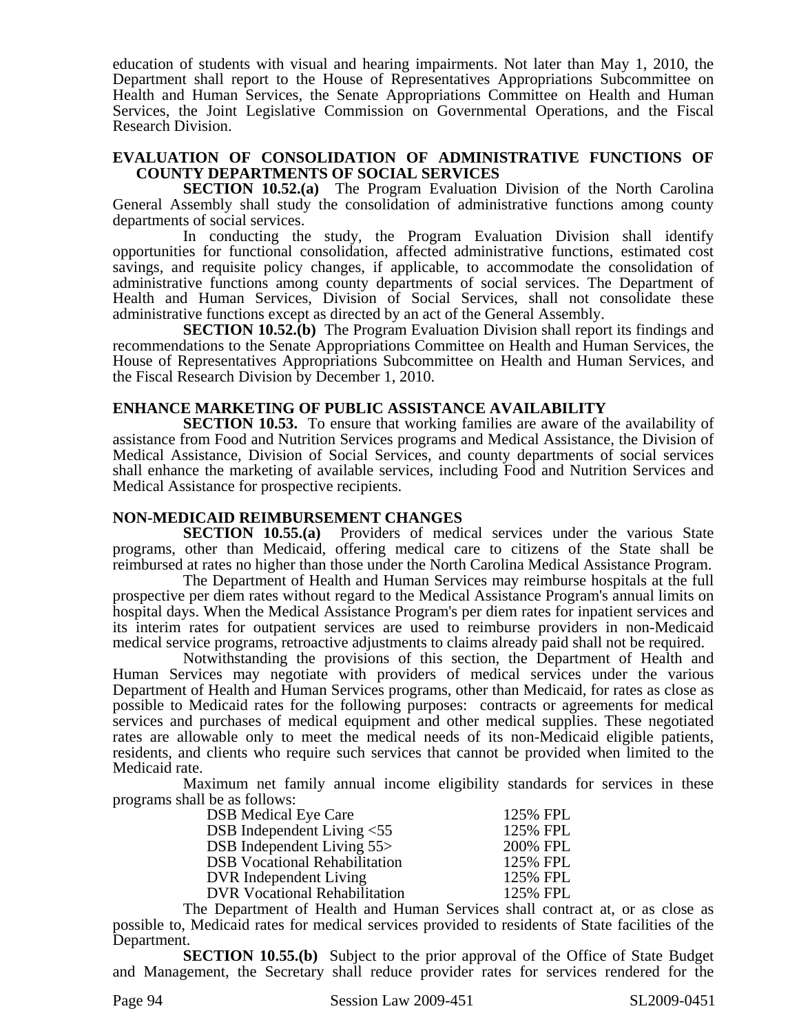education of students with visual and hearing impairments. Not later than May 1, 2010, the Department shall report to the House of Representatives Appropriations Subcommittee on Health and Human Services, the Senate Appropriations Committee on Health and Human Services, the Joint Legislative Commission on Governmental Operations, and the Fiscal Research Division.

### EVALUATION OF CONSOLIDATION OF ADMINISTRATIVE FUNCTIONS OF COUNTY DEPARTMENTS OF SOCIAL SERVICES

**SECTION 10.52.(a)** The Program Evaluation Division of the North Carolina General Assembly shall study the consolidation of administrative functions among county departments of social services.

In conducting the study, the Program Evaluation Division shall identify opportunities for functional consolidation, affected administrative functions, estimated cost savings, and requisite policy changes, if applicable, to accommodate the consolidation of administrative functions among county departments of social services. The Department of Health and Human Services, Division of Social Services, shall not consolidate these administrative functions except as directed by an act of the General Assembly.

**SECTION 10.52.(b)** The Program Evaluation Division shall report its findings and recommendations to the Senate Appropriations Committee on Health and Human Services, the House of Representatives Appropriations Subcommittee on Health and Human Services, and the Fiscal Research Division by December 1, 2010.

### ENHANCE MARKETING OF PUBLIC ASSISTANCE AVAILABILITY

**SECTION 10.53.** To ensure that working families are aware of the availability of assistance from Food and Nutrition Services programs and Medical Assistance, the Division of Medical Assistance, Division of Social Services, and county departments of social services shall enhance the marketing of available services, including Food and Nutrition Services and Medical Assistance for prospective recipients.

### NON-MEDICAID REIMBURSEMENT CHANGES

**SECTION 10.55.(a)** Providers of medical services under the various State programs, other than Medicaid, offering medical care to citizens of the State shall be reimbursed at rates no higher than those under the North Carolina Medical Assistance Program.

The Department of Health and Human Services may reimburse hospitals at the full prospective per diem rates without regard to the Medical Assistance Program's annual limits on hospital days. When the Medical Assistance Program's per diem rates for inpatient services and its interim rates for outpatient services are used to reimburse providers in non-Medicaid medical service programs, retroactive adjustments to claims already paid shall not be required.

Notwithstanding the provisions of this section, the Department of Health and Human Services may negotiate with providers of medical services under the various Department of Health and Human Services programs, other than Medicaid, for rates as close as possible to Medicaid rates for the following purposes: contracts or agreements for medical services and purchases of medical equipment and other medical supplies. These negotiated rates are allowable only to meet the medical needs of its non-Medicaid eligible patients, residents, and clients who require such services that cannot be provided when limited to the Medicaid rate.

Maximum net family annual income eligibility standards for services in these programs shall be as follows:

| | |
|---|---|
| DSB Medical Eye Care | 125% FPL |
| DSB Independent Living <55 | 125% FPL |
| DSB Independent Living 55> | 200% FPL |
| DSB Vocational Rehabilitation | 125% FPL |
| DVR Independent Living | 125% FPL |
| DVR Vocational Rehabilitation | 125% FPL |

The Department of Health and Human Services shall contract at, or as close as possible to, Medicaid rates for medical services provided to residents of State facilities of the Department.

**SECTION 10.55.(b)** Subject to the prior approval of the Office of State Budget and Management, the Secretary shall reduce provider rates for services rendered for the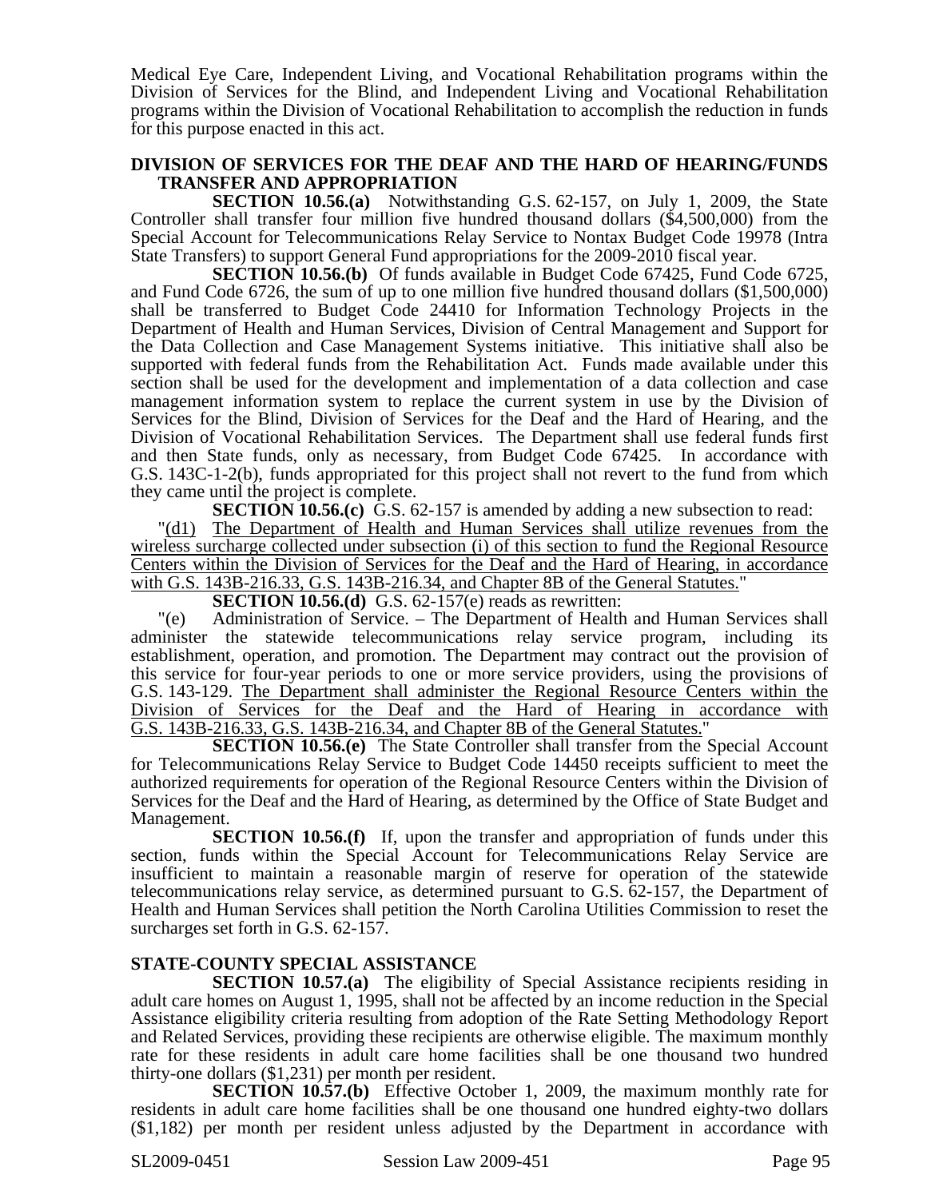Medical Eye Care, Independent Living, and Vocational Rehabilitation programs within the Division of Services for the Blind, and Independent Living and Vocational Rehabilitation programs within the Division of Vocational Rehabilitation to accomplish the reduction in funds for this purpose enacted in this act.

**DIVISION OF SERVICES FOR THE DEAF AND THE HARD OF HEARING/FUNDS TRANSFER AND APPROPRIATION**

**SECTION 10.56.(a)** Notwithstanding G.S. 62-157, on July 1, 2009, the State Controller shall transfer four million five hundred thousand dollars ($4,500,000) from the Special Account for Telecommunications Relay Service to Nontax Budget Code 19978 (Intra State Transfers) to support General Fund appropriations for the 2009-2010 fiscal year.

**SECTION 10.56.(b)** Of funds available in Budget Code 67425, Fund Code 6725, and Fund Code 6726, the sum of up to one million five hundred thousand dollars ($1,500,000) shall be transferred to Budget Code 24410 for Information Technology Projects in the Department of Health and Human Services, Division of Central Management and Support for the Data Collection and Case Management Systems initiative. This initiative shall also be supported with federal funds from the Rehabilitation Act. Funds made available under this section shall be used for the development and implementation of a data collection and case management information system to replace the current system in use by the Division of Services for the Blind, Division of Services for the Deaf and the Hard of Hearing, and the Division of Vocational Rehabilitation Services. The Department shall use federal funds first and then State funds, only as necessary, from Budget Code 67425. In accordance with G.S. 143C-1-2(b), funds appropriated for this project shall not revert to the fund from which they came until the project is complete.

**SECTION 10.56.(c)** G.S. 62-157 is amended by adding a new subsection to read:

"(d1) The Department of Health and Human Services shall utilize revenues from the wireless surcharge collected under subsection (i) of this section to fund the Regional Resource Centers within the Division of Services for the Deaf and the Hard of Hearing, in accordance with G.S. 143B-216.33, G.S. 143B-216.34, and Chapter 8B of the General Statutes."

**SECTION 10.56.(d)** G.S. 62-157(e) reads as rewritten:

"(e) Administration of Service. – The Department of Health and Human Services shall administer the statewide telecommunications relay service program, including its establishment, operation, and promotion. The Department may contract out the provision of this service for four-year periods to one or more service providers, using the provisions of G.S. 143-129. The Department shall administer the Regional Resource Centers within the Division of Services for the Deaf and the Hard of Hearing in accordance with G.S. 143B-216.33, G.S. 143B-216.34, and Chapter 8B of the General Statutes."

**SECTION 10.56.(e)** The State Controller shall transfer from the Special Account for Telecommunications Relay Service to Budget Code 14450 receipts sufficient to meet the authorized requirements for operation of the Regional Resource Centers within the Division of Services for the Deaf and the Hard of Hearing, as determined by the Office of State Budget and Management.

**SECTION 10.56.(f)** If, upon the transfer and appropriation of funds under this section, funds within the Special Account for Telecommunications Relay Service are insufficient to maintain a reasonable margin of reserve for operation of the statewide telecommunications relay service, as determined pursuant to G.S. 62-157, the Department of Health and Human Services shall petition the North Carolina Utilities Commission to reset the surcharges set forth in G.S. 62-157.

**STATE-COUNTY SPECIAL ASSISTANCE**

**SECTION 10.57.(a)** The eligibility of Special Assistance recipients residing in adult care homes on August 1, 1995, shall not be affected by an income reduction in the Special Assistance eligibility criteria resulting from adoption of the Rate Setting Methodology Report and Related Services, providing these recipients are otherwise eligible. The maximum monthly rate for these residents in adult care home facilities shall be one thousand two hundred thirty-one dollars ($1,231) per month per resident.

**SECTION 10.57.(b)** Effective October 1, 2009, the maximum monthly rate for residents in adult care home facilities shall be one thousand one hundred eighty-two dollars ($1,182) per month per resident unless adjusted by the Department in accordance with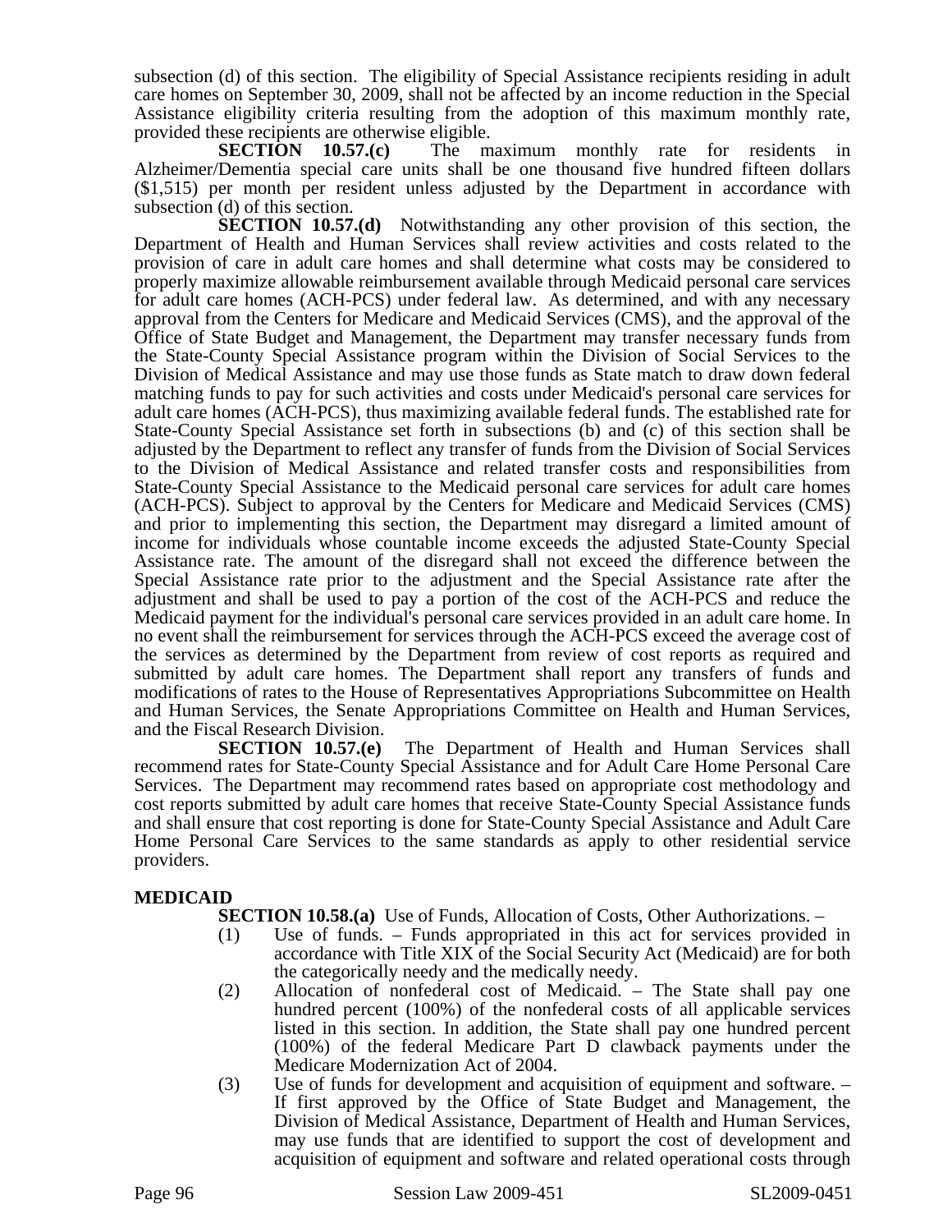subsection (d) of this section. The eligibility of Special Assistance recipients residing in adult care homes on September 30, 2009, shall not be affected by an income reduction in the Special Assistance eligibility criteria resulting from the adoption of this maximum monthly rate, provided these recipients are otherwise eligible.

**SECTION 10.57.(c)** The maximum monthly rate for residents in Alzheimer/Dementia special care units shall be one thousand five hundred fifteen dollars ($1,515) per month per resident unless adjusted by the Department in accordance with subsection (d) of this section.

**SECTION 10.57.(d)** Notwithstanding any other provision of this section, the Department of Health and Human Services shall review activities and costs related to the provision of care in adult care homes and shall determine what costs may be considered to properly maximize allowable reimbursement available through Medicaid personal care services for adult care homes (ACH-PCS) under federal law. As determined, and with any necessary approval from the Centers for Medicare and Medicaid Services (CMS), and the approval of the Office of State Budget and Management, the Department may transfer necessary funds from the State-County Special Assistance program within the Division of Social Services to the Division of Medical Assistance and may use those funds as State match to draw down federal matching funds to pay for such activities and costs under Medicaid's personal care services for adult care homes (ACH-PCS), thus maximizing available federal funds. The established rate for State-County Special Assistance set forth in subsections (b) and (c) of this section shall be adjusted by the Department to reflect any transfer of funds from the Division of Social Services to the Division of Medical Assistance and related transfer costs and responsibilities from State-County Special Assistance to the Medicaid personal care services for adult care homes (ACH-PCS). Subject to approval by the Centers for Medicare and Medicaid Services (CMS) and prior to implementing this section, the Department may disregard a limited amount of income for individuals whose countable income exceeds the adjusted State-County Special Assistance rate. The amount of the disregard shall not exceed the difference between the Special Assistance rate prior to the adjustment and the Special Assistance rate after the adjustment and shall be used to pay a portion of the cost of the ACH-PCS and reduce the Medicaid payment for the individual's personal care services provided in an adult care home. In no event shall the reimbursement for services through the ACH-PCS exceed the average cost of the services as determined by the Department from review of cost reports as required and submitted by adult care homes. The Department shall report any transfers of funds and modifications of rates to the House of Representatives Appropriations Subcommittee on Health and Human Services, the Senate Appropriations Committee on Health and Human Services, and the Fiscal Research Division.

**SECTION 10.57.(e)** The Department of Health and Human Services shall recommend rates for State-County Special Assistance and for Adult Care Home Personal Care Services. The Department may recommend rates based on appropriate cost methodology and cost reports submitted by adult care homes that receive State-County Special Assistance funds and shall ensure that cost reporting is done for State-County Special Assistance and Adult Care Home Personal Care Services to the same standards as apply to other residential service providers.

**MEDICAID**

**SECTION 10.58.(a)** Use of Funds, Allocation of Costs, Other Authorizations. –

(1) Use of funds. – Funds appropriated in this act for services provided in accordance with Title XIX of the Social Security Act (Medicaid) are for both the categorically needy and the medically needy.

(2) Allocation of nonfederal cost of Medicaid. – The State shall pay one hundred percent (100%) of the nonfederal costs of all applicable services listed in this section. In addition, the State shall pay one hundred percent (100%) of the federal Medicare Part D clawback payments under the Medicare Modernization Act of 2004.

(3) Use of funds for development and acquisition of equipment and software. – If first approved by the Office of State Budget and Management, the Division of Medical Assistance, Department of Health and Human Services, may use funds that are identified to support the cost of development and acquisition of equipment and software and related operational costs through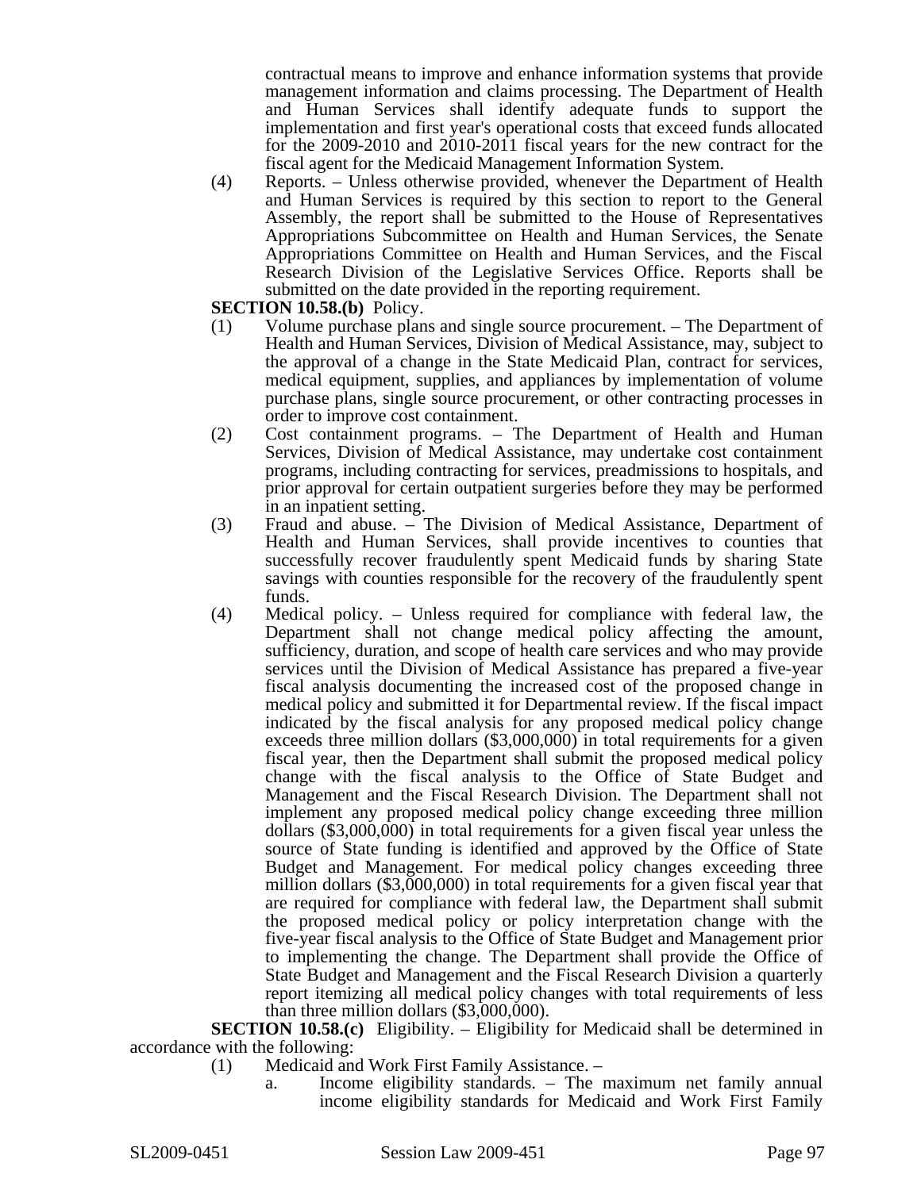contractual means to improve and enhance information systems that provide management information and claims processing. The Department of Health and Human Services shall identify adequate funds to support the implementation and first year's operational costs that exceed funds allocated for the 2009-2010 and 2010-2011 fiscal years for the new contract for the fiscal agent for the Medicaid Management Information System.

(4) Reports. – Unless otherwise provided, whenever the Department of Health and Human Services is required by this section to report to the General Assembly, the report shall be submitted to the House of Representatives Appropriations Subcommittee on Health and Human Services, the Senate Appropriations Committee on Health and Human Services, and the Fiscal Research Division of the Legislative Services Office. Reports shall be submitted on the date provided in the reporting requirement.

**SECTION 10.58.(b)** Policy.

(1) Volume purchase plans and single source procurement. – The Department of Health and Human Services, Division of Medical Assistance, may, subject to the approval of a change in the State Medicaid Plan, contract for services, medical equipment, supplies, and appliances by implementation of volume purchase plans, single source procurement, or other contracting processes in order to improve cost containment.

(2) Cost containment programs. – The Department of Health and Human Services, Division of Medical Assistance, may undertake cost containment programs, including contracting for services, preadmissions to hospitals, and prior approval for certain outpatient surgeries before they may be performed in an inpatient setting.

(3) Fraud and abuse. – The Division of Medical Assistance, Department of Health and Human Services, shall provide incentives to counties that successfully recover fraudulently spent Medicaid funds by sharing State savings with counties responsible for the recovery of the fraudulently spent funds.

(4) Medical policy. – Unless required for compliance with federal law, the Department shall not change medical policy affecting the amount, sufficiency, duration, and scope of health care services and who may provide services until the Division of Medical Assistance has prepared a five-year fiscal analysis documenting the increased cost of the proposed change in medical policy and submitted it for Departmental review. If the fiscal impact indicated by the fiscal analysis for any proposed medical policy change exceeds three million dollars ($3,000,000) in total requirements for a given fiscal year, then the Department shall submit the proposed medical policy change with the fiscal analysis to the Office of State Budget and Management and the Fiscal Research Division. The Department shall not implement any proposed medical policy change exceeding three million dollars ($3,000,000) in total requirements for a given fiscal year unless the source of State funding is identified and approved by the Office of State Budget and Management. For medical policy changes exceeding three million dollars ($3,000,000) in total requirements for a given fiscal year that are required for compliance with federal law, the Department shall submit the proposed medical policy or policy interpretation change with the five-year fiscal analysis to the Office of State Budget and Management prior to implementing the change. The Department shall provide the Office of State Budget and Management and the Fiscal Research Division a quarterly report itemizing all medical policy changes with total requirements of less than three million dollars ($3,000,000).

**SECTION 10.58.(c)** Eligibility. – Eligibility for Medicaid shall be determined in accordance with the following:

(1) Medicaid and Work First Family Assistance. –

a. Income eligibility standards. – The maximum net family annual income eligibility standards for Medicaid and Work First Family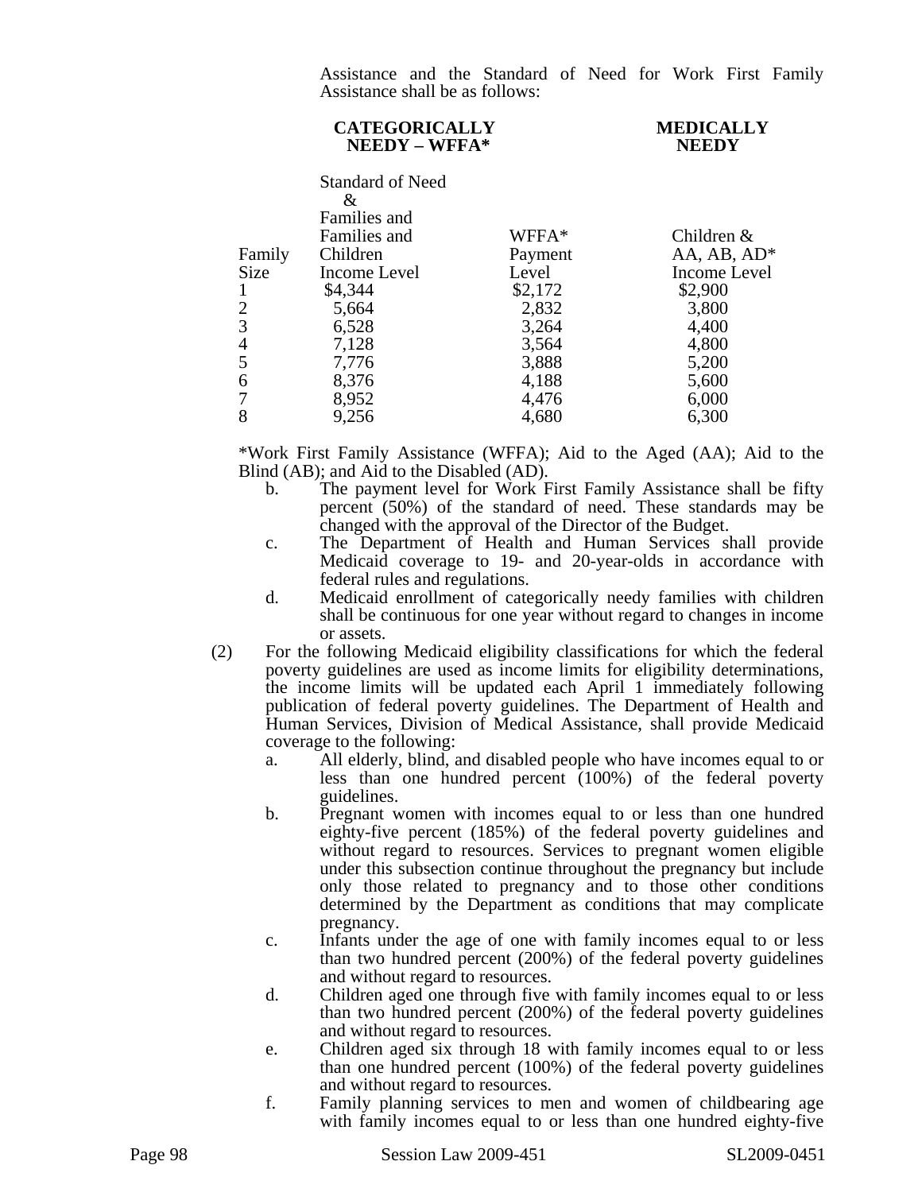Assistance and the Standard of Need for Work First Family Assistance shall be as follows:

| | **CATEGORICALLY NEEDY – WFFA*** | | **MEDICALLY NEEDY** |
|---|---|---|---|
| Family Size | Standard of Need & Families and Families and Children Income Level | WFFA* Payment Level | Children & AA, AB, AD* Income Level |
| 1 | $4,344 | $2,172 | $2,900 |
| 2 | 5,664 | 2,832 | 3,800 |
| 3 | 6,528 | 3,264 | 4,400 |
| 4 | 7,128 | 3,564 | 4,800 |
| 5 | 7,776 | 3,888 | 5,200 |
| 6 | 8,376 | 4,188 | 5,600 |
| 7 | 8,952 | 4,476 | 6,000 |
| 8 | 9,256 | 4,680 | 6,300 |

*Work First Family Assistance (WFFA); Aid to the Aged (AA); Aid to the Blind (AB); and Aid to the Disabled (AD).

b. The payment level for Work First Family Assistance shall be fifty percent (50%) of the standard of need. These standards may be changed with the approval of the Director of the Budget.

c. The Department of Health and Human Services shall provide Medicaid coverage to 19- and 20-year-olds in accordance with federal rules and regulations.

d. Medicaid enrollment of categorically needy families with children shall be continuous for one year without regard to changes in income or assets.

(2) For the following Medicaid eligibility classifications for which the federal poverty guidelines are used as income limits for eligibility determinations, the income limits will be updated each April 1 immediately following publication of federal poverty guidelines. The Department of Health and Human Services, Division of Medical Assistance, shall provide Medicaid coverage to the following:

a. All elderly, blind, and disabled people who have incomes equal to or less than one hundred percent (100%) of the federal poverty guidelines.

b. Pregnant women with incomes equal to or less than one hundred eighty-five percent (185%) of the federal poverty guidelines and without regard to resources. Services to pregnant women eligible under this subsection continue throughout the pregnancy but include only those related to pregnancy and to those other conditions determined by the Department as conditions that may complicate pregnancy.

c. Infants under the age of one with family incomes equal to or less than two hundred percent (200%) of the federal poverty guidelines and without regard to resources.

d. Children aged one through five with family incomes equal to or less than two hundred percent (200%) of the federal poverty guidelines and without regard to resources.

e. Children aged six through 18 with family incomes equal to or less than one hundred percent (100%) of the federal poverty guidelines and without regard to resources.

f. Family planning services to men and women of childbearing age with family incomes equal to or less than one hundred eighty-five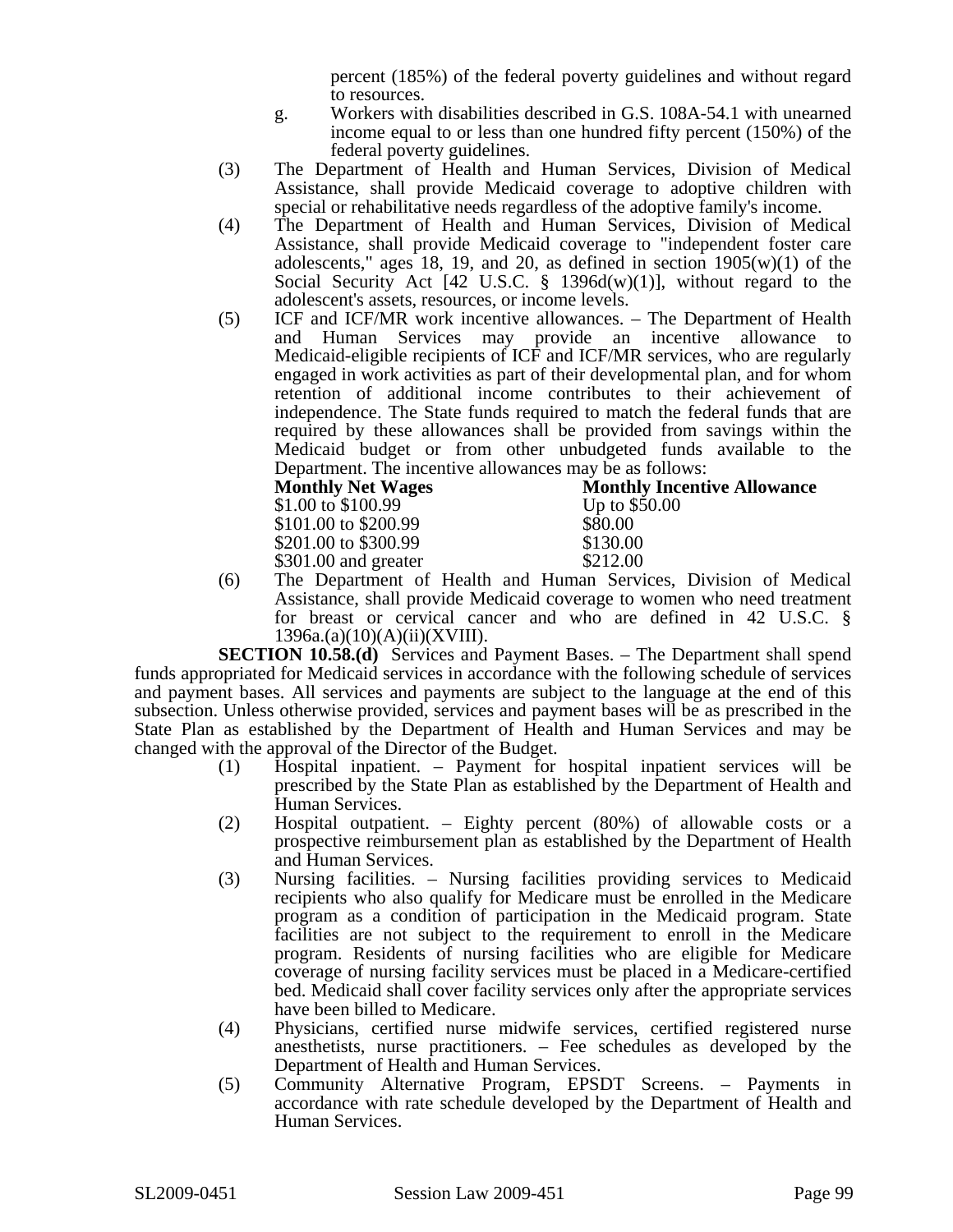percent (185%) of the federal poverty guidelines and without regard to resources.

g. Workers with disabilities described in G.S. 108A-54.1 with unearned income equal to or less than one hundred fifty percent (150%) of the federal poverty guidelines.

(3) The Department of Health and Human Services, Division of Medical Assistance, shall provide Medicaid coverage to adoptive children with special or rehabilitative needs regardless of the adoptive family's income.

(4) The Department of Health and Human Services, Division of Medical Assistance, shall provide Medicaid coverage to "independent foster care adolescents," ages 18, 19, and 20, as defined in section 1905(w)(1) of the Social Security Act [42 U.S.C. § 1396d(w)(1)], without regard to the adolescent's assets, resources, or income levels.

(5) ICF and ICF/MR work incentive allowances. – The Department of Health and Human Services may provide an incentive allowance to Medicaid-eligible recipients of ICF and ICF/MR services, who are regularly engaged in work activities as part of their developmental plan, and for whom retention of additional income contributes to their achievement of independence. The State funds required to match the federal funds that are required by these allowances shall be provided from savings within the Medicaid budget or from other unbudgeted funds available to the Department. The incentive allowances may be as follows:

| **Monthly Net Wages** | **Monthly Incentive Allowance** |
|---|---|
| $1.00 to $100.99 | Up to $50.00 |
| $101.00 to $200.99 | $80.00 |
| $201.00 to $300.99 | $130.00 |
| $301.00 and greater | $212.00 |

(6) The Department of Health and Human Services, Division of Medical Assistance, shall provide Medicaid coverage to women who need treatment for breast or cervical cancer and who are defined in 42 U.S.C. § 1396a.(a)(10)(A)(ii)(XVIII).

**SECTION 10.58.(d)** Services and Payment Bases. – The Department shall spend funds appropriated for Medicaid services in accordance with the following schedule of services and payment bases. All services and payments are subject to the language at the end of this subsection. Unless otherwise provided, services and payment bases will be as prescribed in the State Plan as established by the Department of Health and Human Services and may be changed with the approval of the Director of the Budget.

(1) Hospital inpatient. – Payment for hospital inpatient services will be prescribed by the State Plan as established by the Department of Health and Human Services.

(2) Hospital outpatient. – Eighty percent (80%) of allowable costs or a prospective reimbursement plan as established by the Department of Health and Human Services.

(3) Nursing facilities. – Nursing facilities providing services to Medicaid recipients who also qualify for Medicare must be enrolled in the Medicare program as a condition of participation in the Medicaid program. State facilities are not subject to the requirement to enroll in the Medicare program. Residents of nursing facilities who are eligible for Medicare coverage of nursing facility services must be placed in a Medicare-certified bed. Medicaid shall cover facility services only after the appropriate services have been billed to Medicare.

(4) Physicians, certified nurse midwife services, certified registered nurse anesthetists, nurse practitioners. – Fee schedules as developed by the Department of Health and Human Services.

(5) Community Alternative Program, EPSDT Screens. – Payments in accordance with rate schedule developed by the Department of Health and Human Services.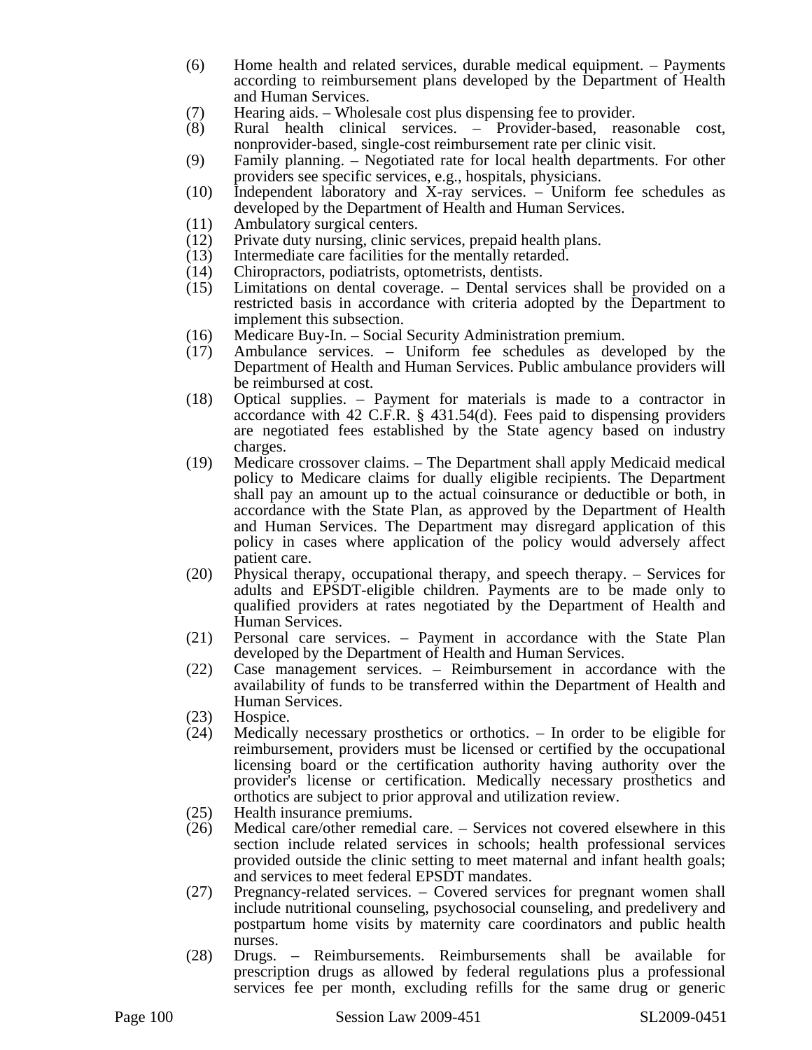(6) Home health and related services, durable medical equipment. – Payments according to reimbursement plans developed by the Department of Health and Human Services.

(7) Hearing aids. – Wholesale cost plus dispensing fee to provider.

(8) Rural health clinical services. – Provider-based, reasonable cost, nonprovider-based, single-cost reimbursement rate per clinic visit.

(9) Family planning. – Negotiated rate for local health departments. For other providers see specific services, e.g., hospitals, physicians.

(10) Independent laboratory and X-ray services. – Uniform fee schedules as developed by the Department of Health and Human Services.

(11) Ambulatory surgical centers.

(12) Private duty nursing, clinic services, prepaid health plans.

(13) Intermediate care facilities for the mentally retarded.

(14) Chiropractors, podiatrists, optometrists, dentists.

(15) Limitations on dental coverage. – Dental services shall be provided on a restricted basis in accordance with criteria adopted by the Department to implement this subsection.

(16) Medicare Buy-In. – Social Security Administration premium.

(17) Ambulance services. – Uniform fee schedules as developed by the Department of Health and Human Services. Public ambulance providers will be reimbursed at cost.

(18) Optical supplies. – Payment for materials is made to a contractor in accordance with 42 C.F.R. § 431.54(d). Fees paid to dispensing providers are negotiated fees established by the State agency based on industry charges.

(19) Medicare crossover claims. – The Department shall apply Medicaid medical policy to Medicare claims for dually eligible recipients. The Department shall pay an amount up to the actual coinsurance or deductible or both, in accordance with the State Plan, as approved by the Department of Health and Human Services. The Department may disregard application of this policy in cases where application of the policy would adversely affect patient care.

(20) Physical therapy, occupational therapy, and speech therapy. – Services for adults and EPSDT-eligible children. Payments are to be made only to qualified providers at rates negotiated by the Department of Health and Human Services.

(21) Personal care services. – Payment in accordance with the State Plan developed by the Department of Health and Human Services.

(22) Case management services. – Reimbursement in accordance with the availability of funds to be transferred within the Department of Health and Human Services.

(23) Hospice.

(24) Medically necessary prosthetics or orthotics. – In order to be eligible for reimbursement, providers must be licensed or certified by the occupational licensing board or the certification authority having authority over the provider's license or certification. Medically necessary prosthetics and orthotics are subject to prior approval and utilization review.

(25) Health insurance premiums.

(26) Medical care/other remedial care. – Services not covered elsewhere in this section include related services in schools; health professional services provided outside the clinic setting to meet maternal and infant health goals; and services to meet federal EPSDT mandates.

(27) Pregnancy-related services. – Covered services for pregnant women shall include nutritional counseling, psychosocial counseling, and predelivery and postpartum home visits by maternity care coordinators and public health nurses.

(28) Drugs. – Reimbursements. Reimbursements shall be available for prescription drugs as allowed by federal regulations plus a professional services fee per month, excluding refills for the same drug or generic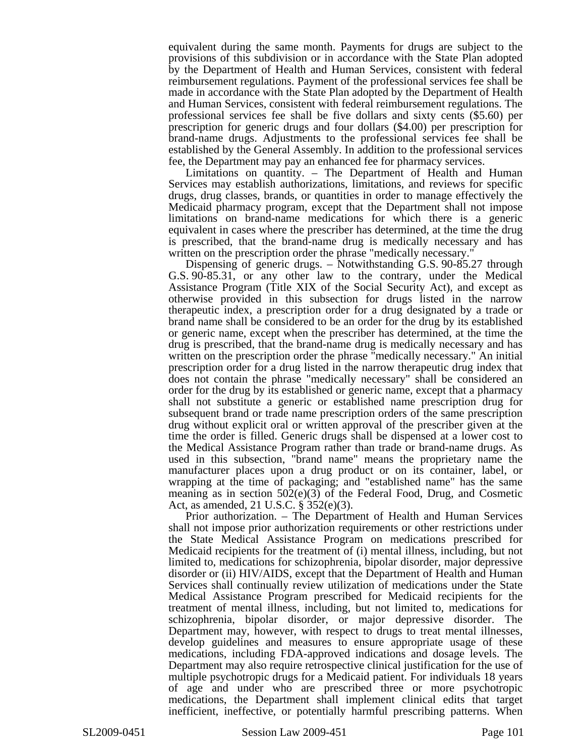equivalent during the same month. Payments for drugs are subject to the provisions of this subdivision or in accordance with the State Plan adopted by the Department of Health and Human Services, consistent with federal reimbursement regulations. Payment of the professional services fee shall be made in accordance with the State Plan adopted by the Department of Health and Human Services, consistent with federal reimbursement regulations. The professional services fee shall be five dollars and sixty cents ($5.60) per prescription for generic drugs and four dollars ($4.00) per prescription for brand-name drugs. Adjustments to the professional services fee shall be established by the General Assembly. In addition to the professional services fee, the Department may pay an enhanced fee for pharmacy services.

Limitations on quantity. – The Department of Health and Human Services may establish authorizations, limitations, and reviews for specific drugs, drug classes, brands, or quantities in order to manage effectively the Medicaid pharmacy program, except that the Department shall not impose limitations on brand-name medications for which there is a generic equivalent in cases where the prescriber has determined, at the time the drug is prescribed, that the brand-name drug is medically necessary and has written on the prescription order the phrase "medically necessary."

Dispensing of generic drugs. – Notwithstanding G.S. 90-85.27 through G.S. 90-85.31, or any other law to the contrary, under the Medical Assistance Program (Title XIX of the Social Security Act), and except as otherwise provided in this subsection for drugs listed in the narrow therapeutic index, a prescription order for a drug designated by a trade or brand name shall be considered to be an order for the drug by its established or generic name, except when the prescriber has determined, at the time the drug is prescribed, that the brand-name drug is medically necessary and has written on the prescription order the phrase "medically necessary." An initial prescription order for a drug listed in the narrow therapeutic drug index that does not contain the phrase "medically necessary" shall be considered an order for the drug by its established or generic name, except that a pharmacy shall not substitute a generic or established name prescription drug for subsequent brand or trade name prescription orders of the same prescription drug without explicit oral or written approval of the prescriber given at the time the order is filled. Generic drugs shall be dispensed at a lower cost to the Medical Assistance Program rather than trade or brand-name drugs. As used in this subsection, "brand name" means the proprietary name the manufacturer places upon a drug product or on its container, label, or wrapping at the time of packaging; and "established name" has the same meaning as in section 502(e)(3) of the Federal Food, Drug, and Cosmetic Act, as amended, 21 U.S.C. § 352(e)(3).

Prior authorization. – The Department of Health and Human Services shall not impose prior authorization requirements or other restrictions under the State Medical Assistance Program on medications prescribed for Medicaid recipients for the treatment of (i) mental illness, including, but not limited to, medications for schizophrenia, bipolar disorder, major depressive disorder or (ii) HIV/AIDS, except that the Department of Health and Human Services shall continually review utilization of medications under the State Medical Assistance Program prescribed for Medicaid recipients for the treatment of mental illness, including, but not limited to, medications for schizophrenia, bipolar disorder, or major depressive disorder. The Department may, however, with respect to drugs to treat mental illnesses, develop guidelines and measures to ensure appropriate usage of these medications, including FDA-approved indications and dosage levels. The Department may also require retrospective clinical justification for the use of multiple psychotropic drugs for a Medicaid patient. For individuals 18 years of age and under who are prescribed three or more psychotropic medications, the Department shall implement clinical edits that target inefficient, ineffective, or potentially harmful prescribing patterns. When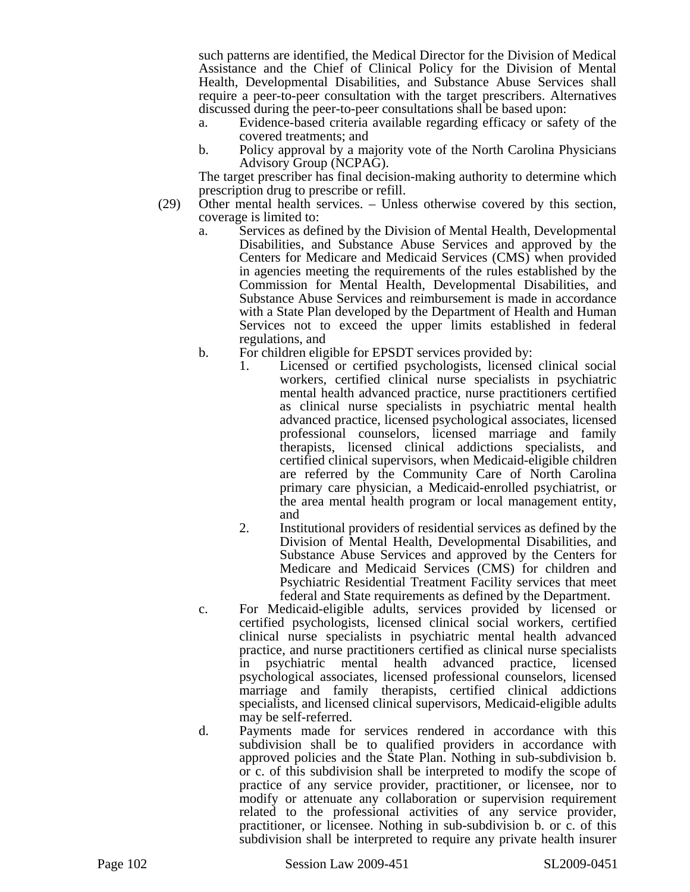such patterns are identified, the Medical Director for the Division of Medical Assistance and the Chief of Clinical Policy for the Division of Mental Health, Developmental Disabilities, and Substance Abuse Services shall require a peer-to-peer consultation with the target prescribers. Alternatives discussed during the peer-to-peer consultations shall be based upon:

a. Evidence-based criteria available regarding efficacy or safety of the covered treatments; and

b. Policy approval by a majority vote of the North Carolina Physicians Advisory Group (NCPAG).

The target prescriber has final decision-making authority to determine which prescription drug to prescribe or refill.

(29) Other mental health services. – Unless otherwise covered by this section, coverage is limited to:

a. Services as defined by the Division of Mental Health, Developmental Disabilities, and Substance Abuse Services and approved by the Centers for Medicare and Medicaid Services (CMS) when provided in agencies meeting the requirements of the rules established by the Commission for Mental Health, Developmental Disabilities, and Substance Abuse Services and reimbursement is made in accordance with a State Plan developed by the Department of Health and Human Services not to exceed the upper limits established in federal regulations, and

b. For children eligible for EPSDT services provided by:

1. Licensed or certified psychologists, licensed clinical social workers, certified clinical nurse specialists in psychiatric mental health advanced practice, nurse practitioners certified as clinical nurse specialists in psychiatric mental health advanced practice, licensed psychological associates, licensed professional counselors, licensed marriage and family therapists, licensed clinical addictions specialists, and certified clinical supervisors, when Medicaid-eligible children are referred by the Community Care of North Carolina primary care physician, a Medicaid-enrolled psychiatrist, or the area mental health program or local management entity, and

2. Institutional providers of residential services as defined by the Division of Mental Health, Developmental Disabilities, and Substance Abuse Services and approved by the Centers for Medicare and Medicaid Services (CMS) for children and Psychiatric Residential Treatment Facility services that meet federal and State requirements as defined by the Department.

c. For Medicaid-eligible adults, services provided by licensed or certified psychologists, licensed clinical social workers, certified clinical nurse specialists in psychiatric mental health advanced practice, and nurse practitioners certified as clinical nurse specialists in psychiatric mental health advanced practice, licensed psychological associates, licensed professional counselors, licensed marriage and family therapists, certified clinical addictions specialists, and licensed clinical supervisors, Medicaid-eligible adults may be self-referred.

d. Payments made for services rendered in accordance with this subdivision shall be to qualified providers in accordance with approved policies and the State Plan. Nothing in sub-subdivision b. or c. of this subdivision shall be interpreted to modify the scope of practice of any service provider, practitioner, or licensee, nor to modify or attenuate any collaboration or supervision requirement related to the professional activities of any service provider, practitioner, or licensee. Nothing in sub-subdivision b. or c. of this subdivision shall be interpreted to require any private health insurer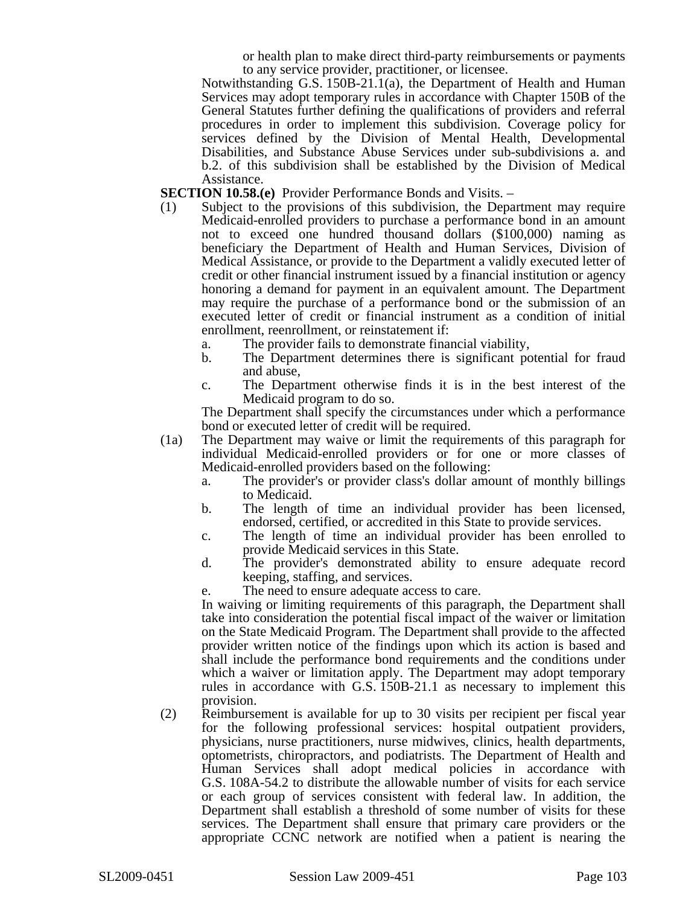or health plan to make direct third-party reimbursements or payments to any service provider, practitioner, or licensee.

Notwithstanding G.S. 150B-21.1(a), the Department of Health and Human Services may adopt temporary rules in accordance with Chapter 150B of the General Statutes further defining the qualifications of providers and referral procedures in order to implement this subdivision. Coverage policy for services defined by the Division of Mental Health, Developmental Disabilities, and Substance Abuse Services under sub-subdivisions a. and b.2. of this subdivision shall be established by the Division of Medical Assistance.

**SECTION 10.58.(e)** Provider Performance Bonds and Visits. –

(1) Subject to the provisions of this subdivision, the Department may require Medicaid-enrolled providers to purchase a performance bond in an amount not to exceed one hundred thousand dollars ($100,000) naming as beneficiary the Department of Health and Human Services, Division of Medical Assistance, or provide to the Department a validly executed letter of credit or other financial instrument issued by a financial institution or agency honoring a demand for payment in an equivalent amount. The Department may require the purchase of a performance bond or the submission of an executed letter of credit or financial instrument as a condition of initial enrollment, reenrollment, or reinstatement if:

   a. The provider fails to demonstrate financial viability,
   b. The Department determines there is significant potential for fraud and abuse,
   c. The Department otherwise finds it is in the best interest of the Medicaid program to do so.

   The Department shall specify the circumstances under which a performance bond or executed letter of credit will be required.

(1a) The Department may waive or limit the requirements of this paragraph for individual Medicaid-enrolled providers or for one or more classes of Medicaid-enrolled providers based on the following:

   a. The provider's or provider class's dollar amount of monthly billings to Medicaid.
   b. The length of time an individual provider has been licensed, endorsed, certified, or accredited in this State to provide services.
   c. The length of time an individual provider has been enrolled to provide Medicaid services in this State.
   d. The provider's demonstrated ability to ensure adequate record keeping, staffing, and services.
   e. The need to ensure adequate access to care.

   In waiving or limiting requirements of this paragraph, the Department shall take into consideration the potential fiscal impact of the waiver or limitation on the State Medicaid Program. The Department shall provide to the affected provider written notice of the findings upon which its action is based and shall include the performance bond requirements and the conditions under which a waiver or limitation apply. The Department may adopt temporary rules in accordance with G.S. 150B-21.1 as necessary to implement this provision.

(2) Reimbursement is available for up to 30 visits per recipient per fiscal year for the following professional services: hospital outpatient providers, physicians, nurse practitioners, nurse midwives, clinics, health departments, optometrists, chiropractors, and podiatrists. The Department of Health and Human Services shall adopt medical policies in accordance with G.S. 108A-54.2 to distribute the allowable number of visits for each service or each group of services consistent with federal law. In addition, the Department shall establish a threshold of some number of visits for these services. The Department shall ensure that primary care providers or the appropriate CCNC network are notified when a patient is nearing the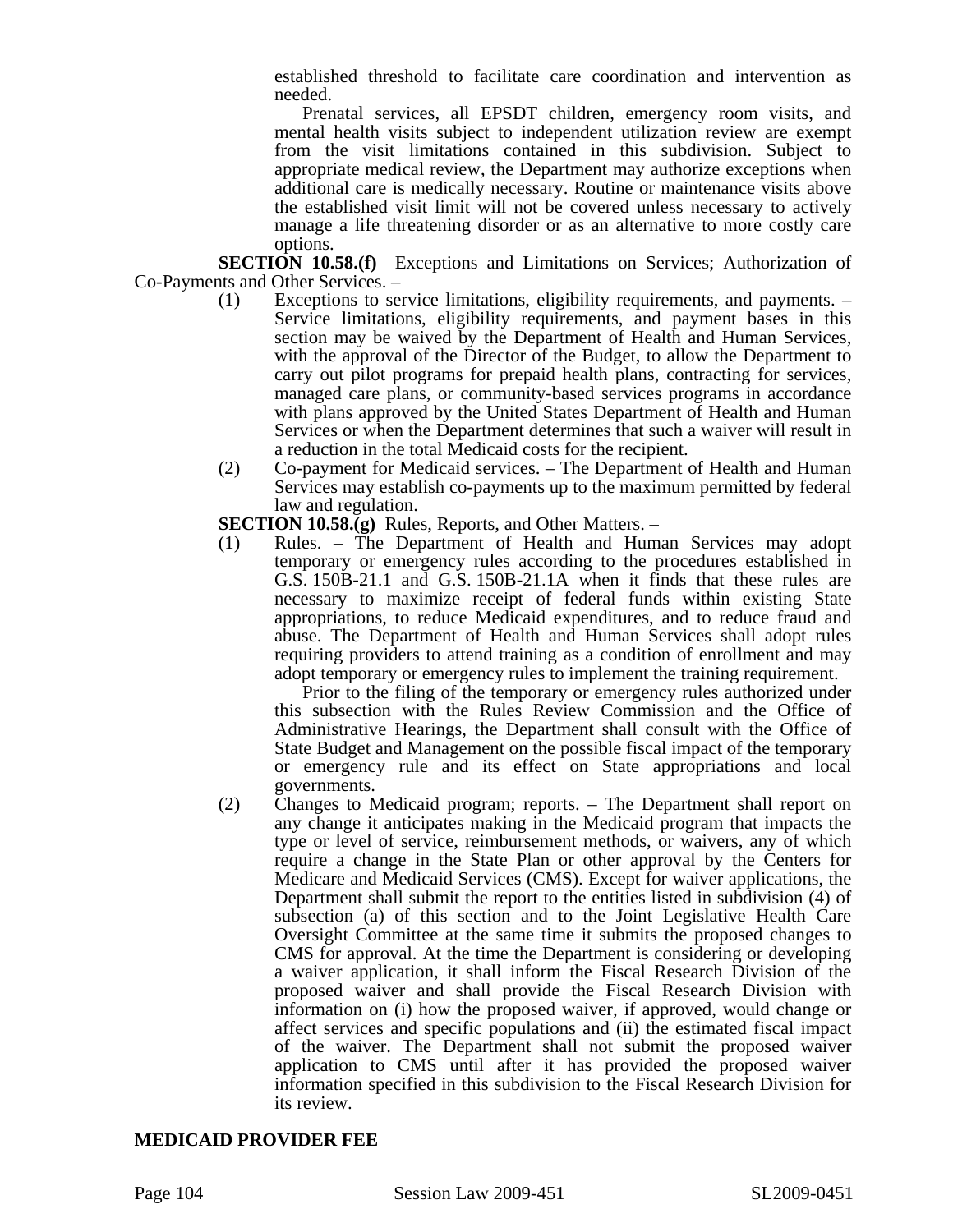established threshold to facilitate care coordination and intervention as needed.

Prenatal services, all EPSDT children, emergency room visits, and mental health visits subject to independent utilization review are exempt from the visit limitations contained in this subdivision. Subject to appropriate medical review, the Department may authorize exceptions when additional care is medically necessary. Routine or maintenance visits above the established visit limit will not be covered unless necessary to actively manage a life threatening disorder or as an alternative to more costly care options.

**SECTION 10.58.(f)** Exceptions and Limitations on Services; Authorization of Co-Payments and Other Services. –

(1) Exceptions to service limitations, eligibility requirements, and payments. – Service limitations, eligibility requirements, and payment bases in this section may be waived by the Department of Health and Human Services, with the approval of the Director of the Budget, to allow the Department to carry out pilot programs for prepaid health plans, contracting for services, managed care plans, or community-based services programs in accordance with plans approved by the United States Department of Health and Human Services or when the Department determines that such a waiver will result in a reduction in the total Medicaid costs for the recipient.

(2) Co-payment for Medicaid services. – The Department of Health and Human Services may establish co-payments up to the maximum permitted by federal law and regulation.

**SECTION 10.58.(g)** Rules, Reports, and Other Matters. –

(1) Rules. – The Department of Health and Human Services may adopt temporary or emergency rules according to the procedures established in G.S. 150B-21.1 and G.S. 150B-21.1A when it finds that these rules are necessary to maximize receipt of federal funds within existing State appropriations, to reduce Medicaid expenditures, and to reduce fraud and abuse. The Department of Health and Human Services shall adopt rules requiring providers to attend training as a condition of enrollment and may adopt temporary or emergency rules to implement the training requirement.

Prior to the filing of the temporary or emergency rules authorized under this subsection with the Rules Review Commission and the Office of Administrative Hearings, the Department shall consult with the Office of State Budget and Management on the possible fiscal impact of the temporary or emergency rule and its effect on State appropriations and local governments.

(2) Changes to Medicaid program; reports. – The Department shall report on any change it anticipates making in the Medicaid program that impacts the type or level of service, reimbursement methods, or waivers, any of which require a change in the State Plan or other approval by the Centers for Medicare and Medicaid Services (CMS). Except for waiver applications, the Department shall submit the report to the entities listed in subdivision (4) of subsection (a) of this section and to the Joint Legislative Health Care Oversight Committee at the same time it submits the proposed changes to CMS for approval. At the time the Department is considering or developing a waiver application, it shall inform the Fiscal Research Division of the proposed waiver and shall provide the Fiscal Research Division with information on (i) how the proposed waiver, if approved, would change or affect services and specific populations and (ii) the estimated fiscal impact of the waiver. The Department shall not submit the proposed waiver application to CMS until after it has provided the proposed waiver information specified in this subdivision to the Fiscal Research Division for its review.

**MEDICAID PROVIDER FEE**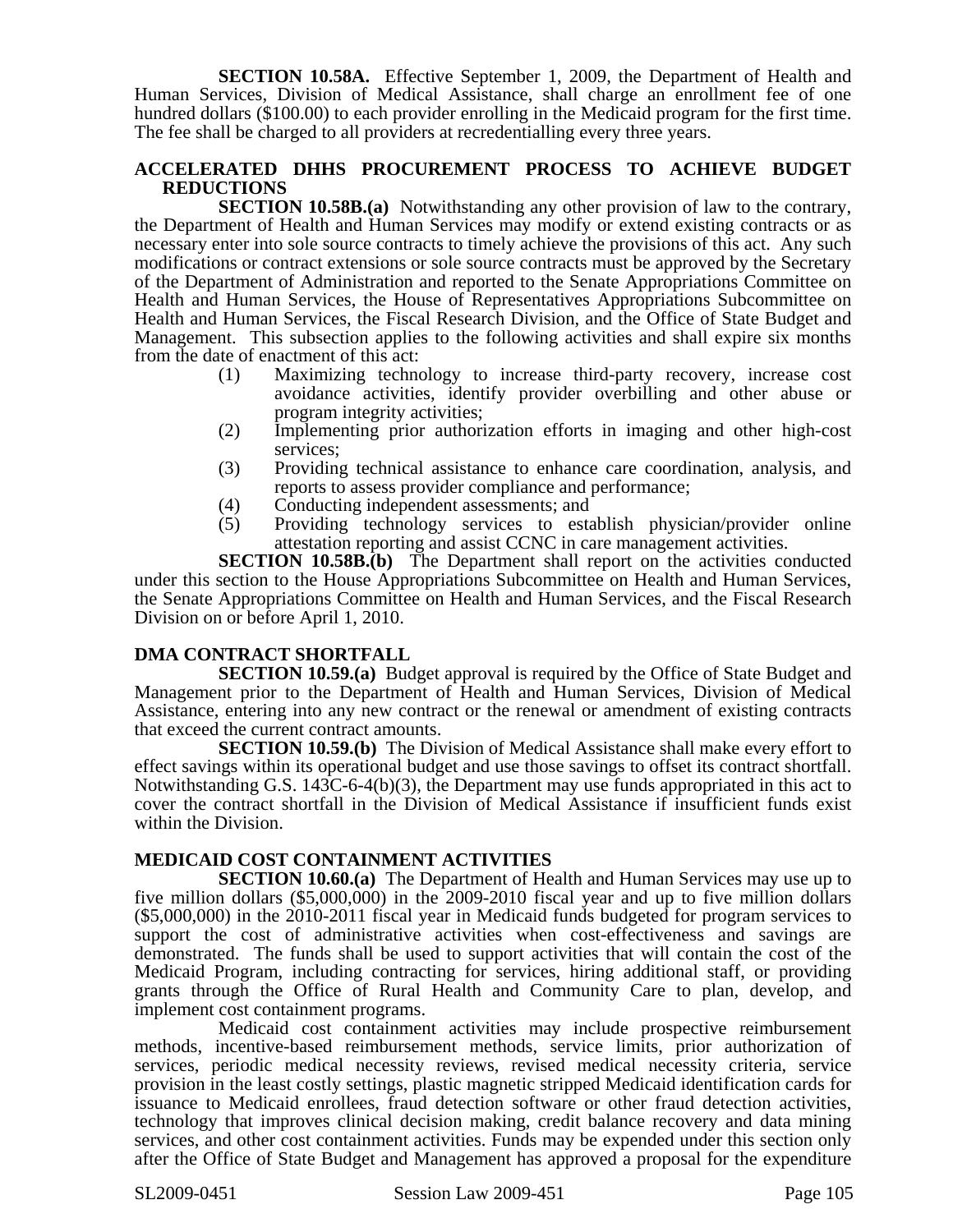**SECTION 10.58A.** Effective September 1, 2009, the Department of Health and Human Services, Division of Medical Assistance, shall charge an enrollment fee of one hundred dollars ($100.00) to each provider enrolling in the Medicaid program for the first time. The fee shall be charged to all providers at recredentialling every three years.

### ACCELERATED DHHS PROCUREMENT PROCESS TO ACHIEVE BUDGET REDUCTIONS

**SECTION 10.58B.(a)** Notwithstanding any other provision of law to the contrary, the Department of Health and Human Services may modify or extend existing contracts or as necessary enter into sole source contracts to timely achieve the provisions of this act. Any such modifications or contract extensions or sole source contracts must be approved by the Secretary of the Department of Administration and reported to the Senate Appropriations Committee on Health and Human Services, the House of Representatives Appropriations Subcommittee on Health and Human Services, the Fiscal Research Division, and the Office of State Budget and Management. This subsection applies to the following activities and shall expire six months from the date of enactment of this act:

(1) Maximizing technology to increase third-party recovery, increase cost avoidance activities, identify provider overbilling and other abuse or program integrity activities;

(2) Implementing prior authorization efforts in imaging and other high-cost services;

(3) Providing technical assistance to enhance care coordination, analysis, and reports to assess provider compliance and performance;

(4) Conducting independent assessments; and

(5) Providing technology services to establish physician/provider online attestation reporting and assist CCNC in care management activities.

**SECTION 10.58B.(b)** The Department shall report on the activities conducted under this section to the House Appropriations Subcommittee on Health and Human Services, the Senate Appropriations Committee on Health and Human Services, and the Fiscal Research Division on or before April 1, 2010.

### DMA CONTRACT SHORTFALL

**SECTION 10.59.(a)** Budget approval is required by the Office of State Budget and Management prior to the Department of Health and Human Services, Division of Medical Assistance, entering into any new contract or the renewal or amendment of existing contracts that exceed the current contract amounts.

**SECTION 10.59.(b)** The Division of Medical Assistance shall make every effort to effect savings within its operational budget and use those savings to offset its contract shortfall. Notwithstanding G.S. 143C-6-4(b)(3), the Department may use funds appropriated in this act to cover the contract shortfall in the Division of Medical Assistance if insufficient funds exist within the Division.

### MEDICAID COST CONTAINMENT ACTIVITIES

**SECTION 10.60.(a)** The Department of Health and Human Services may use up to five million dollars ($5,000,000) in the 2009-2010 fiscal year and up to five million dollars ($5,000,000) in the 2010-2011 fiscal year in Medicaid funds budgeted for program services to support the cost of administrative activities when cost-effectiveness and savings are demonstrated. The funds shall be used to support activities that will contain the cost of the Medicaid Program, including contracting for services, hiring additional staff, or providing grants through the Office of Rural Health and Community Care to plan, develop, and implement cost containment programs.

Medicaid cost containment activities may include prospective reimbursement methods, incentive-based reimbursement methods, service limits, prior authorization of services, periodic medical necessity reviews, revised medical necessity criteria, service provision in the least costly settings, plastic magnetic stripped Medicaid identification cards for issuance to Medicaid enrollees, fraud detection software or other fraud detection activities, technology that improves clinical decision making, credit balance recovery and data mining services, and other cost containment activities. Funds may be expended under this section only after the Office of State Budget and Management has approved a proposal for the expenditure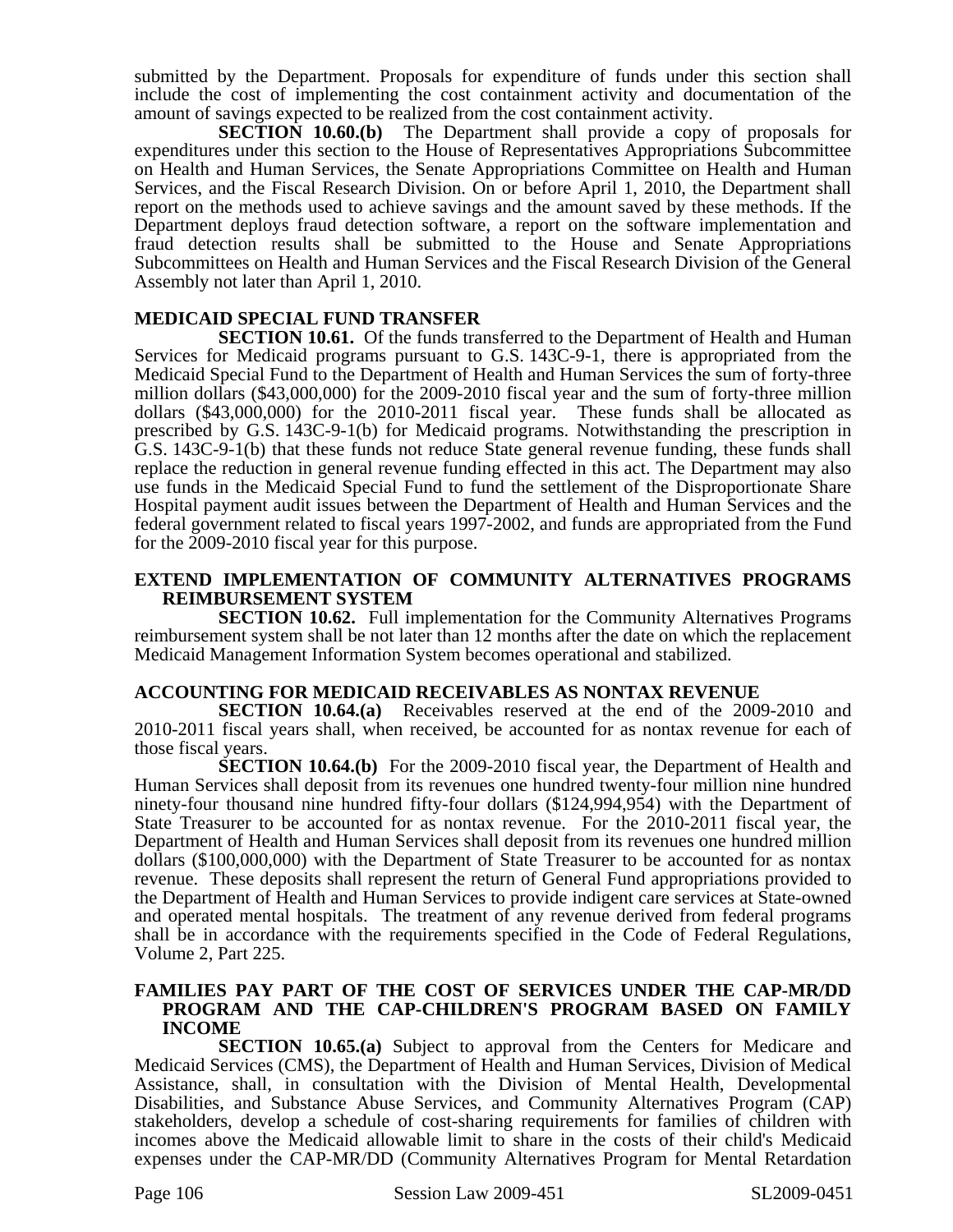submitted by the Department. Proposals for expenditure of funds under this section shall include the cost of implementing the cost containment activity and documentation of the amount of savings expected to be realized from the cost containment activity.

**SECTION 10.60.(b)** The Department shall provide a copy of proposals for expenditures under this section to the House of Representatives Appropriations Subcommittee on Health and Human Services, the Senate Appropriations Committee on Health and Human Services, and the Fiscal Research Division. On or before April 1, 2010, the Department shall report on the methods used to achieve savings and the amount saved by these methods. If the Department deploys fraud detection software, a report on the software implementation and fraud detection results shall be submitted to the House and Senate Appropriations Subcommittees on Health and Human Services and the Fiscal Research Division of the General Assembly not later than April 1, 2010.

### MEDICAID SPECIAL FUND TRANSFER

**SECTION 10.61.** Of the funds transferred to the Department of Health and Human Services for Medicaid programs pursuant to G.S. 143C-9-1, there is appropriated from the Medicaid Special Fund to the Department of Health and Human Services the sum of forty-three million dollars ($43,000,000) for the 2009-2010 fiscal year and the sum of forty-three million dollars ($43,000,000) for the 2010-2011 fiscal year. These funds shall be allocated as prescribed by G.S. 143C-9-1(b) for Medicaid programs. Notwithstanding the prescription in G.S. 143C-9-1(b) that these funds not reduce State general revenue funding, these funds shall replace the reduction in general revenue funding effected in this act. The Department may also use funds in the Medicaid Special Fund to fund the settlement of the Disproportionate Share Hospital payment audit issues between the Department of Health and Human Services and the federal government related to fiscal years 1997-2002, and funds are appropriated from the Fund for the 2009-2010 fiscal year for this purpose.

### EXTEND IMPLEMENTATION OF COMMUNITY ALTERNATIVES PROGRAMS REIMBURSEMENT SYSTEM

**SECTION 10.62.** Full implementation for the Community Alternatives Programs reimbursement system shall be not later than 12 months after the date on which the replacement Medicaid Management Information System becomes operational and stabilized.

### ACCOUNTING FOR MEDICAID RECEIVABLES AS NONTAX REVENUE

**SECTION 10.64.(a)** Receivables reserved at the end of the 2009-2010 and 2010-2011 fiscal years shall, when received, be accounted for as nontax revenue for each of those fiscal years.

**SECTION 10.64.(b)** For the 2009-2010 fiscal year, the Department of Health and Human Services shall deposit from its revenues one hundred twenty-four million nine hundred ninety-four thousand nine hundred fifty-four dollars ($124,994,954) with the Department of State Treasurer to be accounted for as nontax revenue. For the 2010-2011 fiscal year, the Department of Health and Human Services shall deposit from its revenues one hundred million dollars ($100,000,000) with the Department of State Treasurer to be accounted for as nontax revenue. These deposits shall represent the return of General Fund appropriations provided to the Department of Health and Human Services to provide indigent care services at State-owned and operated mental hospitals. The treatment of any revenue derived from federal programs shall be in accordance with the requirements specified in the Code of Federal Regulations, Volume 2, Part 225.

### FAMILIES PAY PART OF THE COST OF SERVICES UNDER THE CAP-MR/DD PROGRAM AND THE CAP-CHILDREN'S PROGRAM BASED ON FAMILY INCOME

**SECTION 10.65.(a)** Subject to approval from the Centers for Medicare and Medicaid Services (CMS), the Department of Health and Human Services, Division of Medical Assistance, shall, in consultation with the Division of Mental Health, Developmental Disabilities, and Substance Abuse Services, and Community Alternatives Program (CAP) stakeholders, develop a schedule of cost-sharing requirements for families of children with incomes above the Medicaid allowable limit to share in the costs of their child's Medicaid expenses under the CAP-MR/DD (Community Alternatives Program for Mental Retardation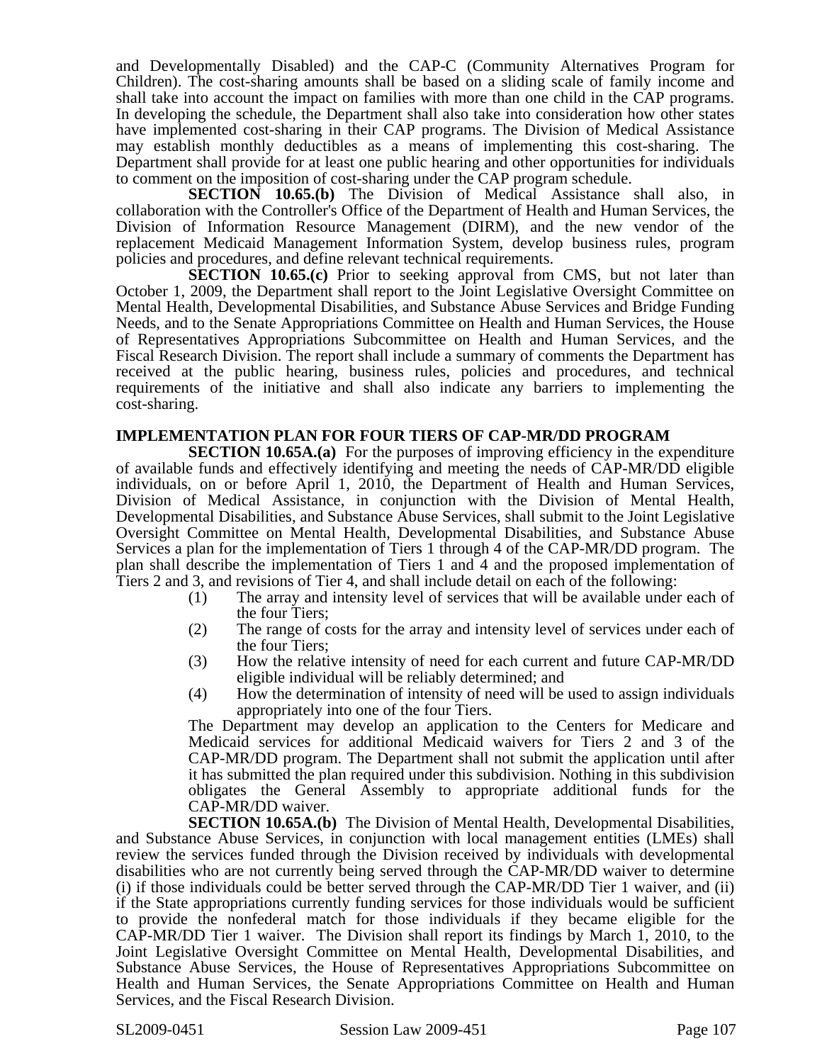and Developmentally Disabled) and the CAP-C (Community Alternatives Program for Children). The cost-sharing amounts shall be based on a sliding scale of family income and shall take into account the impact on families with more than one child in the CAP programs. In developing the schedule, the Department shall also take into consideration how other states have implemented cost-sharing in their CAP programs. The Division of Medical Assistance may establish monthly deductibles as a means of implementing this cost-sharing. The Department shall provide for at least one public hearing and other opportunities for individuals to comment on the imposition of cost-sharing under the CAP program schedule.

**SECTION 10.65.(b)** The Division of Medical Assistance shall also, in collaboration with the Controller's Office of the Department of Health and Human Services, the Division of Information Resource Management (DIRM), and the new vendor of the replacement Medicaid Management Information System, develop business rules, program policies and procedures, and define relevant technical requirements.

**SECTION 10.65.(c)** Prior to seeking approval from CMS, but not later than October 1, 2009, the Department shall report to the Joint Legislative Oversight Committee on Mental Health, Developmental Disabilities, and Substance Abuse Services and Bridge Funding Needs, and to the Senate Appropriations Committee on Health and Human Services, the House of Representatives Appropriations Subcommittee on Health and Human Services, and the Fiscal Research Division. The report shall include a summary of comments the Department has received at the public hearing, business rules, policies and procedures, and technical requirements of the initiative and shall also indicate any barriers to implementing the cost-sharing.

**IMPLEMENTATION PLAN FOR FOUR TIERS OF CAP-MR/DD PROGRAM**

**SECTION 10.65A.(a)** For the purposes of improving efficiency in the expenditure of available funds and effectively identifying and meeting the needs of CAP-MR/DD eligible individuals, on or before April 1, 2010, the Department of Health and Human Services, Division of Medical Assistance, in conjunction with the Division of Mental Health, Developmental Disabilities, and Substance Abuse Services, shall submit to the Joint Legislative Oversight Committee on Mental Health, Developmental Disabilities, and Substance Abuse Services a plan for the implementation of Tiers 1 through 4 of the CAP-MR/DD program. The plan shall describe the implementation of Tiers 1 and 4 and the proposed implementation of Tiers 2 and 3, and revisions of Tier 4, and shall include detail on each of the following:

(1) The array and intensity level of services that will be available under each of the four Tiers;
(2) The range of costs for the array and intensity level of services under each of the four Tiers;
(3) How the relative intensity of need for each current and future CAP-MR/DD eligible individual will be reliably determined; and
(4) How the determination of intensity of need will be used to assign individuals appropriately into one of the four Tiers.

The Department may develop an application to the Centers for Medicare and Medicaid services for additional Medicaid waivers for Tiers 2 and 3 of the CAP-MR/DD program. The Department shall not submit the application until after it has submitted the plan required under this subdivision. Nothing in this subdivision obligates the General Assembly to appropriate additional funds for the CAP-MR/DD waiver.

**SECTION 10.65A.(b)** The Division of Mental Health, Developmental Disabilities, and Substance Abuse Services, in conjunction with local management entities (LMEs) shall review the services funded through the Division received by individuals with developmental disabilities who are not currently being served through the CAP-MR/DD waiver to determine (i) if those individuals could be better served through the CAP-MR/DD Tier 1 waiver, and (ii) if the State appropriations currently funding services for those individuals would be sufficient to provide the nonfederal match for those individuals if they became eligible for the CAP-MR/DD Tier 1 waiver. The Division shall report its findings by March 1, 2010, to the Joint Legislative Oversight Committee on Mental Health, Developmental Disabilities, and Substance Abuse Services, the House of Representatives Appropriations Subcommittee on Health and Human Services, the Senate Appropriations Committee on Health and Human Services, and the Fiscal Research Division.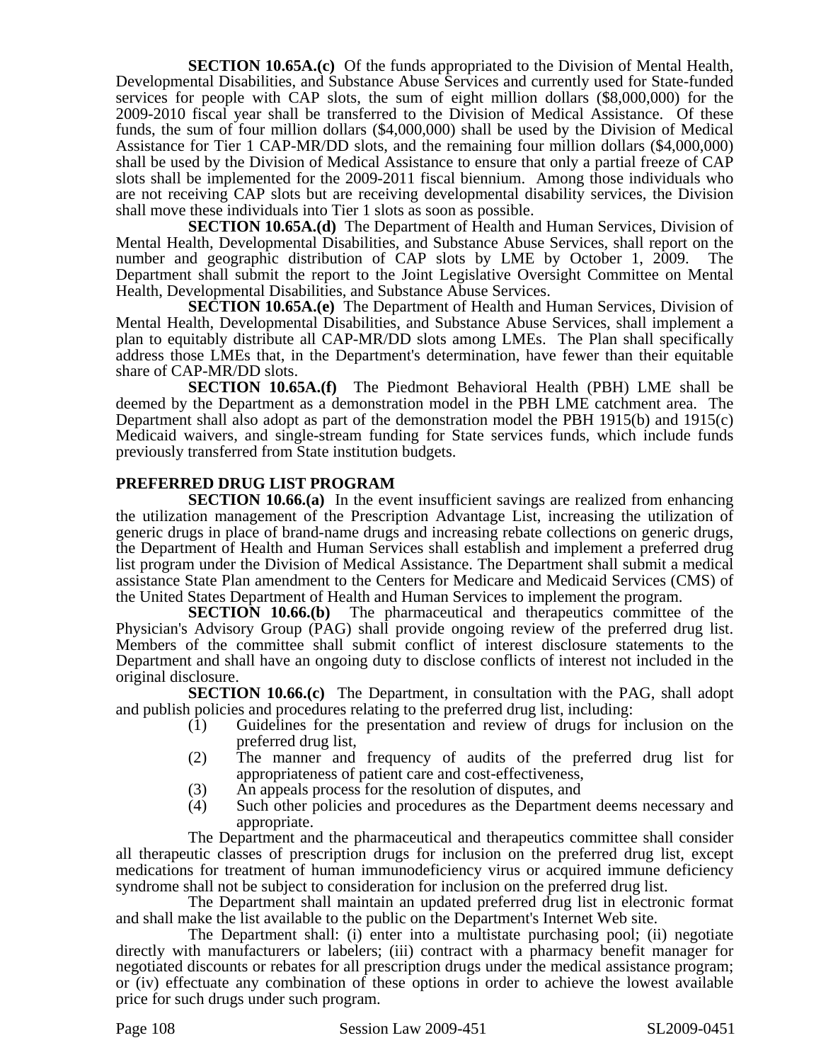**SECTION 10.65A.(c)** Of the funds appropriated to the Division of Mental Health, Developmental Disabilities, and Substance Abuse Services and currently used for State-funded services for people with CAP slots, the sum of eight million dollars ($8,000,000) for the 2009-2010 fiscal year shall be transferred to the Division of Medical Assistance. Of these funds, the sum of four million dollars ($4,000,000) shall be used by the Division of Medical Assistance for Tier 1 CAP-MR/DD slots, and the remaining four million dollars ($4,000,000) shall be used by the Division of Medical Assistance to ensure that only a partial freeze of CAP slots shall be implemented for the 2009-2011 fiscal biennium. Among those individuals who are not receiving CAP slots but are receiving developmental disability services, the Division shall move these individuals into Tier 1 slots as soon as possible.

**SECTION 10.65A.(d)** The Department of Health and Human Services, Division of Mental Health, Developmental Disabilities, and Substance Abuse Services, shall report on the number and geographic distribution of CAP slots by LME by October 1, 2009. The Department shall submit the report to the Joint Legislative Oversight Committee on Mental Health, Developmental Disabilities, and Substance Abuse Services.

**SECTION 10.65A.(e)** The Department of Health and Human Services, Division of Mental Health, Developmental Disabilities, and Substance Abuse Services, shall implement a plan to equitably distribute all CAP-MR/DD slots among LMEs. The Plan shall specifically address those LMEs that, in the Department's determination, have fewer than their equitable share of CAP-MR/DD slots.

**SECTION 10.65A.(f)** The Piedmont Behavioral Health (PBH) LME shall be deemed by the Department as a demonstration model in the PBH LME catchment area. The Department shall also adopt as part of the demonstration model the PBH 1915(b) and 1915(c) Medicaid waivers, and single-stream funding for State services funds, which include funds previously transferred from State institution budgets.

**PREFERRED DRUG LIST PROGRAM**

**SECTION 10.66.(a)** In the event insufficient savings are realized from enhancing the utilization management of the Prescription Advantage List, increasing the utilization of generic drugs in place of brand-name drugs and increasing rebate collections on generic drugs, the Department of Health and Human Services shall establish and implement a preferred drug list program under the Division of Medical Assistance. The Department shall submit a medical assistance State Plan amendment to the Centers for Medicare and Medicaid Services (CMS) of the United States Department of Health and Human Services to implement the program.

**SECTION 10.66.(b)** The pharmaceutical and therapeutics committee of the Physician's Advisory Group (PAG) shall provide ongoing review of the preferred drug list. Members of the committee shall submit conflict of interest disclosure statements to the Department and shall have an ongoing duty to disclose conflicts of interest not included in the original disclosure.

**SECTION 10.66.(c)** The Department, in consultation with the PAG, shall adopt and publish policies and procedures relating to the preferred drug list, including:

(1) Guidelines for the presentation and review of drugs for inclusion on the preferred drug list,
(2) The manner and frequency of audits of the preferred drug list for appropriateness of patient care and cost-effectiveness,
(3) An appeals process for the resolution of disputes, and
(4) Such other policies and procedures as the Department deems necessary and appropriate.

The Department and the pharmaceutical and therapeutics committee shall consider all therapeutic classes of prescription drugs for inclusion on the preferred drug list, except medications for treatment of human immunodeficiency virus or acquired immune deficiency syndrome shall not be subject to consideration for inclusion on the preferred drug list.

The Department shall maintain an updated preferred drug list in electronic format and shall make the list available to the public on the Department's Internet Web site.

The Department shall: (i) enter into a multistate purchasing pool; (ii) negotiate directly with manufacturers or labelers; (iii) contract with a pharmacy benefit manager for negotiated discounts or rebates for all prescription drugs under the medical assistance program; or (iv) effectuate any combination of these options in order to achieve the lowest available price for such drugs under such program.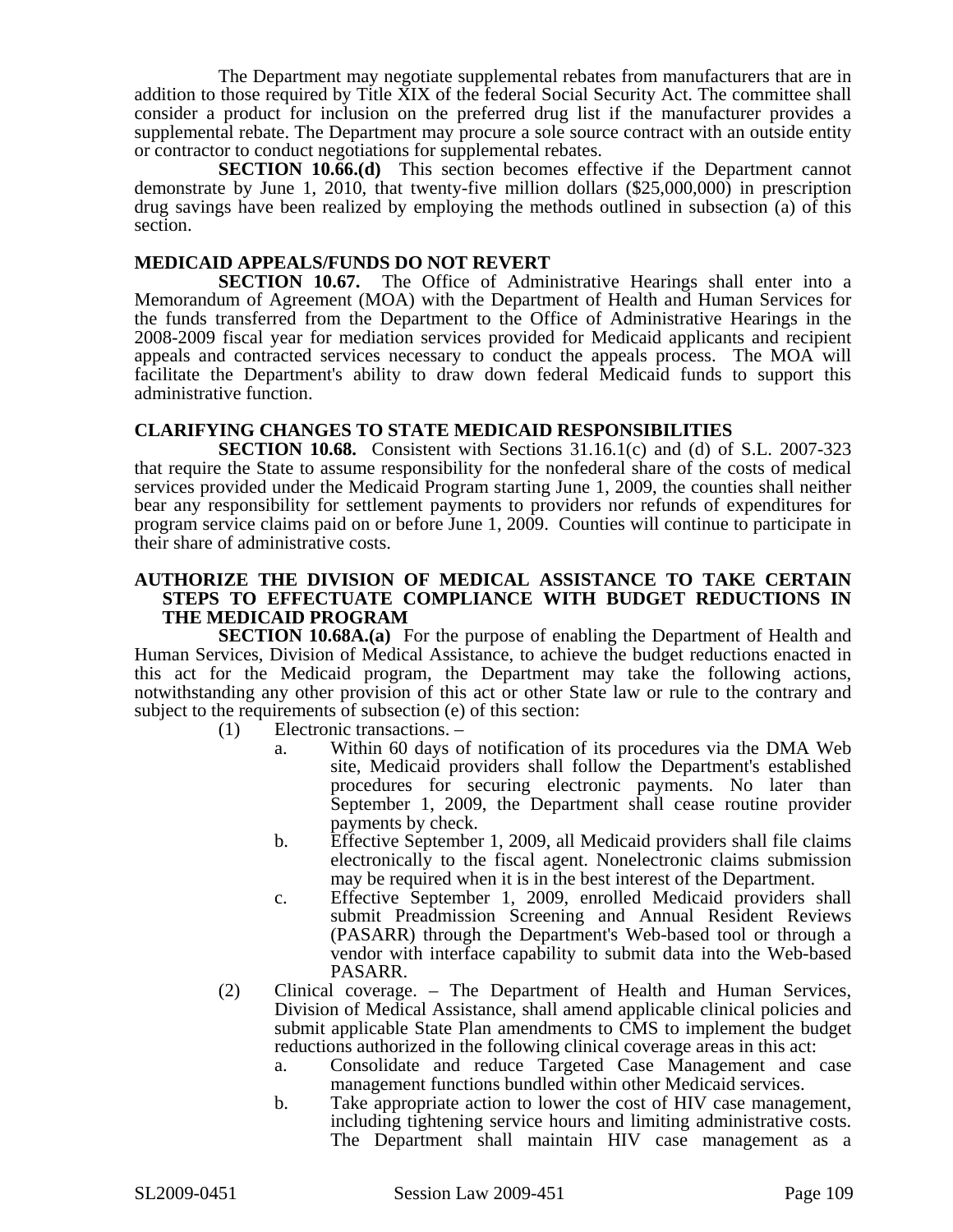The Department may negotiate supplemental rebates from manufacturers that are in addition to those required by Title XIX of the federal Social Security Act. The committee shall consider a product for inclusion on the preferred drug list if the manufacturer provides a supplemental rebate. The Department may procure a sole source contract with an outside entity or contractor to conduct negotiations for supplemental rebates.

**SECTION 10.66.(d)** This section becomes effective if the Department cannot demonstrate by June 1, 2010, that twenty-five million dollars ($25,000,000) in prescription drug savings have been realized by employing the methods outlined in subsection (a) of this section.

**MEDICAID APPEALS/FUNDS DO NOT REVERT**

**SECTION 10.67.** The Office of Administrative Hearings shall enter into a Memorandum of Agreement (MOA) with the Department of Health and Human Services for the funds transferred from the Department to the Office of Administrative Hearings in the 2008-2009 fiscal year for mediation services provided for Medicaid applicants and recipient appeals and contracted services necessary to conduct the appeals process. The MOA will facilitate the Department's ability to draw down federal Medicaid funds to support this administrative function.

**CLARIFYING CHANGES TO STATE MEDICAID RESPONSIBILITIES**

**SECTION 10.68.** Consistent with Sections 31.16.1(c) and (d) of S.L. 2007-323 that require the State to assume responsibility for the nonfederal share of the costs of medical services provided under the Medicaid Program starting June 1, 2009, the counties shall neither bear any responsibility for settlement payments to providers nor refunds of expenditures for program service claims paid on or before June 1, 2009. Counties will continue to participate in their share of administrative costs.

**AUTHORIZE THE DIVISION OF MEDICAL ASSISTANCE TO TAKE CERTAIN STEPS TO EFFECTUATE COMPLIANCE WITH BUDGET REDUCTIONS IN THE MEDICAID PROGRAM**

**SECTION 10.68A.(a)** For the purpose of enabling the Department of Health and Human Services, Division of Medical Assistance, to achieve the budget reductions enacted in this act for the Medicaid program, the Department may take the following actions, notwithstanding any other provision of this act or other State law or rule to the contrary and subject to the requirements of subsection (e) of this section:

(1) Electronic transactions. –

a. Within 60 days of notification of its procedures via the DMA Web site, Medicaid providers shall follow the Department's established procedures for securing electronic payments. No later than September 1, 2009, the Department shall cease routine provider payments by check.

b. Effective September 1, 2009, all Medicaid providers shall file claims electronically to the fiscal agent. Nonelectronic claims submission may be required when it is in the best interest of the Department.

c. Effective September 1, 2009, enrolled Medicaid providers shall submit Preadmission Screening and Annual Resident Reviews (PASARR) through the Department's Web-based tool or through a vendor with interface capability to submit data into the Web-based PASARR.

(2) Clinical coverage. – The Department of Health and Human Services, Division of Medical Assistance, shall amend applicable clinical policies and submit applicable State Plan amendments to CMS to implement the budget reductions authorized in the following clinical coverage areas in this act:

a. Consolidate and reduce Targeted Case Management and case management functions bundled within other Medicaid services.

b. Take appropriate action to lower the cost of HIV case management, including tightening service hours and limiting administrative costs. The Department shall maintain HIV case management as a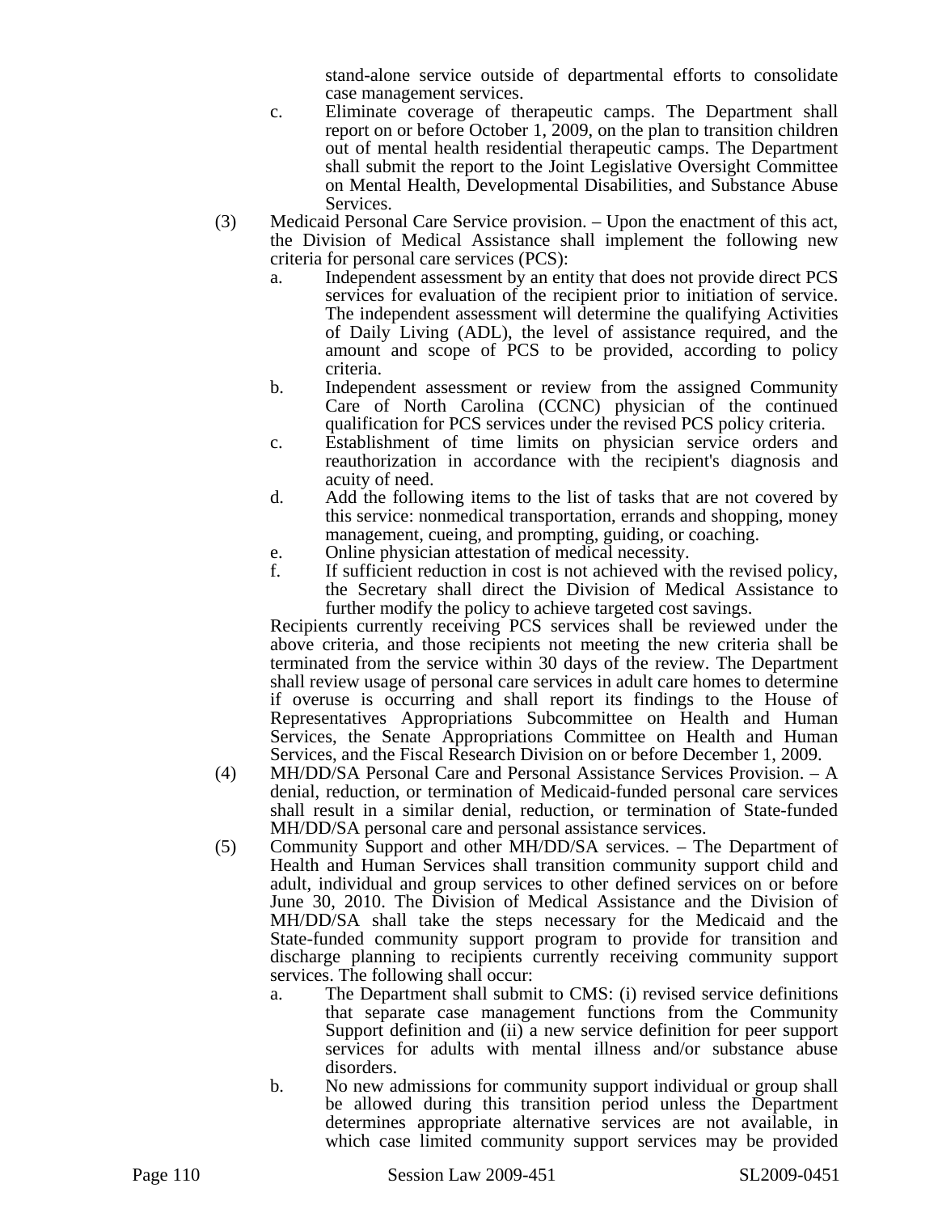stand-alone service outside of departmental efforts to consolidate case management services.

c. Eliminate coverage of therapeutic camps. The Department shall report on or before October 1, 2009, on the plan to transition children out of mental health residential therapeutic camps. The Department shall submit the report to the Joint Legislative Oversight Committee on Mental Health, Developmental Disabilities, and Substance Abuse Services.

(3) Medicaid Personal Care Service provision. – Upon the enactment of this act, the Division of Medical Assistance shall implement the following new criteria for personal care services (PCS):

a. Independent assessment by an entity that does not provide direct PCS services for evaluation of the recipient prior to initiation of service. The independent assessment will determine the qualifying Activities of Daily Living (ADL), the level of assistance required, and the amount and scope of PCS to be provided, according to policy criteria.

b. Independent assessment or review from the assigned Community Care of North Carolina (CCNC) physician of the continued qualification for PCS services under the revised PCS policy criteria.

c. Establishment of time limits on physician service orders and reauthorization in accordance with the recipient's diagnosis and acuity of need.

d. Add the following items to the list of tasks that are not covered by this service: nonmedical transportation, errands and shopping, money management, cueing, and prompting, guiding, or coaching.

e. Online physician attestation of medical necessity.

f. If sufficient reduction in cost is not achieved with the revised policy, the Secretary shall direct the Division of Medical Assistance to further modify the policy to achieve targeted cost savings.

Recipients currently receiving PCS services shall be reviewed under the above criteria, and those recipients not meeting the new criteria shall be terminated from the service within 30 days of the review. The Department shall review usage of personal care services in adult care homes to determine if overuse is occurring and shall report its findings to the House of Representatives Appropriations Subcommittee on Health and Human Services, the Senate Appropriations Committee on Health and Human Services, and the Fiscal Research Division on or before December 1, 2009.

(4) MH/DD/SA Personal Care and Personal Assistance Services Provision. – A denial, reduction, or termination of Medicaid-funded personal care services shall result in a similar denial, reduction, or termination of State-funded MH/DD/SA personal care and personal assistance services.

(5) Community Support and other MH/DD/SA services. – The Department of Health and Human Services shall transition community support child and adult, individual and group services to other defined services on or before June 30, 2010. The Division of Medical Assistance and the Division of MH/DD/SA shall take the steps necessary for the Medicaid and the State-funded community support program to provide for transition and discharge planning to recipients currently receiving community support services. The following shall occur:

a. The Department shall submit to CMS: (i) revised service definitions that separate case management functions from the Community Support definition and (ii) a new service definition for peer support services for adults with mental illness and/or substance abuse disorders.

b. No new admissions for community support individual or group shall be allowed during this transition period unless the Department determines appropriate alternative services are not available, in which case limited community support services may be provided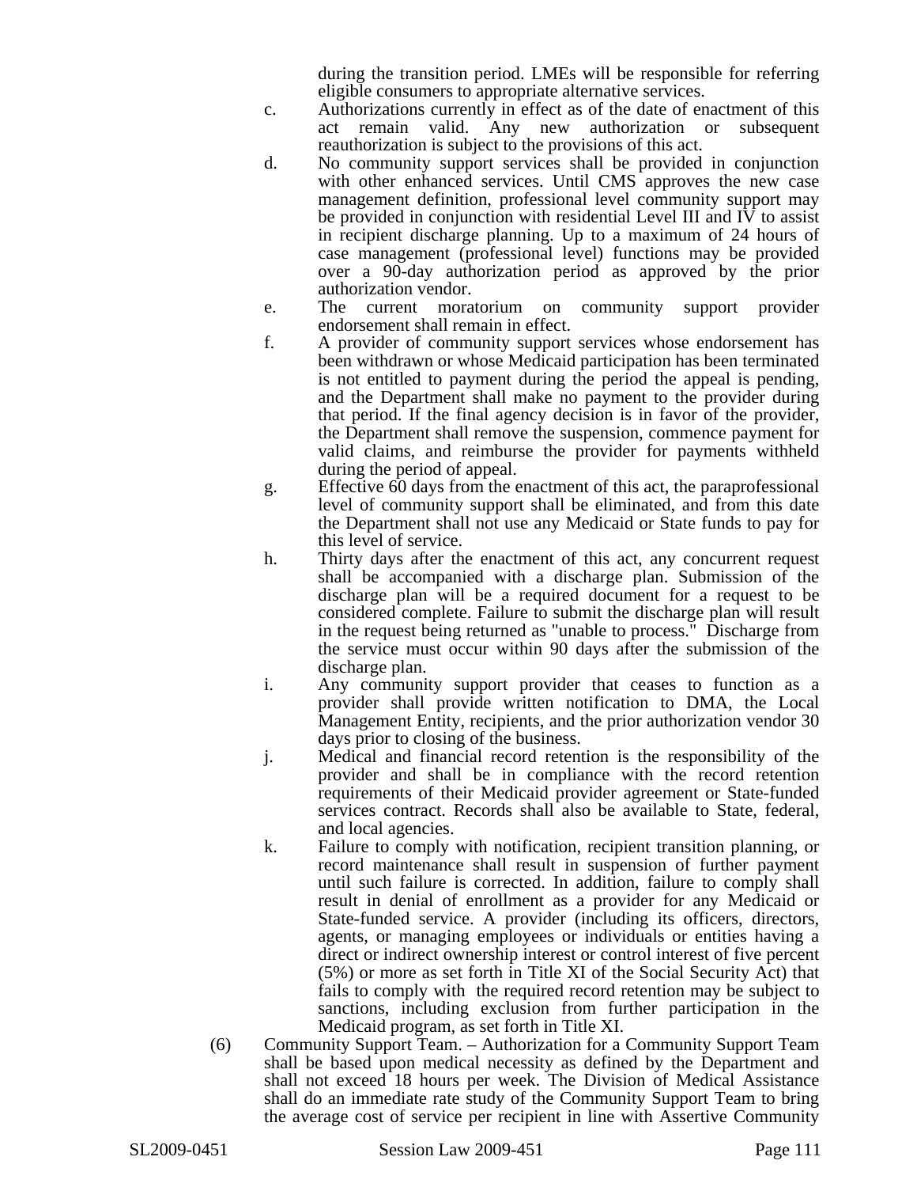during the transition period. LMEs will be responsible for referring eligible consumers to appropriate alternative services.

c. Authorizations currently in effect as of the date of enactment of this act remain valid. Any new authorization or subsequent reauthorization is subject to the provisions of this act.

d. No community support services shall be provided in conjunction with other enhanced services. Until CMS approves the new case management definition, professional level community support may be provided in conjunction with residential Level III and IV to assist in recipient discharge planning. Up to a maximum of 24 hours of case management (professional level) functions may be provided over a 90-day authorization period as approved by the prior authorization vendor.

e. The current moratorium on community support provider endorsement shall remain in effect.

f. A provider of community support services whose endorsement has been withdrawn or whose Medicaid participation has been terminated is not entitled to payment during the period the appeal is pending, and the Department shall make no payment to the provider during that period. If the final agency decision is in favor of the provider, the Department shall remove the suspension, commence payment for valid claims, and reimburse the provider for payments withheld during the period of appeal.

g. Effective 60 days from the enactment of this act, the paraprofessional level of community support shall be eliminated, and from this date the Department shall not use any Medicaid or State funds to pay for this level of service.

h. Thirty days after the enactment of this act, any concurrent request shall be accompanied with a discharge plan. Submission of the discharge plan will be a required document for a request to be considered complete. Failure to submit the discharge plan will result in the request being returned as "unable to process." Discharge from the service must occur within 90 days after the submission of the discharge plan.

i. Any community support provider that ceases to function as a provider shall provide written notification to DMA, the Local Management Entity, recipients, and the prior authorization vendor 30 days prior to closing of the business.

j. Medical and financial record retention is the responsibility of the provider and shall be in compliance with the record retention requirements of their Medicaid provider agreement or State-funded services contract. Records shall also be available to State, federal, and local agencies.

k. Failure to comply with notification, recipient transition planning, or record maintenance shall result in suspension of further payment until such failure is corrected. In addition, failure to comply shall result in denial of enrollment as a provider for any Medicaid or State-funded service. A provider (including its officers, directors, agents, or managing employees or individuals or entities having a direct or indirect ownership interest or control interest of five percent (5%) or more as set forth in Title XI of the Social Security Act) that fails to comply with the required record retention may be subject to sanctions, including exclusion from further participation in the Medicaid program, as set forth in Title XI.

(6) Community Support Team. – Authorization for a Community Support Team shall be based upon medical necessity as defined by the Department and shall not exceed 18 hours per week. The Division of Medical Assistance shall do an immediate rate study of the Community Support Team to bring the average cost of service per recipient in line with Assertive Community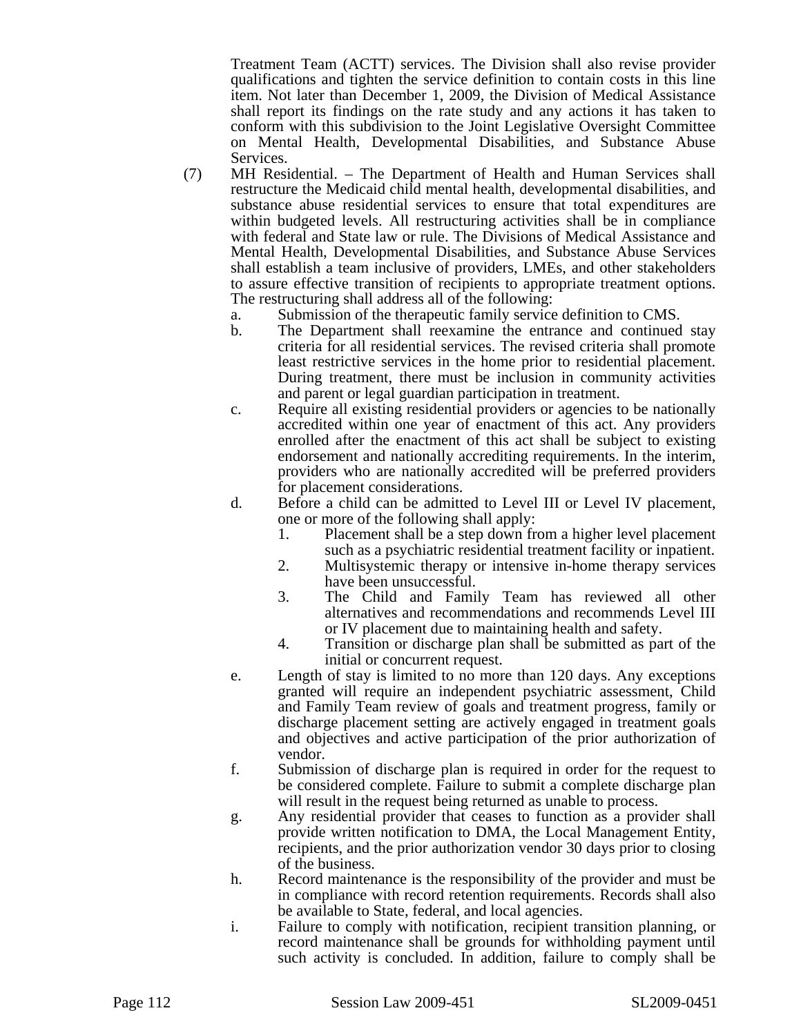Treatment Team (ACTT) services. The Division shall also revise provider qualifications and tighten the service definition to contain costs in this line item. Not later than December 1, 2009, the Division of Medical Assistance shall report its findings on the rate study and any actions it has taken to conform with this subdivision to the Joint Legislative Oversight Committee on Mental Health, Developmental Disabilities, and Substance Abuse Services.

(7) MH Residential. – The Department of Health and Human Services shall restructure the Medicaid child mental health, developmental disabilities, and substance abuse residential services to ensure that total expenditures are within budgeted levels. All restructuring activities shall be in compliance with federal and State law or rule. The Divisions of Medical Assistance and Mental Health, Developmental Disabilities, and Substance Abuse Services shall establish a team inclusive of providers, LMEs, and other stakeholders to assure effective transition of recipients to appropriate treatment options. The restructuring shall address all of the following:

a. Submission of the therapeutic family service definition to CMS.

b. The Department shall reexamine the entrance and continued stay criteria for all residential services. The revised criteria shall promote least restrictive services in the home prior to residential placement. During treatment, there must be inclusion in community activities and parent or legal guardian participation in treatment.

c. Require all existing residential providers or agencies to be nationally accredited within one year of enactment of this act. Any providers enrolled after the enactment of this act shall be subject to existing endorsement and nationally accrediting requirements. In the interim, providers who are nationally accredited will be preferred providers for placement considerations.

d. Before a child can be admitted to Level III or Level IV placement, one or more of the following shall apply:

   1. Placement shall be a step down from a higher level placement such as a psychiatric residential treatment facility or inpatient.
   2. Multisystemic therapy or intensive in-home therapy services have been unsuccessful.
   3. The Child and Family Team has reviewed all other alternatives and recommendations and recommends Level III or IV placement due to maintaining health and safety.
   4. Transition or discharge plan shall be submitted as part of the initial or concurrent request.

e. Length of stay is limited to no more than 120 days. Any exceptions granted will require an independent psychiatric assessment, Child and Family Team review of goals and treatment progress, family or discharge placement setting are actively engaged in treatment goals and objectives and active participation of the prior authorization of vendor.

f. Submission of discharge plan is required in order for the request to be considered complete. Failure to submit a complete discharge plan will result in the request being returned as unable to process.

g. Any residential provider that ceases to function as a provider shall provide written notification to DMA, the Local Management Entity, recipients, and the prior authorization vendor 30 days prior to closing of the business.

h. Record maintenance is the responsibility of the provider and must be in compliance with record retention requirements. Records shall also be available to State, federal, and local agencies.

i. Failure to comply with notification, recipient transition planning, or record maintenance shall be grounds for withholding payment until such activity is concluded. In addition, failure to comply shall be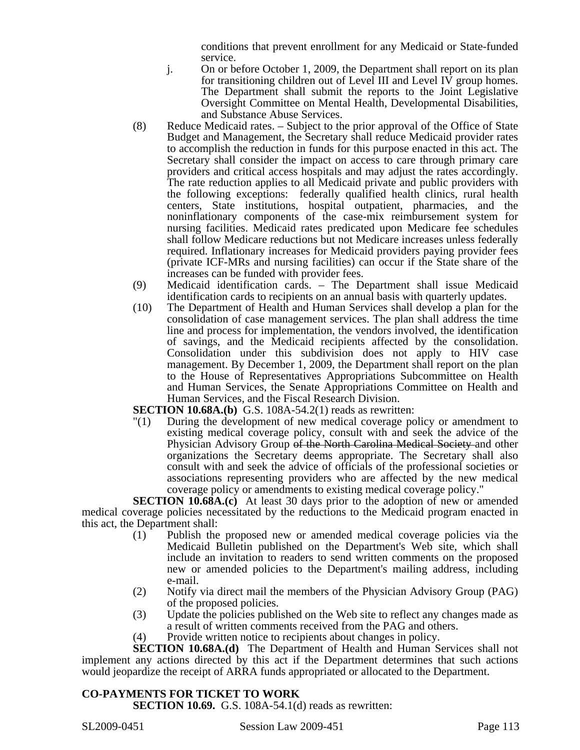conditions that prevent enrollment for any Medicaid or State-funded service.

j. On or before October 1, 2009, the Department shall report on its plan for transitioning children out of Level III and Level IV group homes. The Department shall submit the reports to the Joint Legislative Oversight Committee on Mental Health, Developmental Disabilities, and Substance Abuse Services.

(8) Reduce Medicaid rates. – Subject to the prior approval of the Office of State Budget and Management, the Secretary shall reduce Medicaid provider rates to accomplish the reduction in funds for this purpose enacted in this act. The Secretary shall consider the impact on access to care through primary care providers and critical access hospitals and may adjust the rates accordingly. The rate reduction applies to all Medicaid private and public providers with the following exceptions: federally qualified health clinics, rural health centers, State institutions, hospital outpatient, pharmacies, and the noninflationary components of the case-mix reimbursement system for nursing facilities. Medicaid rates predicated upon Medicare fee schedules shall follow Medicare reductions but not Medicare increases unless federally required. Inflationary increases for Medicaid providers paying provider fees (private ICF-MRs and nursing facilities) can occur if the State share of the increases can be funded with provider fees.

(9) Medicaid identification cards. – The Department shall issue Medicaid identification cards to recipients on an annual basis with quarterly updates.

(10) The Department of Health and Human Services shall develop a plan for the consolidation of case management services. The plan shall address the time line and process for implementation, the vendors involved, the identification of savings, and the Medicaid recipients affected by the consolidation. Consolidation under this subdivision does not apply to HIV case management. By December 1, 2009, the Department shall report on the plan to the House of Representatives Appropriations Subcommittee on Health and Human Services, the Senate Appropriations Committee on Health and Human Services, and the Fiscal Research Division.

**SECTION 10.68A.(b)** G.S. 108A-54.2(1) reads as rewritten:

"(1) During the development of new medical coverage policy or amendment to existing medical coverage policy, consult with and seek the advice of the Physician Advisory Group ~~of the North Carolina Medical Society~~ and other organizations the Secretary deems appropriate. The Secretary shall also consult with and seek the advice of officials of the professional societies or associations representing providers who are affected by the new medical coverage policy or amendments to existing medical coverage policy."

**SECTION 10.68A.(c)** At least 30 days prior to the adoption of new or amended medical coverage policies necessitated by the reductions to the Medicaid program enacted in this act, the Department shall:

(1) Publish the proposed new or amended medical coverage policies via the Medicaid Bulletin published on the Department's Web site, which shall include an invitation to readers to send written comments on the proposed new or amended policies to the Department's mailing address, including e-mail.

(2) Notify via direct mail the members of the Physician Advisory Group (PAG) of the proposed policies.

(3) Update the policies published on the Web site to reflect any changes made as a result of written comments received from the PAG and others.

(4) Provide written notice to recipients about changes in policy.

**SECTION 10.68A.(d)** The Department of Health and Human Services shall not implement any actions directed by this act if the Department determines that such actions would jeopardize the receipt of ARRA funds appropriated or allocated to the Department.

**CO-PAYMENTS FOR TICKET TO WORK**

**SECTION 10.69.** G.S. 108A-54.1(d) reads as rewritten: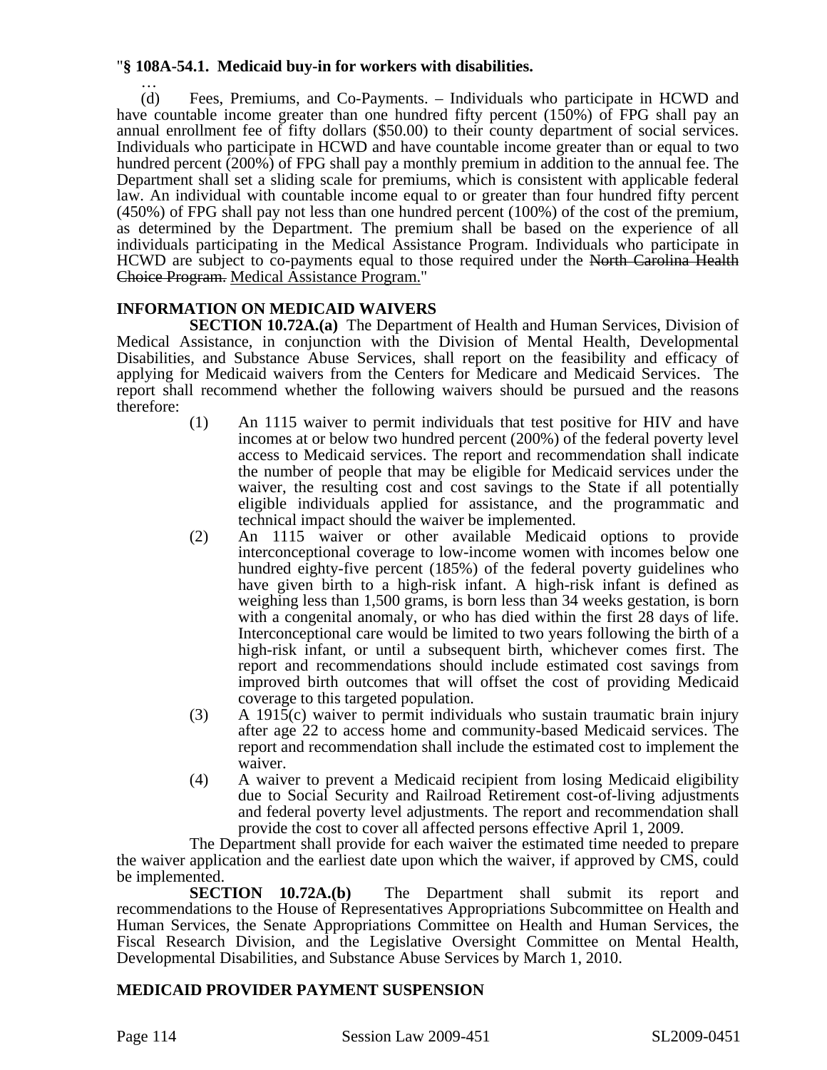"**§ 108A-54.1. Medicaid buy-in for workers with disabilities.**

…

(d) Fees, Premiums, and Co-Payments. – Individuals who participate in HCWD and have countable income greater than one hundred fifty percent (150%) of FPG shall pay an annual enrollment fee of fifty dollars ($50.00) to their county department of social services. Individuals who participate in HCWD and have countable income greater than or equal to two hundred percent (200%) of FPG shall pay a monthly premium in addition to the annual fee. The Department shall set a sliding scale for premiums, which is consistent with applicable federal law. An individual with countable income equal to or greater than four hundred fifty percent (450%) of FPG shall pay not less than one hundred percent (100%) of the cost of the premium, as determined by the Department. The premium shall be based on the experience of all individuals participating in the Medical Assistance Program. Individuals who participate in HCWD are subject to co-payments equal to those required under the ~~North Carolina Health Choice Program.~~ Medical Assistance Program."

**INFORMATION ON MEDICAID WAIVERS**

**SECTION 10.72A.(a)** The Department of Health and Human Services, Division of Medical Assistance, in conjunction with the Division of Mental Health, Developmental Disabilities, and Substance Abuse Services, shall report on the feasibility and efficacy of applying for Medicaid waivers from the Centers for Medicare and Medicaid Services. The report shall recommend whether the following waivers should be pursued and the reasons therefore:

(1) An 1115 waiver to permit individuals that test positive for HIV and have incomes at or below two hundred percent (200%) of the federal poverty level access to Medicaid services. The report and recommendation shall indicate the number of people that may be eligible for Medicaid services under the waiver, the resulting cost and cost savings to the State if all potentially eligible individuals applied for assistance, and the programmatic and technical impact should the waiver be implemented.

(2) An 1115 waiver or other available Medicaid options to provide interconceptional coverage to low-income women with incomes below one hundred eighty-five percent (185%) of the federal poverty guidelines who have given birth to a high-risk infant. A high-risk infant is defined as weighing less than 1,500 grams, is born less than 34 weeks gestation, is born with a congenital anomaly, or who has died within the first 28 days of life. Interconceptional care would be limited to two years following the birth of a high-risk infant, or until a subsequent birth, whichever comes first. The report and recommendations should include estimated cost savings from improved birth outcomes that will offset the cost of providing Medicaid coverage to this targeted population.

(3) A 1915(c) waiver to permit individuals who sustain traumatic brain injury after age 22 to access home and community-based Medicaid services. The report and recommendation shall include the estimated cost to implement the waiver.

(4) A waiver to prevent a Medicaid recipient from losing Medicaid eligibility due to Social Security and Railroad Retirement cost-of-living adjustments and federal poverty level adjustments. The report and recommendation shall provide the cost to cover all affected persons effective April 1, 2009.

The Department shall provide for each waiver the estimated time needed to prepare the waiver application and the earliest date upon which the waiver, if approved by CMS, could be implemented.

**SECTION 10.72A.(b)** The Department shall submit its report and recommendations to the House of Representatives Appropriations Subcommittee on Health and Human Services, the Senate Appropriations Committee on Health and Human Services, the Fiscal Research Division, and the Legislative Oversight Committee on Mental Health, Developmental Disabilities, and Substance Abuse Services by March 1, 2010.

**MEDICAID PROVIDER PAYMENT SUSPENSION**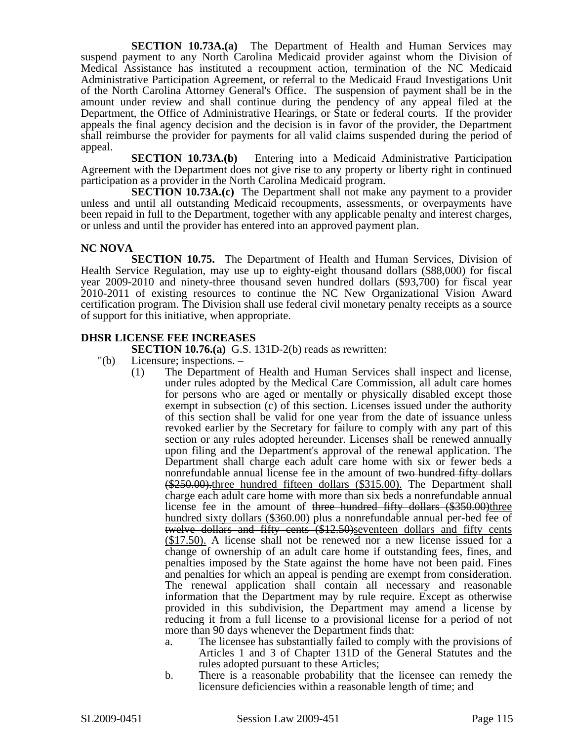**SECTION 10.73A.(a)** The Department of Health and Human Services may suspend payment to any North Carolina Medicaid provider against whom the Division of Medical Assistance has instituted a recoupment action, termination of the NC Medicaid Administrative Participation Agreement, or referral to the Medicaid Fraud Investigations Unit of the North Carolina Attorney General's Office. The suspension of payment shall be in the amount under review and shall continue during the pendency of any appeal filed at the Department, the Office of Administrative Hearings, or State or federal courts. If the provider appeals the final agency decision and the decision is in favor of the provider, the Department shall reimburse the provider for payments for all valid claims suspended during the period of appeal.

**SECTION 10.73A.(b)** Entering into a Medicaid Administrative Participation Agreement with the Department does not give rise to any property or liberty right in continued participation as a provider in the North Carolina Medicaid program.

**SECTION 10.73A.(c)** The Department shall not make any payment to a provider unless and until all outstanding Medicaid recoupments, assessments, or overpayments have been repaid in full to the Department, together with any applicable penalty and interest charges, or unless and until the provider has entered into an approved payment plan.

**NC NOVA**

**SECTION 10.75.** The Department of Health and Human Services, Division of Health Service Regulation, may use up to eighty-eight thousand dollars ($88,000) for fiscal year 2009-2010 and ninety-three thousand seven hundred dollars ($93,700) for fiscal year 2010-2011 of existing resources to continue the NC New Organizational Vision Award certification program. The Division shall use federal civil monetary penalty receipts as a source of support for this initiative, when appropriate.

**DHSR LICENSE FEE INCREASES**

**SECTION 10.76.(a)** G.S. 131D-2(b) reads as rewritten:

"(b) Licensure; inspections. –

(1) The Department of Health and Human Services shall inspect and license, under rules adopted by the Medical Care Commission, all adult care homes for persons who are aged or mentally or physically disabled except those exempt in subsection (c) of this section. Licenses issued under the authority of this section shall be valid for one year from the date of issuance unless revoked earlier by the Secretary for failure to comply with any part of this section or any rules adopted hereunder. Licenses shall be renewed annually upon filing and the Department's approval of the renewal application. The Department shall charge each adult care home with six or fewer beds a nonrefundable annual license fee in the amount of ~~two hundred fifty dollars ($250.00).~~<u>three hundred fifteen dollars ($315.00).</u> The Department shall charge each adult care home with more than six beds a nonrefundable annual license fee in the amount of ~~three hundred fifty dollars ($350.00)~~<u>three hundred sixty dollars ($360.00)</u> plus a nonrefundable annual per-bed fee of ~~twelve dollars and fifty cents ($12.50)~~<u>seventeen dollars and fifty cents ($17.50).</u> A license shall not be renewed nor a new license issued for a change of ownership of an adult care home if outstanding fees, fines, and penalties imposed by the State against the home have not been paid. Fines and penalties for which an appeal is pending are exempt from consideration. The renewal application shall contain all necessary and reasonable information that the Department may by rule require. Except as otherwise provided in this subdivision, the Department may amend a license by reducing it from a full license to a provisional license for a period of not more than 90 days whenever the Department finds that:

a. The licensee has substantially failed to comply with the provisions of Articles 1 and 3 of Chapter 131D of the General Statutes and the rules adopted pursuant to these Articles;

b. There is a reasonable probability that the licensee can remedy the licensure deficiencies within a reasonable length of time; and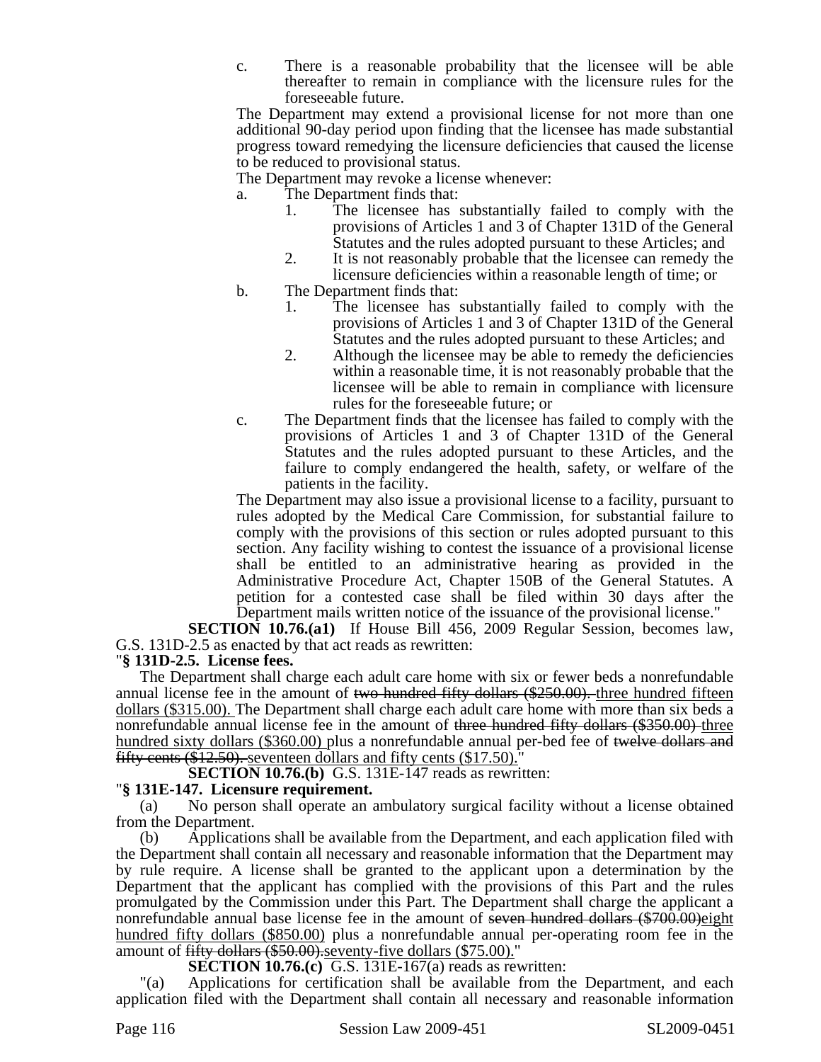c. There is a reasonable probability that the licensee will be able thereafter to remain in compliance with the licensure rules for the foreseeable future.

The Department may extend a provisional license for not more than one additional 90-day period upon finding that the licensee has made substantial progress toward remedying the licensure deficiencies that caused the license to be reduced to provisional status.

The Department may revoke a license whenever:

a. The Department finds that:
   1. The licensee has substantially failed to comply with the provisions of Articles 1 and 3 of Chapter 131D of the General Statutes and the rules adopted pursuant to these Articles; and
   2. It is not reasonably probable that the licensee can remedy the licensure deficiencies within a reasonable length of time; or
b. The Department finds that:
   1. The licensee has substantially failed to comply with the provisions of Articles 1 and 3 of Chapter 131D of the General Statutes and the rules adopted pursuant to these Articles; and
   2. Although the licensee may be able to remedy the deficiencies within a reasonable time, it is not reasonably probable that the licensee will be able to remain in compliance with licensure rules for the foreseeable future; or
c. The Department finds that the licensee has failed to comply with the provisions of Articles 1 and 3 of Chapter 131D of the General Statutes and the rules adopted pursuant to these Articles, and the failure to comply endangered the health, safety, or welfare of the patients in the facility.

The Department may also issue a provisional license to a facility, pursuant to rules adopted by the Medical Care Commission, for substantial failure to comply with the provisions of this section or rules adopted pursuant to this section. Any facility wishing to contest the issuance of a provisional license shall be entitled to an administrative hearing as provided in the Administrative Procedure Act, Chapter 150B of the General Statutes. A petition for a contested case shall be filed within 30 days after the Department mails written notice of the issuance of the provisional license."

**SECTION 10.76.(a1)** If House Bill 456, 2009 Regular Session, becomes law, G.S. 131D-2.5 as enacted by that act reads as rewritten:

"**§ 131D-2.5. License fees.**

The Department shall charge each adult care home with six or fewer beds a nonrefundable annual license fee in the amount of ~~two hundred fifty dollars ($250.00).~~ <u>three hundred fifteen dollars ($315.00).</u> The Department shall charge each adult care home with more than six beds a nonrefundable annual license fee in the amount of ~~three hundred fifty dollars ($350.00)~~ <u>three hundred sixty dollars ($360.00)</u> plus a nonrefundable annual per-bed fee of ~~twelve dollars and fifty cents ($12.50).~~ <u>seventeen dollars and fifty cents ($17.50).</u>"

**SECTION 10.76.(b)** G.S. 131E-147 reads as rewritten:

"**§ 131E-147. Licensure requirement.**

(a) No person shall operate an ambulatory surgical facility without a license obtained from the Department.

(b) Applications shall be available from the Department, and each application filed with the Department shall contain all necessary and reasonable information that the Department may by rule require. A license shall be granted to the applicant upon a determination by the Department that the applicant has complied with the provisions of this Part and the rules promulgated by the Commission under this Part. The Department shall charge the applicant a nonrefundable annual base license fee in the amount of ~~seven hundred dollars ($700.00)~~<u>eight hundred fifty dollars ($850.00)</u> plus a nonrefundable annual per-operating room fee in the amount of ~~fifty dollars ($50.00).~~<u>seventy-five dollars ($75.00).</u>"

**SECTION 10.76.(c)** G.S. 131E-167(a) reads as rewritten:

"(a) Applications for certification shall be available from the Department, and each application filed with the Department shall contain all necessary and reasonable information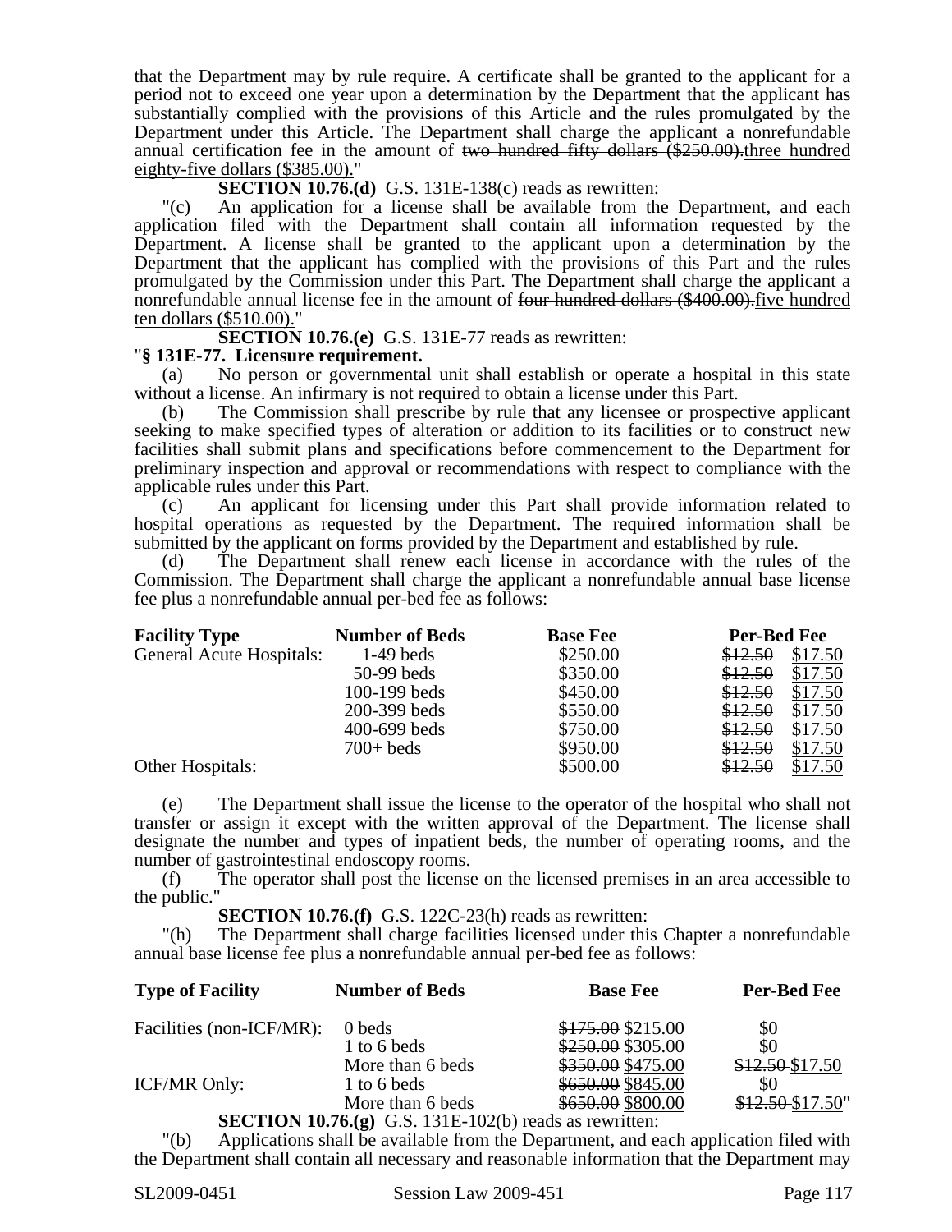that the Department may by rule require. A certificate shall be granted to the applicant for a period not to exceed one year upon a determination by the Department that the applicant has substantially complied with the provisions of this Article and the rules promulgated by the Department under this Article. The Department shall charge the applicant a nonrefundable annual certification fee in the amount of ~~two hundred fifty dollars ($250.00).~~three hundred eighty-five dollars ($385.00)."

**SECTION 10.76.(d)** G.S. 131E-138(c) reads as rewritten:

"(c) An application for a license shall be available from the Department, and each application filed with the Department shall contain all information requested by the Department. A license shall be granted to the applicant upon a determination by the Department that the applicant has complied with the provisions of this Part and the rules promulgated by the Commission under this Part. The Department shall charge the applicant a nonrefundable annual license fee in the amount of ~~four hundred dollars ($400.00).~~five hundred ten dollars ($510.00)."

**SECTION 10.76.(e)** G.S. 131E-77 reads as rewritten:

"**§ 131E-77. Licensure requirement.**

(a) No person or governmental unit shall establish or operate a hospital in this state without a license. An infirmary is not required to obtain a license under this Part.

(b) The Commission shall prescribe by rule that any licensee or prospective applicant seeking to make specified types of alteration or addition to its facilities or to construct new facilities shall submit plans and specifications before commencement to the Department for preliminary inspection and approval or recommendations with respect to compliance with the applicable rules under this Part.

(c) An applicant for licensing under this Part shall provide information related to hospital operations as requested by the Department. The required information shall be submitted by the applicant on forms provided by the Department and established by rule.

(d) The Department shall renew each license in accordance with the rules of the Commission. The Department shall charge the applicant a nonrefundable annual base license fee plus a nonrefundable annual per-bed fee as follows:

| Facility Type | Number of Beds | Base Fee | Per-Bed Fee |
|---|---|---|---|
| General Acute Hospitals: | 1-49 beds | $250.00 | ~~$12.50~~ $17.50 |
| | 50-99 beds | $350.00 | ~~$12.50~~ $17.50 |
| | 100-199 beds | $450.00 | ~~$12.50~~ $17.50 |
| | 200-399 beds | $550.00 | ~~$12.50~~ $17.50 |
| | 400-699 beds | $750.00 | ~~$12.50~~ $17.50 |
| | 700+ beds | $950.00 | ~~$12.50~~ $17.50 |
| Other Hospitals: | | $500.00 | ~~$12.50~~ $17.50 |

(e) The Department shall issue the license to the operator of the hospital who shall not transfer or assign it except with the written approval of the Department. The license shall designate the number and types of inpatient beds, the number of operating rooms, and the number of gastrointestinal endoscopy rooms.

(f) The operator shall post the license on the licensed premises in an area accessible to the public."

**SECTION 10.76.(f)** G.S. 122C-23(h) reads as rewritten:

"(h) The Department shall charge facilities licensed under this Chapter a nonrefundable annual base license fee plus a nonrefundable annual per-bed fee as follows:

| Type of Facility | Number of Beds | Base Fee | Per-Bed Fee |
|---|---|---|---|
| Facilities (non-ICF/MR): | 0 beds | ~~$175.00~~ $215.00 | $0 |
| | 1 to 6 beds | ~~$250.00~~ $305.00 | $0 |
| | More than 6 beds | ~~$350.00~~ $475.00 | ~~$12.50~~ $17.50 |
| ICF/MR Only: | 1 to 6 beds | ~~$650.00~~ $845.00 | $0 |
| | More than 6 beds | ~~$650.00~~ $800.00 | ~~$12.50~~ $17.50" |

**SECTION 10.76.(g)** G.S. 131E-102(b) reads as rewritten:

"(b) Applications shall be available from the Department, and each application filed with the Department shall contain all necessary and reasonable information that the Department may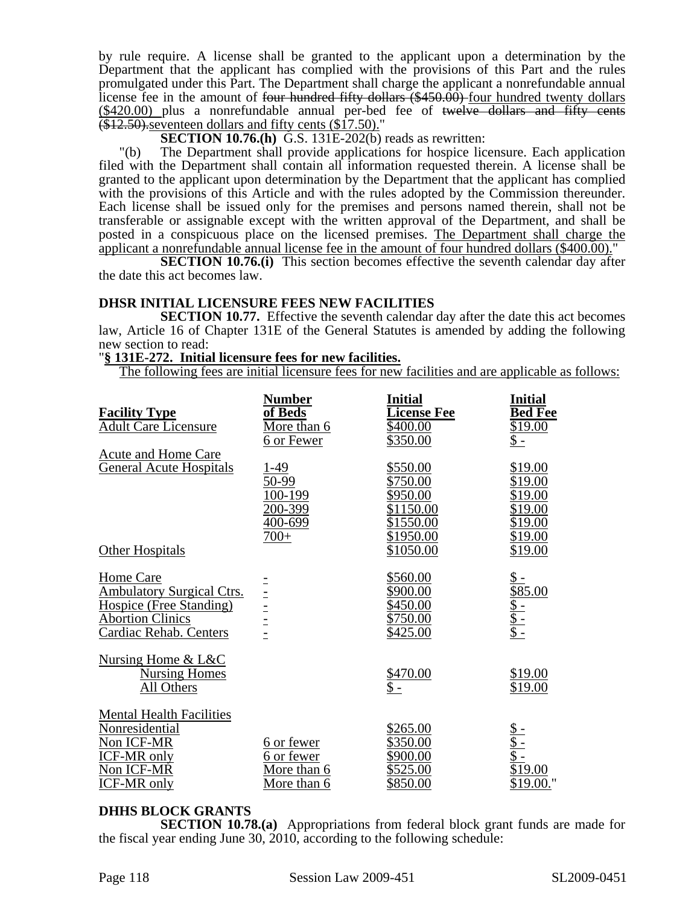by rule require. A license shall be granted to the applicant upon a determination by the Department that the applicant has complied with the provisions of this Part and the rules promulgated under this Part. The Department shall charge the applicant a nonrefundable annual license fee in the amount of ~~four hundred fifty dollars ($450.00)~~ four hundred twenty dollars ($420.00) plus a nonrefundable annual per-bed fee of ~~twelve dollars and fifty cents ($12.50).~~seventeen dollars and fifty cents ($17.50)."

**SECTION 10.76.(h)** G.S. 131E-202(b) reads as rewritten:

"(b) The Department shall provide applications for hospice licensure. Each application filed with the Department shall contain all information requested therein. A license shall be granted to the applicant upon determination by the Department that the applicant has complied with the provisions of this Article and with the rules adopted by the Commission thereunder. Each license shall be issued only for the premises and persons named therein, shall not be transferable or assignable except with the written approval of the Department, and shall be posted in a conspicuous place on the licensed premises. The Department shall charge the applicant a nonrefundable annual license fee in the amount of four hundred dollars ($400.00)."

**SECTION 10.76.(i)** This section becomes effective the seventh calendar day after the date this act becomes law.

**DHSR INITIAL LICENSURE FEES NEW FACILITIES**

**SECTION 10.77.** Effective the seventh calendar day after the date this act becomes law, Article 16 of Chapter 131E of the General Statutes is amended by adding the following new section to read:

"**§ 131E-272. Initial licensure fees for new facilities.**

The following fees are initial licensure fees for new facilities and are applicable as follows:

| Facility Type | Number of Beds | Initial License Fee | Initial Bed Fee |
|---|---|---|---|
| Adult Care Licensure | More than 6 | $400.00 | $19.00 |
| | 6 or Fewer | $350.00 | $ - |
| Acute and Home Care | | | |
| General Acute Hospitals | 1-49 | $550.00 | $19.00 |
| | 50-99 | $750.00 | $19.00 |
| | 100-199 | $950.00 | $19.00 |
| | 200-399 | $1150.00 | $19.00 |
| | 400-699 | $1550.00 | $19.00 |
| | 700+ | $1950.00 | $19.00 |
| Other Hospitals | | $1050.00 | $19.00 |
| Home Care | - | $560.00 | $ - |
| Ambulatory Surgical Ctrs. | - | $900.00 | $85.00 |
| Hospice (Free Standing) | - | $450.00 | $ - |
| Abortion Clinics | - | $750.00 | $ - |
| Cardiac Rehab. Centers | - | $425.00 | $ - |
| Nursing Home & L&C | | | |
| Nursing Homes | | $470.00 | $19.00 |
| All Others | | $ - | $19.00 |
| Mental Health Facilities | | | |
| Nonresidential | | $265.00 | $ - |
| Non ICF-MR | 6 or fewer | $350.00 | $ - |
| ICF-MR only | 6 or fewer | $900.00 | $ - |
| Non ICF-MR | More than 6 | $525.00 | $19.00 |
| ICF-MR only | More than 6 | $850.00 | $19.00." |

**DHHS BLOCK GRANTS**

**SECTION 10.78.(a)** Appropriations from federal block grant funds are made for the fiscal year ending June 30, 2010, according to the following schedule: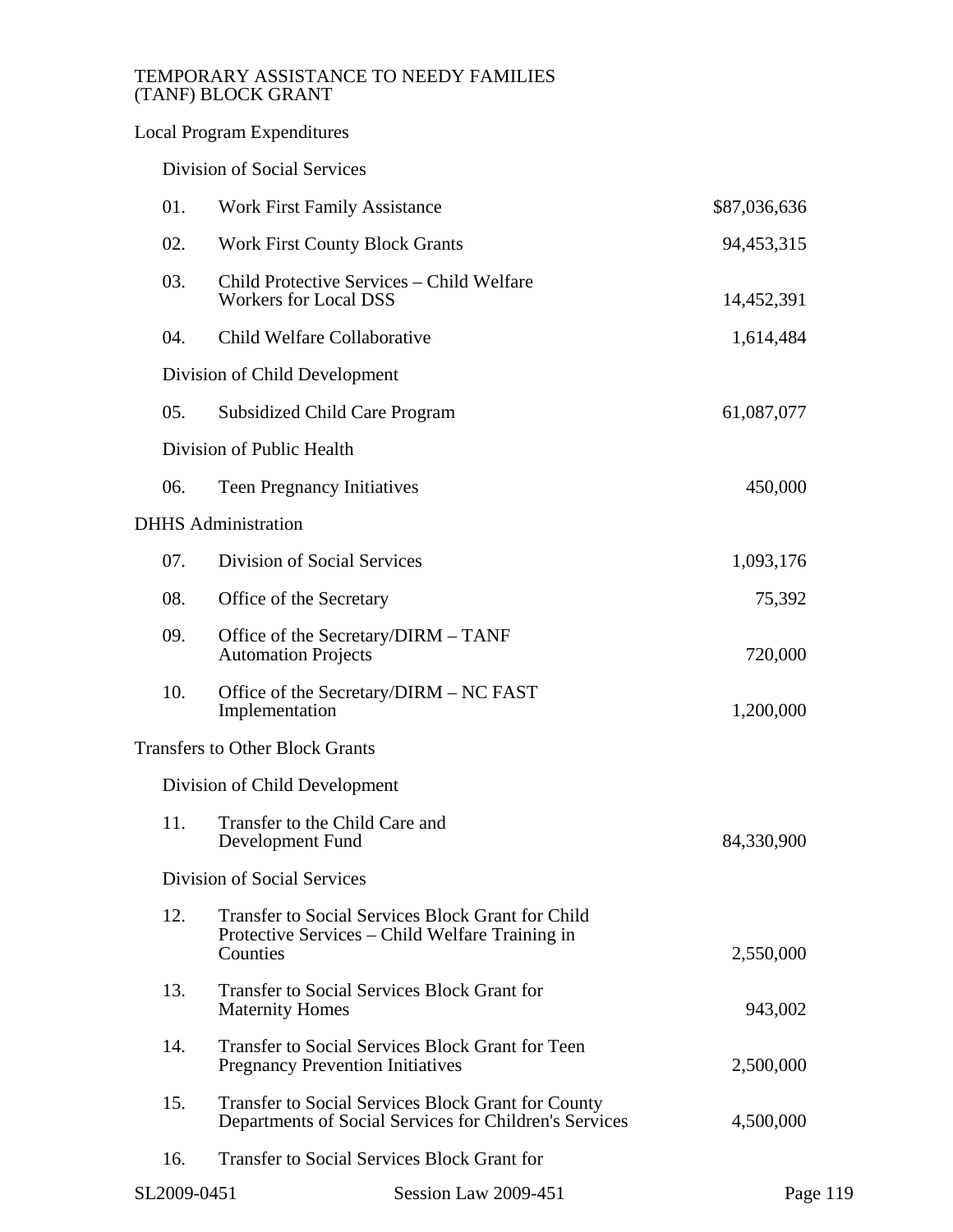TEMPORARY ASSISTANCE TO NEEDY FAMILIES (TANF) BLOCK GRANT

Local Program Expenditures

Division of Social Services

| | | |
|---|---|---|
| 01. | Work First Family Assistance | $87,036,636 |
| 02. | Work First County Block Grants | 94,453,315 |
| 03. | Child Protective Services – Child Welfare Workers for Local DSS | 14,452,391 |
| 04. | Child Welfare Collaborative | 1,614,484 |

Division of Child Development

| | | |
|---|---|---|
| 05. | Subsidized Child Care Program | 61,087,077 |

Division of Public Health

| | | |
|---|---|---|
| 06. | Teen Pregnancy Initiatives | 450,000 |

DHHS Administration

| | | |
|---|---|---|
| 07. | Division of Social Services | 1,093,176 |
| 08. | Office of the Secretary | 75,392 |
| 09. | Office of the Secretary/DIRM – TANF Automation Projects | 720,000 |
| 10. | Office of the Secretary/DIRM – NC FAST Implementation | 1,200,000 |

Transfers to Other Block Grants

Division of Child Development

| | | |
|---|---|---|
| 11. | Transfer to the Child Care and Development Fund | 84,330,900 |

Division of Social Services

| | | |
|---|---|---|
| 12. | Transfer to Social Services Block Grant for Child Protective Services – Child Welfare Training in Counties | 2,550,000 |
| 13. | Transfer to Social Services Block Grant for Maternity Homes | 943,002 |
| 14. | Transfer to Social Services Block Grant for Teen Pregnancy Prevention Initiatives | 2,500,000 |
| 15. | Transfer to Social Services Block Grant for County Departments of Social Services for Children's Services | 4,500,000 |
| 16. | Transfer to Social Services Block Grant for | |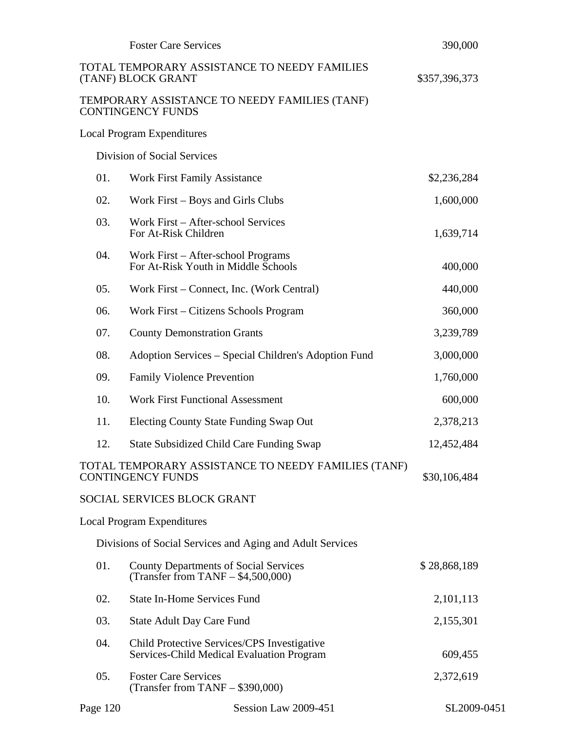| | | |
|---|---|---|
| | Foster Care Services | 390,000 |
| TOTAL TEMPORARY ASSISTANCE TO NEEDY FAMILIES (TANF) BLOCK GRANT | | $357,396,373 |

TEMPORARY ASSISTANCE TO NEEDY FAMILIES (TANF) CONTINGENCY FUNDS

Local Program Expenditures

Division of Social Services

| | | |
|---|---|---|
| 01. | Work First Family Assistance | $2,236,284 |
| 02. | Work First – Boys and Girls Clubs | 1,600,000 |
| 03. | Work First – After-school Services For At-Risk Children | 1,639,714 |
| 04. | Work First – After-school Programs For At-Risk Youth in Middle Schools | 400,000 |
| 05. | Work First – Connect, Inc. (Work Central) | 440,000 |
| 06. | Work First – Citizens Schools Program | 360,000 |
| 07. | County Demonstration Grants | 3,239,789 |
| 08. | Adoption Services – Special Children's Adoption Fund | 3,000,000 |
| 09. | Family Violence Prevention | 1,760,000 |
| 10. | Work First Functional Assessment | 600,000 |
| 11. | Electing County State Funding Swap Out | 2,378,213 |
| 12. | State Subsidized Child Care Funding Swap | 12,452,484 |

TOTAL TEMPORARY ASSISTANCE TO NEEDY FAMILIES (TANF) CONTINGENCY FUNDS — $30,106,484

SOCIAL SERVICES BLOCK GRANT

Local Program Expenditures

Divisions of Social Services and Aging and Adult Services

| | | |
|---|---|---|
| 01. | County Departments of Social Services (Transfer from TANF – $4,500,000) | $ 28,868,189 |
| 02. | State In-Home Services Fund | 2,101,113 |
| 03. | State Adult Day Care Fund | 2,155,301 |
| 04. | Child Protective Services/CPS Investigative Services-Child Medical Evaluation Program | 609,455 |
| 05. | Foster Care Services (Transfer from TANF – $390,000) | 2,372,619 |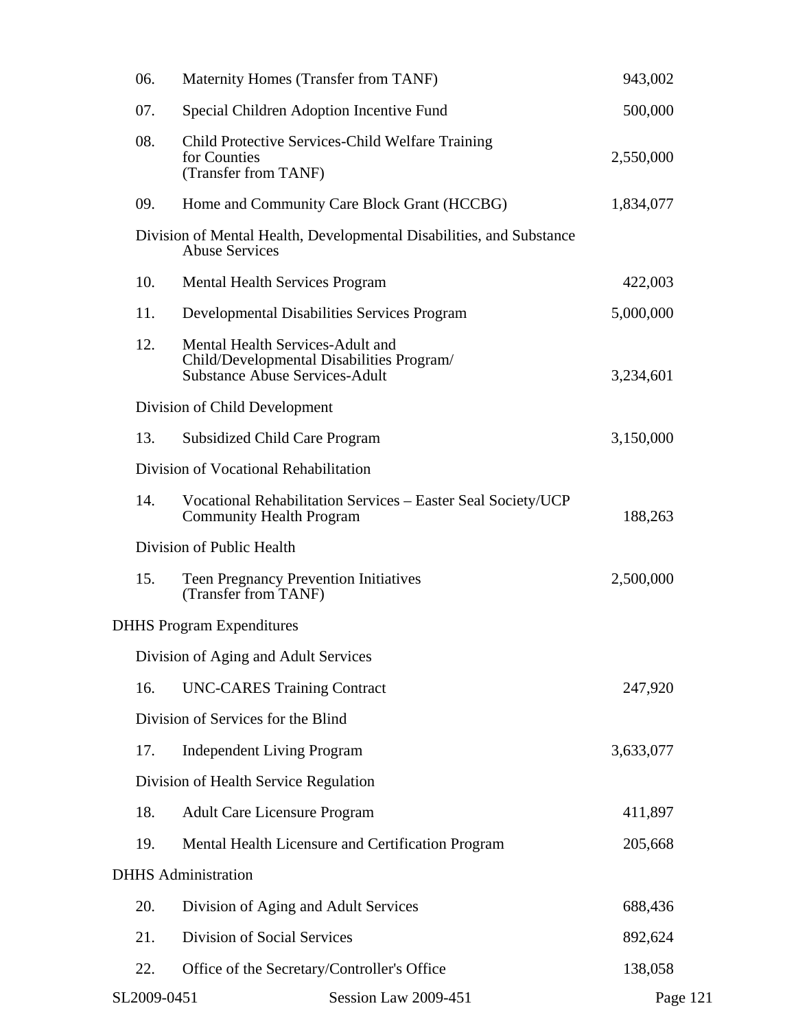| | | |
|---|---|---|
| 06. | Maternity Homes (Transfer from TANF) | 943,002 |
| 07. | Special Children Adoption Incentive Fund | 500,000 |
| 08. | Child Protective Services-Child Welfare Training for Counties (Transfer from TANF) | 2,550,000 |
| 09. | Home and Community Care Block Grant (HCCBG) | 1,834,077 |
| Division of Mental Health, Developmental Disabilities, and Substance Abuse Services | | |
| 10. | Mental Health Services Program | 422,003 |
| 11. | Developmental Disabilities Services Program | 5,000,000 |
| 12. | Mental Health Services-Adult and Child/Developmental Disabilities Program/ Substance Abuse Services-Adult | 3,234,601 |
| Division of Child Development | | |
| 13. | Subsidized Child Care Program | 3,150,000 |
| Division of Vocational Rehabilitation | | |
| 14. | Vocational Rehabilitation Services – Easter Seal Society/UCP Community Health Program | 188,263 |
| Division of Public Health | | |
| 15. | Teen Pregnancy Prevention Initiatives (Transfer from TANF) | 2,500,000 |
| DHHS Program Expenditures | | |
| Division of Aging and Adult Services | | |
| 16. | UNC-CARES Training Contract | 247,920 |
| Division of Services for the Blind | | |
| 17. | Independent Living Program | 3,633,077 |
| Division of Health Service Regulation | | |
| 18. | Adult Care Licensure Program | 411,897 |
| 19. | Mental Health Licensure and Certification Program | 205,668 |
| DHHS Administration | | |
| 20. | Division of Aging and Adult Services | 688,436 |
| 21. | Division of Social Services | 892,624 |
| 22. | Office of the Secretary/Controller's Office | 138,058 |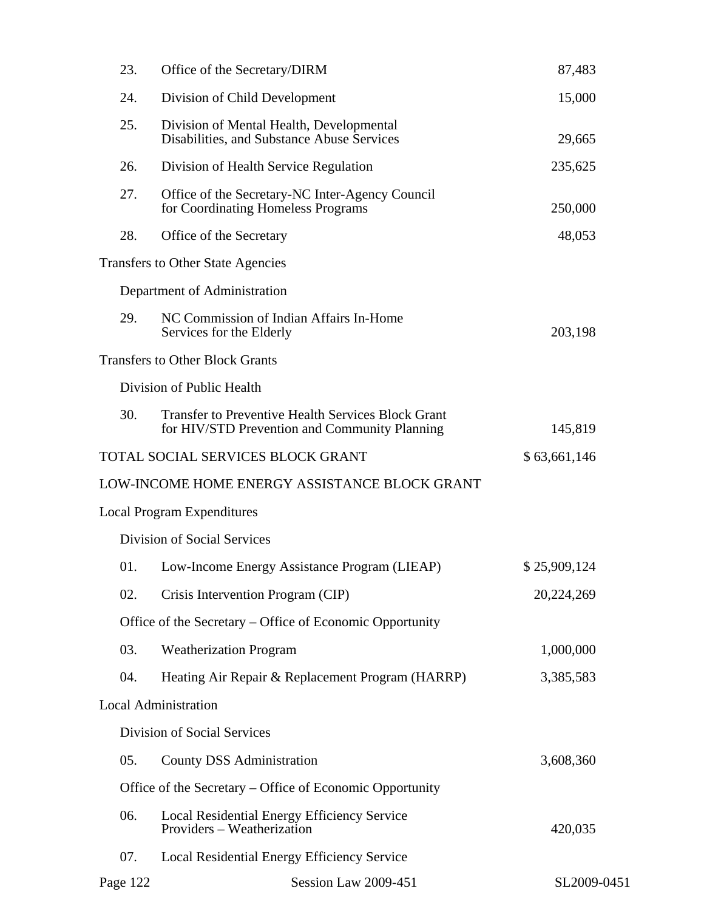| | | |
|---|---|---|
| 23. | Office of the Secretary/DIRM | 87,483 |
| 24. | Division of Child Development | 15,000 |
| 25. | Division of Mental Health, Developmental Disabilities, and Substance Abuse Services | 29,665 |
| 26. | Division of Health Service Regulation | 235,625 |
| 27. | Office of the Secretary-NC Inter-Agency Council for Coordinating Homeless Programs | 250,000 |
| 28. | Office of the Secretary | 48,053 |
| Transfers to Other State Agencies | | |
| | Department of Administration | |
| 29. | NC Commission of Indian Affairs In-Home Services for the Elderly | 203,198 |
| Transfers to Other Block Grants | | |
| | Division of Public Health | |
| 30. | Transfer to Preventive Health Services Block Grant for HIV/STD Prevention and Community Planning | 145,819 |
| TOTAL SOCIAL SERVICES BLOCK GRANT | | $ 63,661,146 |
| LOW-INCOME HOME ENERGY ASSISTANCE BLOCK GRANT | | |
| Local Program Expenditures | | |
| | Division of Social Services | |
| 01. | Low-Income Energy Assistance Program (LIEAP) | $ 25,909,124 |
| 02. | Crisis Intervention Program (CIP) | 20,224,269 |
| | Office of the Secretary – Office of Economic Opportunity | |
| 03. | Weatherization Program | 1,000,000 |
| 04. | Heating Air Repair & Replacement Program (HARRP) | 3,385,583 |
| Local Administration | | |
| | Division of Social Services | |
| 05. | County DSS Administration | 3,608,360 |
| | Office of the Secretary – Office of Economic Opportunity | |
| 06. | Local Residential Energy Efficiency Service Providers – Weatherization | 420,035 |
| 07. | Local Residential Energy Efficiency Service | |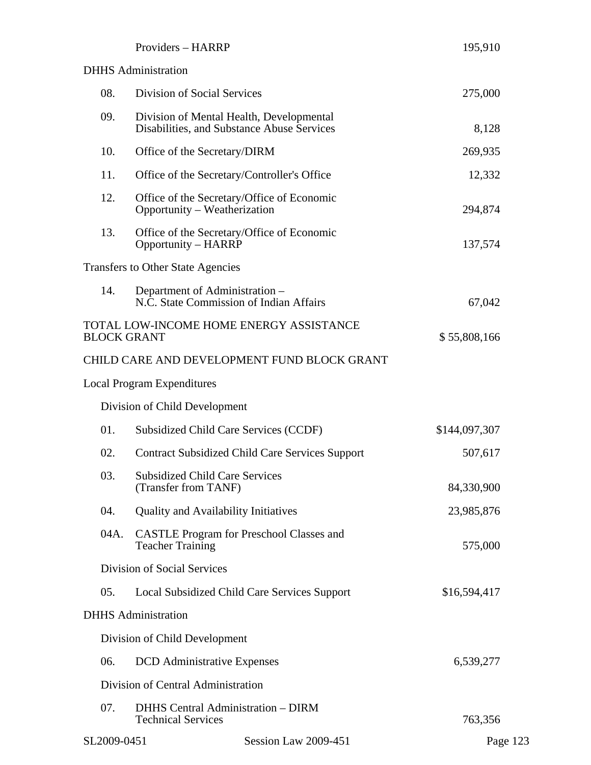| | | |
|---|---|---|
| | Providers – HARRP | 195,910 |
| DHHS Administration | | |
| 08. | Division of Social Services | 275,000 |
| 09. | Division of Mental Health, Developmental Disabilities, and Substance Abuse Services | 8,128 |
| 10. | Office of the Secretary/DIRM | 269,935 |
| 11. | Office of the Secretary/Controller's Office | 12,332 |
| 12. | Office of the Secretary/Office of Economic Opportunity – Weatherization | 294,874 |
| 13. | Office of the Secretary/Office of Economic Opportunity – HARRP | 137,574 |
| Transfers to Other State Agencies | | |
| 14. | Department of Administration – N.C. State Commission of Indian Affairs | 67,042 |
| TOTAL LOW-INCOME HOME ENERGY ASSISTANCE BLOCK GRANT | | $ 55,808,166 |

CHILD CARE AND DEVELOPMENT FUND BLOCK GRANT

| | | |
|---|---|---|
| Local Program Expenditures | | |
| Division of Child Development | | |
| 01. | Subsidized Child Care Services (CCDF) | $144,097,307 |
| 02. | Contract Subsidized Child Care Services Support | 507,617 |
| 03. | Subsidized Child Care Services (Transfer from TANF) | 84,330,900 |
| 04. | Quality and Availability Initiatives | 23,985,876 |
| 04A. | CASTLE Program for Preschool Classes and Teacher Training | 575,000 |
| Division of Social Services | | |
| 05. | Local Subsidized Child Care Services Support | $16,594,417 |
| DHHS Administration | | |
| Division of Child Development | | |
| 06. | DCD Administrative Expenses | 6,539,277 |
| Division of Central Administration | | |
| 07. | DHHS Central Administration – DIRM Technical Services | 763,356 |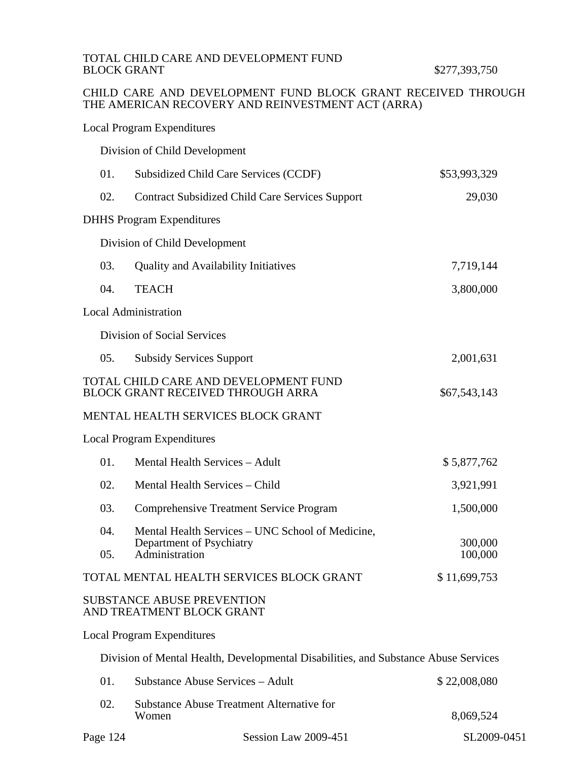TOTAL CHILD CARE AND DEVELOPMENT FUND BLOCK GRANT $277,393,750

CHILD CARE AND DEVELOPMENT FUND BLOCK GRANT RECEIVED THROUGH THE AMERICAN RECOVERY AND REINVESTMENT ACT (ARRA)

Local Program Expenditures

Division of Child Development

| | | |
|---|---|---|
| 01. | Subsidized Child Care Services (CCDF) | $53,993,329 |
| 02. | Contract Subsidized Child Care Services Support | 29,030 |

DHHS Program Expenditures

Division of Child Development

| | | |
|---|---|---|
| 03. | Quality and Availability Initiatives | 7,719,144 |
| 04. | TEACH | 3,800,000 |

Local Administration

Division of Social Services

| | | |
|---|---|---|
| 05. | Subsidy Services Support | 2,001,631 |

TOTAL CHILD CARE AND DEVELOPMENT FUND BLOCK GRANT RECEIVED THROUGH ARRA $67,543,143

MENTAL HEALTH SERVICES BLOCK GRANT

Local Program Expenditures

| | | |
|---|---|---|
| 01. | Mental Health Services – Adult | $ 5,877,762 |
| 02. | Mental Health Services – Child | 3,921,991 |
| 03. | Comprehensive Treatment Service Program | 1,500,000 |
| 04. | Mental Health Services – UNC School of Medicine, Department of Psychiatry | 300,000 |
| 05. | Administration | 100,000 |

TOTAL MENTAL HEALTH SERVICES BLOCK GRANT $ 11,699,753

SUBSTANCE ABUSE PREVENTION AND TREATMENT BLOCK GRANT

Local Program Expenditures

Division of Mental Health, Developmental Disabilities, and Substance Abuse Services

| | | |
|---|---|---|
| 01. | Substance Abuse Services – Adult | $ 22,008,080 |
| 02. | Substance Abuse Treatment Alternative for Women | 8,069,524 |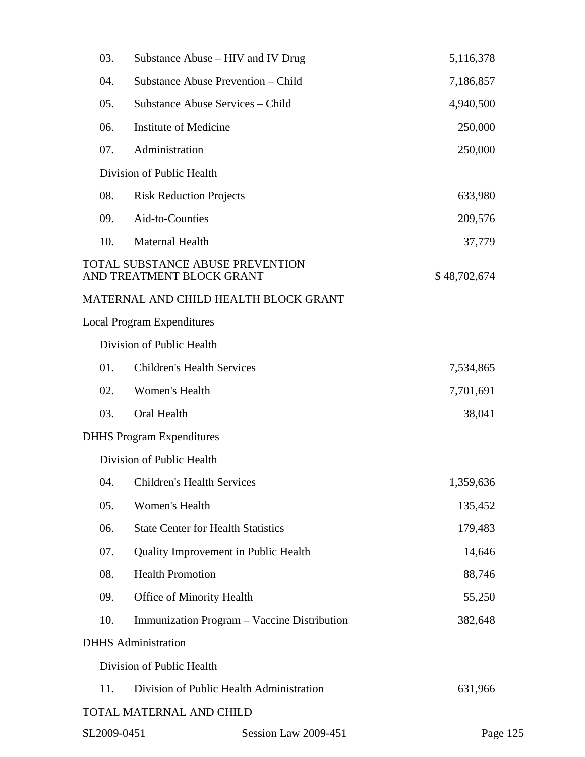| | | |
|---|---|---|
| 03. | Substance Abuse – HIV and IV Drug | 5,116,378 |
| 04. | Substance Abuse Prevention – Child | 7,186,857 |
| 05. | Substance Abuse Services – Child | 4,940,500 |
| 06. | Institute of Medicine | 250,000 |
| 07. | Administration | 250,000 |
| | Division of Public Health | |
| 08. | Risk Reduction Projects | 633,980 |
| 09. | Aid-to-Counties | 209,576 |
| 10. | Maternal Health | 37,779 |
| TOTAL SUBSTANCE ABUSE PREVENTION AND TREATMENT BLOCK GRANT | | $ 48,702,674 |

MATERNAL AND CHILD HEALTH BLOCK GRANT

Local Program Expenditures

| | | |
|---|---|---|
| | Division of Public Health | |
| 01. | Children's Health Services | 7,534,865 |
| 02. | Women's Health | 7,701,691 |
| 03. | Oral Health | 38,041 |

DHHS Program Expenditures

| | | |
|---|---|---|
| | Division of Public Health | |
| 04. | Children's Health Services | 1,359,636 |
| 05. | Women's Health | 135,452 |
| 06. | State Center for Health Statistics | 179,483 |
| 07. | Quality Improvement in Public Health | 14,646 |
| 08. | Health Promotion | 88,746 |
| 09. | Office of Minority Health | 55,250 |
| 10. | Immunization Program – Vaccine Distribution | 382,648 |

DHHS Administration

| | | |
|---|---|---|
| | Division of Public Health | |
| 11. | Division of Public Health Administration | 631,966 |

TOTAL MATERNAL AND CHILD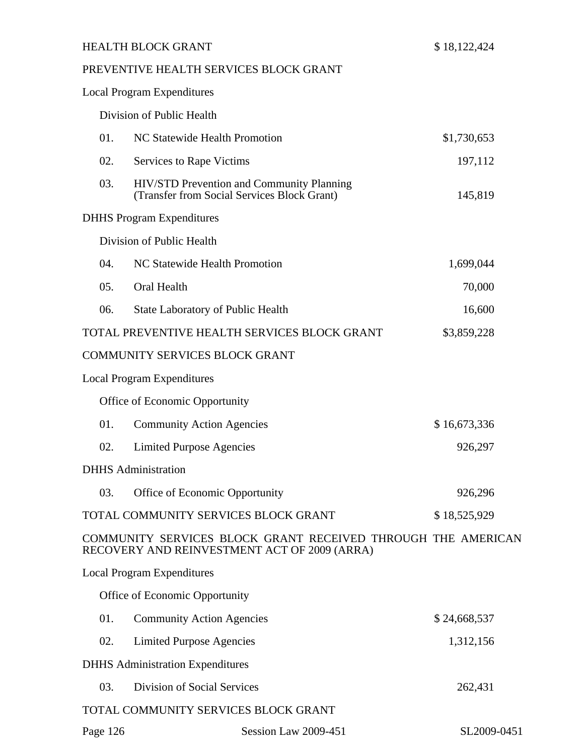HEALTH BLOCK GRANT $ 18,122,424

PREVENTIVE HEALTH SERVICES BLOCK GRANT

Local Program Expenditures

Division of Public Health

| | | |
|---|---|---|
| 01. | NC Statewide Health Promotion | $1,730,653 |
| 02. | Services to Rape Victims | 197,112 |
| 03. | HIV/STD Prevention and Community Planning (Transfer from Social Services Block Grant) | 145,819 |

DHHS Program Expenditures

Division of Public Health

| | | |
|---|---|---|
| 04. | NC Statewide Health Promotion | 1,699,044 |
| 05. | Oral Health | 70,000 |
| 06. | State Laboratory of Public Health | 16,600 |

TOTAL PREVENTIVE HEALTH SERVICES BLOCK GRANT $3,859,228

COMMUNITY SERVICES BLOCK GRANT

Local Program Expenditures

Office of Economic Opportunity

| | | |
|---|---|---|
| 01. | Community Action Agencies | $ 16,673,336 |
| 02. | Limited Purpose Agencies | 926,297 |

DHHS Administration

| | | |
|---|---|---|
| 03. | Office of Economic Opportunity | 926,296 |

TOTAL COMMUNITY SERVICES BLOCK GRANT $ 18,525,929

COMMUNITY SERVICES BLOCK GRANT RECEIVED THROUGH THE AMERICAN RECOVERY AND REINVESTMENT ACT OF 2009 (ARRA)

Local Program Expenditures

Office of Economic Opportunity

| | | |
|---|---|---|
| 01. | Community Action Agencies | $ 24,668,537 |
| 02. | Limited Purpose Agencies | 1,312,156 |

DHHS Administration Expenditures

| | | |
|---|---|---|
| 03. | Division of Social Services | 262,431 |

TOTAL COMMUNITY SERVICES BLOCK GRANT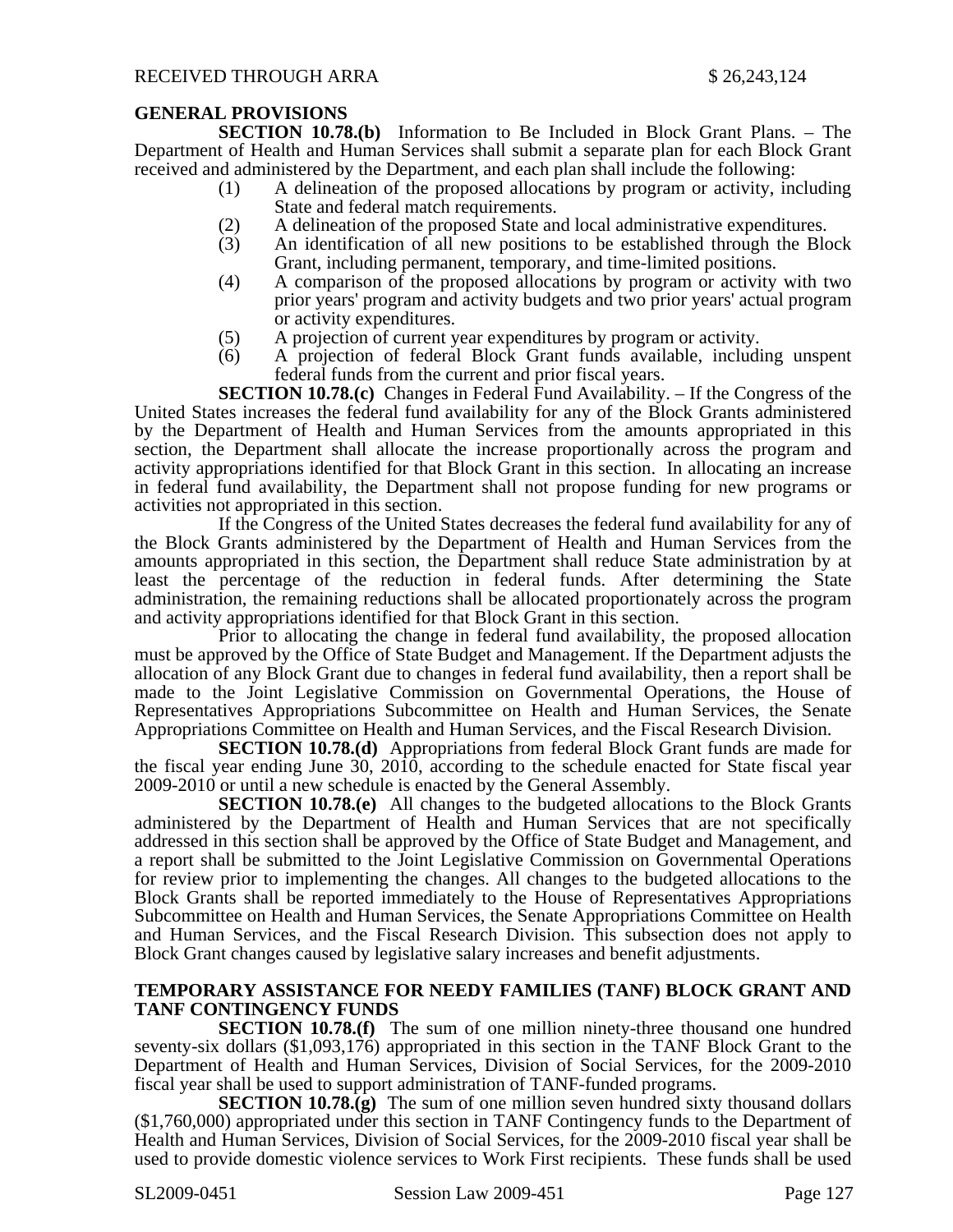RECEIVED THROUGH ARRA $ 26,243,124

**GENERAL PROVISIONS**

**SECTION 10.78.(b)** Information to Be Included in Block Grant Plans. – The Department of Health and Human Services shall submit a separate plan for each Block Grant received and administered by the Department, and each plan shall include the following:

(1) A delineation of the proposed allocations by program or activity, including State and federal match requirements.

(2) A delineation of the proposed State and local administrative expenditures.

(3) An identification of all new positions to be established through the Block Grant, including permanent, temporary, and time-limited positions.

(4) A comparison of the proposed allocations by program or activity with two prior years' program and activity budgets and two prior years' actual program or activity expenditures.

(5) A projection of current year expenditures by program or activity.

(6) A projection of federal Block Grant funds available, including unspent federal funds from the current and prior fiscal years.

**SECTION 10.78.(c)** Changes in Federal Fund Availability. – If the Congress of the United States increases the federal fund availability for any of the Block Grants administered by the Department of Health and Human Services from the amounts appropriated in this section, the Department shall allocate the increase proportionally across the program and activity appropriations identified for that Block Grant in this section. In allocating an increase in federal fund availability, the Department shall not propose funding for new programs or activities not appropriated in this section.

If the Congress of the United States decreases the federal fund availability for any of the Block Grants administered by the Department of Health and Human Services from the amounts appropriated in this section, the Department shall reduce State administration by at least the percentage of the reduction in federal funds. After determining the State administration, the remaining reductions shall be allocated proportionately across the program and activity appropriations identified for that Block Grant in this section.

Prior to allocating the change in federal fund availability, the proposed allocation must be approved by the Office of State Budget and Management. If the Department adjusts the allocation of any Block Grant due to changes in federal fund availability, then a report shall be made to the Joint Legislative Commission on Governmental Operations, the House of Representatives Appropriations Subcommittee on Health and Human Services, the Senate Appropriations Committee on Health and Human Services, and the Fiscal Research Division.

**SECTION 10.78.(d)** Appropriations from federal Block Grant funds are made for the fiscal year ending June 30, 2010, according to the schedule enacted for State fiscal year 2009-2010 or until a new schedule is enacted by the General Assembly.

**SECTION 10.78.(e)** All changes to the budgeted allocations to the Block Grants administered by the Department of Health and Human Services that are not specifically addressed in this section shall be approved by the Office of State Budget and Management, and a report shall be submitted to the Joint Legislative Commission on Governmental Operations for review prior to implementing the changes. All changes to the budgeted allocations to the Block Grants shall be reported immediately to the House of Representatives Appropriations Subcommittee on Health and Human Services, the Senate Appropriations Committee on Health and Human Services, and the Fiscal Research Division. This subsection does not apply to Block Grant changes caused by legislative salary increases and benefit adjustments.

**TEMPORARY ASSISTANCE FOR NEEDY FAMILIES (TANF) BLOCK GRANT AND TANF CONTINGENCY FUNDS**

**SECTION 10.78.(f)** The sum of one million ninety-three thousand one hundred seventy-six dollars ($1,093,176) appropriated in this section in the TANF Block Grant to the Department of Health and Human Services, Division of Social Services, for the 2009-2010 fiscal year shall be used to support administration of TANF-funded programs.

**SECTION 10.78.(g)** The sum of one million seven hundred sixty thousand dollars ($1,760,000) appropriated under this section in TANF Contingency funds to the Department of Health and Human Services, Division of Social Services, for the 2009-2010 fiscal year shall be used to provide domestic violence services to Work First recipients. These funds shall be used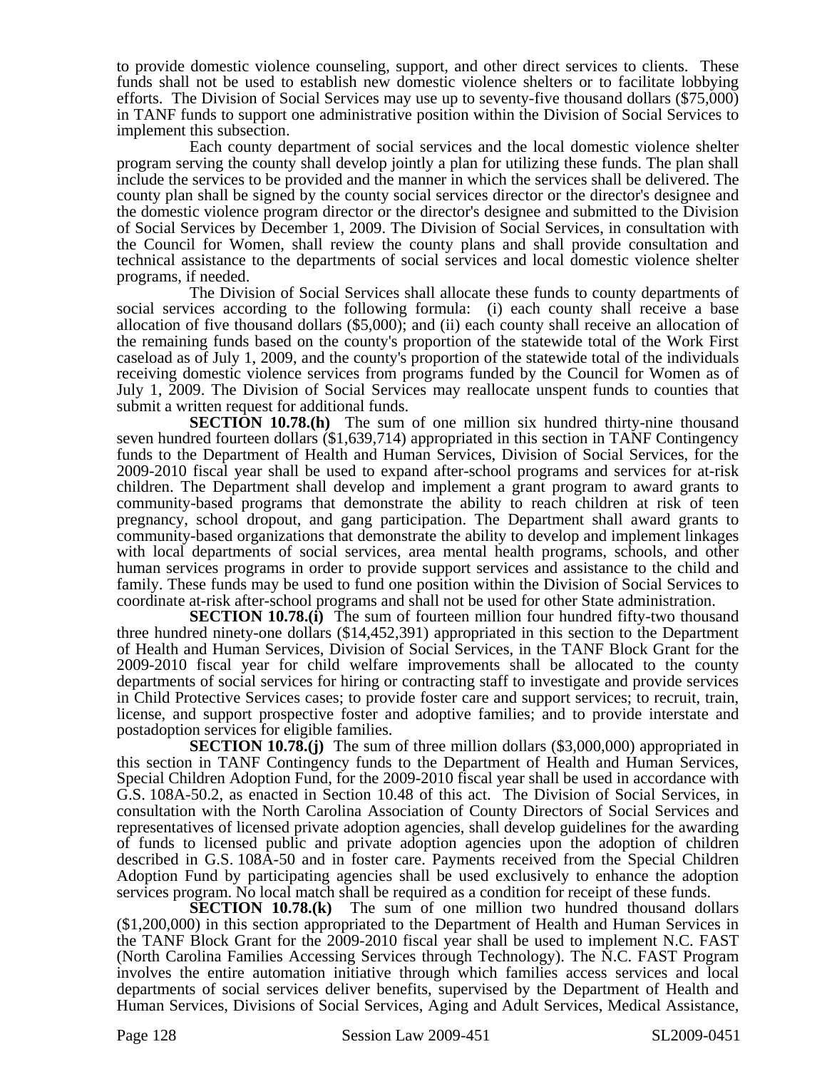to provide domestic violence counseling, support, and other direct services to clients. These funds shall not be used to establish new domestic violence shelters or to facilitate lobbying efforts. The Division of Social Services may use up to seventy-five thousand dollars ($75,000) in TANF funds to support one administrative position within the Division of Social Services to implement this subsection.

Each county department of social services and the local domestic violence shelter program serving the county shall develop jointly a plan for utilizing these funds. The plan shall include the services to be provided and the manner in which the services shall be delivered. The county plan shall be signed by the county social services director or the director's designee and the domestic violence program director or the director's designee and submitted to the Division of Social Services by December 1, 2009. The Division of Social Services, in consultation with the Council for Women, shall review the county plans and shall provide consultation and technical assistance to the departments of social services and local domestic violence shelter programs, if needed.

The Division of Social Services shall allocate these funds to county departments of social services according to the following formula: (i) each county shall receive a base allocation of five thousand dollars ($5,000); and (ii) each county shall receive an allocation of the remaining funds based on the county's proportion of the statewide total of the Work First caseload as of July 1, 2009, and the county's proportion of the statewide total of the individuals receiving domestic violence services from programs funded by the Council for Women as of July 1, 2009. The Division of Social Services may reallocate unspent funds to counties that submit a written request for additional funds.

**SECTION 10.78.(h)** The sum of one million six hundred thirty-nine thousand seven hundred fourteen dollars ($1,639,714) appropriated in this section in TANF Contingency funds to the Department of Health and Human Services, Division of Social Services, for the 2009-2010 fiscal year shall be used to expand after-school programs and services for at-risk children. The Department shall develop and implement a grant program to award grants to community-based programs that demonstrate the ability to reach children at risk of teen pregnancy, school dropout, and gang participation. The Department shall award grants to community-based organizations that demonstrate the ability to develop and implement linkages with local departments of social services, area mental health programs, schools, and other human services programs in order to provide support services and assistance to the child and family. These funds may be used to fund one position within the Division of Social Services to coordinate at-risk after-school programs and shall not be used for other State administration.

**SECTION 10.78.(i)** The sum of fourteen million four hundred fifty-two thousand three hundred ninety-one dollars ($14,452,391) appropriated in this section to the Department of Health and Human Services, Division of Social Services, in the TANF Block Grant for the 2009-2010 fiscal year for child welfare improvements shall be allocated to the county departments of social services for hiring or contracting staff to investigate and provide services in Child Protective Services cases; to provide foster care and support services; to recruit, train, license, and support prospective foster and adoptive families; and to provide interstate and postadoption services for eligible families.

**SECTION 10.78.(j)** The sum of three million dollars ($3,000,000) appropriated in this section in TANF Contingency funds to the Department of Health and Human Services, Special Children Adoption Fund, for the 2009-2010 fiscal year shall be used in accordance with G.S. 108A-50.2, as enacted in Section 10.48 of this act. The Division of Social Services, in consultation with the North Carolina Association of County Directors of Social Services and representatives of licensed private adoption agencies, shall develop guidelines for the awarding of funds to licensed public and private adoption agencies upon the adoption of children described in G.S. 108A-50 and in foster care. Payments received from the Special Children Adoption Fund by participating agencies shall be used exclusively to enhance the adoption services program. No local match shall be required as a condition for receipt of these funds.

**SECTION 10.78.(k)** The sum of one million two hundred thousand dollars ($1,200,000) in this section appropriated to the Department of Health and Human Services in the TANF Block Grant for the 2009-2010 fiscal year shall be used to implement N.C. FAST (North Carolina Families Accessing Services through Technology). The N.C. FAST Program involves the entire automation initiative through which families access services and local departments of social services deliver benefits, supervised by the Department of Health and Human Services, Divisions of Social Services, Aging and Adult Services, Medical Assistance,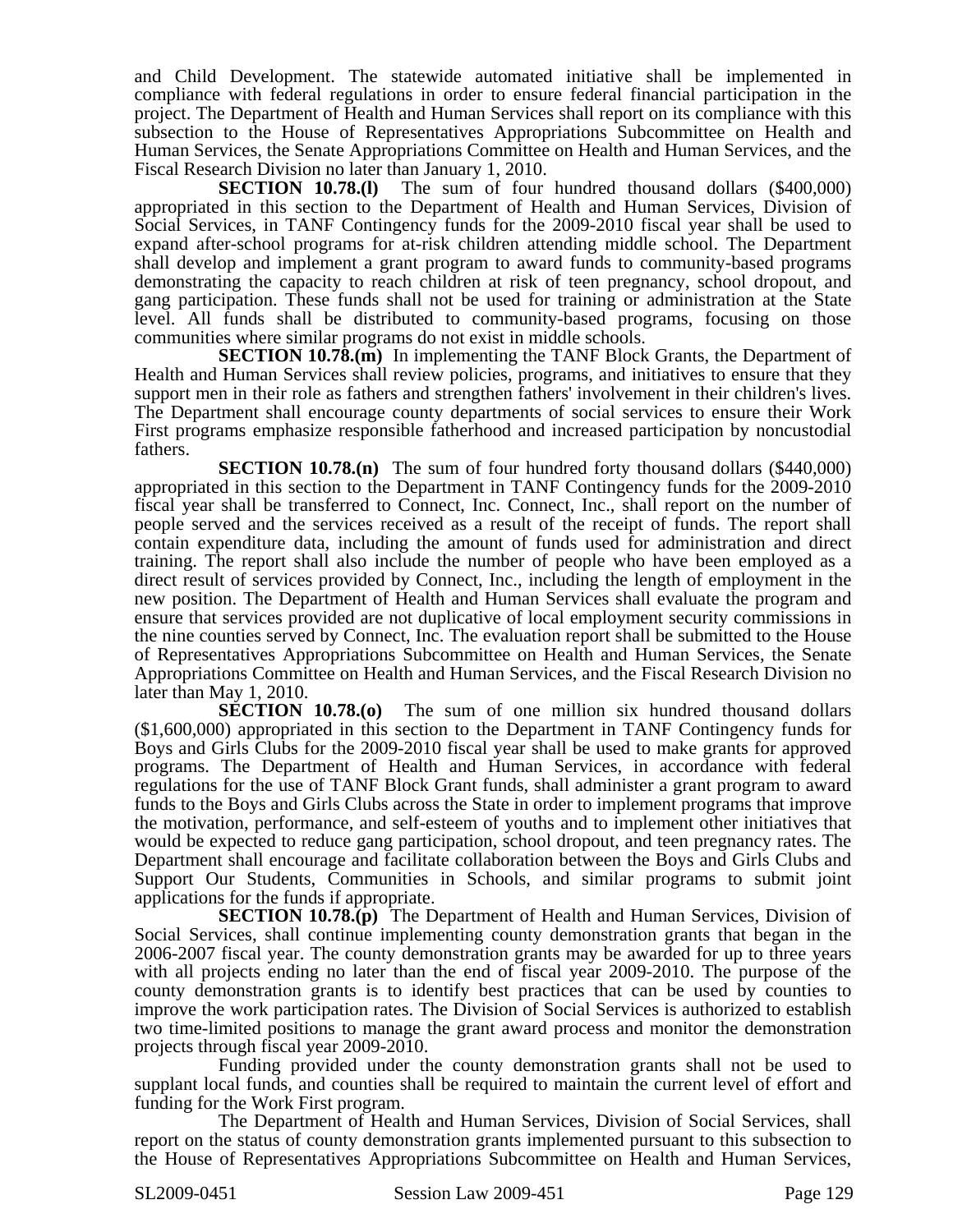and Child Development. The statewide automated initiative shall be implemented in compliance with federal regulations in order to ensure federal financial participation in the project. The Department of Health and Human Services shall report on its compliance with this subsection to the House of Representatives Appropriations Subcommittee on Health and Human Services, the Senate Appropriations Committee on Health and Human Services, and the Fiscal Research Division no later than January 1, 2010.

**SECTION 10.78.(l)** The sum of four hundred thousand dollars ($400,000) appropriated in this section to the Department of Health and Human Services, Division of Social Services, in TANF Contingency funds for the 2009-2010 fiscal year shall be used to expand after-school programs for at-risk children attending middle school. The Department shall develop and implement a grant program to award funds to community-based programs demonstrating the capacity to reach children at risk of teen pregnancy, school dropout, and gang participation. These funds shall not be used for training or administration at the State level. All funds shall be distributed to community-based programs, focusing on those communities where similar programs do not exist in middle schools.

**SECTION 10.78.(m)** In implementing the TANF Block Grants, the Department of Health and Human Services shall review policies, programs, and initiatives to ensure that they support men in their role as fathers and strengthen fathers' involvement in their children's lives. The Department shall encourage county departments of social services to ensure their Work First programs emphasize responsible fatherhood and increased participation by noncustodial fathers.

**SECTION 10.78.(n)** The sum of four hundred forty thousand dollars ($440,000) appropriated in this section to the Department in TANF Contingency funds for the 2009-2010 fiscal year shall be transferred to Connect, Inc. Connect, Inc., shall report on the number of people served and the services received as a result of the receipt of funds. The report shall contain expenditure data, including the amount of funds used for administration and direct training. The report shall also include the number of people who have been employed as a direct result of services provided by Connect, Inc., including the length of employment in the new position. The Department of Health and Human Services shall evaluate the program and ensure that services provided are not duplicative of local employment security commissions in the nine counties served by Connect, Inc. The evaluation report shall be submitted to the House of Representatives Appropriations Subcommittee on Health and Human Services, the Senate Appropriations Committee on Health and Human Services, and the Fiscal Research Division no later than May 1, 2010.

**SECTION 10.78.(o)** The sum of one million six hundred thousand dollars ($1,600,000) appropriated in this section to the Department in TANF Contingency funds for Boys and Girls Clubs for the 2009-2010 fiscal year shall be used to make grants for approved programs. The Department of Health and Human Services, in accordance with federal regulations for the use of TANF Block Grant funds, shall administer a grant program to award funds to the Boys and Girls Clubs across the State in order to implement programs that improve the motivation, performance, and self-esteem of youths and to implement other initiatives that would be expected to reduce gang participation, school dropout, and teen pregnancy rates. The Department shall encourage and facilitate collaboration between the Boys and Girls Clubs and Support Our Students, Communities in Schools, and similar programs to submit joint applications for the funds if appropriate.

**SECTION 10.78.(p)** The Department of Health and Human Services, Division of Social Services, shall continue implementing county demonstration grants that began in the 2006-2007 fiscal year. The county demonstration grants may be awarded for up to three years with all projects ending no later than the end of fiscal year 2009-2010. The purpose of the county demonstration grants is to identify best practices that can be used by counties to improve the work participation rates. The Division of Social Services is authorized to establish two time-limited positions to manage the grant award process and monitor the demonstration projects through fiscal year 2009-2010.

Funding provided under the county demonstration grants shall not be used to supplant local funds, and counties shall be required to maintain the current level of effort and funding for the Work First program.

The Department of Health and Human Services, Division of Social Services, shall report on the status of county demonstration grants implemented pursuant to this subsection to the House of Representatives Appropriations Subcommittee on Health and Human Services,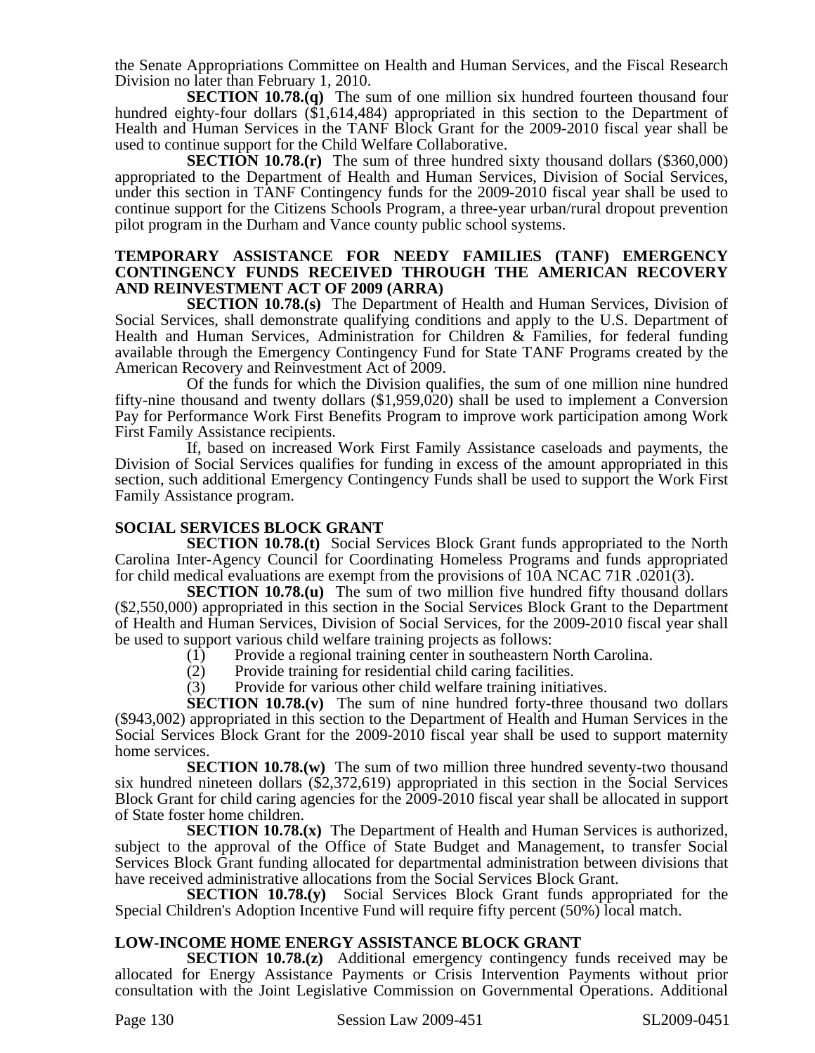the Senate Appropriations Committee on Health and Human Services, and the Fiscal Research Division no later than February 1, 2010.

**SECTION 10.78.(q)** The sum of one million six hundred fourteen thousand four hundred eighty-four dollars ($1,614,484) appropriated in this section to the Department of Health and Human Services in the TANF Block Grant for the 2009-2010 fiscal year shall be used to continue support for the Child Welfare Collaborative.

**SECTION 10.78.(r)** The sum of three hundred sixty thousand dollars ($360,000) appropriated to the Department of Health and Human Services, Division of Social Services, under this section in TANF Contingency funds for the 2009-2010 fiscal year shall be used to continue support for the Citizens Schools Program, a three-year urban/rural dropout prevention pilot program in the Durham and Vance county public school systems.

**TEMPORARY ASSISTANCE FOR NEEDY FAMILIES (TANF) EMERGENCY CONTINGENCY FUNDS RECEIVED THROUGH THE AMERICAN RECOVERY AND REINVESTMENT ACT OF 2009 (ARRA)**

**SECTION 10.78.(s)** The Department of Health and Human Services, Division of Social Services, shall demonstrate qualifying conditions and apply to the U.S. Department of Health and Human Services, Administration for Children & Families, for federal funding available through the Emergency Contingency Fund for State TANF Programs created by the American Recovery and Reinvestment Act of 2009.

Of the funds for which the Division qualifies, the sum of one million nine hundred fifty-nine thousand and twenty dollars ($1,959,020) shall be used to implement a Conversion Pay for Performance Work First Benefits Program to improve work participation among Work First Family Assistance recipients.

If, based on increased Work First Family Assistance caseloads and payments, the Division of Social Services qualifies for funding in excess of the amount appropriated in this section, such additional Emergency Contingency Funds shall be used to support the Work First Family Assistance program.

**SOCIAL SERVICES BLOCK GRANT**

**SECTION 10.78.(t)** Social Services Block Grant funds appropriated to the North Carolina Inter-Agency Council for Coordinating Homeless Programs and funds appropriated for child medical evaluations are exempt from the provisions of 10A NCAC 71R .0201(3).

**SECTION 10.78.(u)** The sum of two million five hundred fifty thousand dollars ($2,550,000) appropriated in this section in the Social Services Block Grant to the Department of Health and Human Services, Division of Social Services, for the 2009-2010 fiscal year shall be used to support various child welfare training projects as follows:

(1) Provide a regional training center in southeastern North Carolina.
(2) Provide training for residential child caring facilities.
(3) Provide for various other child welfare training initiatives.

**SECTION 10.78.(v)** The sum of nine hundred forty-three thousand two dollars ($943,002) appropriated in this section to the Department of Health and Human Services in the Social Services Block Grant for the 2009-2010 fiscal year shall be used to support maternity home services.

**SECTION 10.78.(w)** The sum of two million three hundred seventy-two thousand six hundred nineteen dollars ($2,372,619) appropriated in this section in the Social Services Block Grant for child caring agencies for the 2009-2010 fiscal year shall be allocated in support of State foster home children.

**SECTION 10.78.(x)** The Department of Health and Human Services is authorized, subject to the approval of the Office of State Budget and Management, to transfer Social Services Block Grant funding allocated for departmental administration between divisions that have received administrative allocations from the Social Services Block Grant.

**SECTION 10.78.(y)** Social Services Block Grant funds appropriated for the Special Children's Adoption Incentive Fund will require fifty percent (50%) local match.

**LOW-INCOME HOME ENERGY ASSISTANCE BLOCK GRANT**

**SECTION 10.78.(z)** Additional emergency contingency funds received may be allocated for Energy Assistance Payments or Crisis Intervention Payments without prior consultation with the Joint Legislative Commission on Governmental Operations. Additional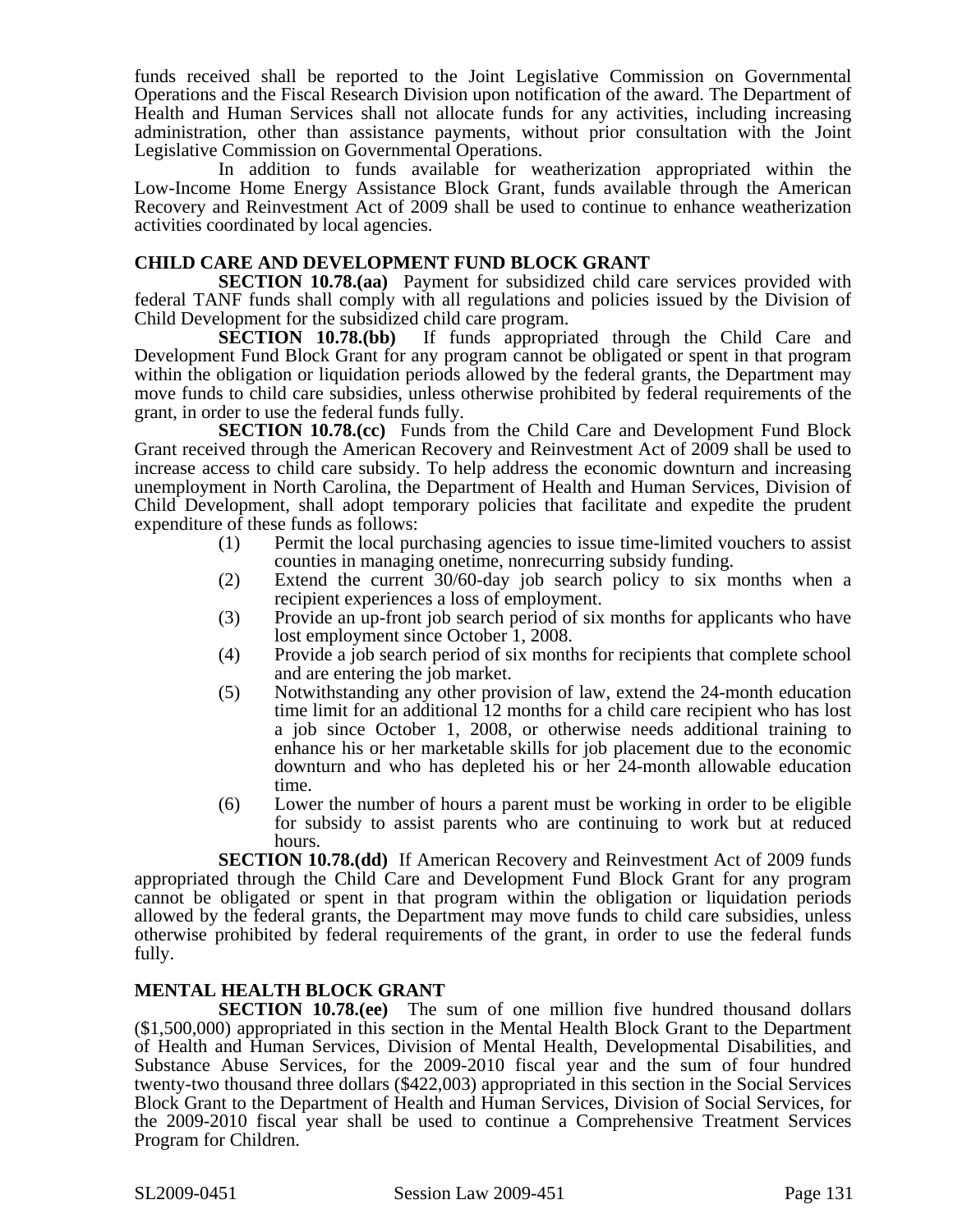funds received shall be reported to the Joint Legislative Commission on Governmental Operations and the Fiscal Research Division upon notification of the award. The Department of Health and Human Services shall not allocate funds for any activities, including increasing administration, other than assistance payments, without prior consultation with the Joint Legislative Commission on Governmental Operations.

In addition to funds available for weatherization appropriated within the Low-Income Home Energy Assistance Block Grant, funds available through the American Recovery and Reinvestment Act of 2009 shall be used to continue to enhance weatherization activities coordinated by local agencies.

### CHILD CARE AND DEVELOPMENT FUND BLOCK GRANT

**SECTION 10.78.(aa)** Payment for subsidized child care services provided with federal TANF funds shall comply with all regulations and policies issued by the Division of Child Development for the subsidized child care program.

**SECTION 10.78.(bb)** If funds appropriated through the Child Care and Development Fund Block Grant for any program cannot be obligated or spent in that program within the obligation or liquidation periods allowed by the federal grants, the Department may move funds to child care subsidies, unless otherwise prohibited by federal requirements of the grant, in order to use the federal funds fully.

**SECTION 10.78.(cc)** Funds from the Child Care and Development Fund Block Grant received through the American Recovery and Reinvestment Act of 2009 shall be used to increase access to child care subsidy. To help address the economic downturn and increasing unemployment in North Carolina, the Department of Health and Human Services, Division of Child Development, shall adopt temporary policies that facilitate and expedite the prudent expenditure of these funds as follows:

(1) Permit the local purchasing agencies to issue time-limited vouchers to assist counties in managing onetime, nonrecurring subsidy funding.
(2) Extend the current 30/60-day job search policy to six months when a recipient experiences a loss of employment.
(3) Provide an up-front job search period of six months for applicants who have lost employment since October 1, 2008.
(4) Provide a job search period of six months for recipients that complete school and are entering the job market.
(5) Notwithstanding any other provision of law, extend the 24-month education time limit for an additional 12 months for a child care recipient who has lost a job since October 1, 2008, or otherwise needs additional training to enhance his or her marketable skills for job placement due to the economic downturn and who has depleted his or her 24-month allowable education time.
(6) Lower the number of hours a parent must be working in order to be eligible for subsidy to assist parents who are continuing to work but at reduced hours.

**SECTION 10.78.(dd)** If American Recovery and Reinvestment Act of 2009 funds appropriated through the Child Care and Development Fund Block Grant for any program cannot be obligated or spent in that program within the obligation or liquidation periods allowed by the federal grants, the Department may move funds to child care subsidies, unless otherwise prohibited by federal requirements of the grant, in order to use the federal funds fully.

### MENTAL HEALTH BLOCK GRANT

**SECTION 10.78.(ee)** The sum of one million five hundred thousand dollars ($1,500,000) appropriated in this section in the Mental Health Block Grant to the Department of Health and Human Services, Division of Mental Health, Developmental Disabilities, and Substance Abuse Services, for the 2009-2010 fiscal year and the sum of four hundred twenty-two thousand three dollars ($422,003) appropriated in this section in the Social Services Block Grant to the Department of Health and Human Services, Division of Social Services, for the 2009-2010 fiscal year shall be used to continue a Comprehensive Treatment Services Program for Children.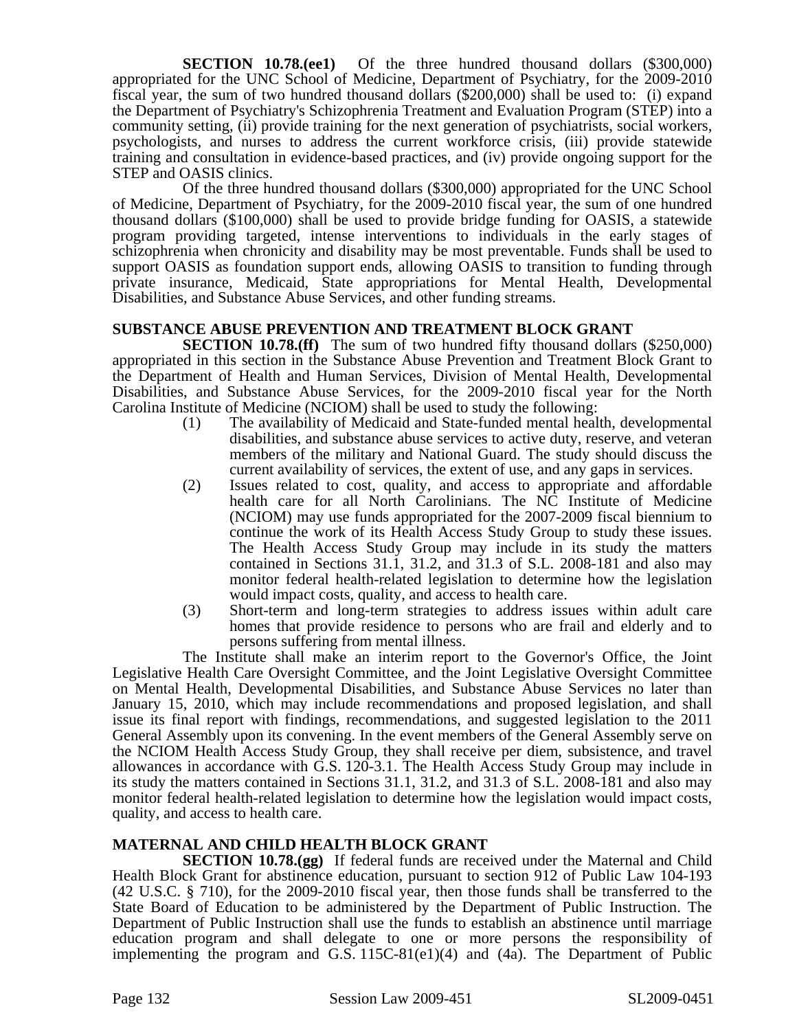**SECTION 10.78.(ee1)** Of the three hundred thousand dollars ($300,000) appropriated for the UNC School of Medicine, Department of Psychiatry, for the 2009-2010 fiscal year, the sum of two hundred thousand dollars ($200,000) shall be used to: (i) expand the Department of Psychiatry's Schizophrenia Treatment and Evaluation Program (STEP) into a community setting, (ii) provide training for the next generation of psychiatrists, social workers, psychologists, and nurses to address the current workforce crisis, (iii) provide statewide training and consultation in evidence-based practices, and (iv) provide ongoing support for the STEP and OASIS clinics.

Of the three hundred thousand dollars ($300,000) appropriated for the UNC School of Medicine, Department of Psychiatry, for the 2009-2010 fiscal year, the sum of one hundred thousand dollars ($100,000) shall be used to provide bridge funding for OASIS, a statewide program providing targeted, intense interventions to individuals in the early stages of schizophrenia when chronicity and disability may be most preventable. Funds shall be used to support OASIS as foundation support ends, allowing OASIS to transition to funding through private insurance, Medicaid, State appropriations for Mental Health, Developmental Disabilities, and Substance Abuse Services, and other funding streams.

**SUBSTANCE ABUSE PREVENTION AND TREATMENT BLOCK GRANT**

**SECTION 10.78.(ff)** The sum of two hundred fifty thousand dollars ($250,000) appropriated in this section in the Substance Abuse Prevention and Treatment Block Grant to the Department of Health and Human Services, Division of Mental Health, Developmental Disabilities, and Substance Abuse Services, for the 2009-2010 fiscal year for the North Carolina Institute of Medicine (NCIOM) shall be used to study the following:

(1) The availability of Medicaid and State-funded mental health, developmental disabilities, and substance abuse services to active duty, reserve, and veteran members of the military and National Guard. The study should discuss the current availability of services, the extent of use, and any gaps in services.

(2) Issues related to cost, quality, and access to appropriate and affordable health care for all North Carolinians. The NC Institute of Medicine (NCIOM) may use funds appropriated for the 2007-2009 fiscal biennium to continue the work of its Health Access Study Group to study these issues. The Health Access Study Group may include in its study the matters contained in Sections 31.1, 31.2, and 31.3 of S.L. 2008-181 and also may monitor federal health-related legislation to determine how the legislation would impact costs, quality, and access to health care.

(3) Short-term and long-term strategies to address issues within adult care homes that provide residence to persons who are frail and elderly and to persons suffering from mental illness.

The Institute shall make an interim report to the Governor's Office, the Joint Legislative Health Care Oversight Committee, and the Joint Legislative Oversight Committee on Mental Health, Developmental Disabilities, and Substance Abuse Services no later than January 15, 2010, which may include recommendations and proposed legislation, and shall issue its final report with findings, recommendations, and suggested legislation to the 2011 General Assembly upon its convening. In the event members of the General Assembly serve on the NCIOM Health Access Study Group, they shall receive per diem, subsistence, and travel allowances in accordance with G.S. 120-3.1. The Health Access Study Group may include in its study the matters contained in Sections 31.1, 31.2, and 31.3 of S.L. 2008-181 and also may monitor federal health-related legislation to determine how the legislation would impact costs, quality, and access to health care.

**MATERNAL AND CHILD HEALTH BLOCK GRANT**

**SECTION 10.78.(gg)** If federal funds are received under the Maternal and Child Health Block Grant for abstinence education, pursuant to section 912 of Public Law 104-193 (42 U.S.C. § 710), for the 2009-2010 fiscal year, then those funds shall be transferred to the State Board of Education to be administered by the Department of Public Instruction. The Department of Public Instruction shall use the funds to establish an abstinence until marriage education program and shall delegate to one or more persons the responsibility of implementing the program and G.S. 115C-81(e1)(4) and (4a). The Department of Public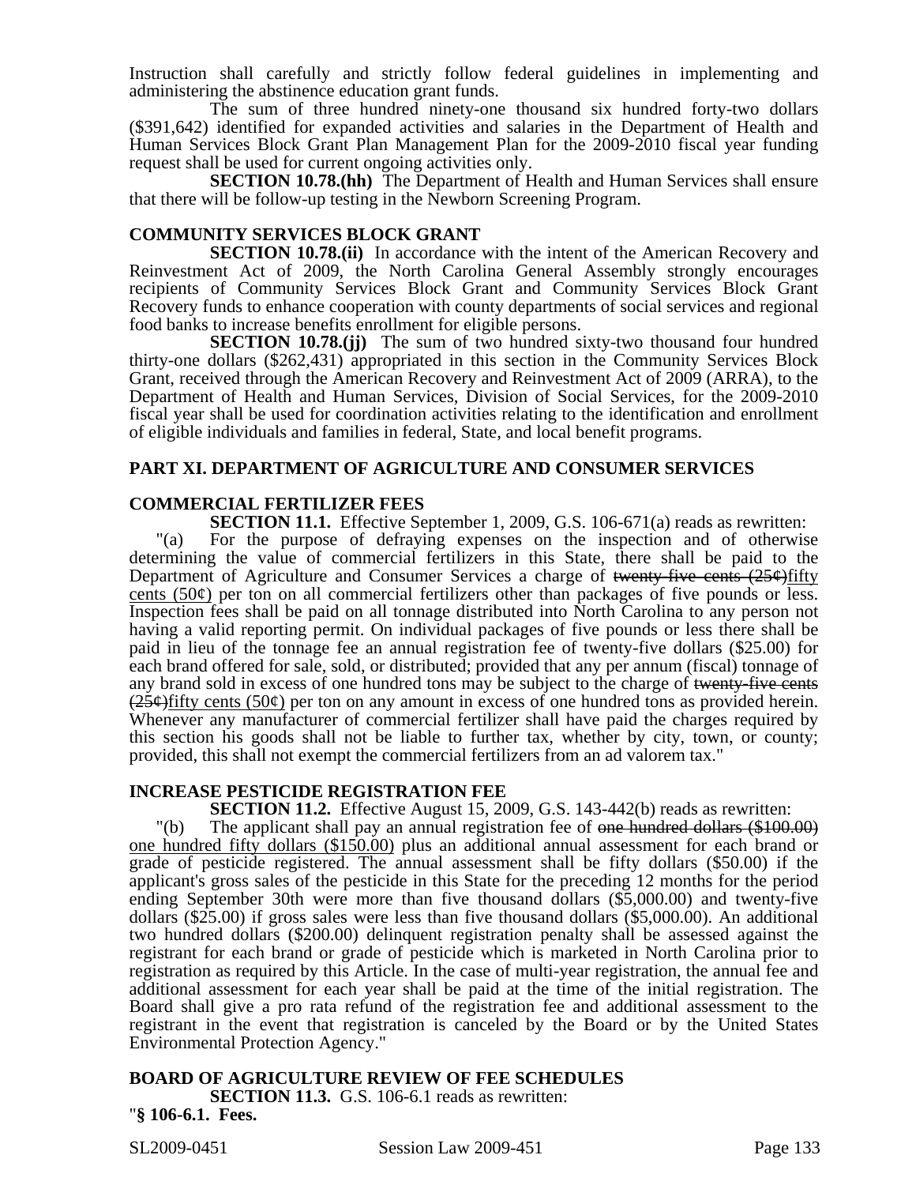Instruction shall carefully and strictly follow federal guidelines in implementing and administering the abstinence education grant funds.

The sum of three hundred ninety-one thousand six hundred forty-two dollars ($391,642) identified for expanded activities and salaries in the Department of Health and Human Services Block Grant Plan Management Plan for the 2009-2010 fiscal year funding request shall be used for current ongoing activities only.

**SECTION 10.78.(hh)** The Department of Health and Human Services shall ensure that there will be follow-up testing in the Newborn Screening Program.

### COMMUNITY SERVICES BLOCK GRANT

**SECTION 10.78.(ii)** In accordance with the intent of the American Recovery and Reinvestment Act of 2009, the North Carolina General Assembly strongly encourages recipients of Community Services Block Grant and Community Services Block Grant Recovery funds to enhance cooperation with county departments of social services and regional food banks to increase benefits enrollment for eligible persons.

**SECTION 10.78.(jj)** The sum of two hundred sixty-two thousand four hundred thirty-one dollars ($262,431) appropriated in this section in the Community Services Block Grant, received through the American Recovery and Reinvestment Act of 2009 (ARRA), to the Department of Health and Human Services, Division of Social Services, for the 2009-2010 fiscal year shall be used for coordination activities relating to the identification and enrollment of eligible individuals and families in federal, State, and local benefit programs.

## PART XI. DEPARTMENT OF AGRICULTURE AND CONSUMER SERVICES

### COMMERCIAL FERTILIZER FEES

**SECTION 11.1.** Effective September 1, 2009, G.S. 106-671(a) reads as rewritten:

"(a) For the purpose of defraying expenses on the inspection and of otherwise determining the value of commercial fertilizers in this State, there shall be paid to the Department of Agriculture and Consumer Services a charge of ~~twenty-five cents (25¢)~~fifty cents (50¢) per ton on all commercial fertilizers other than packages of five pounds or less. Inspection fees shall be paid on all tonnage distributed into North Carolina to any person not having a valid reporting permit. On individual packages of five pounds or less there shall be paid in lieu of the tonnage fee an annual registration fee of twenty-five dollars ($25.00) for each brand offered for sale, sold, or distributed; provided that any per annum (fiscal) tonnage of any brand sold in excess of one hundred tons may be subject to the charge of ~~twenty-five cents (25¢)~~fifty cents (50¢) per ton on any amount in excess of one hundred tons as provided herein. Whenever any manufacturer of commercial fertilizer shall have paid the charges required by this section his goods shall not be liable to further tax, whether by city, town, or county; provided, this shall not exempt the commercial fertilizers from an ad valorem tax."

### INCREASE PESTICIDE REGISTRATION FEE

**SECTION 11.2.** Effective August 15, 2009, G.S. 143-442(b) reads as rewritten:

"(b) The applicant shall pay an annual registration fee of ~~one hundred dollars ($100.00)~~ one hundred fifty dollars ($150.00) plus an additional annual assessment for each brand or grade of pesticide registered. The annual assessment shall be fifty dollars ($50.00) if the applicant's gross sales of the pesticide in this State for the preceding 12 months for the period ending September 30th were more than five thousand dollars ($5,000.00) and twenty-five dollars ($25.00) if gross sales were less than five thousand dollars ($5,000.00). An additional two hundred dollars ($200.00) delinquent registration penalty shall be assessed against the registrant for each brand or grade of pesticide which is marketed in North Carolina prior to registration as required by this Article. In the case of multi-year registration, the annual fee and additional assessment for each year shall be paid at the time of the initial registration. The Board shall give a pro rata refund of the registration fee and additional assessment to the registrant in the event that registration is canceled by the Board or by the United States Environmental Protection Agency."

### BOARD OF AGRICULTURE REVIEW OF FEE SCHEDULES

**SECTION 11.3.** G.S. 106-6.1 reads as rewritten:

"**§ 106-6.1. Fees.**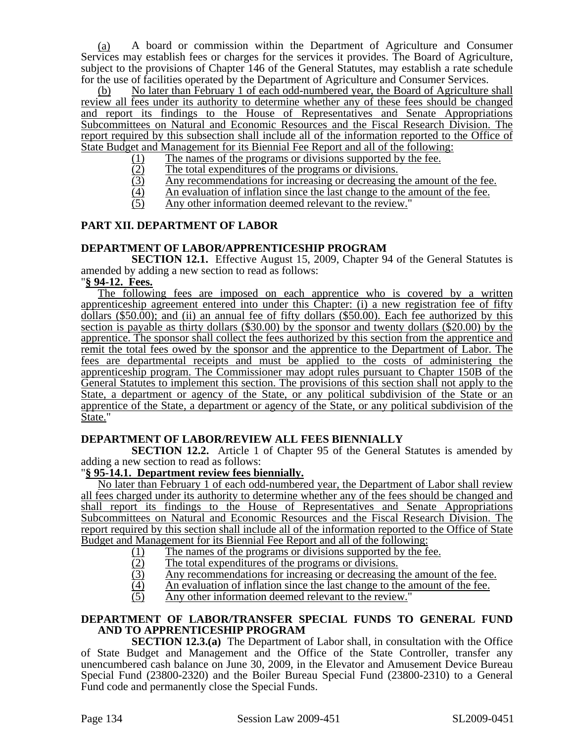(a) A board or commission within the Department of Agriculture and Consumer Services may establish fees or charges for the services it provides. The Board of Agriculture, subject to the provisions of Chapter 146 of the General Statutes, may establish a rate schedule for the use of facilities operated by the Department of Agriculture and Consumer Services.

(b) No later than February 1 of each odd-numbered year, the Board of Agriculture shall review all fees under its authority to determine whether any of these fees should be changed and report its findings to the House of Representatives and Senate Appropriations Subcommittees on Natural and Economic Resources and the Fiscal Research Division. The report required by this subsection shall include all of the information reported to the Office of State Budget and Management for its Biennial Fee Report and all of the following:

(1) The names of the programs or divisions supported by the fee.
(2) The total expenditures of the programs or divisions.
(3) Any recommendations for increasing or decreasing the amount of the fee.
(4) An evaluation of inflation since the last change to the amount of the fee.
(5) Any other information deemed relevant to the review."

## PART XII. DEPARTMENT OF LABOR

### DEPARTMENT OF LABOR/APPRENTICESHIP PROGRAM

**SECTION 12.1.** Effective August 15, 2009, Chapter 94 of the General Statutes is amended by adding a new section to read as follows:

"**§ 94-12. Fees.**

The following fees are imposed on each apprentice who is covered by a written apprenticeship agreement entered into under this Chapter: (i) a new registration fee of fifty dollars ($50.00); and (ii) an annual fee of fifty dollars ($50.00). Each fee authorized by this section is payable as thirty dollars ($30.00) by the sponsor and twenty dollars ($20.00) by the apprentice. The sponsor shall collect the fees authorized by this section from the apprentice and remit the total fees owed by the sponsor and the apprentice to the Department of Labor. The fees are departmental receipts and must be applied to the costs of administering the apprenticeship program. The Commissioner may adopt rules pursuant to Chapter 150B of the General Statutes to implement this section. The provisions of this section shall not apply to the State, a department or agency of the State, or any political subdivision of the State or an apprentice of the State, a department or agency of the State, or any political subdivision of the State."

### DEPARTMENT OF LABOR/REVIEW ALL FEES BIENNIALLY

**SECTION 12.2.** Article 1 of Chapter 95 of the General Statutes is amended by adding a new section to read as follows:

"**§ 95-14.1. Department review fees biennially.**

No later than February 1 of each odd-numbered year, the Department of Labor shall review all fees charged under its authority to determine whether any of the fees should be changed and shall report its findings to the House of Representatives and Senate Appropriations Subcommittees on Natural and Economic Resources and the Fiscal Research Division. The report required by this section shall include all of the information reported to the Office of State Budget and Management for its Biennial Fee Report and all of the following:

(1) The names of the programs or divisions supported by the fee.
(2) The total expenditures of the programs or divisions.
(3) Any recommendations for increasing or decreasing the amount of the fee.
(4) An evaluation of inflation since the last change to the amount of the fee.
(5) Any other information deemed relevant to the review."

### DEPARTMENT OF LABOR/TRANSFER SPECIAL FUNDS TO GENERAL FUND AND TO APPRENTICESHIP PROGRAM

**SECTION 12.3.(a)** The Department of Labor shall, in consultation with the Office of State Budget and Management and the Office of the State Controller, transfer any unencumbered cash balance on June 30, 2009, in the Elevator and Amusement Device Bureau Special Fund (23800-2320) and the Boiler Bureau Special Fund (23800-2310) to a General Fund code and permanently close the Special Funds.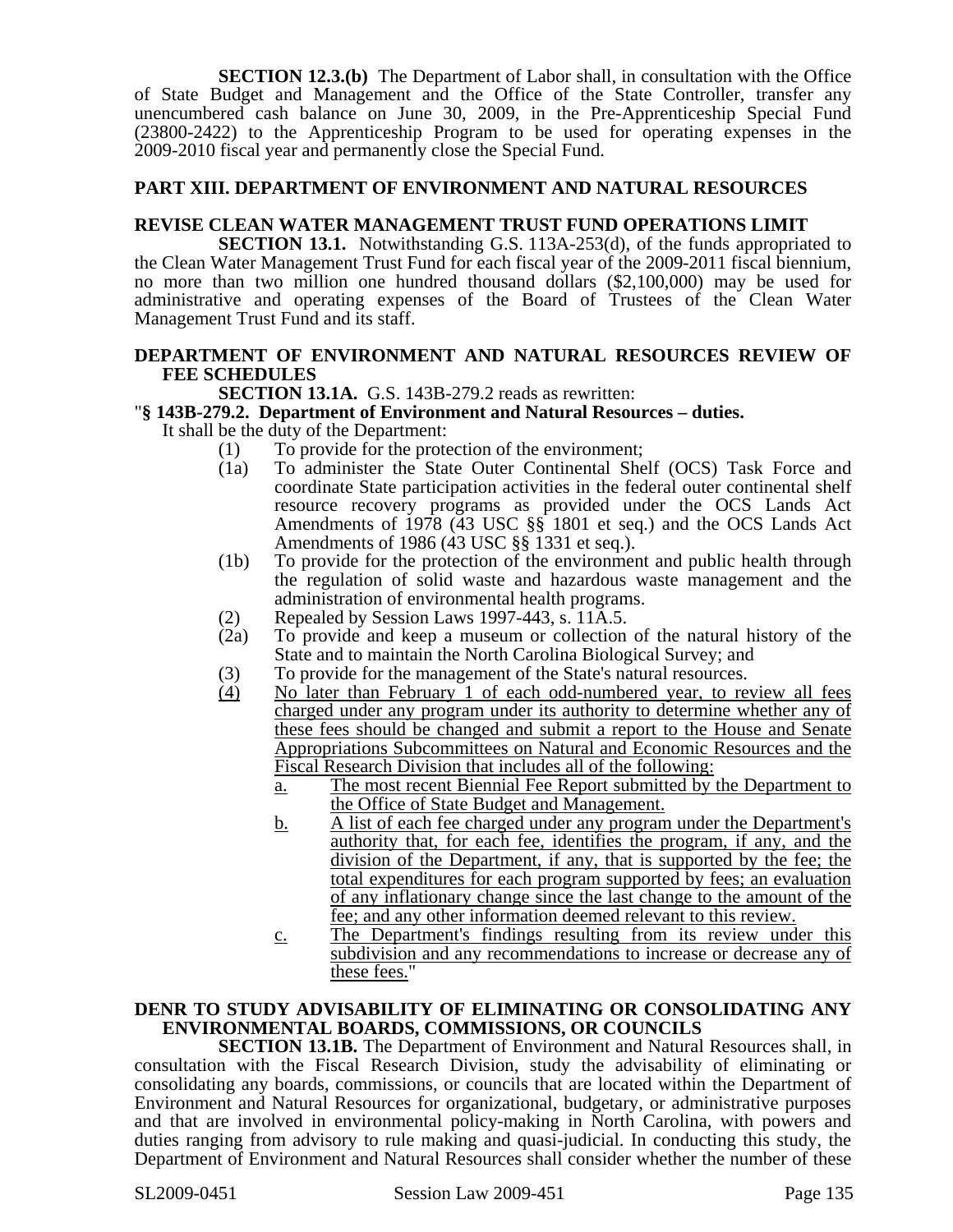**SECTION 12.3.(b)** The Department of Labor shall, in consultation with the Office of State Budget and Management and the Office of the State Controller, transfer any unencumbered cash balance on June 30, 2009, in the Pre-Apprenticeship Special Fund (23800-2422) to the Apprenticeship Program to be used for operating expenses in the 2009-2010 fiscal year and permanently close the Special Fund.

## PART XIII. DEPARTMENT OF ENVIRONMENT AND NATURAL RESOURCES

### REVISE CLEAN WATER MANAGEMENT TRUST FUND OPERATIONS LIMIT

**SECTION 13.1.** Notwithstanding G.S. 113A-253(d), of the funds appropriated to the Clean Water Management Trust Fund for each fiscal year of the 2009-2011 fiscal biennium, no more than two million one hundred thousand dollars ($2,100,000) may be used for administrative and operating expenses of the Board of Trustees of the Clean Water Management Trust Fund and its staff.

### DEPARTMENT OF ENVIRONMENT AND NATURAL RESOURCES REVIEW OF FEE SCHEDULES

**SECTION 13.1A.** G.S. 143B-279.2 reads as rewritten:

"**§ 143B-279.2. Department of Environment and Natural Resources – duties.**

It shall be the duty of the Department:

(1) To provide for the protection of the environment;

(1a) To administer the State Outer Continental Shelf (OCS) Task Force and coordinate State participation activities in the federal outer continental shelf resource recovery programs as provided under the OCS Lands Act Amendments of 1978 (43 USC §§ 1801 et seq.) and the OCS Lands Act Amendments of 1986 (43 USC §§ 1331 et seq.).

(1b) To provide for the protection of the environment and public health through the regulation of solid waste and hazardous waste management and the administration of environmental health programs.

(2) Repealed by Session Laws 1997-443, s. 11A.5.

(2a) To provide and keep a museum or collection of the natural history of the State and to maintain the North Carolina Biological Survey; and

(3) To provide for the management of the State's natural resources.

(4) No later than February 1 of each odd-numbered year, to review all fees charged under any program under its authority to determine whether any of these fees should be changed and submit a report to the House and Senate Appropriations Subcommittees on Natural and Economic Resources and the Fiscal Research Division that includes all of the following:

a. The most recent Biennial Fee Report submitted by the Department to the Office of State Budget and Management.

b. A list of each fee charged under any program under the Department's authority that, for each fee, identifies the program, if any, and the division of the Department, if any, that is supported by the fee; the total expenditures for each program supported by fees; an evaluation of any inflationary change since the last change to the amount of the fee; and any other information deemed relevant to this review.

c. The Department's findings resulting from its review under this subdivision and any recommendations to increase or decrease any of these fees."

### DENR TO STUDY ADVISABILITY OF ELIMINATING OR CONSOLIDATING ANY ENVIRONMENTAL BOARDS, COMMISSIONS, OR COUNCILS

**SECTION 13.1B.** The Department of Environment and Natural Resources shall, in consultation with the Fiscal Research Division, study the advisability of eliminating or consolidating any boards, commissions, or councils that are located within the Department of Environment and Natural Resources for organizational, budgetary, or administrative purposes and that are involved in environmental policy-making in North Carolina, with powers and duties ranging from advisory to rule making and quasi-judicial. In conducting this study, the Department of Environment and Natural Resources shall consider whether the number of these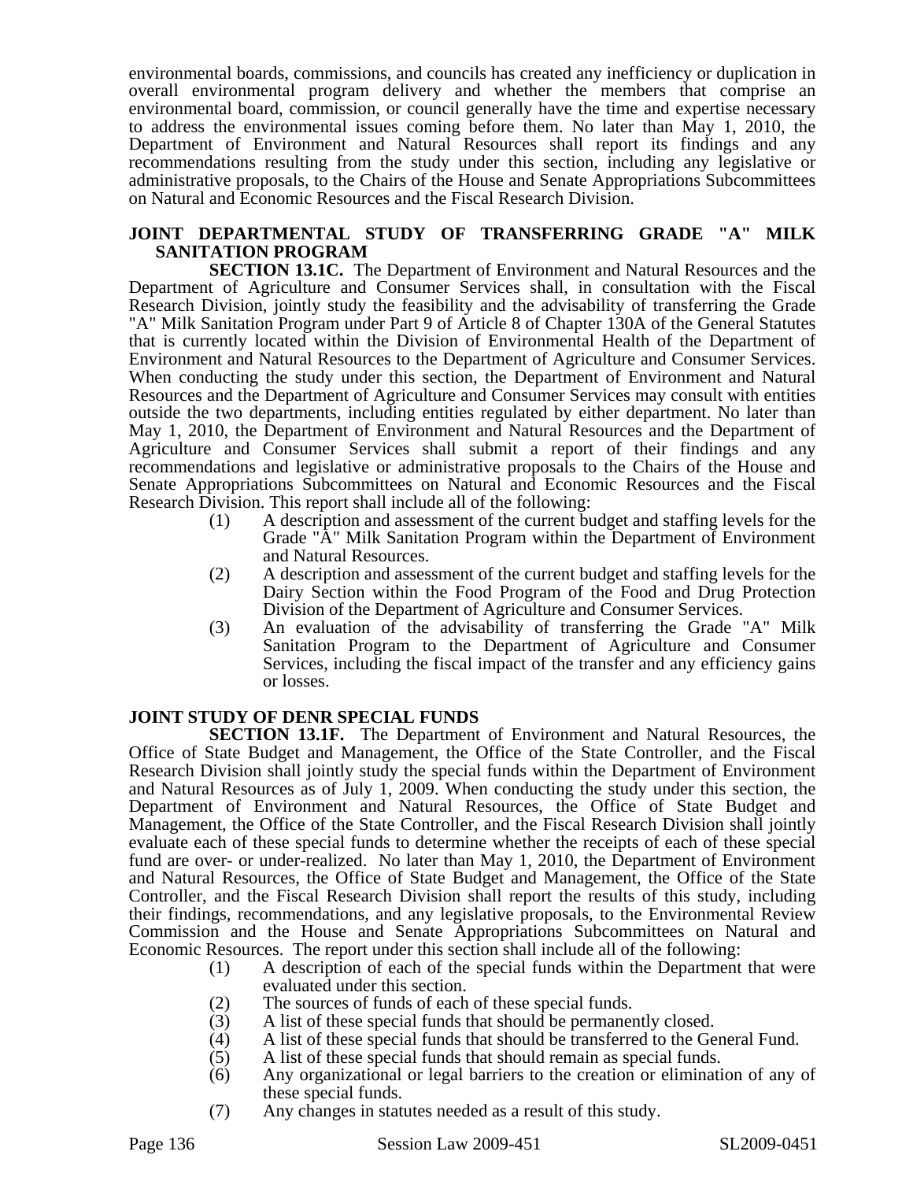environmental boards, commissions, and councils has created any inefficiency or duplication in overall environmental program delivery and whether the members that comprise an environmental board, commission, or council generally have the time and expertise necessary to address the environmental issues coming before them. No later than May 1, 2010, the Department of Environment and Natural Resources shall report its findings and any recommendations resulting from the study under this section, including any legislative or administrative proposals, to the Chairs of the House and Senate Appropriations Subcommittees on Natural and Economic Resources and the Fiscal Research Division.

**JOINT DEPARTMENTAL STUDY OF TRANSFERRING GRADE "A" MILK SANITATION PROGRAM**

**SECTION 13.1C.** The Department of Environment and Natural Resources and the Department of Agriculture and Consumer Services shall, in consultation with the Fiscal Research Division, jointly study the feasibility and the advisability of transferring the Grade "A" Milk Sanitation Program under Part 9 of Article 8 of Chapter 130A of the General Statutes that is currently located within the Division of Environmental Health of the Department of Environment and Natural Resources to the Department of Agriculture and Consumer Services. When conducting the study under this section, the Department of Environment and Natural Resources and the Department of Agriculture and Consumer Services may consult with entities outside the two departments, including entities regulated by either department. No later than May 1, 2010, the Department of Environment and Natural Resources and the Department of Agriculture and Consumer Services shall submit a report of their findings and any recommendations and legislative or administrative proposals to the Chairs of the House and Senate Appropriations Subcommittees on Natural and Economic Resources and the Fiscal Research Division. This report shall include all of the following:

(1) A description and assessment of the current budget and staffing levels for the Grade "A" Milk Sanitation Program within the Department of Environment and Natural Resources.

(2) A description and assessment of the current budget and staffing levels for the Dairy Section within the Food Program of the Food and Drug Protection Division of the Department of Agriculture and Consumer Services.

(3) An evaluation of the advisability of transferring the Grade "A" Milk Sanitation Program to the Department of Agriculture and Consumer Services, including the fiscal impact of the transfer and any efficiency gains or losses.

**JOINT STUDY OF DENR SPECIAL FUNDS**

**SECTION 13.1F.** The Department of Environment and Natural Resources, the Office of State Budget and Management, the Office of the State Controller, and the Fiscal Research Division shall jointly study the special funds within the Department of Environment and Natural Resources as of July 1, 2009. When conducting the study under this section, the Department of Environment and Natural Resources, the Office of State Budget and Management, the Office of the State Controller, and the Fiscal Research Division shall jointly evaluate each of these special funds to determine whether the receipts of each of these special fund are over- or under-realized. No later than May 1, 2010, the Department of Environment and Natural Resources, the Office of State Budget and Management, the Office of the State Controller, and the Fiscal Research Division shall report the results of this study, including their findings, recommendations, and any legislative proposals, to the Environmental Review Commission and the House and Senate Appropriations Subcommittees on Natural and Economic Resources. The report under this section shall include all of the following:

(1) A description of each of the special funds within the Department that were evaluated under this section.

(2) The sources of funds of each of these special funds.

(3) A list of these special funds that should be permanently closed.

(4) A list of these special funds that should be transferred to the General Fund.

(5) A list of these special funds that should remain as special funds.

(6) Any organizational or legal barriers to the creation or elimination of any of these special funds.

(7) Any changes in statutes needed as a result of this study.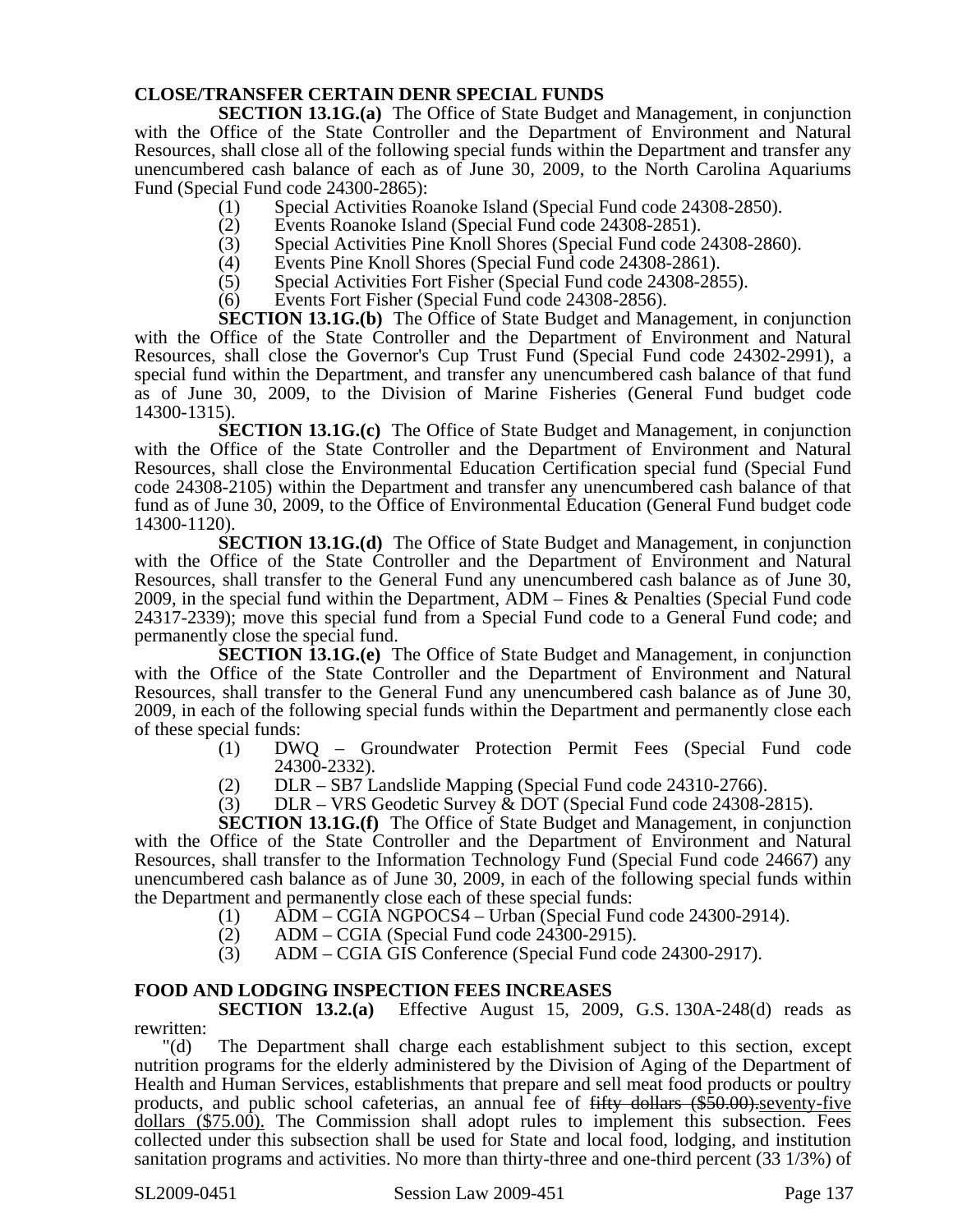**CLOSE/TRANSFER CERTAIN DENR SPECIAL FUNDS**

**SECTION 13.1G.(a)** The Office of State Budget and Management, in conjunction with the Office of the State Controller and the Department of Environment and Natural Resources, shall close all of the following special funds within the Department and transfer any unencumbered cash balance of each as of June 30, 2009, to the North Carolina Aquariums Fund (Special Fund code 24300-2865):

(1) Special Activities Roanoke Island (Special Fund code 24308-2850).
(2) Events Roanoke Island (Special Fund code 24308-2851).
(3) Special Activities Pine Knoll Shores (Special Fund code 24308-2860).
(4) Events Pine Knoll Shores (Special Fund code 24308-2861).
(5) Special Activities Fort Fisher (Special Fund code 24308-2855).
(6) Events Fort Fisher (Special Fund code 24308-2856).

**SECTION 13.1G.(b)** The Office of State Budget and Management, in conjunction with the Office of the State Controller and the Department of Environment and Natural Resources, shall close the Governor's Cup Trust Fund (Special Fund code 24302-2991), a special fund within the Department, and transfer any unencumbered cash balance of that fund as of June 30, 2009, to the Division of Marine Fisheries (General Fund budget code 14300-1315).

**SECTION 13.1G.(c)** The Office of State Budget and Management, in conjunction with the Office of the State Controller and the Department of Environment and Natural Resources, shall close the Environmental Education Certification special fund (Special Fund code 24308-2105) within the Department and transfer any unencumbered cash balance of that fund as of June 30, 2009, to the Office of Environmental Education (General Fund budget code 14300-1120).

**SECTION 13.1G.(d)** The Office of State Budget and Management, in conjunction with the Office of the State Controller and the Department of Environment and Natural Resources, shall transfer to the General Fund any unencumbered cash balance as of June 30, 2009, in the special fund within the Department, ADM – Fines & Penalties (Special Fund code 24317-2339); move this special fund from a Special Fund code to a General Fund code; and permanently close the special fund.

**SECTION 13.1G.(e)** The Office of State Budget and Management, in conjunction with the Office of the State Controller and the Department of Environment and Natural Resources, shall transfer to the General Fund any unencumbered cash balance as of June 30, 2009, in each of the following special funds within the Department and permanently close each of these special funds:

(1) DWQ – Groundwater Protection Permit Fees (Special Fund code 24300-2332).
(2) DLR – SB7 Landslide Mapping (Special Fund code 24310-2766).
(3) DLR – VRS Geodetic Survey & DOT (Special Fund code 24308-2815).

**SECTION 13.1G.(f)** The Office of State Budget and Management, in conjunction with the Office of the State Controller and the Department of Environment and Natural Resources, shall transfer to the Information Technology Fund (Special Fund code 24667) any unencumbered cash balance as of June 30, 2009, in each of the following special funds within the Department and permanently close each of these special funds:

(1) ADM – CGIA NGPOCS4 – Urban (Special Fund code 24300-2914).
(2) ADM – CGIA (Special Fund code 24300-2915).
(3) ADM – CGIA GIS Conference (Special Fund code 24300-2917).

**FOOD AND LODGING INSPECTION FEES INCREASES**

**SECTION 13.2.(a)** Effective August 15, 2009, G.S. 130A-248(d) reads as rewritten:

"(d) The Department shall charge each establishment subject to this section, except nutrition programs for the elderly administered by the Division of Aging of the Department of Health and Human Services, establishments that prepare and sell meat food products or poultry products, and public school cafeterias, an annual fee of ~~fifty dollars ($50.00).~~seventy-five dollars ($75.00). The Commission shall adopt rules to implement this subsection. Fees collected under this subsection shall be used for State and local food, lodging, and institution sanitation programs and activities. No more than thirty-three and one-third percent (33 1/3%) of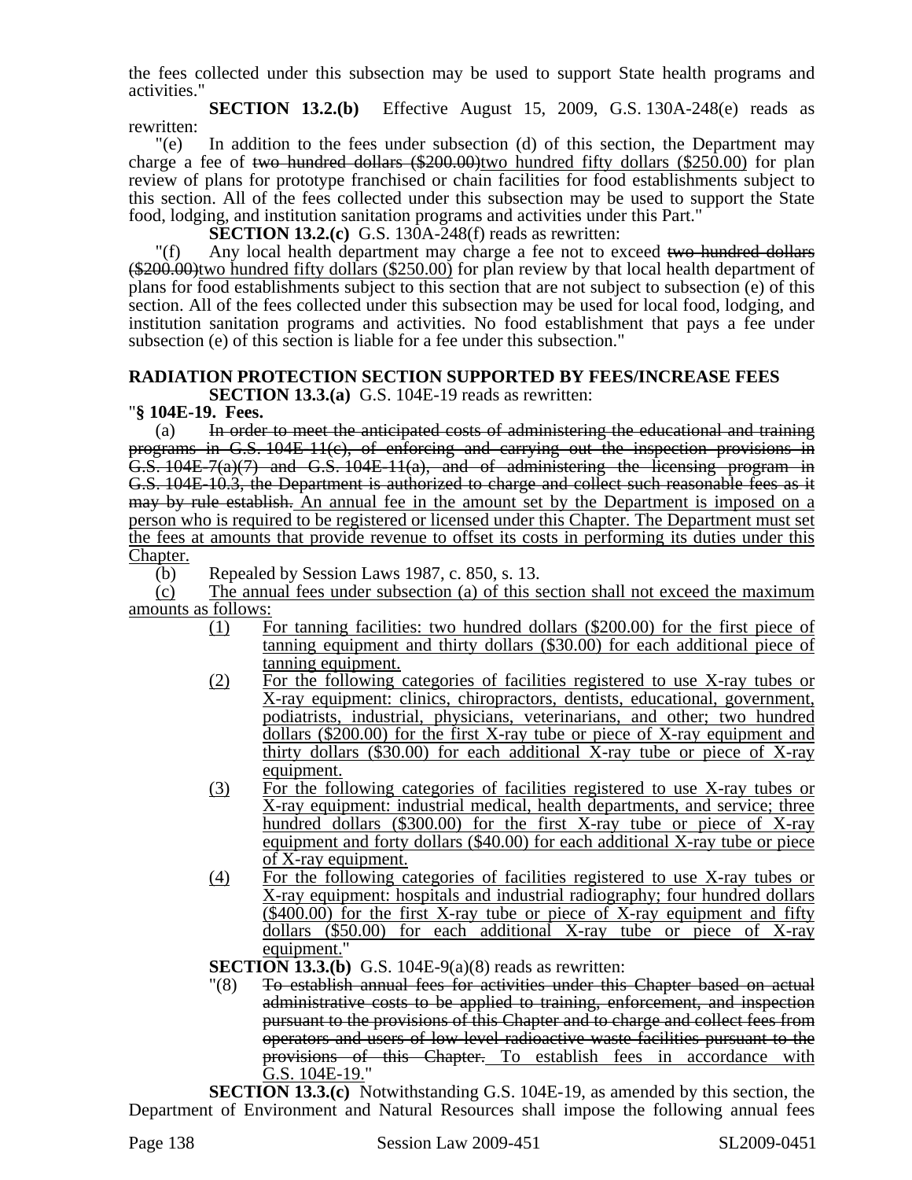the fees collected under this subsection may be used to support State health programs and activities."

**SECTION 13.2.(b)** Effective August 15, 2009, G.S. 130A-248(e) reads as rewritten:

"(e) In addition to the fees under subsection (d) of this section, the Department may charge a fee of ~~two hundred dollars ($200.00)~~two hundred fifty dollars ($250.00) for plan review of plans for prototype franchised or chain facilities for food establishments subject to this section. All of the fees collected under this subsection may be used to support the State food, lodging, and institution sanitation programs and activities under this Part."

**SECTION 13.2.(c)** G.S. 130A-248(f) reads as rewritten:

"(f) Any local health department may charge a fee not to exceed ~~two hundred dollars ($200.00)~~two hundred fifty dollars ($250.00) for plan review by that local health department of plans for food establishments subject to this section that are not subject to subsection (e) of this section. All of the fees collected under this subsection may be used for local food, lodging, and institution sanitation programs and activities. No food establishment that pays a fee under subsection (e) of this section is liable for a fee under this subsection."

**RADIATION PROTECTION SECTION SUPPORTED BY FEES/INCREASE FEES**

**SECTION 13.3.(a)** G.S. 104E-19 reads as rewritten:

"**§ 104E-19. Fees.**

(a) ~~In order to meet the anticipated costs of administering the educational and training programs in G.S. 104E-11(c), of enforcing and carrying out the inspection provisions in G.S. 104E-7(a)(7) and G.S. 104E-11(a), and of administering the licensing program in G.S. 104E-10.3, the Department is authorized to charge and collect such reasonable fees as it may by rule establish.~~ An annual fee in the amount set by the Department is imposed on a person who is required to be registered or licensed under this Chapter. The Department must set the fees at amounts that provide revenue to offset its costs in performing its duties under this Chapter.

(b) Repealed by Session Laws 1987, c. 850, s. 13.

(c) The annual fees under subsection (a) of this section shall not exceed the maximum amounts as follows:

(1) For tanning facilities: two hundred dollars ($200.00) for the first piece of tanning equipment and thirty dollars ($30.00) for each additional piece of tanning equipment.

(2) For the following categories of facilities registered to use X-ray tubes or X-ray equipment: clinics, chiropractors, dentists, educational, government, podiatrists, industrial, physicians, veterinarians, and other; two hundred dollars ($200.00) for the first X-ray tube or piece of X-ray equipment and thirty dollars ($30.00) for each additional X-ray tube or piece of X-ray equipment.

(3) For the following categories of facilities registered to use X-ray tubes or X-ray equipment: industrial medical, health departments, and service; three hundred dollars ($300.00) for the first X-ray tube or piece of X-ray equipment and forty dollars ($40.00) for each additional X-ray tube or piece of X-ray equipment.

(4) For the following categories of facilities registered to use X-ray tubes or X-ray equipment: hospitals and industrial radiography; four hundred dollars ($400.00) for the first X-ray tube or piece of X-ray equipment and fifty dollars ($50.00) for each additional X-ray tube or piece of X-ray equipment."

**SECTION 13.3.(b)** G.S. 104E-9(a)(8) reads as rewritten:

"(8) ~~To establish annual fees for activities under this Chapter based on actual administrative costs to be applied to training, enforcement, and inspection pursuant to the provisions of this Chapter and to charge and collect fees from operators and users of low-level radioactive waste facilities pursuant to the provisions of this Chapter.~~ To establish fees in accordance with G.S. 104E-19."

**SECTION 13.3.(c)** Notwithstanding G.S. 104E-19, as amended by this section, the Department of Environment and Natural Resources shall impose the following annual fees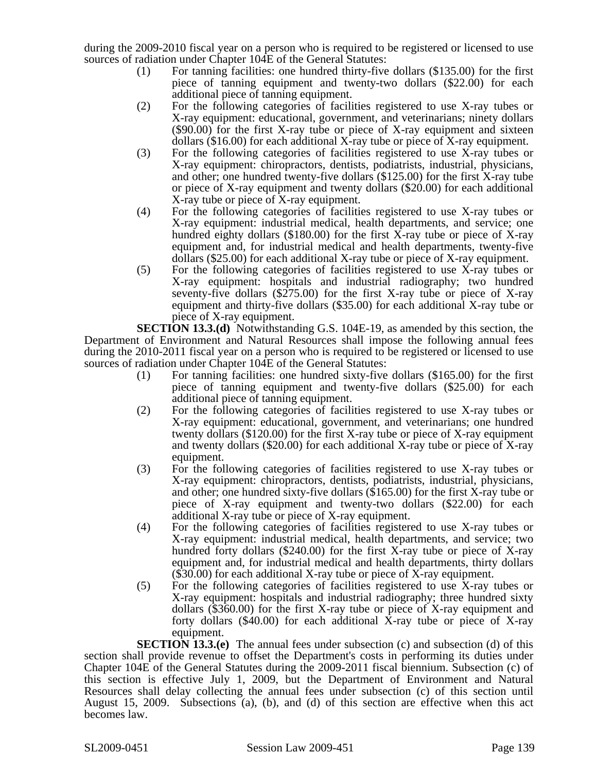during the 2009-2010 fiscal year on a person who is required to be registered or licensed to use sources of radiation under Chapter 104E of the General Statutes:

(1) For tanning facilities: one hundred thirty-five dollars ($135.00) for the first piece of tanning equipment and twenty-two dollars ($22.00) for each additional piece of tanning equipment.

(2) For the following categories of facilities registered to use X-ray tubes or X-ray equipment: educational, government, and veterinarians; ninety dollars ($90.00) for the first X-ray tube or piece of X-ray equipment and sixteen dollars ($16.00) for each additional X-ray tube or piece of X-ray equipment.

(3) For the following categories of facilities registered to use X-ray tubes or X-ray equipment: chiropractors, dentists, podiatrists, industrial, physicians, and other; one hundred twenty-five dollars ($125.00) for the first X-ray tube or piece of X-ray equipment and twenty dollars ($20.00) for each additional X-ray tube or piece of X-ray equipment.

(4) For the following categories of facilities registered to use X-ray tubes or X-ray equipment: industrial medical, health departments, and service; one hundred eighty dollars ($180.00) for the first X-ray tube or piece of X-ray equipment and, for industrial medical and health departments, twenty-five dollars ($25.00) for each additional X-ray tube or piece of X-ray equipment.

(5) For the following categories of facilities registered to use X-ray tubes or X-ray equipment: hospitals and industrial radiography; two hundred seventy-five dollars ($275.00) for the first X-ray tube or piece of X-ray equipment and thirty-five dollars ($35.00) for each additional X-ray tube or piece of X-ray equipment.

**SECTION 13.3.(d)** Notwithstanding G.S. 104E-19, as amended by this section, the Department of Environment and Natural Resources shall impose the following annual fees during the 2010-2011 fiscal year on a person who is required to be registered or licensed to use sources of radiation under Chapter 104E of the General Statutes:

(1) For tanning facilities: one hundred sixty-five dollars ($165.00) for the first piece of tanning equipment and twenty-five dollars ($25.00) for each additional piece of tanning equipment.

(2) For the following categories of facilities registered to use X-ray tubes or X-ray equipment: educational, government, and veterinarians; one hundred twenty dollars ($120.00) for the first X-ray tube or piece of X-ray equipment and twenty dollars ($20.00) for each additional X-ray tube or piece of X-ray equipment.

(3) For the following categories of facilities registered to use X-ray tubes or X-ray equipment: chiropractors, dentists, podiatrists, industrial, physicians, and other; one hundred sixty-five dollars ($165.00) for the first X-ray tube or piece of X-ray equipment and twenty-two dollars ($22.00) for each additional X-ray tube or piece of X-ray equipment.

(4) For the following categories of facilities registered to use X-ray tubes or X-ray equipment: industrial medical, health departments, and service; two hundred forty dollars ($240.00) for the first X-ray tube or piece of X-ray equipment and, for industrial medical and health departments, thirty dollars ($30.00) for each additional X-ray tube or piece of X-ray equipment.

(5) For the following categories of facilities registered to use X-ray tubes or X-ray equipment: hospitals and industrial radiography; three hundred sixty dollars ($360.00) for the first X-ray tube or piece of X-ray equipment and forty dollars ($40.00) for each additional X-ray tube or piece of X-ray equipment.

**SECTION 13.3.(e)** The annual fees under subsection (c) and subsection (d) of this section shall provide revenue to offset the Department's costs in performing its duties under Chapter 104E of the General Statutes during the 2009-2011 fiscal biennium. Subsection (c) of this section is effective July 1, 2009, but the Department of Environment and Natural Resources shall delay collecting the annual fees under subsection (c) of this section until August 15, 2009. Subsections (a), (b), and (d) of this section are effective when this act becomes law.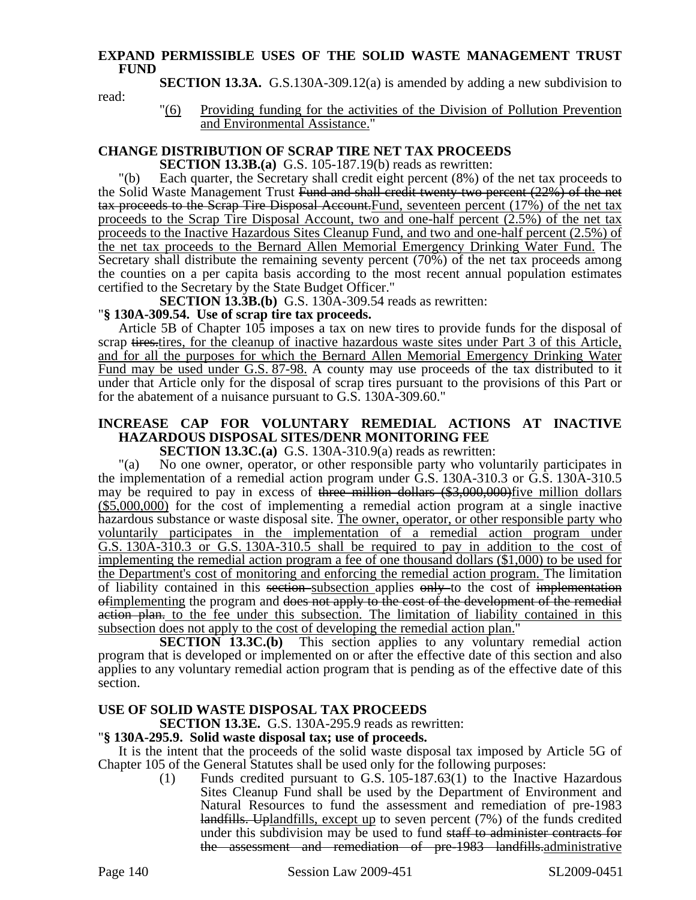**EXPAND PERMISSIBLE USES OF THE SOLID WASTE MANAGEMENT TRUST FUND**

**SECTION 13.3A.** G.S.130A-309.12(a) is amended by adding a new subdivision to read:

"(6) Providing funding for the activities of the Division of Pollution Prevention and Environmental Assistance."

**CHANGE DISTRIBUTION OF SCRAP TIRE NET TAX PROCEEDS**

**SECTION 13.3B.(a)** G.S. 105-187.19(b) reads as rewritten:

"(b) Each quarter, the Secretary shall credit eight percent (8%) of the net tax proceeds to the Solid Waste Management Trust ~~Fund and shall credit twenty-two percent (22%) of the net tax proceeds to the Scrap Tire Disposal Account.~~Fund, seventeen percent (17%) of the net tax proceeds to the Scrap Tire Disposal Account, two and one-half percent (2.5%) of the net tax proceeds to the Inactive Hazardous Sites Cleanup Fund, and two and one-half percent (2.5%) of the net tax proceeds to the Bernard Allen Memorial Emergency Drinking Water Fund. The Secretary shall distribute the remaining seventy percent (70%) of the net tax proceeds among the counties on a per capita basis according to the most recent annual population estimates certified to the Secretary by the State Budget Officer."

**SECTION 13.3B.(b)** G.S. 130A-309.54 reads as rewritten:

"**§ 130A-309.54. Use of scrap tire tax proceeds.**

Article 5B of Chapter 105 imposes a tax on new tires to provide funds for the disposal of scrap ~~tires.~~tires, for the cleanup of inactive hazardous waste sites under Part 3 of this Article, and for all the purposes for which the Bernard Allen Memorial Emergency Drinking Water Fund may be used under G.S. 87-98. A county may use proceeds of the tax distributed to it under that Article only for the disposal of scrap tires pursuant to the provisions of this Part or for the abatement of a nuisance pursuant to G.S. 130A-309.60."

**INCREASE CAP FOR VOLUNTARY REMEDIAL ACTIONS AT INACTIVE HAZARDOUS DISPOSAL SITES/DENR MONITORING FEE**

**SECTION 13.3C.(a)** G.S. 130A-310.9(a) reads as rewritten:

"(a) No one owner, operator, or other responsible party who voluntarily participates in the implementation of a remedial action program under G.S. 130A-310.3 or G.S. 130A-310.5 may be required to pay in excess of ~~three million dollars ($3,000,000)~~five million dollars ($5,000,000) for the cost of implementing a remedial action program at a single inactive hazardous substance or waste disposal site. The owner, operator, or other responsible party who voluntarily participates in the implementation of a remedial action program under G.S. 130A-310.3 or G.S. 130A-310.5 shall be required to pay in addition to the cost of implementing the remedial action program a fee of one thousand dollars ($1,000) to be used for the Department's cost of monitoring and enforcing the remedial action program. The limitation of liability contained in this ~~section~~ subsection applies ~~only~~ to the cost of ~~implementation of~~implementing the program and ~~does not apply to the cost of the development of the remedial action plan.~~ to the fee under this subsection. The limitation of liability contained in this subsection does not apply to the cost of developing the remedial action plan."

**SECTION 13.3C.(b)** This section applies to any voluntary remedial action program that is developed or implemented on or after the effective date of this section and also applies to any voluntary remedial action program that is pending as of the effective date of this section.

**USE OF SOLID WASTE DISPOSAL TAX PROCEEDS**

**SECTION 13.3E.** G.S. 130A-295.9 reads as rewritten:

"**§ 130A-295.9. Solid waste disposal tax; use of proceeds.**

It is the intent that the proceeds of the solid waste disposal tax imposed by Article 5G of Chapter 105 of the General Statutes shall be used only for the following purposes:

(1) Funds credited pursuant to G.S. 105-187.63(1) to the Inactive Hazardous Sites Cleanup Fund shall be used by the Department of Environment and Natural Resources to fund the assessment and remediation of pre-1983 ~~landfills. Up~~landfills, except up to seven percent (7%) of the funds credited under this subdivision may be used to fund ~~staff to administer contracts for the assessment and remediation of pre-1983 landfills.~~administrative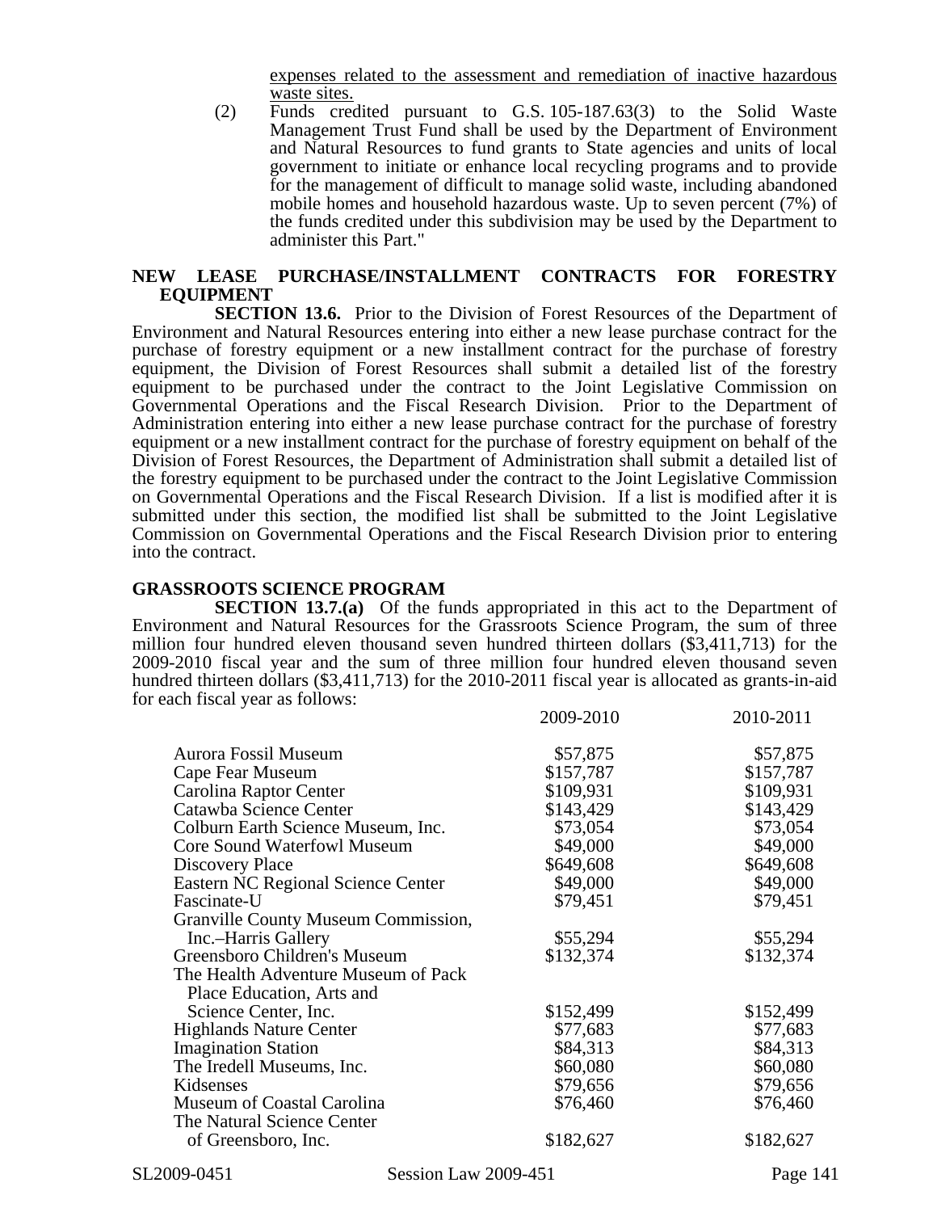expenses related to the assessment and remediation of inactive hazardous waste sites.

(2) Funds credited pursuant to G.S. 105-187.63(3) to the Solid Waste Management Trust Fund shall be used by the Department of Environment and Natural Resources to fund grants to State agencies and units of local government to initiate or enhance local recycling programs and to provide for the management of difficult to manage solid waste, including abandoned mobile homes and household hazardous waste. Up to seven percent (7%) of the funds credited under this subdivision may be used by the Department to administer this Part."

**NEW LEASE PURCHASE/INSTALLMENT CONTRACTS FOR FORESTRY EQUIPMENT**

**SECTION 13.6.** Prior to the Division of Forest Resources of the Department of Environment and Natural Resources entering into either a new lease purchase contract for the purchase of forestry equipment or a new installment contract for the purchase of forestry equipment, the Division of Forest Resources shall submit a detailed list of the forestry equipment to be purchased under the contract to the Joint Legislative Commission on Governmental Operations and the Fiscal Research Division. Prior to the Department of Administration entering into either a new lease purchase contract for the purchase of forestry equipment or a new installment contract for the purchase of forestry equipment on behalf of the Division of Forest Resources, the Department of Administration shall submit a detailed list of the forestry equipment to be purchased under the contract to the Joint Legislative Commission on Governmental Operations and the Fiscal Research Division. If a list is modified after it is submitted under this section, the modified list shall be submitted to the Joint Legislative Commission on Governmental Operations and the Fiscal Research Division prior to entering into the contract.

**GRASSROOTS SCIENCE PROGRAM**

**SECTION 13.7.(a)** Of the funds appropriated in this act to the Department of Environment and Natural Resources for the Grassroots Science Program, the sum of three million four hundred eleven thousand seven hundred thirteen dollars ($3,411,713) for the 2009-2010 fiscal year and the sum of three million four hundred eleven thousand seven hundred thirteen dollars ($3,411,713) for the 2010-2011 fiscal year is allocated as grants-in-aid for each fiscal year as follows:

| | 2009-2010 | 2010-2011 |
|---|---|---|
| Aurora Fossil Museum | $57,875 | $57,875 |
| Cape Fear Museum | $157,787 | $157,787 |
| Carolina Raptor Center | $109,931 | $109,931 |
| Catawba Science Center | $143,429 | $143,429 |
| Colburn Earth Science Museum, Inc. | $73,054 | $73,054 |
| Core Sound Waterfowl Museum | $49,000 | $49,000 |
| Discovery Place | $649,608 | $649,608 |
| Eastern NC Regional Science Center | $49,000 | $49,000 |
| Fascinate-U | $79,451 | $79,451 |
| Granville County Museum Commission, Inc.–Harris Gallery | $55,294 | $55,294 |
| Greensboro Children's Museum | $132,374 | $132,374 |
| The Health Adventure Museum of Pack Place Education, Arts and Science Center, Inc. | $152,499 | $152,499 |
| Highlands Nature Center | $77,683 | $77,683 |
| Imagination Station | $84,313 | $84,313 |
| The Iredell Museums, Inc. | $60,080 | $60,080 |
| Kidsenses | $79,656 | $79,656 |
| Museum of Coastal Carolina | $76,460 | $76,460 |
| The Natural Science Center of Greensboro, Inc. | $182,627 | $182,627 |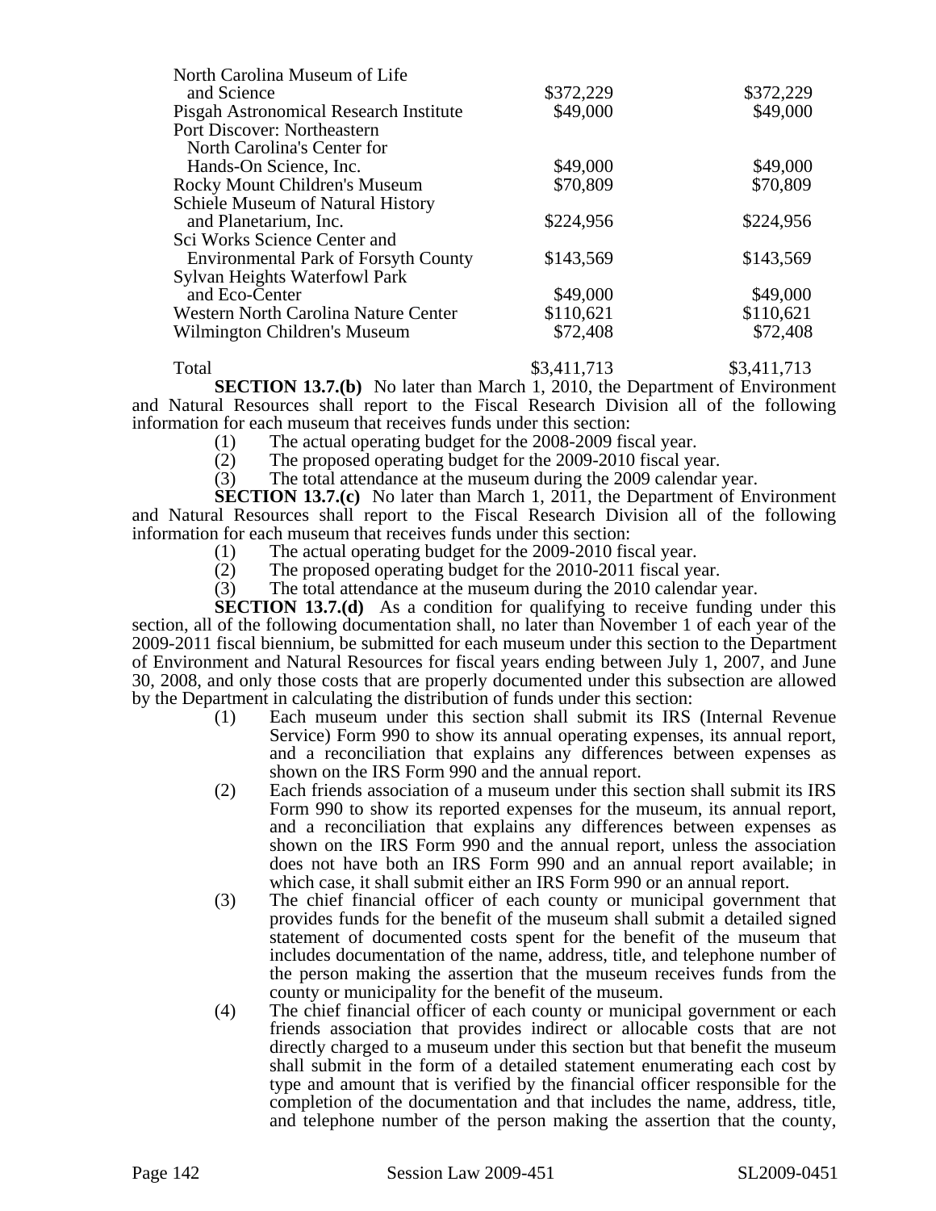| | | |
|---|---|---|
| North Carolina Museum of Life and Science | $372,229 | $372,229 |
| Pisgah Astronomical Research Institute | $49,000 | $49,000 |
| Port Discover: Northeastern North Carolina's Center for Hands-On Science, Inc. | $49,000 | $49,000 |
| Rocky Mount Children's Museum | $70,809 | $70,809 |
| Schiele Museum of Natural History and Planetarium, Inc. | $224,956 | $224,956 |
| Sci Works Science Center and Environmental Park of Forsyth County | $143,569 | $143,569 |
| Sylvan Heights Waterfowl Park and Eco-Center | $49,000 | $49,000 |
| Western North Carolina Nature Center | $110,621 | $110,621 |
| Wilmington Children's Museum | $72,408 | $72,408 |
| Total | $3,411,713 | $3,411,713 |

**SECTION 13.7.(b)** No later than March 1, 2010, the Department of Environment and Natural Resources shall report to the Fiscal Research Division all of the following information for each museum that receives funds under this section:

(1) The actual operating budget for the 2008-2009 fiscal year.
(2) The proposed operating budget for the 2009-2010 fiscal year.
(3) The total attendance at the museum during the 2009 calendar year.

**SECTION 13.7.(c)** No later than March 1, 2011, the Department of Environment and Natural Resources shall report to the Fiscal Research Division all of the following information for each museum that receives funds under this section:

(1) The actual operating budget for the 2009-2010 fiscal year.
(2) The proposed operating budget for the 2010-2011 fiscal year.
(3) The total attendance at the museum during the 2010 calendar year.

**SECTION 13.7.(d)** As a condition for qualifying to receive funding under this section, all of the following documentation shall, no later than November 1 of each year of the 2009-2011 fiscal biennium, be submitted for each museum under this section to the Department of Environment and Natural Resources for fiscal years ending between July 1, 2007, and June 30, 2008, and only those costs that are properly documented under this subsection are allowed by the Department in calculating the distribution of funds under this section:

(1) Each museum under this section shall submit its IRS (Internal Revenue Service) Form 990 to show its annual operating expenses, its annual report, and a reconciliation that explains any differences between expenses as shown on the IRS Form 990 and the annual report.
(2) Each friends association of a museum under this section shall submit its IRS Form 990 to show its reported expenses for the museum, its annual report, and a reconciliation that explains any differences between expenses as shown on the IRS Form 990 and the annual report, unless the association does not have both an IRS Form 990 and an annual report available; in which case, it shall submit either an IRS Form 990 or an annual report.
(3) The chief financial officer of each county or municipal government that provides funds for the benefit of the museum shall submit a detailed signed statement of documented costs spent for the benefit of the museum that includes documentation of the name, address, title, and telephone number of the person making the assertion that the museum receives funds from the county or municipality for the benefit of the museum.
(4) The chief financial officer of each county or municipal government or each friends association that provides indirect or allocable costs that are not directly charged to a museum under this section but that benefit the museum shall submit in the form of a detailed statement enumerating each cost by type and amount that is verified by the financial officer responsible for the completion of the documentation and that includes the name, address, title, and telephone number of the person making the assertion that the county,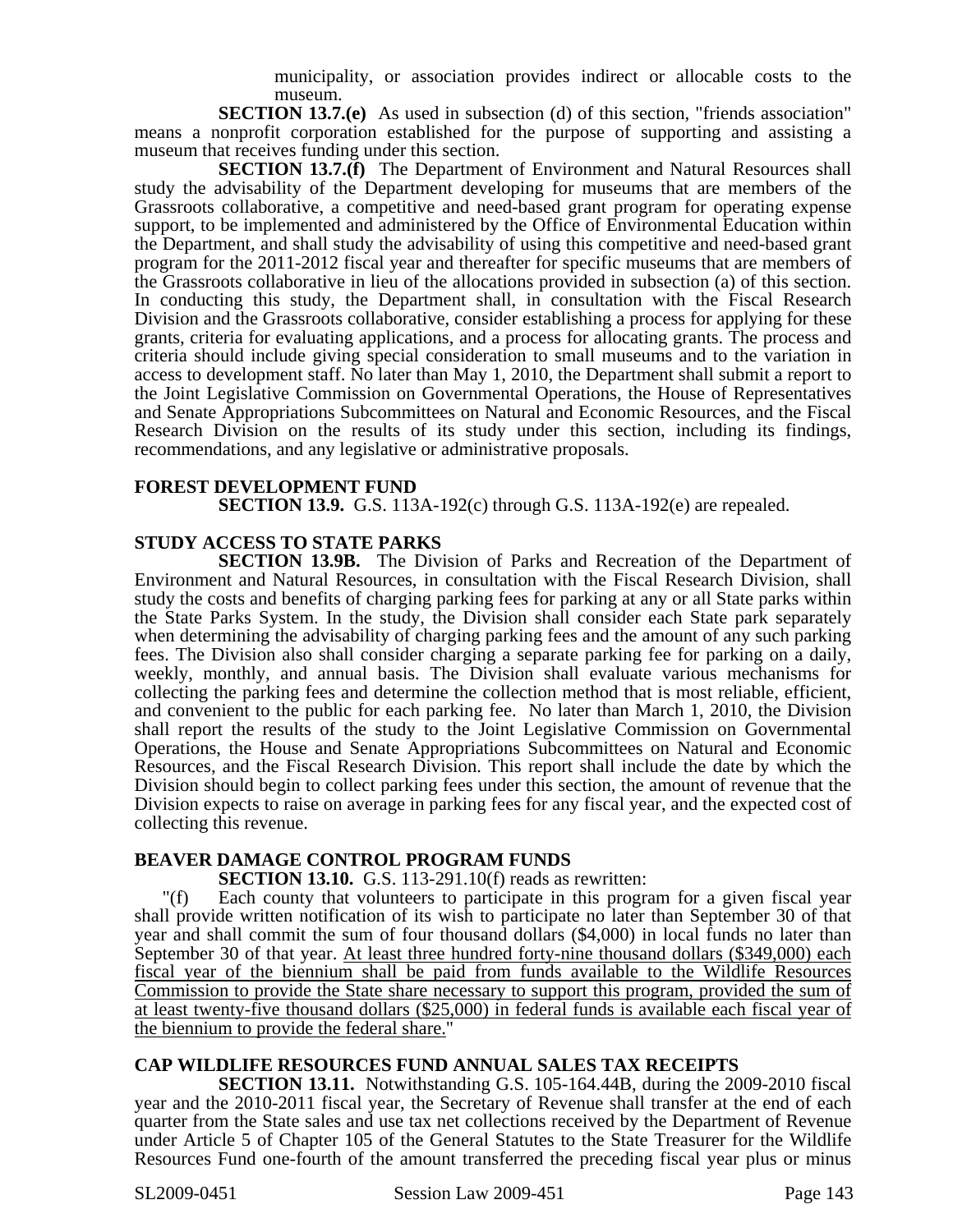municipality, or association provides indirect or allocable costs to the museum.

**SECTION 13.7.(e)** As used in subsection (d) of this section, "friends association" means a nonprofit corporation established for the purpose of supporting and assisting a museum that receives funding under this section.

**SECTION 13.7.(f)** The Department of Environment and Natural Resources shall study the advisability of the Department developing for museums that are members of the Grassroots collaborative, a competitive and need-based grant program for operating expense support, to be implemented and administered by the Office of Environmental Education within the Department, and shall study the advisability of using this competitive and need-based grant program for the 2011-2012 fiscal year and thereafter for specific museums that are members of the Grassroots collaborative in lieu of the allocations provided in subsection (a) of this section. In conducting this study, the Department shall, in consultation with the Fiscal Research Division and the Grassroots collaborative, consider establishing a process for applying for these grants, criteria for evaluating applications, and a process for allocating grants. The process and criteria should include giving special consideration to small museums and to the variation in access to development staff. No later than May 1, 2010, the Department shall submit a report to the Joint Legislative Commission on Governmental Operations, the House of Representatives and Senate Appropriations Subcommittees on Natural and Economic Resources, and the Fiscal Research Division on the results of its study under this section, including its findings, recommendations, and any legislative or administrative proposals.

**FOREST DEVELOPMENT FUND**

**SECTION 13.9.** G.S. 113A-192(c) through G.S. 113A-192(e) are repealed.

**STUDY ACCESS TO STATE PARKS**

**SECTION 13.9B.** The Division of Parks and Recreation of the Department of Environment and Natural Resources, in consultation with the Fiscal Research Division, shall study the costs and benefits of charging parking fees for parking at any or all State parks within the State Parks System. In the study, the Division shall consider each State park separately when determining the advisability of charging parking fees and the amount of any such parking fees. The Division also shall consider charging a separate parking fee for parking on a daily, weekly, monthly, and annual basis. The Division shall evaluate various mechanisms for collecting the parking fees and determine the collection method that is most reliable, efficient, and convenient to the public for each parking fee. No later than March 1, 2010, the Division shall report the results of the study to the Joint Legislative Commission on Governmental Operations, the House and Senate Appropriations Subcommittees on Natural and Economic Resources, and the Fiscal Research Division. This report shall include the date by which the Division should begin to collect parking fees under this section, the amount of revenue that the Division expects to raise on average in parking fees for any fiscal year, and the expected cost of collecting this revenue.

**BEAVER DAMAGE CONTROL PROGRAM FUNDS**

**SECTION 13.10.** G.S. 113-291.10(f) reads as rewritten:

"(f) Each county that volunteers to participate in this program for a given fiscal year shall provide written notification of its wish to participate no later than September 30 of that year and shall commit the sum of four thousand dollars ($4,000) in local funds no later than September 30 of that year. <u>At least three hundred forty-nine thousand dollars ($349,000) each fiscal year of the biennium shall be paid from funds available to the Wildlife Resources Commission to provide the State share necessary to support this program, provided the sum of at least twenty-five thousand dollars ($25,000) in federal funds is available each fiscal year of the biennium to provide the federal share.</u>"

**CAP WILDLIFE RESOURCES FUND ANNUAL SALES TAX RECEIPTS**

**SECTION 13.11.** Notwithstanding G.S. 105-164.44B, during the 2009-2010 fiscal year and the 2010-2011 fiscal year, the Secretary of Revenue shall transfer at the end of each quarter from the State sales and use tax net collections received by the Department of Revenue under Article 5 of Chapter 105 of the General Statutes to the State Treasurer for the Wildlife Resources Fund one-fourth of the amount transferred the preceding fiscal year plus or minus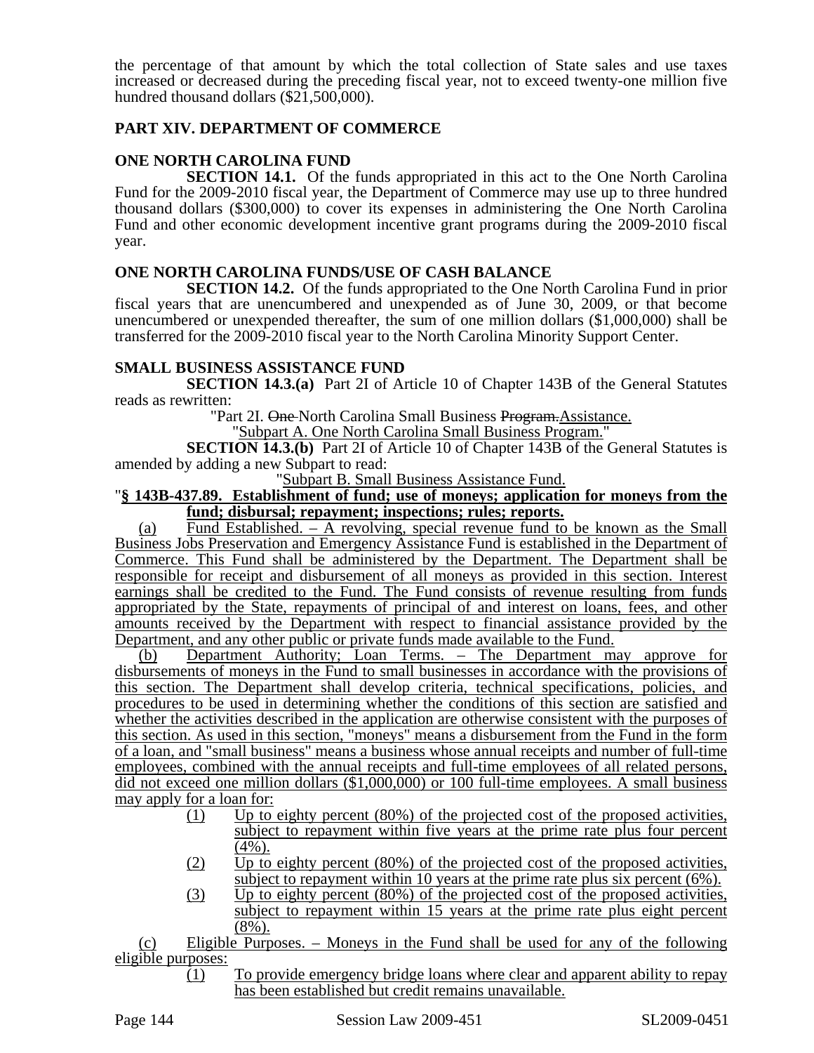the percentage of that amount by which the total collection of State sales and use taxes increased or decreased during the preceding fiscal year, not to exceed twenty-one million five hundred thousand dollars ($21,500,000).

## PART XIV. DEPARTMENT OF COMMERCE

### ONE NORTH CAROLINA FUND

**SECTION 14.1.** Of the funds appropriated in this act to the One North Carolina Fund for the 2009-2010 fiscal year, the Department of Commerce may use up to three hundred thousand dollars ($300,000) to cover its expenses in administering the One North Carolina Fund and other economic development incentive grant programs during the 2009-2010 fiscal year.

### ONE NORTH CAROLINA FUNDS/USE OF CASH BALANCE

**SECTION 14.2.** Of the funds appropriated to the One North Carolina Fund in prior fiscal years that are unencumbered and unexpended as of June 30, 2009, or that become unencumbered or unexpended thereafter, the sum of one million dollars ($1,000,000) shall be transferred for the 2009-2010 fiscal year to the North Carolina Minority Support Center.

### SMALL BUSINESS ASSISTANCE FUND

**SECTION 14.3.(a)** Part 2I of Article 10 of Chapter 143B of the General Statutes reads as rewritten:

"Part 2I. ~~One~~ North Carolina Small Business ~~Program.~~Assistance.

"Subpart A. One North Carolina Small Business Program."

**SECTION 14.3.(b)** Part 2I of Article 10 of Chapter 143B of the General Statutes is amended by adding a new Subpart to read:

"Subpart B. Small Business Assistance Fund.

"**§ 143B-437.89. Establishment of fund; use of moneys; application for moneys from the fund; disbursal; repayment; inspections; rules; reports.**

(a) Fund Established. – A revolving, special revenue fund to be known as the Small Business Jobs Preservation and Emergency Assistance Fund is established in the Department of Commerce. This Fund shall be administered by the Department. The Department shall be responsible for receipt and disbursement of all moneys as provided in this section. Interest earnings shall be credited to the Fund. The Fund consists of revenue resulting from funds appropriated by the State, repayments of principal of and interest on loans, fees, and other amounts received by the Department with respect to financial assistance provided by the Department, and any other public or private funds made available to the Fund.

(b) Department Authority; Loan Terms. – The Department may approve for disbursements of moneys in the Fund to small businesses in accordance with the provisions of this section. The Department shall develop criteria, technical specifications, policies, and procedures to be used in determining whether the conditions of this section are satisfied and whether the activities described in the application are otherwise consistent with the purposes of this section. As used in this section, "moneys" means a disbursement from the Fund in the form of a loan, and "small business" means a business whose annual receipts and number of full-time employees, combined with the annual receipts and full-time employees of all related persons, did not exceed one million dollars ($1,000,000) or 100 full-time employees. A small business may apply for a loan for:

(1) Up to eighty percent (80%) of the projected cost of the proposed activities, subject to repayment within five years at the prime rate plus four percent (4%).

(2) Up to eighty percent (80%) of the projected cost of the proposed activities, subject to repayment within 10 years at the prime rate plus six percent (6%).

(3) Up to eighty percent (80%) of the projected cost of the proposed activities, subject to repayment within 15 years at the prime rate plus eight percent (8%).

(c) Eligible Purposes. – Moneys in the Fund shall be used for any of the following eligible purposes:

(1) To provide emergency bridge loans where clear and apparent ability to repay has been established but credit remains unavailable.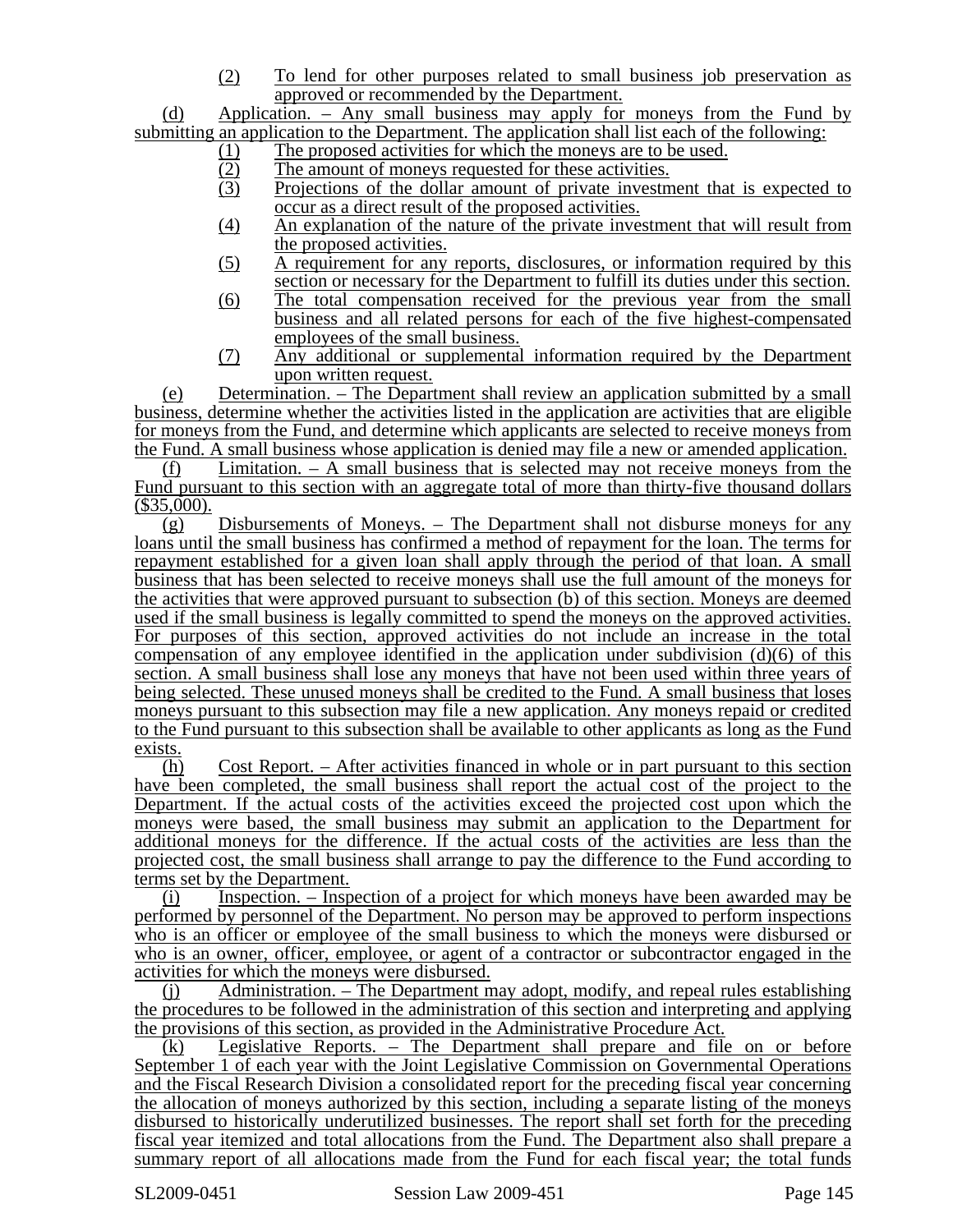(2) To lend for other purposes related to small business job preservation as approved or recommended by the Department.

(d) Application. – Any small business may apply for moneys from the Fund by submitting an application to the Department. The application shall list each of the following:

(1) The proposed activities for which the moneys are to be used.
(2) The amount of moneys requested for these activities.
(3) Projections of the dollar amount of private investment that is expected to occur as a direct result of the proposed activities.
(4) An explanation of the nature of the private investment that will result from the proposed activities.
(5) A requirement for any reports, disclosures, or information required by this section or necessary for the Department to fulfill its duties under this section.
(6) The total compensation received for the previous year from the small business and all related persons for each of the five highest-compensated employees of the small business.
(7) Any additional or supplemental information required by the Department upon written request.

(e) Determination. – The Department shall review an application submitted by a small business, determine whether the activities listed in the application are activities that are eligible for moneys from the Fund, and determine which applicants are selected to receive moneys from the Fund. A small business whose application is denied may file a new or amended application.

(f) Limitation. – A small business that is selected may not receive moneys from the Fund pursuant to this section with an aggregate total of more than thirty-five thousand dollars ($35,000).

(g) Disbursements of Moneys. – The Department shall not disburse moneys for any loans until the small business has confirmed a method of repayment for the loan. The terms for repayment established for a given loan shall apply through the period of that loan. A small business that has been selected to receive moneys shall use the full amount of the moneys for the activities that were approved pursuant to subsection (b) of this section. Moneys are deemed used if the small business is legally committed to spend the moneys on the approved activities. For purposes of this section, approved activities do not include an increase in the total compensation of any employee identified in the application under subdivision (d)(6) of this section. A small business shall lose any moneys that have not been used within three years of being selected. These unused moneys shall be credited to the Fund. A small business that loses moneys pursuant to this subsection may file a new application. Any moneys repaid or credited to the Fund pursuant to this subsection shall be available to other applicants as long as the Fund exists.

(h) Cost Report. – After activities financed in whole or in part pursuant to this section have been completed, the small business shall report the actual cost of the project to the Department. If the actual costs of the activities exceed the projected cost upon which the moneys were based, the small business may submit an application to the Department for additional moneys for the difference. If the actual costs of the activities are less than the projected cost, the small business shall arrange to pay the difference to the Fund according to terms set by the Department.

(i) Inspection. – Inspection of a project for which moneys have been awarded may be performed by personnel of the Department. No person may be approved to perform inspections who is an officer or employee of the small business to which the moneys were disbursed or who is an owner, officer, employee, or agent of a contractor or subcontractor engaged in the activities for which the moneys were disbursed.

(j) Administration. – The Department may adopt, modify, and repeal rules establishing the procedures to be followed in the administration of this section and interpreting and applying the provisions of this section, as provided in the Administrative Procedure Act.

(k) Legislative Reports. – The Department shall prepare and file on or before September 1 of each year with the Joint Legislative Commission on Governmental Operations and the Fiscal Research Division a consolidated report for the preceding fiscal year concerning the allocation of moneys authorized by this section, including a separate listing of the moneys disbursed to historically underutilized businesses. The report shall set forth for the preceding fiscal year itemized and total allocations from the Fund. The Department also shall prepare a summary report of all allocations made from the Fund for each fiscal year; the total funds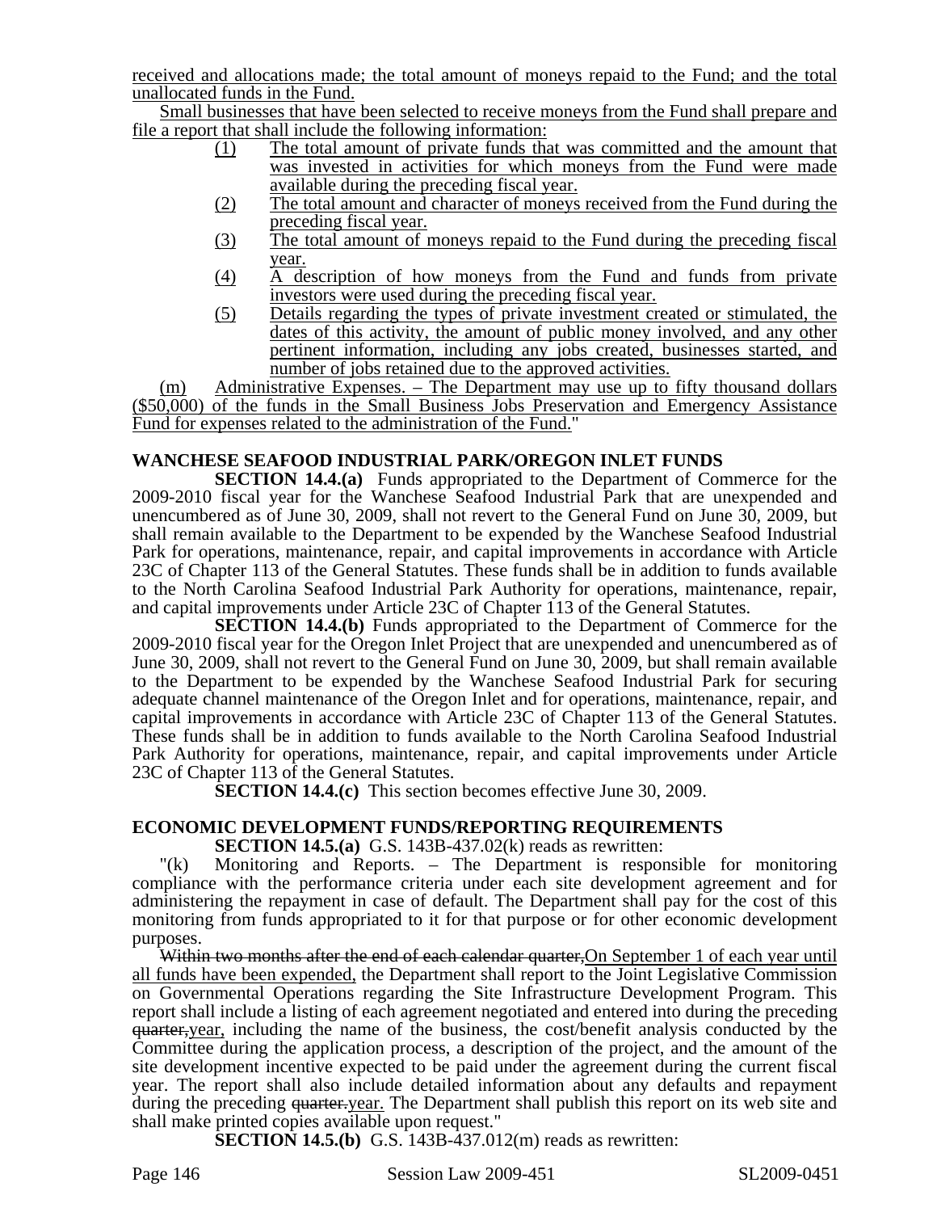received and allocations made; the total amount of moneys repaid to the Fund; and the total unallocated funds in the Fund.

Small businesses that have been selected to receive moneys from the Fund shall prepare and file a report that shall include the following information:

(1) The total amount of private funds that was committed and the amount that was invested in activities for which moneys from the Fund were made available during the preceding fiscal year.

(2) The total amount and character of moneys received from the Fund during the preceding fiscal year.

(3) The total amount of moneys repaid to the Fund during the preceding fiscal year.

(4) A description of how moneys from the Fund and funds from private investors were used during the preceding fiscal year.

(5) Details regarding the types of private investment created or stimulated, the dates of this activity, the amount of public money involved, and any other pertinent information, including any jobs created, businesses started, and number of jobs retained due to the approved activities.

(m) Administrative Expenses. – The Department may use up to fifty thousand dollars ($50,000) of the funds in the Small Business Jobs Preservation and Emergency Assistance Fund for expenses related to the administration of the Fund."

### WANCHESE SEAFOOD INDUSTRIAL PARK/OREGON INLET FUNDS

**SECTION 14.4.(a)** Funds appropriated to the Department of Commerce for the 2009-2010 fiscal year for the Wanchese Seafood Industrial Park that are unexpended and unencumbered as of June 30, 2009, shall not revert to the General Fund on June 30, 2009, but shall remain available to the Department to be expended by the Wanchese Seafood Industrial Park for operations, maintenance, repair, and capital improvements in accordance with Article 23C of Chapter 113 of the General Statutes. These funds shall be in addition to funds available to the North Carolina Seafood Industrial Park Authority for operations, maintenance, repair, and capital improvements under Article 23C of Chapter 113 of the General Statutes.

**SECTION 14.4.(b)** Funds appropriated to the Department of Commerce for the 2009-2010 fiscal year for the Oregon Inlet Project that are unexpended and unencumbered as of June 30, 2009, shall not revert to the General Fund on June 30, 2009, but shall remain available to the Department to be expended by the Wanchese Seafood Industrial Park for securing adequate channel maintenance of the Oregon Inlet and for operations, maintenance, repair, and capital improvements in accordance with Article 23C of Chapter 113 of the General Statutes. These funds shall be in addition to funds available to the North Carolina Seafood Industrial Park Authority for operations, maintenance, repair, and capital improvements under Article 23C of Chapter 113 of the General Statutes.

**SECTION 14.4.(c)** This section becomes effective June 30, 2009.

### ECONOMIC DEVELOPMENT FUNDS/REPORTING REQUIREMENTS

**SECTION 14.5.(a)** G.S. 143B-437.02(k) reads as rewritten:

"(k) Monitoring and Reports. – The Department is responsible for monitoring compliance with the performance criteria under each site development agreement and for administering the repayment in case of default. The Department shall pay for the cost of this monitoring from funds appropriated to it for that purpose or for other economic development purposes.

~~Within two months after the end of each calendar quarter,~~On September 1 of each year until all funds have been expended, the Department shall report to the Joint Legislative Commission on Governmental Operations regarding the Site Infrastructure Development Program. This report shall include a listing of each agreement negotiated and entered into during the preceding ~~quarter,~~year, including the name of the business, the cost/benefit analysis conducted by the Committee during the application process, a description of the project, and the amount of the site development incentive expected to be paid under the agreement during the current fiscal year. The report shall also include detailed information about any defaults and repayment during the preceding ~~quarter.~~year. The Department shall publish this report on its web site and shall make printed copies available upon request."

**SECTION 14.5.(b)** G.S. 143B-437.012(m) reads as rewritten: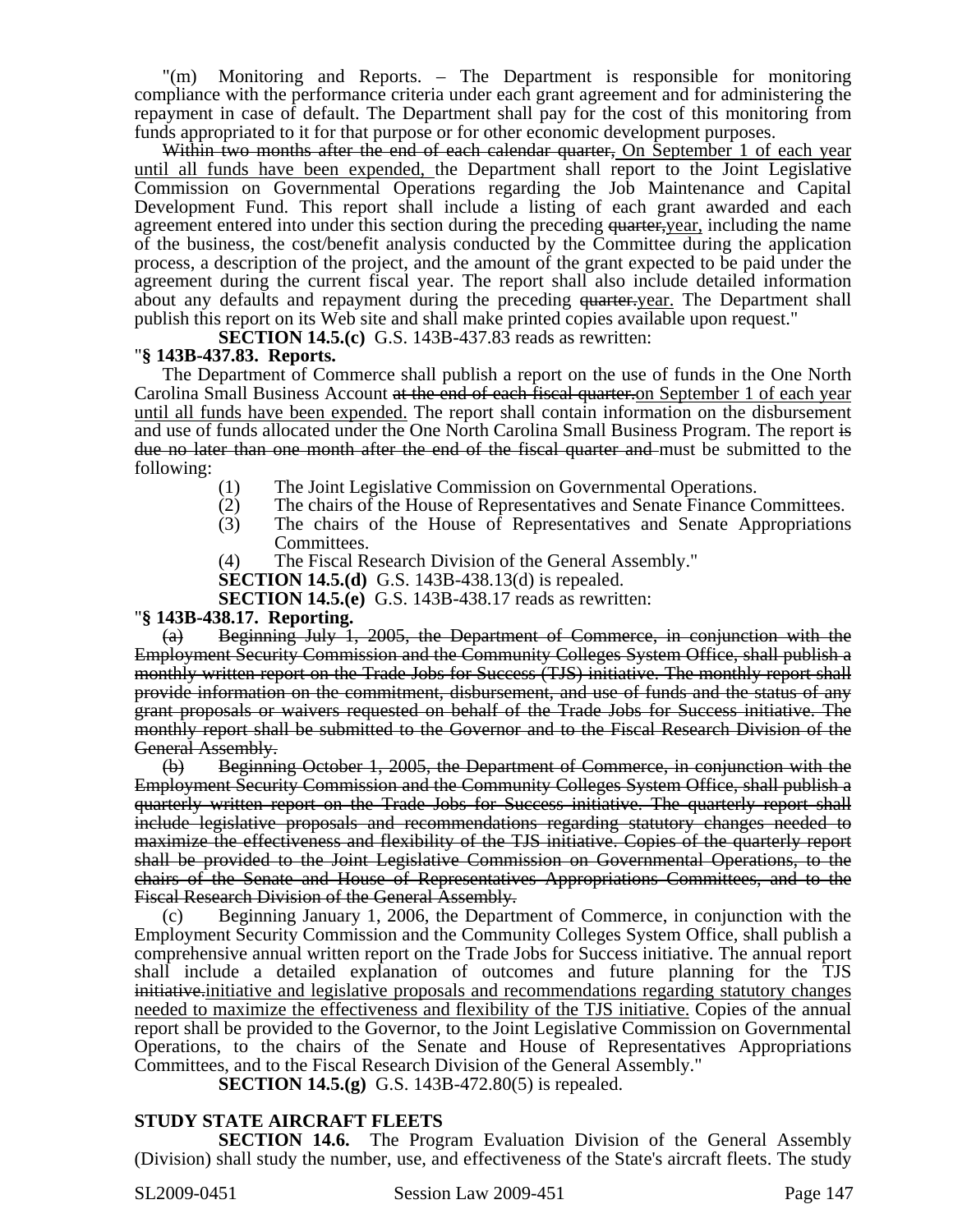"(m) Monitoring and Reports. – The Department is responsible for monitoring compliance with the performance criteria under each grant agreement and for administering the repayment in case of default. The Department shall pay for the cost of this monitoring from funds appropriated to it for that purpose or for other economic development purposes.

~~Within two months after the end of each calendar quarter,~~ On September 1 of each year until all funds have been expended, the Department shall report to the Joint Legislative Commission on Governmental Operations regarding the Job Maintenance and Capital Development Fund. This report shall include a listing of each grant awarded and each agreement entered into under this section during the preceding ~~quarter,~~year, including the name of the business, the cost/benefit analysis conducted by the Committee during the application process, a description of the project, and the amount of the grant expected to be paid under the agreement during the current fiscal year. The report shall also include detailed information about any defaults and repayment during the preceding ~~quarter.~~year. The Department shall publish this report on its Web site and shall make printed copies available upon request."

**SECTION 14.5.(c)** G.S. 143B-437.83 reads as rewritten:

"**§ 143B-437.83. Reports.**

The Department of Commerce shall publish a report on the use of funds in the One North Carolina Small Business Account ~~at the end of each fiscal quarter.~~on September 1 of each year until all funds have been expended. The report shall contain information on the disbursement and use of funds allocated under the One North Carolina Small Business Program. The report ~~is due no later than one month after the end of the fiscal quarter and~~ must be submitted to the following:

(1) The Joint Legislative Commission on Governmental Operations.
(2) The chairs of the House of Representatives and Senate Finance Committees.
(3) The chairs of the House of Representatives and Senate Appropriations Committees.
(4) The Fiscal Research Division of the General Assembly."

**SECTION 14.5.(d)** G.S. 143B-438.13(d) is repealed.

**SECTION 14.5.(e)** G.S. 143B-438.17 reads as rewritten:

"**§ 143B-438.17. Reporting.**

~~(a) Beginning July 1, 2005, the Department of Commerce, in conjunction with the Employment Security Commission and the Community Colleges System Office, shall publish a monthly written report on the Trade Jobs for Success (TJS) initiative. The monthly report shall provide information on the commitment, disbursement, and use of funds and the status of any grant proposals or waivers requested on behalf of the Trade Jobs for Success initiative. The monthly report shall be submitted to the Governor and to the Fiscal Research Division of the General Assembly.~~

~~(b) Beginning October 1, 2005, the Department of Commerce, in conjunction with the Employment Security Commission and the Community Colleges System Office, shall publish a quarterly written report on the Trade Jobs for Success initiative. The quarterly report shall include legislative proposals and recommendations regarding statutory changes needed to maximize the effectiveness and flexibility of the TJS initiative. Copies of the quarterly report shall be provided to the Joint Legislative Commission on Governmental Operations, to the chairs of the Senate and House of Representatives Appropriations Committees, and to the Fiscal Research Division of the General Assembly.~~

(c) Beginning January 1, 2006, the Department of Commerce, in conjunction with the Employment Security Commission and the Community Colleges System Office, shall publish a comprehensive annual written report on the Trade Jobs for Success initiative. The annual report shall include a detailed explanation of outcomes and future planning for the TJS ~~initiative.~~initiative and legislative proposals and recommendations regarding statutory changes needed to maximize the effectiveness and flexibility of the TJS initiative. Copies of the annual report shall be provided to the Governor, to the Joint Legislative Commission on Governmental Operations, to the chairs of the Senate and House of Representatives Appropriations Committees, and to the Fiscal Research Division of the General Assembly."

**SECTION 14.5.(g)** G.S. 143B-472.80(5) is repealed.

## STUDY STATE AIRCRAFT FLEETS

**SECTION 14.6.** The Program Evaluation Division of the General Assembly (Division) shall study the number, use, and effectiveness of the State's aircraft fleets. The study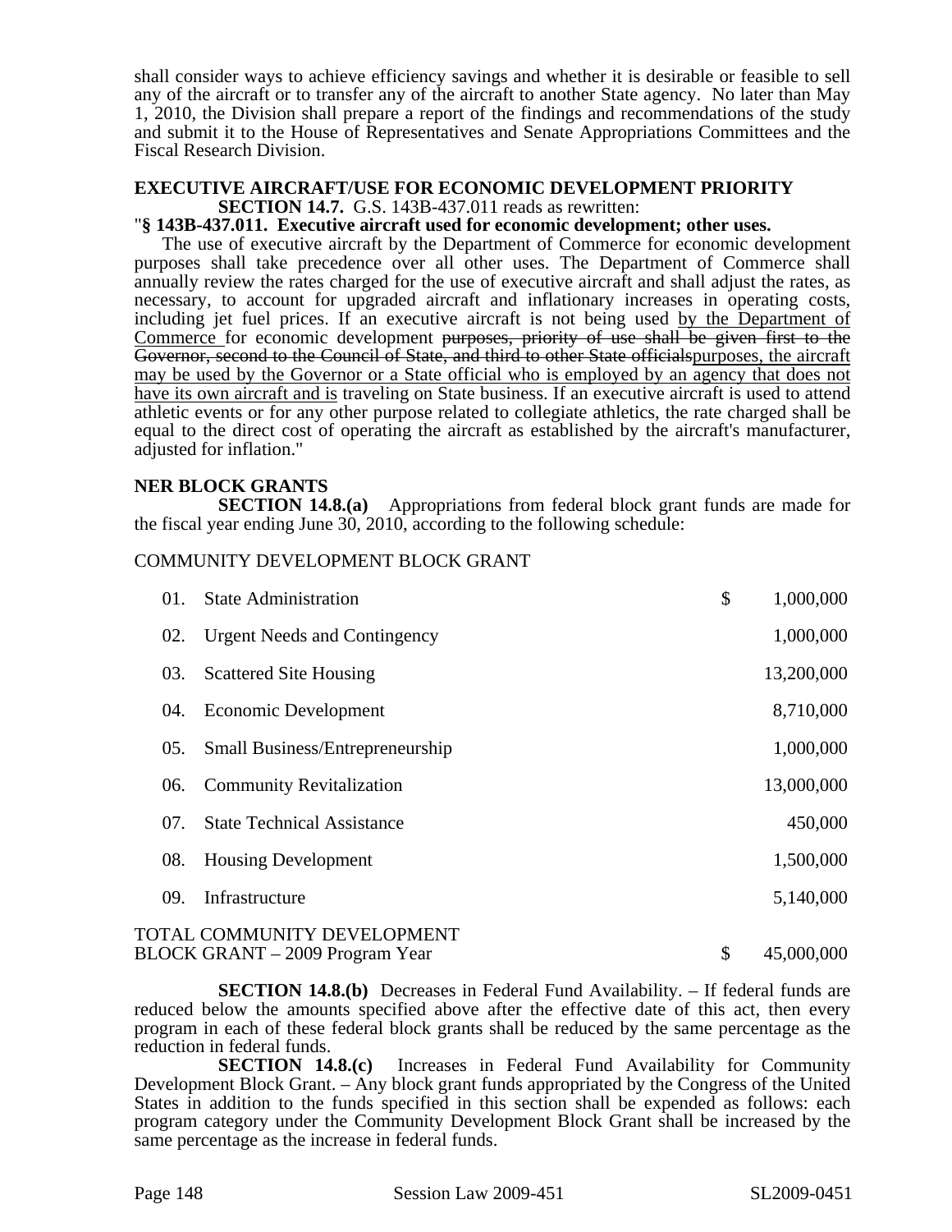shall consider ways to achieve efficiency savings and whether it is desirable or feasible to sell any of the aircraft or to transfer any of the aircraft to another State agency. No later than May 1, 2010, the Division shall prepare a report of the findings and recommendations of the study and submit it to the House of Representatives and Senate Appropriations Committees and the Fiscal Research Division.

**EXECUTIVE AIRCRAFT/USE FOR ECONOMIC DEVELOPMENT PRIORITY**

**SECTION 14.7.** G.S. 143B-437.011 reads as rewritten:

"**§ 143B-437.011. Executive aircraft used for economic development; other uses.**

The use of executive aircraft by the Department of Commerce for economic development purposes shall take precedence over all other uses. The Department of Commerce shall annually review the rates charged for the use of executive aircraft and shall adjust the rates, as necessary, to account for upgraded aircraft and inflationary increases in operating costs, including jet fuel prices. If an executive aircraft is not being used <u>by the Department of Commerce</u> for economic development ~~purposes, priority of use shall be given first to the Governor, second to the Council of State, and third to other State officials~~<u>purposes, the aircraft may be used by the Governor or a State official who is employed by an agency that does not have its own aircraft and is</u> traveling on State business. If an executive aircraft is used to attend athletic events or for any other purpose related to collegiate athletics, the rate charged shall be equal to the direct cost of operating the aircraft as established by the aircraft's manufacturer, adjusted for inflation."

**NER BLOCK GRANTS**

**SECTION 14.8.(a)** Appropriations from federal block grant funds are made for the fiscal year ending June 30, 2010, according to the following schedule:

COMMUNITY DEVELOPMENT BLOCK GRANT

| | | |
|---|---|---|
| 01. | State Administration | $ 1,000,000 |
| 02. | Urgent Needs and Contingency | 1,000,000 |
| 03. | Scattered Site Housing | 13,200,000 |
| 04. | Economic Development | 8,710,000 |
| 05. | Small Business/Entrepreneurship | 1,000,000 |
| 06. | Community Revitalization | 13,000,000 |
| 07. | State Technical Assistance | 450,000 |
| 08. | Housing Development | 1,500,000 |
| 09. | Infrastructure | 5,140,000 |
| TOTAL COMMUNITY DEVELOPMENT BLOCK GRANT – 2009 Program Year | | $ 45,000,000 |

**SECTION 14.8.(b)** Decreases in Federal Fund Availability. – If federal funds are reduced below the amounts specified above after the effective date of this act, then every program in each of these federal block grants shall be reduced by the same percentage as the reduction in federal funds.

**SECTION 14.8.(c)** Increases in Federal Fund Availability for Community Development Block Grant. – Any block grant funds appropriated by the Congress of the United States in addition to the funds specified in this section shall be expended as follows: each program category under the Community Development Block Grant shall be increased by the same percentage as the increase in federal funds.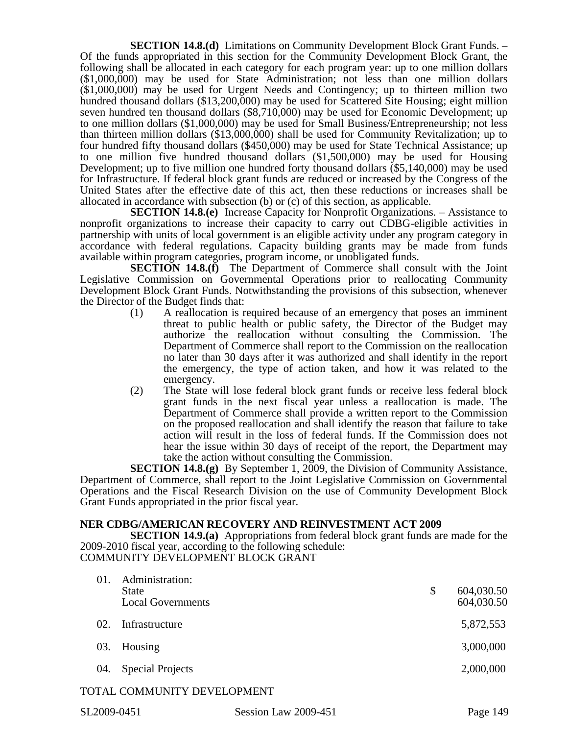**SECTION 14.8.(d)** Limitations on Community Development Block Grant Funds. – Of the funds appropriated in this section for the Community Development Block Grant, the following shall be allocated in each category for each program year: up to one million dollars ($1,000,000) may be used for State Administration; not less than one million dollars ($1,000,000) may be used for Urgent Needs and Contingency; up to thirteen million two hundred thousand dollars ($13,200,000) may be used for Scattered Site Housing; eight million seven hundred ten thousand dollars ($8,710,000) may be used for Economic Development; up to one million dollars ($1,000,000) may be used for Small Business/Entrepreneurship; not less than thirteen million dollars ($13,000,000) shall be used for Community Revitalization; up to four hundred fifty thousand dollars ($450,000) may be used for State Technical Assistance; up to one million five hundred thousand dollars ($1,500,000) may be used for Housing Development; up to five million one hundred forty thousand dollars ($5,140,000) may be used for Infrastructure. If federal block grant funds are reduced or increased by the Congress of the United States after the effective date of this act, then these reductions or increases shall be allocated in accordance with subsection (b) or (c) of this section, as applicable.

**SECTION 14.8.(e)** Increase Capacity for Nonprofit Organizations. – Assistance to nonprofit organizations to increase their capacity to carry out CDBG-eligible activities in partnership with units of local government is an eligible activity under any program category in accordance with federal regulations. Capacity building grants may be made from funds available within program categories, program income, or unobligated funds.

**SECTION 14.8.(f)** The Department of Commerce shall consult with the Joint Legislative Commission on Governmental Operations prior to reallocating Community Development Block Grant Funds. Notwithstanding the provisions of this subsection, whenever the Director of the Budget finds that:

(1) A reallocation is required because of an emergency that poses an imminent threat to public health or public safety, the Director of the Budget may authorize the reallocation without consulting the Commission. The Department of Commerce shall report to the Commission on the reallocation no later than 30 days after it was authorized and shall identify in the report the emergency, the type of action taken, and how it was related to the emergency.

(2) The State will lose federal block grant funds or receive less federal block grant funds in the next fiscal year unless a reallocation is made. The Department of Commerce shall provide a written report to the Commission on the proposed reallocation and shall identify the reason that failure to take action will result in the loss of federal funds. If the Commission does not hear the issue within 30 days of receipt of the report, the Department may take the action without consulting the Commission.

**SECTION 14.8.(g)** By September 1, 2009, the Division of Community Assistance, Department of Commerce, shall report to the Joint Legislative Commission on Governmental Operations and the Fiscal Research Division on the use of Community Development Block Grant Funds appropriated in the prior fiscal year.

**NER CDBG/AMERICAN RECOVERY AND REINVESTMENT ACT 2009**

**SECTION 14.9.(a)** Appropriations from federal block grant funds are made for the 2009-2010 fiscal year, according to the following schedule:

COMMUNITY DEVELOPMENT BLOCK GRANT

| | | |
|---|---|---|
| 01. | Administration: | |
| | State | $ 604,030.50 |
| | Local Governments | 604,030.50 |
| 02. | Infrastructure | 5,872,553 |
| 03. | Housing | 3,000,000 |
| 04. | Special Projects | 2,000,000 |

TOTAL COMMUNITY DEVELOPMENT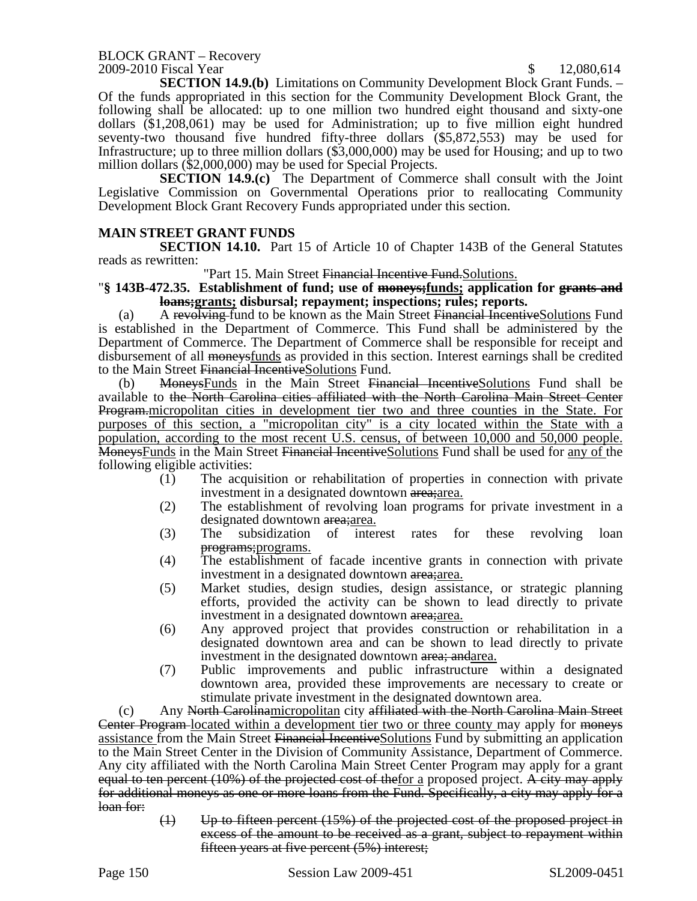BLOCK GRANT – Recovery
2009-2010 Fiscal Year $ 12,080,614

**SECTION 14.9.(b)** Limitations on Community Development Block Grant Funds. – Of the funds appropriated in this section for the Community Development Block Grant, the following shall be allocated: up to one million two hundred eight thousand and sixty-one dollars ($1,208,061) may be used for Administration; up to five million eight hundred seventy-two thousand five hundred fifty-three dollars ($5,872,553) may be used for Infrastructure; up to three million dollars ($3,000,000) may be used for Housing; and up to two million dollars ($2,000,000) may be used for Special Projects.

**SECTION 14.9.(c)** The Department of Commerce shall consult with the Joint Legislative Commission on Governmental Operations prior to reallocating Community Development Block Grant Recovery Funds appropriated under this section.

**MAIN STREET GRANT FUNDS**

**SECTION 14.10.** Part 15 of Article 10 of Chapter 143B of the General Statutes reads as rewritten:

"Part 15. Main Street ~~Financial Incentive Fund.~~<u>Solutions.</u>

"**§ 143B-472.35. Establishment of fund; use of ~~moneys;~~<u>funds;</u> application for ~~grants and loans;~~<u>grants;</u> disbursal; repayment; inspections; rules; reports.**

(a) A ~~revolving~~ fund to be known as the Main Street ~~Financial Incentive~~<u>Solutions</u> Fund is established in the Department of Commerce. This Fund shall be administered by the Department of Commerce. The Department of Commerce shall be responsible for receipt and disbursement of all ~~moneys~~<u>funds</u> as provided in this section. Interest earnings shall be credited to the Main Street ~~Financial Incentive~~<u>Solutions</u> Fund.

(b) ~~Moneys~~<u>Funds</u> in the Main Street ~~Financial Incentive~~<u>Solutions</u> Fund shall be available to ~~the North Carolina cities affiliated with the North Carolina Main Street Center Program.~~<u>micropolitan cities in development tier two and three counties in the State. For purposes of this section, a "micropolitan city" is a city located within the State with a population, according to the most recent U.S. census, of between 10,000 and 50,000 people.</u> ~~Moneys~~<u>Funds</u> in the Main Street ~~Financial Incentive~~<u>Solutions</u> Fund shall be used for <u>any of</u> the following eligible activities:

(1) The acquisition or rehabilitation of properties in connection with private investment in a designated downtown ~~area;~~<u>area.</u>

(2) The establishment of revolving loan programs for private investment in a designated downtown ~~area;~~<u>area.</u>

(3) The subsidization of interest rates for these revolving loan ~~programs;~~<u>programs.</u>

(4) The establishment of facade incentive grants in connection with private investment in a designated downtown ~~area;~~<u>area.</u>

(5) Market studies, design studies, design assistance, or strategic planning efforts, provided the activity can be shown to lead directly to private investment in a designated downtown ~~area;~~<u>area.</u>

(6) Any approved project that provides construction or rehabilitation in a designated downtown area and can be shown to lead directly to private investment in the designated downtown ~~area; and~~<u>area.</u>

(7) Public improvements and public infrastructure within a designated downtown area, provided these improvements are necessary to create or stimulate private investment in the designated downtown area.

(c) Any ~~North Carolina~~<u>micropolitan</u> city ~~affiliated with the North Carolina Main Street Center Program~~ <u>located within a development tier two or three county</u> may apply for ~~moneys~~ <u>assistance</u> from the Main Street ~~Financial Incentive~~<u>Solutions</u> Fund by submitting an application to the Main Street Center in the Division of Community Assistance, Department of Commerce. Any city affiliated with the North Carolina Main Street Center Program may apply for a grant ~~equal to ten percent (10%) of the projected cost of the~~<u>for a</u> proposed project. ~~A city may apply for additional moneys as one or more loans from the Fund. Specifically, a city may apply for a loan for:~~

~~(1) Up to fifteen percent (15%) of the projected cost of the proposed project in excess of the amount to be received as a grant, subject to repayment within fifteen years at five percent (5%) interest;~~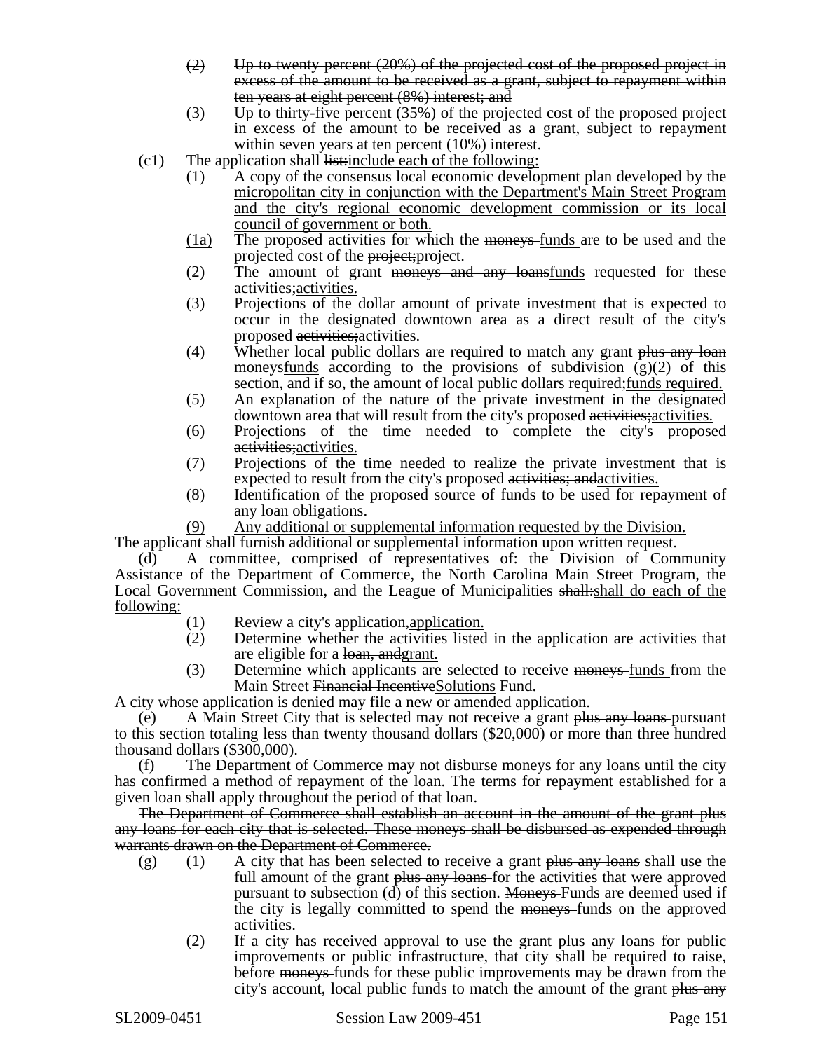(2) ~~Up to twenty percent (20%) of the projected cost of the proposed project in excess of the amount to be received as a grant, subject to repayment within ten years at eight percent (8%) interest; and~~

(3) ~~Up to thirty-five percent (35%) of the projected cost of the proposed project in excess of the amount to be received as a grant, subject to repayment within seven years at ten percent (10%) interest.~~

(c1) The application shall ~~list:~~include each of the following:

(1) A copy of the consensus local economic development plan developed by the micropolitan city in conjunction with the Department's Main Street Program and the city's regional economic development commission or its local council of government or both.

(1a) The proposed activities for which the ~~moneys~~ funds are to be used and the projected cost of the ~~project;~~project.

(2) The amount of grant ~~moneys and any loans~~funds requested for these ~~activities;~~activities.

(3) Projections of the dollar amount of private investment that is expected to occur in the designated downtown area as a direct result of the city's proposed ~~activities;~~activities.

(4) Whether local public dollars are required to match any grant ~~plus any loan moneys~~funds according to the provisions of subdivision (g)(2) of this section, and if so, the amount of local public ~~dollars required;~~funds required.

(5) An explanation of the nature of the private investment in the designated downtown area that will result from the city's proposed ~~activities;~~activities.

(6) Projections of the time needed to complete the city's proposed ~~activities;~~activities.

(7) Projections of the time needed to realize the private investment that is expected to result from the city's proposed ~~activities; and~~activities.

(8) Identification of the proposed source of funds to be used for repayment of any loan obligations.

(9) Any additional or supplemental information requested by the Division.

~~The applicant shall furnish additional or supplemental information upon written request.~~

(d) A committee, comprised of representatives of: the Division of Community Assistance of the Department of Commerce, the North Carolina Main Street Program, the Local Government Commission, and the League of Municipalities ~~shall:~~shall do each of the following:

(1) Review a city's ~~application,~~application.

(2) Determine whether the activities listed in the application are activities that are eligible for a ~~loan, and~~grant.

(3) Determine which applicants are selected to receive ~~moneys~~ funds from the Main Street ~~Financial Incentive~~Solutions Fund.

A city whose application is denied may file a new or amended application.

(e) A Main Street City that is selected may not receive a grant ~~plus any loans~~ pursuant to this section totaling less than twenty thousand dollars ($20,000) or more than three hundred thousand dollars ($300,000).

~~(f) The Department of Commerce may not disburse moneys for any loans until the city has confirmed a method of repayment of the loan. The terms for repayment established for a given loan shall apply throughout the period of that loan.~~

~~The Department of Commerce shall establish an account in the amount of the grant plus any loans for each city that is selected. These moneys shall be disbursed as expended through warrants drawn on the Department of Commerce.~~

(g) (1) A city that has been selected to receive a grant ~~plus any loans~~ shall use the full amount of the grant ~~plus any loans~~ for the activities that were approved pursuant to subsection (d) of this section. ~~Moneys~~ Funds are deemed used if the city is legally committed to spend the ~~moneys~~ funds on the approved activities.

(2) If a city has received approval to use the grant ~~plus any loans~~ for public improvements or public infrastructure, that city shall be required to raise, before ~~moneys~~ funds for these public improvements may be drawn from the city's account, local public funds to match the amount of the grant ~~plus any~~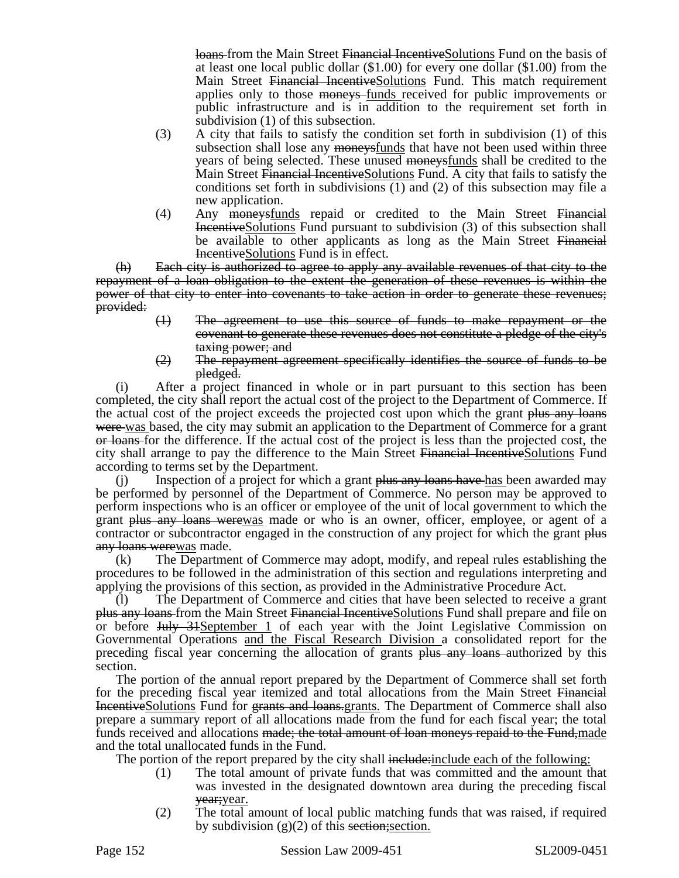loans ~~loans~~ from the Main Street ~~Financial Incentive~~Solutions Fund on the basis of at least one local public dollar ($1.00) for every one dollar ($1.00) from the Main Street ~~Financial Incentive~~Solutions Fund. This match requirement applies only to those ~~moneys~~ funds received for public improvements or public infrastructure and is in addition to the requirement set forth in subdivision (1) of this subsection.

(3) A city that fails to satisfy the condition set forth in subdivision (1) of this subsection shall lose any ~~moneys~~funds that have not been used within three years of being selected. These unused ~~moneys~~funds shall be credited to the Main Street ~~Financial Incentive~~Solutions Fund. A city that fails to satisfy the conditions set forth in subdivisions (1) and (2) of this subsection may file a new application.

(4) Any ~~moneys~~funds repaid or credited to the Main Street ~~Financial Incentive~~Solutions Fund pursuant to subdivision (3) of this subsection shall be available to other applicants as long as the Main Street ~~Financial Incentive~~Solutions Fund is in effect.

~~(h) Each city is authorized to agree to apply any available revenues of that city to the repayment of a loan obligation to the extent the generation of these revenues is within the power of that city to enter into covenants to take action in order to generate these revenues; provided:~~

~~(1) The agreement to use this source of funds to make repayment or the covenant to generate these revenues does not constitute a pledge of the city's taxing power; and~~

~~(2) The repayment agreement specifically identifies the source of funds to be pledged.~~

(i) After a project financed in whole or in part pursuant to this section has been completed, the city shall report the actual cost of the project to the Department of Commerce. If the actual cost of the project exceeds the projected cost upon which the grant ~~plus any loans were~~ was based, the city may submit an application to the Department of Commerce for a grant ~~or loans~~ for the difference. If the actual cost of the project is less than the projected cost, the city shall arrange to pay the difference to the Main Street ~~Financial Incentive~~Solutions Fund according to terms set by the Department.

(j) Inspection of a project for which a grant ~~plus any loans have~~ has been awarded may be performed by personnel of the Department of Commerce. No person may be approved to perform inspections who is an officer or employee of the unit of local government to which the grant ~~plus any loans were~~was made or who is an owner, officer, employee, or agent of a contractor or subcontractor engaged in the construction of any project for which the grant ~~plus any loans were~~was made.

(k) The Department of Commerce may adopt, modify, and repeal rules establishing the procedures to be followed in the administration of this section and regulations interpreting and applying the provisions of this section, as provided in the Administrative Procedure Act.

(l) The Department of Commerce and cities that have been selected to receive a grant ~~plus any loans~~ from the Main Street ~~Financial Incentive~~Solutions Fund shall prepare and file on or before ~~July 31~~September 1 of each year with the Joint Legislative Commission on Governmental Operations and the Fiscal Research Division a consolidated report for the preceding fiscal year concerning the allocation of grants ~~plus any loans~~ authorized by this section.

The portion of the annual report prepared by the Department of Commerce shall set forth for the preceding fiscal year itemized and total allocations from the Main Street ~~Financial Incentive~~Solutions Fund for ~~grants and loans.~~grants. The Department of Commerce shall also prepare a summary report of all allocations made from the fund for each fiscal year; the total funds received and allocations ~~made; the total amount of loan moneys repaid to the Fund,~~made and the total unallocated funds in the Fund.

The portion of the report prepared by the city shall ~~include:~~include each of the following:

(1) The total amount of private funds that was committed and the amount that was invested in the designated downtown area during the preceding fiscal ~~year;~~year.

(2) The total amount of local public matching funds that was raised, if required by subdivision (g)(2) of this ~~section;~~section.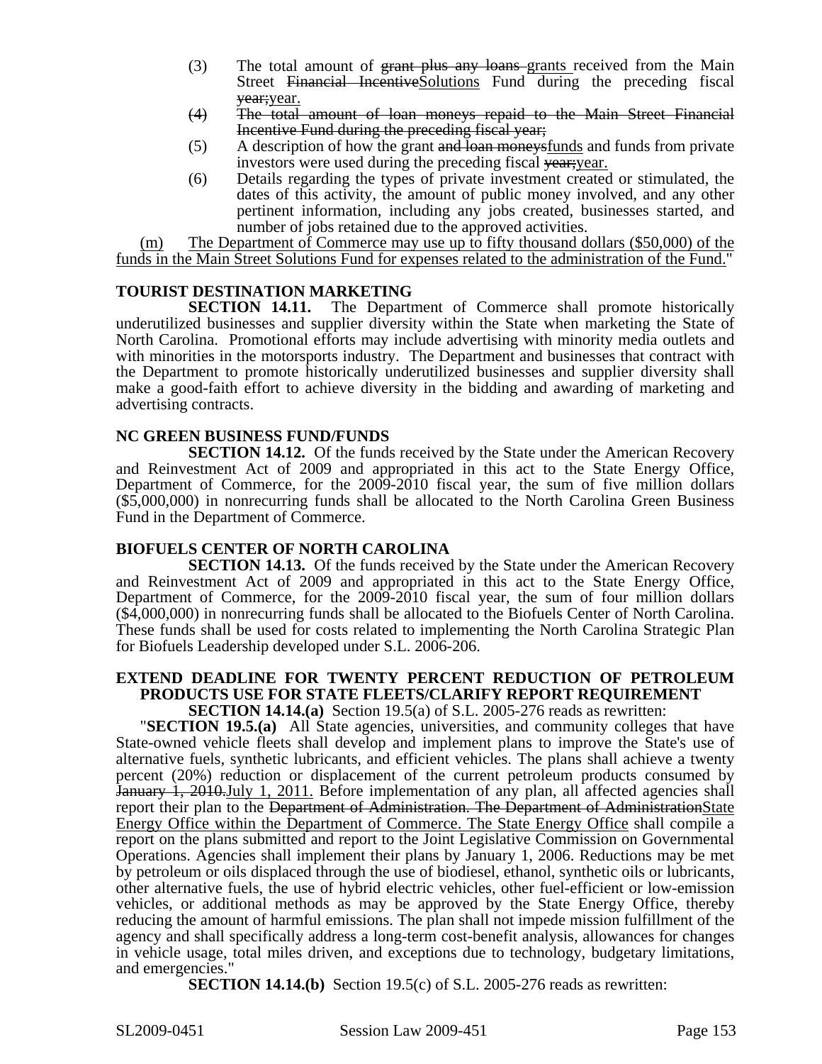(3) The total amount of ~~grant plus any loans~~ grants received from the Main Street ~~Financial Incentive~~Solutions Fund during the preceding fiscal ~~year;~~year.

~~(4) The total amount of loan moneys repaid to the Main Street Financial Incentive Fund during the preceding fiscal year;~~

(5) A description of how the grant ~~and loan moneys~~funds and funds from private investors were used during the preceding fiscal ~~year;~~year.

(6) Details regarding the types of private investment created or stimulated, the dates of this activity, the amount of public money involved, and any other pertinent information, including any jobs created, businesses started, and number of jobs retained due to the approved activities.

(m) The Department of Commerce may use up to fifty thousand dollars ($50,000) of the funds in the Main Street Solutions Fund for expenses related to the administration of the Fund."

**TOURIST DESTINATION MARKETING**

**SECTION 14.11.** The Department of Commerce shall promote historically underutilized businesses and supplier diversity within the State when marketing the State of North Carolina. Promotional efforts may include advertising with minority media outlets and with minorities in the motorsports industry. The Department and businesses that contract with the Department to promote historically underutilized businesses and supplier diversity shall make a good-faith effort to achieve diversity in the bidding and awarding of marketing and advertising contracts.

**NC GREEN BUSINESS FUND/FUNDS**

**SECTION 14.12.** Of the funds received by the State under the American Recovery and Reinvestment Act of 2009 and appropriated in this act to the State Energy Office, Department of Commerce, for the 2009-2010 fiscal year, the sum of five million dollars ($5,000,000) in nonrecurring funds shall be allocated to the North Carolina Green Business Fund in the Department of Commerce.

**BIOFUELS CENTER OF NORTH CAROLINA**

**SECTION 14.13.** Of the funds received by the State under the American Recovery and Reinvestment Act of 2009 and appropriated in this act to the State Energy Office, Department of Commerce, for the 2009-2010 fiscal year, the sum of four million dollars ($4,000,000) in nonrecurring funds shall be allocated to the Biofuels Center of North Carolina. These funds shall be used for costs related to implementing the North Carolina Strategic Plan for Biofuels Leadership developed under S.L. 2006-206.

**EXTEND DEADLINE FOR TWENTY PERCENT REDUCTION OF PETROLEUM PRODUCTS USE FOR STATE FLEETS/CLARIFY REPORT REQUIREMENT**

**SECTION 14.14.(a)** Section 19.5(a) of S.L. 2005-276 reads as rewritten:

"**SECTION 19.5.(a)** All State agencies, universities, and community colleges that have State-owned vehicle fleets shall develop and implement plans to improve the State's use of alternative fuels, synthetic lubricants, and efficient vehicles. The plans shall achieve a twenty percent (20%) reduction or displacement of the current petroleum products consumed by ~~January 1, 2010.~~July 1, 2011. Before implementation of any plan, all affected agencies shall report their plan to the ~~Department of Administration. The Department of Administration~~State Energy Office within the Department of Commerce. The State Energy Office shall compile a report on the plans submitted and report to the Joint Legislative Commission on Governmental Operations. Agencies shall implement their plans by January 1, 2006. Reductions may be met by petroleum or oils displaced through the use of biodiesel, ethanol, synthetic oils or lubricants, other alternative fuels, the use of hybrid electric vehicles, other fuel-efficient or low-emission vehicles, or additional methods as may be approved by the State Energy Office, thereby reducing the amount of harmful emissions. The plan shall not impede mission fulfillment of the agency and shall specifically address a long-term cost-benefit analysis, allowances for changes in vehicle usage, total miles driven, and exceptions due to technology, budgetary limitations, and emergencies."

**SECTION 14.14.(b)** Section 19.5(c) of S.L. 2005-276 reads as rewritten: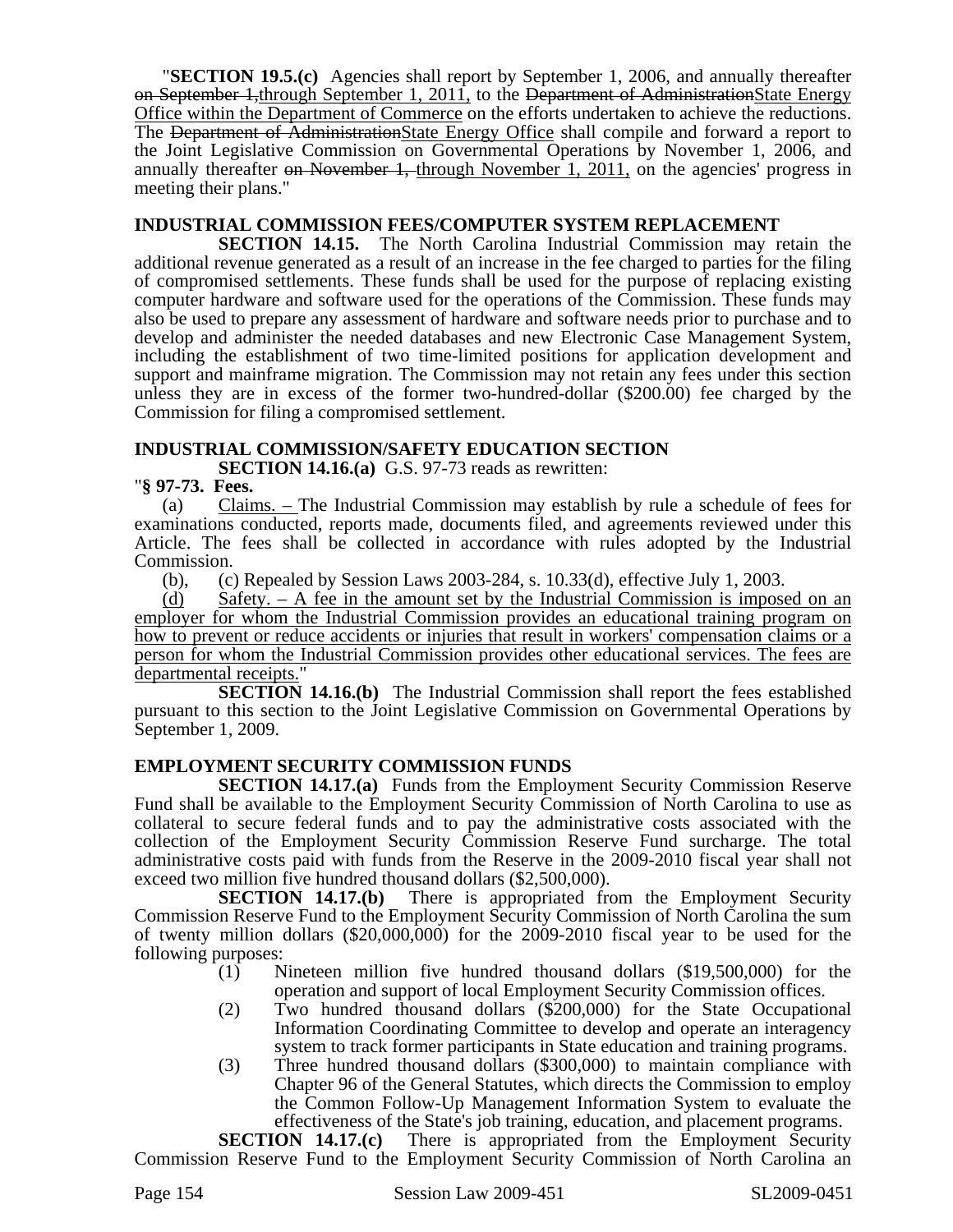"**SECTION 19.5.(c)** Agencies shall report by September 1, 2006, and annually thereafter ~~on September 1,~~through September 1, 2011, to the ~~Department of Administration~~State Energy Office within the Department of Commerce on the efforts undertaken to achieve the reductions. The ~~Department of Administration~~State Energy Office shall compile and forward a report to the Joint Legislative Commission on Governmental Operations by November 1, 2006, and annually thereafter ~~on November 1,~~ through November 1, 2011, on the agencies' progress in meeting their plans."

**INDUSTRIAL COMMISSION FEES/COMPUTER SYSTEM REPLACEMENT**

**SECTION 14.15.** The North Carolina Industrial Commission may retain the additional revenue generated as a result of an increase in the fee charged to parties for the filing of compromised settlements. These funds shall be used for the purpose of replacing existing computer hardware and software used for the operations of the Commission. These funds may also be used to prepare any assessment of hardware and software needs prior to purchase and to develop and administer the needed databases and new Electronic Case Management System, including the establishment of two time-limited positions for application development and support and mainframe migration. The Commission may not retain any fees under this section unless they are in excess of the former two-hundred-dollar ($200.00) fee charged by the Commission for filing a compromised settlement.

**INDUSTRIAL COMMISSION/SAFETY EDUCATION SECTION**

**SECTION 14.16.(a)** G.S. 97-73 reads as rewritten:

"**§ 97-73. Fees.**

(a) Claims. – The Industrial Commission may establish by rule a schedule of fees for examinations conducted, reports made, documents filed, and agreements reviewed under this Article. The fees shall be collected in accordance with rules adopted by the Industrial Commission.

(b), (c) Repealed by Session Laws 2003-284, s. 10.33(d), effective July 1, 2003.

(d) Safety. – A fee in the amount set by the Industrial Commission is imposed on an employer for whom the Industrial Commission provides an educational training program on how to prevent or reduce accidents or injuries that result in workers' compensation claims or a person for whom the Industrial Commission provides other educational services. The fees are departmental receipts."

**SECTION 14.16.(b)** The Industrial Commission shall report the fees established pursuant to this section to the Joint Legislative Commission on Governmental Operations by September 1, 2009.

**EMPLOYMENT SECURITY COMMISSION FUNDS**

**SECTION 14.17.(a)** Funds from the Employment Security Commission Reserve Fund shall be available to the Employment Security Commission of North Carolina to use as collateral to secure federal funds and to pay the administrative costs associated with the collection of the Employment Security Commission Reserve Fund surcharge. The total administrative costs paid with funds from the Reserve in the 2009-2010 fiscal year shall not exceed two million five hundred thousand dollars ($2,500,000).

**SECTION 14.17.(b)** There is appropriated from the Employment Security Commission Reserve Fund to the Employment Security Commission of North Carolina the sum of twenty million dollars ($20,000,000) for the 2009-2010 fiscal year to be used for the following purposes:

(1) Nineteen million five hundred thousand dollars ($19,500,000) for the operation and support of local Employment Security Commission offices.

(2) Two hundred thousand dollars ($200,000) for the State Occupational Information Coordinating Committee to develop and operate an interagency system to track former participants in State education and training programs.

(3) Three hundred thousand dollars ($300,000) to maintain compliance with Chapter 96 of the General Statutes, which directs the Commission to employ the Common Follow-Up Management Information System to evaluate the effectiveness of the State's job training, education, and placement programs.

**SECTION 14.17.(c)** There is appropriated from the Employment Security Commission Reserve Fund to the Employment Security Commission of North Carolina an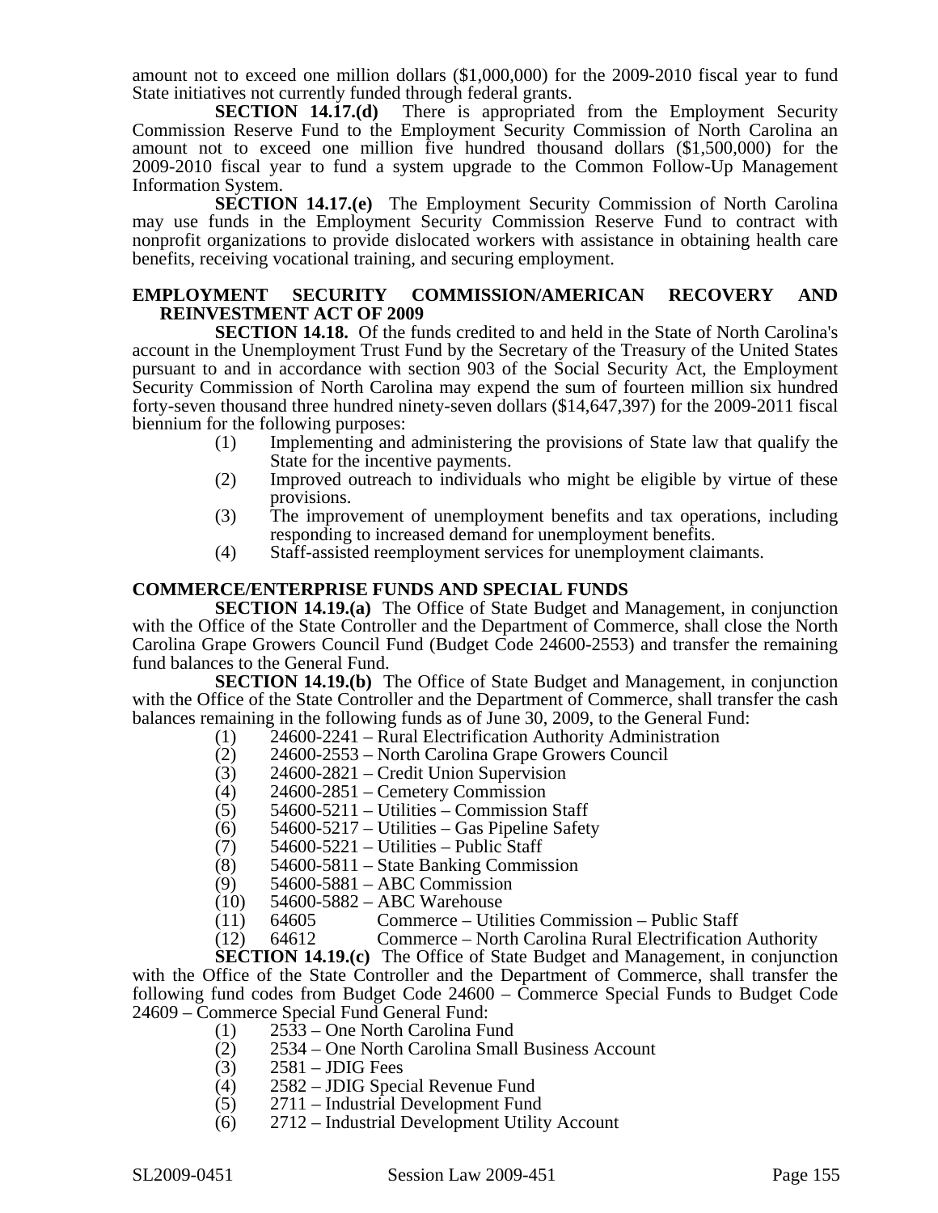amount not to exceed one million dollars ($1,000,000) for the 2009-2010 fiscal year to fund State initiatives not currently funded through federal grants.

**SECTION 14.17.(d)** There is appropriated from the Employment Security Commission Reserve Fund to the Employment Security Commission of North Carolina an amount not to exceed one million five hundred thousand dollars ($1,500,000) for the 2009-2010 fiscal year to fund a system upgrade to the Common Follow-Up Management Information System.

**SECTION 14.17.(e)** The Employment Security Commission of North Carolina may use funds in the Employment Security Commission Reserve Fund to contract with nonprofit organizations to provide dislocated workers with assistance in obtaining health care benefits, receiving vocational training, and securing employment.

**EMPLOYMENT SECURITY COMMISSION/AMERICAN RECOVERY AND REINVESTMENT ACT OF 2009**

**SECTION 14.18.** Of the funds credited to and held in the State of North Carolina's account in the Unemployment Trust Fund by the Secretary of the Treasury of the United States pursuant to and in accordance with section 903 of the Social Security Act, the Employment Security Commission of North Carolina may expend the sum of fourteen million six hundred forty-seven thousand three hundred ninety-seven dollars ($14,647,397) for the 2009-2011 fiscal biennium for the following purposes:

(1) Implementing and administering the provisions of State law that qualify the State for the incentive payments.
(2) Improved outreach to individuals who might be eligible by virtue of these provisions.
(3) The improvement of unemployment benefits and tax operations, including responding to increased demand for unemployment benefits.
(4) Staff-assisted reemployment services for unemployment claimants.

**COMMERCE/ENTERPRISE FUNDS AND SPECIAL FUNDS**

**SECTION 14.19.(a)** The Office of State Budget and Management, in conjunction with the Office of the State Controller and the Department of Commerce, shall close the North Carolina Grape Growers Council Fund (Budget Code 24600-2553) and transfer the remaining fund balances to the General Fund.

**SECTION 14.19.(b)** The Office of State Budget and Management, in conjunction with the Office of the State Controller and the Department of Commerce, shall transfer the cash balances remaining in the following funds as of June 30, 2009, to the General Fund:

(1) 24600-2241 – Rural Electrification Authority Administration
(2) 24600-2553 – North Carolina Grape Growers Council
(3) 24600-2821 – Credit Union Supervision
(4) 24600-2851 – Cemetery Commission
(5) 54600-5211 – Utilities – Commission Staff
(6) 54600-5217 – Utilities – Gas Pipeline Safety
(7) 54600-5221 – Utilities – Public Staff
(8) 54600-5811 – State Banking Commission
(9) 54600-5881 – ABC Commission
(10) 54600-5882 – ABC Warehouse
(11) 64605 Commerce – Utilities Commission – Public Staff
(12) 64612 Commerce – North Carolina Rural Electrification Authority

**SECTION 14.19.(c)** The Office of State Budget and Management, in conjunction with the Office of the State Controller and the Department of Commerce, shall transfer the following fund codes from Budget Code 24600 – Commerce Special Funds to Budget Code 24609 – Commerce Special Fund General Fund:

(1) 2533 – One North Carolina Fund
(2) 2534 – One North Carolina Small Business Account
(3) 2581 – JDIG Fees
(4) 2582 – JDIG Special Revenue Fund
(5) 2711 – Industrial Development Fund
(6) 2712 – Industrial Development Utility Account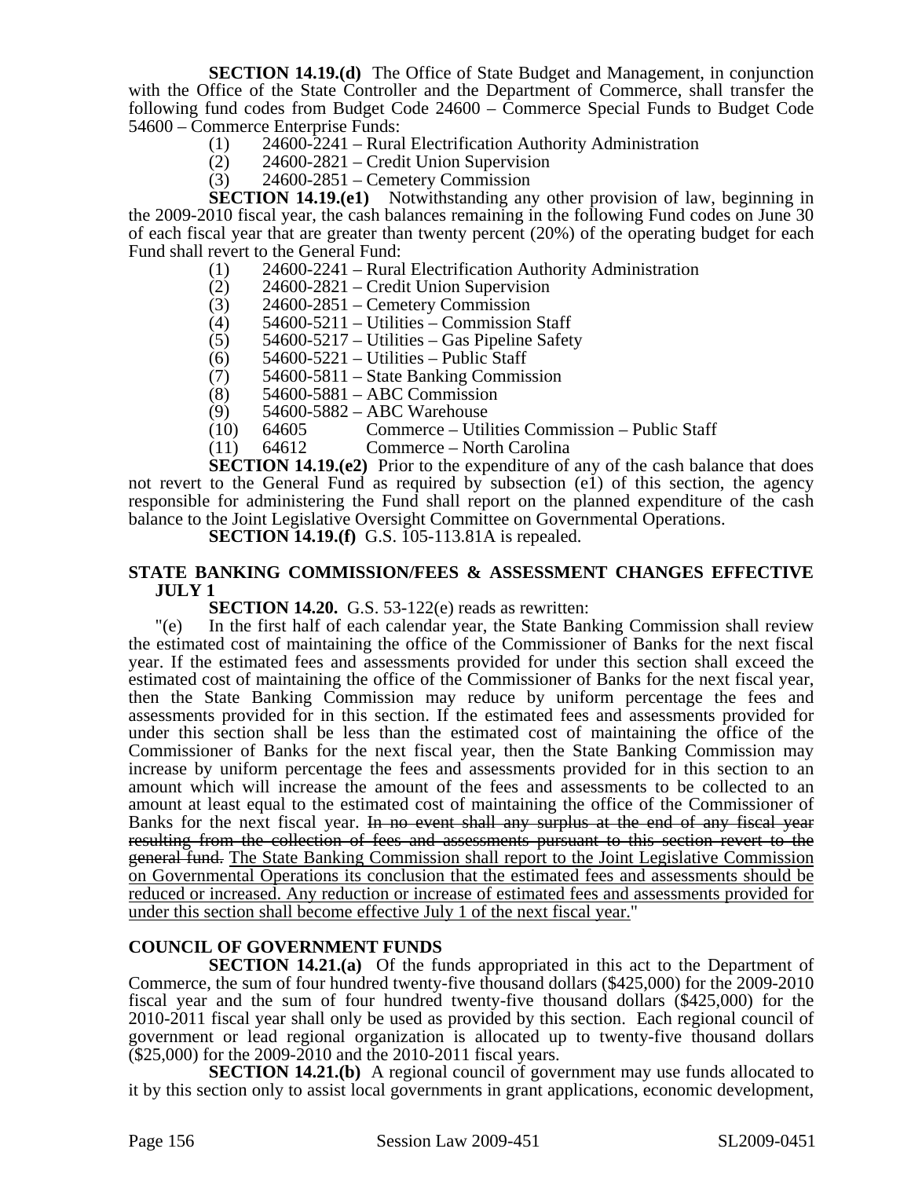**SECTION 14.19.(d)** The Office of State Budget and Management, in conjunction with the Office of the State Controller and the Department of Commerce, shall transfer the following fund codes from Budget Code 24600 – Commerce Special Funds to Budget Code 54600 – Commerce Enterprise Funds:

(1) 24600-2241 – Rural Electrification Authority Administration
(2) 24600-2821 – Credit Union Supervision
(3) 24600-2851 – Cemetery Commission

**SECTION 14.19.(e1)** Notwithstanding any other provision of law, beginning in the 2009-2010 fiscal year, the cash balances remaining in the following Fund codes on June 30 of each fiscal year that are greater than twenty percent (20%) of the operating budget for each Fund shall revert to the General Fund:

(1) 24600-2241 – Rural Electrification Authority Administration
(2) 24600-2821 – Credit Union Supervision
(3) 24600-2851 – Cemetery Commission
(4) 54600-5211 – Utilities – Commission Staff
(5) 54600-5217 – Utilities – Gas Pipeline Safety
(6) 54600-5221 – Utilities – Public Staff
(7) 54600-5811 – State Banking Commission
(8) 54600-5881 – ABC Commission
(9) 54600-5882 – ABC Warehouse
(10) 64605 Commerce – Utilities Commission – Public Staff
(11) 64612 Commerce – North Carolina

**SECTION 14.19.(e2)** Prior to the expenditure of any of the cash balance that does not revert to the General Fund as required by subsection (e1) of this section, the agency responsible for administering the Fund shall report on the planned expenditure of the cash balance to the Joint Legislative Oversight Committee on Governmental Operations.

**SECTION 14.19.(f)** G.S. 105-113.81A is repealed.

## STATE BANKING COMMISSION/FEES & ASSESSMENT CHANGES EFFECTIVE JULY 1

**SECTION 14.20.** G.S. 53-122(e) reads as rewritten:

"(e) In the first half of each calendar year, the State Banking Commission shall review the estimated cost of maintaining the office of the Commissioner of Banks for the next fiscal year. If the estimated fees and assessments provided for under this section shall exceed the estimated cost of maintaining the office of the Commissioner of Banks for the next fiscal year, then the State Banking Commission may reduce by uniform percentage the fees and assessments provided for in this section. If the estimated fees and assessments provided for under this section shall be less than the estimated cost of maintaining the office of the Commissioner of Banks for the next fiscal year, then the State Banking Commission may increase by uniform percentage the fees and assessments provided for in this section to an amount which will increase the amount of the fees and assessments to be collected to an amount at least equal to the estimated cost of maintaining the office of the Commissioner of Banks for the next fiscal year. ~~In no event shall any surplus at the end of any fiscal year resulting from the collection of fees and assessments pursuant to this section revert to the general fund.~~ <u>The State Banking Commission shall report to the Joint Legislative Commission on Governmental Operations its conclusion that the estimated fees and assessments should be reduced or increased. Any reduction or increase of estimated fees and assessments provided for under this section shall become effective July 1 of the next fiscal year.</u>"

## COUNCIL OF GOVERNMENT FUNDS

**SECTION 14.21.(a)** Of the funds appropriated in this act to the Department of Commerce, the sum of four hundred twenty-five thousand dollars ($425,000) for the 2009-2010 fiscal year and the sum of four hundred twenty-five thousand dollars ($425,000) for the 2010-2011 fiscal year shall only be used as provided by this section. Each regional council of government or lead regional organization is allocated up to twenty-five thousand dollars ($25,000) for the 2009-2010 and the 2010-2011 fiscal years.

**SECTION 14.21.(b)** A regional council of government may use funds allocated to it by this section only to assist local governments in grant applications, economic development,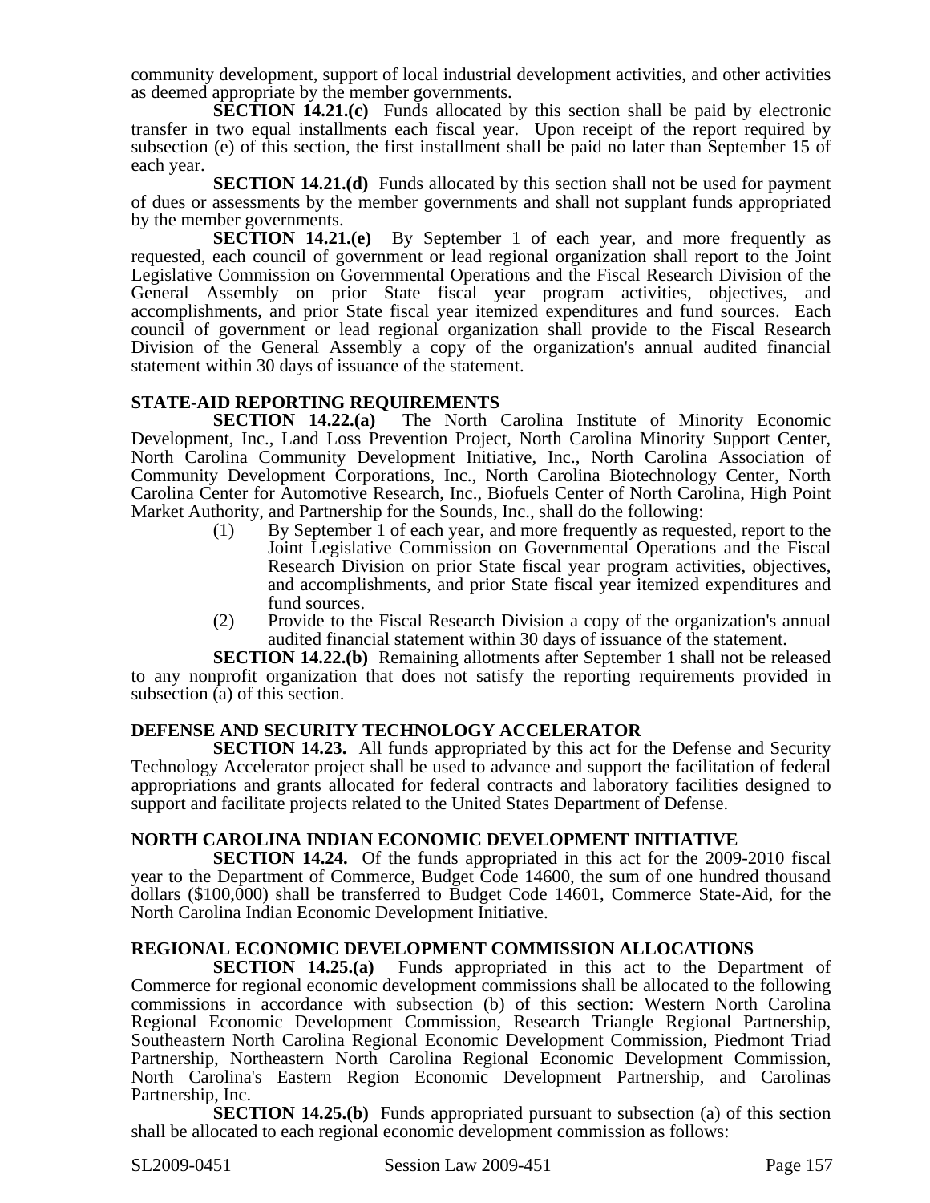community development, support of local industrial development activities, and other activities as deemed appropriate by the member governments.

**SECTION 14.21.(c)** Funds allocated by this section shall be paid by electronic transfer in two equal installments each fiscal year. Upon receipt of the report required by subsection (e) of this section, the first installment shall be paid no later than September 15 of each year.

**SECTION 14.21.(d)** Funds allocated by this section shall not be used for payment of dues or assessments by the member governments and shall not supplant funds appropriated by the member governments.

**SECTION 14.21.(e)** By September 1 of each year, and more frequently as requested, each council of government or lead regional organization shall report to the Joint Legislative Commission on Governmental Operations and the Fiscal Research Division of the General Assembly on prior State fiscal year program activities, objectives, and accomplishments, and prior State fiscal year itemized expenditures and fund sources. Each council of government or lead regional organization shall provide to the Fiscal Research Division of the General Assembly a copy of the organization's annual audited financial statement within 30 days of issuance of the statement.

**STATE-AID REPORTING REQUIREMENTS**

**SECTION 14.22.(a)** The North Carolina Institute of Minority Economic Development, Inc., Land Loss Prevention Project, North Carolina Minority Support Center, North Carolina Community Development Initiative, Inc., North Carolina Association of Community Development Corporations, Inc., North Carolina Biotechnology Center, North Carolina Center for Automotive Research, Inc., Biofuels Center of North Carolina, High Point Market Authority, and Partnership for the Sounds, Inc., shall do the following:

(1) By September 1 of each year, and more frequently as requested, report to the Joint Legislative Commission on Governmental Operations and the Fiscal Research Division on prior State fiscal year program activities, objectives, and accomplishments, and prior State fiscal year itemized expenditures and fund sources.

(2) Provide to the Fiscal Research Division a copy of the organization's annual audited financial statement within 30 days of issuance of the statement.

**SECTION 14.22.(b)** Remaining allotments after September 1 shall not be released to any nonprofit organization that does not satisfy the reporting requirements provided in subsection (a) of this section.

**DEFENSE AND SECURITY TECHNOLOGY ACCELERATOR**

**SECTION 14.23.** All funds appropriated by this act for the Defense and Security Technology Accelerator project shall be used to advance and support the facilitation of federal appropriations and grants allocated for federal contracts and laboratory facilities designed to support and facilitate projects related to the United States Department of Defense.

**NORTH CAROLINA INDIAN ECONOMIC DEVELOPMENT INITIATIVE**

**SECTION 14.24.** Of the funds appropriated in this act for the 2009-2010 fiscal year to the Department of Commerce, Budget Code 14600, the sum of one hundred thousand dollars ($100,000) shall be transferred to Budget Code 14601, Commerce State-Aid, for the North Carolina Indian Economic Development Initiative.

**REGIONAL ECONOMIC DEVELOPMENT COMMISSION ALLOCATIONS**

**SECTION 14.25.(a)** Funds appropriated in this act to the Department of Commerce for regional economic development commissions shall be allocated to the following commissions in accordance with subsection (b) of this section: Western North Carolina Regional Economic Development Commission, Research Triangle Regional Partnership, Southeastern North Carolina Regional Economic Development Commission, Piedmont Triad Partnership, Northeastern North Carolina Regional Economic Development Commission, North Carolina's Eastern Region Economic Development Partnership, and Carolinas Partnership, Inc.

**SECTION 14.25.(b)** Funds appropriated pursuant to subsection (a) of this section shall be allocated to each regional economic development commission as follows: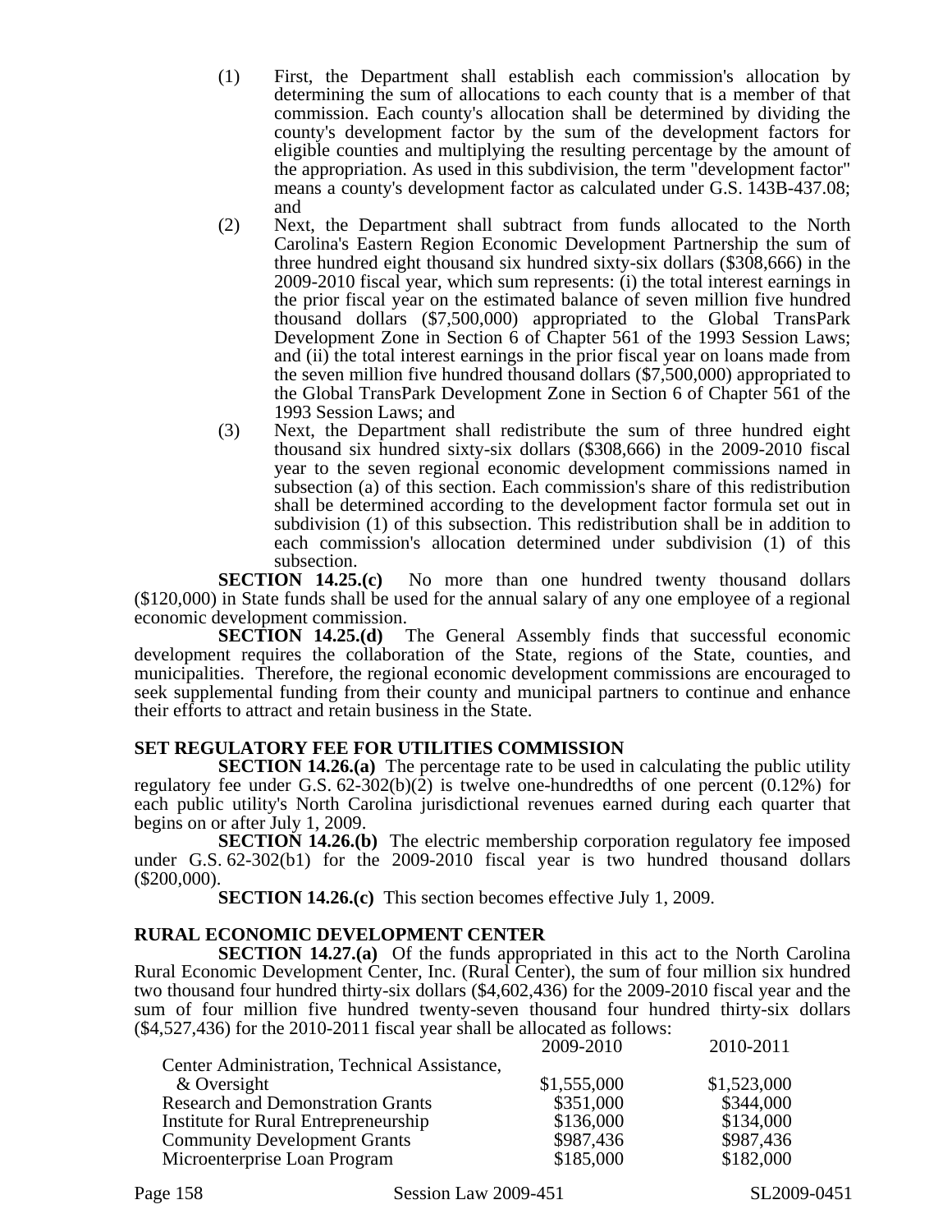(1) First, the Department shall establish each commission's allocation by determining the sum of allocations to each county that is a member of that commission. Each county's allocation shall be determined by dividing the county's development factor by the sum of the development factors for eligible counties and multiplying the resulting percentage by the amount of the appropriation. As used in this subdivision, the term "development factor" means a county's development factor as calculated under G.S. 143B-437.08; and

(2) Next, the Department shall subtract from funds allocated to the North Carolina's Eastern Region Economic Development Partnership the sum of three hundred eight thousand six hundred sixty-six dollars ($308,666) in the 2009-2010 fiscal year, which sum represents: (i) the total interest earnings in the prior fiscal year on the estimated balance of seven million five hundred thousand dollars ($7,500,000) appropriated to the Global TransPark Development Zone in Section 6 of Chapter 561 of the 1993 Session Laws; and (ii) the total interest earnings in the prior fiscal year on loans made from the seven million five hundred thousand dollars ($7,500,000) appropriated to the Global TransPark Development Zone in Section 6 of Chapter 561 of the 1993 Session Laws; and

(3) Next, the Department shall redistribute the sum of three hundred eight thousand six hundred sixty-six dollars ($308,666) in the 2009-2010 fiscal year to the seven regional economic development commissions named in subsection (a) of this section. Each commission's share of this redistribution shall be determined according to the development factor formula set out in subdivision (1) of this subsection. This redistribution shall be in addition to each commission's allocation determined under subdivision (1) of this subsection.

**SECTION 14.25.(c)** No more than one hundred twenty thousand dollars ($120,000) in State funds shall be used for the annual salary of any one employee of a regional economic development commission.

**SECTION 14.25.(d)** The General Assembly finds that successful economic development requires the collaboration of the State, regions of the State, counties, and municipalities. Therefore, the regional economic development commissions are encouraged to seek supplemental funding from their county and municipal partners to continue and enhance their efforts to attract and retain business in the State.

**SET REGULATORY FEE FOR UTILITIES COMMISSION**

**SECTION 14.26.(a)** The percentage rate to be used in calculating the public utility regulatory fee under G.S. 62-302(b)(2) is twelve one-hundredths of one percent (0.12%) for each public utility's North Carolina jurisdictional revenues earned during each quarter that begins on or after July 1, 2009.

**SECTION 14.26.(b)** The electric membership corporation regulatory fee imposed under G.S. 62-302(b1) for the 2009-2010 fiscal year is two hundred thousand dollars ($200,000).

**SECTION 14.26.(c)** This section becomes effective July 1, 2009.

**RURAL ECONOMIC DEVELOPMENT CENTER**

**SECTION 14.27.(a)** Of the funds appropriated in this act to the North Carolina Rural Economic Development Center, Inc. (Rural Center), the sum of four million six hundred two thousand four hundred thirty-six dollars ($4,602,436) for the 2009-2010 fiscal year and the sum of four million five hundred twenty-seven thousand four hundred thirty-six dollars ($4,527,436) for the 2010-2011 fiscal year shall be allocated as follows:

| | 2009-2010 | 2010-2011 |
|---|---|---|
| Center Administration, Technical Assistance, & Oversight | $1,555,000 | $1,523,000 |
| Research and Demonstration Grants | $351,000 | $344,000 |
| Institute for Rural Entrepreneurship | $136,000 | $134,000 |
| Community Development Grants | $987,436 | $987,436 |
| Microenterprise Loan Program | $185,000 | $182,000 |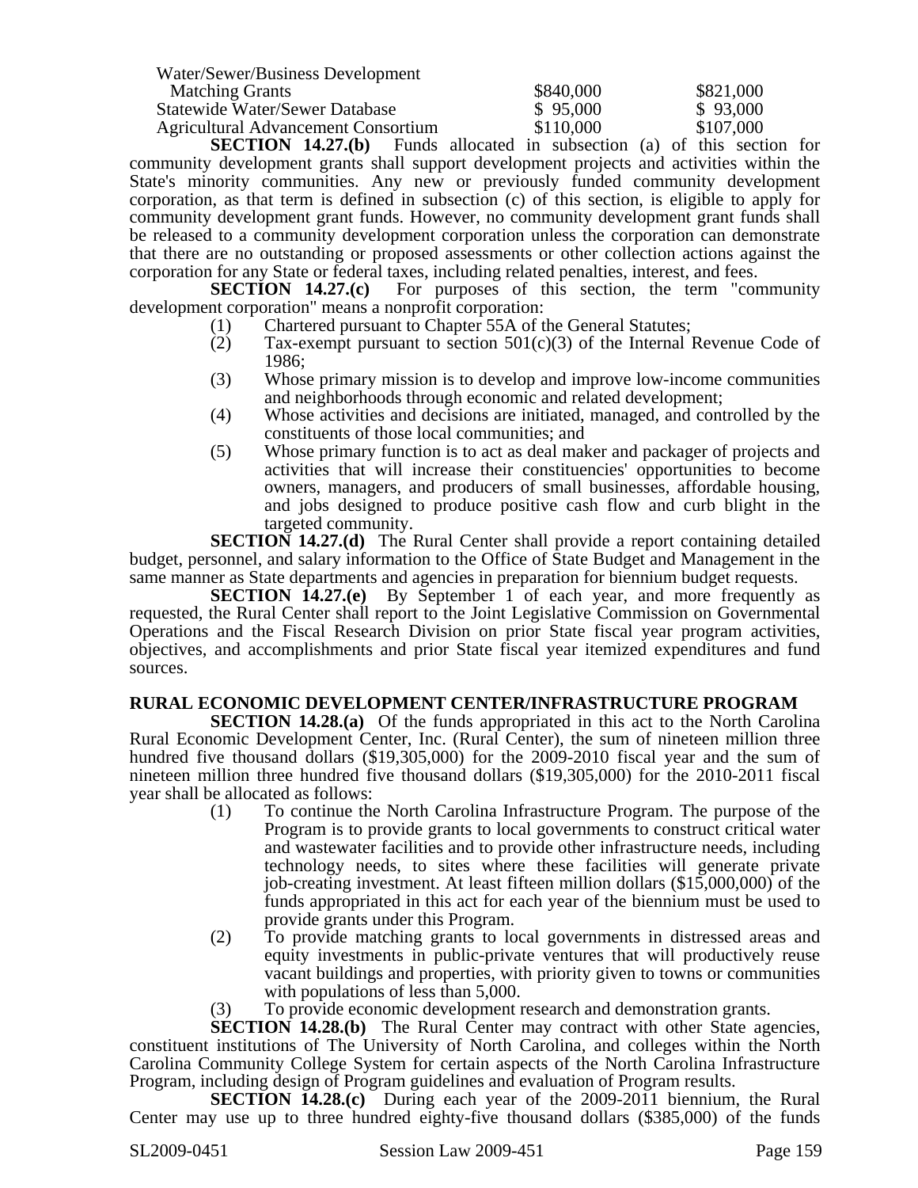| | | |
|---|---|---|
| Water/Sewer/Business Development Matching Grants | $840,000 | $821,000 |
| Statewide Water/Sewer Database | $ 95,000 | $ 93,000 |
| Agricultural Advancement Consortium | $110,000 | $107,000 |

**SECTION 14.27.(b)** Funds allocated in subsection (a) of this section for community development grants shall support development projects and activities within the State's minority communities. Any new or previously funded community development corporation, as that term is defined in subsection (c) of this section, is eligible to apply for community development grant funds. However, no community development grant funds shall be released to a community development corporation unless the corporation can demonstrate that there are no outstanding or proposed assessments or other collection actions against the corporation for any State or federal taxes, including related penalties, interest, and fees.

**SECTION 14.27.(c)** For purposes of this section, the term "community development corporation" means a nonprofit corporation:

(1) Chartered pursuant to Chapter 55A of the General Statutes;
(2) Tax-exempt pursuant to section 501(c)(3) of the Internal Revenue Code of 1986;
(3) Whose primary mission is to develop and improve low-income communities and neighborhoods through economic and related development;
(4) Whose activities and decisions are initiated, managed, and controlled by the constituents of those local communities; and
(5) Whose primary function is to act as deal maker and packager of projects and activities that will increase their constituencies' opportunities to become owners, managers, and producers of small businesses, affordable housing, and jobs designed to produce positive cash flow and curb blight in the targeted community.

**SECTION 14.27.(d)** The Rural Center shall provide a report containing detailed budget, personnel, and salary information to the Office of State Budget and Management in the same manner as State departments and agencies in preparation for biennium budget requests.

**SECTION 14.27.(e)** By September 1 of each year, and more frequently as requested, the Rural Center shall report to the Joint Legislative Commission on Governmental Operations and the Fiscal Research Division on prior State fiscal year program activities, objectives, and accomplishments and prior State fiscal year itemized expenditures and fund sources.

**RURAL ECONOMIC DEVELOPMENT CENTER/INFRASTRUCTURE PROGRAM**

**SECTION 14.28.(a)** Of the funds appropriated in this act to the North Carolina Rural Economic Development Center, Inc. (Rural Center), the sum of nineteen million three hundred five thousand dollars ($19,305,000) for the 2009-2010 fiscal year and the sum of nineteen million three hundred five thousand dollars ($19,305,000) for the 2010-2011 fiscal year shall be allocated as follows:

(1) To continue the North Carolina Infrastructure Program. The purpose of the Program is to provide grants to local governments to construct critical water and wastewater facilities and to provide other infrastructure needs, including technology needs, to sites where these facilities will generate private job-creating investment. At least fifteen million dollars ($15,000,000) of the funds appropriated in this act for each year of the biennium must be used to provide grants under this Program.
(2) To provide matching grants to local governments in distressed areas and equity investments in public-private ventures that will productively reuse vacant buildings and properties, with priority given to towns or communities with populations of less than 5,000.
(3) To provide economic development research and demonstration grants.

**SECTION 14.28.(b)** The Rural Center may contract with other State agencies, constituent institutions of The University of North Carolina, and colleges within the North Carolina Community College System for certain aspects of the North Carolina Infrastructure Program, including design of Program guidelines and evaluation of Program results.

**SECTION 14.28.(c)** During each year of the 2009-2011 biennium, the Rural Center may use up to three hundred eighty-five thousand dollars ($385,000) of the funds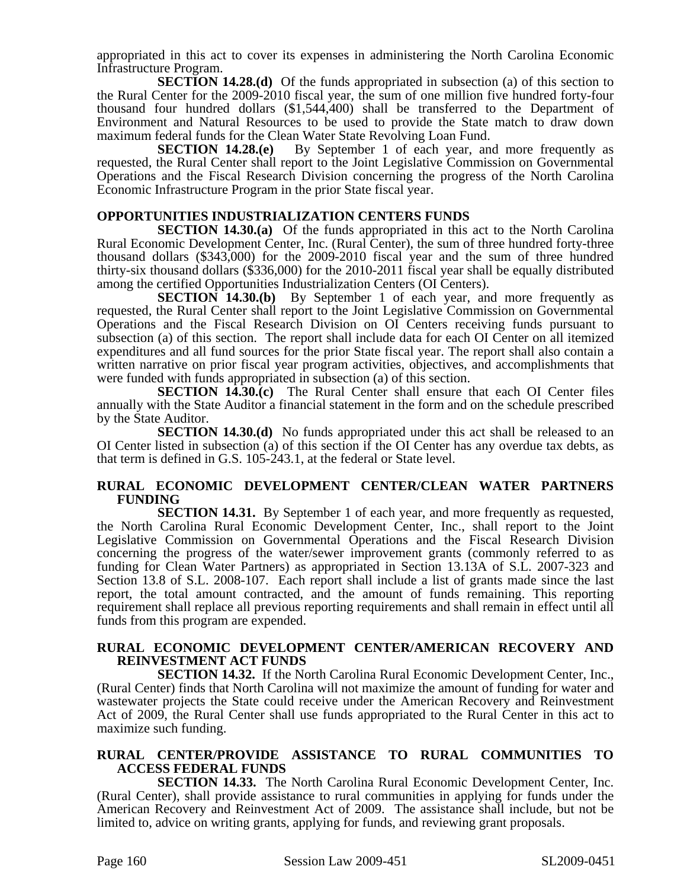appropriated in this act to cover its expenses in administering the North Carolina Economic Infrastructure Program.

**SECTION 14.28.(d)** Of the funds appropriated in subsection (a) of this section to the Rural Center for the 2009-2010 fiscal year, the sum of one million five hundred forty-four thousand four hundred dollars ($1,544,400) shall be transferred to the Department of Environment and Natural Resources to be used to provide the State match to draw down maximum federal funds for the Clean Water State Revolving Loan Fund.

**SECTION 14.28.(e)** By September 1 of each year, and more frequently as requested, the Rural Center shall report to the Joint Legislative Commission on Governmental Operations and the Fiscal Research Division concerning the progress of the North Carolina Economic Infrastructure Program in the prior State fiscal year.

### OPPORTUNITIES INDUSTRIALIZATION CENTERS FUNDS

**SECTION 14.30.(a)** Of the funds appropriated in this act to the North Carolina Rural Economic Development Center, Inc. (Rural Center), the sum of three hundred forty-three thousand dollars ($343,000) for the 2009-2010 fiscal year and the sum of three hundred thirty-six thousand dollars ($336,000) for the 2010-2011 fiscal year shall be equally distributed among the certified Opportunities Industrialization Centers (OI Centers).

**SECTION 14.30.(b)** By September 1 of each year, and more frequently as requested, the Rural Center shall report to the Joint Legislative Commission on Governmental Operations and the Fiscal Research Division on OI Centers receiving funds pursuant to subsection (a) of this section. The report shall include data for each OI Center on all itemized expenditures and all fund sources for the prior State fiscal year. The report shall also contain a written narrative on prior fiscal year program activities, objectives, and accomplishments that were funded with funds appropriated in subsection (a) of this section.

**SECTION 14.30.(c)** The Rural Center shall ensure that each OI Center files annually with the State Auditor a financial statement in the form and on the schedule prescribed by the State Auditor.

**SECTION 14.30.(d)** No funds appropriated under this act shall be released to an OI Center listed in subsection (a) of this section if the OI Center has any overdue tax debts, as that term is defined in G.S. 105-243.1, at the federal or State level.

### RURAL ECONOMIC DEVELOPMENT CENTER/CLEAN WATER PARTNERS FUNDING

**SECTION 14.31.** By September 1 of each year, and more frequently as requested, the North Carolina Rural Economic Development Center, Inc., shall report to the Joint Legislative Commission on Governmental Operations and the Fiscal Research Division concerning the progress of the water/sewer improvement grants (commonly referred to as funding for Clean Water Partners) as appropriated in Section 13.13A of S.L. 2007-323 and Section 13.8 of S.L. 2008-107. Each report shall include a list of grants made since the last report, the total amount contracted, and the amount of funds remaining. This reporting requirement shall replace all previous reporting requirements and shall remain in effect until all funds from this program are expended.

### RURAL ECONOMIC DEVELOPMENT CENTER/AMERICAN RECOVERY AND REINVESTMENT ACT FUNDS

**SECTION 14.32.** If the North Carolina Rural Economic Development Center, Inc., (Rural Center) finds that North Carolina will not maximize the amount of funding for water and wastewater projects the State could receive under the American Recovery and Reinvestment Act of 2009, the Rural Center shall use funds appropriated to the Rural Center in this act to maximize such funding.

### RURAL CENTER/PROVIDE ASSISTANCE TO RURAL COMMUNITIES TO ACCESS FEDERAL FUNDS

**SECTION 14.33.** The North Carolina Rural Economic Development Center, Inc. (Rural Center), shall provide assistance to rural communities in applying for funds under the American Recovery and Reinvestment Act of 2009. The assistance shall include, but not be limited to, advice on writing grants, applying for funds, and reviewing grant proposals.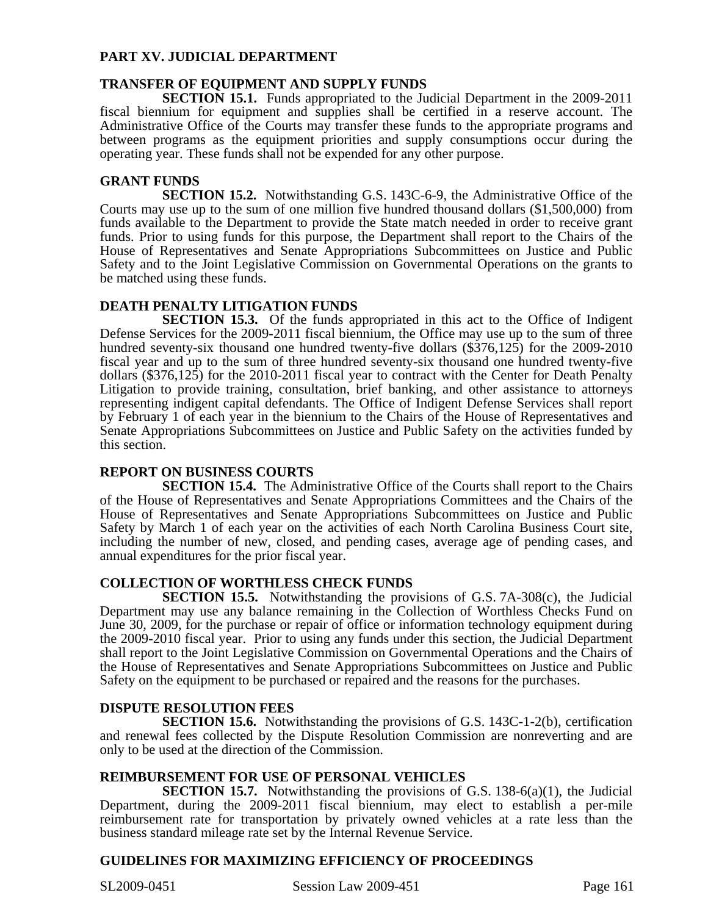## PART XV. JUDICIAL DEPARTMENT

### TRANSFER OF EQUIPMENT AND SUPPLY FUNDS

**SECTION 15.1.** Funds appropriated to the Judicial Department in the 2009-2011 fiscal biennium for equipment and supplies shall be certified in a reserve account. The Administrative Office of the Courts may transfer these funds to the appropriate programs and between programs as the equipment priorities and supply consumptions occur during the operating year. These funds shall not be expended for any other purpose.

### GRANT FUNDS

**SECTION 15.2.** Notwithstanding G.S. 143C-6-9, the Administrative Office of the Courts may use up to the sum of one million five hundred thousand dollars ($1,500,000) from funds available to the Department to provide the State match needed in order to receive grant funds. Prior to using funds for this purpose, the Department shall report to the Chairs of the House of Representatives and Senate Appropriations Subcommittees on Justice and Public Safety and to the Joint Legislative Commission on Governmental Operations on the grants to be matched using these funds.

### DEATH PENALTY LITIGATION FUNDS

**SECTION 15.3.** Of the funds appropriated in this act to the Office of Indigent Defense Services for the 2009-2011 fiscal biennium, the Office may use up to the sum of three hundred seventy-six thousand one hundred twenty-five dollars ($376,125) for the 2009-2010 fiscal year and up to the sum of three hundred seventy-six thousand one hundred twenty-five dollars ($376,125) for the 2010-2011 fiscal year to contract with the Center for Death Penalty Litigation to provide training, consultation, brief banking, and other assistance to attorneys representing indigent capital defendants. The Office of Indigent Defense Services shall report by February 1 of each year in the biennium to the Chairs of the House of Representatives and Senate Appropriations Subcommittees on Justice and Public Safety on the activities funded by this section.

### REPORT ON BUSINESS COURTS

**SECTION 15.4.** The Administrative Office of the Courts shall report to the Chairs of the House of Representatives and Senate Appropriations Committees and the Chairs of the House of Representatives and Senate Appropriations Subcommittees on Justice and Public Safety by March 1 of each year on the activities of each North Carolina Business Court site, including the number of new, closed, and pending cases, average age of pending cases, and annual expenditures for the prior fiscal year.

### COLLECTION OF WORTHLESS CHECK FUNDS

**SECTION 15.5.** Notwithstanding the provisions of G.S. 7A-308(c), the Judicial Department may use any balance remaining in the Collection of Worthless Checks Fund on June 30, 2009, for the purchase or repair of office or information technology equipment during the 2009-2010 fiscal year. Prior to using any funds under this section, the Judicial Department shall report to the Joint Legislative Commission on Governmental Operations and the Chairs of the House of Representatives and Senate Appropriations Subcommittees on Justice and Public Safety on the equipment to be purchased or repaired and the reasons for the purchases.

### DISPUTE RESOLUTION FEES

**SECTION 15.6.** Notwithstanding the provisions of G.S. 143C-1-2(b), certification and renewal fees collected by the Dispute Resolution Commission are nonreverting and are only to be used at the direction of the Commission.

### REIMBURSEMENT FOR USE OF PERSONAL VEHICLES

**SECTION 15.7.** Notwithstanding the provisions of G.S. 138-6(a)(1), the Judicial Department, during the 2009-2011 fiscal biennium, may elect to establish a per-mile reimbursement rate for transportation by privately owned vehicles at a rate less than the business standard mileage rate set by the Internal Revenue Service.

### GUIDELINES FOR MAXIMIZING EFFICIENCY OF PROCEEDINGS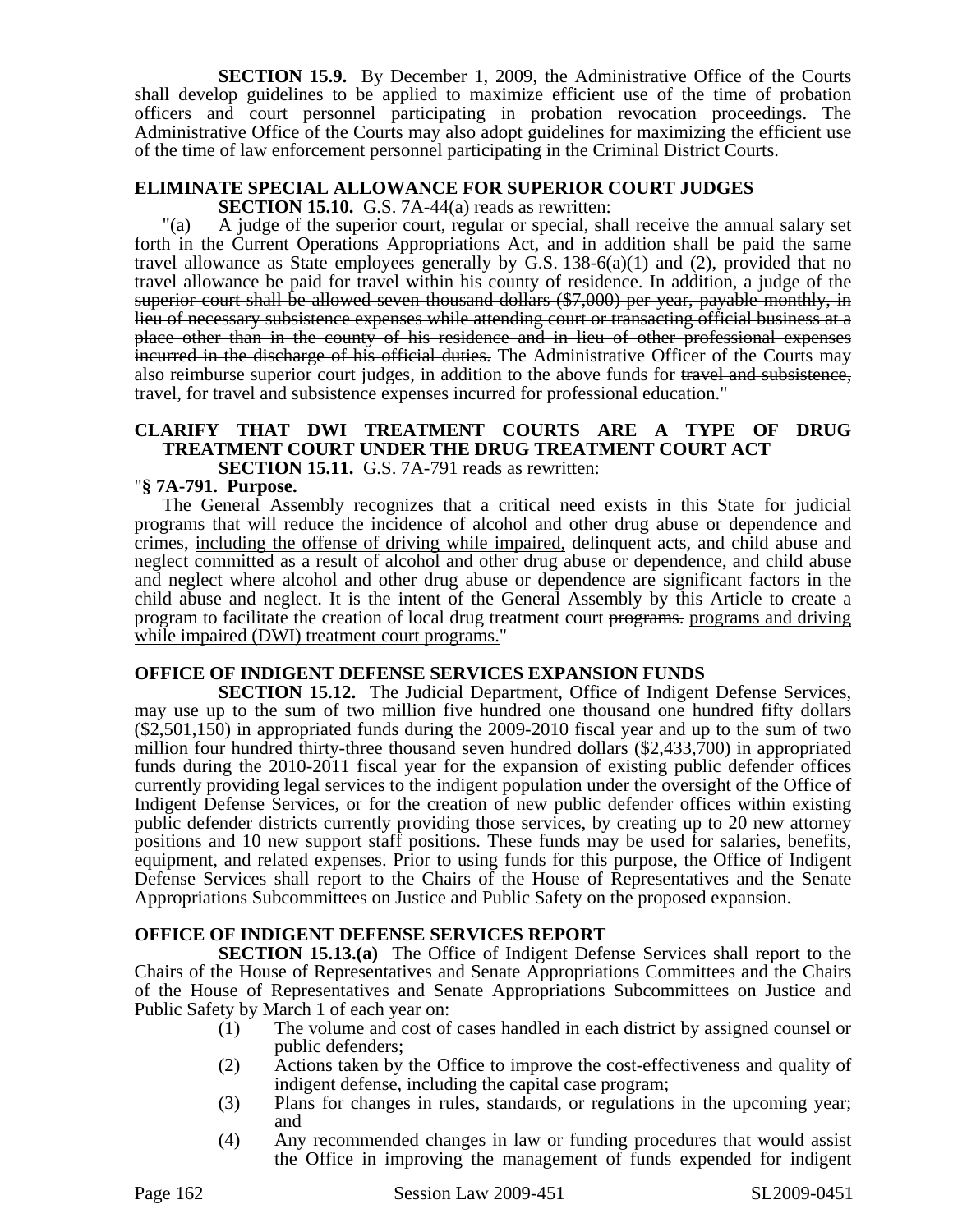**SECTION 15.9.** By December 1, 2009, the Administrative Office of the Courts shall develop guidelines to be applied to maximize efficient use of the time of probation officers and court personnel participating in probation revocation proceedings. The Administrative Office of the Courts may also adopt guidelines for maximizing the efficient use of the time of law enforcement personnel participating in the Criminal District Courts.

### ELIMINATE SPECIAL ALLOWANCE FOR SUPERIOR COURT JUDGES

**SECTION 15.10.** G.S. 7A-44(a) reads as rewritten:

"(a) A judge of the superior court, regular or special, shall receive the annual salary set forth in the Current Operations Appropriations Act, and in addition shall be paid the same travel allowance as State employees generally by G.S. 138-6(a)(1) and (2), provided that no travel allowance be paid for travel within his county of residence. ~~In addition, a judge of the superior court shall be allowed seven thousand dollars ($7,000) per year, payable monthly, in lieu of necessary subsistence expenses while attending court or transacting official business at a place other than in the county of his residence and in lieu of other professional expenses incurred in the discharge of his official duties.~~ The Administrative Officer of the Courts may also reimburse superior court judges, in addition to the above funds for ~~travel and subsistence,~~ <u>travel,</u> for travel and subsistence expenses incurred for professional education."

### CLARIFY THAT DWI TREATMENT COURTS ARE A TYPE OF DRUG TREATMENT COURT UNDER THE DRUG TREATMENT COURT ACT

**SECTION 15.11.** G.S. 7A-791 reads as rewritten:

"**§ 7A-791. Purpose.**

The General Assembly recognizes that a critical need exists in this State for judicial programs that will reduce the incidence of alcohol and other drug abuse or dependence and crimes, <u>including the offense of driving while impaired,</u> delinquent acts, and child abuse and neglect committed as a result of alcohol and other drug abuse or dependence, and child abuse and neglect where alcohol and other drug abuse or dependence are significant factors in the child abuse and neglect. It is the intent of the General Assembly by this Article to create a program to facilitate the creation of local drug treatment court ~~programs.~~ <u>programs and driving while impaired (DWI) treatment court programs.</u>"

### OFFICE OF INDIGENT DEFENSE SERVICES EXPANSION FUNDS

**SECTION 15.12.** The Judicial Department, Office of Indigent Defense Services, may use up to the sum of two million five hundred one thousand one hundred fifty dollars ($2,501,150) in appropriated funds during the 2009-2010 fiscal year and up to the sum of two million four hundred thirty-three thousand seven hundred dollars ($2,433,700) in appropriated funds during the 2010-2011 fiscal year for the expansion of existing public defender offices currently providing legal services to the indigent population under the oversight of the Office of Indigent Defense Services, or for the creation of new public defender offices within existing public defender districts currently providing those services, by creating up to 20 new attorney positions and 10 new support staff positions. These funds may be used for salaries, benefits, equipment, and related expenses. Prior to using funds for this purpose, the Office of Indigent Defense Services shall report to the Chairs of the House of Representatives and the Senate Appropriations Subcommittees on Justice and Public Safety on the proposed expansion.

### OFFICE OF INDIGENT DEFENSE SERVICES REPORT

**SECTION 15.13.(a)** The Office of Indigent Defense Services shall report to the Chairs of the House of Representatives and Senate Appropriations Committees and the Chairs of the House of Representatives and Senate Appropriations Subcommittees on Justice and Public Safety by March 1 of each year on:

(1) The volume and cost of cases handled in each district by assigned counsel or public defenders;
(2) Actions taken by the Office to improve the cost-effectiveness and quality of indigent defense, including the capital case program;
(3) Plans for changes in rules, standards, or regulations in the upcoming year; and
(4) Any recommended changes in law or funding procedures that would assist the Office in improving the management of funds expended for indigent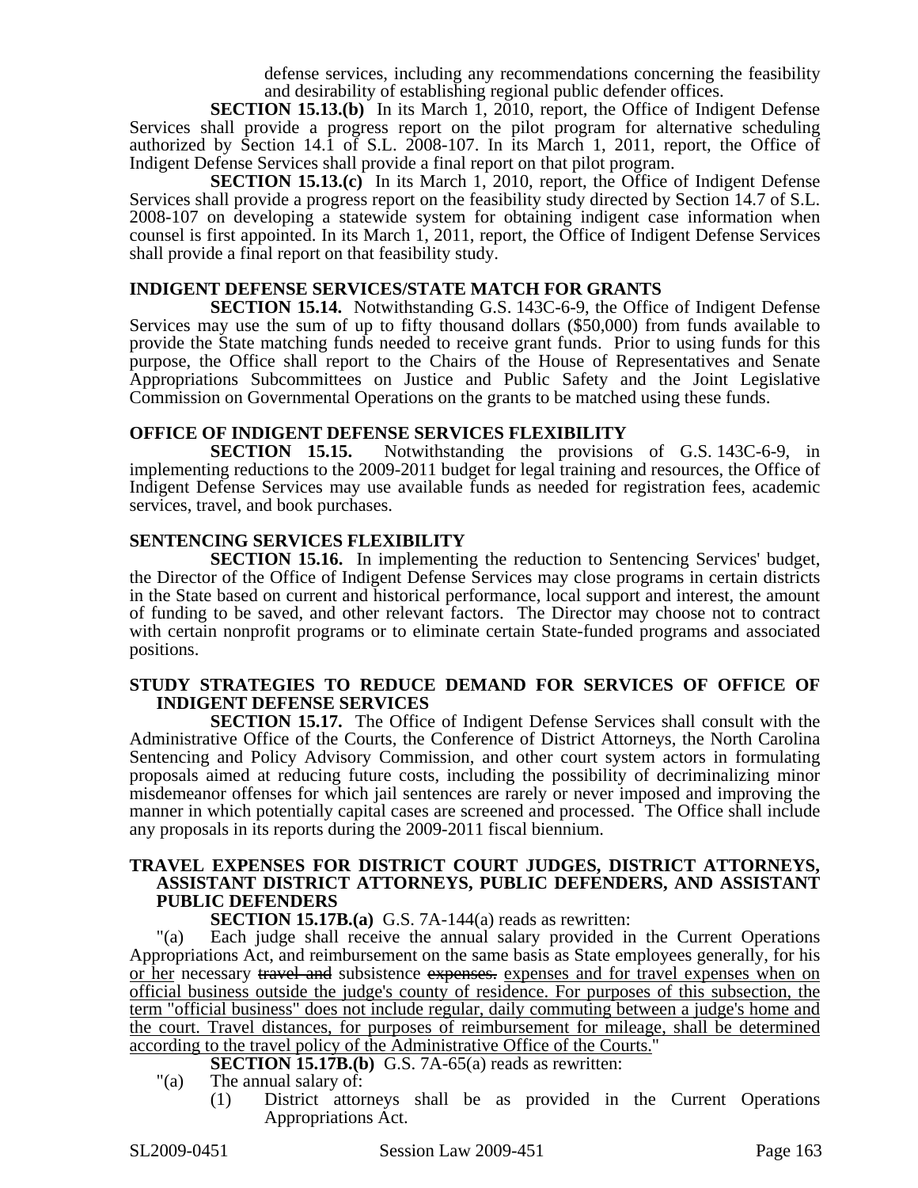defense services, including any recommendations concerning the feasibility and desirability of establishing regional public defender offices.

**SECTION 15.13.(b)** In its March 1, 2010, report, the Office of Indigent Defense Services shall provide a progress report on the pilot program for alternative scheduling authorized by Section 14.1 of S.L. 2008-107. In its March 1, 2011, report, the Office of Indigent Defense Services shall provide a final report on that pilot program.

**SECTION 15.13.(c)** In its March 1, 2010, report, the Office of Indigent Defense Services shall provide a progress report on the feasibility study directed by Section 14.7 of S.L. 2008-107 on developing a statewide system for obtaining indigent case information when counsel is first appointed. In its March 1, 2011, report, the Office of Indigent Defense Services shall provide a final report on that feasibility study.

**INDIGENT DEFENSE SERVICES/STATE MATCH FOR GRANTS**

**SECTION 15.14.** Notwithstanding G.S. 143C-6-9, the Office of Indigent Defense Services may use the sum of up to fifty thousand dollars ($50,000) from funds available to provide the State matching funds needed to receive grant funds. Prior to using funds for this purpose, the Office shall report to the Chairs of the House of Representatives and Senate Appropriations Subcommittees on Justice and Public Safety and the Joint Legislative Commission on Governmental Operations on the grants to be matched using these funds.

**OFFICE OF INDIGENT DEFENSE SERVICES FLEXIBILITY**

**SECTION 15.15.** Notwithstanding the provisions of G.S. 143C-6-9, in implementing reductions to the 2009-2011 budget for legal training and resources, the Office of Indigent Defense Services may use available funds as needed for registration fees, academic services, travel, and book purchases.

**SENTENCING SERVICES FLEXIBILITY**

**SECTION 15.16.** In implementing the reduction to Sentencing Services' budget, the Director of the Office of Indigent Defense Services may close programs in certain districts in the State based on current and historical performance, local support and interest, the amount of funding to be saved, and other relevant factors. The Director may choose not to contract with certain nonprofit programs or to eliminate certain State-funded programs and associated positions.

**STUDY STRATEGIES TO REDUCE DEMAND FOR SERVICES OF OFFICE OF INDIGENT DEFENSE SERVICES**

**SECTION 15.17.** The Office of Indigent Defense Services shall consult with the Administrative Office of the Courts, the Conference of District Attorneys, the North Carolina Sentencing and Policy Advisory Commission, and other court system actors in formulating proposals aimed at reducing future costs, including the possibility of decriminalizing minor misdemeanor offenses for which jail sentences are rarely or never imposed and improving the manner in which potentially capital cases are screened and processed. The Office shall include any proposals in its reports during the 2009-2011 fiscal biennium.

**TRAVEL EXPENSES FOR DISTRICT COURT JUDGES, DISTRICT ATTORNEYS, ASSISTANT DISTRICT ATTORNEYS, PUBLIC DEFENDERS, AND ASSISTANT PUBLIC DEFENDERS**

**SECTION 15.17B.(a)** G.S. 7A-144(a) reads as rewritten:

"(a) Each judge shall receive the annual salary provided in the Current Operations Appropriations Act, and reimbursement on the same basis as State employees generally, for his or her necessary ~~travel and~~ subsistence ~~expenses.~~ expenses and for travel expenses when on official business outside the judge's county of residence. For purposes of this subsection, the term "official business" does not include regular, daily commuting between a judge's home and the court. Travel distances, for purposes of reimbursement for mileage, shall be determined according to the travel policy of the Administrative Office of the Courts."

**SECTION 15.17B.(b)** G.S. 7A-65(a) reads as rewritten:

"(a) The annual salary of:

(1) District attorneys shall be as provided in the Current Operations Appropriations Act.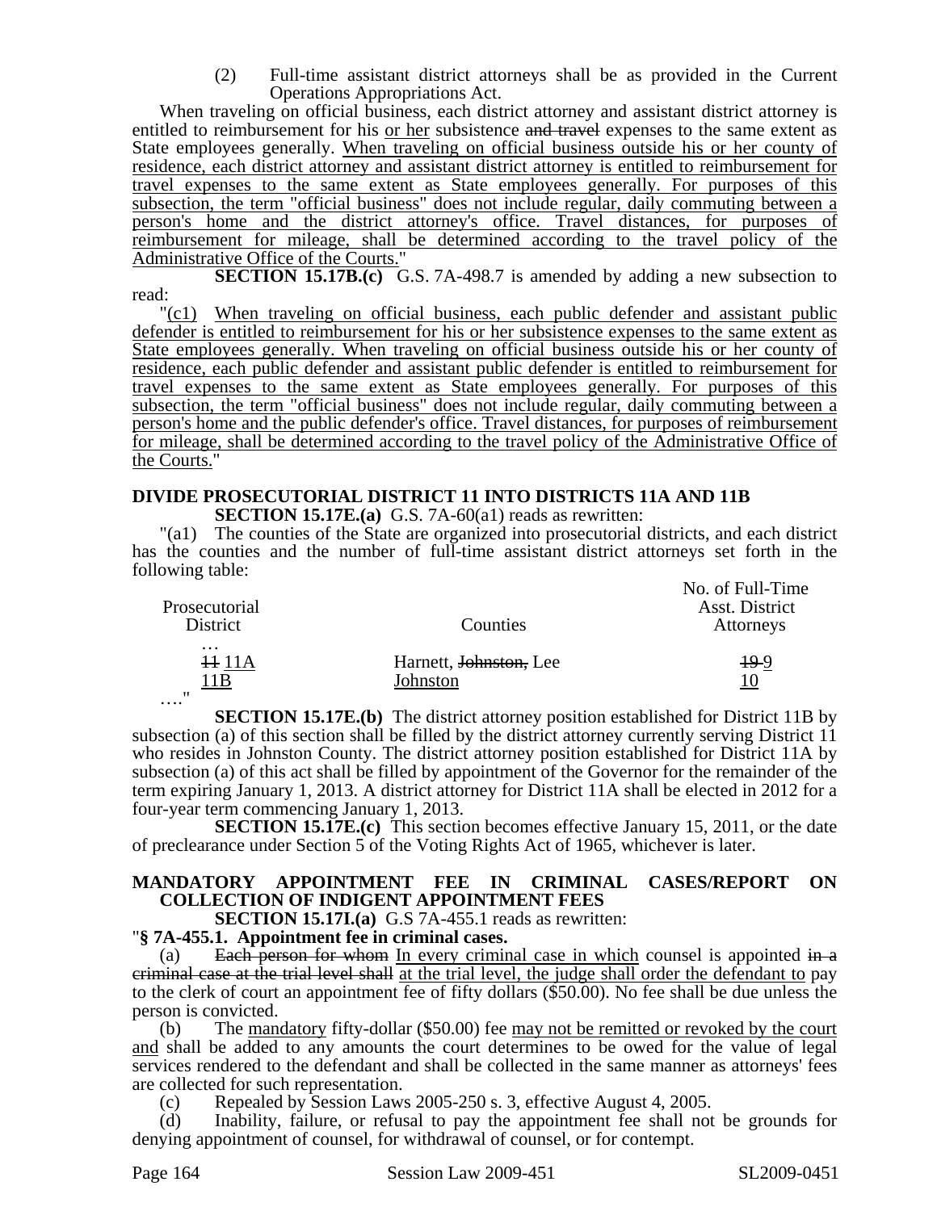(2) Full-time assistant district attorneys shall be as provided in the Current Operations Appropriations Act.

When traveling on official business, each district attorney and assistant district attorney is entitled to reimbursement for his <u>or her</u> subsistence ~~and travel~~ expenses to the same extent as State employees generally. <u>When traveling on official business outside his or her county of residence, each district attorney and assistant district attorney is entitled to reimbursement for travel expenses to the same extent as State employees generally. For purposes of this subsection, the term "official business" does not include regular, daily commuting between a person's home and the district attorney's office. Travel distances, for purposes of reimbursement for mileage, shall be determined according to the travel policy of the Administrative Office of the Courts.</u>"

**SECTION 15.17B.(c)** G.S. 7A-498.7 is amended by adding a new subsection to read:

"<u>(c1) When traveling on official business, each public defender and assistant public defender is entitled to reimbursement for his or her subsistence expenses to the same extent as State employees generally. When traveling on official business outside his or her county of residence, each public defender and assistant public defender is entitled to reimbursement for travel expenses to the same extent as State employees generally. For purposes of this subsection, the term "official business" does not include regular, daily commuting between a person's home and the public defender's office. Travel distances, for purposes of reimbursement for mileage, shall be determined according to the travel policy of the Administrative Office of the Courts.</u>"

**DIVIDE PROSECUTORIAL DISTRICT 11 INTO DISTRICTS 11A AND 11B**

**SECTION 15.17E.(a)** G.S. 7A-60(a1) reads as rewritten:

"(a1) The counties of the State are organized into prosecutorial districts, and each district has the counties and the number of full-time assistant district attorneys set forth in the following table:

| Prosecutorial District | Counties | No. of Full-Time Asst. District Attorneys |
|---|---|---|
| … | | |
| ~~11~~ <u>11A</u> | Harnett, ~~Johnston,~~ Lee | ~~19~~ <u>9</u> |
| <u>11B</u> | <u>Johnston</u> | <u>10</u> |

…."

**SECTION 15.17E.(b)** The district attorney position established for District 11B by subsection (a) of this section shall be filled by the district attorney currently serving District 11 who resides in Johnston County. The district attorney position established for District 11A by subsection (a) of this act shall be filled by appointment of the Governor for the remainder of the term expiring January 1, 2013. A district attorney for District 11A shall be elected in 2012 for a four-year term commencing January 1, 2013.

**SECTION 15.17E.(c)** This section becomes effective January 15, 2011, or the date of preclearance under Section 5 of the Voting Rights Act of 1965, whichever is later.

**MANDATORY APPOINTMENT FEE IN CRIMINAL CASES/REPORT ON COLLECTION OF INDIGENT APPOINTMENT FEES**

**SECTION 15.17I.(a)** G.S 7A-455.1 reads as rewritten:

"**§ 7A-455.1. Appointment fee in criminal cases.**

(a) ~~Each person for whom~~ <u>In every criminal case in which</u> counsel is appointed ~~in a criminal case at the trial level shall~~ <u>at the trial level, the judge shall order the defendant to</u> pay to the clerk of court an appointment fee of fifty dollars ($50.00). No fee shall be due unless the person is convicted.

(b) The <u>mandatory</u> fifty-dollar ($50.00) fee <u>may not be remitted or revoked by the court and</u> shall be added to any amounts the court determines to be owed for the value of legal services rendered to the defendant and shall be collected in the same manner as attorneys' fees are collected for such representation.

(c) Repealed by Session Laws 2005-250 s. 3, effective August 4, 2005.

(d) Inability, failure, or refusal to pay the appointment fee shall not be grounds for denying appointment of counsel, for withdrawal of counsel, or for contempt.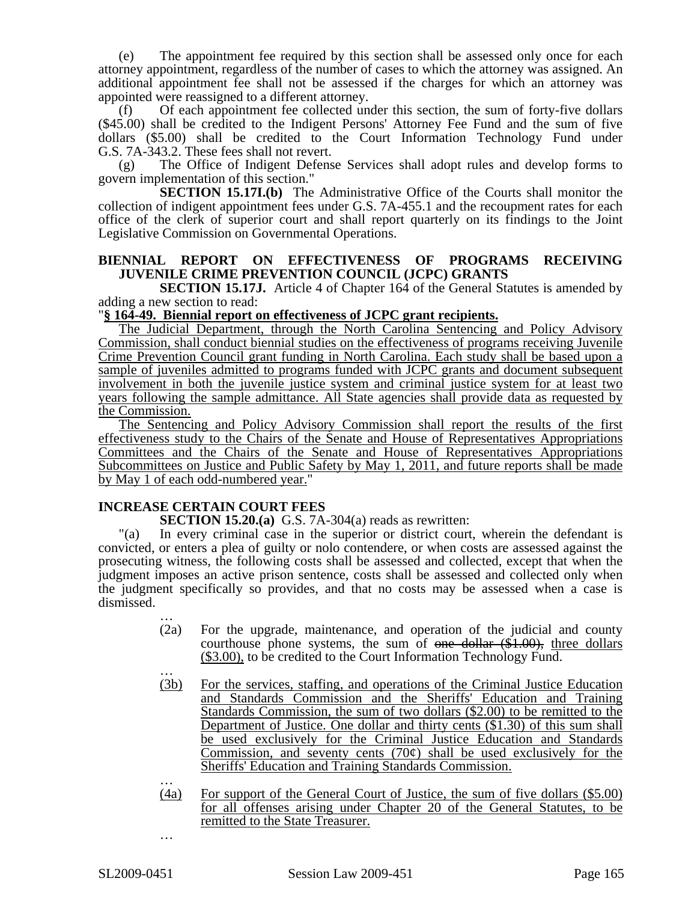(e) The appointment fee required by this section shall be assessed only once for each attorney appointment, regardless of the number of cases to which the attorney was assigned. An additional appointment fee shall not be assessed if the charges for which an attorney was appointed were reassigned to a different attorney.

(f) Of each appointment fee collected under this section, the sum of forty-five dollars ($45.00) shall be credited to the Indigent Persons' Attorney Fee Fund and the sum of five dollars ($5.00) shall be credited to the Court Information Technology Fund under G.S. 7A-343.2. These fees shall not revert.

(g) The Office of Indigent Defense Services shall adopt rules and develop forms to govern implementation of this section."

**SECTION 15.17I.(b)** The Administrative Office of the Courts shall monitor the collection of indigent appointment fees under G.S. 7A-455.1 and the recoupment rates for each office of the clerk of superior court and shall report quarterly on its findings to the Joint Legislative Commission on Governmental Operations.

**BIENNIAL REPORT ON EFFECTIVENESS OF PROGRAMS RECEIVING JUVENILE CRIME PREVENTION COUNCIL (JCPC) GRANTS**

**SECTION 15.17J.** Article 4 of Chapter 164 of the General Statutes is amended by adding a new section to read:

"**§ 164-49. Biennial report on effectiveness of JCPC grant recipients.**

The Judicial Department, through the North Carolina Sentencing and Policy Advisory Commission, shall conduct biennial studies on the effectiveness of programs receiving Juvenile Crime Prevention Council grant funding in North Carolina. Each study shall be based upon a sample of juveniles admitted to programs funded with JCPC grants and document subsequent involvement in both the juvenile justice system and criminal justice system for at least two years following the sample admittance. All State agencies shall provide data as requested by the Commission.

The Sentencing and Policy Advisory Commission shall report the results of the first effectiveness study to the Chairs of the Senate and House of Representatives Appropriations Committees and the Chairs of the Senate and House of Representatives Appropriations Subcommittees on Justice and Public Safety by May 1, 2011, and future reports shall be made by May 1 of each odd-numbered year."

**INCREASE CERTAIN COURT FEES**

**SECTION 15.20.(a)** G.S. 7A-304(a) reads as rewritten:

"(a) In every criminal case in the superior or district court, wherein the defendant is convicted, or enters a plea of guilty or nolo contendere, or when costs are assessed against the prosecuting witness, the following costs shall be assessed and collected, except that when the judgment imposes an active prison sentence, costs shall be assessed and collected only when the judgment specifically so provides, and that no costs may be assessed when a case is dismissed.

…

(2a) For the upgrade, maintenance, and operation of the judicial and county courthouse phone systems, the sum of ~~one dollar ($1.00),~~ three dollars ($3.00), to be credited to the Court Information Technology Fund.

…

(3b) For the services, staffing, and operations of the Criminal Justice Education and Standards Commission and the Sheriffs' Education and Training Standards Commission, the sum of two dollars ($2.00) to be remitted to the Department of Justice. One dollar and thirty cents ($1.30) of this sum shall be used exclusively for the Criminal Justice Education and Standards Commission, and seventy cents (70¢) shall be used exclusively for the Sheriffs' Education and Training Standards Commission.

…

(4a) For support of the General Court of Justice, the sum of five dollars ($5.00) for all offenses arising under Chapter 20 of the General Statutes, to be remitted to the State Treasurer.

…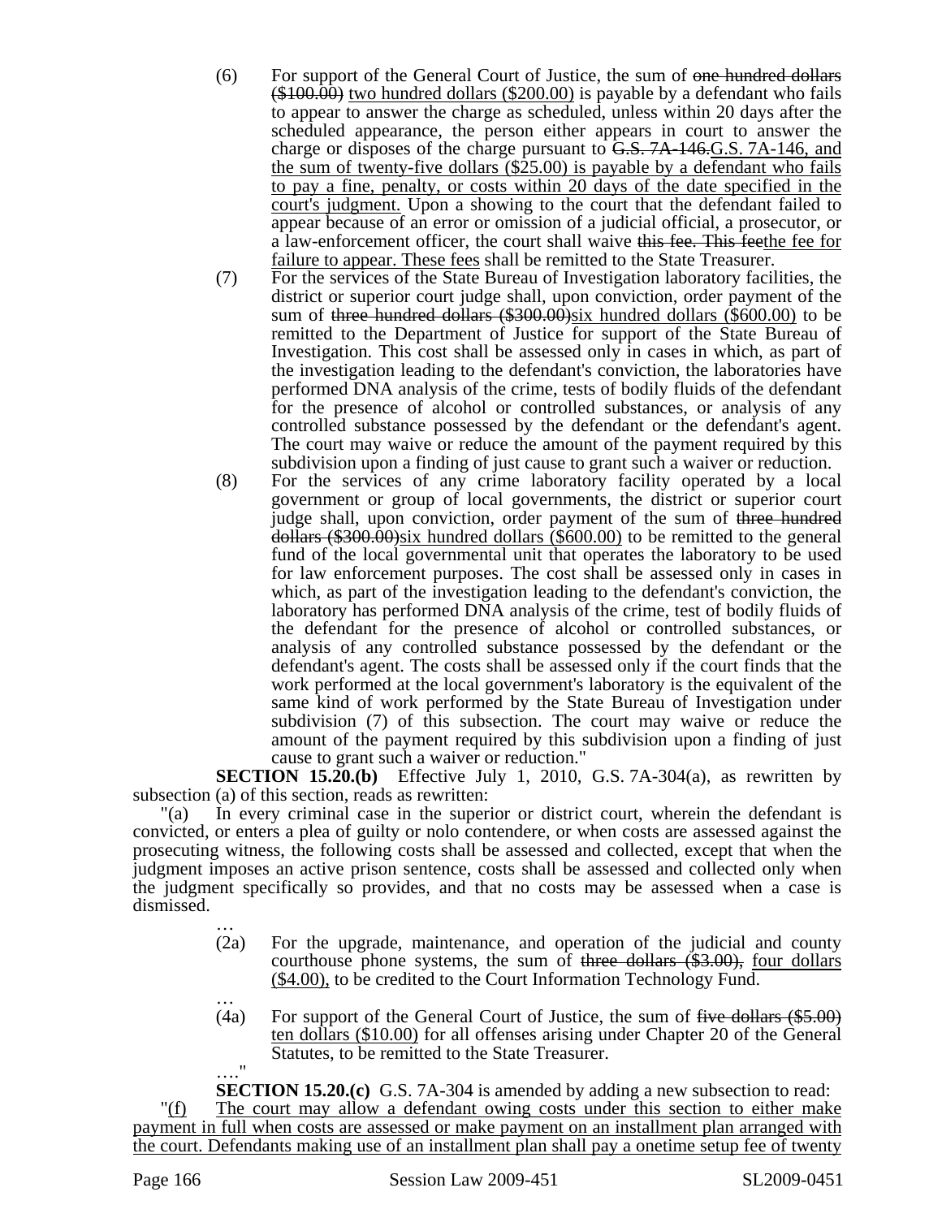(6) For support of the General Court of Justice, the sum of ~~one hundred dollars ($100.00)~~ <u>two hundred dollars ($200.00)</u> is payable by a defendant who fails to appear to answer the charge as scheduled, unless within 20 days after the scheduled appearance, the person either appears in court to answer the charge or disposes of the charge pursuant to ~~G.S. 7A-146.~~<u>G.S. 7A-146, and the sum of twenty-five dollars ($25.00) is payable by a defendant who fails to pay a fine, penalty, or costs within 20 days of the date specified in the court's judgment.</u> Upon a showing to the court that the defendant failed to appear because of an error or omission of a judicial official, a prosecutor, or a law-enforcement officer, the court shall waive ~~this fee. This fee~~<u>the fee for failure to appear. These fees</u> shall be remitted to the State Treasurer.

(7) For the services of the State Bureau of Investigation laboratory facilities, the district or superior court judge shall, upon conviction, order payment of the sum of ~~three hundred dollars ($300.00)~~<u>six hundred dollars ($600.00)</u> to be remitted to the Department of Justice for support of the State Bureau of Investigation. This cost shall be assessed only in cases in which, as part of the investigation leading to the defendant's conviction, the laboratories have performed DNA analysis of the crime, tests of bodily fluids of the defendant for the presence of alcohol or controlled substances, or analysis of any controlled substance possessed by the defendant or the defendant's agent. The court may waive or reduce the amount of the payment required by this subdivision upon a finding of just cause to grant such a waiver or reduction.

(8) For the services of any crime laboratory facility operated by a local government or group of local governments, the district or superior court judge shall, upon conviction, order payment of the sum of ~~three hundred dollars ($300.00)~~<u>six hundred dollars ($600.00)</u> to be remitted to the general fund of the local governmental unit that operates the laboratory to be used for law enforcement purposes. The cost shall be assessed only in cases in which, as part of the investigation leading to the defendant's conviction, the laboratory has performed DNA analysis of the crime, test of bodily fluids of the defendant for the presence of alcohol or controlled substances, or analysis of any controlled substance possessed by the defendant or the defendant's agent. The costs shall be assessed only if the court finds that the work performed at the local government's laboratory is the equivalent of the same kind of work performed by the State Bureau of Investigation under subdivision (7) of this subsection. The court may waive or reduce the amount of the payment required by this subdivision upon a finding of just cause to grant such a waiver or reduction."

**SECTION 15.20.(b)** Effective July 1, 2010, G.S. 7A-304(a), as rewritten by subsection (a) of this section, reads as rewritten:

"(a) In every criminal case in the superior or district court, wherein the defendant is convicted, or enters a plea of guilty or nolo contendere, or when costs are assessed against the prosecuting witness, the following costs shall be assessed and collected, except that when the judgment imposes an active prison sentence, costs shall be assessed and collected only when the judgment specifically so provides, and that no costs may be assessed when a case is dismissed.

…

(2a) For the upgrade, maintenance, and operation of the judicial and county courthouse phone systems, the sum of ~~three dollars ($3.00),~~ <u>four dollars ($4.00),</u> to be credited to the Court Information Technology Fund.

…

(4a) For support of the General Court of Justice, the sum of ~~five dollars ($5.00)~~ <u>ten dollars ($10.00)</u> for all offenses arising under Chapter 20 of the General Statutes, to be remitted to the State Treasurer.

…."

**SECTION 15.20.(c)** G.S. 7A-304 is amended by adding a new subsection to read:

"<u>(f) The court may allow a defendant owing costs under this section to either make payment in full when costs are assessed or make payment on an installment plan arranged with the court. Defendants making use of an installment plan shall pay a onetime setup fee of twenty</u>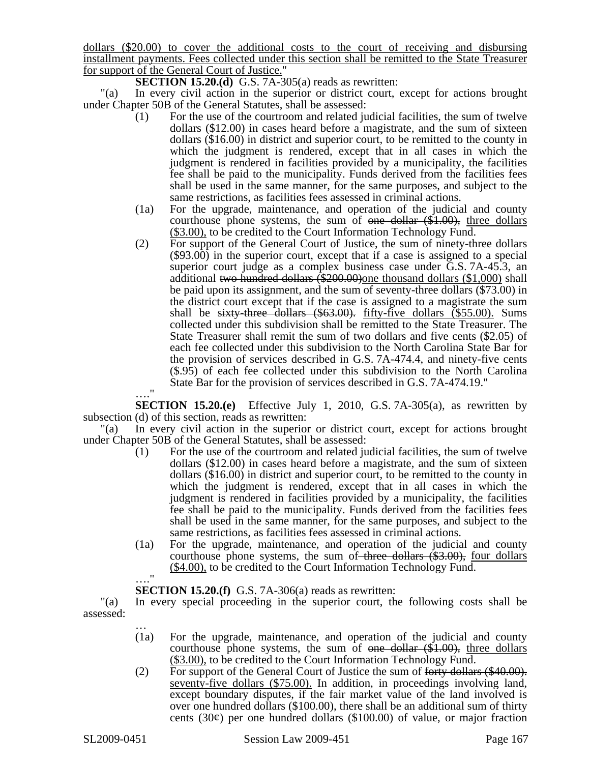dollars ($20.00) to cover the additional costs to the court of receiving and disbursing installment payments. Fees collected under this section shall be remitted to the State Treasurer for support of the General Court of Justice."

**SECTION 15.20.(d)** G.S. 7A-305(a) reads as rewritten:

"(a) In every civil action in the superior or district court, except for actions brought under Chapter 50B of the General Statutes, shall be assessed:

(1) For the use of the courtroom and related judicial facilities, the sum of twelve dollars ($12.00) in cases heard before a magistrate, and the sum of sixteen dollars ($16.00) in district and superior court, to be remitted to the county in which the judgment is rendered, except that in all cases in which the judgment is rendered in facilities provided by a municipality, the facilities fee shall be paid to the municipality. Funds derived from the facilities fees shall be used in the same manner, for the same purposes, and subject to the same restrictions, as facilities fees assessed in criminal actions.

(1a) For the upgrade, maintenance, and operation of the judicial and county courthouse phone systems, the sum of ~~one dollar ($1.00),~~ three dollars ($3.00), to be credited to the Court Information Technology Fund.

(2) For support of the General Court of Justice, the sum of ninety-three dollars ($93.00) in the superior court, except that if a case is assigned to a special superior court judge as a complex business case under G.S. 7A-45.3, an additional ~~two hundred dollars ($200.00)~~one thousand dollars ($1,000) shall be paid upon its assignment, and the sum of seventy-three dollars ($73.00) in the district court except that if the case is assigned to a magistrate the sum shall be ~~sixty-three dollars ($63.00).~~ fifty-five dollars ($55.00). Sums collected under this subdivision shall be remitted to the State Treasurer. The State Treasurer shall remit the sum of two dollars and five cents ($2.05) of each fee collected under this subdivision to the North Carolina State Bar for the provision of services described in G.S. 7A-474.4, and ninety-five cents ($.95) of each fee collected under this subdivision to the North Carolina State Bar for the provision of services described in G.S. 7A-474.19."

…."

**SECTION 15.20.(e)** Effective July 1, 2010, G.S. 7A-305(a), as rewritten by subsection (d) of this section, reads as rewritten:

"(a) In every civil action in the superior or district court, except for actions brought under Chapter 50B of the General Statutes, shall be assessed:

(1) For the use of the courtroom and related judicial facilities, the sum of twelve dollars ($12.00) in cases heard before a magistrate, and the sum of sixteen dollars ($16.00) in district and superior court, to be remitted to the county in which the judgment is rendered, except that in all cases in which the judgment is rendered in facilities provided by a municipality, the facilities fee shall be paid to the municipality. Funds derived from the facilities fees shall be used in the same manner, for the same purposes, and subject to the same restrictions, as facilities fees assessed in criminal actions.

(1a) For the upgrade, maintenance, and operation of the judicial and county courthouse phone systems, the sum of ~~three dollars ($3.00),~~ four dollars ($4.00), to be credited to the Court Information Technology Fund.

…."

**SECTION 15.20.(f)** G.S. 7A-306(a) reads as rewritten:

"(a) In every special proceeding in the superior court, the following costs shall be assessed:

…

(1a) For the upgrade, maintenance, and operation of the judicial and county courthouse phone systems, the sum of ~~one dollar ($1.00),~~ three dollars ($3.00), to be credited to the Court Information Technology Fund.

(2) For support of the General Court of Justice the sum of ~~forty dollars ($40.00).~~ seventy-five dollars ($75.00). In addition, in proceedings involving land, except boundary disputes, if the fair market value of the land involved is over one hundred dollars ($100.00), there shall be an additional sum of thirty cents (30¢) per one hundred dollars ($100.00) of value, or major fraction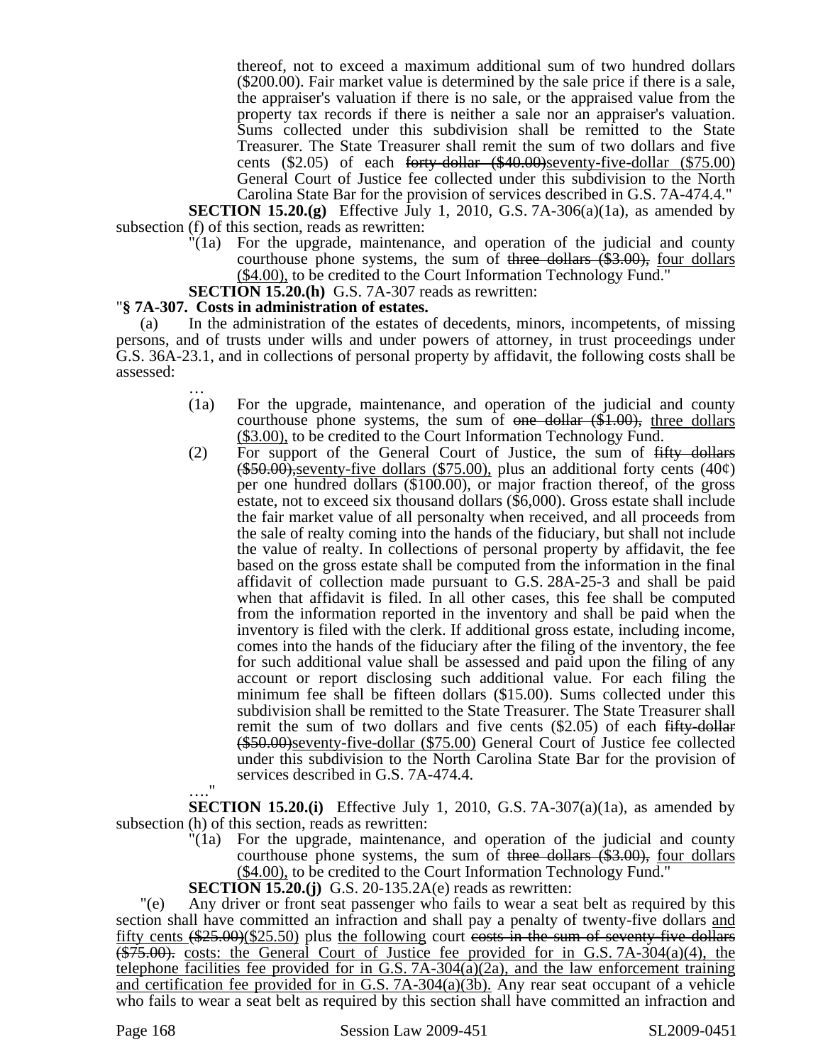thereof, not to exceed a maximum additional sum of two hundred dollars ($200.00). Fair market value is determined by the sale price if there is a sale, the appraiser's valuation if there is no sale, or the appraised value from the property tax records if there is neither a sale nor an appraiser's valuation. Sums collected under this subdivision shall be remitted to the State Treasurer. The State Treasurer shall remit the sum of two dollars and five cents ($2.05) of each ~~forty-dollar ($40.00)~~seventy-five-dollar ($75.00) General Court of Justice fee collected under this subdivision to the North Carolina State Bar for the provision of services described in G.S. 7A-474.4."

**SECTION 15.20.(g)** Effective July 1, 2010, G.S. 7A-306(a)(1a), as amended by subsection (f) of this section, reads as rewritten:

"(1a) For the upgrade, maintenance, and operation of the judicial and county courthouse phone systems, the sum of ~~three dollars ($3.00),~~ four dollars ($4.00), to be credited to the Court Information Technology Fund."

**SECTION 15.20.(h)** G.S. 7A-307 reads as rewritten:

"**§ 7A-307. Costs in administration of estates.**

(a) In the administration of the estates of decedents, minors, incompetents, of missing persons, and of trusts under wills and under powers of attorney, in trust proceedings under G.S. 36A-23.1, and in collections of personal property by affidavit, the following costs shall be assessed:

…

(1a) For the upgrade, maintenance, and operation of the judicial and county courthouse phone systems, the sum of ~~one dollar ($1.00),~~ three dollars ($3.00), to be credited to the Court Information Technology Fund.

(2) For support of the General Court of Justice, the sum of ~~fifty dollars ($50.00),~~seventy-five dollars ($75.00), plus an additional forty cents (40¢) per one hundred dollars ($100.00), or major fraction thereof, of the gross estate, not to exceed six thousand dollars ($6,000). Gross estate shall include the fair market value of all personalty when received, and all proceeds from the sale of realty coming into the hands of the fiduciary, but shall not include the value of realty. In collections of personal property by affidavit, the fee based on the gross estate shall be computed from the information in the final affidavit of collection made pursuant to G.S. 28A-25-3 and shall be paid when that affidavit is filed. In all other cases, this fee shall be computed from the information reported in the inventory and shall be paid when the inventory is filed with the clerk. If additional gross estate, including income, comes into the hands of the fiduciary after the filing of the inventory, the fee for such additional value shall be assessed and paid upon the filing of any account or report disclosing such additional value. For each filing the minimum fee shall be fifteen dollars ($15.00). Sums collected under this subdivision shall be remitted to the State Treasurer. The State Treasurer shall remit the sum of two dollars and five cents ($2.05) of each ~~fifty-dollar ($50.00)~~seventy-five-dollar ($75.00) General Court of Justice fee collected under this subdivision to the North Carolina State Bar for the provision of services described in G.S. 7A-474.4.

…."

**SECTION 15.20.(i)** Effective July 1, 2010, G.S. 7A-307(a)(1a), as amended by subsection (h) of this section, reads as rewritten:

"(1a) For the upgrade, maintenance, and operation of the judicial and county courthouse phone systems, the sum of ~~three dollars ($3.00),~~ four dollars ($4.00), to be credited to the Court Information Technology Fund."

**SECTION 15.20.(j)** G.S. 20-135.2A(e) reads as rewritten:

"(e) Any driver or front seat passenger who fails to wear a seat belt as required by this section shall have committed an infraction and shall pay a penalty of twenty-five dollars and fifty cents ~~($25.00)~~($25.50) plus the following court ~~costs in the sum of seventy-five dollars ($75.00).~~ costs: the General Court of Justice fee provided for in G.S. 7A-304(a)(4), the telephone facilities fee provided for in G.S. 7A-304(a)(2a), and the law enforcement training and certification fee provided for in G.S. 7A-304(a)(3b). Any rear seat occupant of a vehicle who fails to wear a seat belt as required by this section shall have committed an infraction and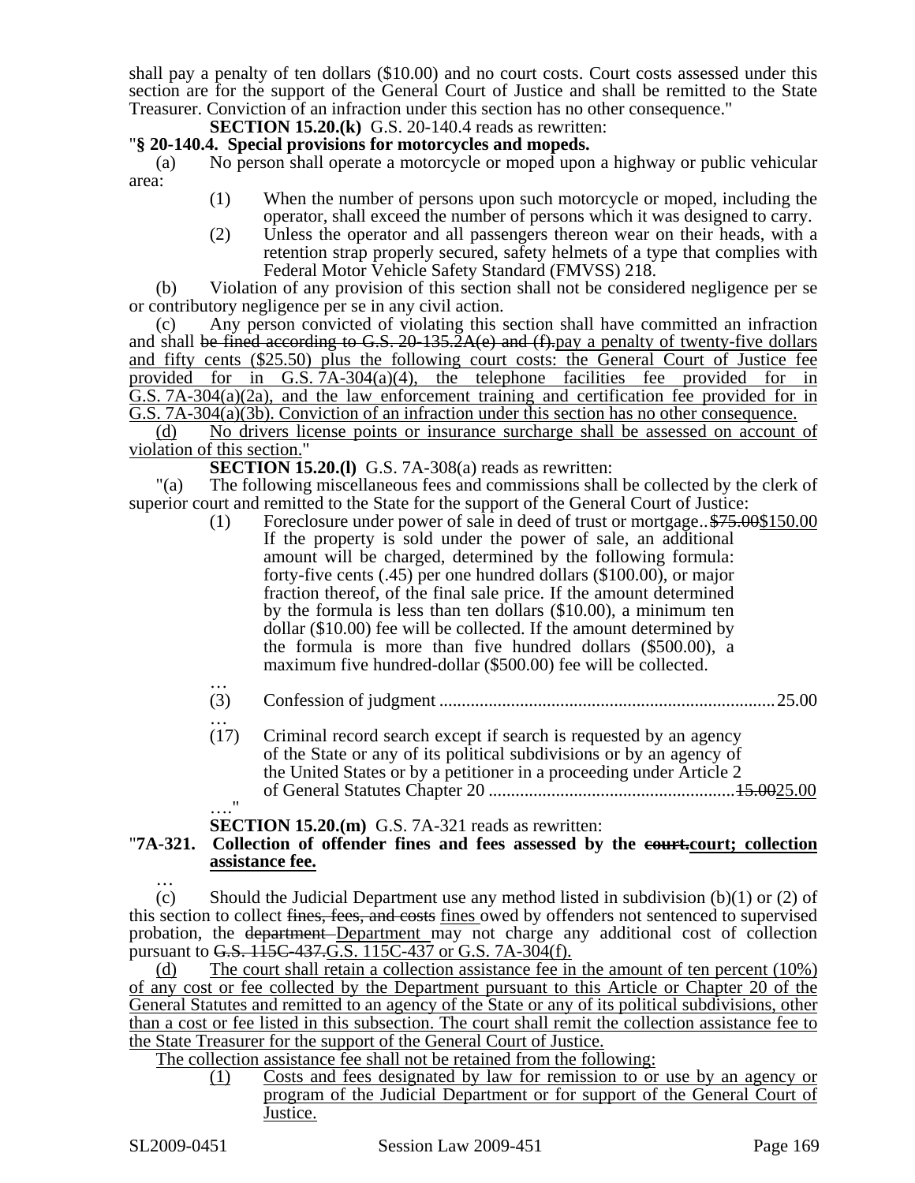shall pay a penalty of ten dollars ($10.00) and no court costs. Court costs assessed under this section are for the support of the General Court of Justice and shall be remitted to the State Treasurer. Conviction of an infraction under this section has no other consequence."

**SECTION 15.20.(k)** G.S. 20-140.4 reads as rewritten:

"**§ 20-140.4. Special provisions for motorcycles and mopeds.**

(a) No person shall operate a motorcycle or moped upon a highway or public vehicular area:

(1) When the number of persons upon such motorcycle or moped, including the operator, shall exceed the number of persons which it was designed to carry.

(2) Unless the operator and all passengers thereon wear on their heads, with a retention strap properly secured, safety helmets of a type that complies with Federal Motor Vehicle Safety Standard (FMVSS) 218.

(b) Violation of any provision of this section shall not be considered negligence per se or contributory negligence per se in any civil action.

(c) Any person convicted of violating this section shall have committed an infraction and shall ~~be fined according to G.S. 20-135.2A(e) and (f).~~pay a penalty of twenty-five dollars and fifty cents ($25.50) plus the following court costs: the General Court of Justice fee provided for in G.S. 7A-304(a)(4), the telephone facilities fee provided for in G.S. 7A-304(a)(2a), and the law enforcement training and certification fee provided for in G.S. 7A-304(a)(3b). Conviction of an infraction under this section has no other consequence.

(d) No drivers license points or insurance surcharge shall be assessed on account of violation of this section."

**SECTION 15.20.(l)** G.S. 7A-308(a) reads as rewritten:

"(a) The following miscellaneous fees and commissions shall be collected by the clerk of superior court and remitted to the State for the support of the General Court of Justice:

(1) Foreclosure under power of sale in deed of trust or mortgage.. ~~$75.00~~$150.00
If the property is sold under the power of sale, an additional amount will be charged, determined by the following formula: forty-five cents (.45) per one hundred dollars ($100.00), or major fraction thereof, of the final sale price. If the amount determined by the formula is less than ten dollars ($10.00), a minimum ten dollar ($10.00) fee will be collected. If the amount determined by the formula is more than five hundred dollars ($500.00), a maximum five hundred-dollar ($500.00) fee will be collected.

…

(3) Confession of judgment .......................................................................... 25.00

…

(17) Criminal record search except if search is requested by an agency of the State or any of its political subdivisions or by an agency of the United States or by a petitioner in a proceeding under Article 2 of General Statutes Chapter 20 ....................................................... ~~15.00~~25.00

…."

**SECTION 15.20.(m)** G.S. 7A-321 reads as rewritten:

"**7A-321. Collection of offender fines and fees assessed by the ~~court.~~court; collection assistance fee.**

…

(c) Should the Judicial Department use any method listed in subdivision (b)(1) or (2) of this section to collect ~~fines, fees, and costs~~ fines owed by offenders not sentenced to supervised probation, the ~~department~~ Department may not charge any additional cost of collection pursuant to ~~G.S. 115C-437.~~G.S. 115C-437 or G.S. 7A-304(f).

(d) The court shall retain a collection assistance fee in the amount of ten percent (10%) of any cost or fee collected by the Department pursuant to this Article or Chapter 20 of the General Statutes and remitted to an agency of the State or any of its political subdivisions, other than a cost or fee listed in this subsection. The court shall remit the collection assistance fee to the State Treasurer for the support of the General Court of Justice.

The collection assistance fee shall not be retained from the following:

(1) Costs and fees designated by law for remission to or use by an agency or program of the Judicial Department or for support of the General Court of Justice.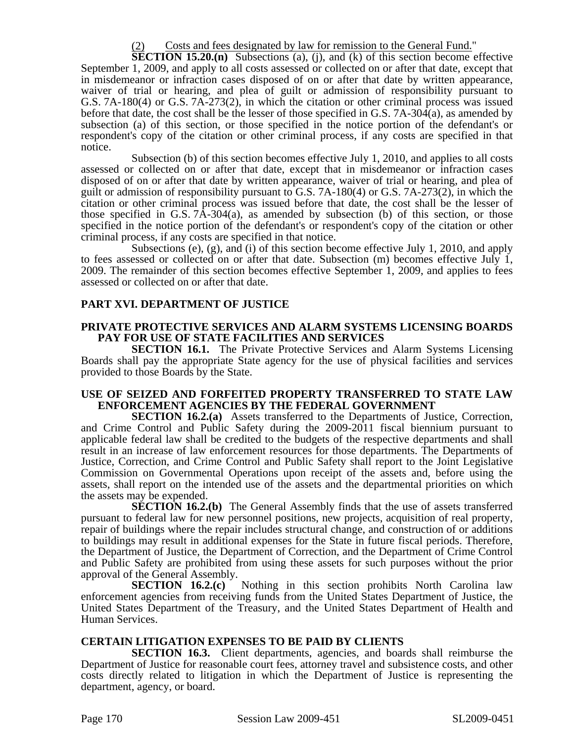(2) Costs and fees designated by law for remission to the General Fund."

**SECTION 15.20.(n)** Subsections (a), (j), and (k) of this section become effective September 1, 2009, and apply to all costs assessed or collected on or after that date, except that in misdemeanor or infraction cases disposed of on or after that date by written appearance, waiver of trial or hearing, and plea of guilt or admission of responsibility pursuant to G.S. 7A-180(4) or G.S. 7A-273(2), in which the citation or other criminal process was issued before that date, the cost shall be the lesser of those specified in G.S. 7A-304(a), as amended by subsection (a) of this section, or those specified in the notice portion of the defendant's or respondent's copy of the citation or other criminal process, if any costs are specified in that notice.

Subsection (b) of this section becomes effective July 1, 2010, and applies to all costs assessed or collected on or after that date, except that in misdemeanor or infraction cases disposed of on or after that date by written appearance, waiver of trial or hearing, and plea of guilt or admission of responsibility pursuant to G.S. 7A-180(4) or G.S. 7A-273(2), in which the citation or other criminal process was issued before that date, the cost shall be the lesser of those specified in G.S. 7A-304(a), as amended by subsection (b) of this section, or those specified in the notice portion of the defendant's or respondent's copy of the citation or other criminal process, if any costs are specified in that notice.

Subsections (e), (g), and (i) of this section become effective July 1, 2010, and apply to fees assessed or collected on or after that date. Subsection (m) becomes effective July 1, 2009. The remainder of this section becomes effective September 1, 2009, and applies to fees assessed or collected on or after that date.

## PART XVI. DEPARTMENT OF JUSTICE

### PRIVATE PROTECTIVE SERVICES AND ALARM SYSTEMS LICENSING BOARDS PAY FOR USE OF STATE FACILITIES AND SERVICES

**SECTION 16.1.** The Private Protective Services and Alarm Systems Licensing Boards shall pay the appropriate State agency for the use of physical facilities and services provided to those Boards by the State.

### USE OF SEIZED AND FORFEITED PROPERTY TRANSFERRED TO STATE LAW ENFORCEMENT AGENCIES BY THE FEDERAL GOVERNMENT

**SECTION 16.2.(a)** Assets transferred to the Departments of Justice, Correction, and Crime Control and Public Safety during the 2009-2011 fiscal biennium pursuant to applicable federal law shall be credited to the budgets of the respective departments and shall result in an increase of law enforcement resources for those departments. The Departments of Justice, Correction, and Crime Control and Public Safety shall report to the Joint Legislative Commission on Governmental Operations upon receipt of the assets and, before using the assets, shall report on the intended use of the assets and the departmental priorities on which the assets may be expended.

**SECTION 16.2.(b)** The General Assembly finds that the use of assets transferred pursuant to federal law for new personnel positions, new projects, acquisition of real property, repair of buildings where the repair includes structural change, and construction of or additions to buildings may result in additional expenses for the State in future fiscal periods. Therefore, the Department of Justice, the Department of Correction, and the Department of Crime Control and Public Safety are prohibited from using these assets for such purposes without the prior approval of the General Assembly.

**SECTION 16.2.(c)** Nothing in this section prohibits North Carolina law enforcement agencies from receiving funds from the United States Department of Justice, the United States Department of the Treasury, and the United States Department of Health and Human Services.

### CERTAIN LITIGATION EXPENSES TO BE PAID BY CLIENTS

**SECTION 16.3.** Client departments, agencies, and boards shall reimburse the Department of Justice for reasonable court fees, attorney travel and subsistence costs, and other costs directly related to litigation in which the Department of Justice is representing the department, agency, or board.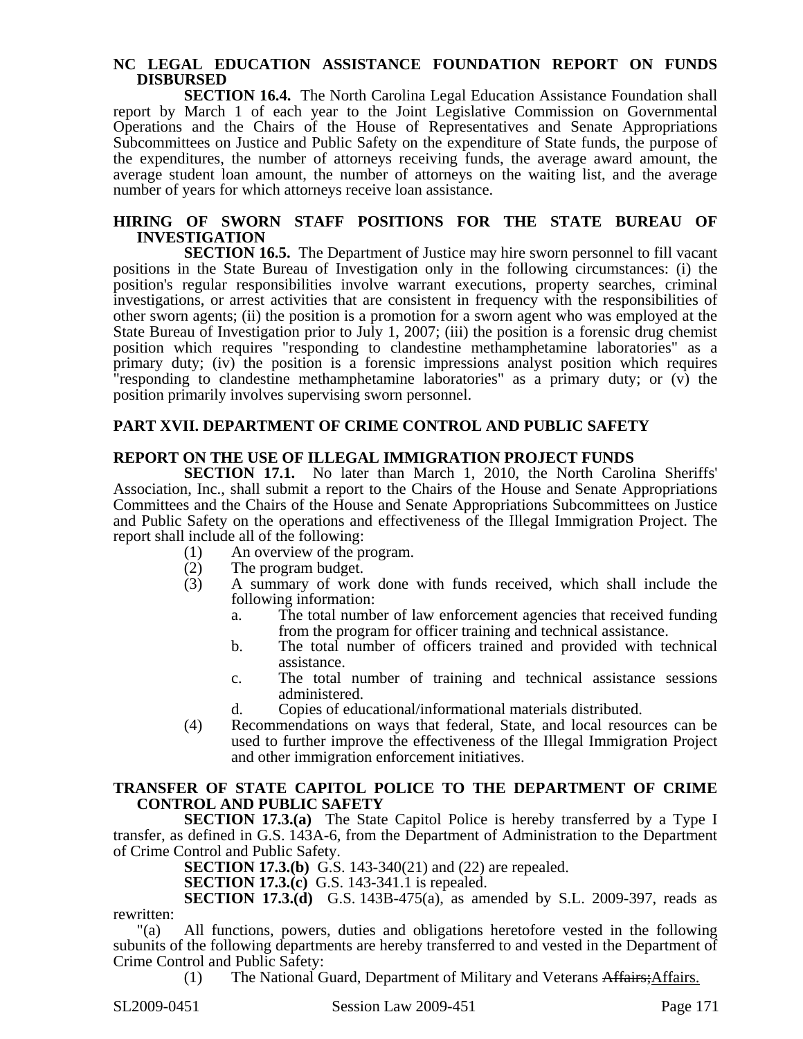### NC LEGAL EDUCATION ASSISTANCE FOUNDATION REPORT ON FUNDS DISBURSED

**SECTION 16.4.** The North Carolina Legal Education Assistance Foundation shall report by March 1 of each year to the Joint Legislative Commission on Governmental Operations and the Chairs of the House of Representatives and Senate Appropriations Subcommittees on Justice and Public Safety on the expenditure of State funds, the purpose of the expenditures, the number of attorneys receiving funds, the average award amount, the average student loan amount, the number of attorneys on the waiting list, and the average number of years for which attorneys receive loan assistance.

### HIRING OF SWORN STAFF POSITIONS FOR THE STATE BUREAU OF INVESTIGATION

**SECTION 16.5.** The Department of Justice may hire sworn personnel to fill vacant positions in the State Bureau of Investigation only in the following circumstances: (i) the position's regular responsibilities involve warrant executions, property searches, criminal investigations, or arrest activities that are consistent in frequency with the responsibilities of other sworn agents; (ii) the position is a promotion for a sworn agent who was employed at the State Bureau of Investigation prior to July 1, 2007; (iii) the position is a forensic drug chemist position which requires "responding to clandestine methamphetamine laboratories" as a primary duty; (iv) the position is a forensic impressions analyst position which requires "responding to clandestine methamphetamine laboratories" as a primary duty; or (v) the position primarily involves supervising sworn personnel.

## PART XVII. DEPARTMENT OF CRIME CONTROL AND PUBLIC SAFETY

### REPORT ON THE USE OF ILLEGAL IMMIGRATION PROJECT FUNDS

**SECTION 17.1.** No later than March 1, 2010, the North Carolina Sheriffs' Association, Inc., shall submit a report to the Chairs of the House and Senate Appropriations Committees and the Chairs of the House and Senate Appropriations Subcommittees on Justice and Public Safety on the operations and effectiveness of the Illegal Immigration Project. The report shall include all of the following:

(1) An overview of the program.
(2) The program budget.
(3) A summary of work done with funds received, which shall include the following information:
   a. The total number of law enforcement agencies that received funding from the program for officer training and technical assistance.
   b. The total number of officers trained and provided with technical assistance.
   c. The total number of training and technical assistance sessions administered.
   d. Copies of educational/informational materials distributed.
(4) Recommendations on ways that federal, State, and local resources can be used to further improve the effectiveness of the Illegal Immigration Project and other immigration enforcement initiatives.

### TRANSFER OF STATE CAPITOL POLICE TO THE DEPARTMENT OF CRIME CONTROL AND PUBLIC SAFETY

**SECTION 17.3.(a)** The State Capitol Police is hereby transferred by a Type I transfer, as defined in G.S. 143A-6, from the Department of Administration to the Department of Crime Control and Public Safety.

**SECTION 17.3.(b)** G.S. 143-340(21) and (22) are repealed.

**SECTION 17.3.(c)** G.S. 143-341.1 is repealed.

**SECTION 17.3.(d)** G.S. 143B-475(a), as amended by S.L. 2009-397, reads as rewritten:

"(a) All functions, powers, duties and obligations heretofore vested in the following subunits of the following departments are hereby transferred to and vested in the Department of Crime Control and Public Safety:

(1) The National Guard, Department of Military and Veterans ~~Affairs;~~Affairs.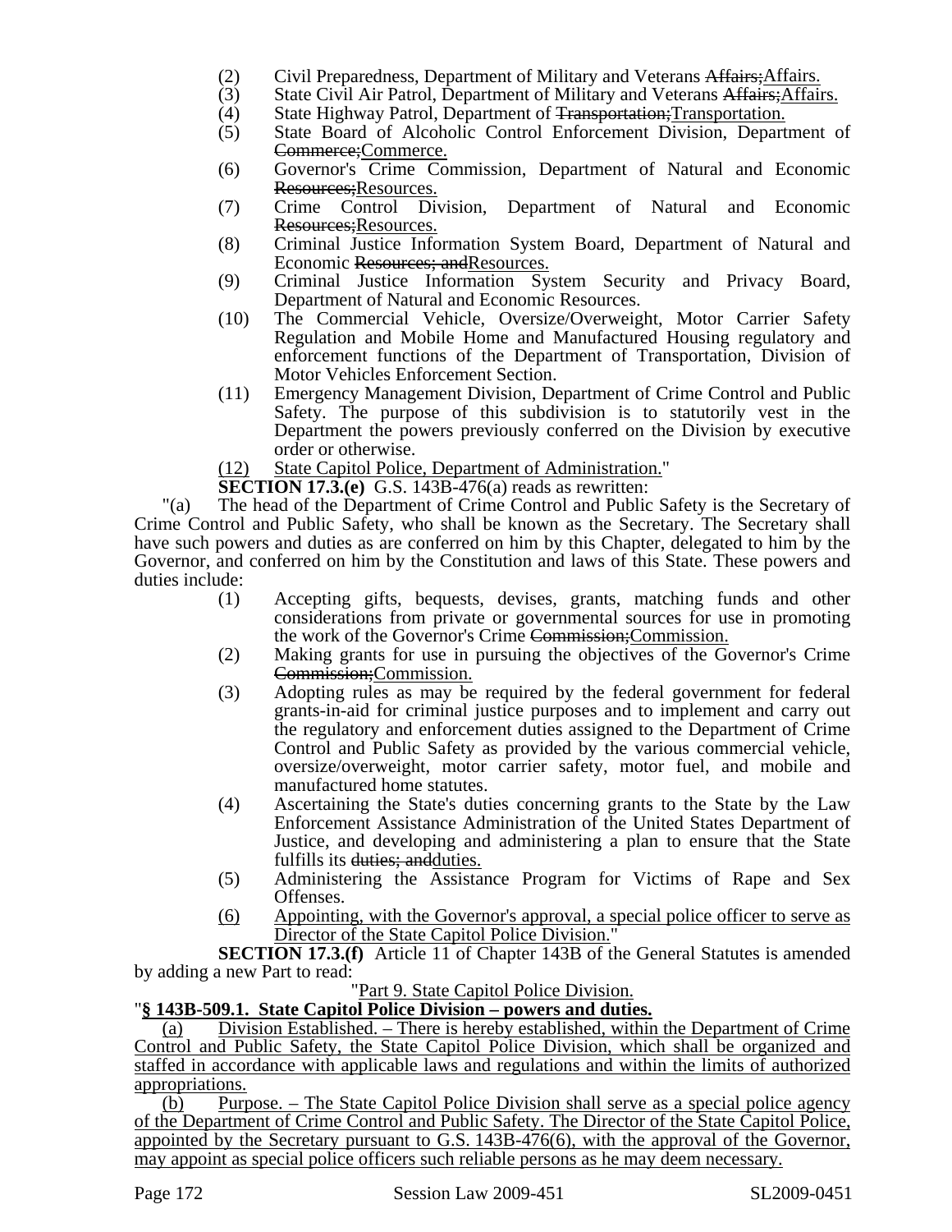(2) Civil Preparedness, Department of Military and Veterans ~~Affairs;~~Affairs.

(3) State Civil Air Patrol, Department of Military and Veterans ~~Affairs;~~Affairs.

(4) State Highway Patrol, Department of ~~Transportation;~~Transportation.

(5) State Board of Alcoholic Control Enforcement Division, Department of ~~Commerce;~~Commerce.

(6) Governor's Crime Commission, Department of Natural and Economic ~~Resources;~~Resources.

(7) Crime Control Division, Department of Natural and Economic ~~Resources;~~Resources.

(8) Criminal Justice Information System Board, Department of Natural and Economic ~~Resources; and~~Resources.

(9) Criminal Justice Information System Security and Privacy Board, Department of Natural and Economic Resources.

(10) The Commercial Vehicle, Oversize/Overweight, Motor Carrier Safety Regulation and Mobile Home and Manufactured Housing regulatory and enforcement functions of the Department of Transportation, Division of Motor Vehicles Enforcement Section.

(11) Emergency Management Division, Department of Crime Control and Public Safety. The purpose of this subdivision is to statutorily vest in the Department the powers previously conferred on the Division by executive order or otherwise.

<u>(12) State Capitol Police, Department of Administration.</u>"

**SECTION 17.3.(e)** G.S. 143B-476(a) reads as rewritten:

"(a) The head of the Department of Crime Control and Public Safety is the Secretary of Crime Control and Public Safety, who shall be known as the Secretary. The Secretary shall have such powers and duties as are conferred on him by this Chapter, delegated to him by the Governor, and conferred on him by the Constitution and laws of this State. These powers and duties include:

(1) Accepting gifts, bequests, devises, grants, matching funds and other considerations from private or governmental sources for use in promoting the work of the Governor's Crime ~~Commission;~~Commission.

(2) Making grants for use in pursuing the objectives of the Governor's Crime ~~Commission;~~Commission.

(3) Adopting rules as may be required by the federal government for federal grants-in-aid for criminal justice purposes and to implement and carry out the regulatory and enforcement duties assigned to the Department of Crime Control and Public Safety as provided by the various commercial vehicle, oversize/overweight, motor carrier safety, motor fuel, and mobile and manufactured home statutes.

(4) Ascertaining the State's duties concerning grants to the State by the Law Enforcement Assistance Administration of the United States Department of Justice, and developing and administering a plan to ensure that the State fulfills its ~~duties; and~~duties.

(5) Administering the Assistance Program for Victims of Rape and Sex Offenses.

<u>(6) Appointing, with the Governor's approval, a special police officer to serve as Director of the State Capitol Police Division.</u>"

**SECTION 17.3.(f)** Article 11 of Chapter 143B of the General Statutes is amended by adding a new Part to read:

"<u>Part 9. State Capitol Police Division.</u>

"<u>**§ 143B-509.1. State Capitol Police Division – powers and duties.**</u>

<u>(a) Division Established. – There is hereby established, within the Department of Crime Control and Public Safety, the State Capitol Police Division, which shall be organized and staffed in accordance with applicable laws and regulations and within the limits of authorized appropriations.</u>

<u>(b) Purpose. – The State Capitol Police Division shall serve as a special police agency of the Department of Crime Control and Public Safety. The Director of the State Capitol Police, appointed by the Secretary pursuant to G.S. 143B-476(6), with the approval of the Governor, may appoint as special police officers such reliable persons as he may deem necessary.</u>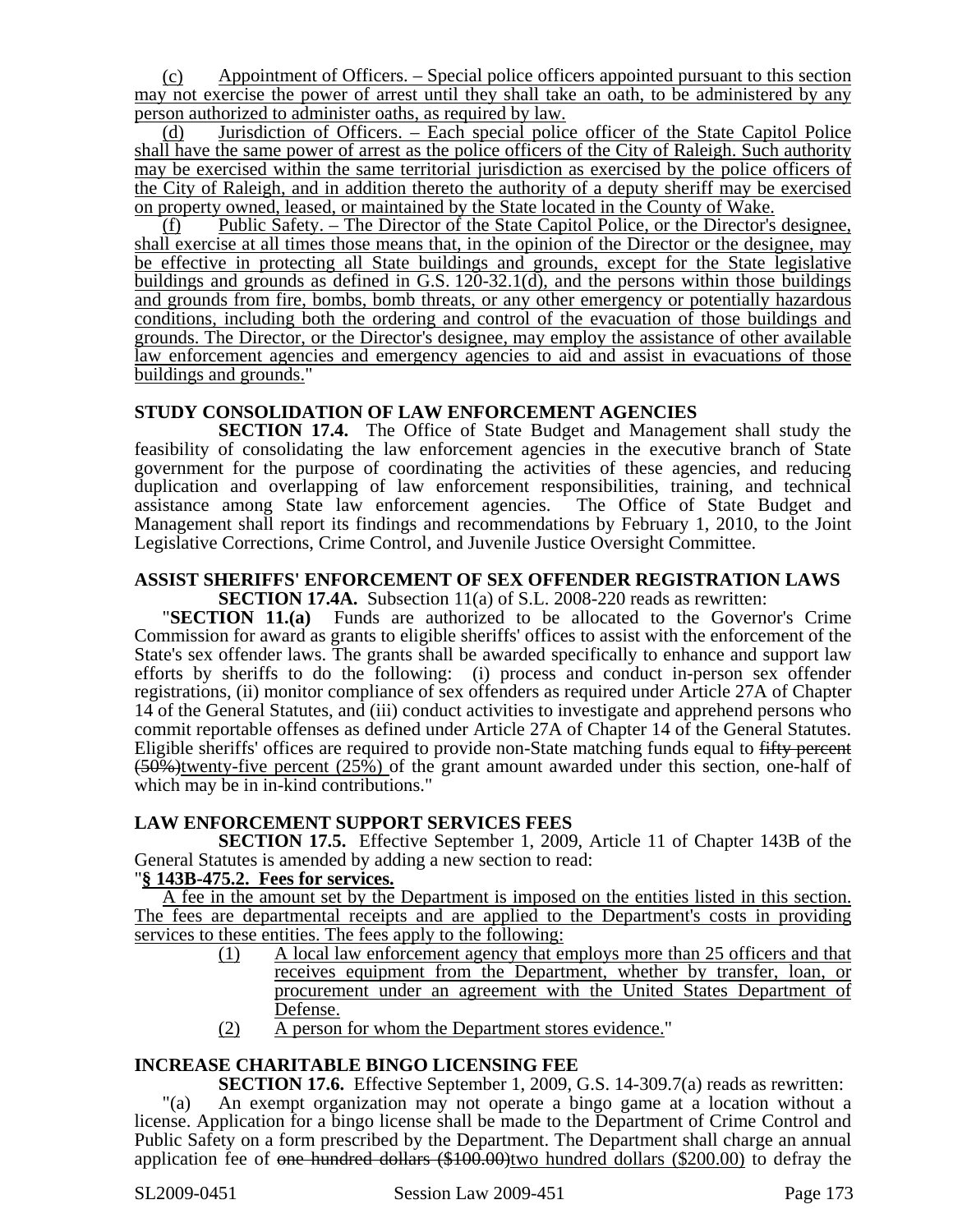(c) Appointment of Officers. – Special police officers appointed pursuant to this section may not exercise the power of arrest until they shall take an oath, to be administered by any person authorized to administer oaths, as required by law.

(d) Jurisdiction of Officers. – Each special police officer of the State Capitol Police shall have the same power of arrest as the police officers of the City of Raleigh. Such authority may be exercised within the same territorial jurisdiction as exercised by the police officers of the City of Raleigh, and in addition thereto the authority of a deputy sheriff may be exercised on property owned, leased, or maintained by the State located in the County of Wake.

(f) Public Safety. – The Director of the State Capitol Police, or the Director's designee, shall exercise at all times those means that, in the opinion of the Director or the designee, may be effective in protecting all State buildings and grounds, except for the State legislative buildings and grounds as defined in G.S. 120-32.1(d), and the persons within those buildings and grounds from fire, bombs, bomb threats, or any other emergency or potentially hazardous conditions, including both the ordering and control of the evacuation of those buildings and grounds. The Director, or the Director's designee, may employ the assistance of other available law enforcement agencies and emergency agencies to aid and assist in evacuations of those buildings and grounds."

**STUDY CONSOLIDATION OF LAW ENFORCEMENT AGENCIES**

**SECTION 17.4.** The Office of State Budget and Management shall study the feasibility of consolidating the law enforcement agencies in the executive branch of State government for the purpose of coordinating the activities of these agencies, and reducing duplication and overlapping of law enforcement responsibilities, training, and technical assistance among State law enforcement agencies. The Office of State Budget and Management shall report its findings and recommendations by February 1, 2010, to the Joint Legislative Corrections, Crime Control, and Juvenile Justice Oversight Committee.

**ASSIST SHERIFFS' ENFORCEMENT OF SEX OFFENDER REGISTRATION LAWS**

**SECTION 17.4A.** Subsection 11(a) of S.L. 2008-220 reads as rewritten:

"**SECTION 11.(a)** Funds are authorized to be allocated to the Governor's Crime Commission for award as grants to eligible sheriffs' offices to assist with the enforcement of the State's sex offender laws. The grants shall be awarded specifically to enhance and support law efforts by sheriffs to do the following: (i) process and conduct in-person sex offender registrations, (ii) monitor compliance of sex offenders as required under Article 27A of Chapter 14 of the General Statutes, and (iii) conduct activities to investigate and apprehend persons who commit reportable offenses as defined under Article 27A of Chapter 14 of the General Statutes. Eligible sheriffs' offices are required to provide non-State matching funds equal to ~~fifty percent (50%)~~twenty-five percent (25%) of the grant amount awarded under this section, one-half of which may be in in-kind contributions."

**LAW ENFORCEMENT SUPPORT SERVICES FEES**

**SECTION 17.5.** Effective September 1, 2009, Article 11 of Chapter 143B of the General Statutes is amended by adding a new section to read:

"**§ 143B-475.2. Fees for services.**

A fee in the amount set by the Department is imposed on the entities listed in this section. The fees are departmental receipts and are applied to the Department's costs in providing services to these entities. The fees apply to the following:

(1) A local law enforcement agency that employs more than 25 officers and that receives equipment from the Department, whether by transfer, loan, or procurement under an agreement with the United States Department of Defense.

(2) A person for whom the Department stores evidence."

**INCREASE CHARITABLE BINGO LICENSING FEE**

**SECTION 17.6.** Effective September 1, 2009, G.S. 14-309.7(a) reads as rewritten:

"(a) An exempt organization may not operate a bingo game at a location without a license. Application for a bingo license shall be made to the Department of Crime Control and Public Safety on a form prescribed by the Department. The Department shall charge an annual application fee of ~~one hundred dollars ($100.00)~~two hundred dollars ($200.00) to defray the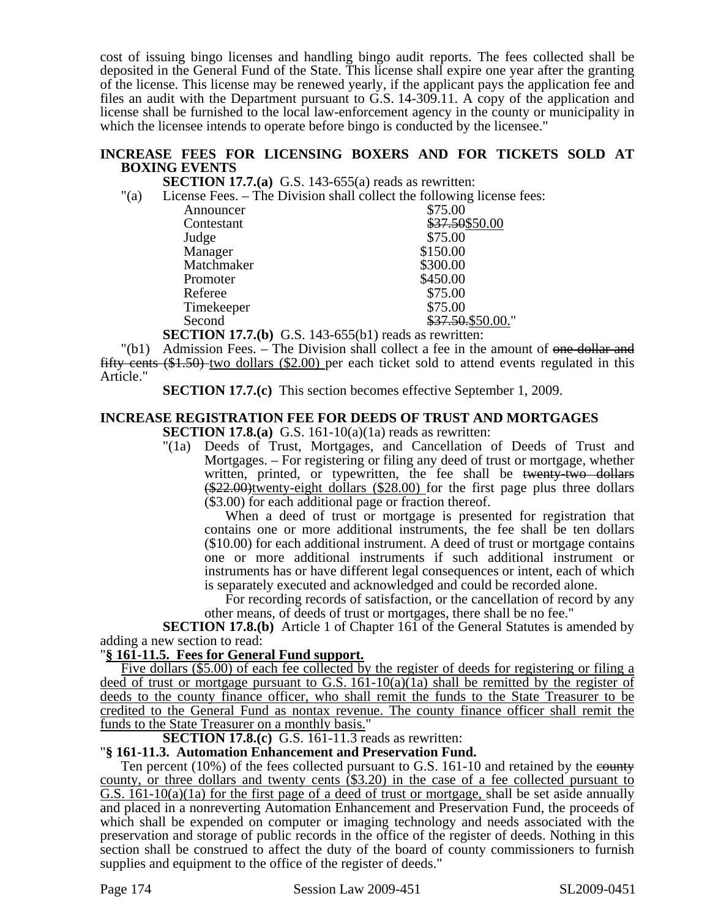cost of issuing bingo licenses and handling bingo audit reports. The fees collected shall be deposited in the General Fund of the State. This license shall expire one year after the granting of the license. This license may be renewed yearly, if the applicant pays the application fee and files an audit with the Department pursuant to G.S. 14-309.11. A copy of the application and license shall be furnished to the local law-enforcement agency in the county or municipality in which the licensee intends to operate before bingo is conducted by the licensee."

**INCREASE FEES FOR LICENSING BOXERS AND FOR TICKETS SOLD AT BOXING EVENTS**

**SECTION 17.7.(a)** G.S. 143-655(a) reads as rewritten:

"(a) License Fees. – The Division shall collect the following license fees:

| | |
|---|---|
| Announcer | $75.00 |
| Contestant | ~~$37.50~~$50.00 |
| Judge | $75.00 |
| Manager | $150.00 |
| Matchmaker | $300.00 |
| Promoter | $450.00 |
| Referee | $75.00 |
| Timekeeper | $75.00 |
| Second | ~~$37.50.~~$50.00." |

**SECTION 17.7.(b)** G.S. 143-655(b1) reads as rewritten:

"(b1) Admission Fees. – The Division shall collect a fee in the amount of ~~one dollar and fifty cents ($1.50)~~ two dollars ($2.00) per each ticket sold to attend events regulated in this Article."

**SECTION 17.7.(c)** This section becomes effective September 1, 2009.

**INCREASE REGISTRATION FEE FOR DEEDS OF TRUST AND MORTGAGES**

**SECTION 17.8.(a)** G.S. 161-10(a)(1a) reads as rewritten:

"(1a) Deeds of Trust, Mortgages, and Cancellation of Deeds of Trust and Mortgages. – For registering or filing any deed of trust or mortgage, whether written, printed, or typewritten, the fee shall be ~~twenty-two dollars ($22.00)~~twenty-eight dollars ($28.00) for the first page plus three dollars ($3.00) for each additional page or fraction thereof.

When a deed of trust or mortgage is presented for registration that contains one or more additional instruments, the fee shall be ten dollars ($10.00) for each additional instrument. A deed of trust or mortgage contains one or more additional instruments if such additional instrument or instruments has or have different legal consequences or intent, each of which is separately executed and acknowledged and could be recorded alone.

For recording records of satisfaction, or the cancellation of record by any other means, of deeds of trust or mortgages, there shall be no fee."

**SECTION 17.8.(b)** Article 1 of Chapter 161 of the General Statutes is amended by adding a new section to read:

"**<u>§ 161-11.5. Fees for General Fund support.</u>**

<u>Five dollars ($5.00) of each fee collected by the register of deeds for registering or filing a deed of trust or mortgage pursuant to G.S. 161-10(a)(1a) shall be remitted by the register of deeds to the county finance officer, who shall remit the funds to the State Treasurer to be credited to the General Fund as nontax revenue. The county finance officer shall remit the funds to the State Treasurer on a monthly basis.</u>"

**SECTION 17.8.(c)** G.S. 161-11.3 reads as rewritten:

"**§ 161-11.3. Automation Enhancement and Preservation Fund.**

Ten percent (10%) of the fees collected pursuant to G.S. 161-10 and retained by the ~~county~~ <u>county, or three dollars and twenty cents ($3.20) in the case of a fee collected pursuant to G.S. 161-10(a)(1a) for the first page of a deed of trust or mortgage,</u> shall be set aside annually and placed in a nonreverting Automation Enhancement and Preservation Fund, the proceeds of which shall be expended on computer or imaging technology and needs associated with the preservation and storage of public records in the office of the register of deeds. Nothing in this section shall be construed to affect the duty of the board of county commissioners to furnish supplies and equipment to the office of the register of deeds."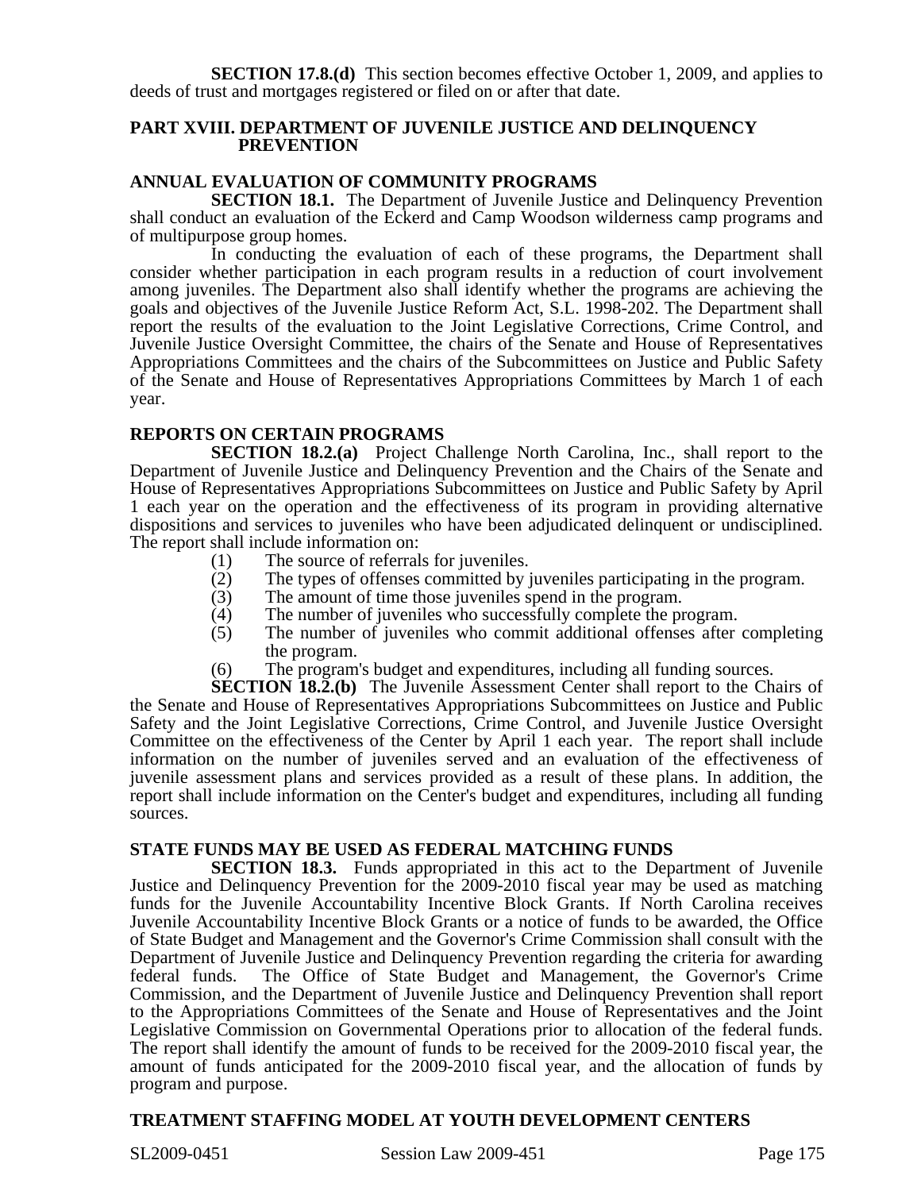**SECTION 17.8.(d)** This section becomes effective October 1, 2009, and applies to deeds of trust and mortgages registered or filed on or after that date.

## PART XVIII. DEPARTMENT OF JUVENILE JUSTICE AND DELINQUENCY PREVENTION

### ANNUAL EVALUATION OF COMMUNITY PROGRAMS

**SECTION 18.1.** The Department of Juvenile Justice and Delinquency Prevention shall conduct an evaluation of the Eckerd and Camp Woodson wilderness camp programs and of multipurpose group homes.

In conducting the evaluation of each of these programs, the Department shall consider whether participation in each program results in a reduction of court involvement among juveniles. The Department also shall identify whether the programs are achieving the goals and objectives of the Juvenile Justice Reform Act, S.L. 1998-202. The Department shall report the results of the evaluation to the Joint Legislative Corrections, Crime Control, and Juvenile Justice Oversight Committee, the chairs of the Senate and House of Representatives Appropriations Committees and the chairs of the Subcommittees on Justice and Public Safety of the Senate and House of Representatives Appropriations Committees by March 1 of each year.

### REPORTS ON CERTAIN PROGRAMS

**SECTION 18.2.(a)** Project Challenge North Carolina, Inc., shall report to the Department of Juvenile Justice and Delinquency Prevention and the Chairs of the Senate and House of Representatives Appropriations Subcommittees on Justice and Public Safety by April 1 each year on the operation and the effectiveness of its program in providing alternative dispositions and services to juveniles who have been adjudicated delinquent or undisciplined. The report shall include information on:

(1) The source of referrals for juveniles.
(2) The types of offenses committed by juveniles participating in the program.
(3) The amount of time those juveniles spend in the program.
(4) The number of juveniles who successfully complete the program.
(5) The number of juveniles who commit additional offenses after completing the program.
(6) The program's budget and expenditures, including all funding sources.

**SECTION 18.2.(b)** The Juvenile Assessment Center shall report to the Chairs of the Senate and House of Representatives Appropriations Subcommittees on Justice and Public Safety and the Joint Legislative Corrections, Crime Control, and Juvenile Justice Oversight Committee on the effectiveness of the Center by April 1 each year. The report shall include information on the number of juveniles served and an evaluation of the effectiveness of juvenile assessment plans and services provided as a result of these plans. In addition, the report shall include information on the Center's budget and expenditures, including all funding sources.

### STATE FUNDS MAY BE USED AS FEDERAL MATCHING FUNDS

**SECTION 18.3.** Funds appropriated in this act to the Department of Juvenile Justice and Delinquency Prevention for the 2009-2010 fiscal year may be used as matching funds for the Juvenile Accountability Incentive Block Grants. If North Carolina receives Juvenile Accountability Incentive Block Grants or a notice of funds to be awarded, the Office of State Budget and Management and the Governor's Crime Commission shall consult with the Department of Juvenile Justice and Delinquency Prevention regarding the criteria for awarding federal funds. The Office of State Budget and Management, the Governor's Crime Commission, and the Department of Juvenile Justice and Delinquency Prevention shall report to the Appropriations Committees of the Senate and House of Representatives and the Joint Legislative Commission on Governmental Operations prior to allocation of the federal funds. The report shall identify the amount of funds to be received for the 2009-2010 fiscal year, the amount of funds anticipated for the 2009-2010 fiscal year, and the allocation of funds by program and purpose.

### TREATMENT STAFFING MODEL AT YOUTH DEVELOPMENT CENTERS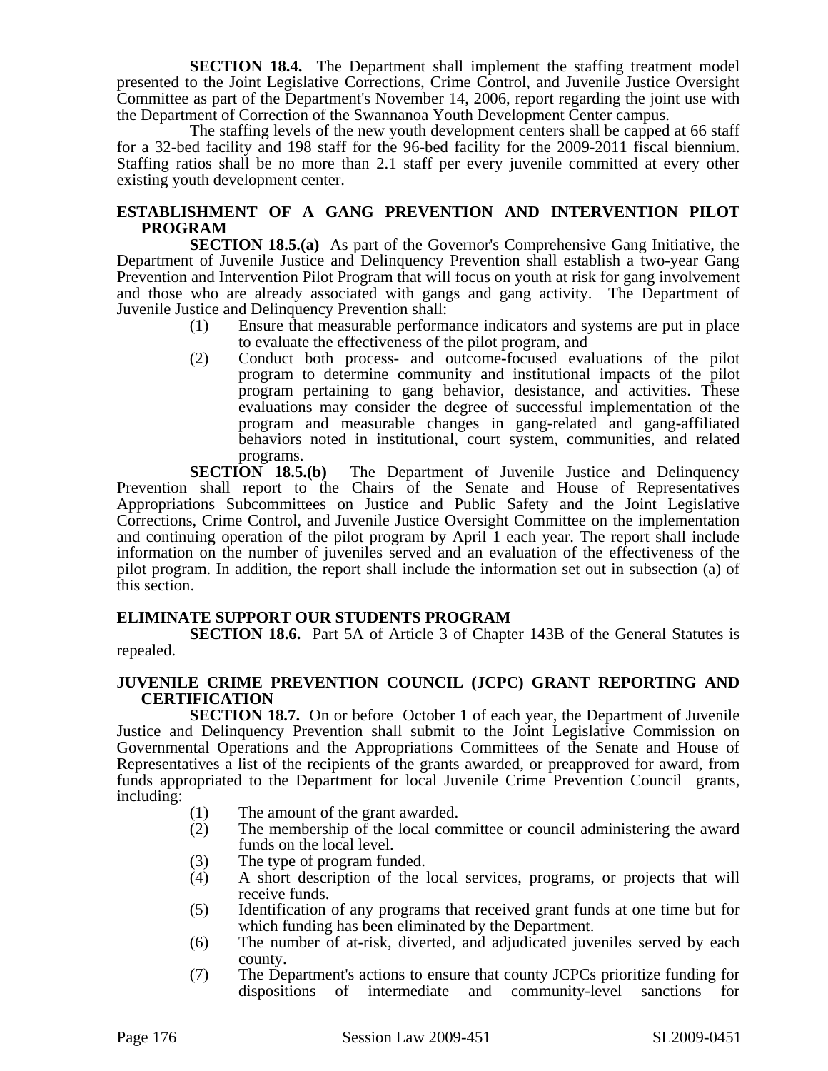**SECTION 18.4.** The Department shall implement the staffing treatment model presented to the Joint Legislative Corrections, Crime Control, and Juvenile Justice Oversight Committee as part of the Department's November 14, 2006, report regarding the joint use with the Department of Correction of the Swannanoa Youth Development Center campus.

The staffing levels of the new youth development centers shall be capped at 66 staff for a 32-bed facility and 198 staff for the 96-bed facility for the 2009-2011 fiscal biennium. Staffing ratios shall be no more than 2.1 staff per every juvenile committed at every other existing youth development center.

### ESTABLISHMENT OF A GANG PREVENTION AND INTERVENTION PILOT PROGRAM

**SECTION 18.5.(a)** As part of the Governor's Comprehensive Gang Initiative, the Department of Juvenile Justice and Delinquency Prevention shall establish a two-year Gang Prevention and Intervention Pilot Program that will focus on youth at risk for gang involvement and those who are already associated with gangs and gang activity. The Department of Juvenile Justice and Delinquency Prevention shall:

(1) Ensure that measurable performance indicators and systems are put in place to evaluate the effectiveness of the pilot program, and

(2) Conduct both process- and outcome-focused evaluations of the pilot program to determine community and institutional impacts of the pilot program pertaining to gang behavior, desistance, and activities. These evaluations may consider the degree of successful implementation of the program and measurable changes in gang-related and gang-affiliated behaviors noted in institutional, court system, communities, and related programs.

**SECTION 18.5.(b)** The Department of Juvenile Justice and Delinquency Prevention shall report to the Chairs of the Senate and House of Representatives Appropriations Subcommittees on Justice and Public Safety and the Joint Legislative Corrections, Crime Control, and Juvenile Justice Oversight Committee on the implementation and continuing operation of the pilot program by April 1 each year. The report shall include information on the number of juveniles served and an evaluation of the effectiveness of the pilot program. In addition, the report shall include the information set out in subsection (a) of this section.

### ELIMINATE SUPPORT OUR STUDENTS PROGRAM

**SECTION 18.6.** Part 5A of Article 3 of Chapter 143B of the General Statutes is repealed.

### JUVENILE CRIME PREVENTION COUNCIL (JCPC) GRANT REPORTING AND CERTIFICATION

**SECTION 18.7.** On or before October 1 of each year, the Department of Juvenile Justice and Delinquency Prevention shall submit to the Joint Legislative Commission on Governmental Operations and the Appropriations Committees of the Senate and House of Representatives a list of the recipients of the grants awarded, or preapproved for award, from funds appropriated to the Department for local Juvenile Crime Prevention Council grants, including:

(1) The amount of the grant awarded.

(2) The membership of the local committee or council administering the award funds on the local level.

(3) The type of program funded.

(4) A short description of the local services, programs, or projects that will receive funds.

(5) Identification of any programs that received grant funds at one time but for which funding has been eliminated by the Department.

(6) The number of at-risk, diverted, and adjudicated juveniles served by each county.

(7) The Department's actions to ensure that county JCPCs prioritize funding for dispositions of intermediate and community-level sanctions for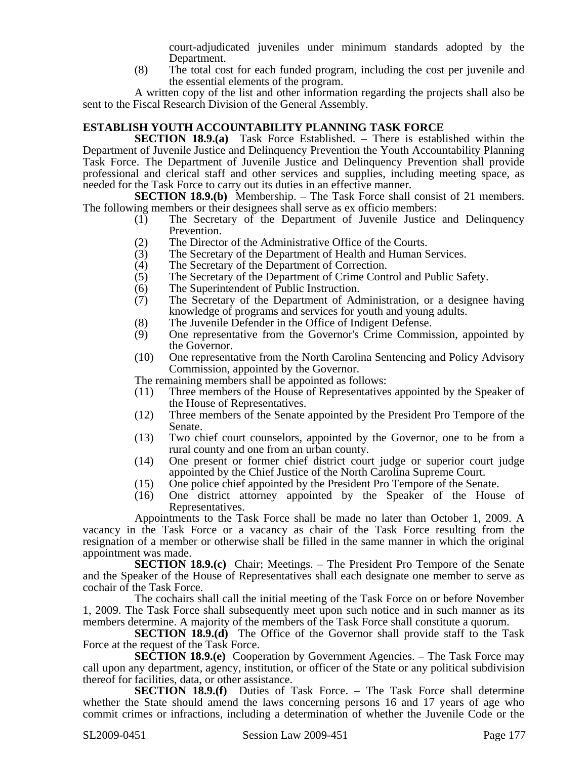court-adjudicated juveniles under minimum standards adopted by the Department.

(8) The total cost for each funded program, including the cost per juvenile and the essential elements of the program.

A written copy of the list and other information regarding the projects shall also be sent to the Fiscal Research Division of the General Assembly.

**ESTABLISH YOUTH ACCOUNTABILITY PLANNING TASK FORCE**

**SECTION 18.9.(a)** Task Force Established. – There is established within the Department of Juvenile Justice and Delinquency Prevention the Youth Accountability Planning Task Force. The Department of Juvenile Justice and Delinquency Prevention shall provide professional and clerical staff and other services and supplies, including meeting space, as needed for the Task Force to carry out its duties in an effective manner.

**SECTION 18.9.(b)** Membership. – The Task Force shall consist of 21 members. The following members or their designees shall serve as ex officio members:

(1) The Secretary of the Department of Juvenile Justice and Delinquency Prevention.
(2) The Director of the Administrative Office of the Courts.
(3) The Secretary of the Department of Health and Human Services.
(4) The Secretary of the Department of Correction.
(5) The Secretary of the Department of Crime Control and Public Safety.
(6) The Superintendent of Public Instruction.
(7) The Secretary of the Department of Administration, or a designee having knowledge of programs and services for youth and young adults.
(8) The Juvenile Defender in the Office of Indigent Defense.
(9) One representative from the Governor's Crime Commission, appointed by the Governor.
(10) One representative from the North Carolina Sentencing and Policy Advisory Commission, appointed by the Governor.

The remaining members shall be appointed as follows:

(11) Three members of the House of Representatives appointed by the Speaker of the House of Representatives.
(12) Three members of the Senate appointed by the President Pro Tempore of the Senate.
(13) Two chief court counselors, appointed by the Governor, one to be from a rural county and one from an urban county.
(14) One present or former chief district court judge or superior court judge appointed by the Chief Justice of the North Carolina Supreme Court.
(15) One police chief appointed by the President Pro Tempore of the Senate.
(16) One district attorney appointed by the Speaker of the House of Representatives.

Appointments to the Task Force shall be made no later than October 1, 2009. A vacancy in the Task Force or a vacancy as chair of the Task Force resulting from the resignation of a member or otherwise shall be filled in the same manner in which the original appointment was made.

**SECTION 18.9.(c)** Chair; Meetings. – The President Pro Tempore of the Senate and the Speaker of the House of Representatives shall each designate one member to serve as cochair of the Task Force.

The cochairs shall call the initial meeting of the Task Force on or before November 1, 2009. The Task Force shall subsequently meet upon such notice and in such manner as its members determine. A majority of the members of the Task Force shall constitute a quorum.

**SECTION 18.9.(d)** The Office of the Governor shall provide staff to the Task Force at the request of the Task Force.

**SECTION 18.9.(e)** Cooperation by Government Agencies. – The Task Force may call upon any department, agency, institution, or officer of the State or any political subdivision thereof for facilities, data, or other assistance.

**SECTION 18.9.(f)** Duties of Task Force. – The Task Force shall determine whether the State should amend the laws concerning persons 16 and 17 years of age who commit crimes or infractions, including a determination of whether the Juvenile Code or the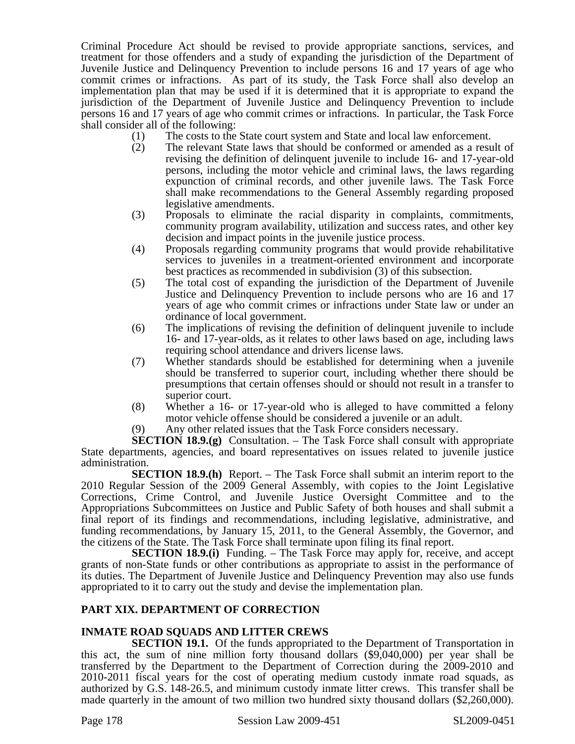Criminal Procedure Act should be revised to provide appropriate sanctions, services, and treatment for those offenders and a study of expanding the jurisdiction of the Department of Juvenile Justice and Delinquency Prevention to include persons 16 and 17 years of age who commit crimes or infractions. As part of its study, the Task Force shall also develop an implementation plan that may be used if it is determined that it is appropriate to expand the jurisdiction of the Department of Juvenile Justice and Delinquency Prevention to include persons 16 and 17 years of age who commit crimes or infractions. In particular, the Task Force shall consider all of the following:

(1) The costs to the State court system and State and local law enforcement.
(2) The relevant State laws that should be conformed or amended as a result of revising the definition of delinquent juvenile to include 16- and 17-year-old persons, including the motor vehicle and criminal laws, the laws regarding expunction of criminal records, and other juvenile laws. The Task Force shall make recommendations to the General Assembly regarding proposed legislative amendments.
(3) Proposals to eliminate the racial disparity in complaints, commitments, community program availability, utilization and success rates, and other key decision and impact points in the juvenile justice process.
(4) Proposals regarding community programs that would provide rehabilitative services to juveniles in a treatment-oriented environment and incorporate best practices as recommended in subdivision (3) of this subsection.
(5) The total cost of expanding the jurisdiction of the Department of Juvenile Justice and Delinquency Prevention to include persons who are 16 and 17 years of age who commit crimes or infractions under State law or under an ordinance of local government.
(6) The implications of revising the definition of delinquent juvenile to include 16- and 17-year-olds, as it relates to other laws based on age, including laws requiring school attendance and drivers license laws.
(7) Whether standards should be established for determining when a juvenile should be transferred to superior court, including whether there should be presumptions that certain offenses should or should not result in a transfer to superior court.
(8) Whether a 16- or 17-year-old who is alleged to have committed a felony motor vehicle offense should be considered a juvenile or an adult.
(9) Any other related issues that the Task Force considers necessary.

**SECTION 18.9.(g)** Consultation. – The Task Force shall consult with appropriate State departments, agencies, and board representatives on issues related to juvenile justice administration.

**SECTION 18.9.(h)** Report. – The Task Force shall submit an interim report to the 2010 Regular Session of the 2009 General Assembly, with copies to the Joint Legislative Corrections, Crime Control, and Juvenile Justice Oversight Committee and to the Appropriations Subcommittees on Justice and Public Safety of both houses and shall submit a final report of its findings and recommendations, including legislative, administrative, and funding recommendations, by January 15, 2011, to the General Assembly, the Governor, and the citizens of the State. The Task Force shall terminate upon filing its final report.

**SECTION 18.9.(i)** Funding. – The Task Force may apply for, receive, and accept grants of non-State funds or other contributions as appropriate to assist in the performance of its duties. The Department of Juvenile Justice and Delinquency Prevention may also use funds appropriated to it to carry out the study and devise the implementation plan.

## PART XIX. DEPARTMENT OF CORRECTION

### INMATE ROAD SQUADS AND LITTER CREWS

**SECTION 19.1.** Of the funds appropriated to the Department of Transportation in this act, the sum of nine million forty thousand dollars ($9,040,000) per year shall be transferred by the Department to the Department of Correction during the 2009-2010 and 2010-2011 fiscal years for the cost of operating medium custody inmate road squads, as authorized by G.S. 148-26.5, and minimum custody inmate litter crews. This transfer shall be made quarterly in the amount of two million two hundred sixty thousand dollars ($2,260,000).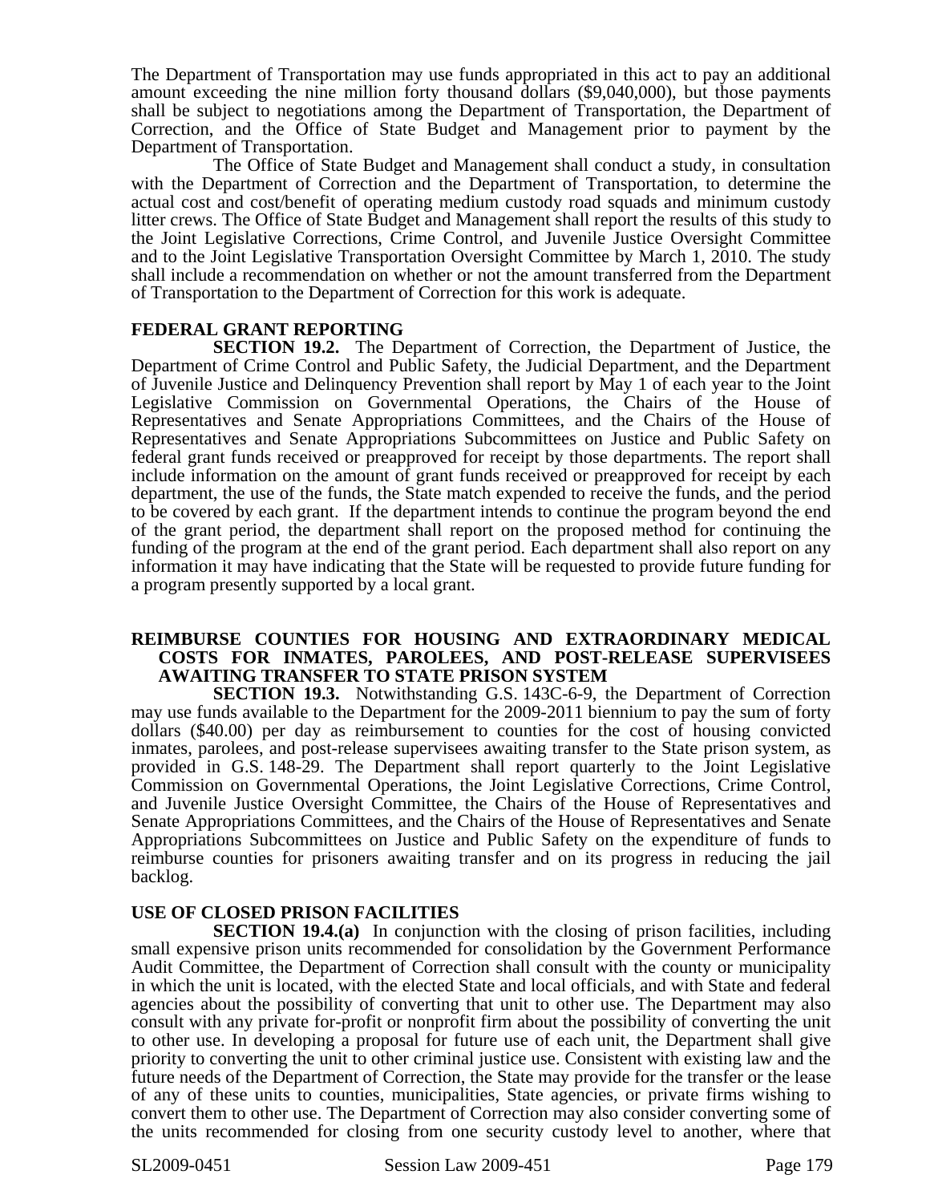The Department of Transportation may use funds appropriated in this act to pay an additional amount exceeding the nine million forty thousand dollars ($9,040,000), but those payments shall be subject to negotiations among the Department of Transportation, the Department of Correction, and the Office of State Budget and Management prior to payment by the Department of Transportation.

The Office of State Budget and Management shall conduct a study, in consultation with the Department of Correction and the Department of Transportation, to determine the actual cost and cost/benefit of operating medium custody road squads and minimum custody litter crews. The Office of State Budget and Management shall report the results of this study to the Joint Legislative Corrections, Crime Control, and Juvenile Justice Oversight Committee and to the Joint Legislative Transportation Oversight Committee by March 1, 2010. The study shall include a recommendation on whether or not the amount transferred from the Department of Transportation to the Department of Correction for this work is adequate.

### FEDERAL GRANT REPORTING

**SECTION 19.2.** The Department of Correction, the Department of Justice, the Department of Crime Control and Public Safety, the Judicial Department, and the Department of Juvenile Justice and Delinquency Prevention shall report by May 1 of each year to the Joint Legislative Commission on Governmental Operations, the Chairs of the House of Representatives and Senate Appropriations Committees, and the Chairs of the House of Representatives and Senate Appropriations Subcommittees on Justice and Public Safety on federal grant funds received or preapproved for receipt by those departments. The report shall include information on the amount of grant funds received or preapproved for receipt by each department, the use of the funds, the State match expended to receive the funds, and the period to be covered by each grant. If the department intends to continue the program beyond the end of the grant period, the department shall report on the proposed method for continuing the funding of the program at the end of the grant period. Each department shall also report on any information it may have indicating that the State will be requested to provide future funding for a program presently supported by a local grant.

### REIMBURSE COUNTIES FOR HOUSING AND EXTRAORDINARY MEDICAL COSTS FOR INMATES, PAROLEES, AND POST-RELEASE SUPERVISEES AWAITING TRANSFER TO STATE PRISON SYSTEM

**SECTION 19.3.** Notwithstanding G.S. 143C-6-9, the Department of Correction may use funds available to the Department for the 2009-2011 biennium to pay the sum of forty dollars ($40.00) per day as reimbursement to counties for the cost of housing convicted inmates, parolees, and post-release supervisees awaiting transfer to the State prison system, as provided in G.S. 148-29. The Department shall report quarterly to the Joint Legislative Commission on Governmental Operations, the Joint Legislative Corrections, Crime Control, and Juvenile Justice Oversight Committee, the Chairs of the House of Representatives and Senate Appropriations Committees, and the Chairs of the House of Representatives and Senate Appropriations Subcommittees on Justice and Public Safety on the expenditure of funds to reimburse counties for prisoners awaiting transfer and on its progress in reducing the jail backlog.

### USE OF CLOSED PRISON FACILITIES

**SECTION 19.4.(a)** In conjunction with the closing of prison facilities, including small expensive prison units recommended for consolidation by the Government Performance Audit Committee, the Department of Correction shall consult with the county or municipality in which the unit is located, with the elected State and local officials, and with State and federal agencies about the possibility of converting that unit to other use. The Department may also consult with any private for-profit or nonprofit firm about the possibility of converting the unit to other use. In developing a proposal for future use of each unit, the Department shall give priority to converting the unit to other criminal justice use. Consistent with existing law and the future needs of the Department of Correction, the State may provide for the transfer or the lease of any of these units to counties, municipalities, State agencies, or private firms wishing to convert them to other use. The Department of Correction may also consider converting some of the units recommended for closing from one security custody level to another, where that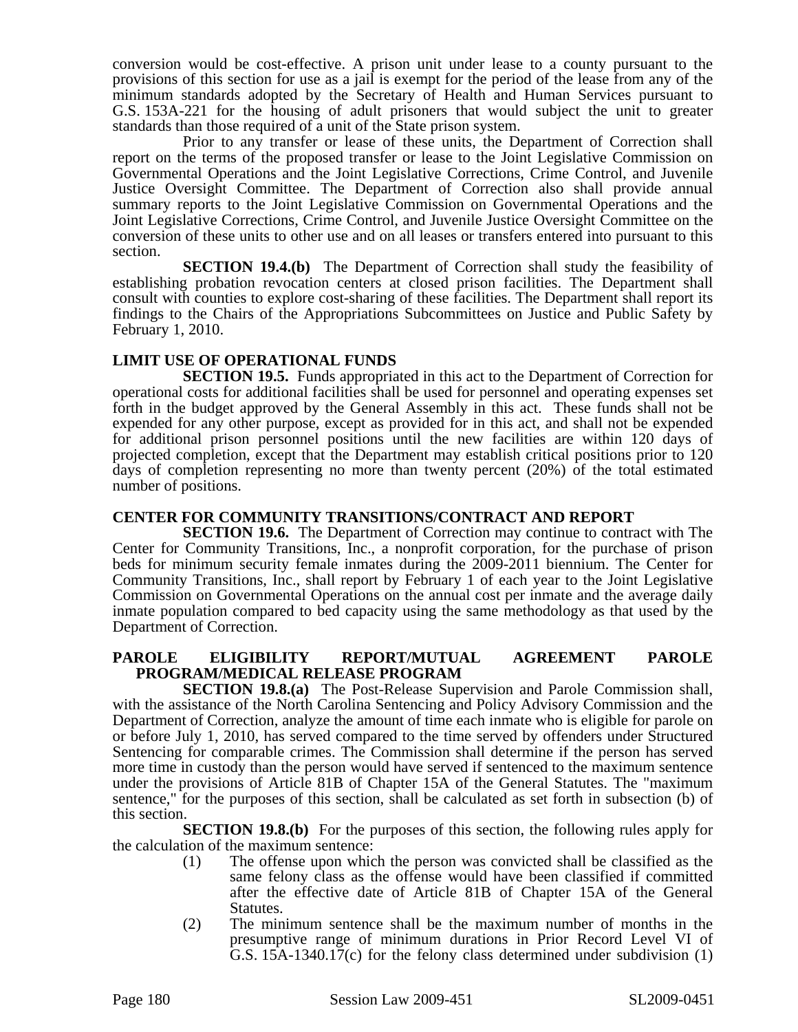conversion would be cost-effective. A prison unit under lease to a county pursuant to the provisions of this section for use as a jail is exempt for the period of the lease from any of the minimum standards adopted by the Secretary of Health and Human Services pursuant to G.S. 153A-221 for the housing of adult prisoners that would subject the unit to greater standards than those required of a unit of the State prison system.

Prior to any transfer or lease of these units, the Department of Correction shall report on the terms of the proposed transfer or lease to the Joint Legislative Commission on Governmental Operations and the Joint Legislative Corrections, Crime Control, and Juvenile Justice Oversight Committee. The Department of Correction also shall provide annual summary reports to the Joint Legislative Commission on Governmental Operations and the Joint Legislative Corrections, Crime Control, and Juvenile Justice Oversight Committee on the conversion of these units to other use and on all leases or transfers entered into pursuant to this section.

**SECTION 19.4.(b)** The Department of Correction shall study the feasibility of establishing probation revocation centers at closed prison facilities. The Department shall consult with counties to explore cost-sharing of these facilities. The Department shall report its findings to the Chairs of the Appropriations Subcommittees on Justice and Public Safety by February 1, 2010.

**LIMIT USE OF OPERATIONAL FUNDS**

**SECTION 19.5.** Funds appropriated in this act to the Department of Correction for operational costs for additional facilities shall be used for personnel and operating expenses set forth in the budget approved by the General Assembly in this act. These funds shall not be expended for any other purpose, except as provided for in this act, and shall not be expended for additional prison personnel positions until the new facilities are within 120 days of projected completion, except that the Department may establish critical positions prior to 120 days of completion representing no more than twenty percent (20%) of the total estimated number of positions.

**CENTER FOR COMMUNITY TRANSITIONS/CONTRACT AND REPORT**

**SECTION 19.6.** The Department of Correction may continue to contract with The Center for Community Transitions, Inc., a nonprofit corporation, for the purchase of prison beds for minimum security female inmates during the 2009-2011 biennium. The Center for Community Transitions, Inc., shall report by February 1 of each year to the Joint Legislative Commission on Governmental Operations on the annual cost per inmate and the average daily inmate population compared to bed capacity using the same methodology as that used by the Department of Correction.

**PAROLE ELIGIBILITY REPORT/MUTUAL AGREEMENT PAROLE PROGRAM/MEDICAL RELEASE PROGRAM**

**SECTION 19.8.(a)** The Post-Release Supervision and Parole Commission shall, with the assistance of the North Carolina Sentencing and Policy Advisory Commission and the Department of Correction, analyze the amount of time each inmate who is eligible for parole on or before July 1, 2010, has served compared to the time served by offenders under Structured Sentencing for comparable crimes. The Commission shall determine if the person has served more time in custody than the person would have served if sentenced to the maximum sentence under the provisions of Article 81B of Chapter 15A of the General Statutes. The "maximum sentence," for the purposes of this section, shall be calculated as set forth in subsection (b) of this section.

**SECTION 19.8.(b)** For the purposes of this section, the following rules apply for the calculation of the maximum sentence:

(1) The offense upon which the person was convicted shall be classified as the same felony class as the offense would have been classified if committed after the effective date of Article 81B of Chapter 15A of the General Statutes.

(2) The minimum sentence shall be the maximum number of months in the presumptive range of minimum durations in Prior Record Level VI of G.S. 15A-1340.17(c) for the felony class determined under subdivision (1)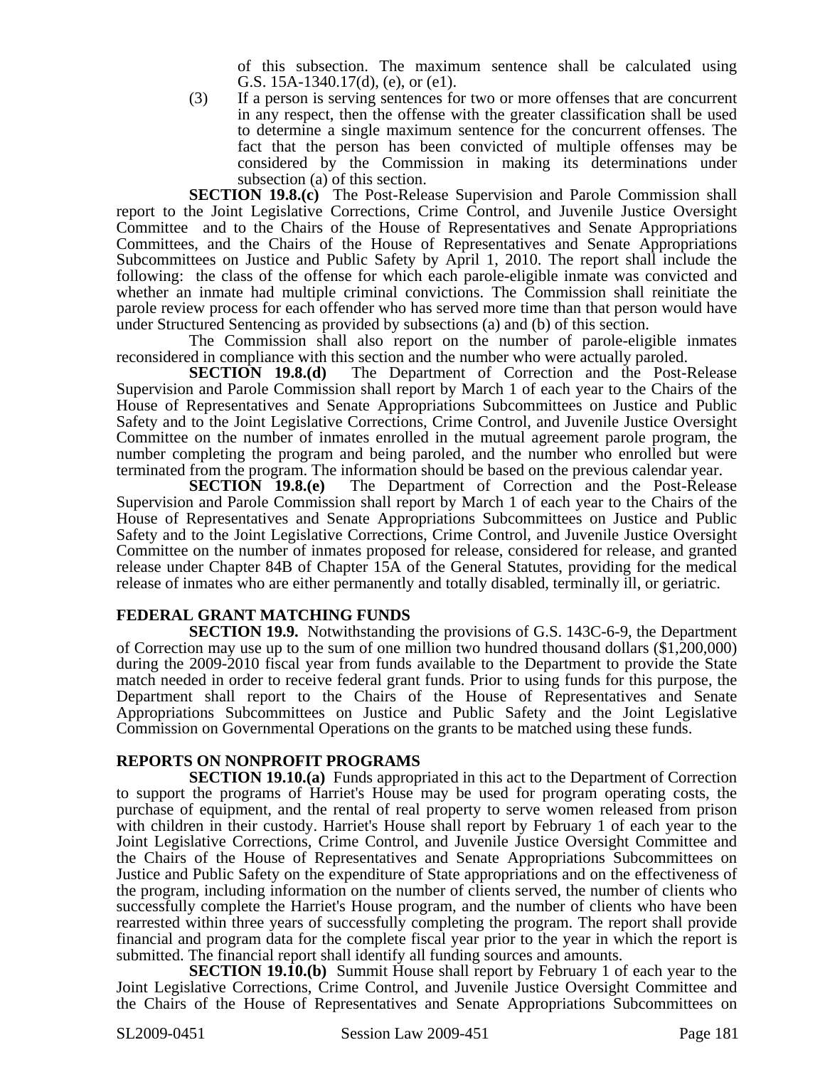of this subsection. The maximum sentence shall be calculated using G.S. 15A-1340.17(d), (e), or (e1).

(3) If a person is serving sentences for two or more offenses that are concurrent in any respect, then the offense with the greater classification shall be used to determine a single maximum sentence for the concurrent offenses. The fact that the person has been convicted of multiple offenses may be considered by the Commission in making its determinations under subsection (a) of this section.

**SECTION 19.8.(c)** The Post-Release Supervision and Parole Commission shall report to the Joint Legislative Corrections, Crime Control, and Juvenile Justice Oversight Committee and to the Chairs of the House of Representatives and Senate Appropriations Committees, and the Chairs of the House of Representatives and Senate Appropriations Subcommittees on Justice and Public Safety by April 1, 2010. The report shall include the following: the class of the offense for which each parole-eligible inmate was convicted and whether an inmate had multiple criminal convictions. The Commission shall reinitiate the parole review process for each offender who has served more time than that person would have under Structured Sentencing as provided by subsections (a) and (b) of this section.

The Commission shall also report on the number of parole-eligible inmates reconsidered in compliance with this section and the number who were actually paroled.

**SECTION 19.8.(d)** The Department of Correction and the Post-Release Supervision and Parole Commission shall report by March 1 of each year to the Chairs of the House of Representatives and Senate Appropriations Subcommittees on Justice and Public Safety and to the Joint Legislative Corrections, Crime Control, and Juvenile Justice Oversight Committee on the number of inmates enrolled in the mutual agreement parole program, the number completing the program and being paroled, and the number who enrolled but were terminated from the program. The information should be based on the previous calendar year.

**SECTION 19.8.(e)** The Department of Correction and the Post-Release Supervision and Parole Commission shall report by March 1 of each year to the Chairs of the House of Representatives and Senate Appropriations Subcommittees on Justice and Public Safety and to the Joint Legislative Corrections, Crime Control, and Juvenile Justice Oversight Committee on the number of inmates proposed for release, considered for release, and granted release under Chapter 84B of Chapter 15A of the General Statutes, providing for the medical release of inmates who are either permanently and totally disabled, terminally ill, or geriatric.

**FEDERAL GRANT MATCHING FUNDS**

**SECTION 19.9.** Notwithstanding the provisions of G.S. 143C-6-9, the Department of Correction may use up to the sum of one million two hundred thousand dollars ($1,200,000) during the 2009-2010 fiscal year from funds available to the Department to provide the State match needed in order to receive federal grant funds. Prior to using funds for this purpose, the Department shall report to the Chairs of the House of Representatives and Senate Appropriations Subcommittees on Justice and Public Safety and the Joint Legislative Commission on Governmental Operations on the grants to be matched using these funds.

**REPORTS ON NONPROFIT PROGRAMS**

**SECTION 19.10.(a)** Funds appropriated in this act to the Department of Correction to support the programs of Harriet's House may be used for program operating costs, the purchase of equipment, and the rental of real property to serve women released from prison with children in their custody. Harriet's House shall report by February 1 of each year to the Joint Legislative Corrections, Crime Control, and Juvenile Justice Oversight Committee and the Chairs of the House of Representatives and Senate Appropriations Subcommittees on Justice and Public Safety on the expenditure of State appropriations and on the effectiveness of the program, including information on the number of clients served, the number of clients who successfully complete the Harriet's House program, and the number of clients who have been rearrested within three years of successfully completing the program. The report shall provide financial and program data for the complete fiscal year prior to the year in which the report is submitted. The financial report shall identify all funding sources and amounts.

**SECTION 19.10.(b)** Summit House shall report by February 1 of each year to the Joint Legislative Corrections, Crime Control, and Juvenile Justice Oversight Committee and the Chairs of the House of Representatives and Senate Appropriations Subcommittees on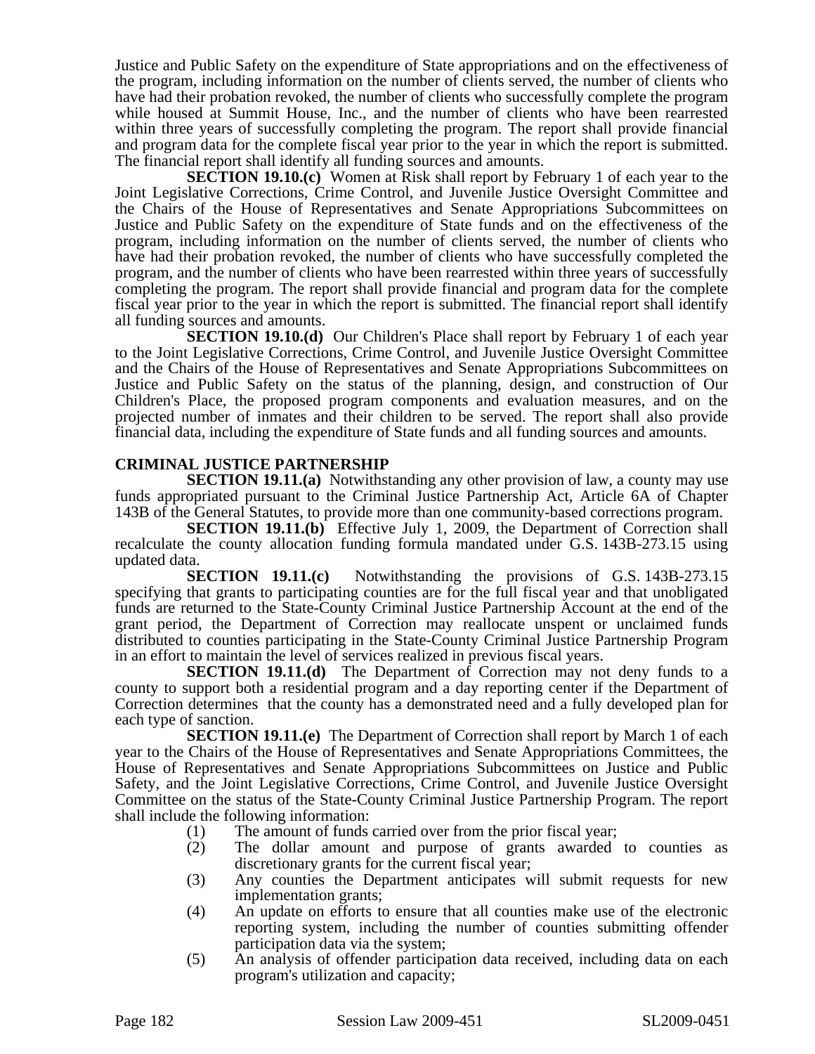Justice and Public Safety on the expenditure of State appropriations and on the effectiveness of the program, including information on the number of clients served, the number of clients who have had their probation revoked, the number of clients who successfully complete the program while housed at Summit House, Inc., and the number of clients who have been rearrested within three years of successfully completing the program. The report shall provide financial and program data for the complete fiscal year prior to the year in which the report is submitted. The financial report shall identify all funding sources and amounts.

**SECTION 19.10.(c)** Women at Risk shall report by February 1 of each year to the Joint Legislative Corrections, Crime Control, and Juvenile Justice Oversight Committee and the Chairs of the House of Representatives and Senate Appropriations Subcommittees on Justice and Public Safety on the expenditure of State funds and on the effectiveness of the program, including information on the number of clients served, the number of clients who have had their probation revoked, the number of clients who have successfully completed the program, and the number of clients who have been rearrested within three years of successfully completing the program. The report shall provide financial and program data for the complete fiscal year prior to the year in which the report is submitted. The financial report shall identify all funding sources and amounts.

**SECTION 19.10.(d)** Our Children's Place shall report by February 1 of each year to the Joint Legislative Corrections, Crime Control, and Juvenile Justice Oversight Committee and the Chairs of the House of Representatives and Senate Appropriations Subcommittees on Justice and Public Safety on the status of the planning, design, and construction of Our Children's Place, the proposed program components and evaluation measures, and on the projected number of inmates and their children to be served. The report shall also provide financial data, including the expenditure of State funds and all funding sources and amounts.

**CRIMINAL JUSTICE PARTNERSHIP**

**SECTION 19.11.(a)** Notwithstanding any other provision of law, a county may use funds appropriated pursuant to the Criminal Justice Partnership Act, Article 6A of Chapter 143B of the General Statutes, to provide more than one community-based corrections program.

**SECTION 19.11.(b)** Effective July 1, 2009, the Department of Correction shall recalculate the county allocation funding formula mandated under G.S. 143B-273.15 using updated data.

**SECTION 19.11.(c)** Notwithstanding the provisions of G.S. 143B-273.15 specifying that grants to participating counties are for the full fiscal year and that unobligated funds are returned to the State-County Criminal Justice Partnership Account at the end of the grant period, the Department of Correction may reallocate unspent or unclaimed funds distributed to counties participating in the State-County Criminal Justice Partnership Program in an effort to maintain the level of services realized in previous fiscal years.

**SECTION 19.11.(d)** The Department of Correction may not deny funds to a county to support both a residential program and a day reporting center if the Department of Correction determines that the county has a demonstrated need and a fully developed plan for each type of sanction.

**SECTION 19.11.(e)** The Department of Correction shall report by March 1 of each year to the Chairs of the House of Representatives and Senate Appropriations Committees, the House of Representatives and Senate Appropriations Subcommittees on Justice and Public Safety, and the Joint Legislative Corrections, Crime Control, and Juvenile Justice Oversight Committee on the status of the State-County Criminal Justice Partnership Program. The report shall include the following information:

(1) The amount of funds carried over from the prior fiscal year;
(2) The dollar amount and purpose of grants awarded to counties as discretionary grants for the current fiscal year;
(3) Any counties the Department anticipates will submit requests for new implementation grants;
(4) An update on efforts to ensure that all counties make use of the electronic reporting system, including the number of counties submitting offender participation data via the system;
(5) An analysis of offender participation data received, including data on each program's utilization and capacity;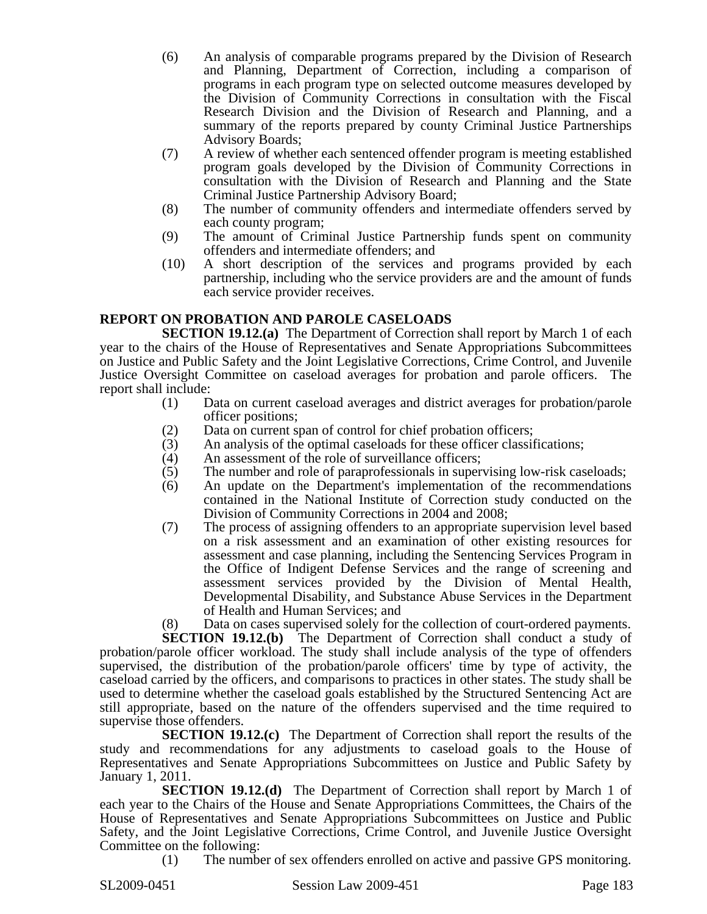(6) An analysis of comparable programs prepared by the Division of Research and Planning, Department of Correction, including a comparison of programs in each program type on selected outcome measures developed by the Division of Community Corrections in consultation with the Fiscal Research Division and the Division of Research and Planning, and a summary of the reports prepared by county Criminal Justice Partnerships Advisory Boards;

(7) A review of whether each sentenced offender program is meeting established program goals developed by the Division of Community Corrections in consultation with the Division of Research and Planning and the State Criminal Justice Partnership Advisory Board;

(8) The number of community offenders and intermediate offenders served by each county program;

(9) The amount of Criminal Justice Partnership funds spent on community offenders and intermediate offenders; and

(10) A short description of the services and programs provided by each partnership, including who the service providers are and the amount of funds each service provider receives.

**REPORT ON PROBATION AND PAROLE CASELOADS**

**SECTION 19.12.(a)** The Department of Correction shall report by March 1 of each year to the chairs of the House of Representatives and Senate Appropriations Subcommittees on Justice and Public Safety and the Joint Legislative Corrections, Crime Control, and Juvenile Justice Oversight Committee on caseload averages for probation and parole officers. The report shall include:

(1) Data on current caseload averages and district averages for probation/parole officer positions;

(2) Data on current span of control for chief probation officers;

(3) An analysis of the optimal caseloads for these officer classifications;

(4) An assessment of the role of surveillance officers;

(5) The number and role of paraprofessionals in supervising low-risk caseloads;

(6) An update on the Department's implementation of the recommendations contained in the National Institute of Correction study conducted on the Division of Community Corrections in 2004 and 2008;

(7) The process of assigning offenders to an appropriate supervision level based on a risk assessment and an examination of other existing resources for assessment and case planning, including the Sentencing Services Program in the Office of Indigent Defense Services and the range of screening and assessment services provided by the Division of Mental Health, Developmental Disability, and Substance Abuse Services in the Department of Health and Human Services; and

(8) Data on cases supervised solely for the collection of court-ordered payments.

**SECTION 19.12.(b)** The Department of Correction shall conduct a study of probation/parole officer workload. The study shall include analysis of the type of offenders supervised, the distribution of the probation/parole officers' time by type of activity, the caseload carried by the officers, and comparisons to practices in other states. The study shall be used to determine whether the caseload goals established by the Structured Sentencing Act are still appropriate, based on the nature of the offenders supervised and the time required to supervise those offenders.

**SECTION 19.12.(c)** The Department of Correction shall report the results of the study and recommendations for any adjustments to caseload goals to the House of Representatives and Senate Appropriations Subcommittees on Justice and Public Safety by January 1, 2011.

**SECTION 19.12.(d)** The Department of Correction shall report by March 1 of each year to the Chairs of the House and Senate Appropriations Committees, the Chairs of the House of Representatives and Senate Appropriations Subcommittees on Justice and Public Safety, and the Joint Legislative Corrections, Crime Control, and Juvenile Justice Oversight Committee on the following:

(1) The number of sex offenders enrolled on active and passive GPS monitoring.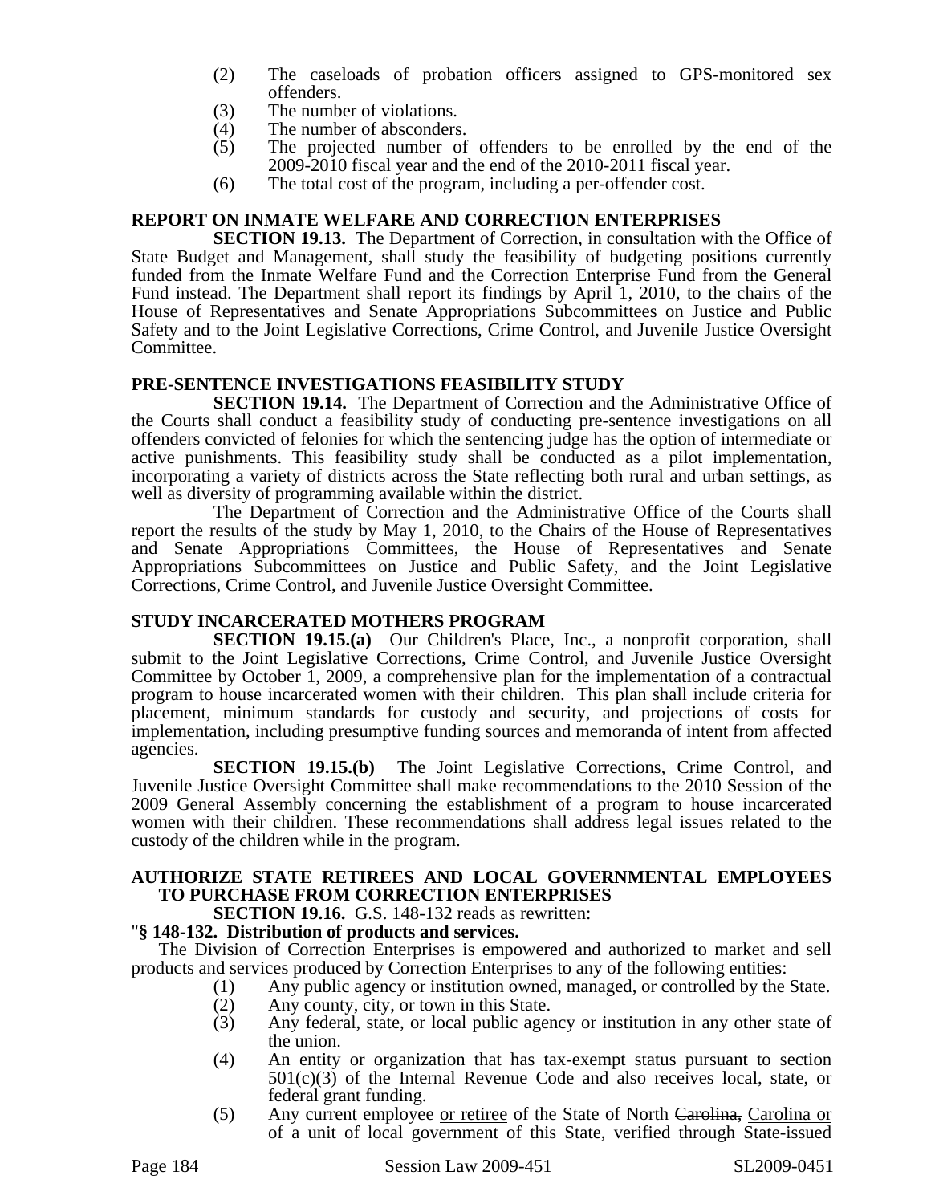(2) The caseloads of probation officers assigned to GPS-monitored sex offenders.
(3) The number of violations.
(4) The number of absconders.
(5) The projected number of offenders to be enrolled by the end of the 2009-2010 fiscal year and the end of the 2010-2011 fiscal year.
(6) The total cost of the program, including a per-offender cost.

## REPORT ON INMATE WELFARE AND CORRECTION ENTERPRISES

**SECTION 19.13.** The Department of Correction, in consultation with the Office of State Budget and Management, shall study the feasibility of budgeting positions currently funded from the Inmate Welfare Fund and the Correction Enterprise Fund from the General Fund instead. The Department shall report its findings by April 1, 2010, to the chairs of the House of Representatives and Senate Appropriations Subcommittees on Justice and Public Safety and to the Joint Legislative Corrections, Crime Control, and Juvenile Justice Oversight Committee.

## PRE-SENTENCE INVESTIGATIONS FEASIBILITY STUDY

**SECTION 19.14.** The Department of Correction and the Administrative Office of the Courts shall conduct a feasibility study of conducting pre-sentence investigations on all offenders convicted of felonies for which the sentencing judge has the option of intermediate or active punishments. This feasibility study shall be conducted as a pilot implementation, incorporating a variety of districts across the State reflecting both rural and urban settings, as well as diversity of programming available within the district.

The Department of Correction and the Administrative Office of the Courts shall report the results of the study by May 1, 2010, to the Chairs of the House of Representatives and Senate Appropriations Committees, the House of Representatives and Senate Appropriations Subcommittees on Justice and Public Safety, and the Joint Legislative Corrections, Crime Control, and Juvenile Justice Oversight Committee.

## STUDY INCARCERATED MOTHERS PROGRAM

**SECTION 19.15.(a)** Our Children's Place, Inc., a nonprofit corporation, shall submit to the Joint Legislative Corrections, Crime Control, and Juvenile Justice Oversight Committee by October 1, 2009, a comprehensive plan for the implementation of a contractual program to house incarcerated women with their children. This plan shall include criteria for placement, minimum standards for custody and security, and projections of costs for implementation, including presumptive funding sources and memoranda of intent from affected agencies.

**SECTION 19.15.(b)** The Joint Legislative Corrections, Crime Control, and Juvenile Justice Oversight Committee shall make recommendations to the 2010 Session of the 2009 General Assembly concerning the establishment of a program to house incarcerated women with their children. These recommendations shall address legal issues related to the custody of the children while in the program.

## AUTHORIZE STATE RETIREES AND LOCAL GOVERNMENTAL EMPLOYEES TO PURCHASE FROM CORRECTION ENTERPRISES

**SECTION 19.16.** G.S. 148-132 reads as rewritten:

"**§ 148-132. Distribution of products and services.**

The Division of Correction Enterprises is empowered and authorized to market and sell products and services produced by Correction Enterprises to any of the following entities:

(1) Any public agency or institution owned, managed, or controlled by the State.
(2) Any county, city, or town in this State.
(3) Any federal, state, or local public agency or institution in any other state of the union.
(4) An entity or organization that has tax-exempt status pursuant to section 501(c)(3) of the Internal Revenue Code and also receives local, state, or federal grant funding.
(5) Any current employee <u>or retiree</u> of the State of North ~~Carolina,~~ <u>Carolina or of a unit of local government of this State,</u> verified through State-issued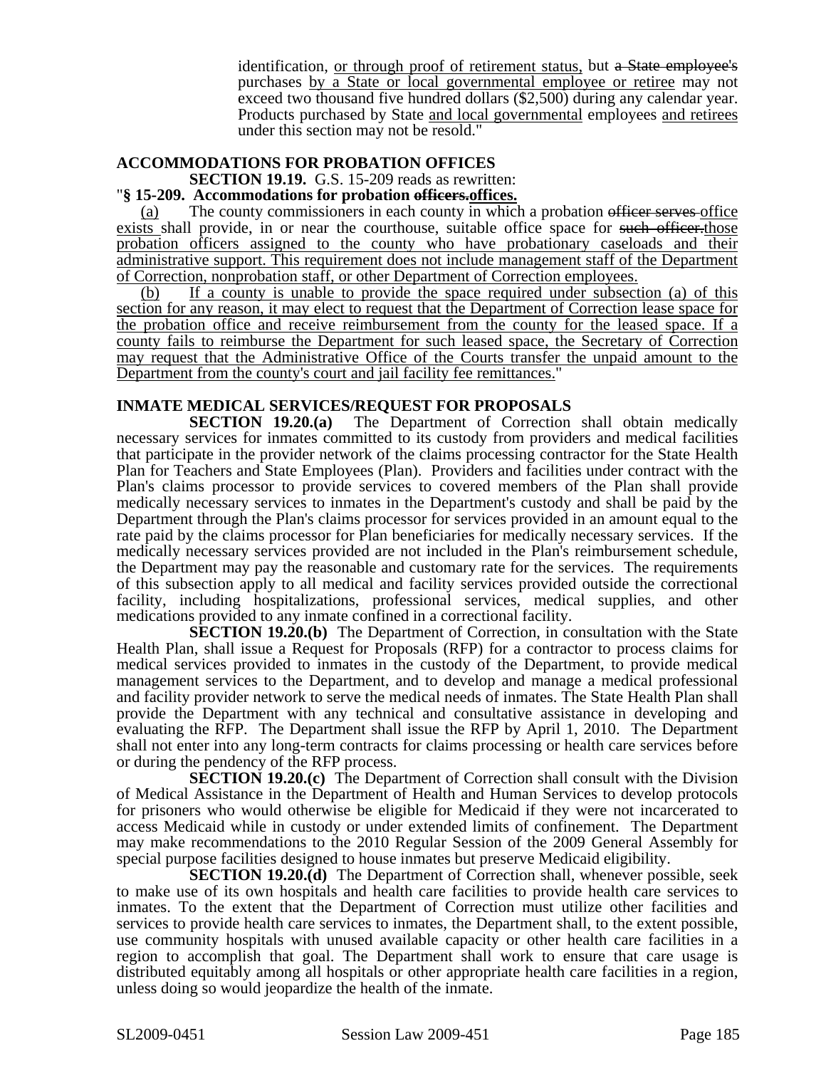identification, or through proof of retirement status, but ~~a State employee's~~ purchases by a State or local governmental employee or retiree may not exceed two thousand five hundred dollars ($2,500) during any calendar year. Products purchased by State and local governmental employees and retirees under this section may not be resold."

**ACCOMMODATIONS FOR PROBATION OFFICES**

**SECTION 19.19.** G.S. 15-209 reads as rewritten:

"**§ 15-209. Accommodations for probation ~~officers.~~offices.**

(a) The county commissioners in each county in which a probation ~~officer serves~~ office exists shall provide, in or near the courthouse, suitable office space for ~~such officer.~~those probation officers assigned to the county who have probationary caseloads and their administrative support. This requirement does not include management staff of the Department of Correction, nonprobation staff, or other Department of Correction employees.

(b) If a county is unable to provide the space required under subsection (a) of this section for any reason, it may elect to request that the Department of Correction lease space for the probation office and receive reimbursement from the county for the leased space. If a county fails to reimburse the Department for such leased space, the Secretary of Correction may request that the Administrative Office of the Courts transfer the unpaid amount to the Department from the county's court and jail facility fee remittances."

**INMATE MEDICAL SERVICES/REQUEST FOR PROPOSALS**

**SECTION 19.20.(a)** The Department of Correction shall obtain medically necessary services for inmates committed to its custody from providers and medical facilities that participate in the provider network of the claims processing contractor for the State Health Plan for Teachers and State Employees (Plan). Providers and facilities under contract with the Plan's claims processor to provide services to covered members of the Plan shall provide medically necessary services to inmates in the Department's custody and shall be paid by the Department through the Plan's claims processor for services provided in an amount equal to the rate paid by the claims processor for Plan beneficiaries for medically necessary services. If the medically necessary services provided are not included in the Plan's reimbursement schedule, the Department may pay the reasonable and customary rate for the services. The requirements of this subsection apply to all medical and facility services provided outside the correctional facility, including hospitalizations, professional services, medical supplies, and other medications provided to any inmate confined in a correctional facility.

**SECTION 19.20.(b)** The Department of Correction, in consultation with the State Health Plan, shall issue a Request for Proposals (RFP) for a contractor to process claims for medical services provided to inmates in the custody of the Department, to provide medical management services to the Department, and to develop and manage a medical professional and facility provider network to serve the medical needs of inmates. The State Health Plan shall provide the Department with any technical and consultative assistance in developing and evaluating the RFP. The Department shall issue the RFP by April 1, 2010. The Department shall not enter into any long-term contracts for claims processing or health care services before or during the pendency of the RFP process.

**SECTION 19.20.(c)** The Department of Correction shall consult with the Division of Medical Assistance in the Department of Health and Human Services to develop protocols for prisoners who would otherwise be eligible for Medicaid if they were not incarcerated to access Medicaid while in custody or under extended limits of confinement. The Department may make recommendations to the 2010 Regular Session of the 2009 General Assembly for special purpose facilities designed to house inmates but preserve Medicaid eligibility.

**SECTION 19.20.(d)** The Department of Correction shall, whenever possible, seek to make use of its own hospitals and health care facilities to provide health care services to inmates. To the extent that the Department of Correction must utilize other facilities and services to provide health care services to inmates, the Department shall, to the extent possible, use community hospitals with unused available capacity or other health care facilities in a region to accomplish that goal. The Department shall work to ensure that care usage is distributed equitably among all hospitals or other appropriate health care facilities in a region, unless doing so would jeopardize the health of the inmate.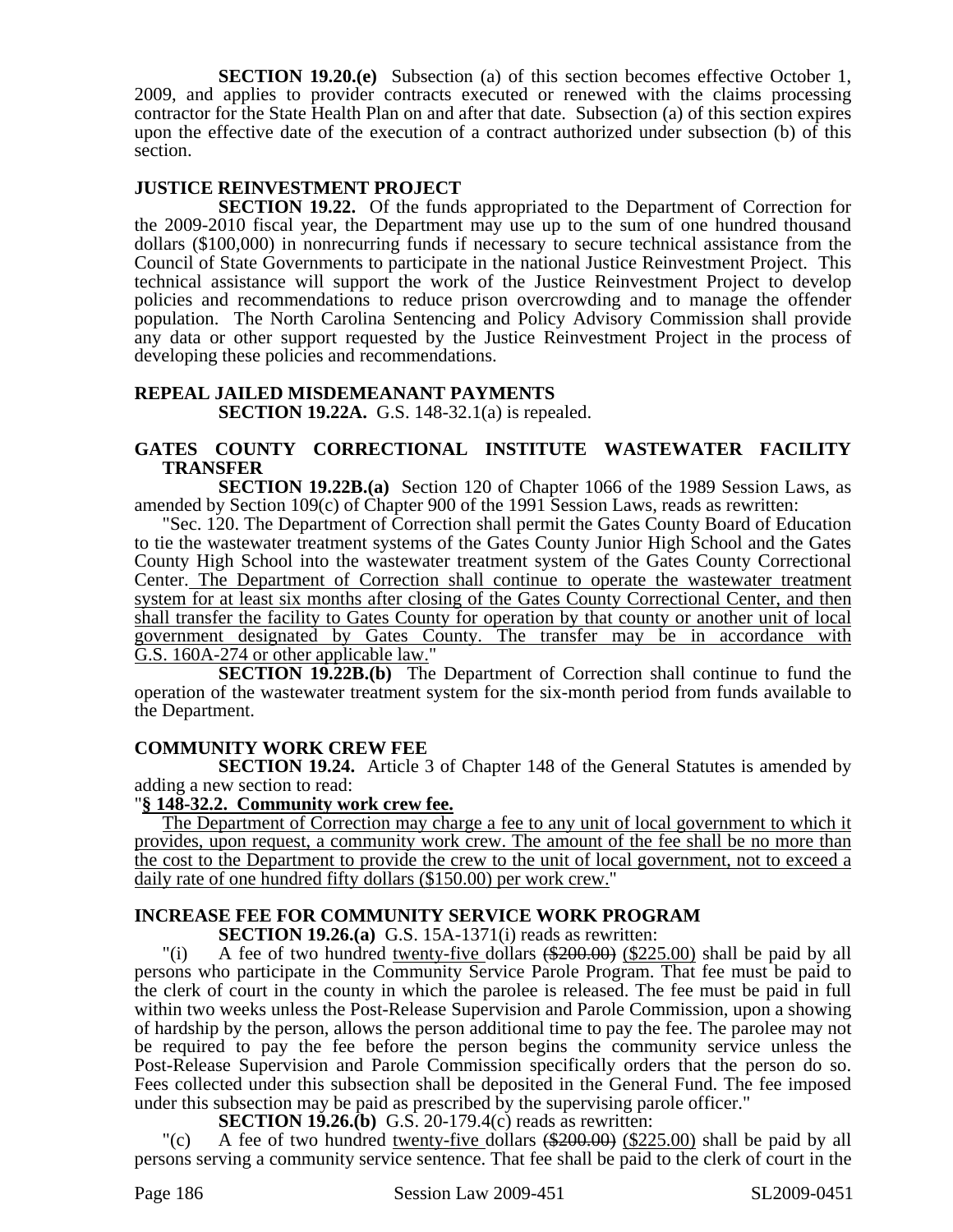**SECTION 19.20.(e)** Subsection (a) of this section becomes effective October 1, 2009, and applies to provider contracts executed or renewed with the claims processing contractor for the State Health Plan on and after that date. Subsection (a) of this section expires upon the effective date of the execution of a contract authorized under subsection (b) of this section.

**JUSTICE REINVESTMENT PROJECT**

**SECTION 19.22.** Of the funds appropriated to the Department of Correction for the 2009-2010 fiscal year, the Department may use up to the sum of one hundred thousand dollars ($100,000) in nonrecurring funds if necessary to secure technical assistance from the Council of State Governments to participate in the national Justice Reinvestment Project. This technical assistance will support the work of the Justice Reinvestment Project to develop policies and recommendations to reduce prison overcrowding and to manage the offender population. The North Carolina Sentencing and Policy Advisory Commission shall provide any data or other support requested by the Justice Reinvestment Project in the process of developing these policies and recommendations.

**REPEAL JAILED MISDEMEANANT PAYMENTS**

**SECTION 19.22A.** G.S. 148-32.1(a) is repealed.

**GATES COUNTY CORRECTIONAL INSTITUTE WASTEWATER FACILITY TRANSFER**

**SECTION 19.22B.(a)** Section 120 of Chapter 1066 of the 1989 Session Laws, as amended by Section 109(c) of Chapter 900 of the 1991 Session Laws, reads as rewritten:

"Sec. 120. The Department of Correction shall permit the Gates County Board of Education to tie the wastewater treatment systems of the Gates County Junior High School and the Gates County High School into the wastewater treatment system of the Gates County Correctional Center. The Department of Correction shall continue to operate the wastewater treatment system for at least six months after closing of the Gates County Correctional Center, and then shall transfer the facility to Gates County for operation by that county or another unit of local government designated by Gates County. The transfer may be in accordance with G.S. 160A-274 or other applicable law."

**SECTION 19.22B.(b)** The Department of Correction shall continue to fund the operation of the wastewater treatment system for the six-month period from funds available to the Department.

**COMMUNITY WORK CREW FEE**

**SECTION 19.24.** Article 3 of Chapter 148 of the General Statutes is amended by adding a new section to read:

"**§ 148-32.2. Community work crew fee.**

The Department of Correction may charge a fee to any unit of local government to which it provides, upon request, a community work crew. The amount of the fee shall be no more than the cost to the Department to provide the crew to the unit of local government, not to exceed a daily rate of one hundred fifty dollars ($150.00) per work crew."

**INCREASE FEE FOR COMMUNITY SERVICE WORK PROGRAM**

**SECTION 19.26.(a)** G.S. 15A-1371(i) reads as rewritten:

"(i) A fee of two hundred twenty-five dollars ~~($200.00)~~ ($225.00) shall be paid by all persons who participate in the Community Service Parole Program. That fee must be paid to the clerk of court in the county in which the parolee is released. The fee must be paid in full within two weeks unless the Post-Release Supervision and Parole Commission, upon a showing of hardship by the person, allows the person additional time to pay the fee. The parolee may not be required to pay the fee before the person begins the community service unless the Post-Release Supervision and Parole Commission specifically orders that the person do so. Fees collected under this subsection shall be deposited in the General Fund. The fee imposed under this subsection may be paid as prescribed by the supervising parole officer."

**SECTION 19.26.(b)** G.S. 20-179.4(c) reads as rewritten:

"(c) A fee of two hundred twenty-five dollars ~~($200.00)~~ ($225.00) shall be paid by all persons serving a community service sentence. That fee shall be paid to the clerk of court in the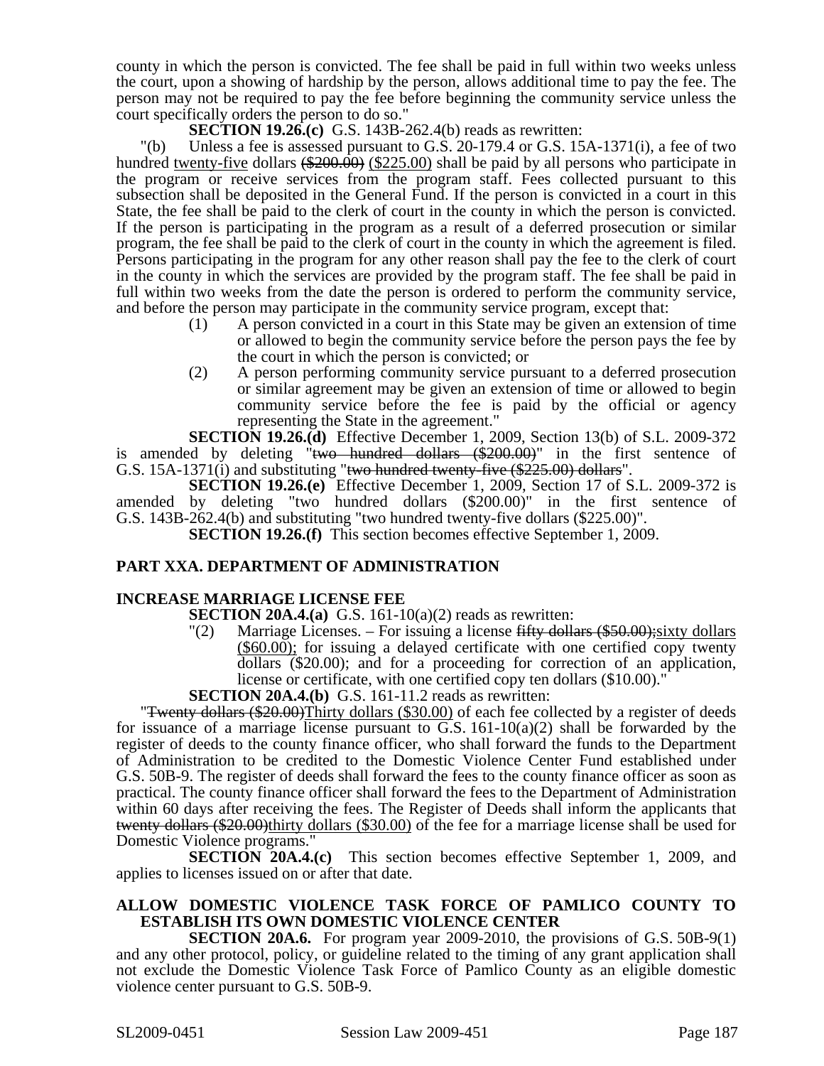county in which the person is convicted. The fee shall be paid in full within two weeks unless the court, upon a showing of hardship by the person, allows additional time to pay the fee. The person may not be required to pay the fee before beginning the community service unless the court specifically orders the person to do so."

**SECTION 19.26.(c)** G.S. 143B-262.4(b) reads as rewritten:

"(b) Unless a fee is assessed pursuant to G.S. 20-179.4 or G.S. 15A-1371(i), a fee of two hundred twenty-five dollars ~~($200.00)~~ ($225.00) shall be paid by all persons who participate in the program or receive services from the program staff. Fees collected pursuant to this subsection shall be deposited in the General Fund. If the person is convicted in a court in this State, the fee shall be paid to the clerk of court in the county in which the person is convicted. If the person is participating in the program as a result of a deferred prosecution or similar program, the fee shall be paid to the clerk of court in the county in which the agreement is filed. Persons participating in the program for any other reason shall pay the fee to the clerk of court in the county in which the services are provided by the program staff. The fee shall be paid in full within two weeks from the date the person is ordered to perform the community service, and before the person may participate in the community service program, except that:

(1) A person convicted in a court in this State may be given an extension of time or allowed to begin the community service before the person pays the fee by the court in which the person is convicted; or

(2) A person performing community service pursuant to a deferred prosecution or similar agreement may be given an extension of time or allowed to begin community service before the fee is paid by the official or agency representing the State in the agreement."

**SECTION 19.26.(d)** Effective December 1, 2009, Section 13(b) of S.L. 2009-372 is amended by deleting "~~two hundred dollars ($200.00)~~" in the first sentence of G.S. 15A-1371(i) and substituting "~~two hundred twenty-five ($225.00) dollars~~".

**SECTION 19.26.(e)** Effective December 1, 2009, Section 17 of S.L. 2009-372 is amended by deleting "two hundred dollars ($200.00)" in the first sentence of G.S. 143B-262.4(b) and substituting "two hundred twenty-five dollars ($225.00)".

**SECTION 19.26.(f)** This section becomes effective September 1, 2009.

## PART XXA. DEPARTMENT OF ADMINISTRATION

### INCREASE MARRIAGE LICENSE FEE

**SECTION 20A.4.(a)** G.S. 161-10(a)(2) reads as rewritten:

"(2) Marriage Licenses. – For issuing a license ~~fifty dollars ($50.00);~~sixty dollars ($60.00); for issuing a delayed certificate with one certified copy twenty dollars ($20.00); and for a proceeding for correction of an application, license or certificate, with one certified copy ten dollars ($10.00)."

**SECTION 20A.4.(b)** G.S. 161-11.2 reads as rewritten:

"~~Twenty dollars ($20.00)~~Thirty dollars ($30.00) of each fee collected by a register of deeds for issuance of a marriage license pursuant to G.S. 161-10(a)(2) shall be forwarded by the register of deeds to the county finance officer, who shall forward the funds to the Department of Administration to be credited to the Domestic Violence Center Fund established under G.S. 50B-9. The register of deeds shall forward the fees to the county finance officer as soon as practical. The county finance officer shall forward the fees to the Department of Administration within 60 days after receiving the fees. The Register of Deeds shall inform the applicants that ~~twenty dollars ($20.00)~~thirty dollars ($30.00) of the fee for a marriage license shall be used for Domestic Violence programs."

**SECTION 20A.4.(c)** This section becomes effective September 1, 2009, and applies to licenses issued on or after that date.

### ALLOW DOMESTIC VIOLENCE TASK FORCE OF PAMLICO COUNTY TO ESTABLISH ITS OWN DOMESTIC VIOLENCE CENTER

**SECTION 20A.6.** For program year 2009-2010, the provisions of G.S. 50B-9(1) and any other protocol, policy, or guideline related to the timing of any grant application shall not exclude the Domestic Violence Task Force of Pamlico County as an eligible domestic violence center pursuant to G.S. 50B-9.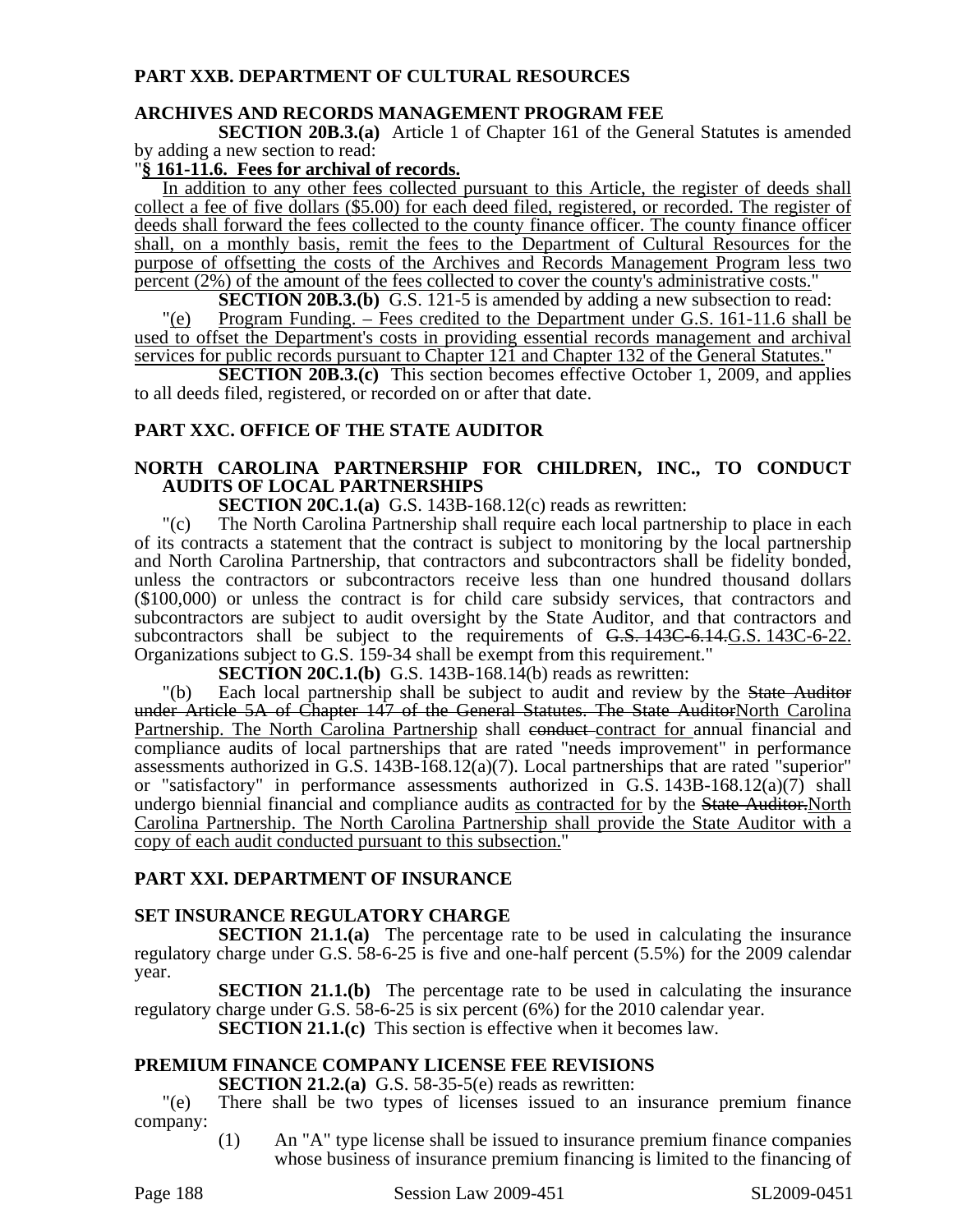## PART XXB. DEPARTMENT OF CULTURAL RESOURCES

### ARCHIVES AND RECORDS MANAGEMENT PROGRAM FEE

**SECTION 20B.3.(a)** Article 1 of Chapter 161 of the General Statutes is amended by adding a new section to read:

"**§ 161-11.6. Fees for archival of records.**

In addition to any other fees collected pursuant to this Article, the register of deeds shall collect a fee of five dollars ($5.00) for each deed filed, registered, or recorded. The register of deeds shall forward the fees collected to the county finance officer. The county finance officer shall, on a monthly basis, remit the fees to the Department of Cultural Resources for the purpose of offsetting the costs of the Archives and Records Management Program less two percent (2%) of the amount of the fees collected to cover the county's administrative costs."

**SECTION 20B.3.(b)** G.S. 121-5 is amended by adding a new subsection to read:

"(e) Program Funding. – Fees credited to the Department under G.S. 161-11.6 shall be used to offset the Department's costs in providing essential records management and archival services for public records pursuant to Chapter 121 and Chapter 132 of the General Statutes."

**SECTION 20B.3.(c)** This section becomes effective October 1, 2009, and applies to all deeds filed, registered, or recorded on or after that date.

## PART XXC. OFFICE OF THE STATE AUDITOR

### NORTH CAROLINA PARTNERSHIP FOR CHILDREN, INC., TO CONDUCT AUDITS OF LOCAL PARTNERSHIPS

**SECTION 20C.1.(a)** G.S. 143B-168.12(c) reads as rewritten:

"(c) The North Carolina Partnership shall require each local partnership to place in each of its contracts a statement that the contract is subject to monitoring by the local partnership and North Carolina Partnership, that contractors and subcontractors shall be fidelity bonded, unless the contractors or subcontractors receive less than one hundred thousand dollars ($100,000) or unless the contract is for child care subsidy services, that contractors and subcontractors are subject to audit oversight by the State Auditor, and that contractors and subcontractors shall be subject to the requirements of ~~G.S. 143C-6.14.~~G.S. 143C-6-22. Organizations subject to G.S. 159-34 shall be exempt from this requirement."

**SECTION 20C.1.(b)** G.S. 143B-168.14(b) reads as rewritten:

"(b) Each local partnership shall be subject to audit and review by the ~~State Auditor under Article 5A of Chapter 147 of the General Statutes. The State Auditor~~North Carolina Partnership. The North Carolina Partnership shall ~~conduct~~ contract for annual financial and compliance audits of local partnerships that are rated "needs improvement" in performance assessments authorized in G.S. 143B-168.12(a)(7). Local partnerships that are rated "superior" or "satisfactory" in performance assessments authorized in G.S. 143B-168.12(a)(7) shall undergo biennial financial and compliance audits as contracted for by the ~~State Auditor.~~North Carolina Partnership. The North Carolina Partnership shall provide the State Auditor with a copy of each audit conducted pursuant to this subsection."

## PART XXI. DEPARTMENT OF INSURANCE

### SET INSURANCE REGULATORY CHARGE

**SECTION 21.1.(a)** The percentage rate to be used in calculating the insurance regulatory charge under G.S. 58-6-25 is five and one-half percent (5.5%) for the 2009 calendar year.

**SECTION 21.1.(b)** The percentage rate to be used in calculating the insurance regulatory charge under G.S. 58-6-25 is six percent (6%) for the 2010 calendar year.

**SECTION 21.1.(c)** This section is effective when it becomes law.

### PREMIUM FINANCE COMPANY LICENSE FEE REVISIONS

**SECTION 21.2.(a)** G.S. 58-35-5(e) reads as rewritten:

"(e) There shall be two types of licenses issued to an insurance premium finance company:

(1) An "A" type license shall be issued to insurance premium finance companies whose business of insurance premium financing is limited to the financing of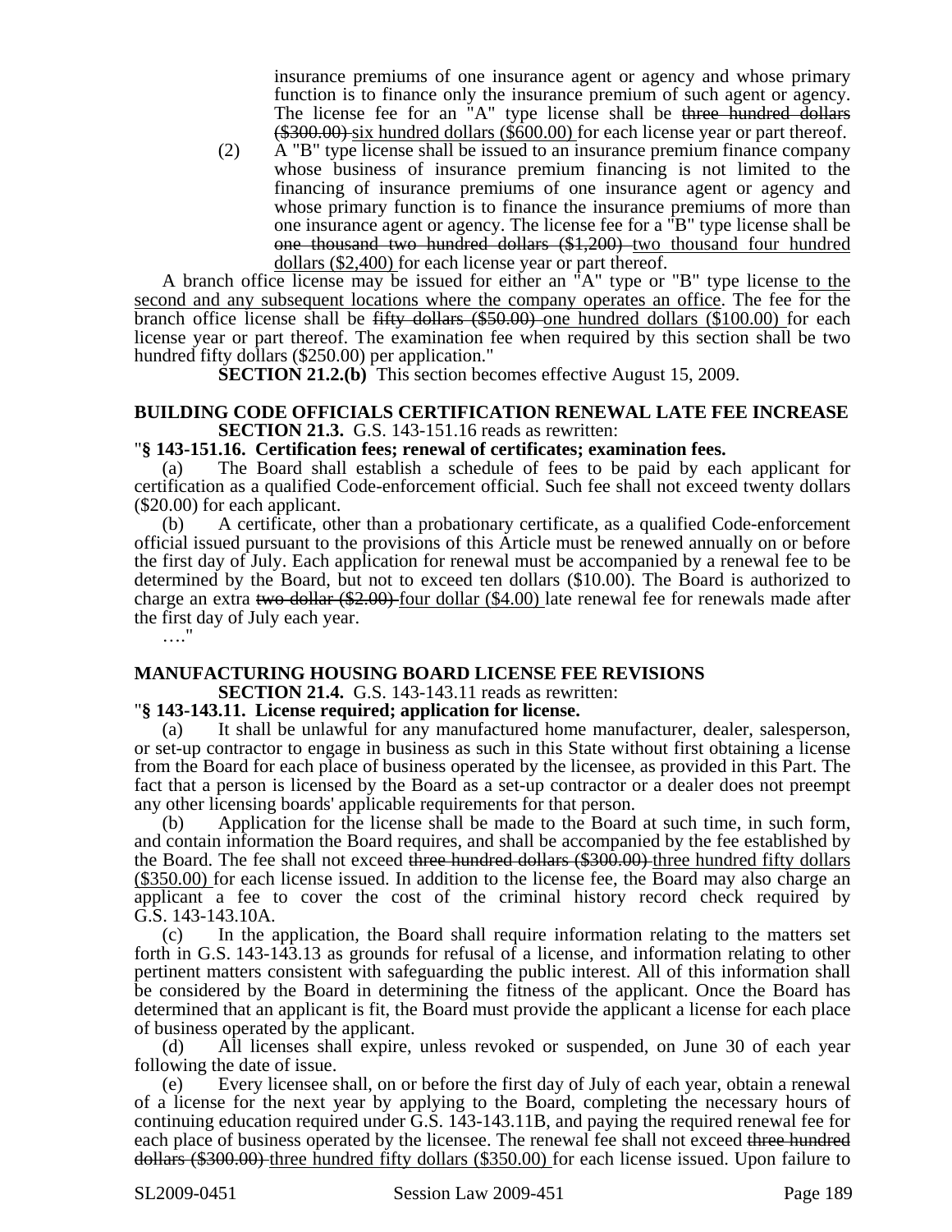insurance premiums of one insurance agent or agency and whose primary function is to finance only the insurance premium of such agent or agency. The license fee for an "A" type license shall be ~~three hundred dollars ($300.00)~~ six hundred dollars ($600.00) for each license year or part thereof.

(2) A "B" type license shall be issued to an insurance premium finance company whose business of insurance premium financing is not limited to the financing of insurance premiums of one insurance agent or agency and whose primary function is to finance the insurance premiums of more than one insurance agent or agency. The license fee for a "B" type license shall be ~~one thousand two hundred dollars ($1,200)~~ two thousand four hundred dollars ($2,400) for each license year or part thereof.

A branch office license may be issued for either an "A" type or "B" type license to the second and any subsequent locations where the company operates an office. The fee for the branch office license shall be ~~fifty dollars ($50.00)~~ one hundred dollars ($100.00) for each license year or part thereof. The examination fee when required by this section shall be two hundred fifty dollars ($250.00) per application."

**SECTION 21.2.(b)** This section becomes effective August 15, 2009.

**BUILDING CODE OFFICIALS CERTIFICATION RENEWAL LATE FEE INCREASE**

**SECTION 21.3.** G.S. 143-151.16 reads as rewritten:

"**§ 143-151.16. Certification fees; renewal of certificates; examination fees.**

(a) The Board shall establish a schedule of fees to be paid by each applicant for certification as a qualified Code-enforcement official. Such fee shall not exceed twenty dollars ($20.00) for each applicant.

(b) A certificate, other than a probationary certificate, as a qualified Code-enforcement official issued pursuant to the provisions of this Article must be renewed annually on or before the first day of July. Each application for renewal must be accompanied by a renewal fee to be determined by the Board, but not to exceed ten dollars ($10.00). The Board is authorized to charge an extra ~~two dollar ($2.00)~~ four dollar ($4.00) late renewal fee for renewals made after the first day of July each year.

…."

**MANUFACTURING HOUSING BOARD LICENSE FEE REVISIONS**

**SECTION 21.4.** G.S. 143-143.11 reads as rewritten:

"**§ 143-143.11. License required; application for license.**

(a) It shall be unlawful for any manufactured home manufacturer, dealer, salesperson, or set-up contractor to engage in business as such in this State without first obtaining a license from the Board for each place of business operated by the licensee, as provided in this Part. The fact that a person is licensed by the Board as a set-up contractor or a dealer does not preempt any other licensing boards' applicable requirements for that person.

(b) Application for the license shall be made to the Board at such time, in such form, and contain information the Board requires, and shall be accompanied by the fee established by the Board. The fee shall not exceed ~~three hundred dollars ($300.00)~~ three hundred fifty dollars ($350.00) for each license issued. In addition to the license fee, the Board may also charge an applicant a fee to cover the cost of the criminal history record check required by G.S. 143-143.10A.

(c) In the application, the Board shall require information relating to the matters set forth in G.S. 143-143.13 as grounds for refusal of a license, and information relating to other pertinent matters consistent with safeguarding the public interest. All of this information shall be considered by the Board in determining the fitness of the applicant. Once the Board has determined that an applicant is fit, the Board must provide the applicant a license for each place of business operated by the applicant.

(d) All licenses shall expire, unless revoked or suspended, on June 30 of each year following the date of issue.

(e) Every licensee shall, on or before the first day of July of each year, obtain a renewal of a license for the next year by applying to the Board, completing the necessary hours of continuing education required under G.S. 143-143.11B, and paying the required renewal fee for each place of business operated by the licensee. The renewal fee shall not exceed ~~three hundred dollars ($300.00)~~ three hundred fifty dollars ($350.00) for each license issued. Upon failure to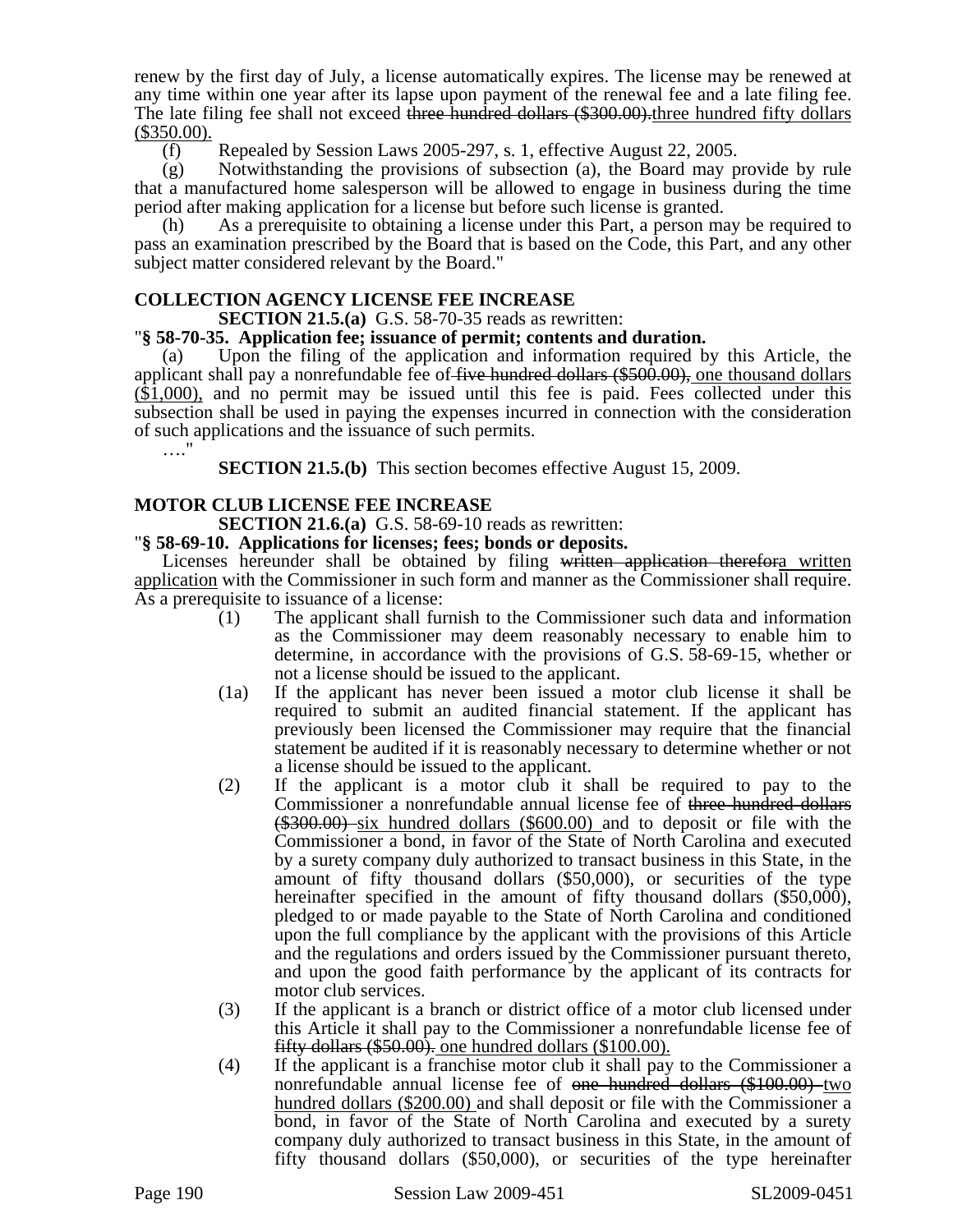renew by the first day of July, a license automatically expires. The license may be renewed at any time within one year after its lapse upon payment of the renewal fee and a late filing fee. The late filing fee shall not exceed ~~three hundred dollars ($300.00).~~three hundred fifty dollars ($350.00).

(f) Repealed by Session Laws 2005-297, s. 1, effective August 22, 2005.

(g) Notwithstanding the provisions of subsection (a), the Board may provide by rule that a manufactured home salesperson will be allowed to engage in business during the time period after making application for a license but before such license is granted.

(h) As a prerequisite to obtaining a license under this Part, a person may be required to pass an examination prescribed by the Board that is based on the Code, this Part, and any other subject matter considered relevant by the Board."

**COLLECTION AGENCY LICENSE FEE INCREASE**

**SECTION 21.5.(a)** G.S. 58-70-35 reads as rewritten:

"**§ 58-70-35. Application fee; issuance of permit; contents and duration.**

(a) Upon the filing of the application and information required by this Article, the applicant shall pay a nonrefundable fee of ~~five hundred dollars ($500.00),~~ one thousand dollars ($1,000), and no permit may be issued until this fee is paid. Fees collected under this subsection shall be used in paying the expenses incurred in connection with the consideration of such applications and the issuance of such permits.

…."

**SECTION 21.5.(b)** This section becomes effective August 15, 2009.

**MOTOR CLUB LICENSE FEE INCREASE**

**SECTION 21.6.(a)** G.S. 58-69-10 reads as rewritten:

"**§ 58-69-10. Applications for licenses; fees; bonds or deposits.**

Licenses hereunder shall be obtained by filing ~~written application therefor~~a written application with the Commissioner in such form and manner as the Commissioner shall require. As a prerequisite to issuance of a license:

(1) The applicant shall furnish to the Commissioner such data and information as the Commissioner may deem reasonably necessary to enable him to determine, in accordance with the provisions of G.S. 58-69-15, whether or not a license should be issued to the applicant.

(1a) If the applicant has never been issued a motor club license it shall be required to submit an audited financial statement. If the applicant has previously been licensed the Commissioner may require that the financial statement be audited if it is reasonably necessary to determine whether or not a license should be issued to the applicant.

(2) If the applicant is a motor club it shall be required to pay to the Commissioner a nonrefundable annual license fee of ~~three hundred dollars ($300.00)~~ six hundred dollars ($600.00) and to deposit or file with the Commissioner a bond, in favor of the State of North Carolina and executed by a surety company duly authorized to transact business in this State, in the amount of fifty thousand dollars ($50,000), or securities of the type hereinafter specified in the amount of fifty thousand dollars ($50,000), pledged to or made payable to the State of North Carolina and conditioned upon the full compliance by the applicant with the provisions of this Article and the regulations and orders issued by the Commissioner pursuant thereto, and upon the good faith performance by the applicant of its contracts for motor club services.

(3) If the applicant is a branch or district office of a motor club licensed under this Article it shall pay to the Commissioner a nonrefundable license fee of ~~fifty dollars ($50.00).~~ one hundred dollars ($100.00).

(4) If the applicant is a franchise motor club it shall pay to the Commissioner a nonrefundable annual license fee of ~~one hundred dollars ($100.00)~~ two hundred dollars ($200.00) and shall deposit or file with the Commissioner a bond, in favor of the State of North Carolina and executed by a surety company duly authorized to transact business in this State, in the amount of fifty thousand dollars ($50,000), or securities of the type hereinafter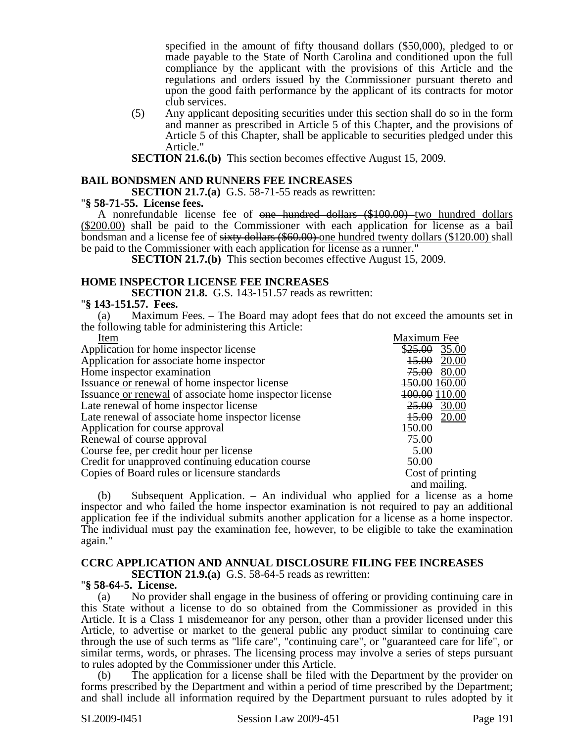specified in the amount of fifty thousand dollars ($50,000), pledged to or made payable to the State of North Carolina and conditioned upon the full compliance by the applicant with the provisions of this Article and the regulations and orders issued by the Commissioner pursuant thereto and upon the good faith performance by the applicant of its contracts for motor club services.

(5) Any applicant depositing securities under this section shall do so in the form and manner as prescribed in Article 5 of this Chapter, and the provisions of Article 5 of this Chapter, shall be applicable to securities pledged under this Article."

**SECTION 21.6.(b)** This section becomes effective August 15, 2009.

**BAIL BONDSMEN AND RUNNERS FEE INCREASES**

**SECTION 21.7.(a)** G.S. 58-71-55 reads as rewritten:

"**§ 58-71-55. License fees.**

A nonrefundable license fee of ~~one hundred dollars ($100.00)~~ two hundred dollars ($200.00) shall be paid to the Commissioner with each application for license as a bail bondsman and a license fee of ~~sixty dollars ($60.00)~~ one hundred twenty dollars ($120.00) shall be paid to the Commissioner with each application for license as a runner."

**SECTION 21.7.(b)** This section becomes effective August 15, 2009.

**HOME INSPECTOR LICENSE FEE INCREASES**

**SECTION 21.8.** G.S. 143-151.57 reads as rewritten:

"**§ 143-151.57. Fees.**

(a) Maximum Fees. – The Board may adopt fees that do not exceed the amounts set in the following table for administering this Article:

| Item | Maximum Fee |
|---|---|
| Application for home inspector license | ~~$25.00~~ 35.00 |
| Application for associate home inspector | ~~15.00~~ 20.00 |
| Home inspector examination | ~~75.00~~ 80.00 |
| Issuance or renewal of home inspector license | ~~150.00~~ 160.00 |
| Issuance or renewal of associate home inspector license | ~~100.00~~ 110.00 |
| Late renewal of home inspector license | ~~25.00~~ 30.00 |
| Late renewal of associate home inspector license | ~~15.00~~ 20.00 |
| Application for course approval | 150.00 |
| Renewal of course approval | 75.00 |
| Course fee, per credit hour per license | 5.00 |
| Credit for unapproved continuing education course | 50.00 |
| Copies of Board rules or licensure standards | Cost of printing and mailing. |

(b) Subsequent Application. – An individual who applied for a license as a home inspector and who failed the home inspector examination is not required to pay an additional application fee if the individual submits another application for a license as a home inspector. The individual must pay the examination fee, however, to be eligible to take the examination again."

**CCRC APPLICATION AND ANNUAL DISCLOSURE FILING FEE INCREASES**

**SECTION 21.9.(a)** G.S. 58-64-5 reads as rewritten:

"**§ 58-64-5. License.**

(a) No provider shall engage in the business of offering or providing continuing care in this State without a license to do so obtained from the Commissioner as provided in this Article. It is a Class 1 misdemeanor for any person, other than a provider licensed under this Article, to advertise or market to the general public any product similar to continuing care through the use of such terms as "life care", "continuing care", or "guaranteed care for life", or similar terms, words, or phrases. The licensing process may involve a series of steps pursuant to rules adopted by the Commissioner under this Article.

(b) The application for a license shall be filed with the Department by the provider on forms prescribed by the Department and within a period of time prescribed by the Department; and shall include all information required by the Department pursuant to rules adopted by it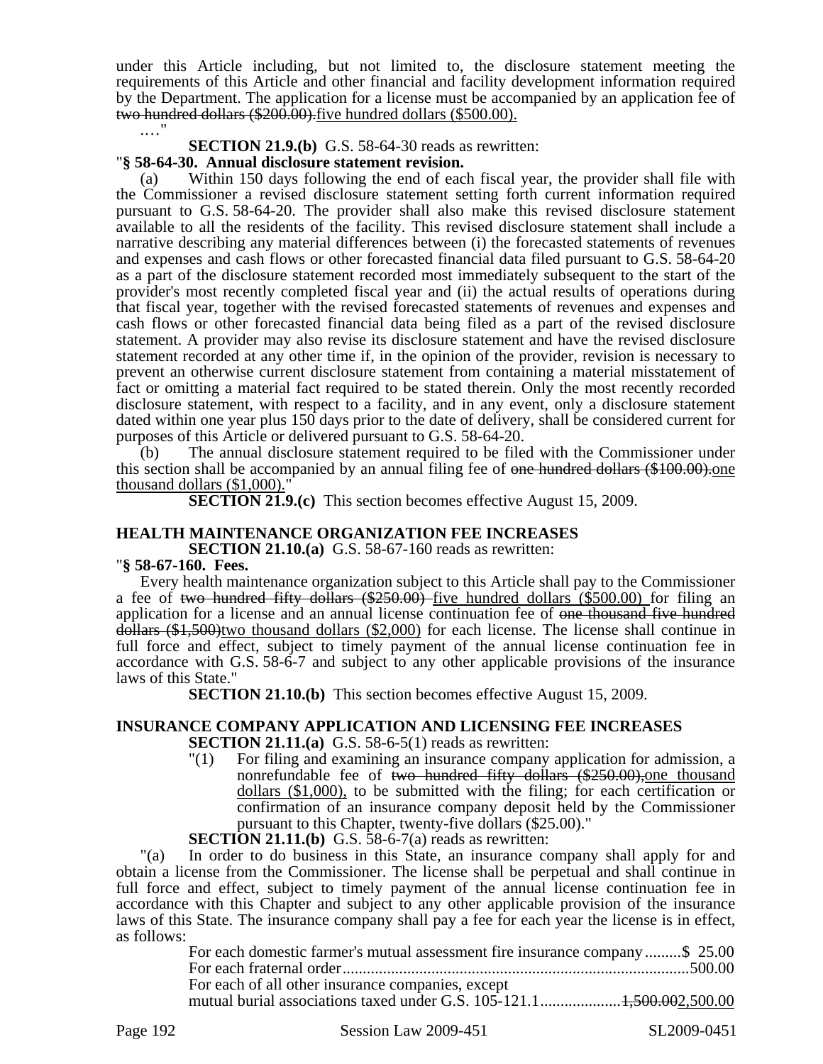under this Article including, but not limited to, the disclosure statement meeting the requirements of this Article and other financial and facility development information required by the Department. The application for a license must be accompanied by an application fee of ~~two hundred dollars ($200.00).~~five hundred dollars ($500.00).

…."

**SECTION 21.9.(b)** G.S. 58-64-30 reads as rewritten:

"**§ 58-64-30. Annual disclosure statement revision.**

(a) Within 150 days following the end of each fiscal year, the provider shall file with the Commissioner a revised disclosure statement setting forth current information required pursuant to G.S. 58-64-20. The provider shall also make this revised disclosure statement available to all the residents of the facility. This revised disclosure statement shall include a narrative describing any material differences between (i) the forecasted statements of revenues and expenses and cash flows or other forecasted financial data filed pursuant to G.S. 58-64-20 as a part of the disclosure statement recorded most immediately subsequent to the start of the provider's most recently completed fiscal year and (ii) the actual results of operations during that fiscal year, together with the revised forecasted statements of revenues and expenses and cash flows or other forecasted financial data being filed as a part of the revised disclosure statement. A provider may also revise its disclosure statement and have the revised disclosure statement recorded at any other time if, in the opinion of the provider, revision is necessary to prevent an otherwise current disclosure statement from containing a material misstatement of fact or omitting a material fact required to be stated therein. Only the most recently recorded disclosure statement, with respect to a facility, and in any event, only a disclosure statement dated within one year plus 150 days prior to the date of delivery, shall be considered current for purposes of this Article or delivered pursuant to G.S. 58-64-20.

(b) The annual disclosure statement required to be filed with the Commissioner under this section shall be accompanied by an annual filing fee of ~~one hundred dollars ($100.00).~~one thousand dollars ($1,000)."

**SECTION 21.9.(c)** This section becomes effective August 15, 2009.

### HEALTH MAINTENANCE ORGANIZATION FEE INCREASES

**SECTION 21.10.(a)** G.S. 58-67-160 reads as rewritten:

"**§ 58-67-160. Fees.**

Every health maintenance organization subject to this Article shall pay to the Commissioner a fee of ~~two hundred fifty dollars ($250.00)~~ five hundred dollars ($500.00) for filing an application for a license and an annual license continuation fee of ~~one thousand five hundred dollars ($1,500)~~two thousand dollars ($2,000) for each license. The license shall continue in full force and effect, subject to timely payment of the annual license continuation fee in accordance with G.S. 58-6-7 and subject to any other applicable provisions of the insurance laws of this State."

**SECTION 21.10.(b)** This section becomes effective August 15, 2009.

### INSURANCE COMPANY APPLICATION AND LICENSING FEE INCREASES

**SECTION 21.11.(a)** G.S. 58-6-5(1) reads as rewritten:

"(1) For filing and examining an insurance company application for admission, a nonrefundable fee of ~~two hundred fifty dollars ($250.00),~~one thousand dollars ($1,000), to be submitted with the filing; for each certification or confirmation of an insurance company deposit held by the Commissioner pursuant to this Chapter, twenty-five dollars ($25.00)."

**SECTION 21.11.(b)** G.S. 58-6-7(a) reads as rewritten:

"(a) In order to do business in this State, an insurance company shall apply for and obtain a license from the Commissioner. The license shall be perpetual and shall continue in full force and effect, subject to timely payment of the annual license continuation fee in accordance with this Chapter and subject to any other applicable provision of the insurance laws of this State. The insurance company shall pay a fee for each year the license is in effect, as follows:

For each domestic farmer's mutual assessment fire insurance company.........$ 25.00
For each fraternal order.....................................................................................500.00
For each of all other insurance companies, except
mutual burial associations taxed under G.S. 105-121.1...................~~1,500.00~~2,500.00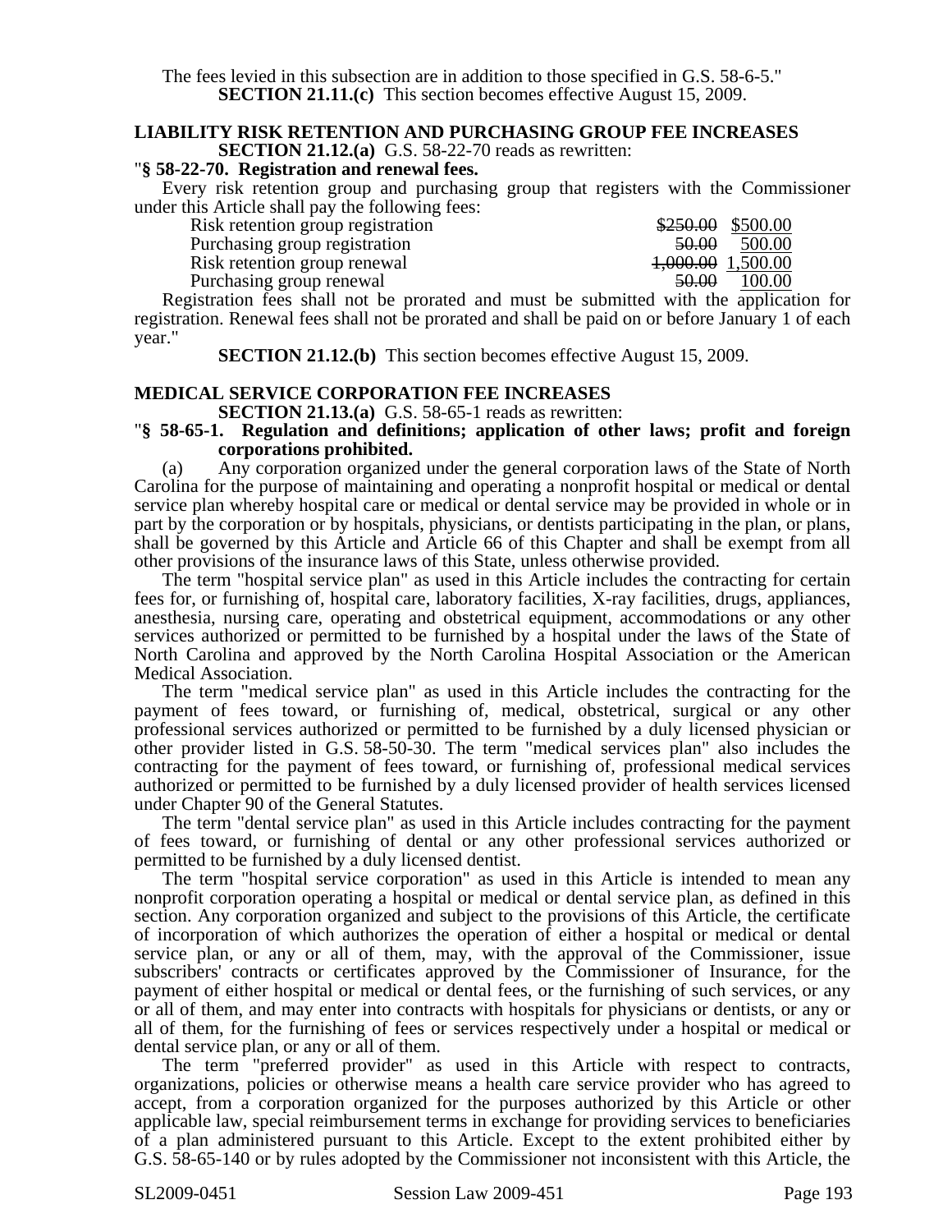The fees levied in this subsection are in addition to those specified in G.S. 58-6-5."

**SECTION 21.11.(c)** This section becomes effective August 15, 2009.

**LIABILITY RISK RETENTION AND PURCHASING GROUP FEE INCREASES**

**SECTION 21.12.(a)** G.S. 58-22-70 reads as rewritten:

"**§ 58-22-70. Registration and renewal fees.**

Every risk retention group and purchasing group that registers with the Commissioner under this Article shall pay the following fees:

| | |
|---|---|
| Risk retention group registration | ~~$250.00~~ $500.00 |
| Purchasing group registration | ~~50.00~~ 500.00 |
| Risk retention group renewal | ~~1,000.00~~ 1,500.00 |
| Purchasing group renewal | ~~50.00~~ 100.00 |

Registration fees shall not be prorated and must be submitted with the application for registration. Renewal fees shall not be prorated and shall be paid on or before January 1 of each year."

**SECTION 21.12.(b)** This section becomes effective August 15, 2009.

**MEDICAL SERVICE CORPORATION FEE INCREASES**

**SECTION 21.13.(a)** G.S. 58-65-1 reads as rewritten:

"**§ 58-65-1. Regulation and definitions; application of other laws; profit and foreign corporations prohibited.**

(a) Any corporation organized under the general corporation laws of the State of North Carolina for the purpose of maintaining and operating a nonprofit hospital or medical or dental service plan whereby hospital care or medical or dental service may be provided in whole or in part by the corporation or by hospitals, physicians, or dentists participating in the plan, or plans, shall be governed by this Article and Article 66 of this Chapter and shall be exempt from all other provisions of the insurance laws of this State, unless otherwise provided.

The term "hospital service plan" as used in this Article includes the contracting for certain fees for, or furnishing of, hospital care, laboratory facilities, X-ray facilities, drugs, appliances, anesthesia, nursing care, operating and obstetrical equipment, accommodations or any other services authorized or permitted to be furnished by a hospital under the laws of the State of North Carolina and approved by the North Carolina Hospital Association or the American Medical Association.

The term "medical service plan" as used in this Article includes the contracting for the payment of fees toward, or furnishing of, medical, obstetrical, surgical or any other professional services authorized or permitted to be furnished by a duly licensed physician or other provider listed in G.S. 58-50-30. The term "medical services plan" also includes the contracting for the payment of fees toward, or furnishing of, professional medical services authorized or permitted to be furnished by a duly licensed provider of health services licensed under Chapter 90 of the General Statutes.

The term "dental service plan" as used in this Article includes contracting for the payment of fees toward, or furnishing of dental or any other professional services authorized or permitted to be furnished by a duly licensed dentist.

The term "hospital service corporation" as used in this Article is intended to mean any nonprofit corporation operating a hospital or medical or dental service plan, as defined in this section. Any corporation organized and subject to the provisions of this Article, the certificate of incorporation of which authorizes the operation of either a hospital or medical or dental service plan, or any or all of them, may, with the approval of the Commissioner, issue subscribers' contracts or certificates approved by the Commissioner of Insurance, for the payment of either hospital or medical or dental fees, or the furnishing of such services, or any or all of them, and may enter into contracts with hospitals for physicians or dentists, or any or all of them, for the furnishing of fees or services respectively under a hospital or medical or dental service plan, or any or all of them.

The term "preferred provider" as used in this Article with respect to contracts, organizations, policies or otherwise means a health care service provider who has agreed to accept, from a corporation organized for the purposes authorized by this Article or other applicable law, special reimbursement terms in exchange for providing services to beneficiaries of a plan administered pursuant to this Article. Except to the extent prohibited either by G.S. 58-65-140 or by rules adopted by the Commissioner not inconsistent with this Article, the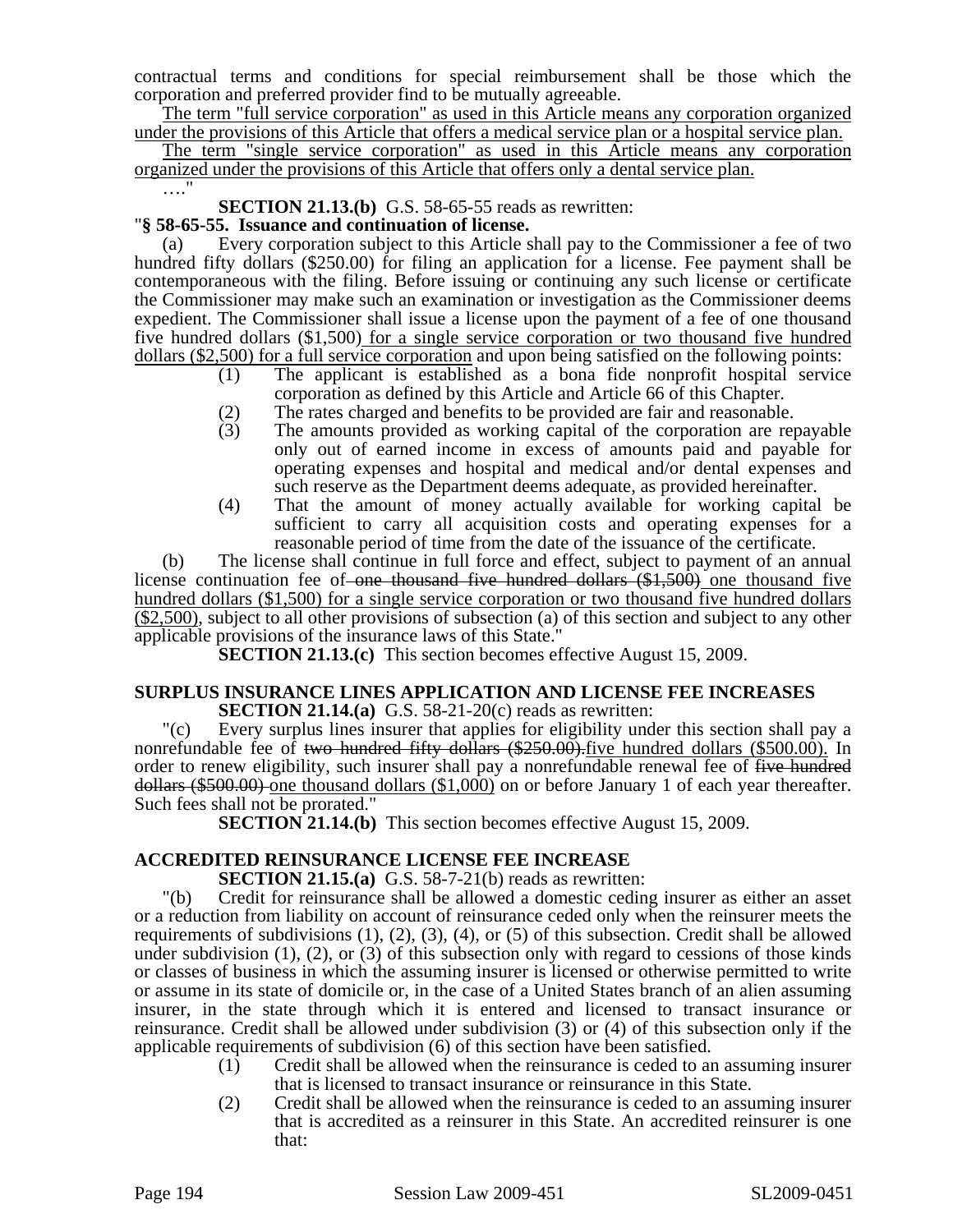contractual terms and conditions for special reimbursement shall be those which the corporation and preferred provider find to be mutually agreeable.

The term "full service corporation" as used in this Article means any corporation organized under the provisions of this Article that offers a medical service plan or a hospital service plan.

The term "single service corporation" as used in this Article means any corporation organized under the provisions of this Article that offers only a dental service plan.

…."

**SECTION 21.13.(b)** G.S. 58-65-55 reads as rewritten:

"**§ 58-65-55. Issuance and continuation of license.**

(a) Every corporation subject to this Article shall pay to the Commissioner a fee of two hundred fifty dollars ($250.00) for filing an application for a license. Fee payment shall be contemporaneous with the filing. Before issuing or continuing any such license or certificate the Commissioner may make such an examination or investigation as the Commissioner deems expedient. The Commissioner shall issue a license upon the payment of a fee of one thousand five hundred dollars ($1,500) for a single service corporation or two thousand five hundred dollars ($2,500) for a full service corporation and upon being satisfied on the following points:

(1) The applicant is established as a bona fide nonprofit hospital service corporation as defined by this Article and Article 66 of this Chapter.

(2) The rates charged and benefits to be provided are fair and reasonable.

(3) The amounts provided as working capital of the corporation are repayable only out of earned income in excess of amounts paid and payable for operating expenses and hospital and medical and/or dental expenses and such reserve as the Department deems adequate, as provided hereinafter.

(4) That the amount of money actually available for working capital be sufficient to carry all acquisition costs and operating expenses for a reasonable period of time from the date of the issuance of the certificate.

(b) The license shall continue in full force and effect, subject to payment of an annual license continuation fee of ~~one thousand five hundred dollars ($1,500)~~ one thousand five hundred dollars ($1,500) for a single service corporation or two thousand five hundred dollars ($2,500), subject to all other provisions of subsection (a) of this section and subject to any other applicable provisions of the insurance laws of this State."

**SECTION 21.13.(c)** This section becomes effective August 15, 2009.

### SURPLUS INSURANCE LINES APPLICATION AND LICENSE FEE INCREASES

**SECTION 21.14.(a)** G.S. 58-21-20(c) reads as rewritten:

"(c) Every surplus lines insurer that applies for eligibility under this section shall pay a nonrefundable fee of ~~two hundred fifty dollars ($250.00).~~five hundred dollars ($500.00). In order to renew eligibility, such insurer shall pay a nonrefundable renewal fee of ~~five hundred dollars ($500.00)~~ one thousand dollars ($1,000) on or before January 1 of each year thereafter. Such fees shall not be prorated."

**SECTION 21.14.(b)** This section becomes effective August 15, 2009.

### ACCREDITED REINSURANCE LICENSE FEE INCREASE

**SECTION 21.15.(a)** G.S. 58-7-21(b) reads as rewritten:

"(b) Credit for reinsurance shall be allowed a domestic ceding insurer as either an asset or a reduction from liability on account of reinsurance ceded only when the reinsurer meets the requirements of subdivisions (1), (2), (3), (4), or (5) of this subsection. Credit shall be allowed under subdivision (1), (2), or (3) of this subsection only with regard to cessions of those kinds or classes of business in which the assuming insurer is licensed or otherwise permitted to write or assume in its state of domicile or, in the case of a United States branch of an alien assuming insurer, in the state through which it is entered and licensed to transact insurance or reinsurance. Credit shall be allowed under subdivision (3) or (4) of this subsection only if the applicable requirements of subdivision (6) of this section have been satisfied.

(1) Credit shall be allowed when the reinsurance is ceded to an assuming insurer that is licensed to transact insurance or reinsurance in this State.

(2) Credit shall be allowed when the reinsurance is ceded to an assuming insurer that is accredited as a reinsurer in this State. An accredited reinsurer is one that: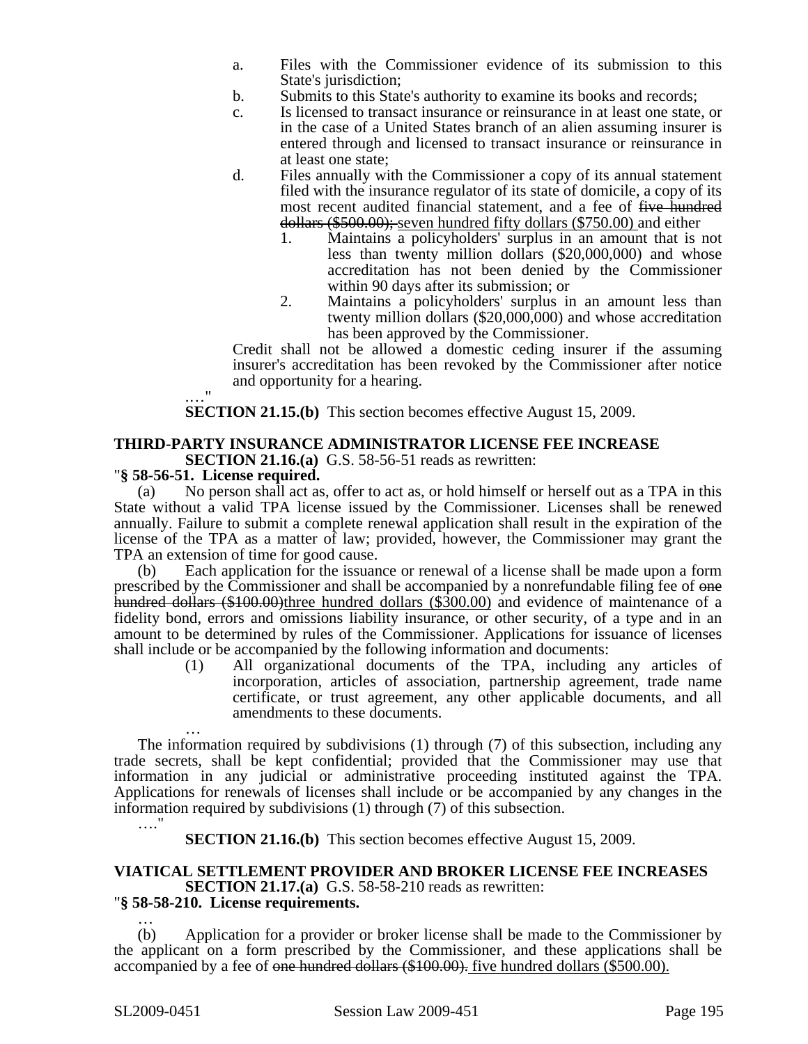a. Files with the Commissioner evidence of its submission to this State's jurisdiction;

b. Submits to this State's authority to examine its books and records;

c. Is licensed to transact insurance or reinsurance in at least one state, or in the case of a United States branch of an alien assuming insurer is entered through and licensed to transact insurance or reinsurance in at least one state;

d. Files annually with the Commissioner a copy of its annual statement filed with the insurance regulator of its state of domicile, a copy of its most recent audited financial statement, and a fee of ~~five hundred dollars ($500.00);~~ seven hundred fifty dollars ($750.00) and either

1. Maintains a policyholders' surplus in an amount that is not less than twenty million dollars ($20,000,000) and whose accreditation has not been denied by the Commissioner within 90 days after its submission; or
2. Maintains a policyholders' surplus in an amount less than twenty million dollars ($20,000,000) and whose accreditation has been approved by the Commissioner.

Credit shall not be allowed a domestic ceding insurer if the assuming insurer's accreditation has been revoked by the Commissioner after notice and opportunity for a hearing.

…."

**SECTION 21.15.(b)** This section becomes effective August 15, 2009.

### THIRD-PARTY INSURANCE ADMINISTRATOR LICENSE FEE INCREASE

**SECTION 21.16.(a)** G.S. 58-56-51 reads as rewritten:

"**§ 58-56-51. License required.**

(a) No person shall act as, offer to act as, or hold himself or herself out as a TPA in this State without a valid TPA license issued by the Commissioner. Licenses shall be renewed annually. Failure to submit a complete renewal application shall result in the expiration of the license of the TPA as a matter of law; provided, however, the Commissioner may grant the TPA an extension of time for good cause.

(b) Each application for the issuance or renewal of a license shall be made upon a form prescribed by the Commissioner and shall be accompanied by a nonrefundable filing fee of ~~one hundred dollars ($100.00)~~three hundred dollars ($300.00) and evidence of maintenance of a fidelity bond, errors and omissions liability insurance, or other security, of a type and in an amount to be determined by rules of the Commissioner. Applications for issuance of licenses shall include or be accompanied by the following information and documents:

(1) All organizational documents of the TPA, including any articles of incorporation, articles of association, partnership agreement, trade name certificate, or trust agreement, any other applicable documents, and all amendments to these documents.

…

The information required by subdivisions (1) through (7) of this subsection, including any trade secrets, shall be kept confidential; provided that the Commissioner may use that information in any judicial or administrative proceeding instituted against the TPA. Applications for renewals of licenses shall include or be accompanied by any changes in the information required by subdivisions (1) through (7) of this subsection.

…."

**SECTION 21.16.(b)** This section becomes effective August 15, 2009.

### VIATICAL SETTLEMENT PROVIDER AND BROKER LICENSE FEE INCREASES

**SECTION 21.17.(a)** G.S. 58-58-210 reads as rewritten:

"**§ 58-58-210. License requirements.**

…

(b) Application for a provider or broker license shall be made to the Commissioner by the applicant on a form prescribed by the Commissioner, and these applications shall be accompanied by a fee of ~~one hundred dollars ($100.00).~~ five hundred dollars ($500.00).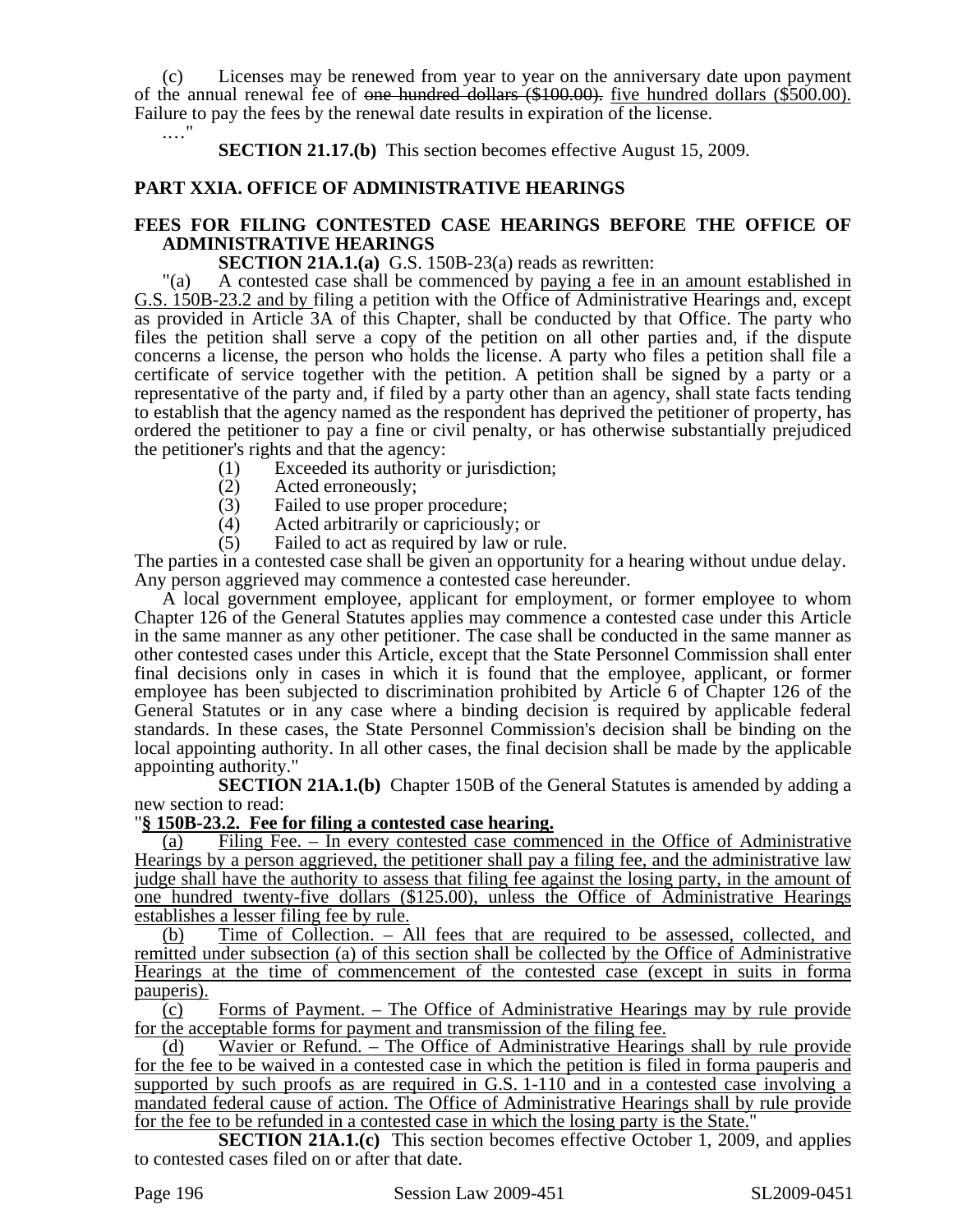(c) Licenses may be renewed from year to year on the anniversary date upon payment of the annual renewal fee of ~~one hundred dollars ($100.00).~~ five hundred dollars ($500.00). Failure to pay the fees by the renewal date results in expiration of the license.

…."

**SECTION 21.17.(b)** This section becomes effective August 15, 2009.

## PART XXIA. OFFICE OF ADMINISTRATIVE HEARINGS

### FEES FOR FILING CONTESTED CASE HEARINGS BEFORE THE OFFICE OF ADMINISTRATIVE HEARINGS

**SECTION 21A.1.(a)** G.S. 150B-23(a) reads as rewritten:

"(a) A contested case shall be commenced by paying a fee in an amount established in G.S. 150B-23.2 and by filing a petition with the Office of Administrative Hearings and, except as provided in Article 3A of this Chapter, shall be conducted by that Office. The party who files the petition shall serve a copy of the petition on all other parties and, if the dispute concerns a license, the person who holds the license. A party who files a petition shall file a certificate of service together with the petition. A petition shall be signed by a party or a representative of the party and, if filed by a party other than an agency, shall state facts tending to establish that the agency named as the respondent has deprived the petitioner of property, has ordered the petitioner to pay a fine or civil penalty, or has otherwise substantially prejudiced the petitioner's rights and that the agency:

(1) Exceeded its authority or jurisdiction;
(2) Acted erroneously;
(3) Failed to use proper procedure;
(4) Acted arbitrarily or capriciously; or
(5) Failed to act as required by law or rule.

The parties in a contested case shall be given an opportunity for a hearing without undue delay. Any person aggrieved may commence a contested case hereunder.

A local government employee, applicant for employment, or former employee to whom Chapter 126 of the General Statutes applies may commence a contested case under this Article in the same manner as any other petitioner. The case shall be conducted in the same manner as other contested cases under this Article, except that the State Personnel Commission shall enter final decisions only in cases in which it is found that the employee, applicant, or former employee has been subjected to discrimination prohibited by Article 6 of Chapter 126 of the General Statutes or in any case where a binding decision is required by applicable federal standards. In these cases, the State Personnel Commission's decision shall be binding on the local appointing authority. In all other cases, the final decision shall be made by the applicable appointing authority."

**SECTION 21A.1.(b)** Chapter 150B of the General Statutes is amended by adding a new section to read:

"**§ 150B-23.2. Fee for filing a contested case hearing.**

(a) Filing Fee. – In every contested case commenced in the Office of Administrative Hearings by a person aggrieved, the petitioner shall pay a filing fee, and the administrative law judge shall have the authority to assess that filing fee against the losing party, in the amount of one hundred twenty-five dollars ($125.00), unless the Office of Administrative Hearings establishes a lesser filing fee by rule.

(b) Time of Collection. – All fees that are required to be assessed, collected, and remitted under subsection (a) of this section shall be collected by the Office of Administrative Hearings at the time of commencement of the contested case (except in suits in forma pauperis).

(c) Forms of Payment. – The Office of Administrative Hearings may by rule provide for the acceptable forms for payment and transmission of the filing fee.

(d) Wavier or Refund. – The Office of Administrative Hearings shall by rule provide for the fee to be waived in a contested case in which the petition is filed in forma pauperis and supported by such proofs as are required in G.S. 1-110 and in a contested case involving a mandated federal cause of action. The Office of Administrative Hearings shall by rule provide for the fee to be refunded in a contested case in which the losing party is the State."

**SECTION 21A.1.(c)** This section becomes effective October 1, 2009, and applies to contested cases filed on or after that date.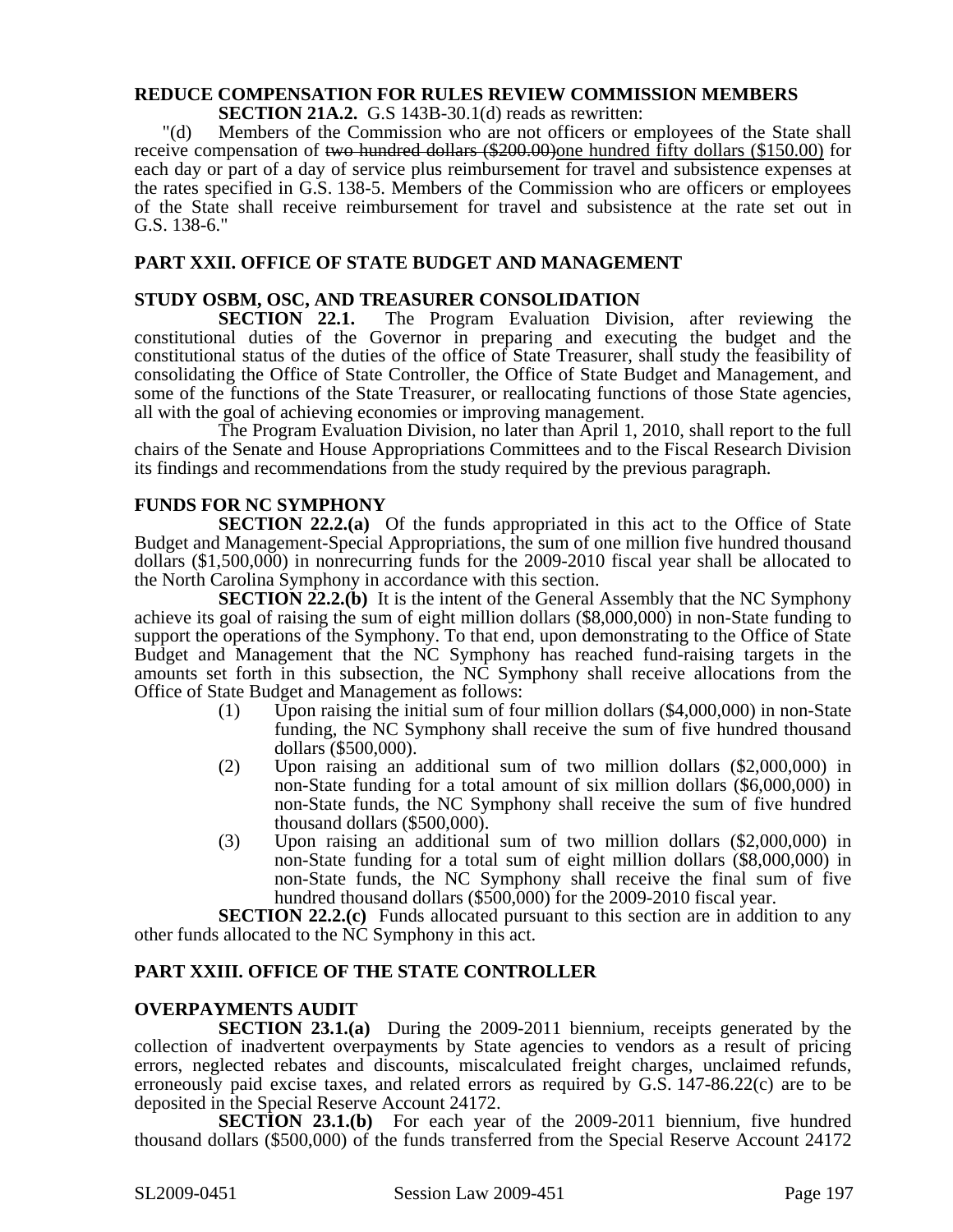**REDUCE COMPENSATION FOR RULES REVIEW COMMISSION MEMBERS**

**SECTION 21A.2.** G.S 143B-30.1(d) reads as rewritten:

"(d) Members of the Commission who are not officers or employees of the State shall receive compensation of ~~two hundred dollars ($200.00)~~one hundred fifty dollars ($150.00) for each day or part of a day of service plus reimbursement for travel and subsistence expenses at the rates specified in G.S. 138-5. Members of the Commission who are officers or employees of the State shall receive reimbursement for travel and subsistence at the rate set out in G.S. 138-6."

## PART XXII. OFFICE OF STATE BUDGET AND MANAGEMENT

**STUDY OSBM, OSC, AND TREASURER CONSOLIDATION**

**SECTION 22.1.** The Program Evaluation Division, after reviewing the constitutional duties of the Governor in preparing and executing the budget and the constitutional status of the duties of the office of State Treasurer, shall study the feasibility of consolidating the Office of State Controller, the Office of State Budget and Management, and some of the functions of the State Treasurer, or reallocating functions of those State agencies, all with the goal of achieving economies or improving management.

The Program Evaluation Division, no later than April 1, 2010, shall report to the full chairs of the Senate and House Appropriations Committees and to the Fiscal Research Division its findings and recommendations from the study required by the previous paragraph.

**FUNDS FOR NC SYMPHONY**

**SECTION 22.2.(a)** Of the funds appropriated in this act to the Office of State Budget and Management-Special Appropriations, the sum of one million five hundred thousand dollars ($1,500,000) in nonrecurring funds for the 2009-2010 fiscal year shall be allocated to the North Carolina Symphony in accordance with this section.

**SECTION 22.2.(b)** It is the intent of the General Assembly that the NC Symphony achieve its goal of raising the sum of eight million dollars ($8,000,000) in non-State funding to support the operations of the Symphony. To that end, upon demonstrating to the Office of State Budget and Management that the NC Symphony has reached fund-raising targets in the amounts set forth in this subsection, the NC Symphony shall receive allocations from the Office of State Budget and Management as follows:

(1) Upon raising the initial sum of four million dollars ($4,000,000) in non-State funding, the NC Symphony shall receive the sum of five hundred thousand dollars ($500,000).

(2) Upon raising an additional sum of two million dollars ($2,000,000) in non-State funding for a total amount of six million dollars ($6,000,000) in non-State funds, the NC Symphony shall receive the sum of five hundred thousand dollars ($500,000).

(3) Upon raising an additional sum of two million dollars ($2,000,000) in non-State funding for a total sum of eight million dollars ($8,000,000) in non-State funds, the NC Symphony shall receive the final sum of five hundred thousand dollars ($500,000) for the 2009-2010 fiscal year.

**SECTION 22.2.(c)** Funds allocated pursuant to this section are in addition to any other funds allocated to the NC Symphony in this act.

## PART XXIII. OFFICE OF THE STATE CONTROLLER

**OVERPAYMENTS AUDIT**

**SECTION 23.1.(a)** During the 2009-2011 biennium, receipts generated by the collection of inadvertent overpayments by State agencies to vendors as a result of pricing errors, neglected rebates and discounts, miscalculated freight charges, unclaimed refunds, erroneously paid excise taxes, and related errors as required by G.S. 147-86.22(c) are to be deposited in the Special Reserve Account 24172.

**SECTION 23.1.(b)** For each year of the 2009-2011 biennium, five hundred thousand dollars ($500,000) of the funds transferred from the Special Reserve Account 24172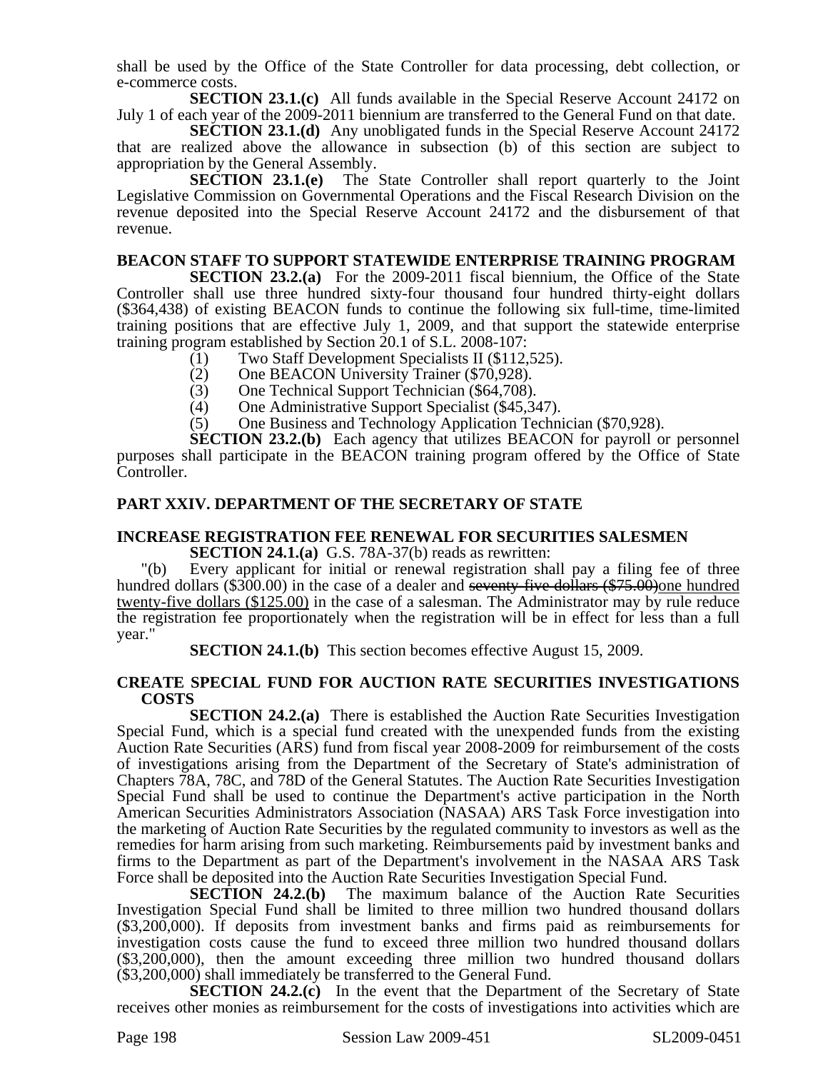shall be used by the Office of the State Controller for data processing, debt collection, or e-commerce costs.

**SECTION 23.1.(c)** All funds available in the Special Reserve Account 24172 on July 1 of each year of the 2009-2011 biennium are transferred to the General Fund on that date.

**SECTION 23.1.(d)** Any unobligated funds in the Special Reserve Account 24172 that are realized above the allowance in subsection (b) of this section are subject to appropriation by the General Assembly.

**SECTION 23.1.(e)** The State Controller shall report quarterly to the Joint Legislative Commission on Governmental Operations and the Fiscal Research Division on the revenue deposited into the Special Reserve Account 24172 and the disbursement of that revenue.

### BEACON STAFF TO SUPPORT STATEWIDE ENTERPRISE TRAINING PROGRAM

**SECTION 23.2.(a)** For the 2009-2011 fiscal biennium, the Office of the State Controller shall use three hundred sixty-four thousand four hundred thirty-eight dollars ($364,438) of existing BEACON funds to continue the following six full-time, time-limited training positions that are effective July 1, 2009, and that support the statewide enterprise training program established by Section 20.1 of S.L. 2008-107:

(1) Two Staff Development Specialists II ($112,525).
(2) One BEACON University Trainer ($70,928).
(3) One Technical Support Technician ($64,708).
(4) One Administrative Support Specialist ($45,347).
(5) One Business and Technology Application Technician ($70,928).

**SECTION 23.2.(b)** Each agency that utilizes BEACON for payroll or personnel purposes shall participate in the BEACON training program offered by the Office of State Controller.

## PART XXIV. DEPARTMENT OF THE SECRETARY OF STATE

### INCREASE REGISTRATION FEE RENEWAL FOR SECURITIES SALESMEN

**SECTION 24.1.(a)** G.S. 78A-37(b) reads as rewritten:

"(b) Every applicant for initial or renewal registration shall pay a filing fee of three hundred dollars ($300.00) in the case of a dealer and ~~seventy-five dollars ($75.00)~~one hundred twenty-five dollars ($125.00) in the case of a salesman. The Administrator may by rule reduce the registration fee proportionately when the registration will be in effect for less than a full year."

**SECTION 24.1.(b)** This section becomes effective August 15, 2009.

### CREATE SPECIAL FUND FOR AUCTION RATE SECURITIES INVESTIGATIONS COSTS

**SECTION 24.2.(a)** There is established the Auction Rate Securities Investigation Special Fund, which is a special fund created with the unexpended funds from the existing Auction Rate Securities (ARS) fund from fiscal year 2008-2009 for reimbursement of the costs of investigations arising from the Department of the Secretary of State's administration of Chapters 78A, 78C, and 78D of the General Statutes. The Auction Rate Securities Investigation Special Fund shall be used to continue the Department's active participation in the North American Securities Administrators Association (NASAA) ARS Task Force investigation into the marketing of Auction Rate Securities by the regulated community to investors as well as the remedies for harm arising from such marketing. Reimbursements paid by investment banks and firms to the Department as part of the Department's involvement in the NASAA ARS Task Force shall be deposited into the Auction Rate Securities Investigation Special Fund.

**SECTION 24.2.(b)** The maximum balance of the Auction Rate Securities Investigation Special Fund shall be limited to three million two hundred thousand dollars ($3,200,000). If deposits from investment banks and firms paid as reimbursements for investigation costs cause the fund to exceed three million two hundred thousand dollars ($3,200,000), then the amount exceeding three million two hundred thousand dollars ($3,200,000) shall immediately be transferred to the General Fund.

**SECTION 24.2.(c)** In the event that the Department of the Secretary of State receives other monies as reimbursement for the costs of investigations into activities which are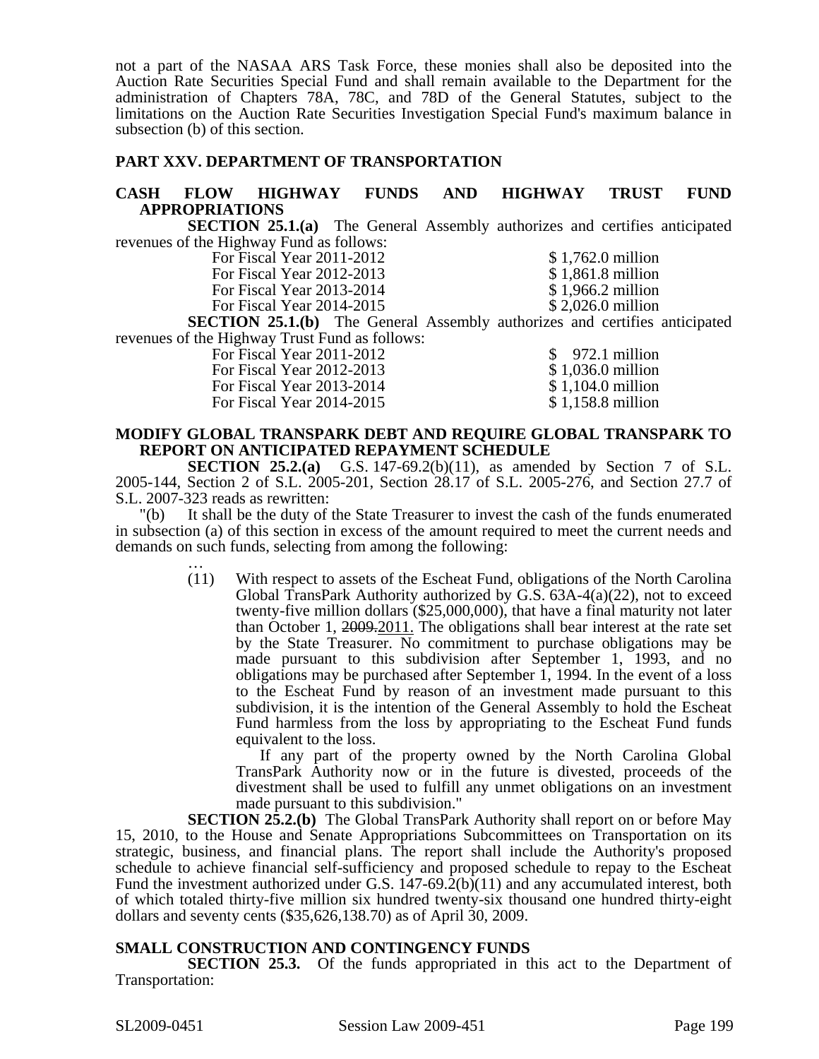not a part of the NASAA ARS Task Force, these monies shall also be deposited into the Auction Rate Securities Special Fund and shall remain available to the Department for the administration of Chapters 78A, 78C, and 78D of the General Statutes, subject to the limitations on the Auction Rate Securities Investigation Special Fund's maximum balance in subsection (b) of this section.

## PART XXV. DEPARTMENT OF TRANSPORTATION

### CASH FLOW HIGHWAY FUNDS AND HIGHWAY TRUST FUND APPROPRIATIONS

**SECTION 25.1.(a)** The General Assembly authorizes and certifies anticipated revenues of the Highway Fund as follows:

| | |
|---|---|
| For Fiscal Year 2011-2012 | $ 1,762.0 million |
| For Fiscal Year 2012-2013 | $ 1,861.8 million |
| For Fiscal Year 2013-2014 | $ 1,966.2 million |
| For Fiscal Year 2014-2015 | $ 2,026.0 million |

**SECTION 25.1.(b)** The General Assembly authorizes and certifies anticipated revenues of the Highway Trust Fund as follows:

| | |
|---|---|
| For Fiscal Year 2011-2012 | $ 972.1 million |
| For Fiscal Year 2012-2013 | $ 1,036.0 million |
| For Fiscal Year 2013-2014 | $ 1,104.0 million |
| For Fiscal Year 2014-2015 | $ 1,158.8 million |

### MODIFY GLOBAL TRANSPARK DEBT AND REQUIRE GLOBAL TRANSPARK TO REPORT ON ANTICIPATED REPAYMENT SCHEDULE

**SECTION 25.2.(a)** G.S. 147-69.2(b)(11), as amended by Section 7 of S.L. 2005-144, Section 2 of S.L. 2005-201, Section 28.17 of S.L. 2005-276, and Section 27.7 of S.L. 2007-323 reads as rewritten:

"(b) It shall be the duty of the State Treasurer to invest the cash of the funds enumerated in subsection (a) of this section in excess of the amount required to meet the current needs and demands on such funds, selecting from among the following:

…

(11) With respect to assets of the Escheat Fund, obligations of the North Carolina Global TransPark Authority authorized by G.S. 63A-4(a)(22), not to exceed twenty-five million dollars ($25,000,000), that have a final maturity not later than October 1, ~~2009.~~2011. The obligations shall bear interest at the rate set by the State Treasurer. No commitment to purchase obligations may be made pursuant to this subdivision after September 1, 1993, and no obligations may be purchased after September 1, 1994. In the event of a loss to the Escheat Fund by reason of an investment made pursuant to this subdivision, it is the intention of the General Assembly to hold the Escheat Fund harmless from the loss by appropriating to the Escheat Fund funds equivalent to the loss.

If any part of the property owned by the North Carolina Global TransPark Authority now or in the future is divested, proceeds of the divestment shall be used to fulfill any unmet obligations on an investment made pursuant to this subdivision."

**SECTION 25.2.(b)** The Global TransPark Authority shall report on or before May 15, 2010, to the House and Senate Appropriations Subcommittees on Transportation on its strategic, business, and financial plans. The report shall include the Authority's proposed schedule to achieve financial self-sufficiency and proposed schedule to repay to the Escheat Fund the investment authorized under G.S. 147-69.2(b)(11) and any accumulated interest, both of which totaled thirty-five million six hundred twenty-six thousand one hundred thirty-eight dollars and seventy cents ($35,626,138.70) as of April 30, 2009.

### SMALL CONSTRUCTION AND CONTINGENCY FUNDS

**SECTION 25.3.** Of the funds appropriated in this act to the Department of Transportation: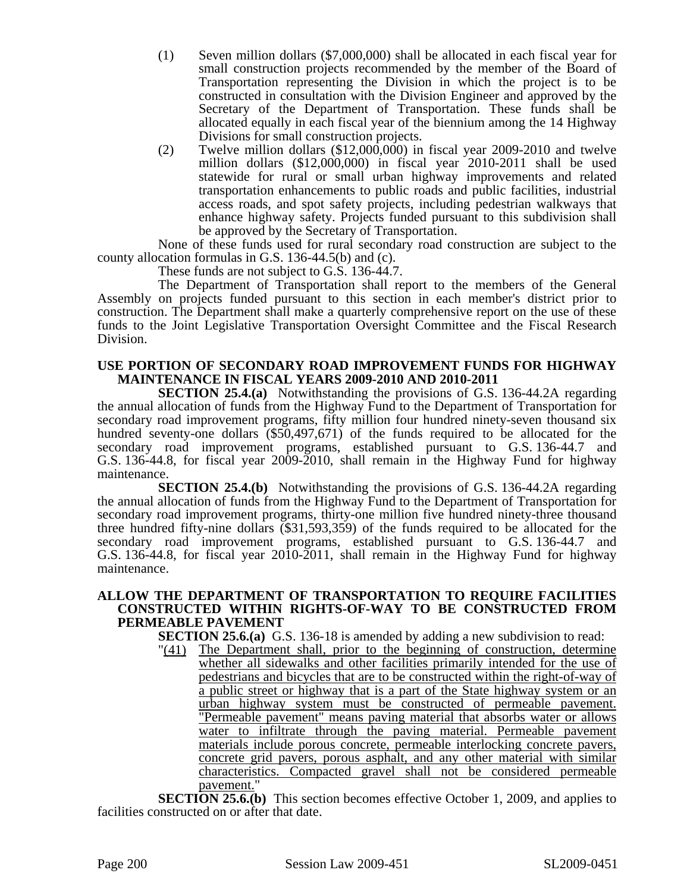(1) Seven million dollars ($7,000,000) shall be allocated in each fiscal year for small construction projects recommended by the member of the Board of Transportation representing the Division in which the project is to be constructed in consultation with the Division Engineer and approved by the Secretary of the Department of Transportation. These funds shall be allocated equally in each fiscal year of the biennium among the 14 Highway Divisions for small construction projects.

(2) Twelve million dollars ($12,000,000) in fiscal year 2009-2010 and twelve million dollars ($12,000,000) in fiscal year 2010-2011 shall be used statewide for rural or small urban highway improvements and related transportation enhancements to public roads and public facilities, industrial access roads, and spot safety projects, including pedestrian walkways that enhance highway safety. Projects funded pursuant to this subdivision shall be approved by the Secretary of Transportation.

None of these funds used for rural secondary road construction are subject to the county allocation formulas in G.S. 136-44.5(b) and (c).

These funds are not subject to G.S. 136-44.7.

The Department of Transportation shall report to the members of the General Assembly on projects funded pursuant to this section in each member's district prior to construction. The Department shall make a quarterly comprehensive report on the use of these funds to the Joint Legislative Transportation Oversight Committee and the Fiscal Research Division.

**USE PORTION OF SECONDARY ROAD IMPROVEMENT FUNDS FOR HIGHWAY MAINTENANCE IN FISCAL YEARS 2009-2010 AND 2010-2011**

**SECTION 25.4.(a)** Notwithstanding the provisions of G.S. 136-44.2A regarding the annual allocation of funds from the Highway Fund to the Department of Transportation for secondary road improvement programs, fifty million four hundred ninety-seven thousand six hundred seventy-one dollars ($50,497,671) of the funds required to be allocated for the secondary road improvement programs, established pursuant to G.S. 136-44.7 and G.S. 136-44.8, for fiscal year 2009-2010, shall remain in the Highway Fund for highway maintenance.

**SECTION 25.4.(b)** Notwithstanding the provisions of G.S. 136-44.2A regarding the annual allocation of funds from the Highway Fund to the Department of Transportation for secondary road improvement programs, thirty-one million five hundred ninety-three thousand three hundred fifty-nine dollars ($31,593,359) of the funds required to be allocated for the secondary road improvement programs, established pursuant to G.S. 136-44.7 and G.S. 136-44.8, for fiscal year 2010-2011, shall remain in the Highway Fund for highway maintenance.

**ALLOW THE DEPARTMENT OF TRANSPORTATION TO REQUIRE FACILITIES CONSTRUCTED WITHIN RIGHTS-OF-WAY TO BE CONSTRUCTED FROM PERMEABLE PAVEMENT**

**SECTION 25.6.(a)** G.S. 136-18 is amended by adding a new subdivision to read:

"(41) The Department shall, prior to the beginning of construction, determine whether all sidewalks and other facilities primarily intended for the use of pedestrians and bicycles that are to be constructed within the right-of-way of a public street or highway that is a part of the State highway system or an urban highway system must be constructed of permeable pavement. "Permeable pavement" means paving material that absorbs water or allows water to infiltrate through the paving material. Permeable pavement materials include porous concrete, permeable interlocking concrete pavers, concrete grid pavers, porous asphalt, and any other material with similar characteristics. Compacted gravel shall not be considered permeable pavement."

**SECTION 25.6.(b)** This section becomes effective October 1, 2009, and applies to facilities constructed on or after that date.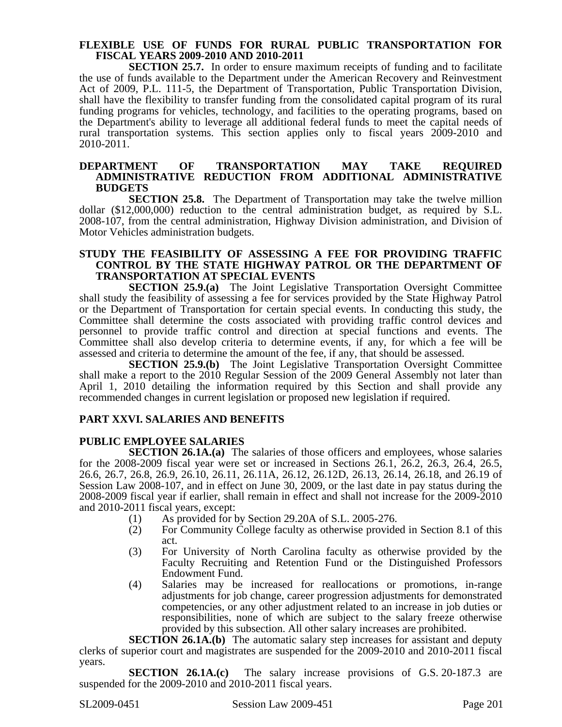### FLEXIBLE USE OF FUNDS FOR RURAL PUBLIC TRANSPORTATION FOR FISCAL YEARS 2009-2010 AND 2010-2011

**SECTION 25.7.** In order to ensure maximum receipts of funding and to facilitate the use of funds available to the Department under the American Recovery and Reinvestment Act of 2009, P.L. 111-5, the Department of Transportation, Public Transportation Division, shall have the flexibility to transfer funding from the consolidated capital program of its rural funding programs for vehicles, technology, and facilities to the operating programs, based on the Department's ability to leverage all additional federal funds to meet the capital needs of rural transportation systems. This section applies only to fiscal years 2009-2010 and 2010-2011.

### DEPARTMENT OF TRANSPORTATION MAY TAKE REQUIRED ADMINISTRATIVE REDUCTION FROM ADDITIONAL ADMINISTRATIVE BUDGETS

**SECTION 25.8.** The Department of Transportation may take the twelve million dollar ($12,000,000) reduction to the central administration budget, as required by S.L. 2008-107, from the central administration, Highway Division administration, and Division of Motor Vehicles administration budgets.

### STUDY THE FEASIBILITY OF ASSESSING A FEE FOR PROVIDING TRAFFIC CONTROL BY THE STATE HIGHWAY PATROL OR THE DEPARTMENT OF TRANSPORTATION AT SPECIAL EVENTS

**SECTION 25.9.(a)** The Joint Legislative Transportation Oversight Committee shall study the feasibility of assessing a fee for services provided by the State Highway Patrol or the Department of Transportation for certain special events. In conducting this study, the Committee shall determine the costs associated with providing traffic control devices and personnel to provide traffic control and direction at special functions and events. The Committee shall also develop criteria to determine events, if any, for which a fee will be assessed and criteria to determine the amount of the fee, if any, that should be assessed.

**SECTION 25.9.(b)** The Joint Legislative Transportation Oversight Committee shall make a report to the 2010 Regular Session of the 2009 General Assembly not later than April 1, 2010 detailing the information required by this Section and shall provide any recommended changes in current legislation or proposed new legislation if required.

## PART XXVI. SALARIES AND BENEFITS

### PUBLIC EMPLOYEE SALARIES

**SECTION 26.1A.(a)** The salaries of those officers and employees, whose salaries for the 2008-2009 fiscal year were set or increased in Sections 26.1, 26.2, 26.3, 26.4, 26.5, 26.6, 26.7, 26.8, 26.9, 26.10, 26.11, 26.11A, 26.12, 26.12D, 26.13, 26.14, 26.18, and 26.19 of Session Law 2008-107, and in effect on June 30, 2009, or the last date in pay status during the 2008-2009 fiscal year if earlier, shall remain in effect and shall not increase for the 2009-2010 and 2010-2011 fiscal years, except:

(1) As provided for by Section 29.20A of S.L. 2005-276.
(2) For Community College faculty as otherwise provided in Section 8.1 of this act.
(3) For University of North Carolina faculty as otherwise provided by the Faculty Recruiting and Retention Fund or the Distinguished Professors Endowment Fund.
(4) Salaries may be increased for reallocations or promotions, in-range adjustments for job change, career progression adjustments for demonstrated competencies, or any other adjustment related to an increase in job duties or responsibilities, none of which are subject to the salary freeze otherwise provided by this subsection. All other salary increases are prohibited.

**SECTION 26.1A.(b)** The automatic salary step increases for assistant and deputy clerks of superior court and magistrates are suspended for the 2009-2010 and 2010-2011 fiscal years.

**SECTION 26.1A.(c)** The salary increase provisions of G.S. 20-187.3 are suspended for the 2009-2010 and 2010-2011 fiscal years.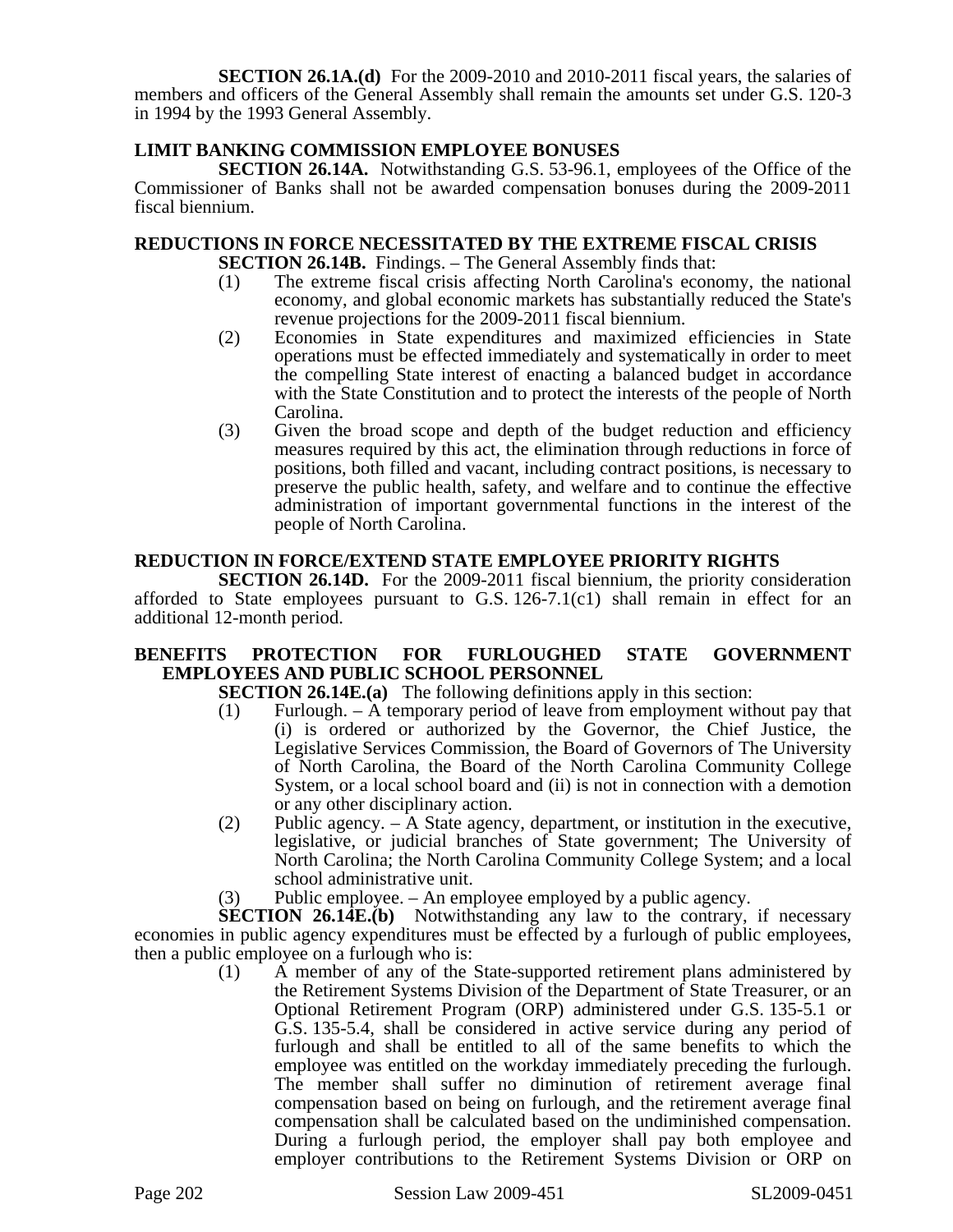**SECTION 26.1A.(d)** For the 2009-2010 and 2010-2011 fiscal years, the salaries of members and officers of the General Assembly shall remain the amounts set under G.S. 120-3 in 1994 by the 1993 General Assembly.

### LIMIT BANKING COMMISSION EMPLOYEE BONUSES

**SECTION 26.14A.** Notwithstanding G.S. 53-96.1, employees of the Office of the Commissioner of Banks shall not be awarded compensation bonuses during the 2009-2011 fiscal biennium.

### REDUCTIONS IN FORCE NECESSITATED BY THE EXTREME FISCAL CRISIS

**SECTION 26.14B.** Findings. – The General Assembly finds that:

(1) The extreme fiscal crisis affecting North Carolina's economy, the national economy, and global economic markets has substantially reduced the State's revenue projections for the 2009-2011 fiscal biennium.

(2) Economies in State expenditures and maximized efficiencies in State operations must be effected immediately and systematically in order to meet the compelling State interest of enacting a balanced budget in accordance with the State Constitution and to protect the interests of the people of North Carolina.

(3) Given the broad scope and depth of the budget reduction and efficiency measures required by this act, the elimination through reductions in force of positions, both filled and vacant, including contract positions, is necessary to preserve the public health, safety, and welfare and to continue the effective administration of important governmental functions in the interest of the people of North Carolina.

### REDUCTION IN FORCE/EXTEND STATE EMPLOYEE PRIORITY RIGHTS

**SECTION 26.14D.** For the 2009-2011 fiscal biennium, the priority consideration afforded to State employees pursuant to G.S. 126-7.1(c1) shall remain in effect for an additional 12-month period.

### BENEFITS PROTECTION FOR FURLOUGHED STATE GOVERNMENT EMPLOYEES AND PUBLIC SCHOOL PERSONNEL

**SECTION 26.14E.(a)** The following definitions apply in this section:

(1) Furlough. – A temporary period of leave from employment without pay that (i) is ordered or authorized by the Governor, the Chief Justice, the Legislative Services Commission, the Board of Governors of The University of North Carolina, the Board of the North Carolina Community College System, or a local school board and (ii) is not in connection with a demotion or any other disciplinary action.

(2) Public agency. – A State agency, department, or institution in the executive, legislative, or judicial branches of State government; The University of North Carolina; the North Carolina Community College System; and a local school administrative unit.

(3) Public employee. – An employee employed by a public agency.

**SECTION 26.14E.(b)** Notwithstanding any law to the contrary, if necessary economies in public agency expenditures must be effected by a furlough of public employees, then a public employee on a furlough who is:

(1) A member of any of the State-supported retirement plans administered by the Retirement Systems Division of the Department of State Treasurer, or an Optional Retirement Program (ORP) administered under G.S. 135-5.1 or G.S. 135-5.4, shall be considered in active service during any period of furlough and shall be entitled to all of the same benefits to which the employee was entitled on the workday immediately preceding the furlough. The member shall suffer no diminution of retirement average final compensation based on being on furlough, and the retirement average final compensation shall be calculated based on the undiminished compensation. During a furlough period, the employer shall pay both employee and employer contributions to the Retirement Systems Division or ORP on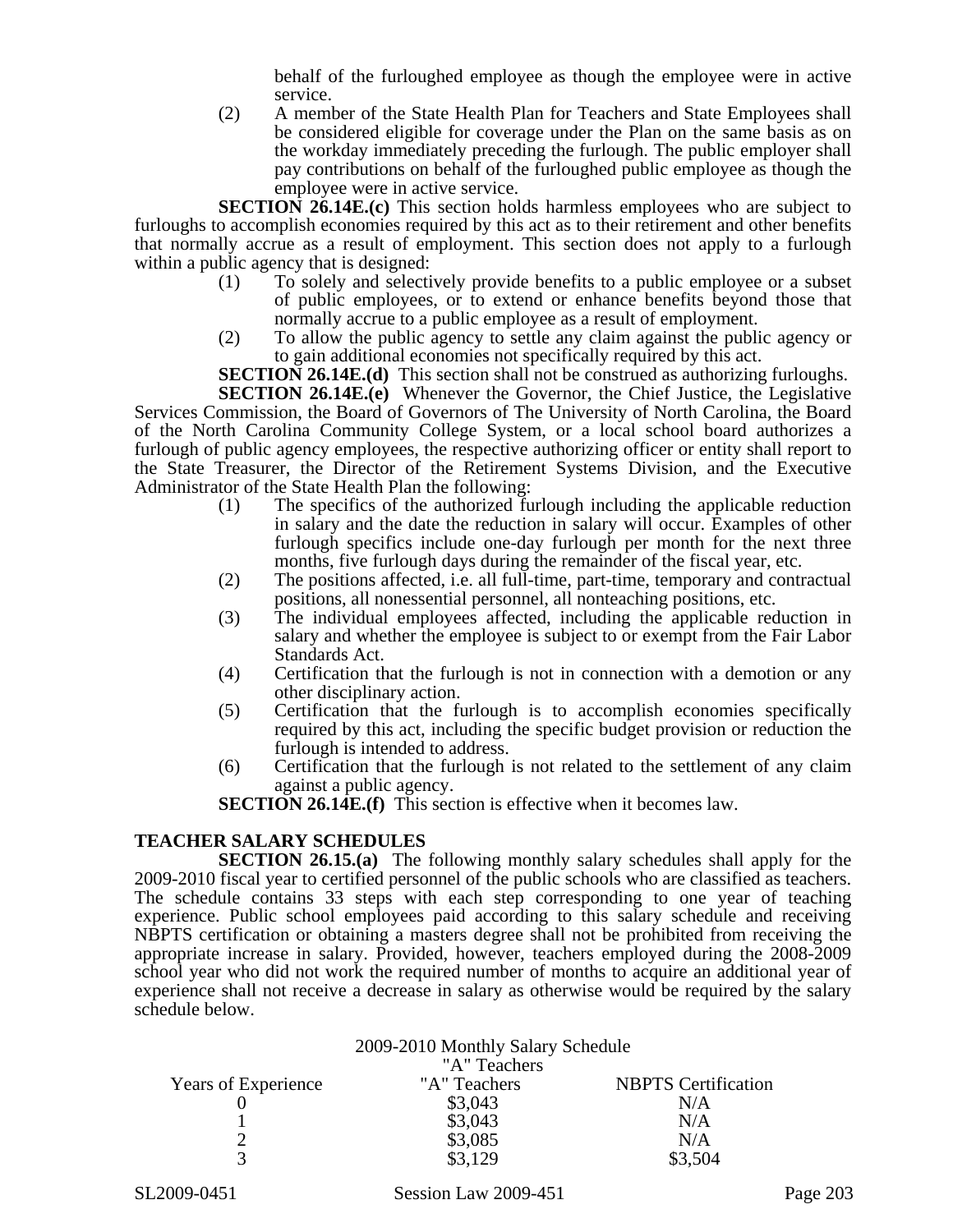behalf of the furloughed employee as though the employee were in active service.

(2) A member of the State Health Plan for Teachers and State Employees shall be considered eligible for coverage under the Plan on the same basis as on the workday immediately preceding the furlough. The public employer shall pay contributions on behalf of the furloughed public employee as though the employee were in active service.

**SECTION 26.14E.(c)** This section holds harmless employees who are subject to furloughs to accomplish economies required by this act as to their retirement and other benefits that normally accrue as a result of employment. This section does not apply to a furlough within a public agency that is designed:

(1) To solely and selectively provide benefits to a public employee or a subset of public employees, or to extend or enhance benefits beyond those that normally accrue to a public employee as a result of employment.

(2) To allow the public agency to settle any claim against the public agency or to gain additional economies not specifically required by this act.

**SECTION 26.14E.(d)** This section shall not be construed as authorizing furloughs.

**SECTION 26.14E.(e)** Whenever the Governor, the Chief Justice, the Legislative Services Commission, the Board of Governors of The University of North Carolina, the Board of the North Carolina Community College System, or a local school board authorizes a furlough of public agency employees, the respective authorizing officer or entity shall report to the State Treasurer, the Director of the Retirement Systems Division, and the Executive Administrator of the State Health Plan the following:

(1) The specifics of the authorized furlough including the applicable reduction in salary and the date the reduction in salary will occur. Examples of other furlough specifics include one-day furlough per month for the next three months, five furlough days during the remainder of the fiscal year, etc.

(2) The positions affected, i.e. all full-time, part-time, temporary and contractual positions, all nonessential personnel, all nonteaching positions, etc.

(3) The individual employees affected, including the applicable reduction in salary and whether the employee is subject to or exempt from the Fair Labor Standards Act.

(4) Certification that the furlough is not in connection with a demotion or any other disciplinary action.

(5) Certification that the furlough is to accomplish economies specifically required by this act, including the specific budget provision or reduction the furlough is intended to address.

(6) Certification that the furlough is not related to the settlement of any claim against a public agency.

**SECTION 26.14E.(f)** This section is effective when it becomes law.

**TEACHER SALARY SCHEDULES**

**SECTION 26.15.(a)** The following monthly salary schedules shall apply for the 2009-2010 fiscal year to certified personnel of the public schools who are classified as teachers. The schedule contains 33 steps with each step corresponding to one year of teaching experience. Public school employees paid according to this salary schedule and receiving NBPTS certification or obtaining a masters degree shall not be prohibited from receiving the appropriate increase in salary. Provided, however, teachers employed during the 2008-2009 school year who did not work the required number of months to acquire an additional year of experience shall not receive a decrease in salary as otherwise would be required by the salary schedule below.

2009-2010 Monthly Salary Schedule

"A" Teachers

| Years of Experience | "A" Teachers | NBPTS Certification |
|---|---|---|
| 0 | $3,043 | N/A |
| 1 | $3,043 | N/A |
| 2 | $3,085 | N/A |
| 3 | $3,129 | $3,504 |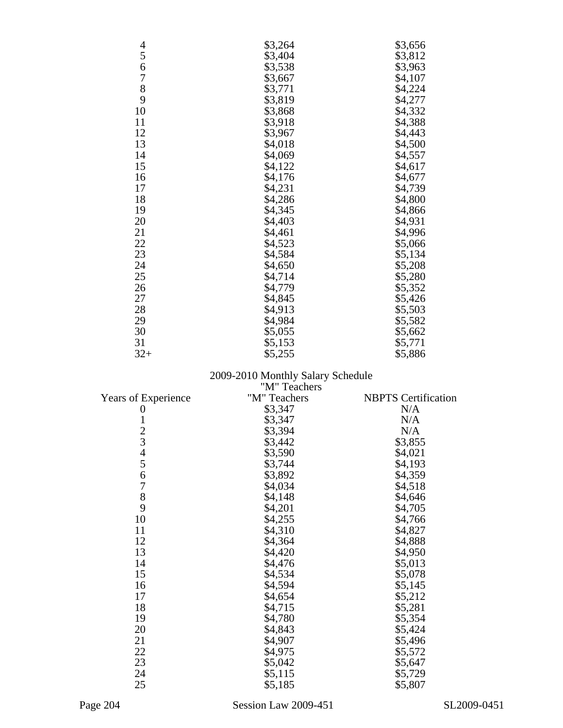| | | |
|---|---|---|
| 4 | $3,264 | $3,656 |
| 5 | $3,404 | $3,812 |
| 6 | $3,538 | $3,963 |
| 7 | $3,667 | $4,107 |
| 8 | $3,771 | $4,224 |
| 9 | $3,819 | $4,277 |
| 10 | $3,868 | $4,332 |
| 11 | $3,918 | $4,388 |
| 12 | $3,967 | $4,443 |
| 13 | $4,018 | $4,500 |
| 14 | $4,069 | $4,557 |
| 15 | $4,122 | $4,617 |
| 16 | $4,176 | $4,677 |
| 17 | $4,231 | $4,739 |
| 18 | $4,286 | $4,800 |
| 19 | $4,345 | $4,866 |
| 20 | $4,403 | $4,931 |
| 21 | $4,461 | $4,996 |
| 22 | $4,523 | $5,066 |
| 23 | $4,584 | $5,134 |
| 24 | $4,650 | $5,208 |
| 25 | $4,714 | $5,280 |
| 26 | $4,779 | $5,352 |
| 27 | $4,845 | $5,426 |
| 28 | $4,913 | $5,503 |
| 29 | $4,984 | $5,582 |
| 30 | $5,055 | $5,662 |
| 31 | $5,153 | $5,771 |
| 32+ | $5,255 | $5,886 |

2009-2010 Monthly Salary Schedule
"M" Teachers

| Years of Experience | "M" Teachers | NBPTS Certification |
|---|---|---|
| 0 | $3,347 | N/A |
| 1 | $3,347 | N/A |
| 2 | $3,394 | N/A |
| 3 | $3,442 | $3,855 |
| 4 | $3,590 | $4,021 |
| 5 | $3,744 | $4,193 |
| 6 | $3,892 | $4,359 |
| 7 | $4,034 | $4,518 |
| 8 | $4,148 | $4,646 |
| 9 | $4,201 | $4,705 |
| 10 | $4,255 | $4,766 |
| 11 | $4,310 | $4,827 |
| 12 | $4,364 | $4,888 |
| 13 | $4,420 | $4,950 |
| 14 | $4,476 | $5,013 |
| 15 | $4,534 | $5,078 |
| 16 | $4,594 | $5,145 |
| 17 | $4,654 | $5,212 |
| 18 | $4,715 | $5,281 |
| 19 | $4,780 | $5,354 |
| 20 | $4,843 | $5,424 |
| 21 | $4,907 | $5,496 |
| 22 | $4,975 | $5,572 |
| 23 | $5,042 | $5,647 |
| 24 | $5,115 | $5,729 |
| 25 | $5,185 | $5,807 |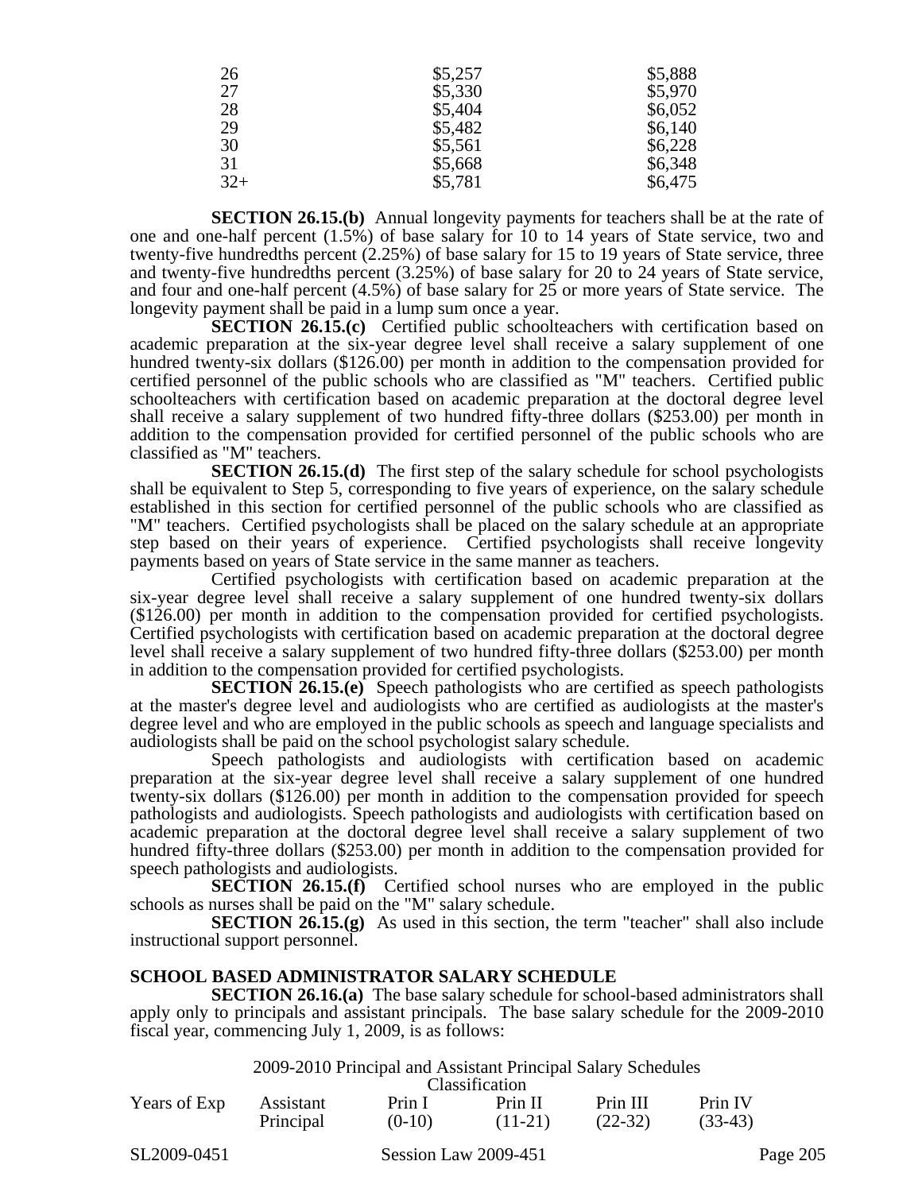| | | |
|---|---|---|
| 26 | $5,257 | $5,888 |
| 27 | $5,330 | $5,970 |
| 28 | $5,404 | $6,052 |
| 29 | $5,482 | $6,140 |
| 30 | $5,561 | $6,228 |
| 31 | $5,668 | $6,348 |
| 32+ | $5,781 | $6,475 |

**SECTION 26.15.(b)** Annual longevity payments for teachers shall be at the rate of one and one-half percent (1.5%) of base salary for 10 to 14 years of State service, two and twenty-five hundredths percent (2.25%) of base salary for 15 to 19 years of State service, three and twenty-five hundredths percent (3.25%) of base salary for 20 to 24 years of State service, and four and one-half percent (4.5%) of base salary for 25 or more years of State service. The longevity payment shall be paid in a lump sum once a year.

**SECTION 26.15.(c)** Certified public schoolteachers with certification based on academic preparation at the six-year degree level shall receive a salary supplement of one hundred twenty-six dollars ($126.00) per month in addition to the compensation provided for certified personnel of the public schools who are classified as "M" teachers. Certified public schoolteachers with certification based on academic preparation at the doctoral degree level shall receive a salary supplement of two hundred fifty-three dollars ($253.00) per month in addition to the compensation provided for certified personnel of the public schools who are classified as "M" teachers.

**SECTION 26.15.(d)** The first step of the salary schedule for school psychologists shall be equivalent to Step 5, corresponding to five years of experience, on the salary schedule established in this section for certified personnel of the public schools who are classified as "M" teachers. Certified psychologists shall be placed on the salary schedule at an appropriate step based on their years of experience. Certified psychologists shall receive longevity payments based on years of State service in the same manner as teachers.

Certified psychologists with certification based on academic preparation at the six-year degree level shall receive a salary supplement of one hundred twenty-six dollars ($126.00) per month in addition to the compensation provided for certified psychologists. Certified psychologists with certification based on academic preparation at the doctoral degree level shall receive a salary supplement of two hundred fifty-three dollars ($253.00) per month in addition to the compensation provided for certified psychologists.

**SECTION 26.15.(e)** Speech pathologists who are certified as speech pathologists at the master's degree level and audiologists who are certified as audiologists at the master's degree level and who are employed in the public schools as speech and language specialists and audiologists shall be paid on the school psychologist salary schedule.

Speech pathologists and audiologists with certification based on academic preparation at the six-year degree level shall receive a salary supplement of one hundred twenty-six dollars ($126.00) per month in addition to the compensation provided for speech pathologists and audiologists. Speech pathologists and audiologists with certification based on academic preparation at the doctoral degree level shall receive a salary supplement of two hundred fifty-three dollars ($253.00) per month in addition to the compensation provided for speech pathologists and audiologists.

**SECTION 26.15.(f)** Certified school nurses who are employed in the public schools as nurses shall be paid on the "M" salary schedule.

**SECTION 26.15.(g)** As used in this section, the term "teacher" shall also include instructional support personnel.

**SCHOOL BASED ADMINISTRATOR SALARY SCHEDULE**

**SECTION 26.16.(a)** The base salary schedule for school-based administrators shall apply only to principals and assistant principals. The base salary schedule for the 2009-2010 fiscal year, commencing July 1, 2009, is as follows:

2009-2010 Principal and Assistant Principal Salary Schedules

| | Classification | | | | |
|---|---|---|---|---|---|
| Years of Exp | Assistant Principal | Prin I (0-10) | Prin II (11-21) | Prin III (22-32) | Prin IV (33-43) |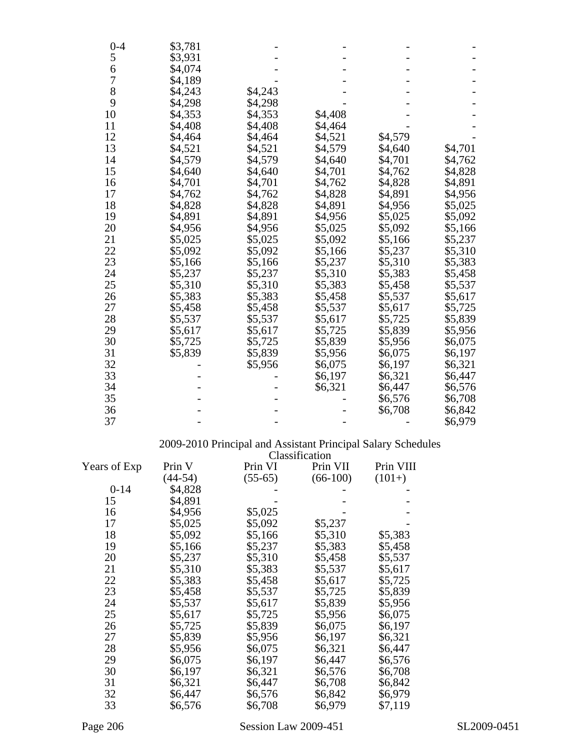| | | | | | |
|---|---|---|---|---|---|
| 0-4 | $3,781 | - | - | - | - |
| 5 | $3,931 | - | - | - | - |
| 6 | $4,074 | - | - | - | - |
| 7 | $4,189 | - | - | - | - |
| 8 | $4,243 | $4,243 | - | - | - |
| 9 | $4,298 | $4,298 | - | - | - |
| 10 | $4,353 | $4,353 | $4,408 | - | - |
| 11 | $4,408 | $4,408 | $4,464 | - | - |
| 12 | $4,464 | $4,464 | $4,521 | $4,579 | - |
| 13 | $4,521 | $4,521 | $4,579 | $4,640 | $4,701 |
| 14 | $4,579 | $4,579 | $4,640 | $4,701 | $4,762 |
| 15 | $4,640 | $4,640 | $4,701 | $4,762 | $4,828 |
| 16 | $4,701 | $4,701 | $4,762 | $4,828 | $4,891 |
| 17 | $4,762 | $4,762 | $4,828 | $4,891 | $4,956 |
| 18 | $4,828 | $4,828 | $4,891 | $4,956 | $5,025 |
| 19 | $4,891 | $4,891 | $4,956 | $5,025 | $5,092 |
| 20 | $4,956 | $4,956 | $5,025 | $5,092 | $5,166 |
| 21 | $5,025 | $5,025 | $5,092 | $5,166 | $5,237 |
| 22 | $5,092 | $5,092 | $5,166 | $5,237 | $5,310 |
| 23 | $5,166 | $5,166 | $5,237 | $5,310 | $5,383 |
| 24 | $5,237 | $5,237 | $5,310 | $5,383 | $5,458 |
| 25 | $5,310 | $5,310 | $5,383 | $5,458 | $5,537 |
| 26 | $5,383 | $5,383 | $5,458 | $5,537 | $5,617 |
| 27 | $5,458 | $5,458 | $5,537 | $5,617 | $5,725 |
| 28 | $5,537 | $5,537 | $5,617 | $5,725 | $5,839 |
| 29 | $5,617 | $5,617 | $5,725 | $5,839 | $5,956 |
| 30 | $5,725 | $5,725 | $5,839 | $5,956 | $6,075 |
| 31 | $5,839 | $5,839 | $5,956 | $6,075 | $6,197 |
| 32 | - | $5,956 | $6,075 | $6,197 | $6,321 |
| 33 | - | - | $6,197 | $6,321 | $6,447 |
| 34 | - | - | $6,321 | $6,447 | $6,576 |
| 35 | - | - | - | $6,576 | $6,708 |
| 36 | - | - | - | $6,708 | $6,842 |
| 37 | - | - | - | - | $6,979 |

2009-2010 Principal and Assistant Principal Salary Schedules

| | Classification | | | |
|---|---|---|---|---|
| Years of Exp | Prin V (44-54) | Prin VI (55-65) | Prin VII (66-100) | Prin VIII (101+) |
| 0-14 | $4,828 | - | - | - |
| 15 | $4,891 | - | - | - |
| 16 | $4,956 | $5,025 | - | - |
| 17 | $5,025 | $5,092 | $5,237 | - |
| 18 | $5,092 | $5,166 | $5,310 | $5,383 |
| 19 | $5,166 | $5,237 | $5,383 | $5,458 |
| 20 | $5,237 | $5,310 | $5,458 | $5,537 |
| 21 | $5,310 | $5,383 | $5,537 | $5,617 |
| 22 | $5,383 | $5,458 | $5,617 | $5,725 |
| 23 | $5,458 | $5,537 | $5,725 | $5,839 |
| 24 | $5,537 | $5,617 | $5,839 | $5,956 |
| 25 | $5,617 | $5,725 | $5,956 | $6,075 |
| 26 | $5,725 | $5,839 | $6,075 | $6,197 |
| 27 | $5,839 | $5,956 | $6,197 | $6,321 |
| 28 | $5,956 | $6,075 | $6,321 | $6,447 |
| 29 | $6,075 | $6,197 | $6,447 | $6,576 |
| 30 | $6,197 | $6,321 | $6,576 | $6,708 |
| 31 | $6,321 | $6,447 | $6,708 | $6,842 |
| 32 | $6,447 | $6,576 | $6,842 | $6,979 |
| 33 | $6,576 | $6,708 | $6,979 | $7,119 |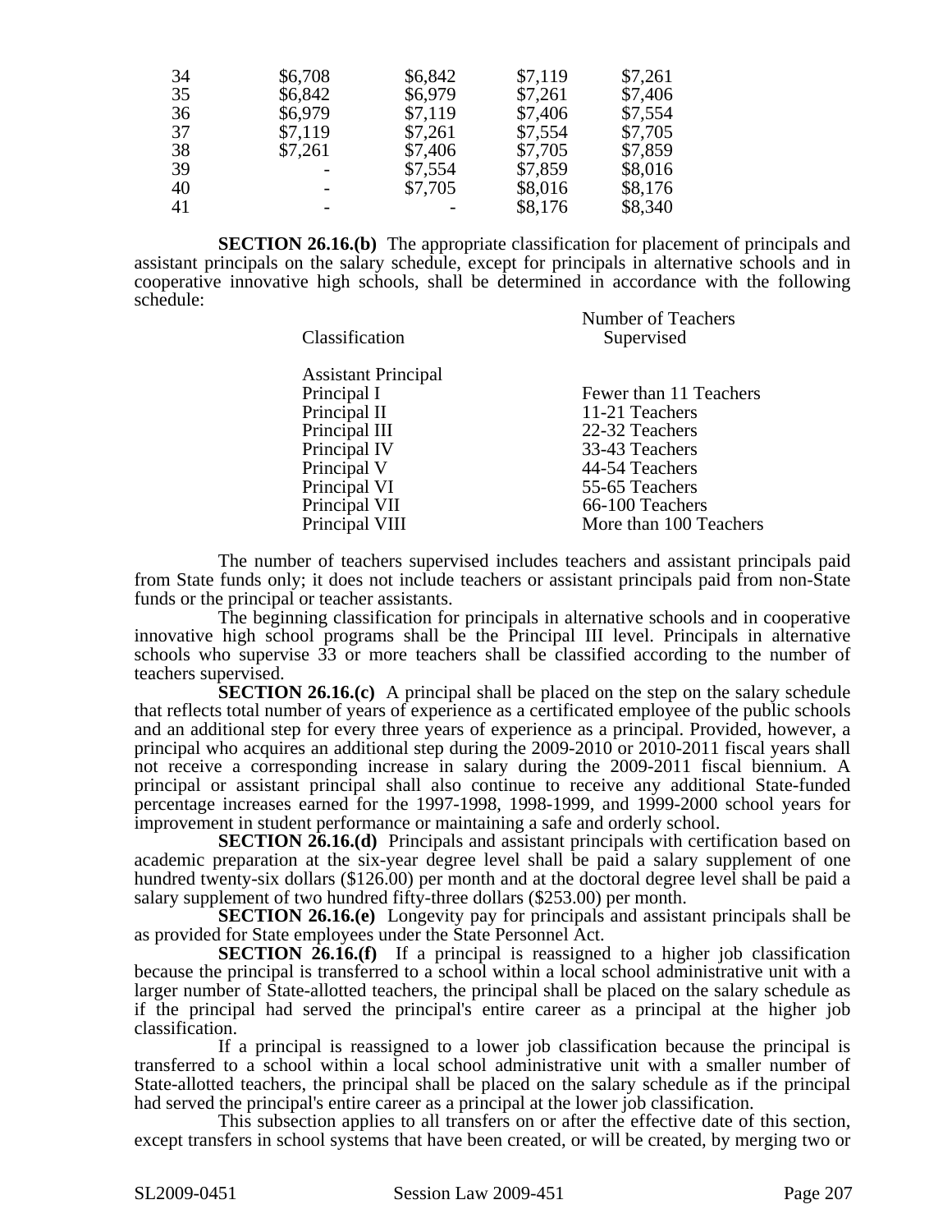| | | | | |
|---|---|---|---|---|
| 34 | $6,708 | $6,842 | $7,119 | $7,261 |
| 35 | $6,842 | $6,979 | $7,261 | $7,406 |
| 36 | $6,979 | $7,119 | $7,406 | $7,554 |
| 37 | $7,119 | $7,261 | $7,554 | $7,705 |
| 38 | $7,261 | $7,406 | $7,705 | $7,859 |
| 39 | - | $7,554 | $7,859 | $8,016 |
| 40 | - | $7,705 | $8,016 | $8,176 |
| 41 | - | - | $8,176 | $8,340 |

**SECTION 26.16.(b)** The appropriate classification for placement of principals and assistant principals on the salary schedule, except for principals in alternative schools and in cooperative innovative high schools, shall be determined in accordance with the following schedule:

| Classification | Number of Teachers Supervised |
|---|---|
| Assistant Principal | |
| Principal I | Fewer than 11 Teachers |
| Principal II | 11-21 Teachers |
| Principal III | 22-32 Teachers |
| Principal IV | 33-43 Teachers |
| Principal V | 44-54 Teachers |
| Principal VI | 55-65 Teachers |
| Principal VII | 66-100 Teachers |
| Principal VIII | More than 100 Teachers |

The number of teachers supervised includes teachers and assistant principals paid from State funds only; it does not include teachers or assistant principals paid from non-State funds or the principal or teacher assistants.

The beginning classification for principals in alternative schools and in cooperative innovative high school programs shall be the Principal III level. Principals in alternative schools who supervise 33 or more teachers shall be classified according to the number of teachers supervised.

**SECTION 26.16.(c)** A principal shall be placed on the step on the salary schedule that reflects total number of years of experience as a certificated employee of the public schools and an additional step for every three years of experience as a principal. Provided, however, a principal who acquires an additional step during the 2009-2010 or 2010-2011 fiscal years shall not receive a corresponding increase in salary during the 2009-2011 fiscal biennium. A principal or assistant principal shall also continue to receive any additional State-funded percentage increases earned for the 1997-1998, 1998-1999, and 1999-2000 school years for improvement in student performance or maintaining a safe and orderly school.

**SECTION 26.16.(d)** Principals and assistant principals with certification based on academic preparation at the six-year degree level shall be paid a salary supplement of one hundred twenty-six dollars ($126.00) per month and at the doctoral degree level shall be paid a salary supplement of two hundred fifty-three dollars ($253.00) per month.

**SECTION 26.16.(e)** Longevity pay for principals and assistant principals shall be as provided for State employees under the State Personnel Act.

**SECTION 26.16.(f)** If a principal is reassigned to a higher job classification because the principal is transferred to a school within a local school administrative unit with a larger number of State-allotted teachers, the principal shall be placed on the salary schedule as if the principal had served the principal's entire career as a principal at the higher job classification.

If a principal is reassigned to a lower job classification because the principal is transferred to a school within a local school administrative unit with a smaller number of State-allotted teachers, the principal shall be placed on the salary schedule as if the principal had served the principal's entire career as a principal at the lower job classification.

This subsection applies to all transfers on or after the effective date of this section, except transfers in school systems that have been created, or will be created, by merging two or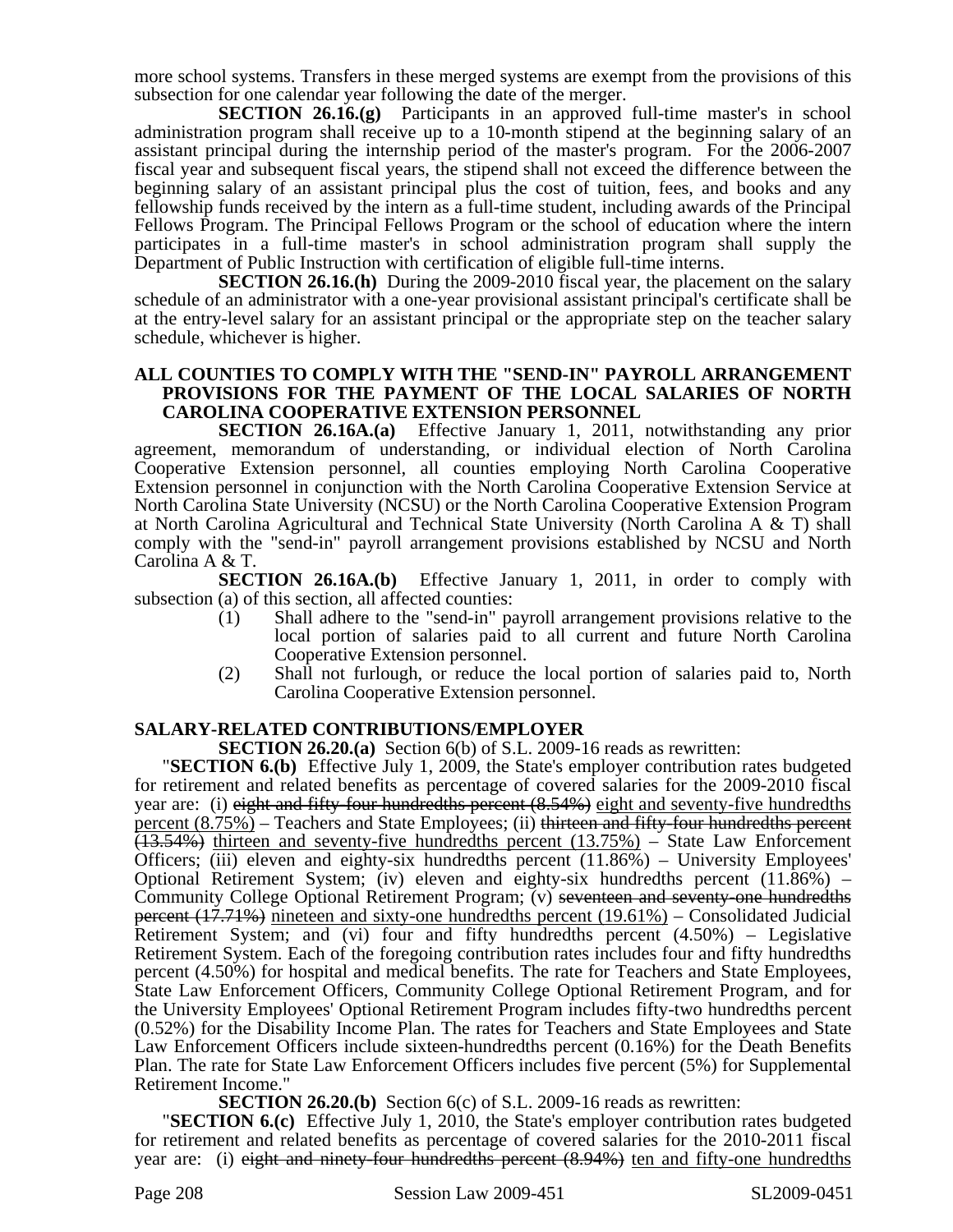more school systems. Transfers in these merged systems are exempt from the provisions of this subsection for one calendar year following the date of the merger.

**SECTION 26.16.(g)** Participants in an approved full-time master's in school administration program shall receive up to a 10-month stipend at the beginning salary of an assistant principal during the internship period of the master's program. For the 2006-2007 fiscal year and subsequent fiscal years, the stipend shall not exceed the difference between the beginning salary of an assistant principal plus the cost of tuition, fees, and books and any fellowship funds received by the intern as a full-time student, including awards of the Principal Fellows Program. The Principal Fellows Program or the school of education where the intern participates in a full-time master's in school administration program shall supply the Department of Public Instruction with certification of eligible full-time interns.

**SECTION 26.16.(h)** During the 2009-2010 fiscal year, the placement on the salary schedule of an administrator with a one-year provisional assistant principal's certificate shall be at the entry-level salary for an assistant principal or the appropriate step on the teacher salary schedule, whichever is higher.

**ALL COUNTIES TO COMPLY WITH THE "SEND-IN" PAYROLL ARRANGEMENT PROVISIONS FOR THE PAYMENT OF THE LOCAL SALARIES OF NORTH CAROLINA COOPERATIVE EXTENSION PERSONNEL**

**SECTION 26.16A.(a)** Effective January 1, 2011, notwithstanding any prior agreement, memorandum of understanding, or individual election of North Carolina Cooperative Extension personnel, all counties employing North Carolina Cooperative Extension personnel in conjunction with the North Carolina Cooperative Extension Service at North Carolina State University (NCSU) or the North Carolina Cooperative Extension Program at North Carolina Agricultural and Technical State University (North Carolina A & T) shall comply with the "send-in" payroll arrangement provisions established by NCSU and North Carolina A & T.

**SECTION 26.16A.(b)** Effective January 1, 2011, in order to comply with subsection (a) of this section, all affected counties:

(1) Shall adhere to the "send-in" payroll arrangement provisions relative to the local portion of salaries paid to all current and future North Carolina Cooperative Extension personnel.

(2) Shall not furlough, or reduce the local portion of salaries paid to, North Carolina Cooperative Extension personnel.

**SALARY-RELATED CONTRIBUTIONS/EMPLOYER**

**SECTION 26.20.(a)** Section 6(b) of S.L. 2009-16 reads as rewritten:

"**SECTION 6.(b)** Effective July 1, 2009, the State's employer contribution rates budgeted for retirement and related benefits as percentage of covered salaries for the 2009-2010 fiscal year are: (i) ~~eight and fifty-four hundredths percent (8.54%)~~ <u>eight and seventy-five hundredths percent (8.75%)</u> – Teachers and State Employees; (ii) ~~thirteen and fifty-four hundredths percent (13.54%)~~ <u>thirteen and seventy-five hundredths percent (13.75%)</u> – State Law Enforcement Officers; (iii) eleven and eighty-six hundredths percent (11.86%) – University Employees' Optional Retirement System; (iv) eleven and eighty-six hundredths percent (11.86%) – Community College Optional Retirement Program; (v) ~~seventeen and seventy-one hundredths percent (17.71%)~~ <u>nineteen and sixty-one hundredths percent (19.61%)</u> – Consolidated Judicial Retirement System; and (vi) four and fifty hundredths percent (4.50%) – Legislative Retirement System. Each of the foregoing contribution rates includes four and fifty hundredths percent (4.50%) for hospital and medical benefits. The rate for Teachers and State Employees, State Law Enforcement Officers, Community College Optional Retirement Program, and for the University Employees' Optional Retirement Program includes fifty-two hundredths percent (0.52%) for the Disability Income Plan. The rates for Teachers and State Employees and State Law Enforcement Officers include sixteen-hundredths percent (0.16%) for the Death Benefits Plan. The rate for State Law Enforcement Officers includes five percent (5%) for Supplemental Retirement Income."

**SECTION 26.20.(b)** Section 6(c) of S.L. 2009-16 reads as rewritten:

"**SECTION 6.(c)** Effective July 1, 2010, the State's employer contribution rates budgeted for retirement and related benefits as percentage of covered salaries for the 2010-2011 fiscal year are: (i) ~~eight and ninety-four hundredths percent (8.94%)~~ <u>ten and fifty-one hundredths</u>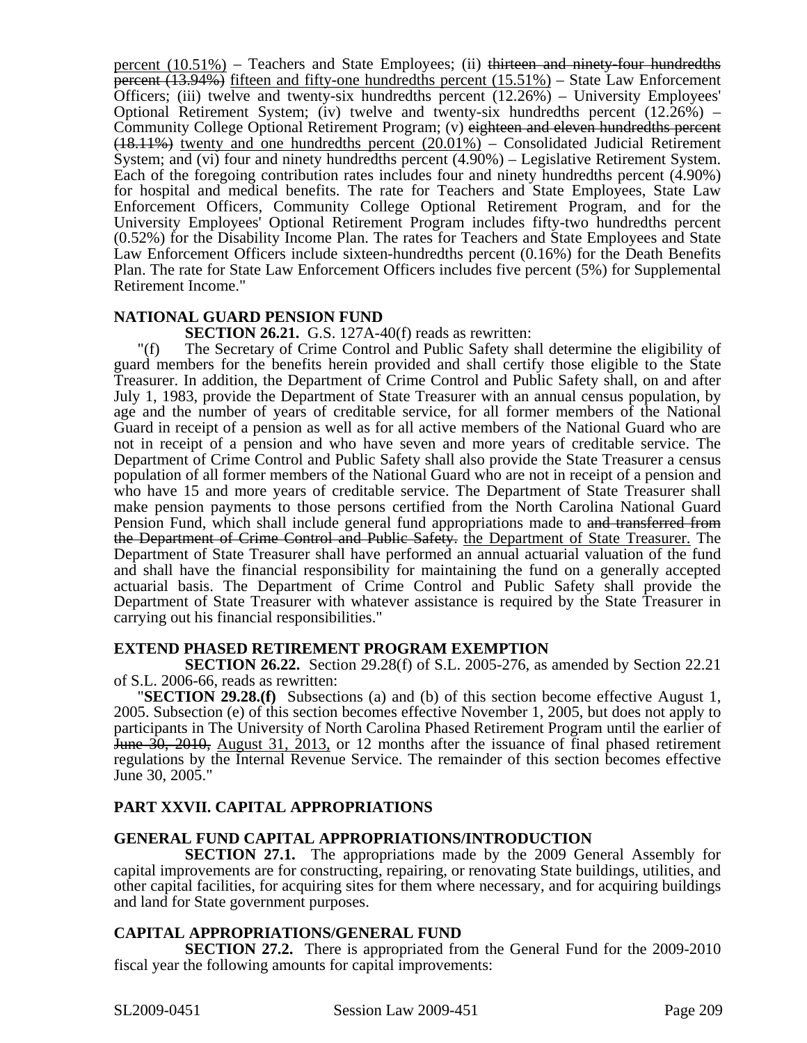percent (10.51%) – Teachers and State Employees; (ii) ~~thirteen and ninety-four hundredths percent (13.94%)~~ fifteen and fifty-one hundredths percent (15.51%) – State Law Enforcement Officers; (iii) twelve and twenty-six hundredths percent (12.26%) – University Employees' Optional Retirement System; (iv) twelve and twenty-six hundredths percent (12.26%) – Community College Optional Retirement Program; (v) ~~eighteen and eleven hundredths percent (18.11%)~~ twenty and one hundredths percent (20.01%) – Consolidated Judicial Retirement System; and (vi) four and ninety hundredths percent (4.90%) – Legislative Retirement System. Each of the foregoing contribution rates includes four and ninety hundredths percent (4.90%) for hospital and medical benefits. The rate for Teachers and State Employees, State Law Enforcement Officers, Community College Optional Retirement Program, and for the University Employees' Optional Retirement Program includes fifty-two hundredths percent (0.52%) for the Disability Income Plan. The rates for Teachers and State Employees and State Law Enforcement Officers include sixteen-hundredths percent (0.16%) for the Death Benefits Plan. The rate for State Law Enforcement Officers includes five percent (5%) for Supplemental Retirement Income."

**NATIONAL GUARD PENSION FUND**

**SECTION 26.21.** G.S. 127A-40(f) reads as rewritten:

"(f) The Secretary of Crime Control and Public Safety shall determine the eligibility of guard members for the benefits herein provided and shall certify those eligible to the State Treasurer. In addition, the Department of Crime Control and Public Safety shall, on and after July 1, 1983, provide the Department of State Treasurer with an annual census population, by age and the number of years of creditable service, for all former members of the National Guard in receipt of a pension as well as for all active members of the National Guard who are not in receipt of a pension and who have seven and more years of creditable service. The Department of Crime Control and Public Safety shall also provide the State Treasurer a census population of all former members of the National Guard who are not in receipt of a pension and who have 15 and more years of creditable service. The Department of State Treasurer shall make pension payments to those persons certified from the North Carolina National Guard Pension Fund, which shall include general fund appropriations made to ~~and transferred from the Department of Crime Control and Public Safety.~~ the Department of State Treasurer. The Department of State Treasurer shall have performed an annual actuarial valuation of the fund and shall have the financial responsibility for maintaining the fund on a generally accepted actuarial basis. The Department of Crime Control and Public Safety shall provide the Department of State Treasurer with whatever assistance is required by the State Treasurer in carrying out his financial responsibilities."

**EXTEND PHASED RETIREMENT PROGRAM EXEMPTION**

**SECTION 26.22.** Section 29.28(f) of S.L. 2005-276, as amended by Section 22.21 of S.L. 2006-66, reads as rewritten:

"**SECTION 29.28.(f)** Subsections (a) and (b) of this section become effective August 1, 2005. Subsection (e) of this section becomes effective November 1, 2005, but does not apply to participants in The University of North Carolina Phased Retirement Program until the earlier of ~~June 30, 2010,~~ August 31, 2013, or 12 months after the issuance of final phased retirement regulations by the Internal Revenue Service. The remainder of this section becomes effective June 30, 2005."

**PART XXVII. CAPITAL APPROPRIATIONS**

**GENERAL FUND CAPITAL APPROPRIATIONS/INTRODUCTION**

**SECTION 27.1.** The appropriations made by the 2009 General Assembly for capital improvements are for constructing, repairing, or renovating State buildings, utilities, and other capital facilities, for acquiring sites for them where necessary, and for acquiring buildings and land for State government purposes.

**CAPITAL APPROPRIATIONS/GENERAL FUND**

**SECTION 27.2.** There is appropriated from the General Fund for the 2009-2010 fiscal year the following amounts for capital improvements: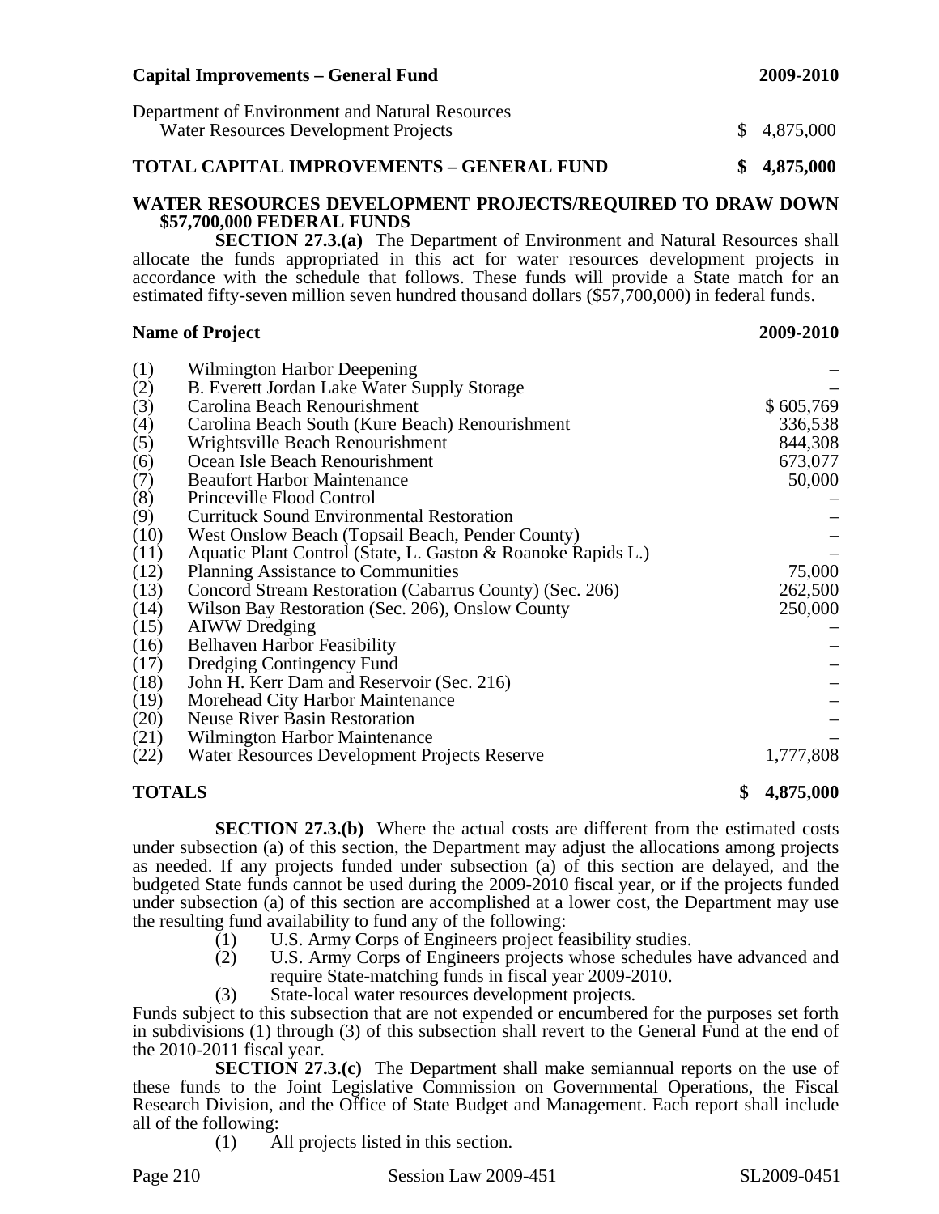| Capital Improvements – General Fund | 2009-2010 |
|---|---|
| Department of Environment and Natural Resources<br>Water Resources Development Projects | $ 4,875,000 |
| **TOTAL CAPITAL IMPROVEMENTS – GENERAL FUND** | **$ 4,875,000** |

**WATER RESOURCES DEVELOPMENT PROJECTS/REQUIRED TO DRAW DOWN $57,700,000 FEDERAL FUNDS**

**SECTION 27.3.(a)** The Department of Environment and Natural Resources shall allocate the funds appropriated in this act for water resources development projects in accordance with the schedule that follows. These funds will provide a State match for an estimated fifty-seven million seven hundred thousand dollars ($57,700,000) in federal funds.

| | Name of Project | 2009-2010 |
|---|---|---|
| (1) | Wilmington Harbor Deepening | – |
| (2) | B. Everett Jordan Lake Water Supply Storage | – |
| (3) | Carolina Beach Renourishment | $ 605,769 |
| (4) | Carolina Beach South (Kure Beach) Renourishment | 336,538 |
| (5) | Wrightsville Beach Renourishment | 844,308 |
| (6) | Ocean Isle Beach Renourishment | 673,077 |
| (7) | Beaufort Harbor Maintenance | 50,000 |
| (8) | Princeville Flood Control | – |
| (9) | Currituck Sound Environmental Restoration | – |
| (10) | West Onslow Beach (Topsail Beach, Pender County) | – |
| (11) | Aquatic Plant Control (State, L. Gaston & Roanoke Rapids L.) | – |
| (12) | Planning Assistance to Communities | 75,000 |
| (13) | Concord Stream Restoration (Cabarrus County) (Sec. 206) | 262,500 |
| (14) | Wilson Bay Restoration (Sec. 206), Onslow County | 250,000 |
| (15) | AIWW Dredging | – |
| (16) | Belhaven Harbor Feasibility | – |
| (17) | Dredging Contingency Fund | – |
| (18) | John H. Kerr Dam and Reservoir (Sec. 216) | – |
| (19) | Morehead City Harbor Maintenance | – |
| (20) | Neuse River Basin Restoration | – |
| (21) | Wilmington Harbor Maintenance | – |
| (22) | Water Resources Development Projects Reserve | 1,777,808 |
| **TOTALS** | | **$ 4,875,000** |

**SECTION 27.3.(b)** Where the actual costs are different from the estimated costs under subsection (a) of this section, the Department may adjust the allocations among projects as needed. If any projects funded under subsection (a) of this section are delayed, and the budgeted State funds cannot be used during the 2009-2010 fiscal year, or if the projects funded under subsection (a) of this section are accomplished at a lower cost, the Department may use the resulting fund availability to fund any of the following:

(1) U.S. Army Corps of Engineers project feasibility studies.
(2) U.S. Army Corps of Engineers projects whose schedules have advanced and require State-matching funds in fiscal year 2009-2010.
(3) State-local water resources development projects.

Funds subject to this subsection that are not expended or encumbered for the purposes set forth in subdivisions (1) through (3) of this subsection shall revert to the General Fund at the end of the 2010-2011 fiscal year.

**SECTION 27.3.(c)** The Department shall make semiannual reports on the use of these funds to the Joint Legislative Commission on Governmental Operations, the Fiscal Research Division, and the Office of State Budget and Management. Each report shall include all of the following:

(1) All projects listed in this section.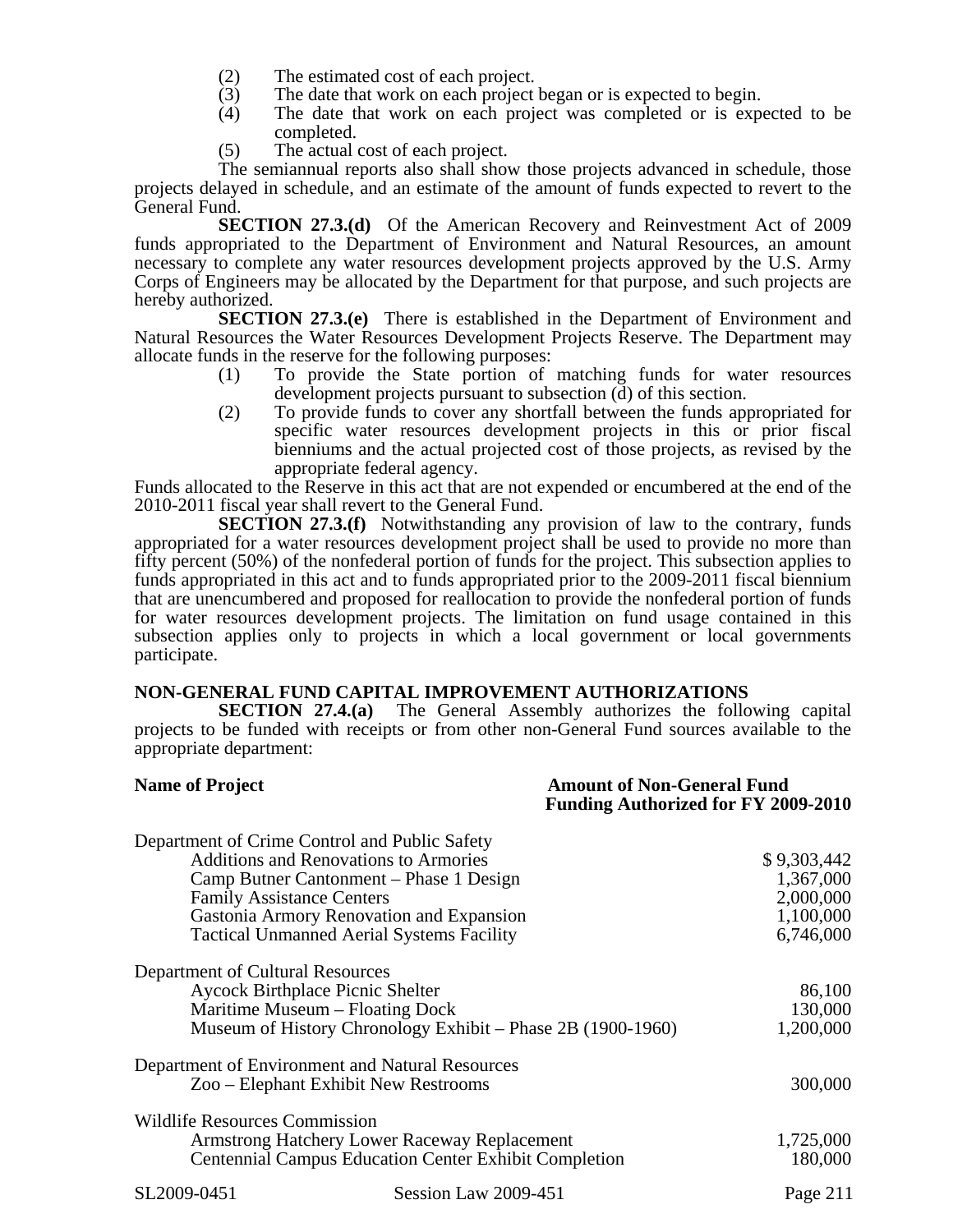(2) The estimated cost of each project.
(3) The date that work on each project began or is expected to begin.
(4) The date that work on each project was completed or is expected to be completed.
(5) The actual cost of each project.

The semiannual reports also shall show those projects advanced in schedule, those projects delayed in schedule, and an estimate of the amount of funds expected to revert to the General Fund.

**SECTION 27.3.(d)** Of the American Recovery and Reinvestment Act of 2009 funds appropriated to the Department of Environment and Natural Resources, an amount necessary to complete any water resources development projects approved by the U.S. Army Corps of Engineers may be allocated by the Department for that purpose, and such projects are hereby authorized.

**SECTION 27.3.(e)** There is established in the Department of Environment and Natural Resources the Water Resources Development Projects Reserve. The Department may allocate funds in the reserve for the following purposes:

(1) To provide the State portion of matching funds for water resources development projects pursuant to subsection (d) of this section.
(2) To provide funds to cover any shortfall between the funds appropriated for specific water resources development projects in this or prior fiscal bienniums and the actual projected cost of those projects, as revised by the appropriate federal agency.

Funds allocated to the Reserve in this act that are not expended or encumbered at the end of the 2010-2011 fiscal year shall revert to the General Fund.

**SECTION 27.3.(f)** Notwithstanding any provision of law to the contrary, funds appropriated for a water resources development project shall be used to provide no more than fifty percent (50%) of the nonfederal portion of funds for the project. This subsection applies to funds appropriated in this act and to funds appropriated prior to the 2009-2011 fiscal biennium that are unencumbered and proposed for reallocation to provide the nonfederal portion of funds for water resources development projects. The limitation on fund usage contained in this subsection applies only to projects in which a local government or local governments participate.

**NON-GENERAL FUND CAPITAL IMPROVEMENT AUTHORIZATIONS**

**SECTION 27.4.(a)** The General Assembly authorizes the following capital projects to be funded with receipts or from other non-General Fund sources available to the appropriate department:

| **Name of Project** | **Amount of Non-General Fund Funding Authorized for FY 2009-2010** |
|---|---|
| Department of Crime Control and Public Safety | |
| Additions and Renovations to Armories | $ 9,303,442 |
| Camp Butner Cantonment – Phase 1 Design | 1,367,000 |
| Family Assistance Centers | 2,000,000 |
| Gastonia Armory Renovation and Expansion | 1,100,000 |
| Tactical Unmanned Aerial Systems Facility | 6,746,000 |
| Department of Cultural Resources | |
| Aycock Birthplace Picnic Shelter | 86,100 |
| Maritime Museum – Floating Dock | 130,000 |
| Museum of History Chronology Exhibit – Phase 2B (1900-1960) | 1,200,000 |
| Department of Environment and Natural Resources | |
| Zoo – Elephant Exhibit New Restrooms | 300,000 |
| Wildlife Resources Commission | |
| Armstrong Hatchery Lower Raceway Replacement | 1,725,000 |
| Centennial Campus Education Center Exhibit Completion | 180,000 |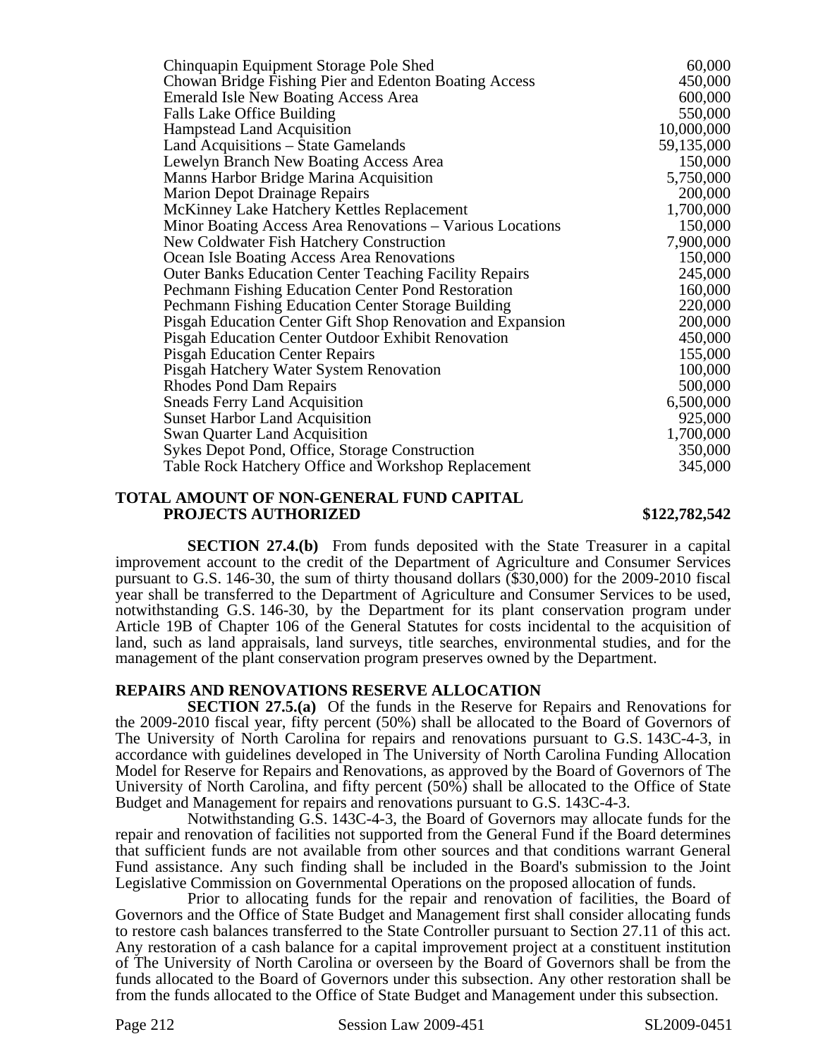| | |
|---|---|
| Chinquapin Equipment Storage Pole Shed | 60,000 |
| Chowan Bridge Fishing Pier and Edenton Boating Access | 450,000 |
| Emerald Isle New Boating Access Area | 600,000 |
| Falls Lake Office Building | 550,000 |
| Hampstead Land Acquisition | 10,000,000 |
| Land Acquisitions – State Gamelands | 59,135,000 |
| Lewelyn Branch New Boating Access Area | 150,000 |
| Manns Harbor Bridge Marina Acquisition | 5,750,000 |
| Marion Depot Drainage Repairs | 200,000 |
| McKinney Lake Hatchery Kettles Replacement | 1,700,000 |
| Minor Boating Access Area Renovations – Various Locations | 150,000 |
| New Coldwater Fish Hatchery Construction | 7,900,000 |
| Ocean Isle Boating Access Area Renovations | 150,000 |
| Outer Banks Education Center Teaching Facility Repairs | 245,000 |
| Pechmann Fishing Education Center Pond Restoration | 160,000 |
| Pechmann Fishing Education Center Storage Building | 220,000 |
| Pisgah Education Center Gift Shop Renovation and Expansion | 200,000 |
| Pisgah Education Center Outdoor Exhibit Renovation | 450,000 |
| Pisgah Education Center Repairs | 155,000 |
| Pisgah Hatchery Water System Renovation | 100,000 |
| Rhodes Pond Dam Repairs | 500,000 |
| Sneads Ferry Land Acquisition | 6,500,000 |
| Sunset Harbor Land Acquisition | 925,000 |
| Swan Quarter Land Acquisition | 1,700,000 |
| Sykes Depot Pond, Office, Storage Construction | 350,000 |
| Table Rock Hatchery Office and Workshop Replacement | 345,000 |

**TOTAL AMOUNT OF NON-GENERAL FUND CAPITAL PROJECTS AUTHORIZED** **$122,782,542**

**SECTION 27.4.(b)** From funds deposited with the State Treasurer in a capital improvement account to the credit of the Department of Agriculture and Consumer Services pursuant to G.S. 146-30, the sum of thirty thousand dollars ($30,000) for the 2009-2010 fiscal year shall be transferred to the Department of Agriculture and Consumer Services to be used, notwithstanding G.S. 146-30, by the Department for its plant conservation program under Article 19B of Chapter 106 of the General Statutes for costs incidental to the acquisition of land, such as land appraisals, land surveys, title searches, environmental studies, and for the management of the plant conservation program preserves owned by the Department.

**REPAIRS AND RENOVATIONS RESERVE ALLOCATION**

**SECTION 27.5.(a)** Of the funds in the Reserve for Repairs and Renovations for the 2009-2010 fiscal year, fifty percent (50%) shall be allocated to the Board of Governors of The University of North Carolina for repairs and renovations pursuant to G.S. 143C-4-3, in accordance with guidelines developed in The University of North Carolina Funding Allocation Model for Reserve for Repairs and Renovations, as approved by the Board of Governors of The University of North Carolina, and fifty percent (50%) shall be allocated to the Office of State Budget and Management for repairs and renovations pursuant to G.S. 143C-4-3.

Notwithstanding G.S. 143C-4-3, the Board of Governors may allocate funds for the repair and renovation of facilities not supported from the General Fund if the Board determines that sufficient funds are not available from other sources and that conditions warrant General Fund assistance. Any such finding shall be included in the Board's submission to the Joint Legislative Commission on Governmental Operations on the proposed allocation of funds.

Prior to allocating funds for the repair and renovation of facilities, the Board of Governors and the Office of State Budget and Management first shall consider allocating funds to restore cash balances transferred to the State Controller pursuant to Section 27.11 of this act. Any restoration of a cash balance for a capital improvement project at a constituent institution of The University of North Carolina or overseen by the Board of Governors shall be from the funds allocated to the Board of Governors under this subsection. Any other restoration shall be from the funds allocated to the Office of State Budget and Management under this subsection.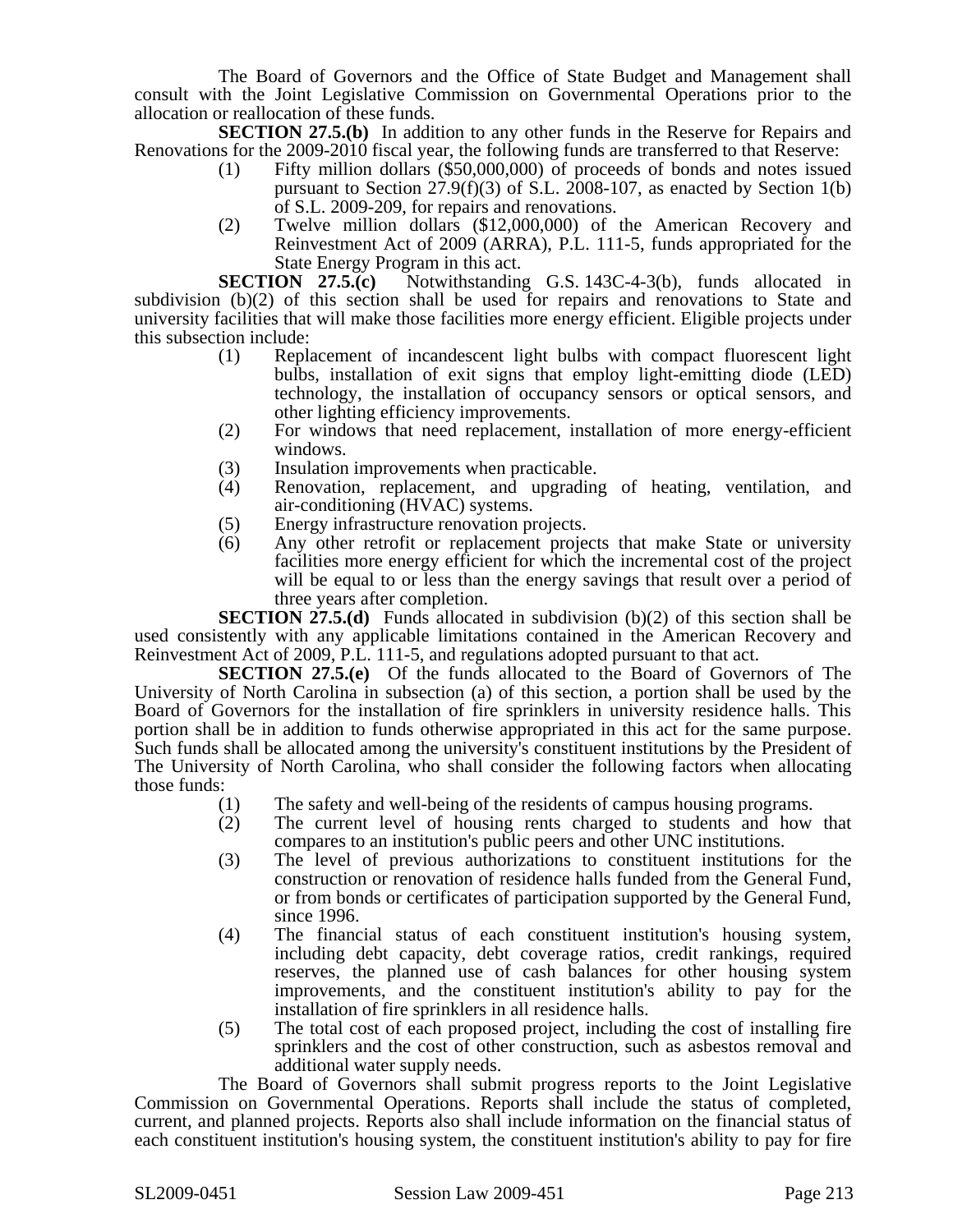The Board of Governors and the Office of State Budget and Management shall consult with the Joint Legislative Commission on Governmental Operations prior to the allocation or reallocation of these funds.

**SECTION 27.5.(b)** In addition to any other funds in the Reserve for Repairs and Renovations for the 2009-2010 fiscal year, the following funds are transferred to that Reserve:

(1) Fifty million dollars ($50,000,000) of proceeds of bonds and notes issued pursuant to Section 27.9(f)(3) of S.L. 2008-107, as enacted by Section 1(b) of S.L. 2009-209, for repairs and renovations.

(2) Twelve million dollars ($12,000,000) of the American Recovery and Reinvestment Act of 2009 (ARRA), P.L. 111-5, funds appropriated for the State Energy Program in this act.

**SECTION 27.5.(c)** Notwithstanding G.S. 143C-4-3(b), funds allocated in subdivision (b)(2) of this section shall be used for repairs and renovations to State and university facilities that will make those facilities more energy efficient. Eligible projects under this subsection include:

(1) Replacement of incandescent light bulbs with compact fluorescent light bulbs, installation of exit signs that employ light-emitting diode (LED) technology, the installation of occupancy sensors or optical sensors, and other lighting efficiency improvements.

(2) For windows that need replacement, installation of more energy-efficient windows.

(3) Insulation improvements when practicable.

(4) Renovation, replacement, and upgrading of heating, ventilation, and air-conditioning (HVAC) systems.

(5) Energy infrastructure renovation projects.

(6) Any other retrofit or replacement projects that make State or university facilities more energy efficient for which the incremental cost of the project will be equal to or less than the energy savings that result over a period of three years after completion.

**SECTION 27.5.(d)** Funds allocated in subdivision (b)(2) of this section shall be used consistently with any applicable limitations contained in the American Recovery and Reinvestment Act of 2009, P.L. 111-5, and regulations adopted pursuant to that act.

**SECTION 27.5.(e)** Of the funds allocated to the Board of Governors of The University of North Carolina in subsection (a) of this section, a portion shall be used by the Board of Governors for the installation of fire sprinklers in university residence halls. This portion shall be in addition to funds otherwise appropriated in this act for the same purpose. Such funds shall be allocated among the university's constituent institutions by the President of The University of North Carolina, who shall consider the following factors when allocating those funds:

(1) The safety and well-being of the residents of campus housing programs.

(2) The current level of housing rents charged to students and how that compares to an institution's public peers and other UNC institutions.

(3) The level of previous authorizations to constituent institutions for the construction or renovation of residence halls funded from the General Fund, or from bonds or certificates of participation supported by the General Fund, since 1996.

(4) The financial status of each constituent institution's housing system, including debt capacity, debt coverage ratios, credit rankings, required reserves, the planned use of cash balances for other housing system improvements, and the constituent institution's ability to pay for the installation of fire sprinklers in all residence halls.

(5) The total cost of each proposed project, including the cost of installing fire sprinklers and the cost of other construction, such as asbestos removal and additional water supply needs.

The Board of Governors shall submit progress reports to the Joint Legislative Commission on Governmental Operations. Reports shall include the status of completed, current, and planned projects. Reports also shall include information on the financial status of each constituent institution's housing system, the constituent institution's ability to pay for fire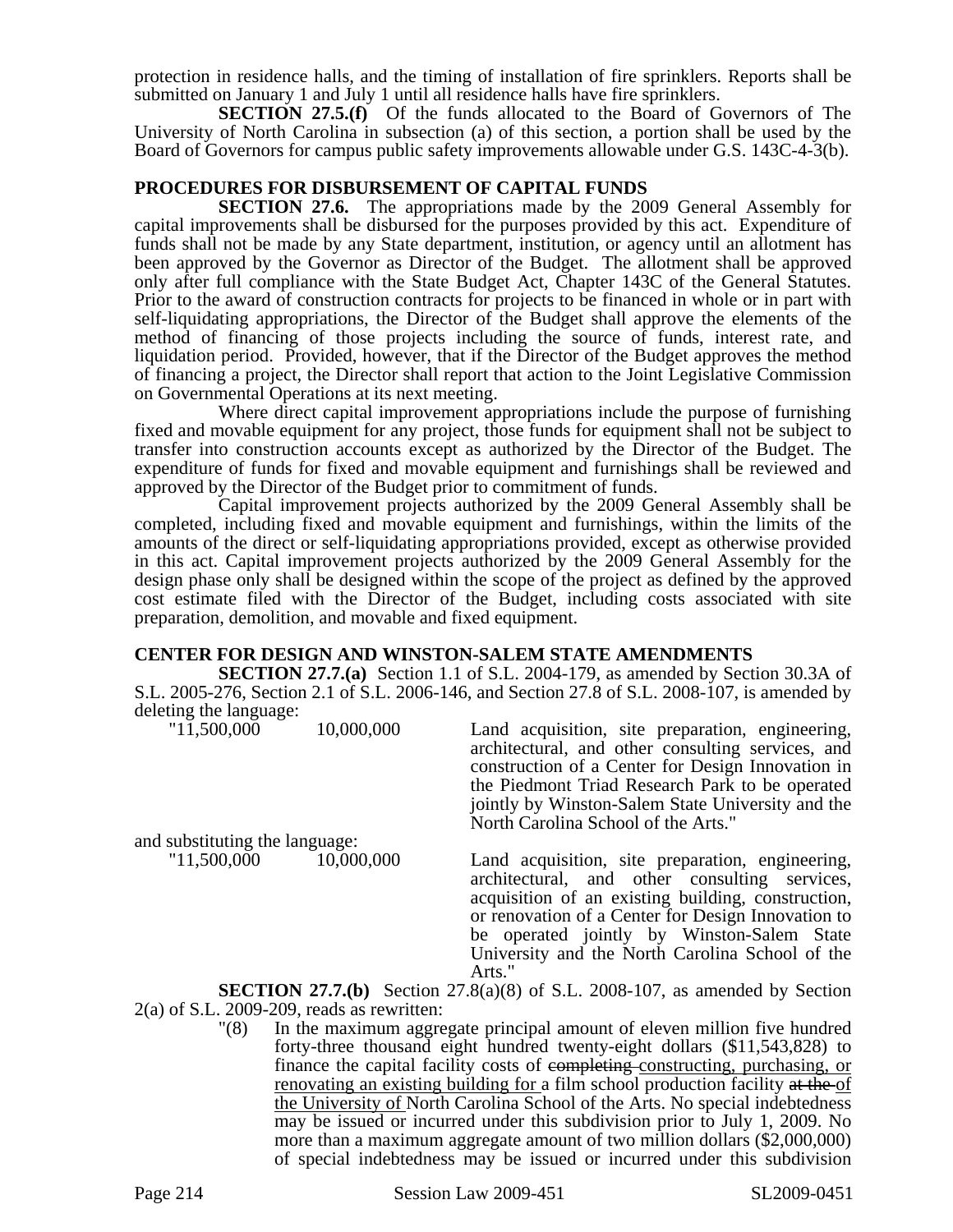protection in residence halls, and the timing of installation of fire sprinklers. Reports shall be submitted on January 1 and July 1 until all residence halls have fire sprinklers.

**SECTION 27.5.(f)** Of the funds allocated to the Board of Governors of The University of North Carolina in subsection (a) of this section, a portion shall be used by the Board of Governors for campus public safety improvements allowable under G.S. 143C-4-3(b).

## PROCEDURES FOR DISBURSEMENT OF CAPITAL FUNDS

**SECTION 27.6.** The appropriations made by the 2009 General Assembly for capital improvements shall be disbursed for the purposes provided by this act. Expenditure of funds shall not be made by any State department, institution, or agency until an allotment has been approved by the Governor as Director of the Budget. The allotment shall be approved only after full compliance with the State Budget Act, Chapter 143C of the General Statutes. Prior to the award of construction contracts for projects to be financed in whole or in part with self-liquidating appropriations, the Director of the Budget shall approve the elements of the method of financing of those projects including the source of funds, interest rate, and liquidation period. Provided, however, that if the Director of the Budget approves the method of financing a project, the Director shall report that action to the Joint Legislative Commission on Governmental Operations at its next meeting.

Where direct capital improvement appropriations include the purpose of furnishing fixed and movable equipment for any project, those funds for equipment shall not be subject to transfer into construction accounts except as authorized by the Director of the Budget. The expenditure of funds for fixed and movable equipment and furnishings shall be reviewed and approved by the Director of the Budget prior to commitment of funds.

Capital improvement projects authorized by the 2009 General Assembly shall be completed, including fixed and movable equipment and furnishings, within the limits of the amounts of the direct or self-liquidating appropriations provided, except as otherwise provided in this act. Capital improvement projects authorized by the 2009 General Assembly for the design phase only shall be designed within the scope of the project as defined by the approved cost estimate filed with the Director of the Budget, including costs associated with site preparation, demolition, and movable and fixed equipment.

## CENTER FOR DESIGN AND WINSTON-SALEM STATE AMENDMENTS

**SECTION 27.7.(a)** Section 1.1 of S.L. 2004-179, as amended by Section 30.3A of S.L. 2005-276, Section 2.1 of S.L. 2006-146, and Section 27.8 of S.L. 2008-107, is amended by deleting the language:

"11,500,000 10,000,000 Land acquisition, site preparation, engineering, architectural, and other consulting services, and construction of a Center for Design Innovation in the Piedmont Triad Research Park to be operated jointly by Winston-Salem State University and the North Carolina School of the Arts."

and substituting the language:

"11,500,000 10,000,000 Land acquisition, site preparation, engineering, architectural, and other consulting services, acquisition of an existing building, construction, or renovation of a Center for Design Innovation to be operated jointly by Winston-Salem State University and the North Carolina School of the Arts."

**SECTION 27.7.(b)** Section 27.8(a)(8) of S.L. 2008-107, as amended by Section 2(a) of S.L. 2009-209, reads as rewritten:

"(8) In the maximum aggregate principal amount of eleven million five hundred forty-three thousand eight hundred twenty-eight dollars ($11,543,828) to finance the capital facility costs of ~~completing~~ constructing, purchasing, or renovating an existing building for a film school production facility ~~at the~~ of the University of North Carolina School of the Arts. No special indebtedness may be issued or incurred under this subdivision prior to July 1, 2009. No more than a maximum aggregate amount of two million dollars ($2,000,000) of special indebtedness may be issued or incurred under this subdivision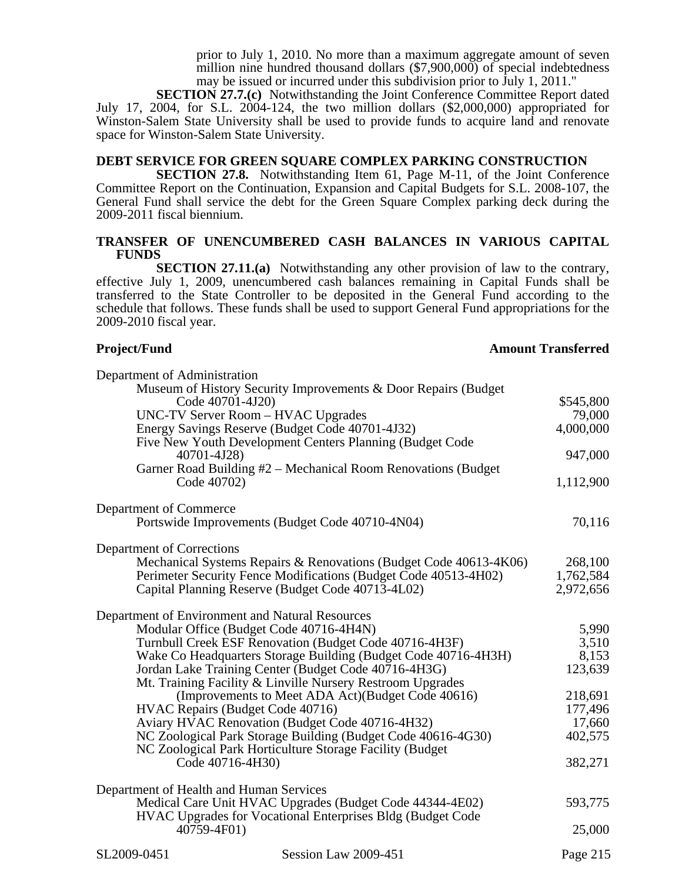prior to July 1, 2010. No more than a maximum aggregate amount of seven million nine hundred thousand dollars ($7,900,000) of special indebtedness may be issued or incurred under this subdivision prior to July 1, 2011."

**SECTION 27.7.(c)** Notwithstanding the Joint Conference Committee Report dated July 17, 2004, for S.L. 2004-124, the two million dollars ($2,000,000) appropriated for Winston-Salem State University shall be used to provide funds to acquire land and renovate space for Winston-Salem State University.

**DEBT SERVICE FOR GREEN SQUARE COMPLEX PARKING CONSTRUCTION**

**SECTION 27.8.** Notwithstanding Item 61, Page M-11, of the Joint Conference Committee Report on the Continuation, Expansion and Capital Budgets for S.L. 2008-107, the General Fund shall service the debt for the Green Square Complex parking deck during the 2009-2011 fiscal biennium.

**TRANSFER OF UNENCUMBERED CASH BALANCES IN VARIOUS CAPITAL FUNDS**

**SECTION 27.11.(a)** Notwithstanding any other provision of law to the contrary, effective July 1, 2009, unencumbered cash balances remaining in Capital Funds shall be transferred to the State Controller to be deposited in the General Fund according to the schedule that follows. These funds shall be used to support General Fund appropriations for the 2009-2010 fiscal year.

| **Project/Fund** | **Amount Transferred** |
|---|---|
| Department of Administration | |
| Museum of History Security Improvements & Door Repairs (Budget Code 40701-4J20) | $545,800 |
| UNC-TV Server Room – HVAC Upgrades | 79,000 |
| Energy Savings Reserve (Budget Code 40701-4J32) | 4,000,000 |
| Five New Youth Development Centers Planning (Budget Code 40701-4J28) | 947,000 |
| Garner Road Building #2 – Mechanical Room Renovations (Budget Code 40702) | 1,112,900 |
| Department of Commerce | |
| Portswide Improvements (Budget Code 40710-4N04) | 70,116 |
| Department of Corrections | |
| Mechanical Systems Repairs & Renovations (Budget Code 40613-4K06) | 268,100 |
| Perimeter Security Fence Modifications (Budget Code 40513-4H02) | 1,762,584 |
| Capital Planning Reserve (Budget Code 40713-4L02) | 2,972,656 |
| Department of Environment and Natural Resources | |
| Modular Office (Budget Code 40716-4H4N) | 5,990 |
| Turnbull Creek ESF Renovation (Budget Code 40716-4H3F) | 3,510 |
| Wake Co Headquarters Storage Building (Budget Code 40716-4H3H) | 8,153 |
| Jordan Lake Training Center (Budget Code 40716-4H3G) | 123,639 |
| Mt. Training Facility & Linville Nursery Restroom Upgrades (Improvements to Meet ADA Act)(Budget Code 40616) | 218,691 |
| HVAC Repairs (Budget Code 40716) | 177,496 |
| Aviary HVAC Renovation (Budget Code 40716-4H32) | 17,660 |
| NC Zoological Park Storage Building (Budget Code 40616-4G30) | 402,575 |
| NC Zoological Park Horticulture Storage Facility (Budget Code 40716-4H30) | 382,271 |
| Department of Health and Human Services | |
| Medical Care Unit HVAC Upgrades (Budget Code 44344-4E02) | 593,775 |
| HVAC Upgrades for Vocational Enterprises Bldg (Budget Code 40759-4F01) | 25,000 |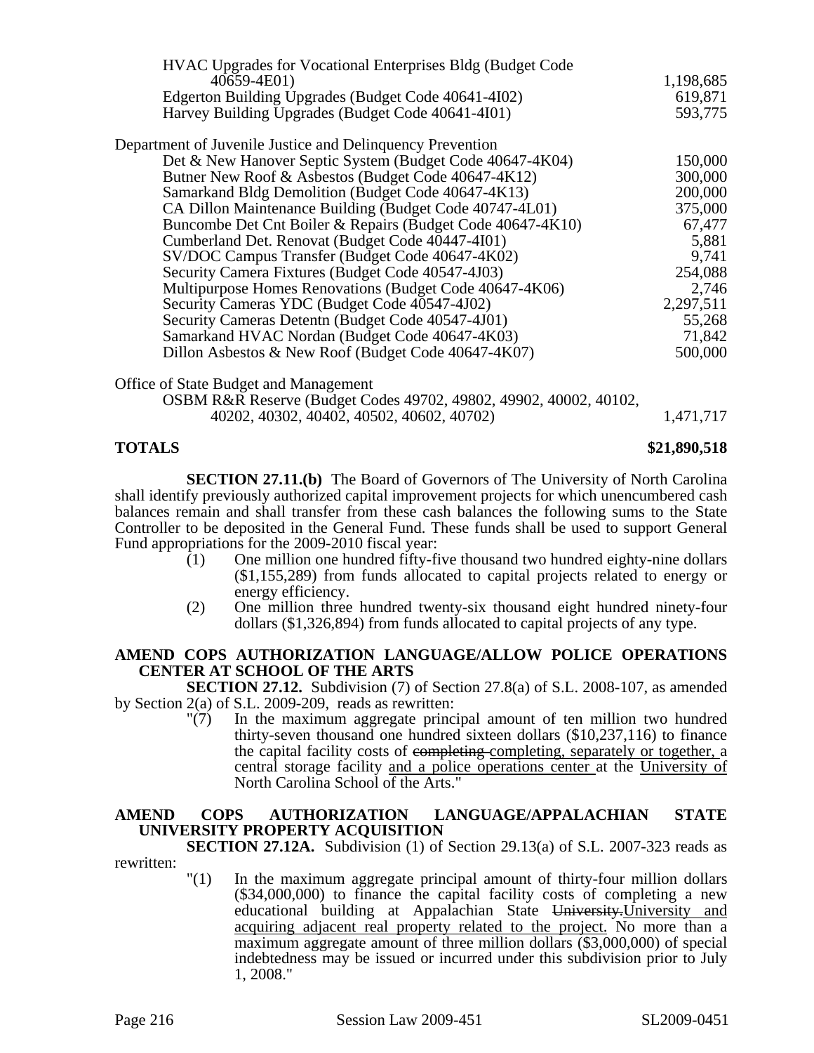| | |
|---|---|
| HVAC Upgrades for Vocational Enterprises Bldg (Budget Code 40659-4E01) | 1,198,685 |
| Edgerton Building Upgrades (Budget Code 40641-4I02) | 619,871 |
| Harvey Building Upgrades (Budget Code 40641-4I01) | 593,775 |
| **Department of Juvenile Justice and Delinquency Prevention** | |
| Det & New Hanover Septic System (Budget Code 40647-4K04) | 150,000 |
| Butner New Roof & Asbestos (Budget Code 40647-4K12) | 300,000 |
| Samarkand Bldg Demolition (Budget Code 40647-4K13) | 200,000 |
| CA Dillon Maintenance Building (Budget Code 40747-4L01) | 375,000 |
| Buncombe Det Cnt Boiler & Repairs (Budget Code 40647-4K10) | 67,477 |
| Cumberland Det. Renovat (Budget Code 40447-4I01) | 5,881 |
| SV/DOC Campus Transfer (Budget Code 40647-4K02) | 9,741 |
| Security Camera Fixtures (Budget Code 40547-4J03) | 254,088 |
| Multipurpose Homes Renovations (Budget Code 40647-4K06) | 2,746 |
| Security Cameras YDC (Budget Code 40547-4J02) | 2,297,511 |
| Security Cameras Detentn (Budget Code 40547-4J01) | 55,268 |
| Samarkand HVAC Nordan (Budget Code 40647-4K03) | 71,842 |
| Dillon Asbestos & New Roof (Budget Code 40647-4K07) | 500,000 |
| **Office of State Budget and Management** | |
| OSBM R&R Reserve (Budget Codes 49702, 49802, 49902, 40002, 40102, 40202, 40302, 40402, 40502, 40602, 40702) | 1,471,717 |
| **TOTALS** | **$21,890,518** |

**SECTION 27.11.(b)** The Board of Governors of The University of North Carolina shall identify previously authorized capital improvement projects for which unencumbered cash balances remain and shall transfer from these cash balances the following sums to the State Controller to be deposited in the General Fund. These funds shall be used to support General Fund appropriations for the 2009-2010 fiscal year:

(1) One million one hundred fifty-five thousand two hundred eighty-nine dollars ($1,155,289) from funds allocated to capital projects related to energy or energy efficiency.

(2) One million three hundred twenty-six thousand eight hundred ninety-four dollars ($1,326,894) from funds allocated to capital projects of any type.

### AMEND COPS AUTHORIZATION LANGUAGE/ALLOW POLICE OPERATIONS CENTER AT SCHOOL OF THE ARTS

**SECTION 27.12.** Subdivision (7) of Section 27.8(a) of S.L. 2008-107, as amended by Section 2(a) of S.L. 2009-209, reads as rewritten:

"(7) In the maximum aggregate principal amount of ten million two hundred thirty-seven thousand one hundred sixteen dollars ($10,237,116) to finance the capital facility costs of ~~completing~~ completing, separately or together, a central storage facility <u>and a police operations center</u> at the <u>University of</u> North Carolina School of the Arts."

### AMEND COPS AUTHORIZATION LANGUAGE/APPALACHIAN STATE UNIVERSITY PROPERTY ACQUISITION

**SECTION 27.12A.** Subdivision (1) of Section 29.13(a) of S.L. 2007-323 reads as rewritten:

"(1) In the maximum aggregate principal amount of thirty-four million dollars ($34,000,000) to finance the capital facility costs of completing a new educational building at Appalachian State ~~University.~~<u>University and acquiring adjacent real property related to the project.</u> No more than a maximum aggregate amount of three million dollars ($3,000,000) of special indebtedness may be issued or incurred under this subdivision prior to July 1, 2008."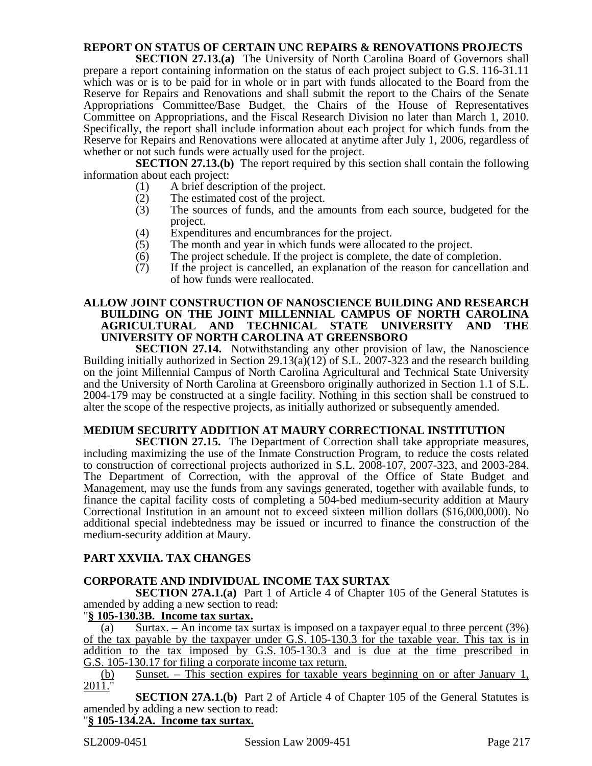**REPORT ON STATUS OF CERTAIN UNC REPAIRS & RENOVATIONS PROJECTS**

**SECTION 27.13.(a)** The University of North Carolina Board of Governors shall prepare a report containing information on the status of each project subject to G.S. 116-31.11 which was or is to be paid for in whole or in part with funds allocated to the Board from the Reserve for Repairs and Renovations and shall submit the report to the Chairs of the Senate Appropriations Committee/Base Budget, the Chairs of the House of Representatives Committee on Appropriations, and the Fiscal Research Division no later than March 1, 2010. Specifically, the report shall include information about each project for which funds from the Reserve for Repairs and Renovations were allocated at anytime after July 1, 2006, regardless of whether or not such funds were actually used for the project.

**SECTION 27.13.(b)** The report required by this section shall contain the following information about each project:

(1) A brief description of the project.
(2) The estimated cost of the project.
(3) The sources of funds, and the amounts from each source, budgeted for the project.
(4) Expenditures and encumbrances for the project.
(5) The month and year in which funds were allocated to the project.
(6) The project schedule. If the project is complete, the date of completion.
(7) If the project is cancelled, an explanation of the reason for cancellation and of how funds were reallocated.

**ALLOW JOINT CONSTRUCTION OF NANOSCIENCE BUILDING AND RESEARCH BUILDING ON THE JOINT MILLENNIAL CAMPUS OF NORTH CAROLINA AGRICULTURAL AND TECHNICAL STATE UNIVERSITY AND THE UNIVERSITY OF NORTH CAROLINA AT GREENSBORO**

**SECTION 27.14.** Notwithstanding any other provision of law, the Nanoscience Building initially authorized in Section 29.13(a)(12) of S.L. 2007-323 and the research building on the joint Millennial Campus of North Carolina Agricultural and Technical State University and the University of North Carolina at Greensboro originally authorized in Section 1.1 of S.L. 2004-179 may be constructed at a single facility. Nothing in this section shall be construed to alter the scope of the respective projects, as initially authorized or subsequently amended.

**MEDIUM SECURITY ADDITION AT MAURY CORRECTIONAL INSTITUTION**

**SECTION 27.15.** The Department of Correction shall take appropriate measures, including maximizing the use of the Inmate Construction Program, to reduce the costs related to construction of correctional projects authorized in S.L. 2008-107, 2007-323, and 2003-284. The Department of Correction, with the approval of the Office of State Budget and Management, may use the funds from any savings generated, together with available funds, to finance the capital facility costs of completing a 504-bed medium-security addition at Maury Correctional Institution in an amount not to exceed sixteen million dollars ($16,000,000). No additional special indebtedness may be issued or incurred to finance the construction of the medium-security addition at Maury.

## PART XXVIIA. TAX CHANGES

**CORPORATE AND INDIVIDUAL INCOME TAX SURTAX**

**SECTION 27A.1.(a)** Part 1 of Article 4 of Chapter 105 of the General Statutes is amended by adding a new section to read:

"**§ 105-130.3B. Income tax surtax.**

(a) Surtax. – An income tax surtax is imposed on a taxpayer equal to three percent (3%) of the tax payable by the taxpayer under G.S. 105-130.3 for the taxable year. This tax is in addition to the tax imposed by G.S. 105-130.3 and is due at the time prescribed in G.S. 105-130.17 for filing a corporate income tax return.

(b) Sunset. – This section expires for taxable years beginning on or after January 1, 2011."

**SECTION 27A.1.(b)** Part 2 of Article 4 of Chapter 105 of the General Statutes is amended by adding a new section to read:

"**§ 105-134.2A. Income tax surtax.**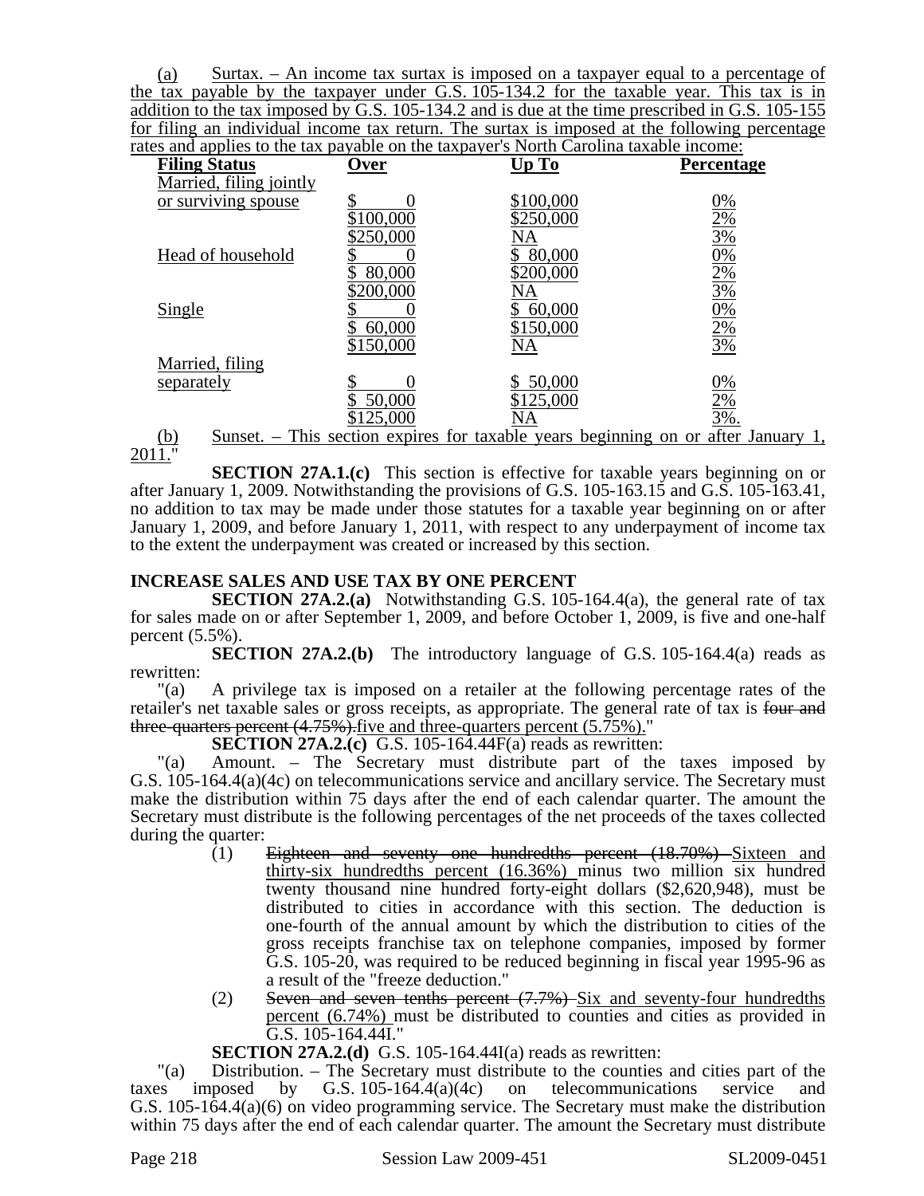(a) Surtax. – An income tax surtax is imposed on a taxpayer equal to a percentage of the tax payable by the taxpayer under G.S. 105-134.2 for the taxable year. This tax is in addition to the tax imposed by G.S. 105-134.2 and is due at the time prescribed in G.S. 105-155 for filing an individual income tax return. The surtax is imposed at the following percentage rates and applies to the tax payable on the taxpayer's North Carolina taxable income:

| Filing Status | Over | Up To | Percentage |
|---|---|---|---|
| Married, filing jointly or surviving spouse | $ 0 | $100,000 | 0% |
| | $100,000 | $250,000 | 2% |
| | $250,000 | NA | 3% |
| Head of household | $ 0 | $ 80,000 | 0% |
| | $ 80,000 | $200,000 | 2% |
| | $200,000 | NA | 3% |
| Single | $ 0 | $ 60,000 | 0% |
| | $ 60,000 | $150,000 | 2% |
| | $150,000 | NA | 3% |
| Married, filing separately | $ 0 | $ 50,000 | 0% |
| | $ 50,000 | $125,000 | 2% |
| | $125,000 | NA | 3%. |

(b) Sunset. – This section expires for taxable years beginning on or after January 1, 2011."

**SECTION 27A.1.(c)** This section is effective for taxable years beginning on or after January 1, 2009. Notwithstanding the provisions of G.S. 105-163.15 and G.S. 105-163.41, no addition to tax may be made under those statutes for a taxable year beginning on or after January 1, 2009, and before January 1, 2011, with respect to any underpayment of income tax to the extent the underpayment was created or increased by this section.

**INCREASE SALES AND USE TAX BY ONE PERCENT**

**SECTION 27A.2.(a)** Notwithstanding G.S. 105-164.4(a), the general rate of tax for sales made on or after September 1, 2009, and before October 1, 2009, is five and one-half percent (5.5%).

**SECTION 27A.2.(b)** The introductory language of G.S. 105-164.4(a) reads as rewritten:

"(a) A privilege tax is imposed on a retailer at the following percentage rates of the retailer's net taxable sales or gross receipts, as appropriate. The general rate of tax is ~~four and three-quarters percent (4.75%).~~five and three-quarters percent (5.75%)."

**SECTION 27A.2.(c)** G.S. 105-164.44F(a) reads as rewritten:

"(a) Amount. – The Secretary must distribute part of the taxes imposed by G.S. 105-164.4(a)(4c) on telecommunications service and ancillary service. The Secretary must make the distribution within 75 days after the end of each calendar quarter. The amount the Secretary must distribute is the following percentages of the net proceeds of the taxes collected during the quarter:

(1) ~~Eighteen and seventy one hundredths percent (18.70%)~~ Sixteen and thirty-six hundredths percent (16.36%) minus two million six hundred twenty thousand nine hundred forty-eight dollars ($2,620,948), must be distributed to cities in accordance with this section. The deduction is one-fourth of the annual amount by which the distribution to cities of the gross receipts franchise tax on telephone companies, imposed by former G.S. 105-20, was required to be reduced beginning in fiscal year 1995-96 as a result of the "freeze deduction."

(2) ~~Seven and seven tenths percent (7.7%)~~ Six and seventy-four hundredths percent (6.74%) must be distributed to counties and cities as provided in G.S. 105-164.44I."

**SECTION 27A.2.(d)** G.S. 105-164.44I(a) reads as rewritten:

"(a) Distribution. – The Secretary must distribute to the counties and cities part of the taxes imposed by G.S. 105-164.4(a)(4c) on telecommunications service and G.S. 105-164.4(a)(6) on video programming service. The Secretary must make the distribution within 75 days after the end of each calendar quarter. The amount the Secretary must distribute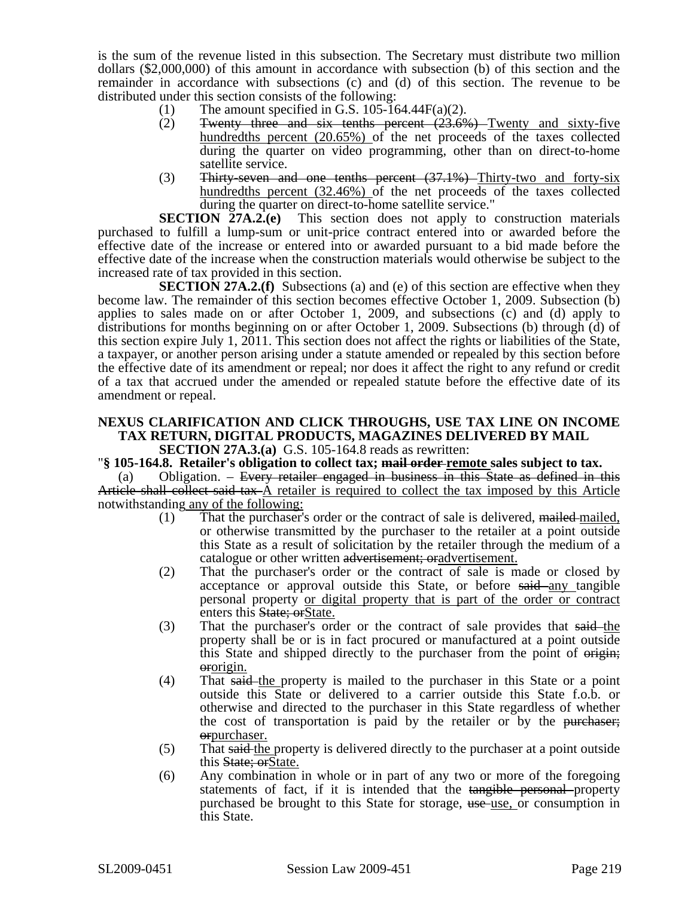is the sum of the revenue listed in this subsection. The Secretary must distribute two million dollars ($2,000,000) of this amount in accordance with subsection (b) of this section and the remainder in accordance with subsections (c) and (d) of this section. The revenue to be distributed under this section consists of the following:

(1) The amount specified in G.S. 105-164.44F(a)(2).

(2) ~~Twenty three and six tenths percent (23.6%)~~ Twenty and sixty-five hundredths percent (20.65%) of the net proceeds of the taxes collected during the quarter on video programming, other than on direct-to-home satellite service.

(3) ~~Thirty-seven and one tenths percent (37.1%)~~ Thirty-two and forty-six hundredths percent (32.46%) of the net proceeds of the taxes collected during the quarter on direct-to-home satellite service."

**SECTION 27A.2.(e)** This section does not apply to construction materials purchased to fulfill a lump-sum or unit-price contract entered into or awarded before the effective date of the increase or entered into or awarded pursuant to a bid made before the effective date of the increase when the construction materials would otherwise be subject to the increased rate of tax provided in this section.

**SECTION 27A.2.(f)** Subsections (a) and (e) of this section are effective when they become law. The remainder of this section becomes effective October 1, 2009. Subsection (b) applies to sales made on or after October 1, 2009, and subsections (c) and (d) apply to distributions for months beginning on or after October 1, 2009. Subsections (b) through (d) of this section expire July 1, 2011. This section does not affect the rights or liabilities of the State, a taxpayer, or another person arising under a statute amended or repealed by this section before the effective date of its amendment or repeal; nor does it affect the right to any refund or credit of a tax that accrued under the amended or repealed statute before the effective date of its amendment or repeal.

**NEXUS CLARIFICATION AND CLICK THROUGHS, USE TAX LINE ON INCOME TAX RETURN, DIGITAL PRODUCTS, MAGAZINES DELIVERED BY MAIL**

**SECTION 27A.3.(a)** G.S. 105-164.8 reads as rewritten:

"**§ 105-164.8. Retailer's obligation to collect tax; ~~mail order~~ remote sales subject to tax.**

(a) Obligation. – ~~Every retailer engaged in business in this State as defined in this Article shall collect said tax~~ A retailer is required to collect the tax imposed by this Article notwithstanding any of the following:

(1) That the purchaser's order or the contract of sale is delivered, ~~mailed~~ mailed, or otherwise transmitted by the purchaser to the retailer at a point outside this State as a result of solicitation by the retailer through the medium of a catalogue or other written ~~advertisement; or~~advertisement.

(2) That the purchaser's order or the contract of sale is made or closed by acceptance or approval outside this State, or before ~~said~~ any tangible personal property or digital property that is part of the order or contract enters this ~~State; or~~State.

(3) That the purchaser's order or the contract of sale provides that ~~said~~ the property shall be or is in fact procured or manufactured at a point outside this State and shipped directly to the purchaser from the point of ~~origin; or~~origin.

(4) That ~~said~~ the property is mailed to the purchaser in this State or a point outside this State or delivered to a carrier outside this State f.o.b. or otherwise and directed to the purchaser in this State regardless of whether the cost of transportation is paid by the retailer or by the ~~purchaser; or~~purchaser.

(5) That ~~said~~ the property is delivered directly to the purchaser at a point outside this ~~State; or~~State.

(6) Any combination in whole or in part of any two or more of the foregoing statements of fact, if it is intended that the ~~tangible personal~~ property purchased be brought to this State for storage, ~~use~~ use, or consumption in this State.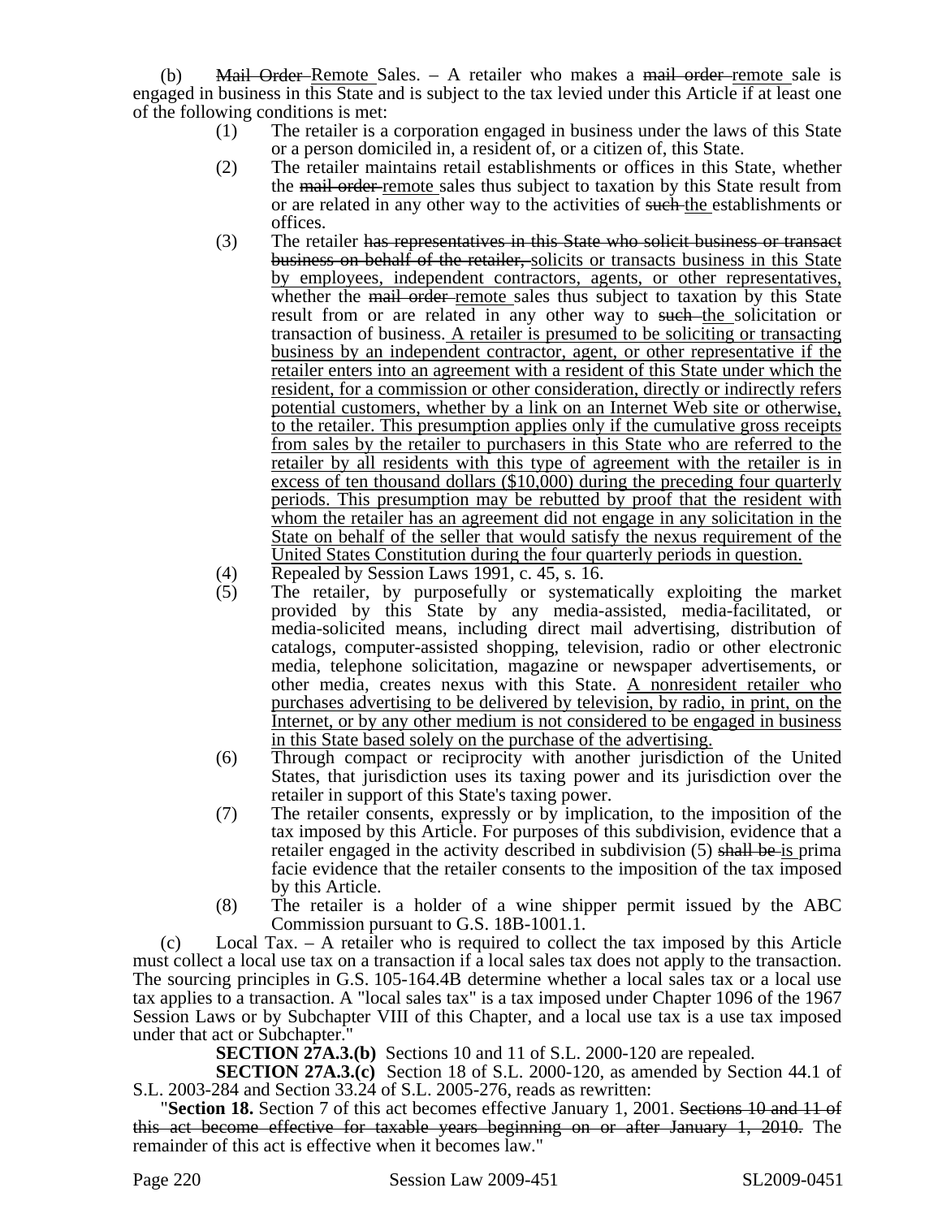(b) ~~Mail Order~~ Remote Sales. – A retailer who makes a ~~mail order~~ remote sale is engaged in business in this State and is subject to the tax levied under this Article if at least one of the following conditions is met:

(1) The retailer is a corporation engaged in business under the laws of this State or a person domiciled in, a resident of, or a citizen of, this State.

(2) The retailer maintains retail establishments or offices in this State, whether the ~~mail order~~ remote sales thus subject to taxation by this State result from or are related in any other way to the activities of ~~such~~ the establishments or offices.

(3) The retailer ~~has representatives in this State who solicit business or transact business on behalf of the retailer,~~ solicits or transacts business in this State by employees, independent contractors, agents, or other representatives, whether the ~~mail order~~ remote sales thus subject to taxation by this State result from or are related in any other way to ~~such~~ the solicitation or transaction of business. A retailer is presumed to be soliciting or transacting business by an independent contractor, agent, or other representative if the retailer enters into an agreement with a resident of this State under which the resident, for a commission or other consideration, directly or indirectly refers potential customers, whether by a link on an Internet Web site or otherwise, to the retailer. This presumption applies only if the cumulative gross receipts from sales by the retailer to purchasers in this State who are referred to the retailer by all residents with this type of agreement with the retailer is in excess of ten thousand dollars ($10,000) during the preceding four quarterly periods. This presumption may be rebutted by proof that the resident with whom the retailer has an agreement did not engage in any solicitation in the State on behalf of the seller that would satisfy the nexus requirement of the United States Constitution during the four quarterly periods in question.

(4) Repealed by Session Laws 1991, c. 45, s. 16.

(5) The retailer, by purposefully or systematically exploiting the market provided by this State by any media-assisted, media-facilitated, or media-solicited means, including direct mail advertising, distribution of catalogs, computer-assisted shopping, television, radio or other electronic media, telephone solicitation, magazine or newspaper advertisements, or other media, creates nexus with this State. A nonresident retailer who purchases advertising to be delivered by television, by radio, in print, on the Internet, or by any other medium is not considered to be engaged in business in this State based solely on the purchase of the advertising.

(6) Through compact or reciprocity with another jurisdiction of the United States, that jurisdiction uses its taxing power and its jurisdiction over the retailer in support of this State's taxing power.

(7) The retailer consents, expressly or by implication, to the imposition of the tax imposed by this Article. For purposes of this subdivision, evidence that a retailer engaged in the activity described in subdivision (5) ~~shall be~~ is prima facie evidence that the retailer consents to the imposition of the tax imposed by this Article.

(8) The retailer is a holder of a wine shipper permit issued by the ABC Commission pursuant to G.S. 18B-1001.1.

(c) Local Tax. – A retailer who is required to collect the tax imposed by this Article must collect a local use tax on a transaction if a local sales tax does not apply to the transaction. The sourcing principles in G.S. 105-164.4B determine whether a local sales tax or a local use tax applies to a transaction. A "local sales tax" is a tax imposed under Chapter 1096 of the 1967 Session Laws or by Subchapter VIII of this Chapter, and a local use tax is a use tax imposed under that act or Subchapter."

**SECTION 27A.3.(b)** Sections 10 and 11 of S.L. 2000-120 are repealed.

**SECTION 27A.3.(c)** Section 18 of S.L. 2000-120, as amended by Section 44.1 of S.L. 2003-284 and Section 33.24 of S.L. 2005-276, reads as rewritten:

"**Section 18.** Section 7 of this act becomes effective January 1, 2001. ~~Sections 10 and 11 of this act become effective for taxable years beginning on or after January 1, 2010.~~ The remainder of this act is effective when it becomes law."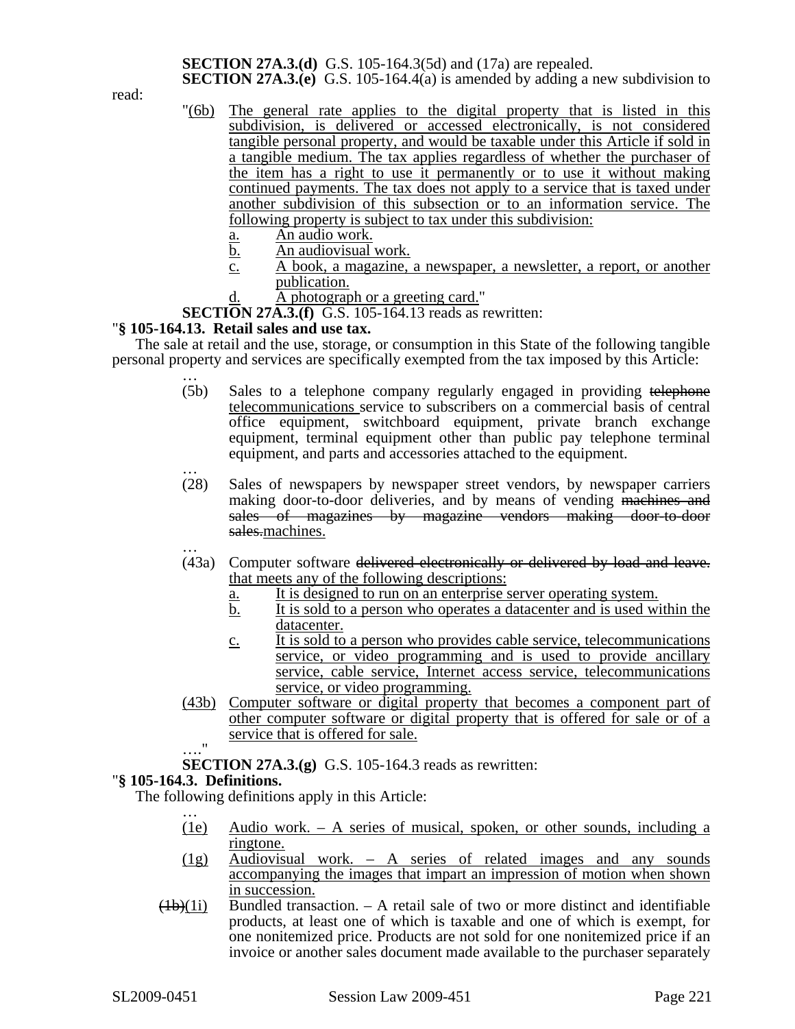**SECTION 27A.3.(d)** G.S. 105-164.3(5d) and (17a) are repealed.

**SECTION 27A.3.(e)** G.S. 105-164.4(a) is amended by adding a new subdivision to read:

"(6b) The general rate applies to the digital property that is listed in this subdivision, is delivered or accessed electronically, is not considered tangible personal property, and would be taxable under this Article if sold in a tangible medium. The tax applies regardless of whether the purchaser of the item has a right to use it permanently or to use it without making continued payments. The tax does not apply to a service that is taxed under another subdivision of this subsection or to an information service. The following property is subject to tax under this subdivision:

a. An audio work.
b. An audiovisual work.
c. A book, a magazine, a newspaper, a newsletter, a report, or another publication.
d. A photograph or a greeting card."

**SECTION 27A.3.(f)** G.S. 105-164.13 reads as rewritten:

"**§ 105-164.13. Retail sales and use tax.**

The sale at retail and the use, storage, or consumption in this State of the following tangible personal property and services are specifically exempted from the tax imposed by this Article:

…

(5b) Sales to a telephone company regularly engaged in providing ~~telephone~~ telecommunications service to subscribers on a commercial basis of central office equipment, switchboard equipment, private branch exchange equipment, terminal equipment other than public pay telephone terminal equipment, and parts and accessories attached to the equipment.

…

(28) Sales of newspapers by newspaper street vendors, by newspaper carriers making door-to-door deliveries, and by means of vending ~~machines and sales of magazines by magazine vendors making door-to-door sales.~~machines.

…

(43a) Computer software ~~delivered electronically or delivered by load and leave.~~ that meets any of the following descriptions:

a. It is designed to run on an enterprise server operating system.
b. It is sold to a person who operates a datacenter and is used within the datacenter.
c. It is sold to a person who provides cable service, telecommunications service, or video programming and is used to provide ancillary service, cable service, Internet access service, telecommunications service, or video programming.

(43b) Computer software or digital property that becomes a component part of other computer software or digital property that is offered for sale or of a service that is offered for sale.

…."

**SECTION 27A.3.(g)** G.S. 105-164.3 reads as rewritten:

"**§ 105-164.3. Definitions.**

The following definitions apply in this Article:

…

(1e) Audio work. – A series of musical, spoken, or other sounds, including a ringtone.

(1g) Audiovisual work. – A series of related images and any sounds accompanying the images that impart an impression of motion when shown in succession.

~~(1b)~~(1i) Bundled transaction. – A retail sale of two or more distinct and identifiable products, at least one of which is taxable and one of which is exempt, for one nonitemized price. Products are not sold for one nonitemized price if an invoice or another sales document made available to the purchaser separately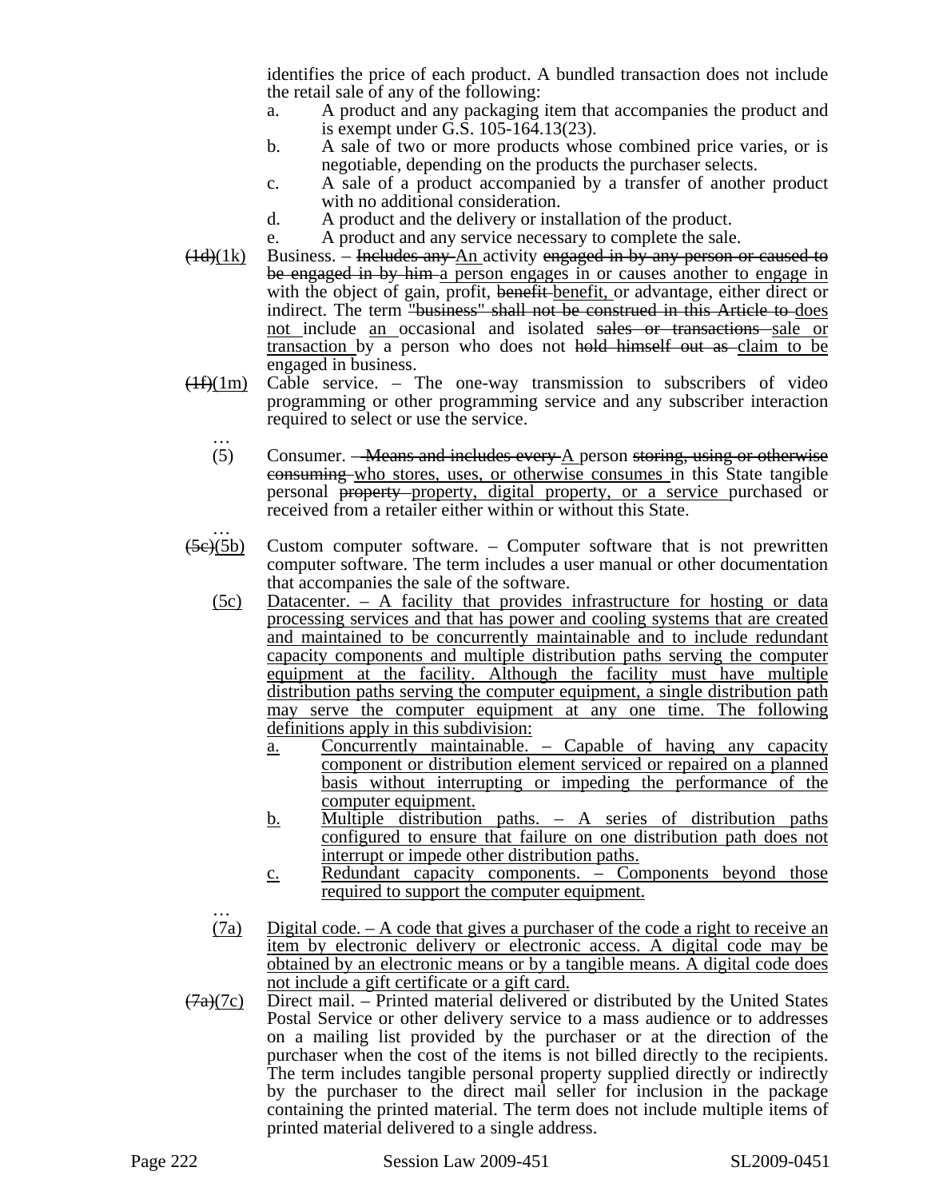identifies the price of each product. A bundled transaction does not include the retail sale of any of the following:

a. A product and any packaging item that accompanies the product and is exempt under G.S. 105-164.13(23).

b. A sale of two or more products whose combined price varies, or is negotiable, depending on the products the purchaser selects.

c. A sale of a product accompanied by a transfer of another product with no additional consideration.

d. A product and the delivery or installation of the product.

e. A product and any service necessary to complete the sale.

~~(1d)~~(1k) Business. – ~~Includes any~~ An activity ~~engaged in by any person or caused to be engaged in by him~~ a person engages in or causes another to engage in with the object of gain, profit, ~~benefit~~ benefit, or advantage, either direct or indirect. The term ~~"business" shall not be construed in this Article to~~ does not include an occasional and isolated ~~sales or transactions~~ sale or transaction by a person who does not ~~hold himself out as~~ claim to be engaged in business.

~~(1f)~~(1m) Cable service. – The one-way transmission to subscribers of video programming or other programming service and any subscriber interaction required to select or use the service.

…

(5) Consumer. – ~~Means and includes every~~ A person ~~storing, using or otherwise consuming~~ who stores, uses, or otherwise consumes in this State tangible personal ~~property~~ property, digital property, or a service purchased or received from a retailer either within or without this State.

…

~~(5c)~~(5b) Custom computer software. – Computer software that is not prewritten computer software. The term includes a user manual or other documentation that accompanies the sale of the software.

(5c) Datacenter. – A facility that provides infrastructure for hosting or data processing services and that has power and cooling systems that are created and maintained to be concurrently maintainable and to include redundant capacity components and multiple distribution paths serving the computer equipment at the facility. Although the facility must have multiple distribution paths serving the computer equipment, a single distribution path may serve the computer equipment at any one time. The following definitions apply in this subdivision:

a. Concurrently maintainable. – Capable of having any capacity component or distribution element serviced or repaired on a planned basis without interrupting or impeding the performance of the computer equipment.

b. Multiple distribution paths. – A series of distribution paths configured to ensure that failure on one distribution path does not interrupt or impede other distribution paths.

c. Redundant capacity components. – Components beyond those required to support the computer equipment.

…

(7a) Digital code. – A code that gives a purchaser of the code a right to receive an item by electronic delivery or electronic access. A digital code may be obtained by an electronic means or by a tangible means. A digital code does not include a gift certificate or a gift card.

~~(7a)~~(7c) Direct mail. – Printed material delivered or distributed by the United States Postal Service or other delivery service to a mass audience or to addresses on a mailing list provided by the purchaser or at the direction of the purchaser when the cost of the items is not billed directly to the recipients. The term includes tangible personal property supplied directly or indirectly by the purchaser to the direct mail seller for inclusion in the package containing the printed material. The term does not include multiple items of printed material delivered to a single address.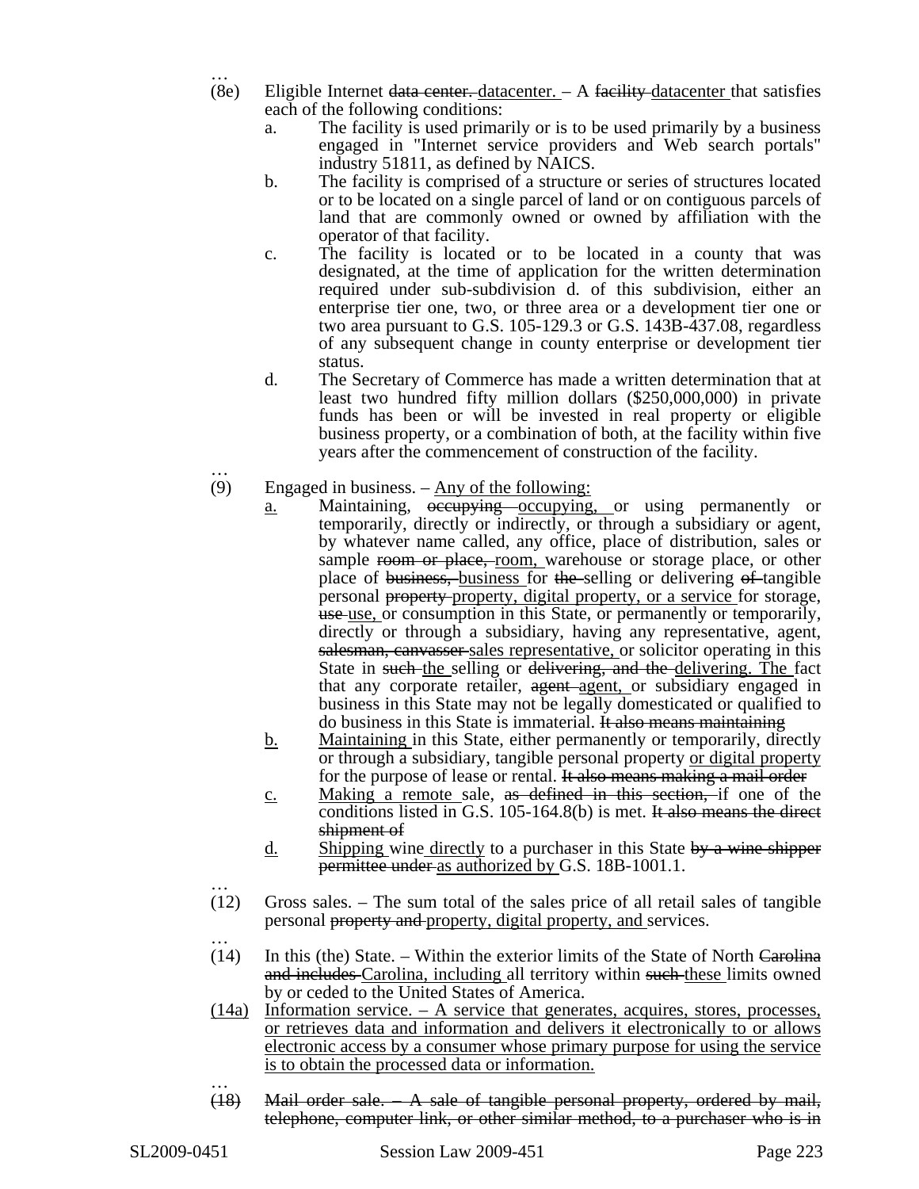…

(8e) Eligible Internet ~~data center.~~ <u>datacenter.</u> – A ~~facility~~ <u>datacenter</u> that satisfies each of the following conditions:

a. The facility is used primarily or is to be used primarily by a business engaged in "Internet service providers and Web search portals" industry 51811, as defined by NAICS.

b. The facility is comprised of a structure or series of structures located or to be located on a single parcel of land or on contiguous parcels of land that are commonly owned or owned by affiliation with the operator of that facility.

c. The facility is located or to be located in a county that was designated, at the time of application for the written determination required under sub-subdivision d. of this subdivision, either an enterprise tier one, two, or three area or a development tier one or two area pursuant to G.S. 105-129.3 or G.S. 143B-437.08, regardless of any subsequent change in county enterprise or development tier status.

d. The Secretary of Commerce has made a written determination that at least two hundred fifty million dollars ($250,000,000) in private funds has been or will be invested in real property or eligible business property, or a combination of both, at the facility within five years after the commencement of construction of the facility.

…

(9) Engaged in business. – <u>Any of the following:</u>

<u>a.</u> Maintaining, ~~occupying~~ <u>occupying,</u> or using permanently or temporarily, directly or indirectly, or through a subsidiary or agent, by whatever name called, any office, place of distribution, sales or sample ~~room or place,~~ <u>room,</u> warehouse or storage place, or other place of ~~business,~~ <u>business</u> for ~~the~~ selling or delivering ~~of~~ tangible personal ~~property~~ <u>property, digital property, or a service</u> for storage, ~~use~~ <u>use,</u> or consumption in this State, or permanently or temporarily, directly or through a subsidiary, having any representative, agent, ~~salesman, canvasser~~ <u>sales representative,</u> or solicitor operating in this State in ~~such~~ <u>the</u> selling or ~~delivering, and the~~ <u>delivering. The</u> fact that any corporate retailer, ~~agent~~ <u>agent,</u> or subsidiary engaged in business in this State may not be legally domesticated or qualified to do business in this State is immaterial. ~~It also means maintaining~~

<u>b.</u> <u>Maintaining</u> in this State, either permanently or temporarily, directly or through a subsidiary, tangible personal property <u>or digital property</u> for the purpose of lease or rental. ~~It also means making a mail order~~

<u>c.</u> <u>Making a remote</u> sale, ~~as defined in this section,~~ if one of the conditions listed in G.S. 105-164.8(b) is met. ~~It also means the direct shipment of~~

<u>d.</u> <u>Shipping</u> wine <u>directly</u> to a purchaser in this State ~~by a wine shipper permittee under~~ <u>as authorized by</u> G.S. 18B-1001.1.

…

(12) Gross sales. – The sum total of the sales price of all retail sales of tangible personal ~~property and~~ <u>property, digital property, and</u> services.

…

(14) In this (the) State. – Within the exterior limits of the State of North ~~Carolina and includes~~ <u>Carolina, including</u> all territory within ~~such~~ <u>these</u> limits owned by or ceded to the United States of America.

<u>(14a) Information service. – A service that generates, acquires, stores, processes, or retrieves data and information and delivers it electronically to or allows electronic access by a consumer whose primary purpose for using the service is to obtain the processed data or information.</u>

…

~~(18) Mail order sale. – A sale of tangible personal property, ordered by mail, telephone, computer link, or other similar method, to a purchaser who is in~~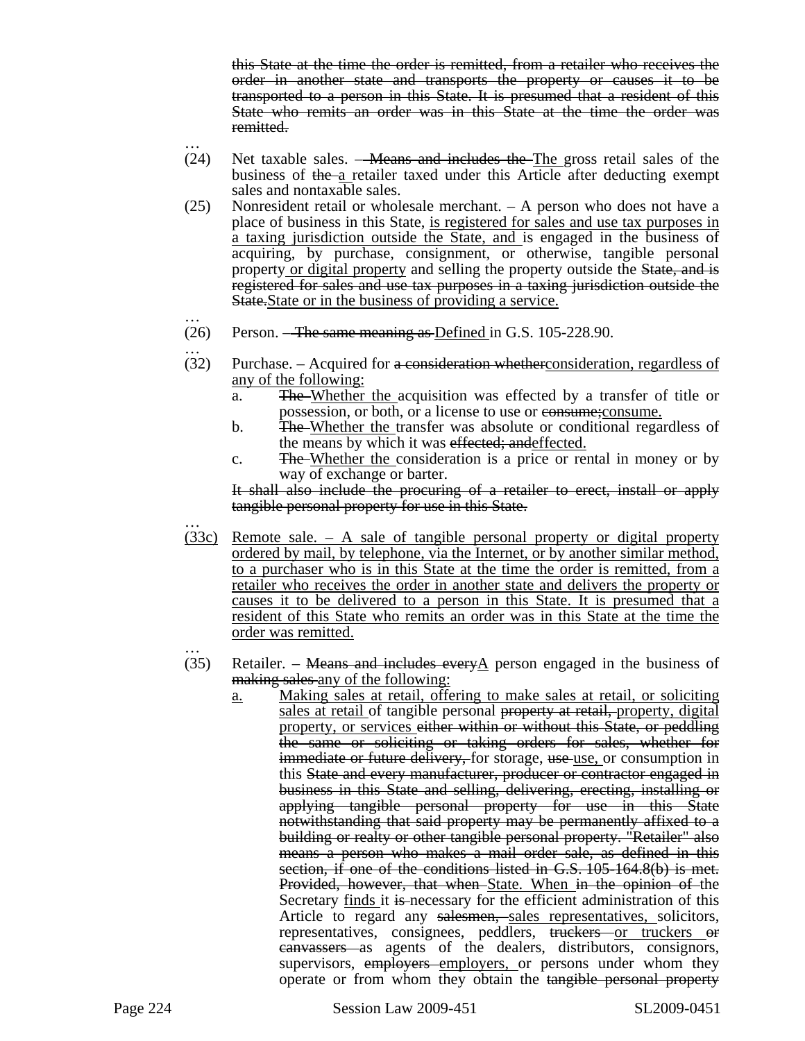this State at the time the order is remitted, from a retailer who receives the order in another state and transports the property or causes it to be transported to a person in this State. It is presumed that a resident of this State who remits an order was in this State at the time the order was remitted.

…

(24) Net taxable sales. – Means and includes the The gross retail sales of the business of the a retailer taxed under this Article after deducting exempt sales and nontaxable sales.

(25) Nonresident retail or wholesale merchant. – A person who does not have a place of business in this State, is registered for sales and use tax purposes in a taxing jurisdiction outside the State, and is engaged in the business of acquiring, by purchase, consignment, or otherwise, tangible personal property or digital property and selling the property outside the State, and is registered for sales and use tax purposes in a taxing jurisdiction outside the State.State or in the business of providing a service.

…

(26) Person. – The same meaning as Defined in G.S. 105-228.90.

…

(32) Purchase. – Acquired for a consideration whetherconsideration, regardless of any of the following:

a. The Whether the acquisition was effected by a transfer of title or possession, or both, or a license to use or consume;consume.

b. The Whether the transfer was absolute or conditional regardless of the means by which it was effected; andeffected.

c. The Whether the consideration is a price or rental in money or by way of exchange or barter.

It shall also include the procuring of a retailer to erect, install or apply tangible personal property for use in this State.

…

(33c) Remote sale. – A sale of tangible personal property or digital property ordered by mail, by telephone, via the Internet, or by another similar method, to a purchaser who is in this State at the time the order is remitted, from a retailer who receives the order in another state and delivers the property or causes it to be delivered to a person in this State. It is presumed that a resident of this State who remits an order was in this State at the time the order was remitted.

…

(35) Retailer. – Means and includes everyA person engaged in the business of making sales any of the following:

a. Making sales at retail, offering to make sales at retail, or soliciting sales at retail of tangible personal property at retail, property, digital property, or services either within or without this State, or peddling the same or soliciting or taking orders for sales, whether for immediate or future delivery, for storage, use use, or consumption in this State and every manufacturer, producer or contractor engaged in business in this State and selling, delivering, erecting, installing or applying tangible personal property for use in this State notwithstanding that said property may be permanently affixed to a building or realty or other tangible personal property. "Retailer" also means a person who makes a mail order sale, as defined in this section, if one of the conditions listed in G.S. 105-164.8(b) is met. Provided, however, that when State. When in the opinion of the Secretary finds it is necessary for the efficient administration of this Article to regard any salesmen, sales representatives, solicitors, representatives, consignees, peddlers, truckers or truckers or canvassers as agents of the dealers, distributors, consignors, supervisors, employers employers, or persons under whom they operate or from whom they obtain the tangible personal property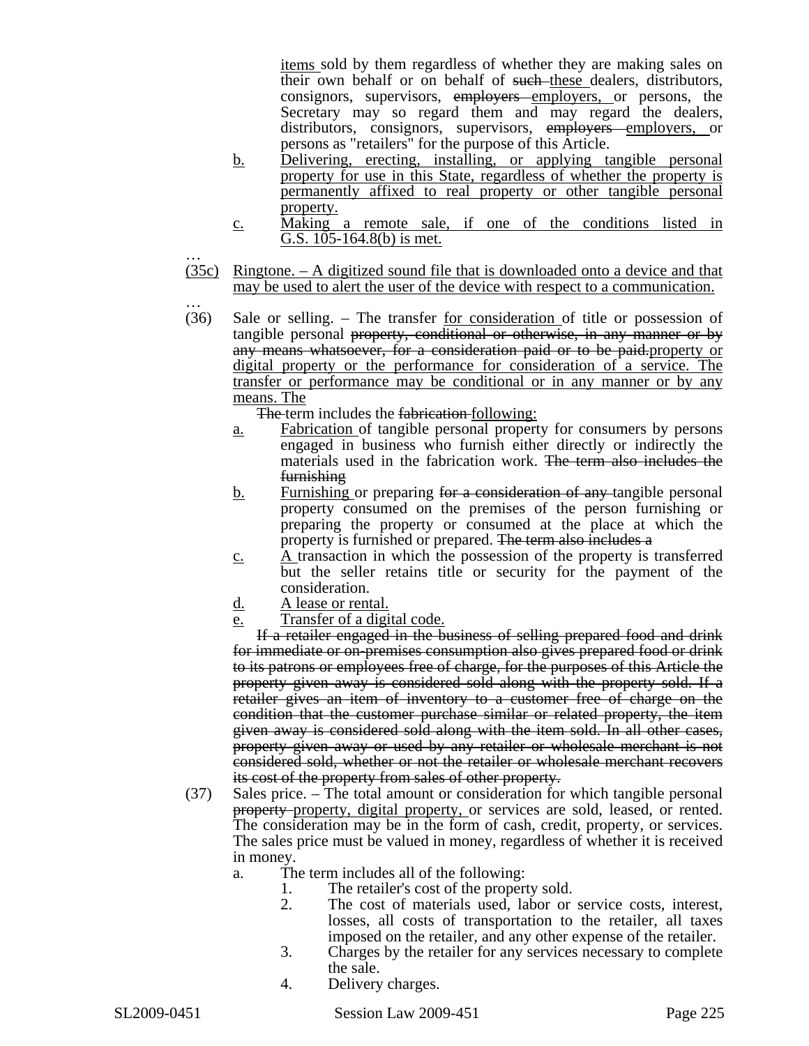items sold by them regardless of whether they are making sales on their own behalf or on behalf of ~~such~~ these dealers, distributors, consignors, supervisors, ~~employers~~ employers, or persons, the Secretary may so regard them and may regard the dealers, distributors, consignors, supervisors, ~~employers~~ employers, or persons as "retailers" for the purpose of this Article.

b. Delivering, erecting, installing, or applying tangible personal property for use in this State, regardless of whether the property is permanently affixed to real property or other tangible personal property.

c. Making a remote sale, if one of the conditions listed in G.S. 105-164.8(b) is met.

…

(35c) Ringtone. – A digitized sound file that is downloaded onto a device and that may be used to alert the user of the device with respect to a communication.

…

(36) Sale or selling. – The transfer for consideration of title or possession of tangible personal ~~property, conditional or otherwise, in any manner or by any means whatsoever, for a consideration paid or to be paid.~~ property or digital property or the performance for consideration of a service. The transfer or performance may be conditional or in any manner or by any means. The

~~The~~ term includes the ~~fabrication~~ following:

a. Fabrication of tangible personal property for consumers by persons engaged in business who furnish either directly or indirectly the materials used in the fabrication work. ~~The term also includes the furnishing~~

b. Furnishing or preparing ~~for a consideration of any~~ tangible personal property consumed on the premises of the person furnishing or preparing the property or consumed at the place at which the property is furnished or prepared. ~~The term also includes a~~

c. A transaction in which the possession of the property is transferred but the seller retains title or security for the payment of the consideration.

d. A lease or rental.

e. Transfer of a digital code.

~~If a retailer engaged in the business of selling prepared food and drink for immediate or on-premises consumption also gives prepared food or drink to its patrons or employees free of charge, for the purposes of this Article the property given away is considered sold along with the property sold. If a retailer gives an item of inventory to a customer free of charge on the condition that the customer purchase similar or related property, the item given away is considered sold along with the item sold. In all other cases, property given away or used by any retailer or wholesale merchant is not considered sold, whether or not the retailer or wholesale merchant recovers its cost of the property from sales of other property.~~

(37) Sales price. – The total amount or consideration for which tangible personal ~~property~~ property, digital property, or services are sold, leased, or rented. The consideration may be in the form of cash, credit, property, or services. The sales price must be valued in money, regardless of whether it is received in money.

a. The term includes all of the following:

1. The retailer's cost of the property sold.
2. The cost of materials used, labor or service costs, interest, losses, all costs of transportation to the retailer, all taxes imposed on the retailer, and any other expense of the retailer.
3. Charges by the retailer for any services necessary to complete the sale.
4. Delivery charges.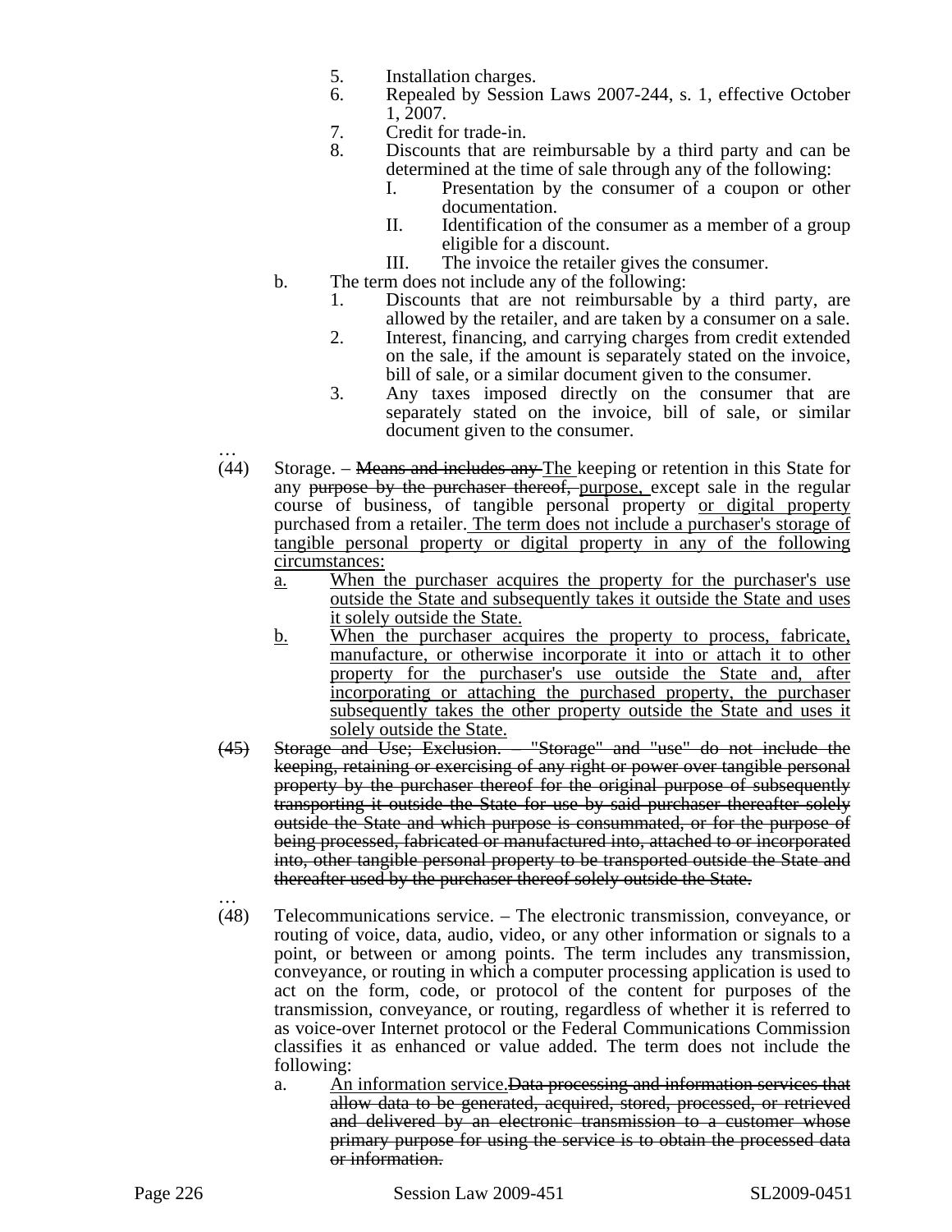5. Installation charges.
6. Repealed by Session Laws 2007-244, s. 1, effective October 1, 2007.
7. Credit for trade-in.
8. Discounts that are reimbursable by a third party and can be determined at the time of sale through any of the following:
   I. Presentation by the consumer of a coupon or other documentation.
   II. Identification of the consumer as a member of a group eligible for a discount.
   III. The invoice the retailer gives the consumer.

b. The term does not include any of the following:
   1. Discounts that are not reimbursable by a third party, are allowed by the retailer, and are taken by a consumer on a sale.
   2. Interest, financing, and carrying charges from credit extended on the sale, if the amount is separately stated on the invoice, bill of sale, or a similar document given to the consumer.
   3. Any taxes imposed directly on the consumer that are separately stated on the invoice, bill of sale, or similar document given to the consumer.

…

(44) Storage. – ~~Means and includes any~~ The keeping or retention in this State for any ~~purpose by the purchaser thereof,~~ purpose, except sale in the regular course of business, of tangible personal property or digital property purchased from a retailer. The term does not include a purchaser's storage of tangible personal property or digital property in any of the following circumstances:
   a. When the purchaser acquires the property for the purchaser's use outside the State and subsequently takes it outside the State and uses it solely outside the State.
   b. When the purchaser acquires the property to process, fabricate, manufacture, or otherwise incorporate it into or attach it to other property for the purchaser's use outside the State and, after incorporating or attaching the purchased property, the purchaser subsequently takes the other property outside the State and uses it solely outside the State.

~~(45) Storage and Use; Exclusion. – "Storage" and "use" do not include the keeping, retaining or exercising of any right or power over tangible personal property by the purchaser thereof for the original purpose of subsequently transporting it outside the State for use by said purchaser thereafter solely outside the State and which purpose is consummated, or for the purpose of being processed, fabricated or manufactured into, attached to or incorporated into, other tangible personal property to be transported outside the State and thereafter used by the purchaser thereof solely outside the State.~~

…

(48) Telecommunications service. – The electronic transmission, conveyance, or routing of voice, data, audio, video, or any other information or signals to a point, or between or among points. The term includes any transmission, conveyance, or routing in which a computer processing application is used to act on the form, code, or protocol of the content for purposes of the transmission, conveyance, or routing, regardless of whether it is referred to as voice-over Internet protocol or the Federal Communications Commission classifies it as enhanced or value added. The term does not include the following:
   a. An information service.~~Data processing and information services that allow data to be generated, acquired, stored, processed, or retrieved and delivered by an electronic transmission to a customer whose primary purpose for using the service is to obtain the processed data or information.~~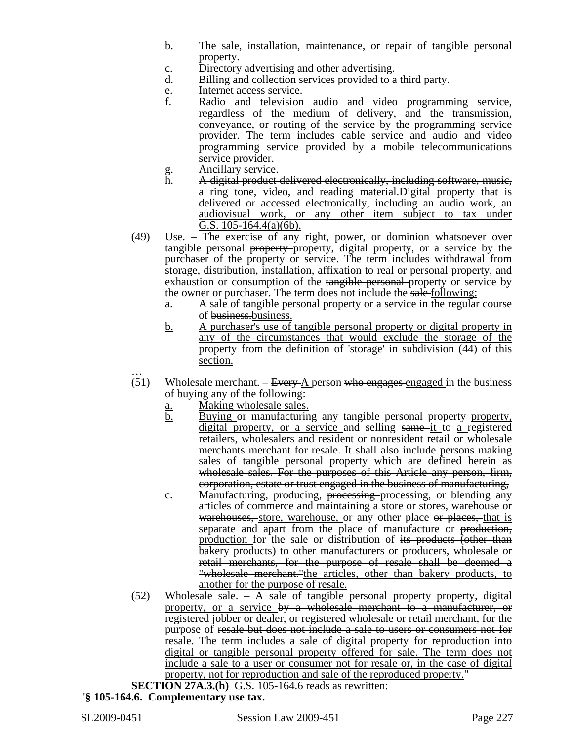b. The sale, installation, maintenance, or repair of tangible personal property.

c. Directory advertising and other advertising.

d. Billing and collection services provided to a third party.

e. Internet access service.

f. Radio and television audio and video programming service, regardless of the medium of delivery, and the transmission, conveyance, or routing of the service by the programming service provider. The term includes cable service and audio and video programming service provided by a mobile telecommunications service provider.

g. Ancillary service.

h. ~~A digital product delivered electronically, including software, music, a ring tone, video, and reading material.~~<u>Digital property that is delivered or accessed electronically, including an audio work, an audiovisual work, or any other item subject to tax under G.S. 105-164.4(a)(6b).</u>

(49) Use. – The exercise of any right, power, or dominion whatsoever over tangible personal ~~property~~ <u>property, digital property,</u> or a service by the purchaser of the property or service. The term includes withdrawal from storage, distribution, installation, affixation to real or personal property, and exhaustion or consumption of the ~~tangible personal~~ property or service by the owner or purchaser. The term does not include the ~~sale~~ <u>following:</u>

<u>a.</u> <u>A sale</u> of ~~tangible personal~~ property or a service in the regular course of ~~business.~~<u>business.</u>

<u>b.</u> <u>A purchaser's use of tangible personal property or digital property in any of the circumstances that would exclude the storage of the property from the definition of 'storage' in subdivision (44) of this section.</u>

…

(51) Wholesale merchant. – ~~Every~~ <u>A</u> person ~~who engages~~ <u>engaged</u> in the business of ~~buying~~ <u>any of the following:</u>

<u>a.</u> <u>Making wholesale sales.</u>

<u>b.</u> <u>Buying</u> or manufacturing ~~any~~ tangible personal ~~property~~ <u>property, digital property, or a service</u> and selling ~~same~~ <u>it</u> to <u>a</u> registered ~~retailers, wholesalers and~~ <u>resident or</u> nonresident retail or wholesale ~~merchants~~ <u>merchant</u> for resale. ~~It shall also include persons making sales of tangible personal property which are defined herein as wholesale sales. For the purposes of this Article any person, firm, corporation, estate or trust engaged in the business of manufacturing,~~

<u>c.</u> <u>Manufacturing,</u> producing, ~~processing~~ <u>processing,</u> or blending any articles of commerce and maintaining a ~~store or stores, warehouse or warehouses,~~ <u>store, warehouse,</u> or any other place ~~or places,~~ <u>that is</u> separate and apart from the place of manufacture or ~~production,~~ <u>production</u> for the sale or distribution of ~~its products (other than bakery products) to other manufacturers or producers, wholesale or retail merchants, for the purpose of resale shall be deemed a "wholesale merchant."~~<u>the articles, other than bakery products, to another for the purpose of resale.</u>

(52) Wholesale sale. – A sale of tangible personal ~~property~~ <u>property, digital property, or a service</u> ~~by a wholesale merchant to a manufacturer, or registered jobber or dealer, or registered wholesale or retail merchant,~~ for the purpose of ~~resale but does not include a sale to users or consumers not for~~ resale. <u>The term includes a sale of digital property for reproduction into digital or tangible personal property offered for sale. The term does not include a sale to a user or consumer not for resale or, in the case of digital property, not for reproduction and sale of the reproduced property.</u>"

**SECTION 27A.3.(h)** G.S. 105-164.6 reads as rewritten:

"**§ 105-164.6. Complementary use tax.**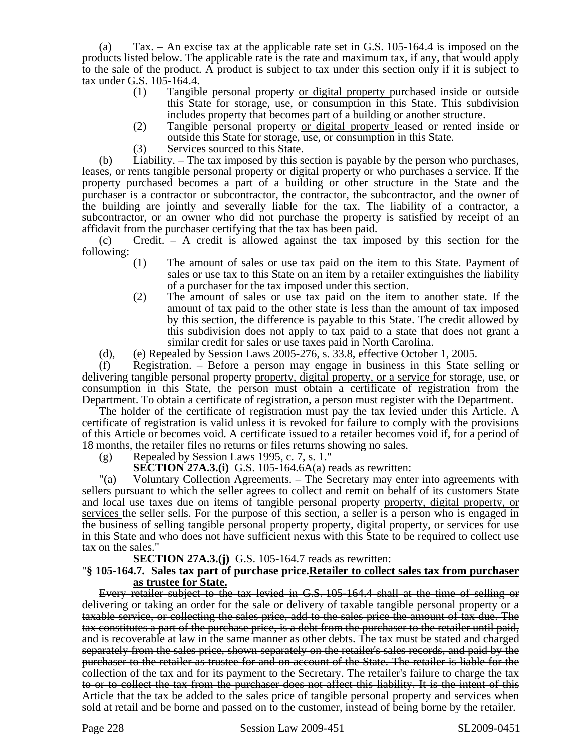(a) Tax. – An excise tax at the applicable rate set in G.S. 105-164.4 is imposed on the products listed below. The applicable rate is the rate and maximum tax, if any, that would apply to the sale of the product. A product is subject to tax under this section only if it is subject to tax under G.S. 105-164.4.

(1) Tangible personal property <u>or digital property</u> purchased inside or outside this State for storage, use, or consumption in this State. This subdivision includes property that becomes part of a building or another structure.

(2) Tangible personal property <u>or digital property</u> leased or rented inside or outside this State for storage, use, or consumption in this State.

(3) Services sourced to this State.

(b) Liability. – The tax imposed by this section is payable by the person who purchases, leases, or rents tangible personal property <u>or digital property</u> or who purchases a service. If the property purchased becomes a part of a building or other structure in the State and the purchaser is a contractor or subcontractor, the contractor, the subcontractor, and the owner of the building are jointly and severally liable for the tax. The liability of a contractor, a subcontractor, or an owner who did not purchase the property is satisfied by receipt of an affidavit from the purchaser certifying that the tax has been paid.

(c) Credit. – A credit is allowed against the tax imposed by this section for the following:

(1) The amount of sales or use tax paid on the item to this State. Payment of sales or use tax to this State on an item by a retailer extinguishes the liability of a purchaser for the tax imposed under this section.

(2) The amount of sales or use tax paid on the item to another state. If the amount of tax paid to the other state is less than the amount of tax imposed by this section, the difference is payable to this State. The credit allowed by this subdivision does not apply to tax paid to a state that does not grant a similar credit for sales or use taxes paid in North Carolina.

(d), (e) Repealed by Session Laws 2005-276, s. 33.8, effective October 1, 2005.

(f) Registration. – Before a person may engage in business in this State selling or delivering tangible personal ~~property~~ <u>property, digital property, or a service</u> for storage, use, or consumption in this State, the person must obtain a certificate of registration from the Department. To obtain a certificate of registration, a person must register with the Department.

The holder of the certificate of registration must pay the tax levied under this Article. A certificate of registration is valid unless it is revoked for failure to comply with the provisions of this Article or becomes void. A certificate issued to a retailer becomes void if, for a period of 18 months, the retailer files no returns or files returns showing no sales.

(g) Repealed by Session Laws 1995, c. 7, s. 1."

**SECTION 27A.3.(i)** G.S. 105-164.6A(a) reads as rewritten:

"(a) Voluntary Collection Agreements. – The Secretary may enter into agreements with sellers pursuant to which the seller agrees to collect and remit on behalf of its customers State and local use taxes due on items of tangible personal ~~property~~ <u>property, digital property, or services</u> the seller sells. For the purpose of this section, a seller is a person who is engaged in the business of selling tangible personal ~~property~~ <u>property, digital property, or services</u> for use in this State and who does not have sufficient nexus with this State to be required to collect use tax on the sales."

**SECTION 27A.3.(j)** G.S. 105-164.7 reads as rewritten:

"**§ 105-164.7. ~~Sales tax part of purchase price.~~<u>Retailer to collect sales tax from purchaser as trustee for State.</u>**

~~Every retailer subject to the tax levied in G.S. 105-164.4 shall at the time of selling or delivering or taking an order for the sale or delivery of taxable tangible personal property or a taxable service, or collecting the sales price, add to the sales price the amount of tax due. The tax constitutes a part of the purchase price, is a debt from the purchaser to the retailer until paid, and is recoverable at law in the same manner as other debts. The tax must be stated and charged separately from the sales price, shown separately on the retailer's sales records, and paid by the purchaser to the retailer as trustee for and on account of the State. The retailer is liable for the collection of the tax and for its payment to the Secretary. The retailer's failure to charge the tax to or to collect the tax from the purchaser does not affect this liability. It is the intent of this Article that the tax be added to the sales price of tangible personal property and services when sold at retail and be borne and passed on to the customer, instead of being borne by the retailer.~~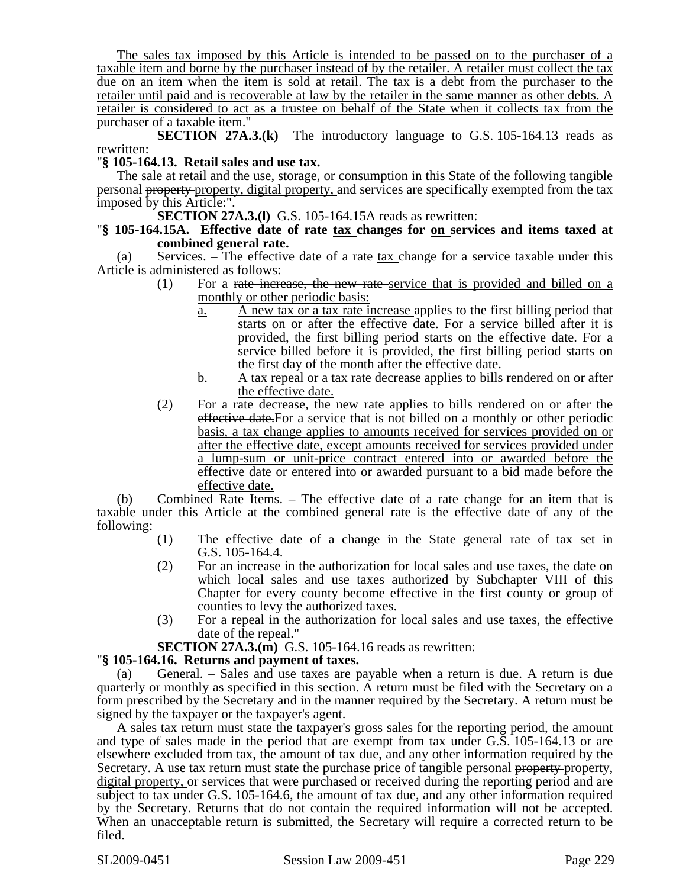The sales tax imposed by this Article is intended to be passed on to the purchaser of a taxable item and borne by the purchaser instead of by the retailer. A retailer must collect the tax due on an item when the item is sold at retail. The tax is a debt from the purchaser to the retailer until paid and is recoverable at law by the retailer in the same manner as other debts. A retailer is considered to act as a trustee on behalf of the State when it collects tax from the purchaser of a taxable item."

**SECTION 27A.3.(k)** The introductory language to G.S. 105-164.13 reads as rewritten:

"**§ 105-164.13. Retail sales and use tax.**

The sale at retail and the use, storage, or consumption in this State of the following tangible personal ~~property~~ property, digital property, and services are specifically exempted from the tax imposed by this Article:".

**SECTION 27A.3.(l)** G.S. 105-164.15A reads as rewritten:

"**§ 105-164.15A. Effective date of ~~rate~~ tax changes ~~for~~ on services and items taxed at combined general rate.**

(a) Services. – The effective date of a ~~rate~~ tax change for a service taxable under this Article is administered as follows:

(1) For a ~~rate increase, the new rate~~ service that is provided and billed on a monthly or other periodic basis:

a. A new tax or a tax rate increase applies to the first billing period that starts on or after the effective date. For a service billed after it is provided, the first billing period starts on the effective date. For a service billed before it is provided, the first billing period starts on the first day of the month after the effective date.

b. A tax repeal or a tax rate decrease applies to bills rendered on or after the effective date.

(2) ~~For a rate decrease, the new rate applies to bills rendered on or after the effective date.~~ For a service that is not billed on a monthly or other periodic basis, a tax change applies to amounts received for services provided on or after the effective date, except amounts received for services provided under a lump-sum or unit-price contract entered into or awarded before the effective date or entered into or awarded pursuant to a bid made before the effective date.

(b) Combined Rate Items. – The effective date of a rate change for an item that is taxable under this Article at the combined general rate is the effective date of any of the following:

(1) The effective date of a change in the State general rate of tax set in G.S. 105-164.4.

(2) For an increase in the authorization for local sales and use taxes, the date on which local sales and use taxes authorized by Subchapter VIII of this Chapter for every county become effective in the first county or group of counties to levy the authorized taxes.

(3) For a repeal in the authorization for local sales and use taxes, the effective date of the repeal."

**SECTION 27A.3.(m)** G.S. 105-164.16 reads as rewritten:

"**§ 105-164.16. Returns and payment of taxes.**

(a) General. – Sales and use taxes are payable when a return is due. A return is due quarterly or monthly as specified in this section. A return must be filed with the Secretary on a form prescribed by the Secretary and in the manner required by the Secretary. A return must be signed by the taxpayer or the taxpayer's agent.

A sales tax return must state the taxpayer's gross sales for the reporting period, the amount and type of sales made in the period that are exempt from tax under G.S. 105-164.13 or are elsewhere excluded from tax, the amount of tax due, and any other information required by the Secretary. A use tax return must state the purchase price of tangible personal ~~property~~ property, digital property, or services that were purchased or received during the reporting period and are subject to tax under G.S. 105-164.6, the amount of tax due, and any other information required by the Secretary. Returns that do not contain the required information will not be accepted. When an unacceptable return is submitted, the Secretary will require a corrected return to be filed.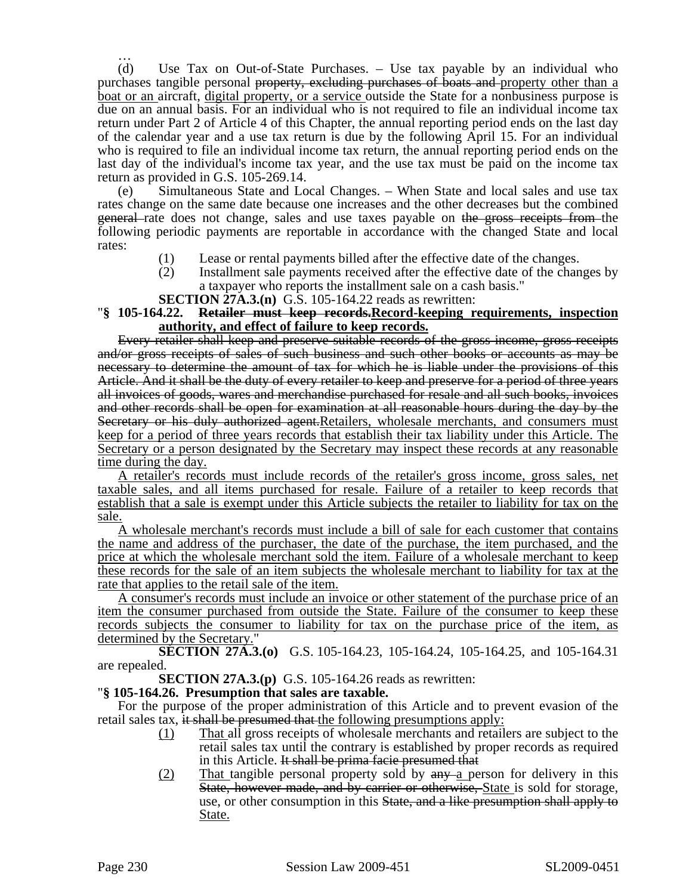…

(d) Use Tax on Out-of-State Purchases. – Use tax payable by an individual who purchases tangible personal ~~property, excluding purchases of boats and~~ <u>property other than a boat or an</u> aircraft, <u>digital property, or a service</u> outside the State for a nonbusiness purpose is due on an annual basis. For an individual who is not required to file an individual income tax return under Part 2 of Article 4 of this Chapter, the annual reporting period ends on the last day of the calendar year and a use tax return is due by the following April 15. For an individual who is required to file an individual income tax return, the annual reporting period ends on the last day of the individual's income tax year, and the use tax must be paid on the income tax return as provided in G.S. 105-269.14.

(e) Simultaneous State and Local Changes. – When State and local sales and use tax rates change on the same date because one increases and the other decreases but the combined ~~general~~ rate does not change, sales and use taxes payable on ~~the gross receipts from~~ the following periodic payments are reportable in accordance with the changed State and local rates:

(1) Lease or rental payments billed after the effective date of the changes.

(2) Installment sale payments received after the effective date of the changes by a taxpayer who reports the installment sale on a cash basis."

**SECTION 27A.3.(n)** G.S. 105-164.22 reads as rewritten:

"**§ 105-164.22. ~~Retailer must keep records.~~<u>Record-keeping requirements, inspection authority, and effect of failure to keep records.</u>**

~~Every retailer shall keep and preserve suitable records of the gross income, gross receipts and/or gross receipts of sales of such business and such other books or accounts as may be necessary to determine the amount of tax for which he is liable under the provisions of this Article. And it shall be the duty of every retailer to keep and preserve for a period of three years all invoices of goods, wares and merchandise purchased for resale and all such books, invoices and other records shall be open for examination at all reasonable hours during the day by the Secretary or his duly authorized agent.~~<u>Retailers, wholesale merchants, and consumers must keep for a period of three years records that establish their tax liability under this Article. The Secretary or a person designated by the Secretary may inspect these records at any reasonable time during the day.</u>

<u>A retailer's records must include records of the retailer's gross income, gross sales, net taxable sales, and all items purchased for resale. Failure of a retailer to keep records that establish that a sale is exempt under this Article subjects the retailer to liability for tax on the sale.</u>

<u>A wholesale merchant's records must include a bill of sale for each customer that contains the name and address of the purchaser, the date of the purchase, the item purchased, and the price at which the wholesale merchant sold the item. Failure of a wholesale merchant to keep these records for the sale of an item subjects the wholesale merchant to liability for tax at the rate that applies to the retail sale of the item.</u>

<u>A consumer's records must include an invoice or other statement of the purchase price of an item the consumer purchased from outside the State. Failure of the consumer to keep these records subjects the consumer to liability for tax on the purchase price of the item, as determined by the Secretary.</u>"

**SECTION 27A.3.(o)** G.S. 105-164.23, 105-164.24, 105-164.25, and 105-164.31 are repealed.

**SECTION 27A.3.(p)** G.S. 105-164.26 reads as rewritten:

"**§ 105-164.26. Presumption that sales are taxable.**

For the purpose of the proper administration of this Article and to prevent evasion of the retail sales tax, ~~it shall be presumed that~~ <u>the following presumptions apply:</u>

<u>(1)</u> <u>That</u> all gross receipts of wholesale merchants and retailers are subject to the retail sales tax until the contrary is established by proper records as required in this Article. ~~It shall be prima facie presumed that~~

<u>(2)</u> <u>That</u> tangible personal property sold by ~~any~~ <u>a</u> person for delivery in this ~~State, however made, and by carrier or otherwise,~~ <u>State</u> is sold for storage, use, or other consumption in this ~~State, and a like presumption shall apply to~~ <u>State.</u>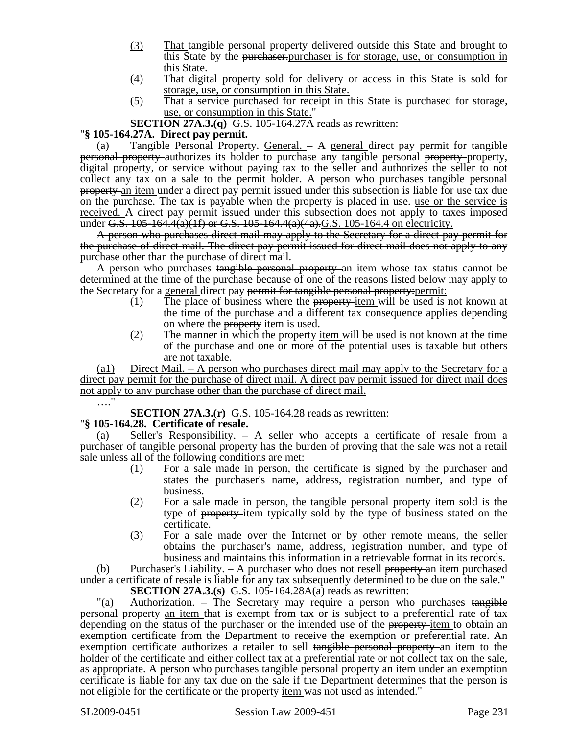(3) That tangible personal property delivered outside this State and brought to this State by the ~~purchaser.~~purchaser is for storage, use, or consumption in this State.

(4) That digital property sold for delivery or access in this State is sold for storage, use, or consumption in this State.

(5) That a service purchased for receipt in this State is purchased for storage, use, or consumption in this State."

**SECTION 27A.3.(q)** G.S. 105-164.27A reads as rewritten:

"**§ 105-164.27A. Direct pay permit.**

(a) ~~Tangible Personal Property.~~ General. – A general direct pay permit ~~for tangible personal property~~ authorizes its holder to purchase any tangible personal ~~property~~ property, digital property, or service without paying tax to the seller and authorizes the seller to not collect any tax on a sale to the permit holder. A person who purchases ~~tangible personal property~~ an item under a direct pay permit issued under this subsection is liable for use tax due on the purchase. The tax is payable when the property is placed in ~~use.~~ use or the service is received. A direct pay permit issued under this subsection does not apply to taxes imposed under ~~G.S. 105-164.4(a)(1f) or G.S. 105-164.4(a)(4a).~~G.S. 105-164.4 on electricity.

~~A person who purchases direct mail may apply to the Secretary for a direct pay permit for the purchase of direct mail. The direct pay permit issued for direct mail does not apply to any purchase other than the purchase of direct mail.~~

A person who purchases ~~tangible personal property~~ an item whose tax status cannot be determined at the time of the purchase because of one of the reasons listed below may apply to the Secretary for a general direct pay ~~permit for tangible personal property:~~permit:

(1) The place of business where the ~~property~~ item will be used is not known at the time of the purchase and a different tax consequence applies depending on where the ~~property~~ item is used.

(2) The manner in which the ~~property~~ item will be used is not known at the time of the purchase and one or more of the potential uses is taxable but others are not taxable.

(a1) Direct Mail. – A person who purchases direct mail may apply to the Secretary for a direct pay permit for the purchase of direct mail. A direct pay permit issued for direct mail does not apply to any purchase other than the purchase of direct mail.

…."

**SECTION 27A.3.(r)** G.S. 105-164.28 reads as rewritten:

"**§ 105-164.28. Certificate of resale.**

(a) Seller's Responsibility. – A seller who accepts a certificate of resale from a purchaser ~~of tangible personal property~~ has the burden of proving that the sale was not a retail sale unless all of the following conditions are met:

(1) For a sale made in person, the certificate is signed by the purchaser and states the purchaser's name, address, registration number, and type of business.

(2) For a sale made in person, the ~~tangible personal property~~ item sold is the type of ~~property~~ item typically sold by the type of business stated on the certificate.

(3) For a sale made over the Internet or by other remote means, the seller obtains the purchaser's name, address, registration number, and type of business and maintains this information in a retrievable format in its records.

(b) Purchaser's Liability. – A purchaser who does not resell ~~property~~ an item purchased under a certificate of resale is liable for any tax subsequently determined to be due on the sale."

**SECTION 27A.3.(s)** G.S. 105-164.28A(a) reads as rewritten:

"(a) Authorization. – The Secretary may require a person who purchases ~~tangible personal property~~ an item that is exempt from tax or is subject to a preferential rate of tax depending on the status of the purchaser or the intended use of the ~~property~~ item to obtain an exemption certificate from the Department to receive the exemption or preferential rate. An exemption certificate authorizes a retailer to sell ~~tangible personal property~~ an item to the holder of the certificate and either collect tax at a preferential rate or not collect tax on the sale, as appropriate. A person who purchases ~~tangible personal property~~ an item under an exemption certificate is liable for any tax due on the sale if the Department determines that the person is not eligible for the certificate or the ~~property~~ item was not used as intended."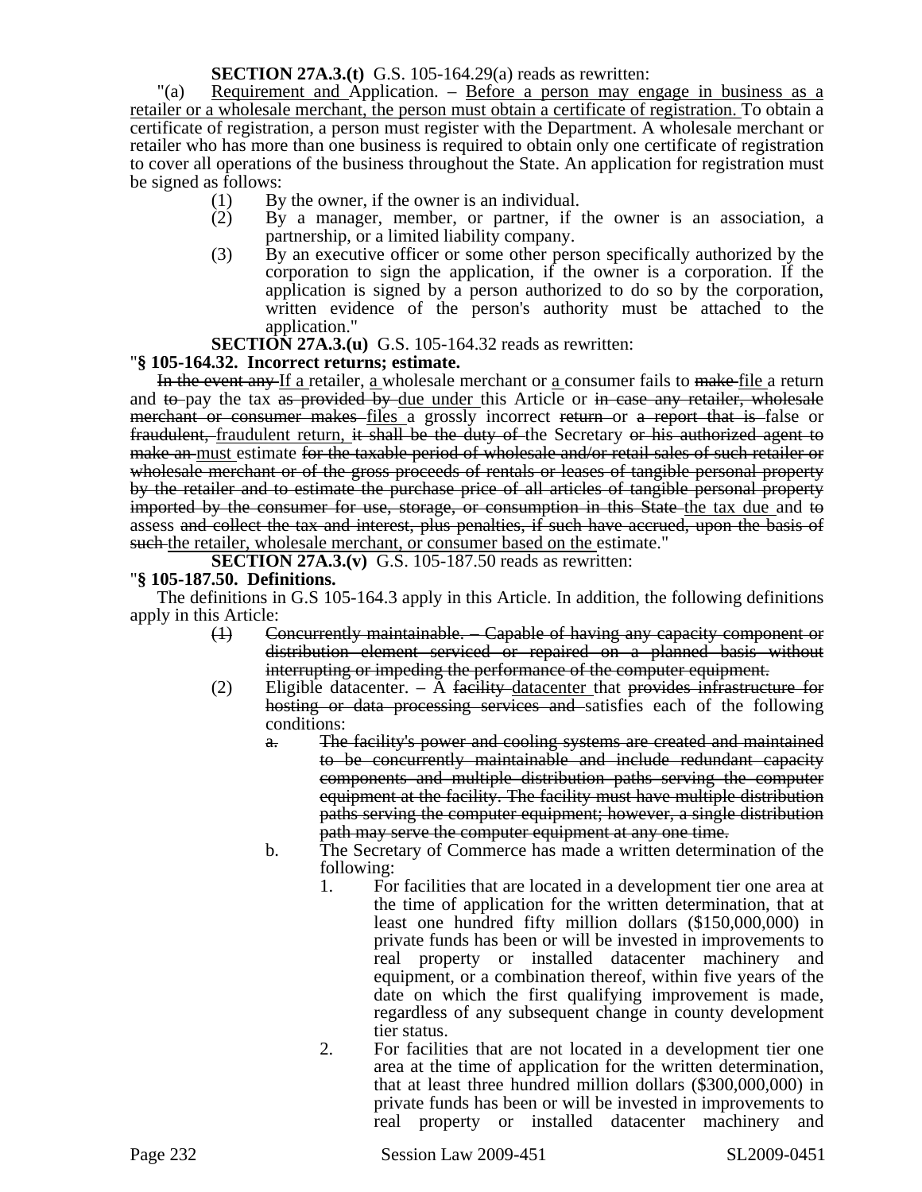**SECTION 27A.3.(t)** G.S. 105-164.29(a) reads as rewritten:

"(a) <u>Requirement and</u> Application. – <u>Before a person may engage in business as a retailer or a wholesale merchant, the person must obtain a certificate of registration.</u> To obtain a certificate of registration, a person must register with the Department. A wholesale merchant or retailer who has more than one business is required to obtain only one certificate of registration to cover all operations of the business throughout the State. An application for registration must be signed as follows:

- (1) By the owner, if the owner is an individual.
- (2) By a manager, member, or partner, if the owner is an association, a partnership, or a limited liability company.
- (3) By an executive officer or some other person specifically authorized by the corporation to sign the application, if the owner is a corporation. If the application is signed by a person authorized to do so by the corporation, written evidence of the person's authority must be attached to the application."

**SECTION 27A.3.(u)** G.S. 105-164.32 reads as rewritten:

"**§ 105-164.32. Incorrect returns; estimate.**

~~In the event any~~ <u>If a</u> retailer, <u>a</u> wholesale merchant or <u>a</u> consumer fails to ~~make~~ <u>file</u> a return and ~~to~~ pay the tax ~~as provided by~~ <u>due under</u> this Article or ~~in case any retailer, wholesale merchant or consumer makes~~ <u>files</u> a grossly incorrect ~~return~~ or ~~a report that is~~ false or ~~fraudulent,~~ <u>fraudulent return,</u> ~~it shall be the duty of~~ the Secretary ~~or his authorized agent to make an~~ <u>must</u> estimate ~~for the taxable period of wholesale and/or retail sales of such retailer or wholesale merchant or of the gross proceeds of rentals or leases of tangible personal property by the retailer and to estimate the purchase price of all articles of tangible personal property imported by the consumer for use, storage, or consumption in this State~~ <u>the tax due</u> and ~~to~~ assess ~~and collect the tax and interest, plus penalties, if such have accrued, upon the basis of such~~ <u>the retailer, wholesale merchant, or consumer based on the</u> estimate."

**SECTION 27A.3.(v)** G.S. 105-187.50 reads as rewritten:

"**§ 105-187.50. Definitions.**

The definitions in G.S 105-164.3 apply in this Article. In addition, the following definitions apply in this Article:

- ~~(1) Concurrently maintainable. – Capable of having any capacity component or distribution element serviced or repaired on a planned basis without interrupting or impeding the performance of the computer equipment.~~
- (2) Eligible datacenter. – A ~~facility~~ <u>datacenter</u> that ~~provides infrastructure for hosting or data processing services and~~ satisfies each of the following conditions:
  - ~~a. The facility's power and cooling systems are created and maintained to be concurrently maintainable and include redundant capacity components and multiple distribution paths serving the computer equipment at the facility. The facility must have multiple distribution paths serving the computer equipment; however, a single distribution path may serve the computer equipment at any one time.~~
  - b. The Secretary of Commerce has made a written determination of the following:
    1. For facilities that are located in a development tier one area at the time of application for the written determination, that at least one hundred fifty million dollars ($150,000,000) in private funds has been or will be invested in improvements to real property or installed datacenter machinery and equipment, or a combination thereof, within five years of the date on which the first qualifying improvement is made, regardless of any subsequent change in county development tier status.
    2. For facilities that are not located in a development tier one area at the time of application for the written determination, that at least three hundred million dollars ($300,000,000) in private funds has been or will be invested in improvements to real property or installed datacenter machinery and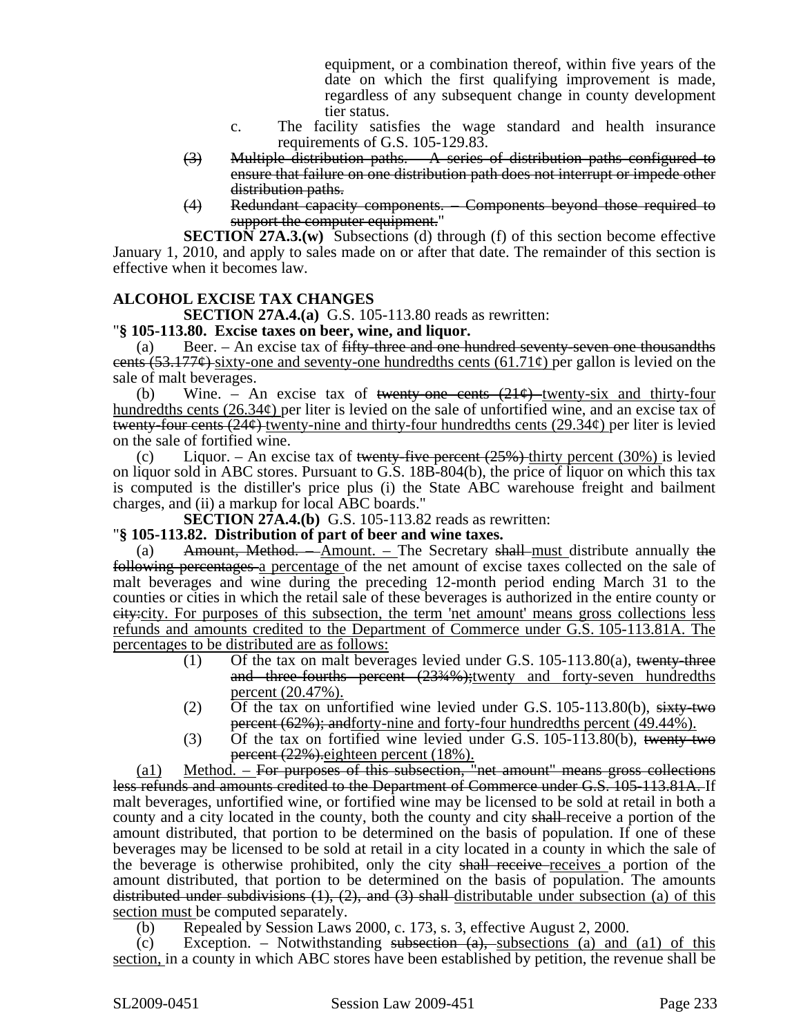equipment, or a combination thereof, within five years of the date on which the first qualifying improvement is made, regardless of any subsequent change in county development tier status.

c. The facility satisfies the wage standard and health insurance requirements of G.S. 105-129.83.

~~(3) Multiple distribution paths. – A series of distribution paths configured to ensure that failure on one distribution path does not interrupt or impede other distribution paths.~~

~~(4) Redundant capacity components. – Components beyond those required to support the computer equipment.~~"

**SECTION 27A.3.(w)** Subsections (d) through (f) of this section become effective January 1, 2010, and apply to sales made on or after that date. The remainder of this section is effective when it becomes law.

**ALCOHOL EXCISE TAX CHANGES**

**SECTION 27A.4.(a)** G.S. 105-113.80 reads as rewritten:

"**§ 105-113.80. Excise taxes on beer, wine, and liquor.**

(a) Beer. – An excise tax of ~~fifty-three and one hundred seventy-seven one thousandths cents (53.177¢)~~ sixty-one and seventy-one hundredths cents (61.71¢) per gallon is levied on the sale of malt beverages.

(b) Wine. – An excise tax of ~~twenty-one cents (21¢)~~ twenty-six and thirty-four hundredths cents (26.34¢) per liter is levied on the sale of unfortified wine, and an excise tax of ~~twenty-four cents (24¢)~~ twenty-nine and thirty-four hundredths cents (29.34¢) per liter is levied on the sale of fortified wine.

(c) Liquor. – An excise tax of ~~twenty-five percent (25%)~~ thirty percent (30%) is levied on liquor sold in ABC stores. Pursuant to G.S. 18B-804(b), the price of liquor on which this tax is computed is the distiller's price plus (i) the State ABC warehouse freight and bailment charges, and (ii) a markup for local ABC boards."

**SECTION 27A.4.(b)** G.S. 105-113.82 reads as rewritten:

"**§ 105-113.82. Distribution of part of beer and wine taxes.**

(a) ~~Amount, Method. –~~ Amount. – The Secretary ~~shall~~ must distribute annually ~~the following percentages~~ a percentage of the net amount of excise taxes collected on the sale of malt beverages and wine during the preceding 12-month period ending March 31 to the counties or cities in which the retail sale of these beverages is authorized in the entire county or ~~city:~~city. For purposes of this subsection, the term 'net amount' means gross collections less refunds and amounts credited to the Department of Commerce under G.S. 105-113.81A. The percentages to be distributed are as follows:

(1) Of the tax on malt beverages levied under G.S. 105-113.80(a), ~~twenty-three and three-fourths percent (23¾%);~~twenty and forty-seven hundredths percent (20.47%).

(2) Of the tax on unfortified wine levied under G.S. 105-113.80(b), ~~sixty-two percent (62%); and~~forty-nine and forty-four hundredths percent (49.44%).

(3) Of the tax on fortified wine levied under G.S. 105-113.80(b), ~~twenty-two percent (22%).~~eighteen percent (18%).

(a1) Method. – ~~For purposes of this subsection, "net amount" means gross collections less refunds and amounts credited to the Department of Commerce under G.S. 105-113.81A.~~ If malt beverages, unfortified wine, or fortified wine may be licensed to be sold at retail in both a county and a city located in the county, both the county and city ~~shall~~ receive a portion of the amount distributed, that portion to be determined on the basis of population. If one of these beverages may be licensed to be sold at retail in a city located in a county in which the sale of the beverage is otherwise prohibited, only the city ~~shall receive~~ receives a portion of the amount distributed, that portion to be determined on the basis of population. The amounts ~~distributed under subdivisions (1), (2), and (3) shall~~ distributable under subsection (a) of this section must be computed separately.

(b) Repealed by Session Laws 2000, c. 173, s. 3, effective August 2, 2000.

(c) Exception. – Notwithstanding ~~subsection (a),~~ subsections (a) and (a1) of this section, in a county in which ABC stores have been established by petition, the revenue shall be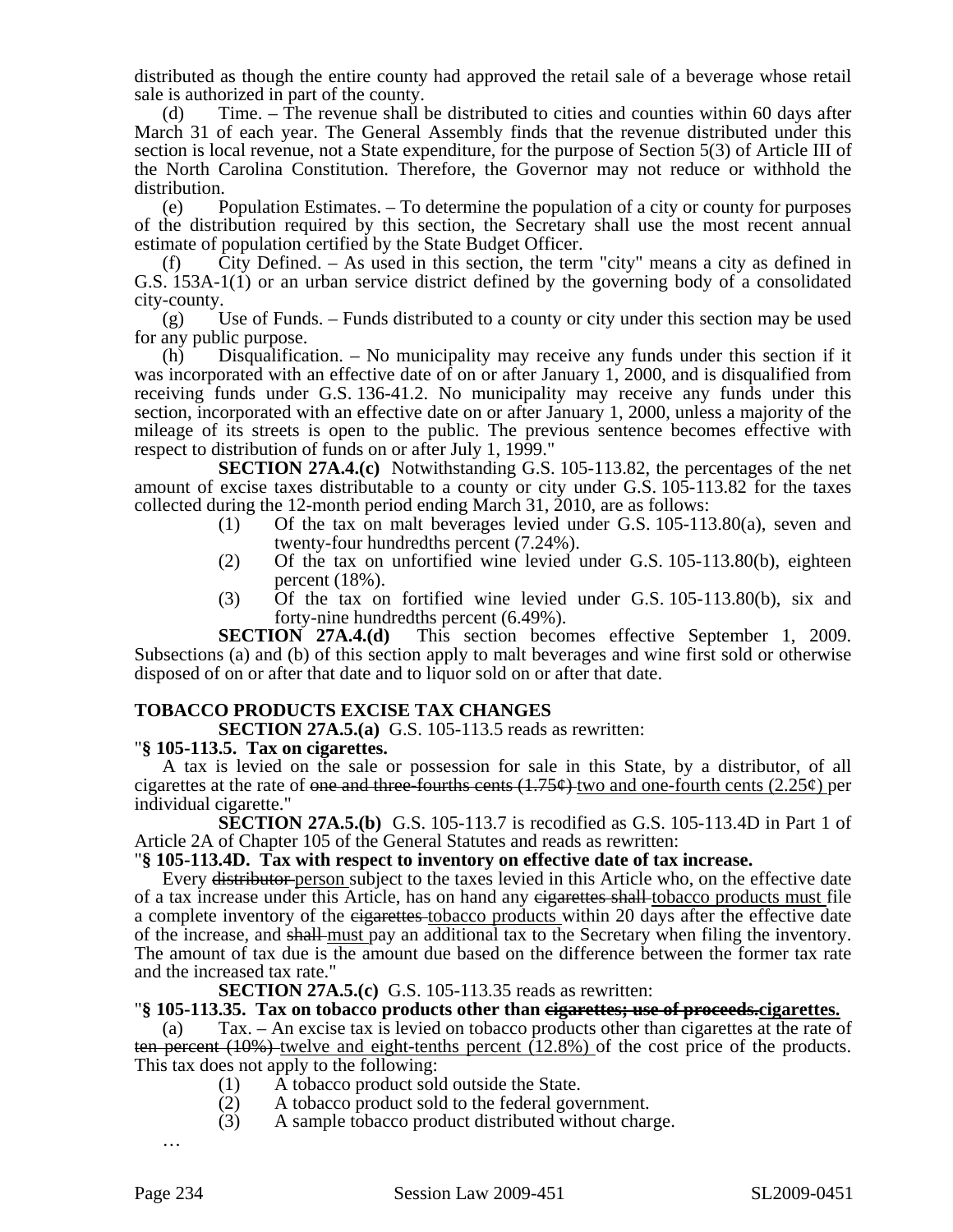distributed as though the entire county had approved the retail sale of a beverage whose retail sale is authorized in part of the county.

(d) Time. – The revenue shall be distributed to cities and counties within 60 days after March 31 of each year. The General Assembly finds that the revenue distributed under this section is local revenue, not a State expenditure, for the purpose of Section 5(3) of Article III of the North Carolina Constitution. Therefore, the Governor may not reduce or withhold the distribution.

(e) Population Estimates. – To determine the population of a city or county for purposes of the distribution required by this section, the Secretary shall use the most recent annual estimate of population certified by the State Budget Officer.

(f) City Defined. – As used in this section, the term "city" means a city as defined in G.S. 153A-1(1) or an urban service district defined by the governing body of a consolidated city-county.

(g) Use of Funds. – Funds distributed to a county or city under this section may be used for any public purpose.

(h) Disqualification. – No municipality may receive any funds under this section if it was incorporated with an effective date of on or after January 1, 2000, and is disqualified from receiving funds under G.S. 136-41.2. No municipality may receive any funds under this section, incorporated with an effective date on or after January 1, 2000, unless a majority of the mileage of its streets is open to the public. The previous sentence becomes effective with respect to distribution of funds on or after July 1, 1999."

**SECTION 27A.4.(c)** Notwithstanding G.S. 105-113.82, the percentages of the net amount of excise taxes distributable to a county or city under G.S. 105-113.82 for the taxes collected during the 12-month period ending March 31, 2010, are as follows:

(1) Of the tax on malt beverages levied under G.S. 105-113.80(a), seven and twenty-four hundredths percent (7.24%).

(2) Of the tax on unfortified wine levied under G.S. 105-113.80(b), eighteen percent (18%).

(3) Of the tax on fortified wine levied under G.S. 105-113.80(b), six and forty-nine hundredths percent (6.49%).

**SECTION 27A.4.(d)** This section becomes effective September 1, 2009. Subsections (a) and (b) of this section apply to malt beverages and wine first sold or otherwise disposed of on or after that date and to liquor sold on or after that date.

**TOBACCO PRODUCTS EXCISE TAX CHANGES**

**SECTION 27A.5.(a)** G.S. 105-113.5 reads as rewritten:

"**§ 105-113.5. Tax on cigarettes.**

A tax is levied on the sale or possession for sale in this State, by a distributor, of all cigarettes at the rate of ~~one and three-fourths cents (1.75¢)~~ <u>two and one-fourth cents (2.25¢)</u> per individual cigarette."

**SECTION 27A.5.(b)** G.S. 105-113.7 is recodified as G.S. 105-113.4D in Part 1 of Article 2A of Chapter 105 of the General Statutes and reads as rewritten:

"**§ 105-113.4D. Tax with respect to inventory on effective date of tax increase.**

Every ~~distributor~~ <u>person</u> subject to the taxes levied in this Article who, on the effective date of a tax increase under this Article, has on hand any ~~cigarettes shall~~ <u>tobacco products must</u> file a complete inventory of the ~~cigarettes~~ <u>tobacco products</u> within 20 days after the effective date of the increase, and ~~shall~~ <u>must</u> pay an additional tax to the Secretary when filing the inventory. The amount of tax due is the amount due based on the difference between the former tax rate and the increased tax rate."

**SECTION 27A.5.(c)** G.S. 105-113.35 reads as rewritten:

"**§ 105-113.35. Tax on tobacco products other than ~~cigarettes; use of proceeds.~~<u>cigarettes.</u>**

(a) Tax. – An excise tax is levied on tobacco products other than cigarettes at the rate of ~~ten percent (10%)~~ <u>twelve and eight-tenths percent (12.8%)</u> of the cost price of the products. This tax does not apply to the following:

(1) A tobacco product sold outside the State.

(2) A tobacco product sold to the federal government.

(3) A sample tobacco product distributed without charge.

…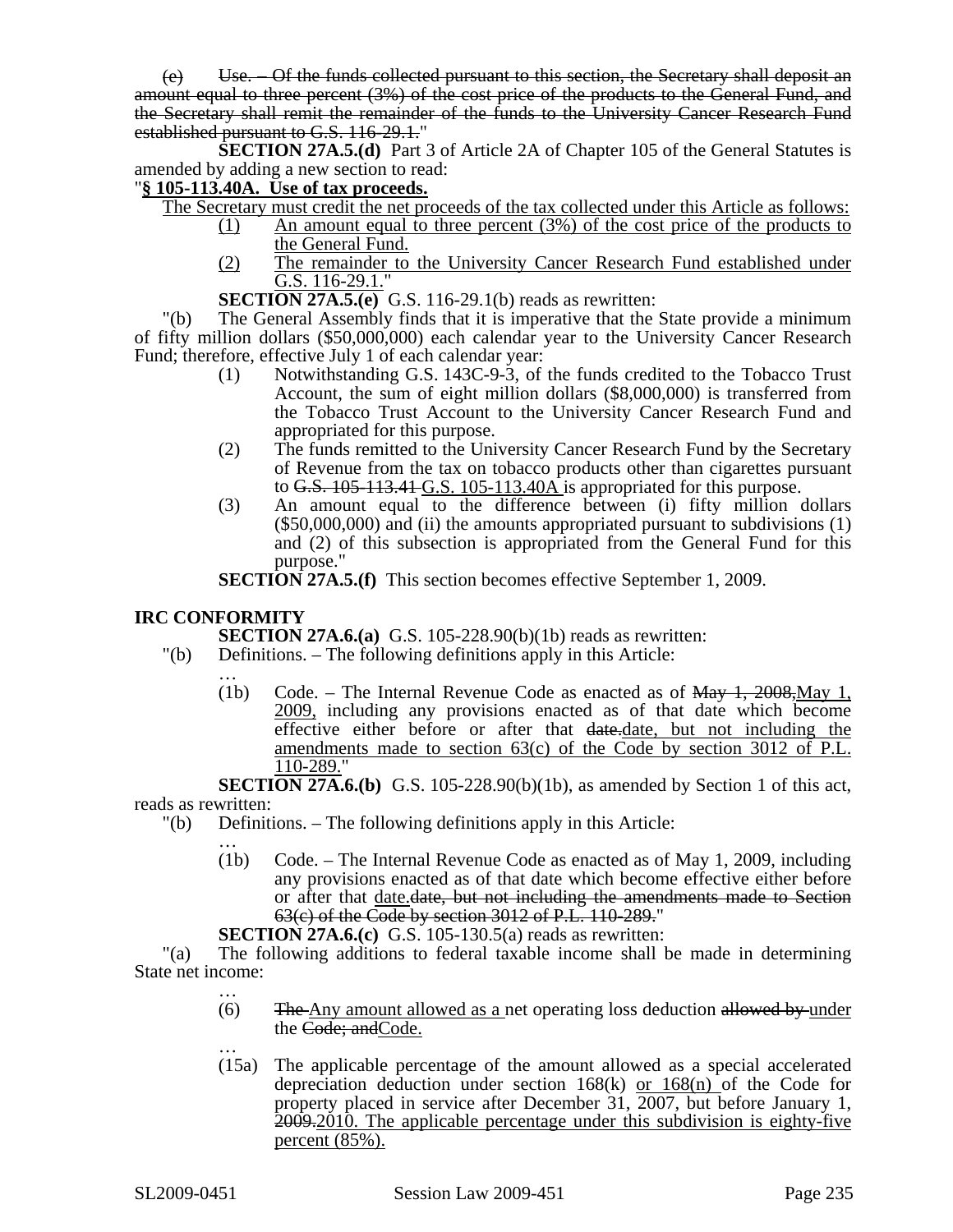(e) ~~Use. – Of the funds collected pursuant to this section, the Secretary shall deposit an amount equal to three percent (3%) of the cost price of the products to the General Fund, and the Secretary shall remit the remainder of the funds to the University Cancer Research Fund established pursuant to G.S. 116-29.1.~~"

**SECTION 27A.5.(d)** Part 3 of Article 2A of Chapter 105 of the General Statutes is amended by adding a new section to read:

"**§ 105-113.40A. Use of tax proceeds.**

The Secretary must credit the net proceeds of the tax collected under this Article as follows:

(1) An amount equal to three percent (3%) of the cost price of the products to the General Fund.

(2) The remainder to the University Cancer Research Fund established under G.S. 116-29.1."

**SECTION 27A.5.(e)** G.S. 116-29.1(b) reads as rewritten:

"(b) The General Assembly finds that it is imperative that the State provide a minimum of fifty million dollars ($50,000,000) each calendar year to the University Cancer Research Fund; therefore, effective July 1 of each calendar year:

(1) Notwithstanding G.S. 143C-9-3, of the funds credited to the Tobacco Trust Account, the sum of eight million dollars ($8,000,000) is transferred from the Tobacco Trust Account to the University Cancer Research Fund and appropriated for this purpose.

(2) The funds remitted to the University Cancer Research Fund by the Secretary of Revenue from the tax on tobacco products other than cigarettes pursuant to ~~G.S. 105-113.41~~ G.S. 105-113.40A is appropriated for this purpose.

(3) An amount equal to the difference between (i) fifty million dollars ($50,000,000) and (ii) the amounts appropriated pursuant to subdivisions (1) and (2) of this subsection is appropriated from the General Fund for this purpose."

**SECTION 27A.5.(f)** This section becomes effective September 1, 2009.

## IRC CONFORMITY

**SECTION 27A.6.(a)** G.S. 105-228.90(b)(1b) reads as rewritten:

"(b) Definitions. – The following definitions apply in this Article:

…

(1b) Code. – The Internal Revenue Code as enacted as of ~~May 1, 2008,~~May 1, 2009, including any provisions enacted as of that date which become effective either before or after that ~~date.~~date, but not including the amendments made to section 63(c) of the Code by section 3012 of P.L. 110-289."

**SECTION 27A.6.(b)** G.S. 105-228.90(b)(1b), as amended by Section 1 of this act, reads as rewritten:

"(b) Definitions. – The following definitions apply in this Article:

…

(1b) Code. – The Internal Revenue Code as enacted as of May 1, 2009, including any provisions enacted as of that date which become effective either before or after that date.~~date, but not including the amendments made to Section 63(c) of the Code by section 3012 of P.L. 110-289.~~"

**SECTION 27A.6.(c)** G.S. 105-130.5(a) reads as rewritten:

"(a) The following additions to federal taxable income shall be made in determining State net income:

…

(6) ~~The~~ Any amount allowed as a net operating loss deduction ~~allowed by~~ under the ~~Code; and~~Code.

…

(15a) The applicable percentage of the amount allowed as a special accelerated depreciation deduction under section 168(k) or 168(n) of the Code for property placed in service after December 31, 2007, but before January 1, ~~2009.~~2010. The applicable percentage under this subdivision is eighty-five percent (85%).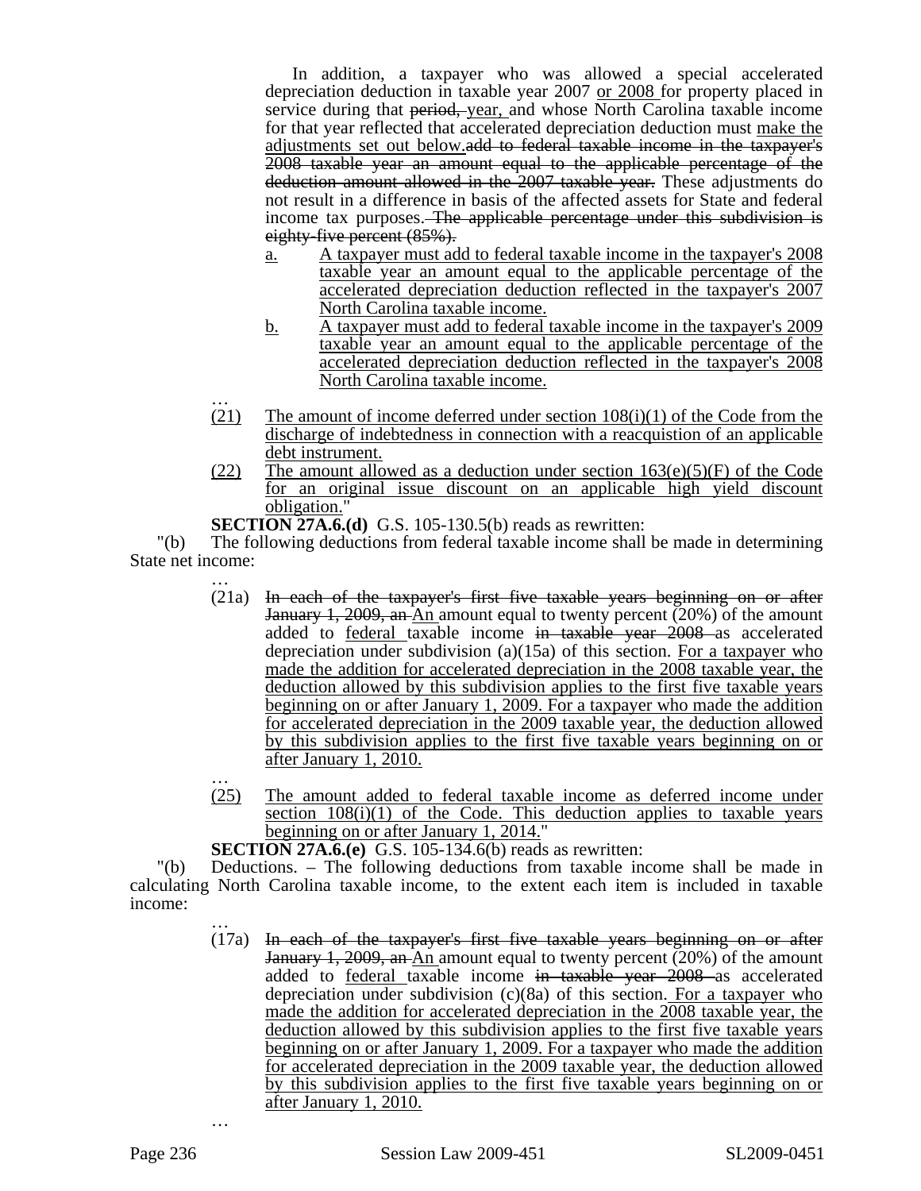In addition, a taxpayer who was allowed a special accelerated depreciation deduction in taxable year 2007 or 2008 for property placed in service during that ~~period,~~ year, and whose North Carolina taxable income for that year reflected that accelerated depreciation deduction must make the adjustments set out below.~~add to federal taxable income in the taxpayer's 2008 taxable year an amount equal to the applicable percentage of the deduction amount allowed in the 2007 taxable year.~~ These adjustments do not result in a difference in basis of the affected assets for State and federal income tax purposes.~~ The applicable percentage under this subdivision is eighty-five percent (85%).~~

a. A taxpayer must add to federal taxable income in the taxpayer's 2008 taxable year an amount equal to the applicable percentage of the accelerated depreciation deduction reflected in the taxpayer's 2007 North Carolina taxable income.

b. A taxpayer must add to federal taxable income in the taxpayer's 2009 taxable year an amount equal to the applicable percentage of the accelerated depreciation deduction reflected in the taxpayer's 2008 North Carolina taxable income.

…

(21) The amount of income deferred under section 108(i)(1) of the Code from the discharge of indebtedness in connection with a reacquistion of an applicable debt instrument.

(22) The amount allowed as a deduction under section 163(e)(5)(F) of the Code for an original issue discount on an applicable high yield discount obligation."

**SECTION 27A.6.(d)** G.S. 105-130.5(b) reads as rewritten:

"(b) The following deductions from federal taxable income shall be made in determining State net income:

…

(21a) ~~In each of the taxpayer's first five taxable years beginning on or after January 1, 2009, an~~ An amount equal to twenty percent (20%) of the amount added to federal taxable income ~~in taxable year 2008~~ as accelerated depreciation under subdivision (a)(15a) of this section. For a taxpayer who made the addition for accelerated depreciation in the 2008 taxable year, the deduction allowed by this subdivision applies to the first five taxable years beginning on or after January 1, 2009. For a taxpayer who made the addition for accelerated depreciation in the 2009 taxable year, the deduction allowed by this subdivision applies to the first five taxable years beginning on or after January 1, 2010.

…

(25) The amount added to federal taxable income as deferred income under section 108(i)(1) of the Code. This deduction applies to taxable years beginning on or after January 1, 2014."

**SECTION 27A.6.(e)** G.S. 105-134.6(b) reads as rewritten:

"(b) Deductions. – The following deductions from taxable income shall be made in calculating North Carolina taxable income, to the extent each item is included in taxable income:

…

(17a) ~~In each of the taxpayer's first five taxable years beginning on or after January 1, 2009, an~~ An amount equal to twenty percent (20%) of the amount added to federal taxable income ~~in taxable year 2008~~ as accelerated depreciation under subdivision (c)(8a) of this section. For a taxpayer who made the addition for accelerated depreciation in the 2008 taxable year, the deduction allowed by this subdivision applies to the first five taxable years beginning on or after January 1, 2009. For a taxpayer who made the addition for accelerated depreciation in the 2009 taxable year, the deduction allowed by this subdivision applies to the first five taxable years beginning on or after January 1, 2010.

…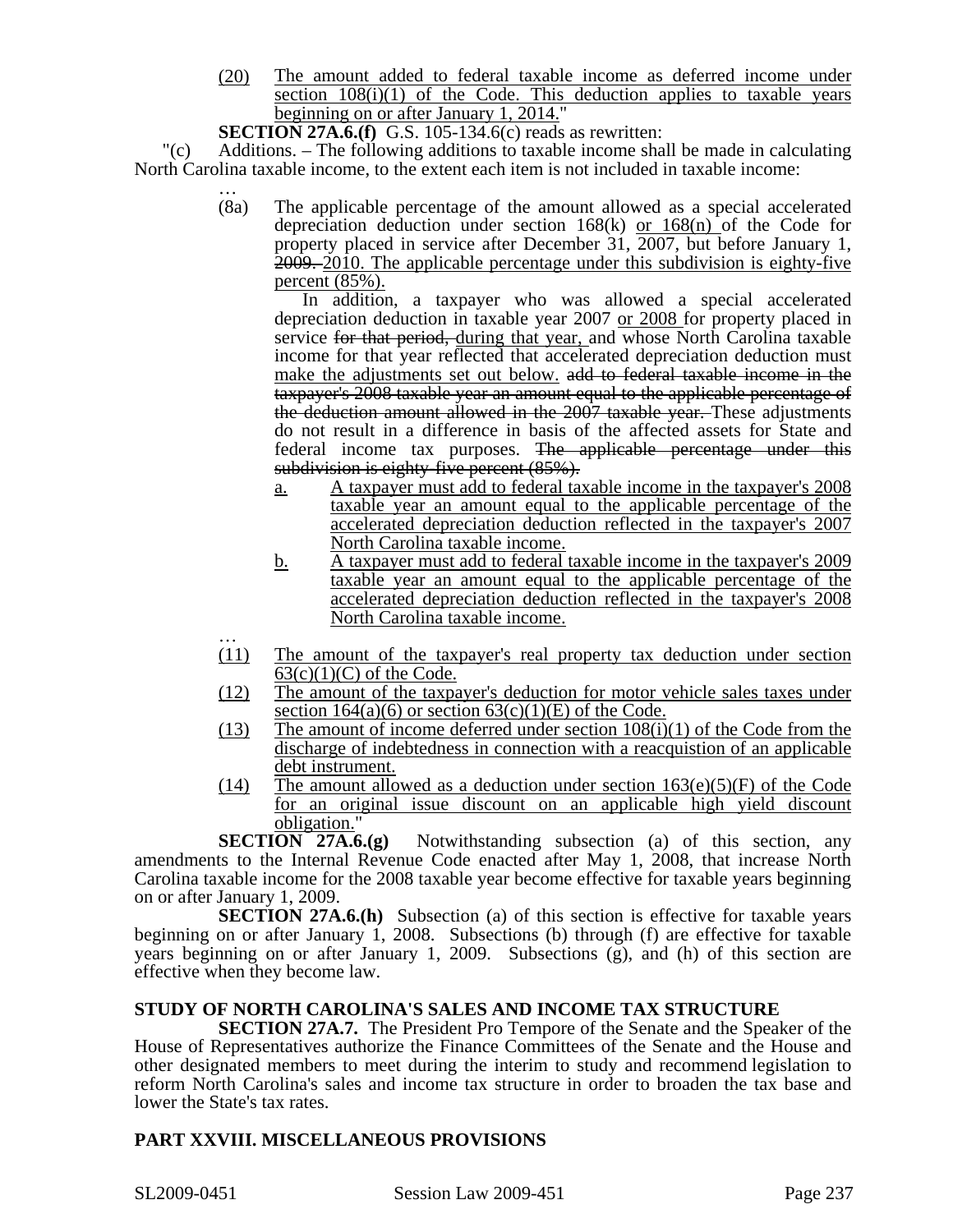(20) The amount added to federal taxable income as deferred income under section 108(i)(1) of the Code. This deduction applies to taxable years beginning on or after January 1, 2014."

**SECTION 27A.6.(f)** G.S. 105-134.6(c) reads as rewritten:

"(c) Additions. – The following additions to taxable income shall be made in calculating North Carolina taxable income, to the extent each item is not included in taxable income:

…

(8a) The applicable percentage of the amount allowed as a special accelerated depreciation deduction under section 168(k) or 168(n) of the Code for property placed in service after December 31, 2007, but before January 1, ~~2009.~~ 2010. The applicable percentage under this subdivision is eighty-five percent (85%).

In addition, a taxpayer who was allowed a special accelerated depreciation deduction in taxable year 2007 or 2008 for property placed in service ~~for that period,~~ during that year, and whose North Carolina taxable income for that year reflected that accelerated depreciation deduction must make the adjustments set out below. ~~add to federal taxable income in the taxpayer's 2008 taxable year an amount equal to the applicable percentage of the deduction amount allowed in the 2007 taxable year.~~ These adjustments do not result in a difference in basis of the affected assets for State and federal income tax purposes. ~~The applicable percentage under this subdivision is eighty-five percent (85%).~~

a. A taxpayer must add to federal taxable income in the taxpayer's 2008 taxable year an amount equal to the applicable percentage of the accelerated depreciation deduction reflected in the taxpayer's 2007 North Carolina taxable income.

b. A taxpayer must add to federal taxable income in the taxpayer's 2009 taxable year an amount equal to the applicable percentage of the accelerated depreciation deduction reflected in the taxpayer's 2008 North Carolina taxable income.

…

(11) The amount of the taxpayer's real property tax deduction under section 63(c)(1)(C) of the Code.

(12) The amount of the taxpayer's deduction for motor vehicle sales taxes under section 164(a)(6) or section 63(c)(1)(E) of the Code.

(13) The amount of income deferred under section 108(i)(1) of the Code from the discharge of indebtedness in connection with a reacquistion of an applicable debt instrument.

(14) The amount allowed as a deduction under section 163(e)(5)(F) of the Code for an original issue discount on an applicable high yield discount obligation."

**SECTION 27A.6.(g)** Notwithstanding subsection (a) of this section, any amendments to the Internal Revenue Code enacted after May 1, 2008, that increase North Carolina taxable income for the 2008 taxable year become effective for taxable years beginning on or after January 1, 2009.

**SECTION 27A.6.(h)** Subsection (a) of this section is effective for taxable years beginning on or after January 1, 2008. Subsections (b) through (f) are effective for taxable years beginning on or after January 1, 2009. Subsections (g), and (h) of this section are effective when they become law.

**STUDY OF NORTH CAROLINA'S SALES AND INCOME TAX STRUCTURE**

**SECTION 27A.7.** The President Pro Tempore of the Senate and the Speaker of the House of Representatives authorize the Finance Committees of the Senate and the House and other designated members to meet during the interim to study and recommend legislation to reform North Carolina's sales and income tax structure in order to broaden the tax base and lower the State's tax rates.

## PART XXVIII. MISCELLANEOUS PROVISIONS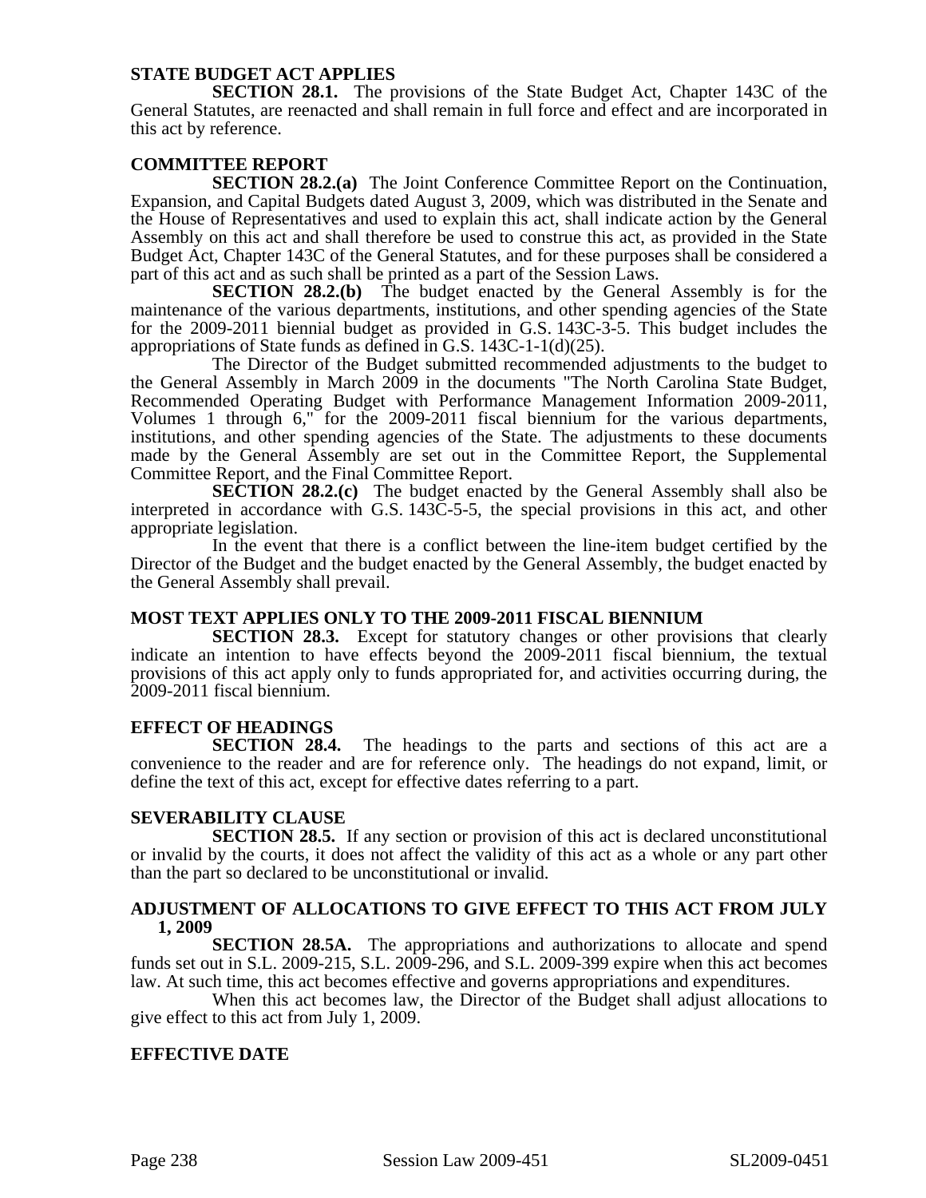**STATE BUDGET ACT APPLIES**

**SECTION 28.1.** The provisions of the State Budget Act, Chapter 143C of the General Statutes, are reenacted and shall remain in full force and effect and are incorporated in this act by reference.

**COMMITTEE REPORT**

**SECTION 28.2.(a)** The Joint Conference Committee Report on the Continuation, Expansion, and Capital Budgets dated August 3, 2009, which was distributed in the Senate and the House of Representatives and used to explain this act, shall indicate action by the General Assembly on this act and shall therefore be used to construe this act, as provided in the State Budget Act, Chapter 143C of the General Statutes, and for these purposes shall be considered a part of this act and as such shall be printed as a part of the Session Laws.

**SECTION 28.2.(b)** The budget enacted by the General Assembly is for the maintenance of the various departments, institutions, and other spending agencies of the State for the 2009-2011 biennial budget as provided in G.S. 143C-3-5. This budget includes the appropriations of State funds as defined in G.S. 143C-1-1(d)(25).

The Director of the Budget submitted recommended adjustments to the budget to the General Assembly in March 2009 in the documents "The North Carolina State Budget, Recommended Operating Budget with Performance Management Information 2009-2011, Volumes 1 through 6," for the 2009-2011 fiscal biennium for the various departments, institutions, and other spending agencies of the State. The adjustments to these documents made by the General Assembly are set out in the Committee Report, the Supplemental Committee Report, and the Final Committee Report.

**SECTION 28.2.(c)** The budget enacted by the General Assembly shall also be interpreted in accordance with G.S. 143C-5-5, the special provisions in this act, and other appropriate legislation.

In the event that there is a conflict between the line-item budget certified by the Director of the Budget and the budget enacted by the General Assembly, the budget enacted by the General Assembly shall prevail.

**MOST TEXT APPLIES ONLY TO THE 2009-2011 FISCAL BIENNIUM**

**SECTION 28.3.** Except for statutory changes or other provisions that clearly indicate an intention to have effects beyond the 2009-2011 fiscal biennium, the textual provisions of this act apply only to funds appropriated for, and activities occurring during, the 2009-2011 fiscal biennium.

**EFFECT OF HEADINGS**

**SECTION 28.4.** The headings to the parts and sections of this act are a convenience to the reader and are for reference only. The headings do not expand, limit, or define the text of this act, except for effective dates referring to a part.

**SEVERABILITY CLAUSE**

**SECTION 28.5.** If any section or provision of this act is declared unconstitutional or invalid by the courts, it does not affect the validity of this act as a whole or any part other than the part so declared to be unconstitutional or invalid.

**ADJUSTMENT OF ALLOCATIONS TO GIVE EFFECT TO THIS ACT FROM JULY 1, 2009**

**SECTION 28.5A.** The appropriations and authorizations to allocate and spend funds set out in S.L. 2009-215, S.L. 2009-296, and S.L. 2009-399 expire when this act becomes law. At such time, this act becomes effective and governs appropriations and expenditures.

When this act becomes law, the Director of the Budget shall adjust allocations to give effect to this act from July 1, 2009.

**EFFECTIVE DATE**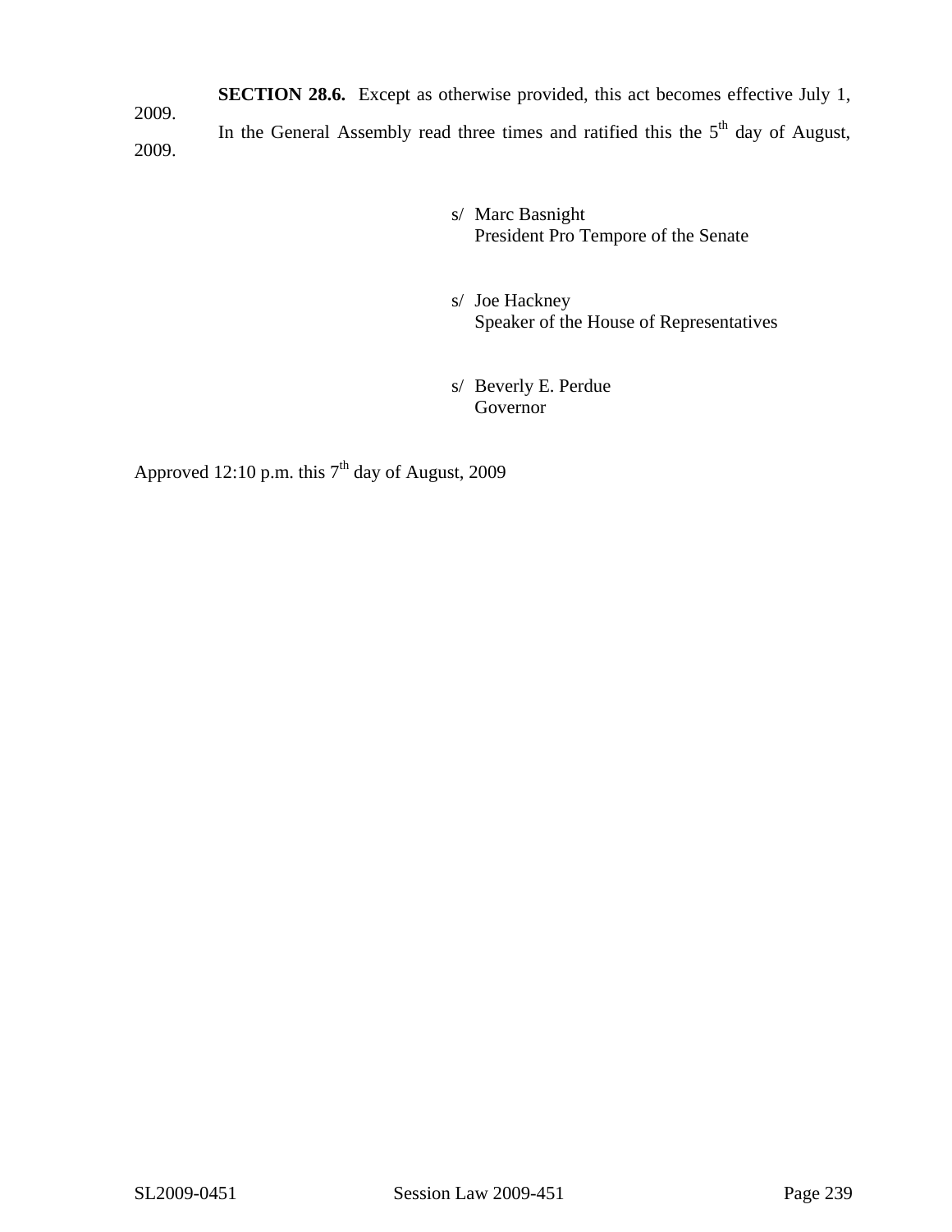**SECTION 28.6.** Except as otherwise provided, this act becomes effective July 1, 2009.

In the General Assembly read three times and ratified this the 5th day of August, 2009.

s/ Marc Basnight
President Pro Tempore of the Senate

s/ Joe Hackney
Speaker of the House of Representatives

s/ Beverly E. Perdue
Governor

Approved 12:10 p.m. this 7th day of August, 2009